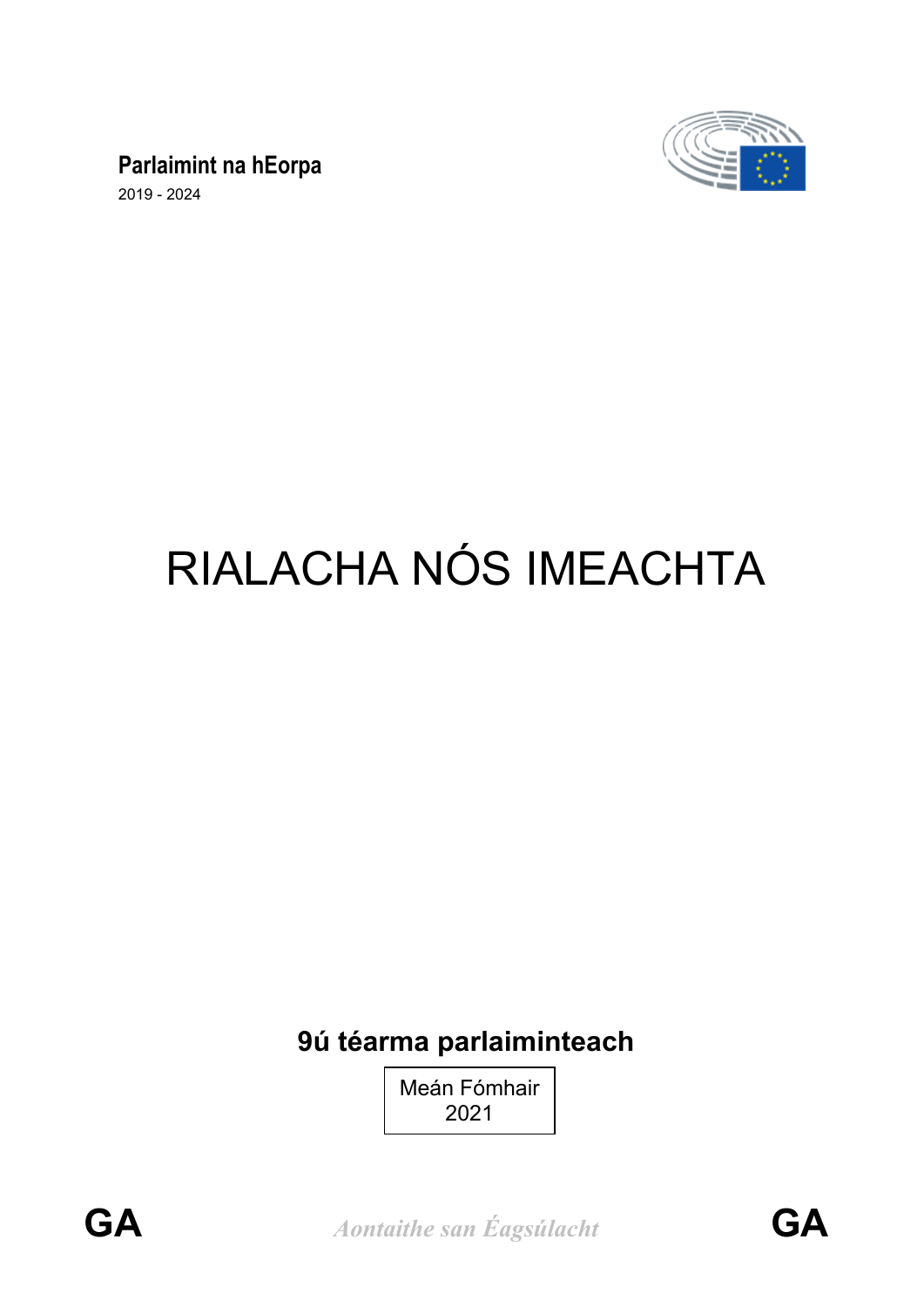**Parlaimint na hEorpa**

2019 - 2024

# RIALACHA NÓS IMEACHTA

**9ú téarma parlaiminteach**

Meán Fómhair 2021

**GA** *Aontaithe san Éagsúlacht* **GA**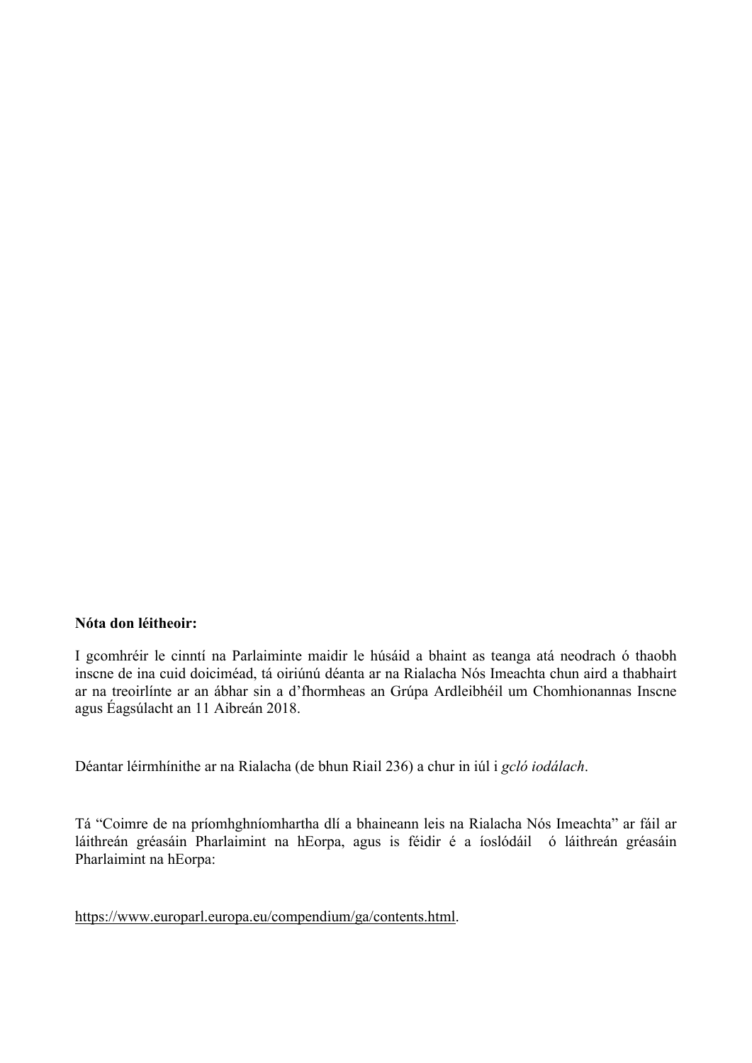**Nóta don léitheoir:**

I gcomhréir le cinntí na Parlaiminte maidir le húsáid a bhaint as teanga atá neodrach ó thaobh inscne de ina cuid doiciméad, tá oiriúnú déanta ar na Rialacha Nós Imeachta chun aird a thabhairt ar na treoirlínte ar an ábhar sin a d'fhormheas an Grúpa Ardleibhéil um Chomhionannas Inscne agus Éagsúlacht an 11 Aibreán 2018.

Déantar léirmhínithe ar na Rialacha (de bhun Riail 236) a chur in iúl i *gcló iodálach*.

Tá "Coimre de na príomhghníomhartha dlí a bhaineann leis na Rialacha Nós Imeachta" ar fáil ar láithreán gréasáin Pharlaimint na hEorpa, agus is féidir é a íoslódáil ó láithreán gréasáin Pharlaimint na hEorpa:

https://www.europarl.europa.eu/compendium/ga/contents.html.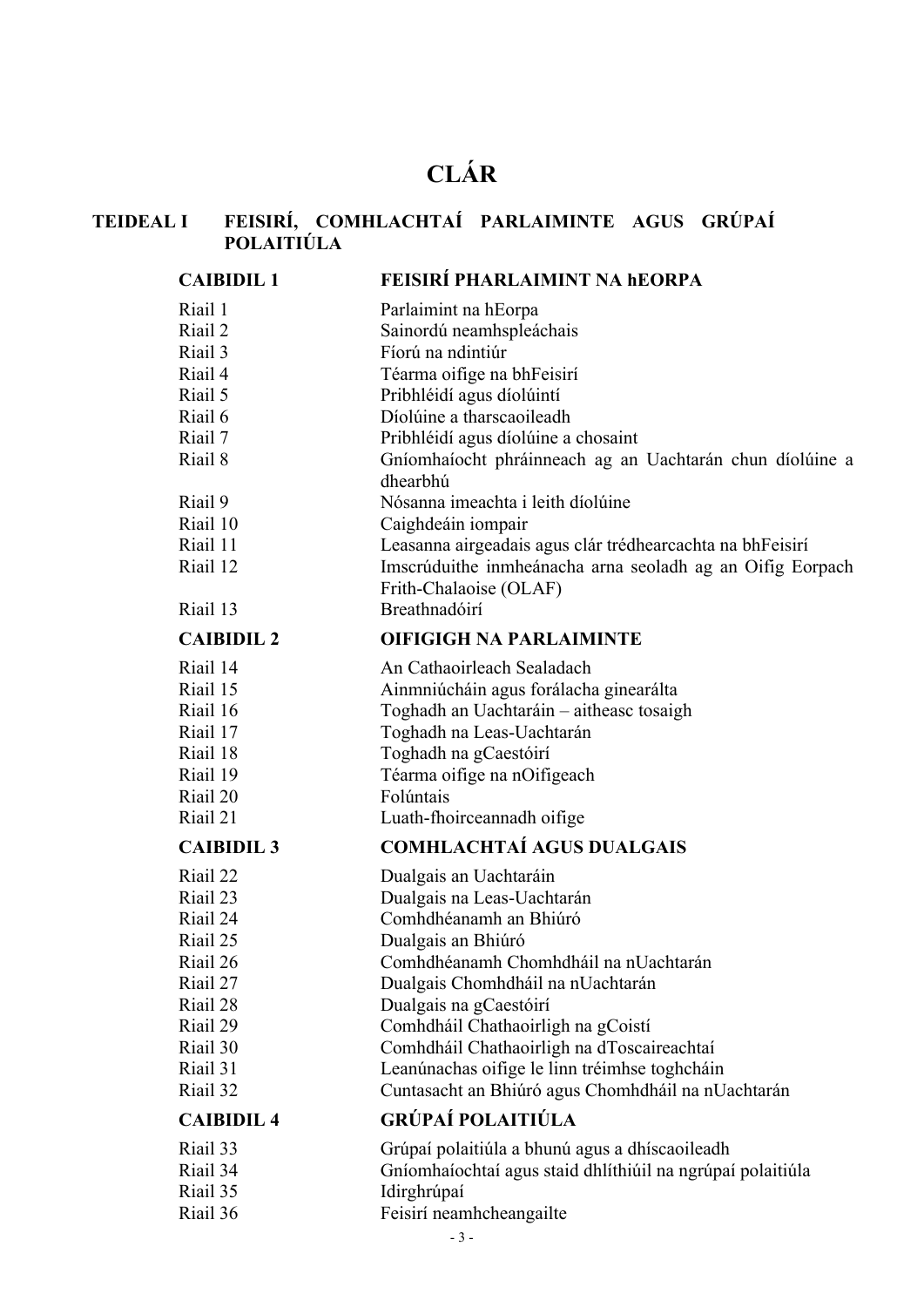# CLÁR

## TEIDEAL I FEISIRÍ, COMHLACHTAÍ PARLAIMINTE AGUS GRÚPAÍ POLAITIÚLA

### CAIBIDIL 1 FEISIRÍ PHARLAIMINT NA hEORPA

| | |
|---|---|
| Riail 1 | Parlaimint na hEorpa |
| Riail 2 | Sainordú neamhspleáchais |
| Riail 3 | Fíorú na ndintiúr |
| Riail 4 | Téarma oifige na bhFeisirí |
| Riail 5 | Pribhléidí agus díolúintí |
| Riail 6 | Díolúine a tharscaoileadh |
| Riail 7 | Pribhléidí agus díolúine a chosaint |
| Riail 8 | Gníomhaíocht phráinneach ag an Uachtarán chun díolúine a dhearbhú |
| Riail 9 | Nósanna imeachta i leith díolúine |
| Riail 10 | Caighdeáin iompair |
| Riail 11 | Leasanna airgeadais agus clár trédhearcachta na bhFeisirí |
| Riail 12 | Imscrúduithe inmheánacha arna seoladh ag an Oifig Eorpach Frith-Chalaoise (OLAF) |
| Riail 13 | Breathnadóirí |

### CAIBIDIL 2 OIFIGIGH NA PARLAIMINTE

| | |
|---|---|
| Riail 14 | An Cathaoirleach Sealadach |
| Riail 15 | Ainmniúcháin agus forálacha ginearálta |
| Riail 16 | Toghadh an Uachtaráin – aitheasc tosaigh |
| Riail 17 | Toghadh na Leas-Uachtarán |
| Riail 18 | Toghadh na gCaestóirí |
| Riail 19 | Téarma oifige na nOifigeach |
| Riail 20 | Folúntais |
| Riail 21 | Luath-fhoirceannadh oifige |

### CAIBIDIL 3 COMHLACHTAÍ AGUS DUALGAIS

| | |
|---|---|
| Riail 22 | Dualgais an Uachtaráin |
| Riail 23 | Dualgais na Leas-Uachtarán |
| Riail 24 | Comhdhéanamh an Bhiúró |
| Riail 25 | Dualgais an Bhiúró |
| Riail 26 | Comhdhéanamh Chomhdháil na nUachtarán |
| Riail 27 | Dualgais Chomhdháil na nUachtarán |
| Riail 28 | Dualgais na gCaestóirí |
| Riail 29 | Comhdháil Chathaoirligh na gCoistí |
| Riail 30 | Comhdháil Chathaoirligh na dToscaireachtaí |
| Riail 31 | Leanúnachas oifige le linn tréimhse toghcháin |
| Riail 32 | Cuntasacht an Bhiúró agus Chomhdháil na nUachtarán |

### CAIBIDIL 4 GRÚPAÍ POLAITIÚLA

| | |
|---|---|
| Riail 33 | Grúpaí polaitiúla a bhunú agus a dhíscaoileadh |
| Riail 34 | Gníomhaíochtaí agus staid dhlíthiúil na ngrúpaí polaitiúla |
| Riail 35 | Idirghrúpaí |
| Riail 36 | Feisirí neamhcheangailte |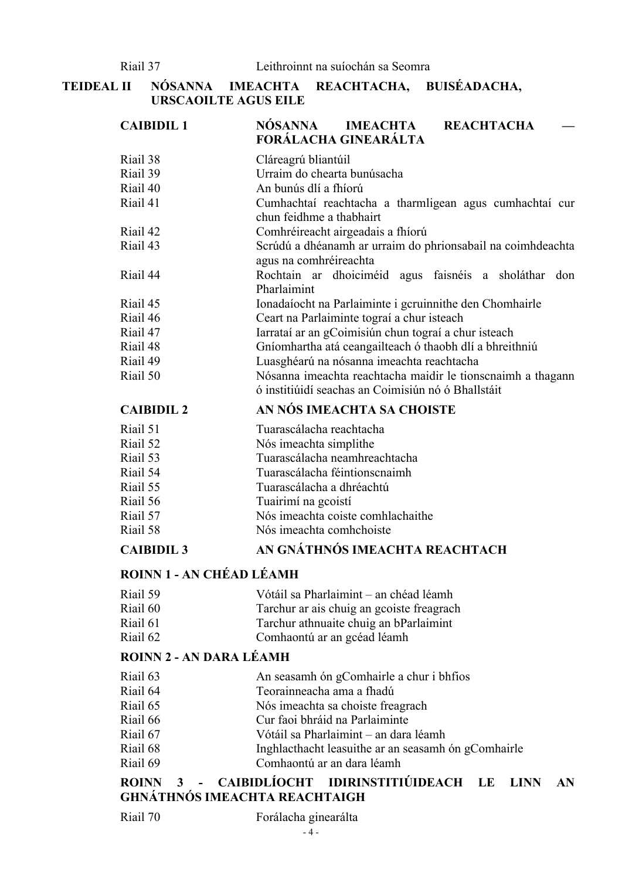| | |
|---|---|
| Riail 37 | Leithroinnt na suíochán sa Seomra |

**TEIDEAL II NÓSANNA IMEACHTA REACHTACHA, BUISÉADACHA, URSCAOILTE AGUS EILE**

**CAIBIDIL 1 NÓSANNA IMEACHTA REACHTACHA — FORÁLACHA GINEARÁLTA**

| | |
|---|---|
| Riail 38 | Cláreagrú bliantúil |
| Riail 39 | Urraim do chearta bunúsacha |
| Riail 40 | An bunús dlí a fhíorú |
| Riail 41 | Cumhachtaí reachtacha a tharmligean agus cumhachtaí cur chun feidhme a thabhairt |
| Riail 42 | Comhréireacht airgeadais a fhíorú |
| Riail 43 | Scrúdú a dhéanamh ar urraim do phrionsabail na coimhdeachta agus na comhréireachta |
| Riail 44 | Rochtain ar dhoiciméid agus faisnéis a sholáthar don Pharlaimint |
| Riail 45 | Ionadaíocht na Parlaiminte i gcruinnithe den Chomhairle |
| Riail 46 | Ceart na Parlaiminte tograí a chur isteach |
| Riail 47 | Iarrataí ar an gCoimisiún chun tograí a chur isteach |
| Riail 48 | Gníomhartha atá ceangailteach ó thaobh dlí a bhreithniú |
| Riail 49 | Luasghéarú na nósanna imeachta reachtacha |
| Riail 50 | Nósanna imeachta reachtacha maidir le tionscnaimh a thagann ó institiúidí seachas an Coimisiún nó ó Bhallstáit |

**CAIBIDIL 2 AN NÓS IMEACHTA SA CHOISTE**

| | |
|---|---|
| Riail 51 | Tuarascálacha reachtacha |
| Riail 52 | Nós imeachta simplithe |
| Riail 53 | Tuarascálacha neamhreachtacha |
| Riail 54 | Tuarascálacha féintionscnaimh |
| Riail 55 | Tuarascálacha a dhréachtú |
| Riail 56 | Tuairimí na gcoistí |
| Riail 57 | Nós imeachta coiste comhlachaithe |
| Riail 58 | Nós imeachta comhchoiste |

**CAIBIDIL 3 AN GNÁTHNÓS IMEACHTA REACHTACH**

**ROINN 1 - AN CHÉAD LÉAMH**

| | |
|---|---|
| Riail 59 | Vótáil sa Pharlaimint – an chéad léamh |
| Riail 60 | Tarchur ar ais chuig an gcoiste freagrach |
| Riail 61 | Tarchur athnuaite chuig an bParlaimint |
| Riail 62 | Comhaontú ar an gcéad léamh |

**ROINN 2 - AN DARA LÉAMH**

| | |
|---|---|
| Riail 63 | An seasamh ón gComhairle a chur i bhfios |
| Riail 64 | Teorainneacha ama a fhadú |
| Riail 65 | Nós imeachta sa choiste freagrach |
| Riail 66 | Cur faoi bhráid na Parlaiminte |
| Riail 67 | Vótáil sa Pharlaimint – an dara léamh |
| Riail 68 | Inghlacthacht leasuithe ar an seasamh ón gComhairle |
| Riail 69 | Comhaontú ar an dara léamh |

**ROINN 3 - CAIBIDLÍOCHT IDIRINSTITIÚIDEACH LE LINN AN GHNÁTHNÓS IMEACHTA REACHTAIGH**

| | |
|---|---|
| Riail 70 | Forálacha ginearálta |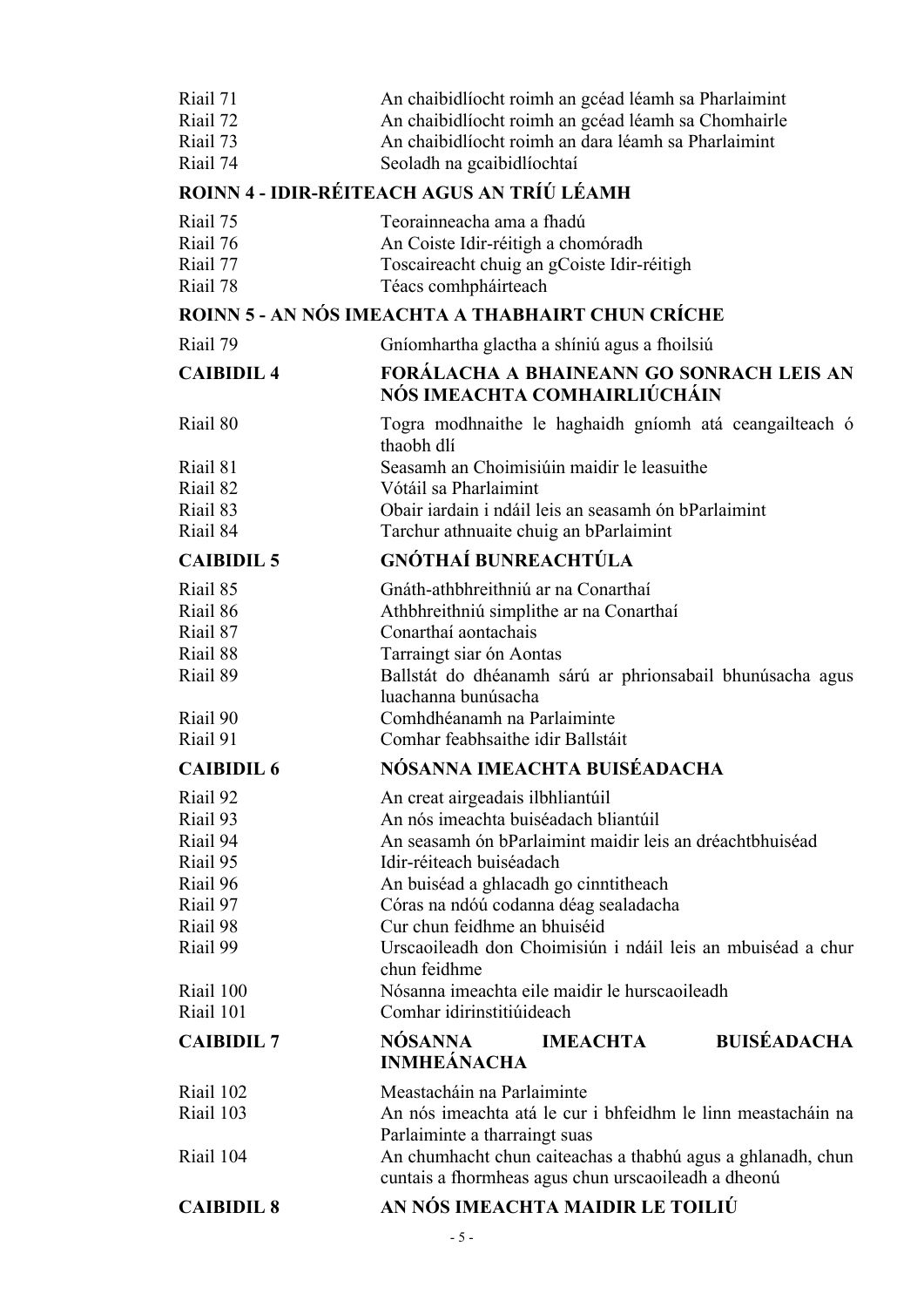| | |
|---|---|
| Riail 71 | An chaibidlíocht roimh an gcéad léamh sa Pharlaimint |
| Riail 72 | An chaibidlíocht roimh an gcéad léamh sa Chomhairle |
| Riail 73 | An chaibidlíocht roimh an dara léamh sa Pharlaimint |
| Riail 74 | Seoladh na gcaibidlíochtaí |

**ROINN 4 - IDIR-RÉITEACH AGUS AN TRÍÚ LÉAMH**

| | |
|---|---|
| Riail 75 | Teorainneacha ama a fhadú |
| Riail 76 | An Coiste Idir-réitigh a chomóradh |
| Riail 77 | Toscaireacht chuig an gCoiste Idir-réitigh |
| Riail 78 | Téacs comhpháirteach |

**ROINN 5 - AN NÓS IMEACHTA A THABHAIRT CHUN CRÍCHE**

| | |
|---|---|
| Riail 79 | Gníomhartha glactha a shíniú agus a fhoilsiú |

| | |
|---|---|
| **CAIBIDIL 4** | **FORÁLACHA A BHAINEANN GO SONRACH LEIS AN NÓS IMEACHTA COMHAIRLIÚCHÁIN** |
| Riail 80 | Togra modhnaithe le haghaidh gníomh atá ceangailteach ó thaobh dlí |
| Riail 81 | Seasamh an Choimisiúin maidir le leasuithe |
| Riail 82 | Vótáil sa Pharlaimint |
| Riail 83 | Obair iardain i ndáil leis an seasamh ón bParlaimint |
| Riail 84 | Tarchur athnuaite chuig an bParlaimint |

| | |
|---|---|
| **CAIBIDIL 5** | **GNÓTHAÍ BUNREACHTÚLA** |
| Riail 85 | Gnáth-athbhreithniú ar na Conarthaí |
| Riail 86 | Athbhreithniú simplithe ar na Conarthaí |
| Riail 87 | Conarthaí aontachais |
| Riail 88 | Tarraingt siar ón Aontas |
| Riail 89 | Ballstát do dhéanamh sárú ar phrionsabail bhunúsacha agus luachanna bunúsacha |
| Riail 90 | Comhdhéanamh na Parlaiminte |
| Riail 91 | Comhar feabhsaithe idir Ballstáit |

| | |
|---|---|
| **CAIBIDIL 6** | **NÓSANNA IMEACHTA BUISÉADACHA** |
| Riail 92 | An creat airgeadais ilbhliantúil |
| Riail 93 | An nós imeachta buiséadach bliantúil |
| Riail 94 | An seasamh ón bParlaimint maidir leis an dréachtbhuiséad |
| Riail 95 | Idir-réiteach buiséadach |
| Riail 96 | An buiséad a ghlacadh go cinntitheach |
| Riail 97 | Córas na ndóú codanna déag sealadacha |
| Riail 98 | Cur chun feidhme an bhuiséid |
| Riail 99 | Urscaoileadh don Choimisiún i ndáil leis an mbuiséad a chur chun feidhme |
| Riail 100 | Nósanna imeachta eile maidir le hurscaoileadh |
| Riail 101 | Comhar idirinstitiúideach |

| | |
|---|---|
| **CAIBIDIL 7** | **NÓSANNA IMEACHTA BUISÉADACHA INMHEÁNACHA** |
| Riail 102 | Meastacháin na Parlaiminte |
| Riail 103 | An nós imeachta atá le cur i bhfeidhm le linn meastacháin na Parlaiminte a tharraingt suas |
| Riail 104 | An chumhacht chun caiteachas a thabhú agus a ghlanadh, chun cuntais a fhormheas agus chun urscaoileadh a dheonú |

| | |
|---|---|
| **CAIBIDIL 8** | **AN NÓS IMEACHTA MAIDIR LE TOILIÚ** |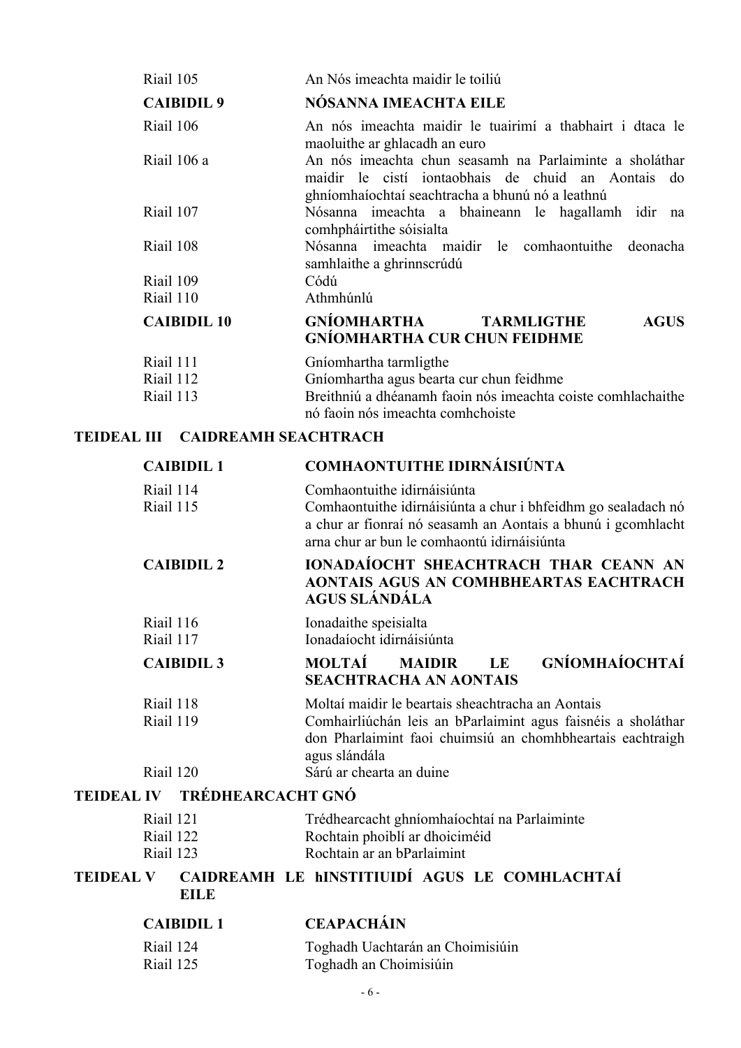| | |
|---|---|
| Riail 105 | An Nós imeachta maidir le toiliú |
| **CAIBIDIL 9** | **NÓSANNA IMEACHTA EILE** |
| Riail 106 | An nós imeachta maidir le tuairimí a thabhairt i dtaca le maoluithe ar ghlacadh an euro |
| Riail 106 a | An nós imeachta chun seasamh na Parlaiminte a sholáthar maidir le cistí iontaobhais de chuid an Aontais do ghníomhaíochtaí seachtracha a bhunú nó a leathnú |
| Riail 107 | Nósanna imeachta a bhaineann le hagallamh idir na comhpháirtithe sóisialta |
| Riail 108 | Nósanna imeachta maidir le comhaontuithe deonacha samhlaithe a ghrinnscrúdú |
| Riail 109 | Códú |
| Riail 110 | Athmhúnlú |
| **CAIBIDIL 10** | **GNÍOMHARTHA TARMLIGTHE AGUS GNÍOMHARTHA CUR CHUN FEIDHME** |
| Riail 111 | Gníomhartha tarmligthe |
| Riail 112 | Gníomhartha agus bearta cur chun feidhme |
| Riail 113 | Breithniú a dhéanamh faoin nós imeachta coiste comhlachaithe nó faoin nós imeachta comhchoiste |

## TEIDEAL III CAIDREAMH SEACHTRACH

| | |
|---|---|
| **CAIBIDIL 1** | **COMHAONTUITHE IDIRNÁISIÚNTA** |
| Riail 114 | Comhaontuithe idirnáisiúnta |
| Riail 115 | Comhaontuithe idirnáisiúnta a chur i bhfeidhm go sealadach nó a chur ar fionraí nó seasamh an Aontais a bhunú i gcomhlacht arna chur ar bun le comhaontú idirnáisiúnta |
| **CAIBIDIL 2** | **IONADAÍOCHT SHEACHTRACH THAR CEANN AN AONTAIS AGUS AN COMHBHEARTAS EACHTRACH AGUS SLÁNDÁLA** |
| Riail 116 | Ionadaithe speisialta |
| Riail 117 | Ionadaíocht idirnáisiúnta |
| **CAIBIDIL 3** | **MOLTAÍ MAIDIR LE GNÍOMHAÍOCHTAÍ SEACHTRACHA AN AONTAIS** |
| Riail 118 | Moltaí maidir le beartais sheachtracha an Aontais |
| Riail 119 | Comhairliúchán leis an bParlaimint agus faisnéis a sholáthar don Pharlaimint faoi chuimsiú an chomhbheartais eachtraigh agus slándála |
| Riail 120 | Sárú ar chearta an duine |

## TEIDEAL IV TRÉDHEARCACHT GNÓ

| | |
|---|---|
| Riail 121 | Trédhearcacht ghníomhaíochtaí na Parlaiminte |
| Riail 122 | Rochtain phoiblí ar dhoiciméid |
| Riail 123 | Rochtain ar an bParlaimint |

## TEIDEAL V CAIDREAMH LE hINSTITIUIDÍ AGUS LE COMHLACHTAÍ EILE

| | |
|---|---|
| **CAIBIDIL 1** | **CEAPACHÁIN** |
| Riail 124 | Toghadh Uachtarán an Choimisiúin |
| Riail 125 | Toghadh an Choimisiúin |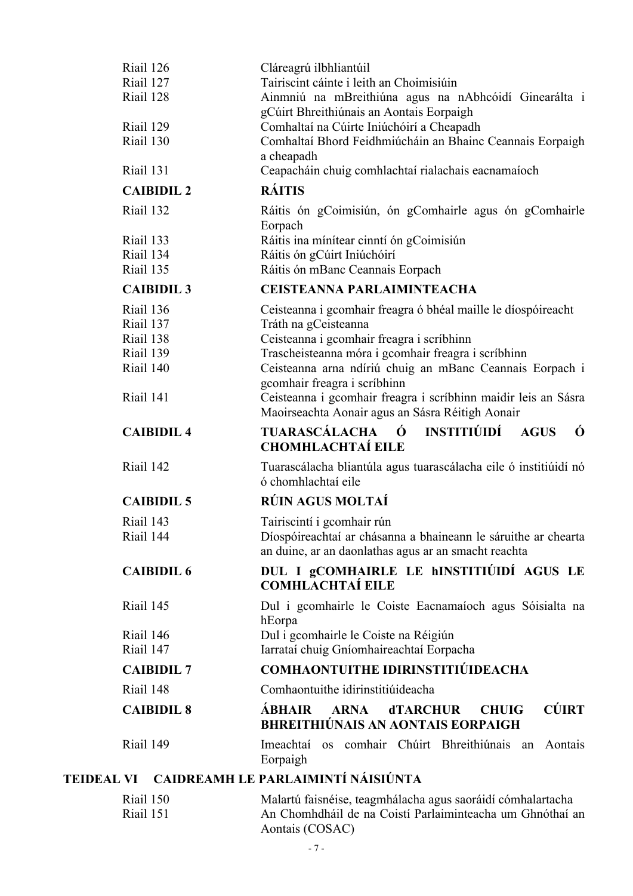| | |
|---|---|
| Riail 126 | Cláreagrú ilbhliantúil |
| Riail 127 | Tairiscint cáinte i leith an Choimisiúin |
| Riail 128 | Ainmniú na mBreithiúna agus na nAbhcóidí Ginearálta i gCúirt Bhreithiúnais an Aontais Eorpaigh |
| Riail 129 | Comhaltaí na Cúirte Iniúchóirí a Cheapadh |
| Riail 130 | Comhaltaí Bhord Feidhmiúcháin an Bhainc Ceannais Eorpaigh a cheapadh |
| Riail 131 | Ceapacháin chuig comhlachtaí rialachais eacnamaíoch |
| **CAIBIDIL 2** | **RÁITIS** |
| Riail 132 | Ráitis ón gCoimisiún, ón gComhairle agus ón gComhairle Eorpach |
| Riail 133 | Ráitis ina mínítear cinntí ón gCoimisiún |
| Riail 134 | Ráitis ón gCúirt Iniúchóirí |
| Riail 135 | Ráitis ón mBanc Ceannais Eorpach |
| **CAIBIDIL 3** | **CEISTEANNA PARLAIMINTEACHA** |
| Riail 136 | Ceisteanna i gcomhair freagra ó bhéal maille le díospóireacht |
| Riail 137 | Tráth na gCeisteanna |
| Riail 138 | Ceisteanna i gcomhair freagra i scríbhinn |
| Riail 139 | Trascheisteanna móra i gcomhair freagra i scríbhinn |
| Riail 140 | Ceisteanna arna ndíriú chuig an mBanc Ceannais Eorpach i gcomhair freagra i scríbhinn |
| Riail 141 | Ceisteanna i gcomhair freagra i scríbhinn maidir leis an Sásra Maoirseachta Aonair agus an Sásra Réitigh Aonair |
| **CAIBIDIL 4** | **TUARASCÁLACHA Ó INSTITIÚIDÍ AGUS Ó CHOMHLACHTAÍ EILE** |
| Riail 142 | Tuarascálacha bliantúla agus tuarascálacha eile ó institiúidí nó ó chomhlachtaí eile |
| **CAIBIDIL 5** | **RÚIN AGUS MOLTAÍ** |
| Riail 143 | Tairiscintí i gcomhair rún |
| Riail 144 | Díospóireachtaí ar chásanna a bhaineann le sáruithe ar chearta an duine, ar an daonlathas agus ar an smacht reachta |
| **CAIBIDIL 6** | **DUL I gCOMHAIRLE LE hINSTITIÚIDÍ AGUS LE COMHLACHTAÍ EILE** |
| Riail 145 | Dul i gcomhairle le Coiste Eacnamaíoch agus Sóisialta na hEorpa |
| Riail 146 | Dul i gcomhairle le Coiste na Réigiún |
| Riail 147 | Iarrataí chuig Gníomhaireachtaí Eorpacha |
| **CAIBIDIL 7** | **COMHAONTUITHE IDIRINSTITIÚIDEACHA** |
| Riail 148 | Comhaontuithe idirinstitiúideacha |
| **CAIBIDIL 8** | **ÁBHAIR ARNA dTARCHUR CHUIG CÚIRT BHREITHIÚNAIS AN AONTAIS EORPAIGH** |
| Riail 149 | Imeachtaí os comhair Chúirt Bhreithiúnais an Aontais Eorpaigh |

## TEIDEAL VI CAIDREAMH LE PARLAIMINTÍ NÁISIÚNTA

| | |
|---|---|
| Riail 150 | Malartú faisnéise, teagmhálacha agus saoráidí cómhalartacha |
| Riail 151 | An Chomhdháil de na Coistí Parlaiminteacha um Ghnóthaí an Aontais (COSAC) |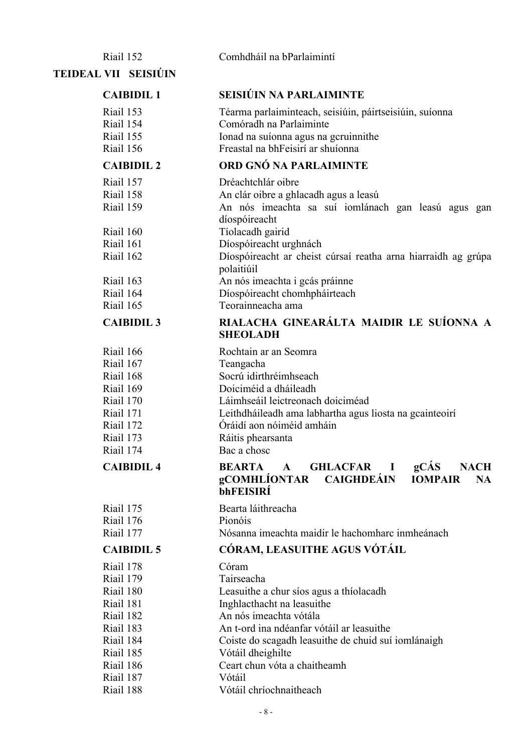| | |
|---|---|
| Riail 152 | Comhdháil na bParlaimintí |

**TEIDEAL VII SEISIÚIN**

| | |
|---|---|
| **CAIBIDIL 1** | **SEISIÚIN NA PARLAIMINTE** |
| Riail 153 | Téarma parlaiminteach, seisiúin, páirtseisiúin, suíonna |
| Riail 154 | Comóradh na Parlaiminte |
| Riail 155 | Ionad na suíonna agus na gcruinnithe |
| Riail 156 | Freastal na bhFeisirí ar shuíonna |
| **CAIBIDIL 2** | **ORD GNÓ NA PARLAIMINTE** |
| Riail 157 | Dréachtchlár oibre |
| Riail 158 | An clár oibre a ghlacadh agus a leasú |
| Riail 159 | An nós imeachta sa suí iomlánach gan leasú agus gan díospóireacht |
| Riail 160 | Tíolacadh gairid |
| Riail 161 | Díospóireacht urghnách |
| Riail 162 | Díospóireacht ar cheist cúrsaí reatha arna hiarraidh ag grúpa polaitiúil |
| Riail 163 | An nós imeachta i gcás práinne |
| Riail 164 | Díospóireacht chomhpháirteach |
| Riail 165 | Teorainneacha ama |
| **CAIBIDIL 3** | **RIALACHA GINEARÁLTA MAIDIR LE SUÍONNA A SHEOLADH** |
| Riail 166 | Rochtain ar an Seomra |
| Riail 167 | Teangacha |
| Riail 168 | Socrú idirthréimhseach |
| Riail 169 | Doiciméid a dháileadh |
| Riail 170 | Láimhseáil leictreonach doiciméad |
| Riail 171 | Leithdháileadh ama labhartha agus liosta na gcainteoirí |
| Riail 172 | Óráidí aon nóiméid amháin |
| Riail 173 | Ráitis phearsanta |
| Riail 174 | Bac a chosc |
| **CAIBIDIL 4** | **BEARTA A GHLACFAR I gCÁS NACH gCOMHLÍONTAR CAIGHDEÁIN IOMPAIR NA bhFEISIRÍ** |
| Riail 175 | Bearta láithreacha |
| Riail 176 | Pionóis |
| Riail 177 | Nósanna imeachta maidir le hachomharc inmheánach |
| **CAIBIDIL 5** | **CÓRAM, LEASUITHE AGUS VÓTÁIL** |
| Riail 178 | Córam |
| Riail 179 | Tairseacha |
| Riail 180 | Leasuithe a chur síos agus a thíolacadh |
| Riail 181 | Inghlacthacht na leasuithe |
| Riail 182 | An nós imeachta vótála |
| Riail 183 | An t-ord ina ndéanfar vótáil ar leasuithe |
| Riail 184 | Coiste do scagadh leasuithe de chuid suí iomlánaigh |
| Riail 185 | Vótáil dheighilte |
| Riail 186 | Ceart chun vóta a chaitheamh |
| Riail 187 | Vótáil |
| Riail 188 | Vótáil chríochnaitheach |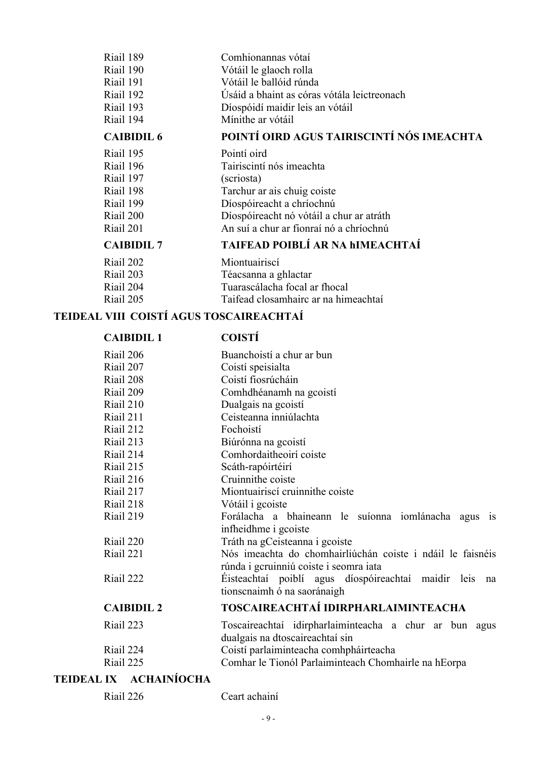| | |
|---|---|
| Riail 189 | Comhionannas vótaí |
| Riail 190 | Vótáil le glaoch rolla |
| Riail 191 | Vótáil le ballóid rúnda |
| Riail 192 | Úsáid a bhaint as córas vótála leictreonach |
| Riail 193 | Díospóidí maidir leis an vótáil |
| Riail 194 | Mínithe ar vótáil |
| **CAIBIDIL 6** | **POINTÍ OIRD AGUS TAIRISCINTÍ NÓS IMEACHTA** |
| Riail 195 | Pointí oird |
| Riail 196 | Tairiscintí nós imeachta |
| Riail 197 | (scriosta) |
| Riail 198 | Tarchur ar ais chuig coiste |
| Riail 199 | Díospóireacht a chríochnú |
| Riail 200 | Díospóireacht nó vótáil a chur ar atráth |
| Riail 201 | An suí a chur ar fionraí nó a chríochnú |
| **CAIBIDIL 7** | **TAIFEAD POIBLÍ AR NA hIMEACHTAÍ** |
| Riail 202 | Miontuairiscí |
| Riail 203 | Téacsanna a ghlactar |
| Riail 204 | Tuarascálacha focal ar fhocal |
| Riail 205 | Taifead closamhairc ar na himeachtaí |

**TEIDEAL VIII COISTÍ AGUS TOSCAIREACHTAÍ**

| | |
|---|---|
| **CAIBIDIL 1** | **COISTÍ** |
| Riail 206 | Buanchoistí a chur ar bun |
| Riail 207 | Coistí speisialta |
| Riail 208 | Coistí fiosrúcháin |
| Riail 209 | Comhdhéanamh na gcoistí |
| Riail 210 | Dualgais na gcoistí |
| Riail 211 | Ceisteanna inniúlachta |
| Riail 212 | Fochoistí |
| Riail 213 | Biúrónna na gcoistí |
| Riail 214 | Comhordaitheoirí coiste |
| Riail 215 | Scáth-rapóirtéirí |
| Riail 216 | Cruinnithe coiste |
| Riail 217 | Miontuairiscí cruinnithe coiste |
| Riail 218 | Vótáil i gcoiste |
| Riail 219 | Forálacha a bhaineann le suíonna iomlánacha agus is infheidhme i gcoiste |
| Riail 220 | Tráth na gCeisteanna i gcoiste |
| Riail 221 | Nós imeachta do chomhairliúchán coiste i ndáil le faisnéis rúnda i gcruinniú coiste i seomra iata |
| Riail 222 | Éisteachtaí poiblí agus díospóireachtaí maidir leis na tionscnaimh ó na saoránaigh |
| **CAIBIDIL 2** | **TOSCAIREACHTAÍ IDIRPHARLAIMINTEACHA** |
| Riail 223 | Toscaireachtaí idirpharlaiminteacha a chur ar bun agus dualgais na dtoscaireachtaí sin |
| Riail 224 | Coistí parlaiminteacha comhpháirteacha |
| Riail 225 | Comhar le Tionól Parlaiminteach Chomhairle na hEorpa |

**TEIDEAL IX ACHAINÍOCHA**

| | |
|---|---|
| Riail 226 | Ceart achainí |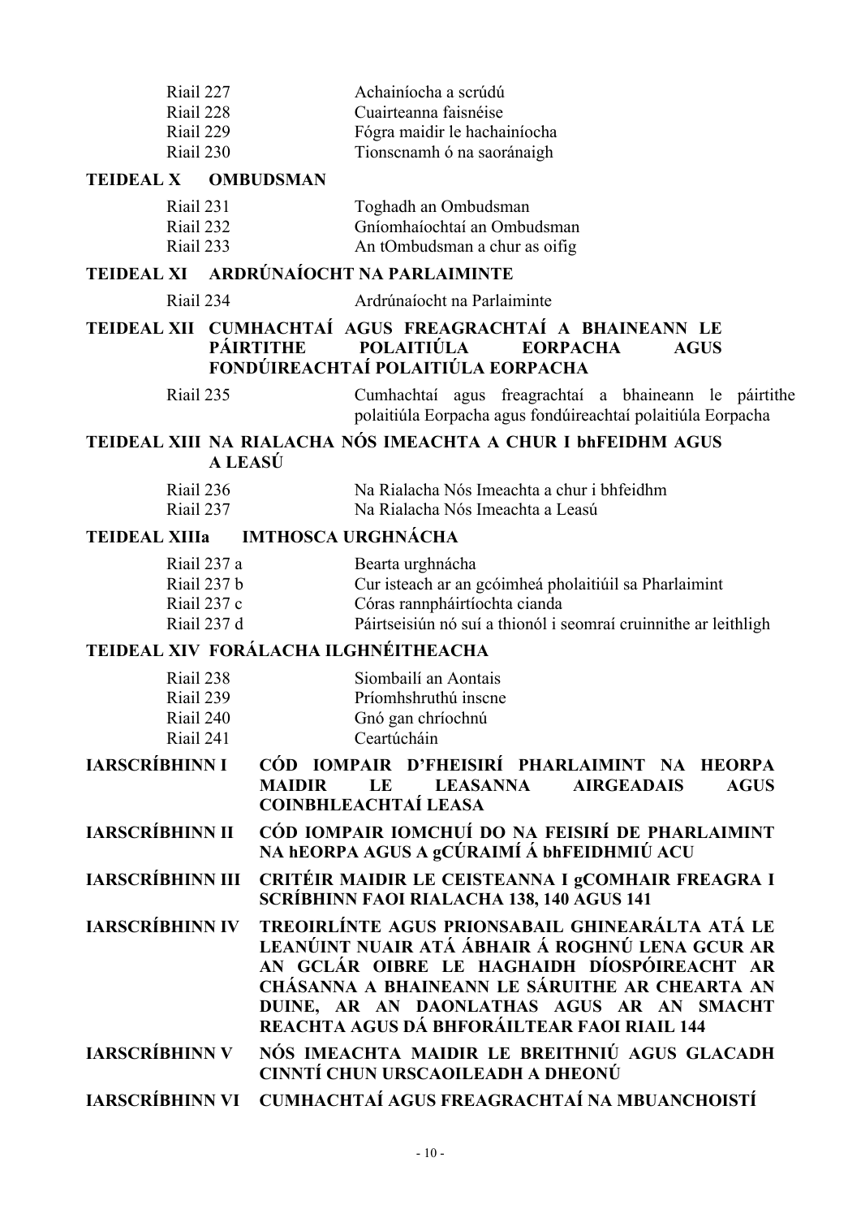| | |
|---|---|
| Riail 227 | Achainíocha a scrúdú |
| Riail 228 | Cuairteanna faisnéise |
| Riail 229 | Fógra maidir le hachainíocha |
| Riail 230 | Tionscnamh ó na saoránaigh |

**TEIDEAL X OMBUDSMAN**

| | |
|---|---|
| Riail 231 | Toghadh an Ombudsman |
| Riail 232 | Gníomhaíochtaí an Ombudsman |
| Riail 233 | An tOmbudsman a chur as oifig |

**TEIDEAL XI ARDRÚNAÍOCHT NA PARLAIMINTE**

| | |
|---|---|
| Riail 234 | Ardrúnaíocht na Parlaiminte |

**TEIDEAL XII CUMHACHTAÍ AGUS FREAGRACHTAÍ A BHAINEANN LE PÁIRTITHE POLAITIÚLA EORPACHA AGUS FONDÚIREACHTAÍ POLAITIÚLA EORPACHA**

| | |
|---|---|
| Riail 235 | Cumhachtaí agus freagrachtaí a bhaineann le páirtithe polaitiúla Eorpacha agus fondúireachtaí polaitiúla Eorpacha |

**TEIDEAL XIII NA RIALACHA NÓS IMEACHTA A CHUR I bhFEIDHM AGUS A LEASÚ**

| | |
|---|---|
| Riail 236 | Na Rialacha Nós Imeachta a chur i bhfeidhm |
| Riail 237 | Na Rialacha Nós Imeachta a Leasú |

**TEIDEAL XIIIa IMTHOSCA URGHNÁCHA**

| | |
|---|---|
| Riail 237 a | Bearta urghnácha |
| Riail 237 b | Cur isteach ar an gcóimheá pholaitiúil sa Pharlaimint |
| Riail 237 c | Córas rannpháirtíochta cianda |
| Riail 237 d | Páirtseisiún nó suí a thionól i seomraí cruinnithe ar leithligh |

**TEIDEAL XIV FORÁLACHA ILGHNÉITHEACHA**

| | |
|---|---|
| Riail 238 | Siombailí an Aontais |
| Riail 239 | Príomhshruthú inscne |
| Riail 240 | Gnó gan chríochnú |
| Riail 241 | Ceartúcháin |

**IARSCRÍBHINN I CÓD IOMPAIR D'FHEISIRÍ PHARLAIMINT NA HEORPA MAIDIR LE LEASANNA AIRGEADAIS AGUS COINBHLEACHTAÍ LEASA**

**IARSCRÍBHINN II CÓD IOMPAIR IOMCHUÍ DO NA FEISIRÍ DE PHARLAIMINT NA hEORPA AGUS A gCÚRAIMÍ Á bhFEIDHMIÚ ACU**

**IARSCRÍBHINN III CRITÉIR MAIDIR LE CEISTEANNA I gCOMHAIR FREAGRA I SCRÍBHINN FAOI RIALACHA 138, 140 AGUS 141**

**IARSCRÍBHINN IV TREOIRLÍNTE AGUS PRIONSABAIL GHINEARÁLTA ATÁ LE LEANÚINT NUAIR ATÁ ÁBHAIR Á ROGHNÚ LENA GCUR AR AN GCLÁR OIBRE LE HAGHAIDH DÍOSPÓIREACHT AR CHÁSANNA A BHAINEANN LE SÁRUITHE AR CHEARTA AN DUINE, AR AN DAONLATHAS AGUS AR AN SMACHT REACHTA AGUS DÁ BHFORÁILTEAR FAOI RIAIL 144**

**IARSCRÍBHINN V NÓS IMEACHTA MAIDIR LE BREITHNIÚ AGUS GLACADH CINNTÍ CHUN URSCAOILEADH A DHEONÚ**

**IARSCRÍBHINN VI CUMHACHTAÍ AGUS FREAGRACHTAÍ NA MBUANCHOISTÍ**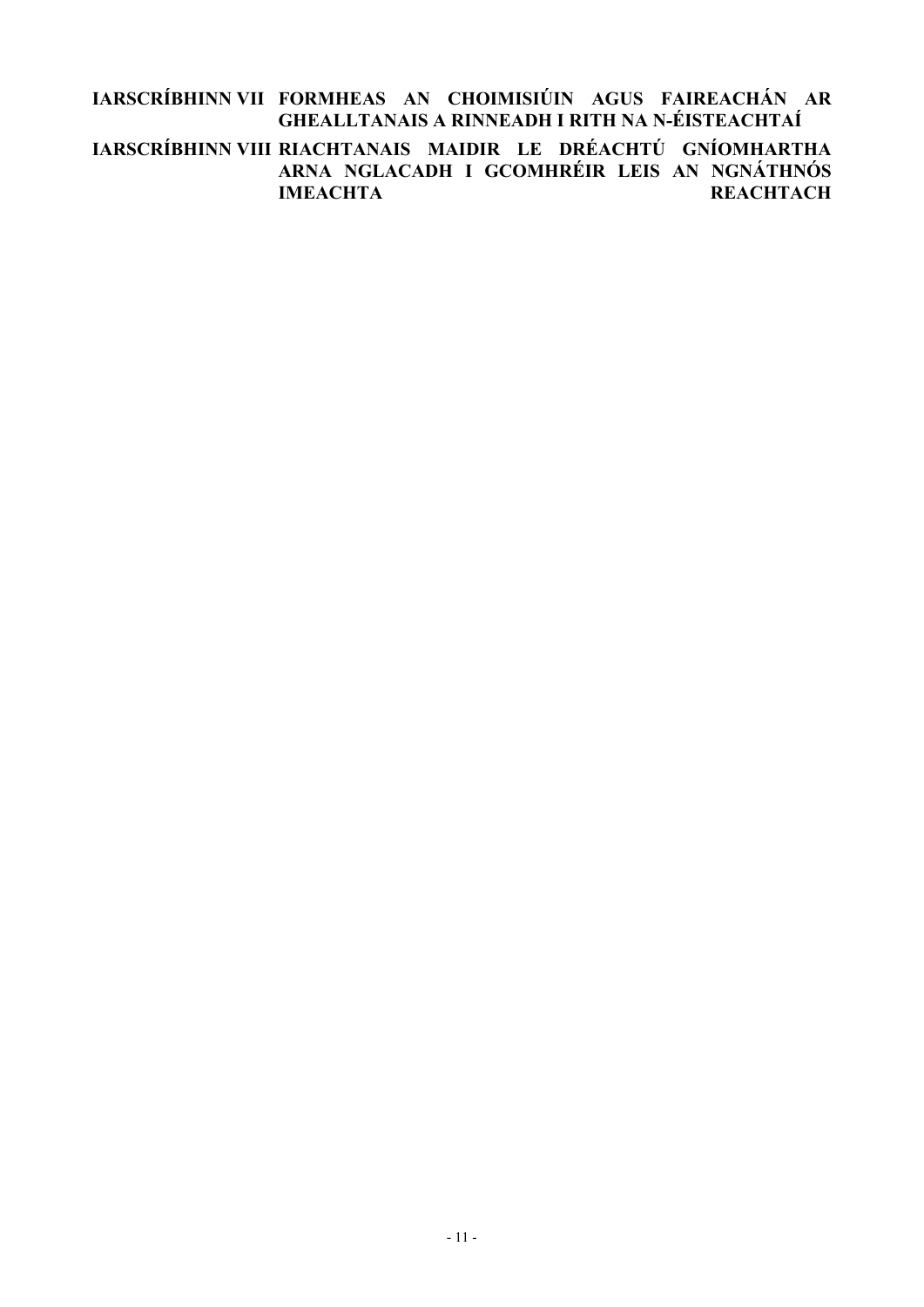**IARSCRÍBHINN VII FORMHEAS AN CHOIMISIÚIN AGUS FAIREACHÁN AR GHEALLTANAIS A RINNEADH I RITH NA N-ÉISTEACHTAÍ**

**IARSCRÍBHINN VIII RIACHTANAIS MAIDIR LE DRÉACHTÚ GNÍOMHARTHA ARNA NGLACADH I GCOMHRÉIR LEIS AN NGNÁTHNÓS IMEACHTA REACHTACH**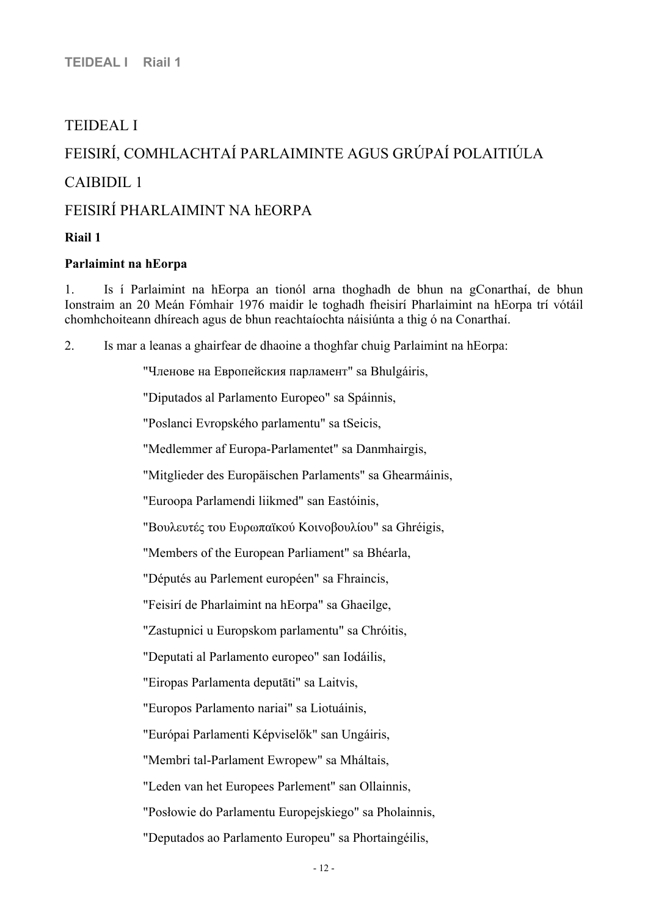# TEIDEAL I

# FEISIRÍ, COMHLACHTAÍ PARLAIMINTE AGUS GRÚPAÍ POLAITIÚLA

## CAIBIDIL 1

## FEISIRÍ PHARLAIMINT NA hEORPA

### Riail 1

**Parlaimint na hEorpa**

1. Is í Parlaimint na hEorpa an tionól arna thoghadh de bhun na gConarthaí, de bhun Ionstraim an 20 Meán Fómhair 1976 maidir le toghadh fheisirí Pharlaimint na hEorpa trí vótáil chomhchoiteann dhíreach agus de bhun reachtaíochta náisiúnta a thig ó na Conarthaí.

2. Is mar a leanas a ghairfear de dhaoine a thoghfar chuig Parlaimint na hEorpa:

"Членове на Европейския парламент" sa Bhulgáiris,

"Diputados al Parlamento Europeo" sa Spáinnis,

"Poslanci Evropského parlamentu" sa tSeicis,

"Medlemmer af Europa-Parlamentet" sa Danmhairgis,

"Mitglieder des Europäischen Parlaments" sa Ghearmáinis,

"Euroopa Parlamendi liikmed" san Eastóinis,

"Βουλευτές του Ευρωπαϊκού Κοινοβουλίου" sa Ghréigis,

"Members of the European Parliament" sa Bhéarla,

"Députés au Parlement européen" sa Fhraincis,

"Feisirí de Pharlaimint na hEorpa" sa Ghaeilge,

"Zastupnici u Europskom parlamentu" sa Chróitis,

"Deputati al Parlamento europeo" san Iodáilis,

"Eiropas Parlamenta deputāti" sa Laitvis,

"Europos Parlamento nariai" sa Liotuáinis,

"Európai Parlamenti Képviselők" san Ungáiris,

"Membri tal-Parlament Ewropew" sa Mháltais,

"Leden van het Europees Parlement" san Ollainnis,

"Posłowie do Parlamentu Europejskiego" sa Pholainnis,

"Deputados ao Parlamento Europeu" sa Phortaingéilis,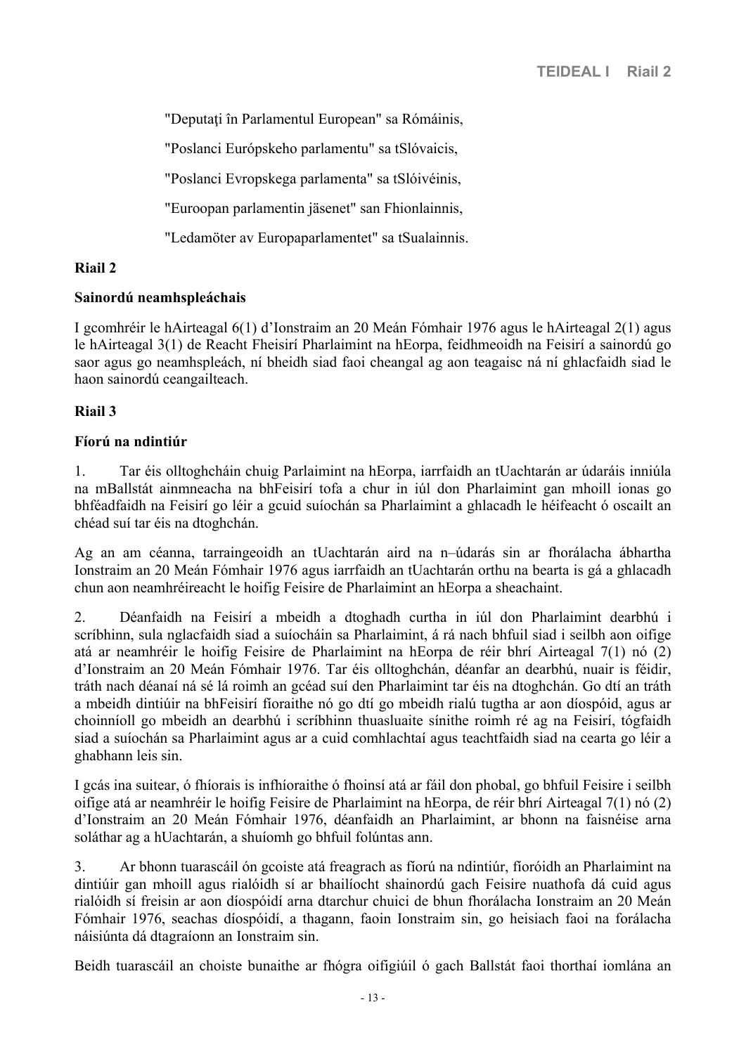"Deputaţi în Parlamentul European" sa Rómáinis,

"Poslanci Európskeho parlamentu" sa tSlóvaicis,

"Poslanci Evropskega parlamenta" sa tSlóivéinis,

"Euroopan parlamentin jäsenet" san Fhionlainnis,

"Ledamöter av Europaparlamentet" sa tSualainnis.

**Riail 2**

**Sainordú neamhspleáchais**

I gcomhréir le hAirteagal 6(1) d'Ionstraim an 20 Meán Fómhair 1976 agus le hAirteagal 2(1) agus le hAirteagal 3(1) de Reacht Fheisirí Pharlaimint na hEorpa, feidhmeoidh na Feisirí a sainordú go saor agus go neamhspleách, ní bheidh siad faoi cheangal ag aon teagaisc ná ní ghlacfaidh siad le haon sainordú ceangailteach.

**Riail 3**

**Fíorú na ndintiúr**

1. Tar éis olltoghcháin chuig Parlaimint na hEorpa, iarrfaidh an tUachtarán ar údaráis inniúla na mBallstát ainmneacha na bhFeisirí tofa a chur in iúl don Pharlaimint gan mhoill ionas go bhféadfaidh na Feisirí go léir a gcuid suíochán sa Pharlaimint a ghlacadh le héifeacht ó oscailt an chéad suí tar éis na dtoghchán.

Ag an am céanna, tarraingeoidh an tUachtarán aird na n–údarás sin ar fhorálacha ábhartha Ionstraim an 20 Meán Fómhair 1976 agus iarrfaidh an tUachtarán orthu na bearta is gá a ghlacadh chun aon neamhréireacht le hoifig Feisire de Pharlaimint an hEorpa a sheachaint.

2. Déanfaidh na Feisirí a mbeidh a dtoghadh curtha in iúl don Pharlaimint dearbhú i scríbhinn, sula nglacfaidh siad a suíocháin sa Pharlaimint, á rá nach bhfuil siad i seilbh aon oifige atá ar neamhréir le hoifig Feisire de Pharlaimint na hEorpa de réir bhrí Airteagal 7(1) nó (2) d'Ionstraim an 20 Meán Fómhair 1976. Tar éis olltoghchán, déanfar an dearbhú, nuair is féidir, tráth nach déanaí ná sé lá roimh an gcéad suí den Pharlaimint tar éis na dtoghchán. Go dtí an tráth a mbeidh dintiúir na bhFeisirí fíoraithe nó go dtí go mbeidh rialú tugtha ar aon díospóid, agus ar choinníoll go mbeidh an dearbhú i scríbhinn thuasluaite sínithe roimh ré ag na Feisirí, tógfaidh siad a suíochán sa Pharlaimint agus ar a cuid comhlachtaí agus teachtfaidh siad na cearta go léir a ghabhann leis sin.

I gcás ina suitear, ó fhíorais is infhíoraithe ó fhoinsí atá ar fáil don phobal, go bhfuil Feisire i seilbh oifige atá ar neamhréir le hoifig Feisire de Pharlaimint na hEorpa, de réir bhrí Airteagal 7(1) nó (2) d'Ionstraim an 20 Meán Fómhair 1976, déanfaidh an Pharlaimint, ar bhonn na faisnéise arna soláthar ag a hUachtarán, a shuíomh go bhfuil folúntas ann.

3. Ar bhonn tuarascáil ón gcoiste atá freagrach as fíorú na ndintiúr, fíoróidh an Pharlaimint na dintiúir gan mhoill agus rialóidh sí ar bhailíocht shainordú gach Feisire nuathofa dá cuid agus rialóidh sí freisin ar aon díospóidí arna dtarchur chuici de bhun fhorálacha Ionstraim an 20 Meán Fómhair 1976, seachas díospóidí, a thagann, faoin Ionstraim sin, go heisiach faoi na forálacha náisiúnta dá dtagraíonn an Ionstraim sin.

Beidh tuarascáil an choiste bunaithe ar fhógra oifigiúil ó gach Ballstát faoi thorthaí iomlána an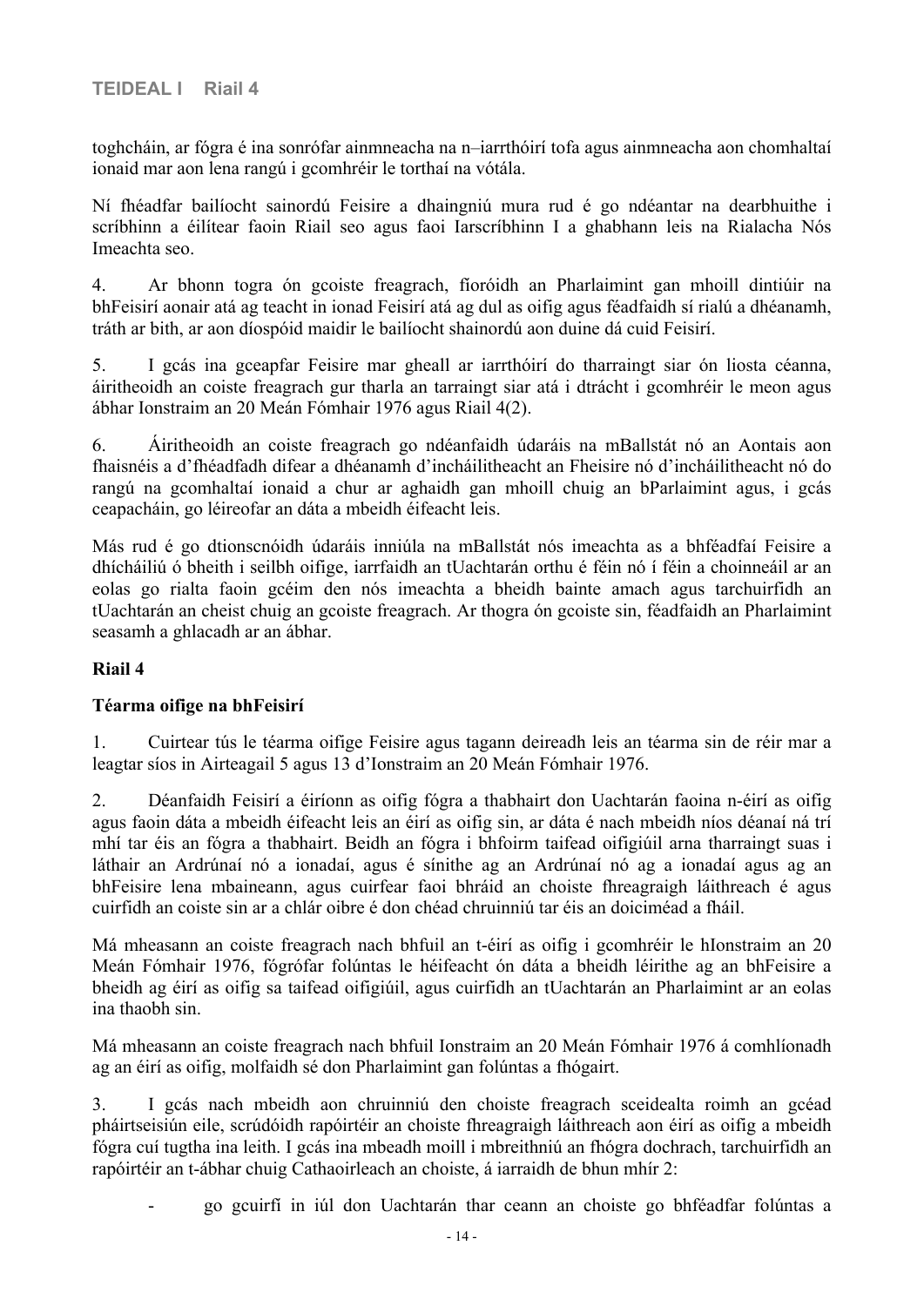toghcháin, ar fógra é ina sonrófar ainmneacha na n–iarrthóirí tofa agus ainmneacha aon chomhaltaí ionaid mar aon lena rangú i gcomhréir le torthaí na vótála.

Ní fhéadfar bailíocht sainordú Feisire a dhaingniú mura rud é go ndéantar na dearbhuithe i scríbhinn a éilítear faoin Riail seo agus faoi Iarscríbhinn I a ghabhann leis na Rialacha Nós Imeachta seo.

4. Ar bhonn togra ón gcoiste freagrach, fíoróidh an Pharlaimint gan mhoill dintiúir na bhFeisirí aonair atá ag teacht in ionad Feisirí atá ag dul as oifig agus féadfaidh sí rialú a dhéanamh, tráth ar bith, ar aon díospóid maidir le bailíocht shainordú aon duine dá cuid Feisirí.

5. I gcás ina gceapfar Feisire mar gheall ar iarrthóirí do tharraingt siar ón liosta céanna, áiritheoidh an coiste freagrach gur tharla an tarraingt siar atá i dtrácht i gcomhréir le meon agus ábhar Ionstraim an 20 Meán Fómhair 1976 agus Riail 4(2).

6. Áiritheoidh an coiste freagrach go ndéanfaidh údaráis na mBallstát nó an Aontais aon fhaisnéis a d'fhéadfadh difear a dhéanamh d'incháilitheacht an Fheisire nó d'incháilitheacht nó do rangú na gcomhaltaí ionaid a chur ar aghaidh gan mhoill chuig an bParlaimint agus, i gcás ceapacháin, go léireofar an dáta a mbeidh éifeacht leis.

Más rud é go dtionscnóidh údaráis inniúla na mBallstát nós imeachta as a bhféadfaí Feisire a dhícháiliú ó bheith i seilbh oifige, iarrfaidh an tUachtarán orthu é féin nó í féin a choinneáil ar an eolas go rialta faoin gcéim den nós imeachta a bheidh bainte amach agus tarchuirfidh an tUachtarán an cheist chuig an gcoiste freagrach. Ar thogra ón gcoiste sin, féadfaidh an Pharlaimint seasamh a ghlacadh ar an ábhar.

**Riail 4**

**Téarma oifige na bhFeisirí**

1. Cuirtear tús le téarma oifige Feisire agus tagann deireadh leis an téarma sin de réir mar a leagtar síos in Airteagail 5 agus 13 d'Ionstraim an 20 Meán Fómhair 1976.

2. Déanfaidh Feisirí a éiríonn as oifig fógra a thabhairt don Uachtarán faoina n-éirí as oifig agus faoin dáta a mbeidh éifeacht leis an éirí as oifig sin, ar dáta é nach mbeidh níos déanaí ná trí mhí tar éis an fógra a thabhairt. Beidh an fógra i bhfoirm taifead oifigiúil arna tharraingt suas i láthair an Ardrúnaí nó a ionadaí, agus é sínithe ag an Ardrúnaí nó ag a ionadaí agus ag an bhFeisire lena mbaineann, agus cuirfear faoi bhráid an choiste fhreagraigh láithreach é agus cuirfidh an coiste sin ar a chlár oibre é don chéad chruinniú tar éis an doiciméad a fháil.

Má mheasann an coiste freagrach nach bhfuil an t-éirí as oifig i gcomhréir le hIonstraim an 20 Meán Fómhair 1976, fógrófar folúntas le héifeacht ón dáta a bheidh léirithe ag an bhFeisire a bheidh ag éirí as oifig sa taifead oifigiúil, agus cuirfidh an tUachtarán an Pharlaimint ar an eolas ina thaobh sin.

Má mheasann an coiste freagrach nach bhfuil Ionstraim an 20 Meán Fómhair 1976 á comhlíonadh ag an éirí as oifig, molfaidh sé don Pharlaimint gan folúntas a fhógairt.

3. I gcás nach mbeidh aon chruinniú den choiste freagrach sceidealta roimh an gcéad pháirtseisiún eile, scrúdóidh rapóirtéir an choiste fhreagraigh láithreach aon éirí as oifig a mbeidh fógra cuí tugtha ina leith. I gcás ina mbeadh moill i mbreithniú an fhógra dochrach, tarchuirfidh an rapóirtéir an t-ábhar chuig Cathaoirleach an choiste, á iarraidh de bhun mhír 2:

- go gcuirfí in iúl don Uachtarán thar ceann an choiste go bhféadfar folúntas a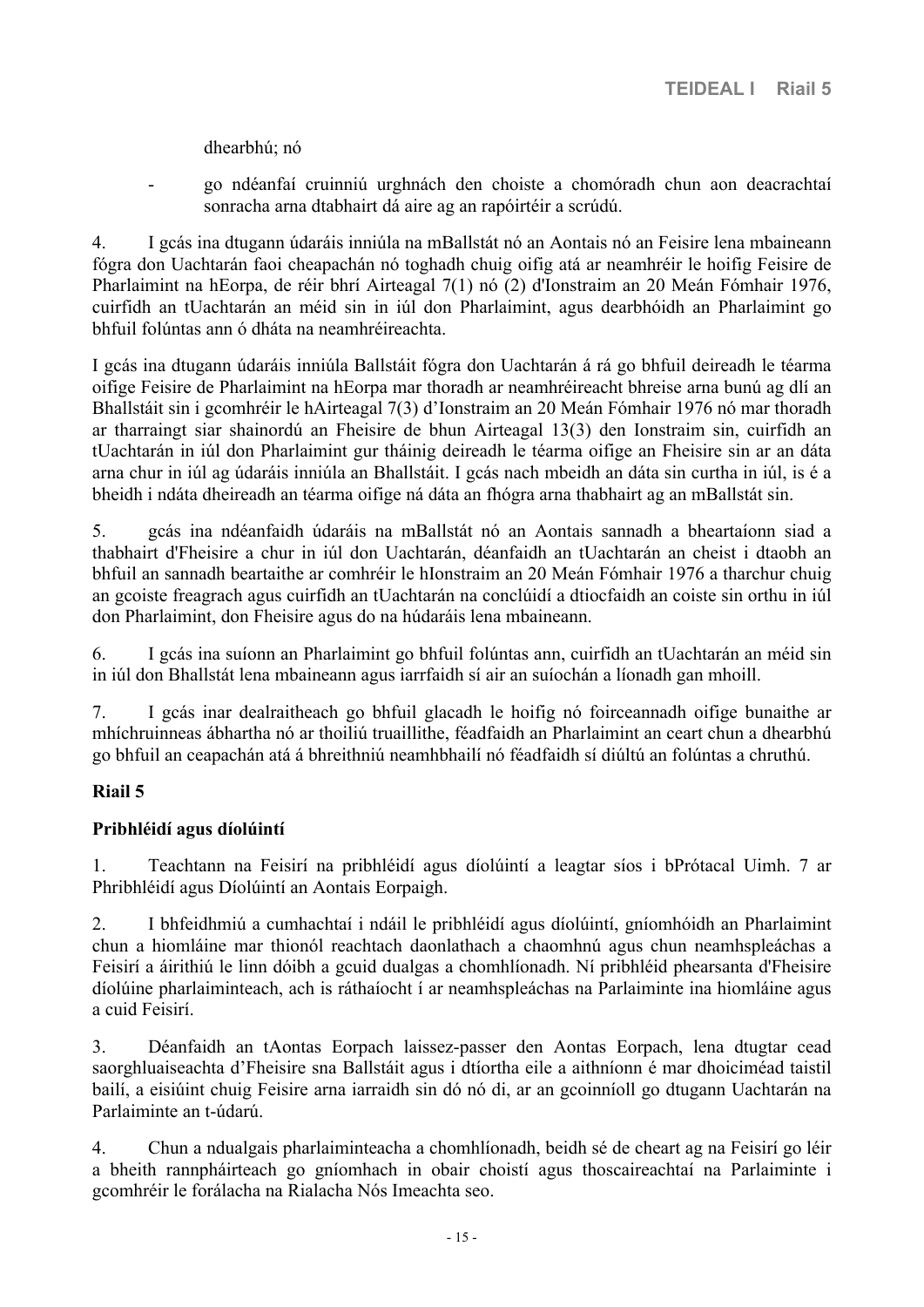dhearbhú; nó

- go ndéanfaí cruinniú urghnách den choiste a chomóradh chun aon deacrachtaí sonracha arna dtabhairt dá aire ag an rapóirtéir a scrúdú.

4. I gcás ina dtugann údaráis inniúla na mBallstát nó an Aontais nó an Feisire lena mbaineann fógra don Uachtarán faoi cheapachán nó toghadh chuig oifig atá ar neamhréir le hoifig Feisire de Pharlaimint na hEorpa, de réir bhrí Airteagal 7(1) nó (2) d'Ionstraim an 20 Meán Fómhair 1976, cuirfidh an tUachtarán an méid sin in iúl don Pharlaimint, agus dearbhóidh an Pharlaimint go bhfuil folúntas ann ó dháta na neamhréireachta.

I gcás ina dtugann údaráis inniúla Ballstáit fógra don Uachtarán á rá go bhfuil deireadh le téarma oifige Feisire de Pharlaimint na hEorpa mar thoradh ar neamhréireacht bhreise arna bunú ag dlí an Bhallstáit sin i gcomhréir le hAirteagal 7(3) d'Ionstraim an 20 Meán Fómhair 1976 nó mar thoradh ar tharraingt siar shainordú an Fheisire de bhun Airteagal 13(3) den Ionstraim sin, cuirfidh an tUachtarán in iúl don Pharlaimint gur tháinig deireadh le téarma oifige an Fheisire sin ar an dáta arna chur in iúl ag údaráis inniúla an Bhallstáit. I gcás nach mbeidh an dáta sin curtha in iúl, is é a bheidh i ndáta dheireadh an téarma oifige ná dáta an fhógra arna thabhairt ag an mBallstát sin.

5. gcás ina ndéanfaidh údaráis na mBallstát nó an Aontais sannadh a bheartaíonn siad a thabhairt d'Fheisire a chur in iúl don Uachtarán, déanfaidh an tUachtarán an cheist i dtaobh an bhfuil an sannadh beartaithe ar comhréir le hIonstraim an 20 Meán Fómhair 1976 a tharchur chuig an gcoiste freagrach agus cuirfidh an tUachtarán na conclúidí a dtiocfaidh an coiste sin orthu in iúl don Pharlaimint, don Fheisire agus do na húdaráis lena mbaineann.

6. I gcás ina suíonn an Pharlaimint go bhfuil folúntas ann, cuirfidh an tUachtarán an méid sin in iúl don Bhallstát lena mbaineann agus iarrfaidh sí air an suíochán a líonadh gan mhoill.

7. I gcás inar dealraitheach go bhfuil glacadh le hoifig nó foirceannadh oifige bunaithe ar mhíchruinneas ábhartha nó ar thoiliú truaillithe, féadfaidh an Pharlaimint an ceart chun a dhearbhú go bhfuil an ceapachán atá á bhreithniú neamhbhailí nó féadfaidh sí diúltú an folúntas a chruthú.

## Riail 5

### Pribhléidí agus díolúintí

1. Teachtann na Feisirí na pribhléidí agus díolúintí a leagtar síos i bPrótacal Uimh. 7 ar Phribhléidí agus Díolúintí an Aontais Eorpaigh.

2. I bhfeidhmiú a cumhachtaí i ndáil le pribhléidí agus díolúintí, gníomhóidh an Pharlaimint chun a hiomláine mar thionól reachtach daonlathach a chaomhnú agus chun neamhspleáchas a Feisirí a áirithiú le linn dóibh a gcuid dualgas a chomhlíonadh. Ní pribhléid phearsanta d'Fheisire díolúine pharlaiminteach, ach is ráthaíocht í ar neamhspleáchas na Parlaiminte ina hiomláine agus a cuid Feisirí.

3. Déanfaidh an tAontas Eorpach laissez-passer den Aontas Eorpach, lena dtugtar cead saorghluaiseachta d'Fheisire sna Ballstáit agus i dtíortha eile a aithníonn é mar dhoiciméad taistil bailí, a eisiúint chuig Feisire arna iarraidh sin dó nó di, ar an gcoinníoll go dtugann Uachtarán na Parlaiminte an t-údarú.

4. Chun a ndualgais pharlaiminteacha a chomhlíonadh, beidh sé de cheart ag na Feisirí go léir a bheith rannpháirteach go gníomhach in obair choistí agus thoscaireachtaí na Parlaiminte i gcomhréir le forálacha na Rialacha Nós Imeachta seo.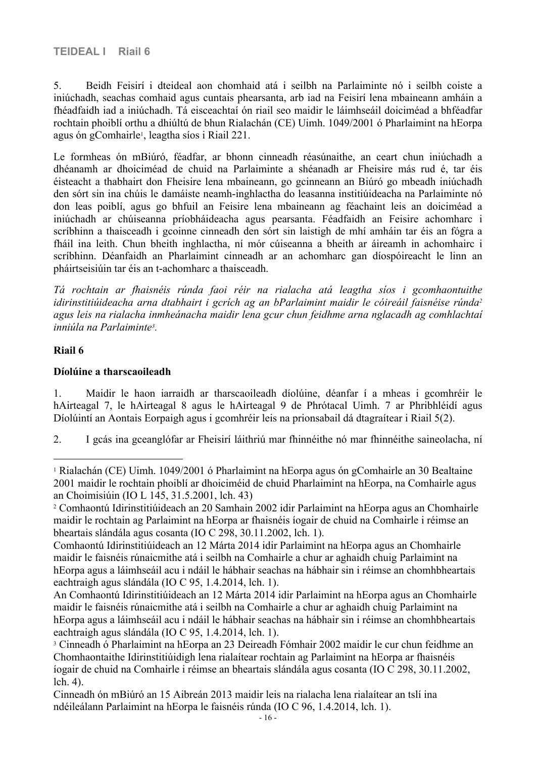5. Beidh Feisirí i dteideal aon chomhaid atá i seilbh na Parlaiminte nó i seilbh coiste a iniúchadh, seachas comhaid agus cuntais phearsanta, arb iad na Feisirí lena mbaineann amháin a fhéadfaidh iad a iniúchadh. Tá eisceachtaí ón riail seo maidir le láimhseáil doiciméad a bhféadfar rochtain phoiblí orthu a dhiúltú de bhun Rialachán (CE) Uimh. 1049/2001 ó Pharlaimint na hEorpa agus ón gComhairle[1], leagtha síos i Riail 221.

Le formheas ón mBiúró, féadfar, ar bhonn cinneadh réasúnaithe, an ceart chun iniúchadh a dhéanamh ar dhoiciméad de chuid na Parlaiminte a shéanadh ar Fheisire más rud é, tar éis éisteacht a thabhairt don Fheisire lena mbaineann, go gcinneann an Biúró go mbeadh iniúchadh den sórt sin ina chúis le damáiste neamh-inghlactha do leasanna institiúideacha na Parlaiminte nó don leas poiblí, agus go bhfuil an Feisire lena mbaineann ag féachaint leis an doiciméad a iniúchadh ar chúiseanna príobháideacha agus pearsanta. Féadfaidh an Feisire achomharc i scríbhinn a thaisceadh i gcoinne cinneadh den sórt sin laistigh de mhí amháin tar éis an fógra a fháil ina leith. Chun bheith inghlactha, ní mór cúiseanna a bheith ar áireamh in achomhairc i scríbhinn. Déanfaidh an Pharlaimint cinneadh ar an achomharc gan díospóireacht le linn an pháirtseisiúin tar éis an t-achomharc a thaisceadh.

*Tá rochtain ar fhaisnéis rúnda faoi réir na rialacha atá leagtha síos i gcomhaontuithe idirinstitiúideacha arna dtabhairt i gcrích ag an bParlaimint maidir le cóireáil faisnéise rúnda[2] agus leis na rialacha inmheánacha maidir lena gcur chun feidhme arna nglacadh ag comhlachtaí inniúla na Parlaiminte[3].*

## Riail 6

### Díolúine a tharscaoileadh

1. Maidir le haon iarraidh ar tharscaoileadh díolúine, déanfar í a mheas i gcomhréir le hAirteagal 7, le hAirteagal 8 agus le hAirteagal 9 de Phrótacal Uimh. 7 ar Phribhléidí agus Díolúintí an Aontais Eorpaigh agus i gcomhréir leis na prionsabail dá dtagraítear i Riail 5(2).

2. I gcás ina gceanglófar ar Fheisirí láithriú mar fhinnéithe nó mar fhinnéithe saineolacha, ní

---

[1] Rialachán (CE) Uimh. 1049/2001 ó Pharlaimint na hEorpa agus ón gComhairle an 30 Bealtaine 2001 maidir le rochtain phoiblí ar dhoiciméid de chuid Pharlaimint na hEorpa, na Comhairle agus an Choimisiúin (IO L 145, 31.5.2001, lch. 43)

[2] Comhaontú Idirinstitiúideach an 20 Samhain 2002 idir Parlaimint na hEorpa agus an Chomhairle maidir le rochtain ag Parlaimint na hEorpa ar fhaisnéis íogair de chuid na Comhairle i réimse an bheartais slándála agus cosanta (IO C 298, 30.11.2002, lch. 1).
Comhaontú Idirinstitiúideach an 12 Márta 2014 idir Parlaimint na hEorpa agus an Chomhairle maidir le faisnéis rúnaicmithe atá i seilbh na Comhairle a chur ar aghaidh chuig Parlaimint na hEorpa agus a láimhseáil acu i ndáil le hábhair seachas na hábhair sin i réimse an chomhbheartais eachtraigh agus slándála (IO C 95, 1.4.2014, lch. 1).
An Comhaontú Idirinstitiúideach an 12 Márta 2014 idir Parlaimint na hEorpa agus an Chomhairle maidir le faisnéis rúnaicmithe atá i seilbh na Comhairle a chur ar aghaidh chuig Parlaimint na hEorpa agus a láimhseáil acu i ndáil le hábhair seachas na hábhair sin i réimse an chomhbheartais eachtraigh agus slándála (IO C 95, 1.4.2014, lch. 1).

[3] Cinneadh ó Pharlaimint na hEorpa an 23 Deireadh Fómhair 2002 maidir le cur chun feidhme an Chomhaontaithe Idirinstitiúidigh lena rialaítear rochtain ag Parlaimint na hEorpa ar fhaisnéis íogair de chuid na Comhairle i réimse an bheartais slándála agus cosanta (IO C 298, 30.11.2002, lch. 4).
Cinneadh ón mBiúró an 15 Aibreán 2013 maidir leis na rialacha lena rialaítear an tslí ina ndéileálann Parlaimint na hEorpa le faisnéis rúnda (IO C 96, 1.4.2014, lch. 1).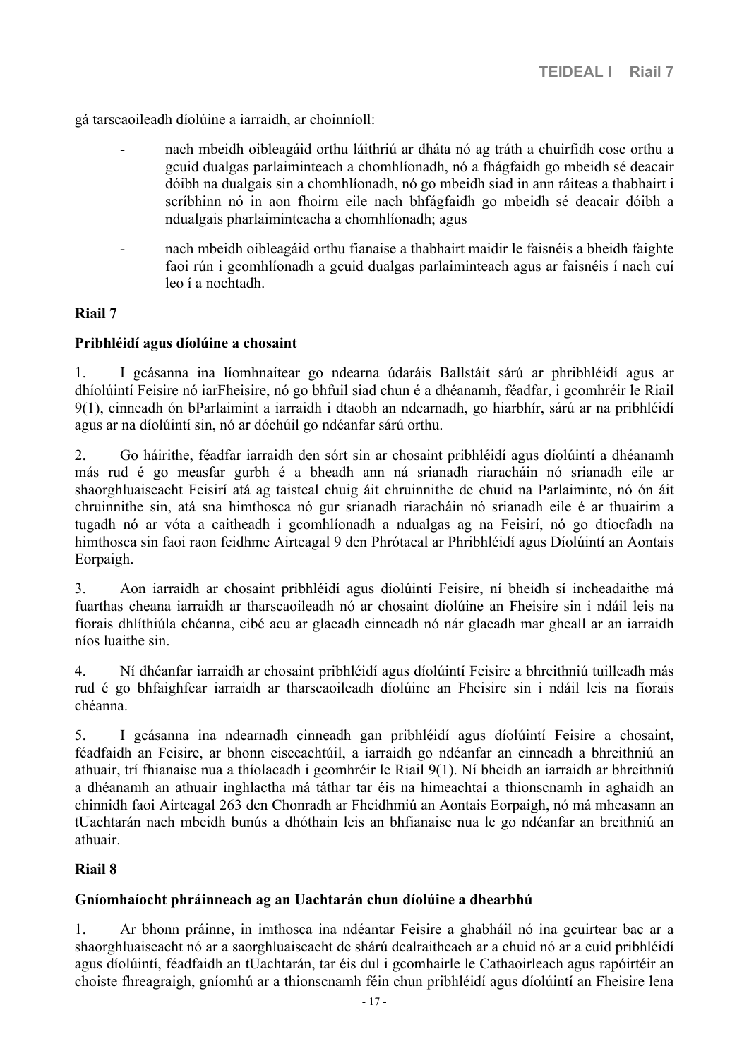gá tarscaoileadh díolúine a iarraidh, ar choinníoll:

- nach mbeidh oibleagáid orthu láithriú ar dháta nó ag tráth a chuirfidh cosc orthu a gcuid dualgas parlaiminteach a chomhlíonadh, nó a fhágfaidh go mbeidh sé deacair dóibh na dualgais sin a chomhlíonadh, nó go mbeidh siad in ann ráiteas a thabhairt i scríbhinn nó in aon fhoirm eile nach bhfágfaidh go mbeidh sé deacair dóibh a ndualgais pharlaiminteacha a chomhlíonadh; agus
- nach mbeidh oibleagáid orthu fianaise a thabhairt maidir le faisnéis a bheidh faighte faoi rún i gcomhlíonadh a gcuid dualgas parlaiminteach agus ar faisnéis í nach cuí leo í a nochtadh.

**Riail 7**

**Pribhléidí agus díolúine a chosaint**

1. I gcásanna ina líomhnaítear go ndearna údaráis Ballstáit sárú ar phribhléidí agus ar dhíolúintí Feisire nó iarFheisire, nó go bhfuil siad chun é a dhéanamh, féadfar, i gcomhréir le Riail 9(1), cinneadh ón bParlaimint a iarraidh i dtaobh an ndearnadh, go hiarbhír, sárú ar na pribhléidí agus ar na díolúintí sin, nó ar dóchúil go ndéanfar sárú orthu.

2. Go háirithe, féadfar iarraidh den sórt sin ar chosaint pribhléidí agus díolúintí a dhéanamh más rud é go measfar gurbh é a bheadh ann ná srianadh riaracháin nó srianadh eile ar shaorghluaiseacht Feisirí atá ag taisteal chuig áit chruinnithe de chuid na Parlaiminte, nó ón áit chruinnithe sin, atá sna himthosca nó gur srianadh riaracháin nó srianadh eile é ar thuairim a tugadh nó ar vóta a caitheadh i gcomhlíonadh a ndualgas ag na Feisirí, nó go dtiocfadh na himthosca sin faoi raon feidhme Airteagal 9 den Phrótacal ar Phribhléidí agus Díolúintí an Aontais Eorpaigh.

3. Aon iarraidh ar chosaint pribhléidí agus díolúintí Feisire, ní bheidh sí incheadaithe má fuarthas cheana iarraidh ar tharscaoileadh nó ar chosaint díolúine an Fheisire sin i ndáil leis na fíorais dhlíthiúla chéanna, cibé acu ar glacadh cinneadh nó nár glacadh mar gheall ar an iarraidh níos luaithe sin.

4. Ní dhéanfar iarraidh ar chosaint pribhléidí agus díolúintí Feisire a bhreithniú tuilleadh más rud é go bhfaighfear iarraidh ar tharscaoileadh díolúine an Fheisire sin i ndáil leis na fíorais chéanna.

5. I gcásanna ina ndearnadh cinneadh gan pribhléidí agus díolúintí Feisire a chosaint, féadfaidh an Feisire, ar bhonn eisceachtúil, a iarraidh go ndéanfar an cinneadh a bhreithniú an athuair, trí fhianaise nua a thíolacadh i gcomhréir le Riail 9(1). Ní bheidh an iarraidh ar bhreithniú a dhéanamh an athuair inghlactha má táthar tar éis na himeachtaí a thionscnamh in aghaidh an chinnidh faoi Airteagal 263 den Chonradh ar Fheidhmiú an Aontais Eorpaigh, nó má mheasann an tUachtarán nach mbeidh bunús a dhóthain leis an bhfianaise nua le go ndéanfar an breithniú an athuair.

**Riail 8**

**Gníomhaíocht phráinneach ag an Uachtarán chun díolúine a dhearbhú**

1. Ar bhonn práinne, in imthosca ina ndéantar Feisire a ghabháil nó ina gcuirtear bac ar a shaorghluaiseacht nó ar a saorghluaiseacht de shárú dealraitheach ar a chuid nó ar a cuid pribhléidí agus díolúintí, féadfaidh an tUachtarán, tar éis dul i gcomhairle le Cathaoirleach agus rapóirtéir an choiste fhreagraigh, gníomhú ar a thionscnamh féin chun pribhléidí agus díolúintí an Fheisire lena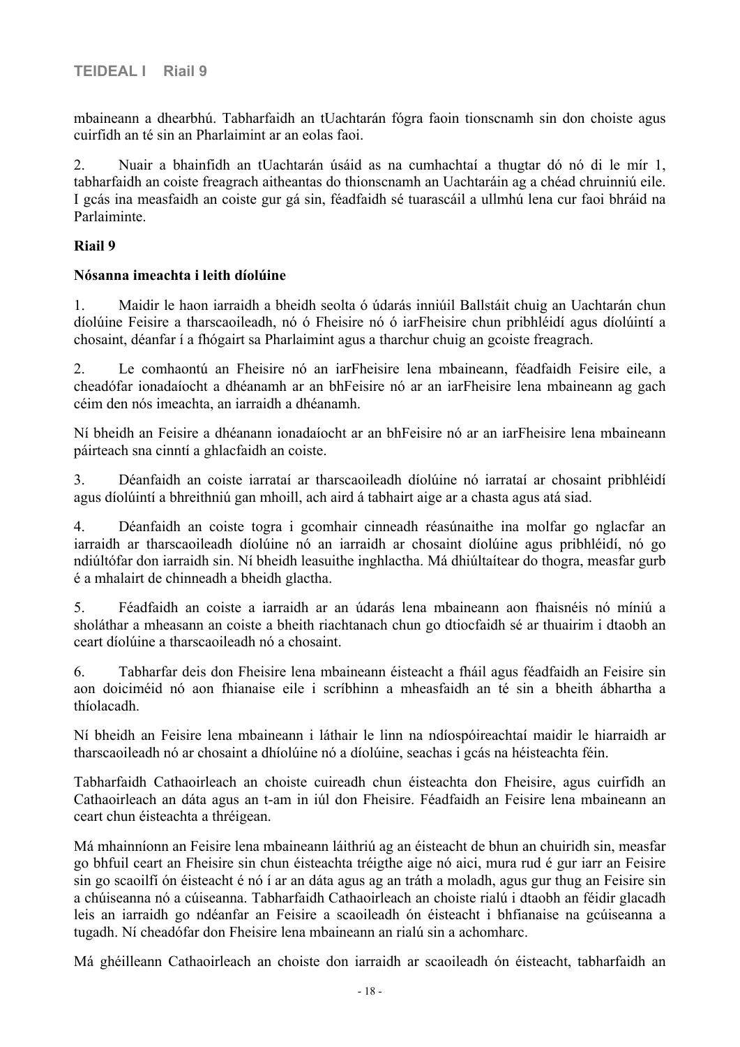mbaineann a dhearbhú. Tabharfaidh an tUachtarán fógra faoin tionscnamh sin don choiste agus cuirfidh an té sin an Pharlaimint ar an eolas faoi.

2. Nuair a bhainfidh an tUachtarán úsáid as na cumhachtaí a thugtar dó nó di le mír 1, tabharfaidh an coiste freagrach aitheantas do thionscnamh an Uachtaráin ag a chéad chruinniú eile. I gcás ina measfaidh an coiste gur gá sin, féadfaidh sé tuarascáil a ullmhú lena cur faoi bhráid na Parlaiminte.

**Riail 9**

**Nósanna imeachta i leith díolúine**

1. Maidir le haon iarraidh a bheidh seolta ó údarás inniúil Ballstáit chuig an Uachtarán chun díolúine Feisire a tharscaoileadh, nó ó Fheisire nó ó iarFheisire chun pribhléidí agus díolúintí a chosaint, déanfar í a fhógairt sa Pharlaimint agus a tharchur chuig an gcoiste freagrach.

2. Le comhaontú an Fheisire nó an iarFheisire lena mbaineann, féadfaidh Feisire eile, a cheadófar ionadaíocht a dhéanamh ar an bhFeisire nó ar an iarFheisire lena mbaineann ag gach céim den nós imeachta, an iarraidh a dhéanamh.

Ní bheidh an Feisire a dhéanann ionadaíocht ar an bhFeisire nó ar an iarFheisire lena mbaineann páirteach sna cinntí a ghlacfaidh an coiste.

3. Déanfaidh an coiste iarrataí ar tharscaoileadh díolúine nó iarrataí ar chosaint pribhléidí agus díolúintí a bhreithniú gan mhoill, ach aird á tabhairt aige ar a chasta agus atá siad.

4. Déanfaidh an coiste togra i gcomhair cinneadh réasúnaithe ina molfar go nglacfar an iarraidh ar tharscaoileadh díolúine nó an iarraidh ar chosaint díolúine agus pribhléidí, nó go ndiúltófar don iarraidh sin. Ní bheidh leasuithe inghlactha. Má dhiúltaítear do thogra, measfar gurb é a mhalairt de chinneadh a bheidh glactha.

5. Féadfaidh an coiste a iarraidh ar an údarás lena mbaineann aon fhaisnéis nó míniú a sholáthar a mheasann an coiste a bheith riachtanach chun go dtiocfaidh sé ar thuairim i dtaobh an ceart díolúine a tharscaoileadh nó a chosaint.

6. Tabharfar deis don Fheisire lena mbaineann éisteacht a fháil agus féadfaidh an Feisire sin aon doiciméid nó aon fhianaise eile i scríbhinn a mheasfaidh an té sin a bheith ábhartha a thíolacadh.

Ní bheidh an Feisire lena mbaineann i láthair le linn na ndíospóireachtaí maidir le hiarraidh ar tharscaoileadh nó ar chosaint a dhíolúine nó a díolúine, seachas i gcás na héisteachta féin.

Tabharfaidh Cathaoirleach an choiste cuireadh chun éisteachta don Fheisire, agus cuirfidh an Cathaoirleach an dáta agus an t-am in iúl don Fheisire. Féadfaidh an Feisire lena mbaineann an ceart chun éisteachta a thréigean.

Má mhainníonn an Feisire lena mbaineann láithriú ag an éisteacht de bhun an chuiridh sin, measfar go bhfuil ceart an Fheisire sin chun éisteachta tréigthe aige nó aici, mura rud é gur iarr an Feisire sin go scaoilfí ón éisteacht é nó í ar an dáta agus ag an tráth a moladh, agus gur thug an Feisire sin a chúiseanna nó a cúiseanna. Tabharfaidh Cathaoirleach an choiste rialú i dtaobh an féidir glacadh leis an iarraidh go ndéanfar an Feisire a scaoileadh ón éisteacht i bhfianaise na gcúiseanna a tugadh. Ní cheadófar don Fheisire lena mbaineann an rialú sin a achomharc.

Má ghéilleann Cathaoirleach an choiste don iarraidh ar scaoileadh ón éisteacht, tabharfaidh an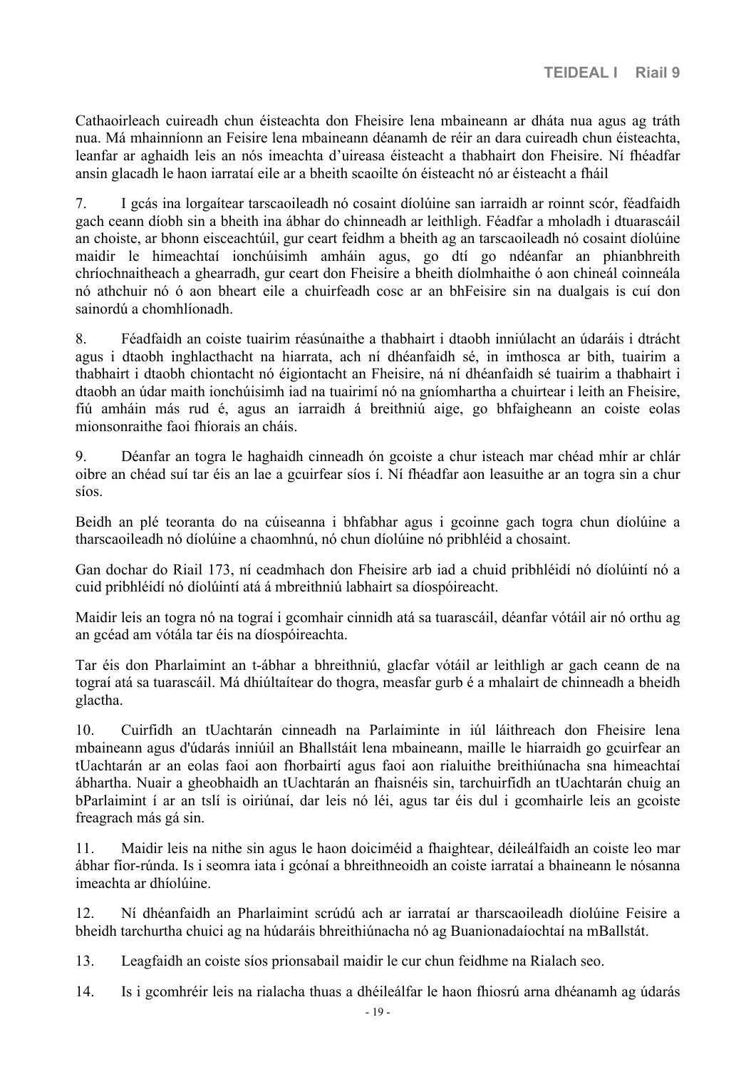Cathaoirleach cuireadh chun éisteachta don Fheisire lena mbaineann ar dháta nua agus ag tráth nua. Má mhainníonn an Feisire lena mbaineann déanamh de réir an dara cuireadh chun éisteachta, leanfar ar aghaidh leis an nós imeachta d'uireasa éisteacht a thabhairt don Fheisire. Ní fhéadfar ansin glacadh le haon iarrataí eile ar a bheith scaoilte ón éisteacht nó ar éisteacht a fháil

7. I gcás ina lorgaítear tarscaoileadh nó cosaint díolúine san iarraidh ar roinnt scór, féadfaidh gach ceann díobh sin a bheith ina ábhar do chinneadh ar leithligh. Féadfar a mholadh i dtuarascáil an choiste, ar bhonn eisceachtúil, gur ceart feidhm a bheith ag an tarscaoileadh nó cosaint díolúine maidir le himeachtaí ionchúisimh amháin agus, go dtí go ndéanfar an phianbhreith chríochnaitheach a ghearradh, gur ceart don Fheisire a bheith díolmhaithe ó aon chineál coinneála nó athchuir nó ó aon bheart eile a chuirfeadh cosc ar an bhFeisire sin na dualgais is cuí don sainordú a chomhlíonadh.

8. Féadfaidh an coiste tuairim réasúnaithe a thabhairt i dtaobh inniúlacht an údaráis i dtrácht agus i dtaobh inghlacthacht na hiarrata, ach ní dhéanfaidh sé, in imthosca ar bith, tuairim a thabhairt i dtaobh chiontacht nó éigiontacht an Fheisire, ná ní dhéanfaidh sé tuairim a thabhairt i dtaobh an údar maith ionchúisimh iad na tuairimí nó na gníomhartha a chuirtear i leith an Fheisire, fiú amháin más rud é, agus an iarraidh á breithniú aige, go bhfaigheann an coiste eolas mionsonraithe faoi fhíorais an cháis.

9. Déanfar an togra le haghaidh cinneadh ón gcoiste a chur isteach mar chéad mhír ar chlár oibre an chéad suí tar éis an lae a gcuirfear síos í. Ní fhéadfar aon leasuithe ar an togra sin a chur síos.

Beidh an plé teoranta do na cúiseanna i bhfabhar agus i gcoinne gach togra chun díolúine a tharscaoileadh nó díolúine a chaomhnú, nó chun díolúine nó pribhléid a chosaint.

Gan dochar do Riail 173, ní ceadmhach don Fheisire arb iad a chuid pribhléidí nó díolúintí nó a cuid pribhléidí nó díolúintí atá á mbreithniú labhairt sa díospóireacht.

Maidir leis an togra nó na tograí i gcomhair cinnidh atá sa tuarascáil, déanfar vótáil air nó orthu ag an gcéad am vótála tar éis na díospóireachta.

Tar éis don Pharlaimint an t-ábhar a bhreithniú, glacfar vótáil ar leithligh ar gach ceann de na tograí atá sa tuarascáil. Má dhiúltaítear do thogra, measfar gurb é a mhalairt de chinneadh a bheidh glactha.

10. Cuirfidh an tUachtarán cinneadh na Parlaiminte in iúl láithreach don Fheisire lena mbaineann agus d'údarás inniúil an Bhallstáit lena mbaineann, maille le hiarraidh go gcuirfear an tUachtarán ar an eolas faoi aon fhorbairtí agus faoi aon rialuithe breithiúnacha sna himeachtaí ábhartha. Nuair a gheobhaidh an tUachtarán an fhaisnéis sin, tarchuirfidh an tUachtarán chuig an bParlaimint í ar an tslí is oiriúnaí, dar leis nó léi, agus tar éis dul i gcomhairle leis an gcoiste freagrach más gá sin.

11. Maidir leis na nithe sin agus le haon doiciméid a fhaightear, déileálfaidh an coiste leo mar ábhar fíor-rúnda. Is i seomra iata i gcónaí a bhreithneoidh an coiste iarrataí a bhaineann le nósanna imeachta ar dhíolúine.

12. Ní dhéanfaidh an Pharlaimint scrúdú ach ar iarrataí ar tharscaoileadh díolúine Feisire a bheidh tarchurtha chuici ag na húdaráis bhreithiúnacha nó ag Buanionadaíochtaí na mBallstát.

13. Leagfaidh an coiste síos prionsabail maidir le cur chun feidhme na Rialach seo.

14. Is i gcomhréir leis na rialacha thuas a dhéileálfar le haon fhiosrú arna dhéanamh ag údarás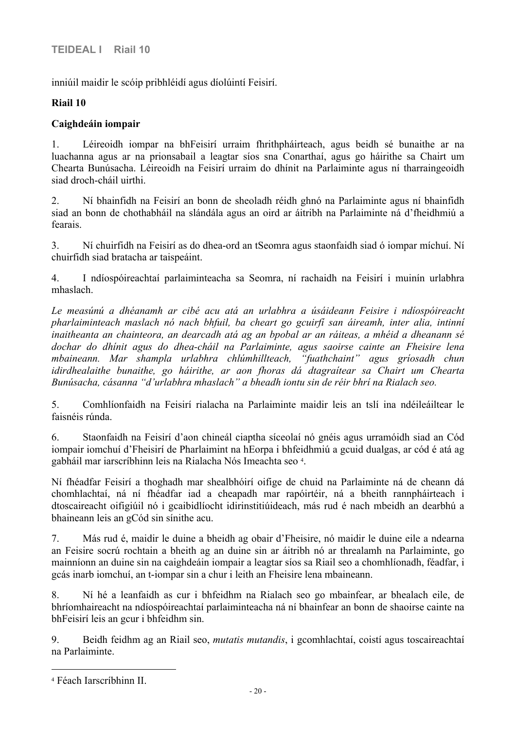inniúil maidir le scóip pribhléidí agus díolúintí Feisirí.

**Riail 10**

**Caighdeáin iompair**

1. Léireoidh iompar na bhFeisirí urraim fhrithpháirteach, agus beidh sé bunaithe ar na luachanna agus ar na prionsabail a leagtar síos sna Conarthaí, agus go háirithe sa Chairt um Chearta Bunúsacha. Léireoidh na Feisirí urraim do dhínit na Parlaiminte agus ní tharraingeoidh siad droch-cháil uirthi.

2. Ní bhainfidh na Feisirí an bonn de sheoladh réidh ghnó na Parlaiminte agus ní bhainfidh siad an bonn de chothabháil na slándála agus an oird ar áitribh na Parlaiminte ná d'fheidhmiú a fearais.

3. Ní chuirfidh na Feisirí as do dhea-ord an tSeomra agus staonfaidh siad ó iompar míchuí. Ní chuirfidh siad bratacha ar taispeáint.

4. I ndíospóireachtaí parlaiminteacha sa Seomra, ní rachaidh na Feisirí i muinín urlabhra mhaslach.

*Le measúnú a dhéanamh ar cibé acu atá an urlabhra a úsáideann Feisire i ndíospóireacht pharlaiminteach maslach nó nach bhfuil, ba cheart go gcuirfí san áireamh, inter alia, intinní inaitheanta an chainteora, an dearcadh atá ag an bpobal ar an ráiteas, a mhéid a dheanann sé dochar do dhínit agus do dhea-cháil na Parlaiminte, agus saoirse cainte an Fheisire lena mbaineann. Mar shampla urlabhra chlúmhillteach, "fuathchaint" agus gríosadh chun idirdhealaithe bunaithe, go háirithe, ar aon fhoras dá dtagraítear sa Chairt um Chearta Bunúsacha, cásanna "d'urlabhra mhaslach" a bheadh iontu sin de réir bhrí na Rialach seo.*

5. Comhlíonfaidh na Feisirí rialacha na Parlaiminte maidir leis an tslí ina ndéileáiltear le faisnéis rúnda.

6. Staonfaidh na Feisirí d'aon chineál ciaptha síceolaí nó gnéis agus urramóidh siad an Cód iompair iomchuí d'Fheisirí de Pharlaimint na hEorpa i bhfeidhmiú a gcuid dualgas, ar cód é atá ag gabháil mar iarscríbhinn leis na Rialacha Nós Imeachta seo [4].

Ní fhéadfar Feisirí a thoghadh mar shealbhóirí oifige de chuid na Parlaiminte ná de cheann dá comhlachtaí, ná ní fhéadfar iad a cheapadh mar rapóirtéir, ná a bheith rannpháirteach i dtoscaireacht oifigiúil nó i gcaibidlíocht idirinstitiúideach, más rud é nach mbeidh an dearbhú a bhaineann leis an gCód sin sínithe acu.

7. Más rud é, maidir le duine a bheidh ag obair d'Fheisire, nó maidir le duine eile a ndearna an Feisire socrú rochtain a bheith ag an duine sin ar áitribh nó ar threalamh na Parlaiminte, go mainníonn an duine sin na caighdeáin iompair a leagtar síos sa Riail seo a chomhlíonadh, féadfar, i gcás inarb iomchuí, an t-iompar sin a chur i leith an Fheisire lena mbaineann.

8. Ní hé a leanfaidh as cur i bhfeidhm na Rialach seo go mbainfear, ar bhealach eile, de bhríomhaireacht na ndíospóireachtaí parlaiminteacha ná ní bhainfear an bonn de shaoirse cainte na bhFeisirí leis an gcur i bhfeidhm sin.

9. Beidh feidhm ag an Riail seo, *mutatis mutandis*, i gcomhlachtaí, coistí agus toscaireachtaí na Parlaiminte.

---

[4] Féach Iarscríbhinn II.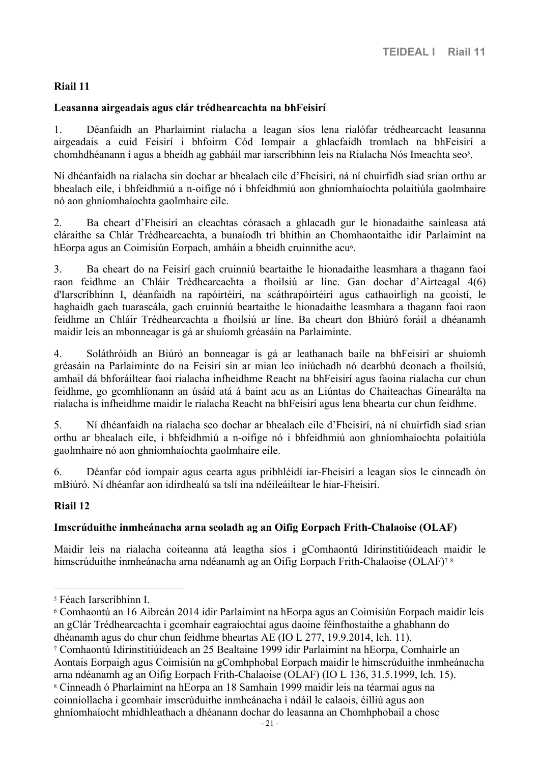**Riail 11**

**Leasanna airgeadais agus clár trédhearcachta na bhFeisirí**

1. Déanfaidh an Pharlaimint rialacha a leagan síos lena rialófar trédhearcacht leasanna airgeadais a cuid Feisirí i bhfoirm Cód Iompair a ghlacfaidh tromlach na bhFeisirí a chomhdhéanann í agus a bheidh ag gabháil mar iarscríbhinn leis na Rialacha Nós Imeachta seo[5].

Ní dhéanfaidh na rialacha sin dochar ar bhealach eile d'Fheisirí, ná ní chuirfidh siad srian orthu ar bhealach eile, i bhfeidhmiú a n-oifige nó i bhfeidhmiú aon ghníomhaíochta polaitiúla gaolmhaire nó aon ghníomhaíochta gaolmhaire eile.

2. Ba cheart d'Fheisirí an cleachtas córasach a ghlacadh gur le hionadaithe sainleasa atá cláraithe sa Chlár Trédhearcachta, a bunaíodh trí bhíthin an Chomhaontaithe idir Parlaimint na hEorpa agus an Coimisiún Eorpach, amháin a bheidh cruinnithe acu[6].

3. Ba cheart do na Feisirí gach cruinniú beartaithe le hionadaithe leasmhara a thagann faoi raon feidhme an Chláir Trédhearcachta a fhoilsiú ar líne. Gan dochar d'Airteagal 4(6) d'Iarscríbhinn I, déanfaidh na rapóirtéirí, na scáthrapóirtéirí agus cathaoirligh na gcoistí, le haghaidh gach tuarascála, gach cruinniú beartaithe le hionadaithe leasmhara a thagann faoi raon feidhme an Chláir Trédhearcachta a fhoilsiú ar líne. Ba cheart don Bhiúró foráil a dhéanamh maidir leis an mbonneagar is gá ar shuíomh gréasáin na Parlaiminte.

4. Soláthróidh an Biúró an bonneagar is gá ar leathanach baile na bhFeisirí ar shuíomh gréasáin na Parlaiminte do na Feisirí sin ar mian leo iniúchadh nó dearbhú deonach a fhoilsiú, amhail dá bhforáiltear faoi rialacha infheidhme Reacht na bhFeisirí agus faoina rialacha cur chun feidhme, go gcomhlíonann an úsáid atá á baint acu as an Liúntas do Chaiteachas Ginearálta na rialacha is infheidhme maidir le rialacha Reacht na bhFeisirí agus lena bhearta cur chun feidhme.

5. Ní dhéanfaidh na rialacha seo dochar ar bhealach eile d'Fheisirí, ná ní chuirfidh siad srian orthu ar bhealach eile, i bhfeidhmiú a n-oifige nó i bhfeidhmiú aon ghníomhaíochta polaitiúla gaolmhaire nó aon ghníomhaíochta gaolmhaire eile.

6. Déanfar cód iompair agus cearta agus pribhléidí iar-Fheisirí a leagan síos le cinneadh ón mBiúró. Ní dhéanfar aon idirdhealú sa tslí ina ndéileáiltear le hiar-Fheisirí.

**Riail 12**

**Imscrúduithe inmheánacha arna seoladh ag an Oifig Eorpach Frith-Chalaoise (OLAF)**

Maidir leis na rialacha coiteanna atá leagtha síos i gComhaontú Idirinstitiúideach maidir le himscrúduithe inmheánacha arna ndéanamh ag an Oifig Eorpach Frith-Chalaoise (OLAF)[7] [8]

---

[5] Féach Iarscríbhinn I.

[6] Comhaontú an 16 Aibreán 2014 idir Parlaimint na hEorpa agus an Coimisiún Eorpach maidir leis an gClár Trédhearcachta i gcomhair eagraíochtaí agus daoine féinfhostaithe a ghabhann do dhéanamh agus do chur chun feidhme bheartas AE (IO L 277, 19.9.2014, lch. 11).

[7] Comhaontú Idirinstitiúideach an 25 Bealtaine 1999 idir Parlaimint na hEorpa, Comhairle an Aontais Eorpaigh agus Coimisiún na gComhphobal Eorpach maidir le himscrúduithe inmheánacha arna ndéanamh ag an Oifig Eorpach Frith-Chalaoise (OLAF) (IO L 136, 31.5.1999, lch. 15).

[8] Cinneadh ó Pharlaimint na hEorpa an 18 Samhain 1999 maidir leis na téarmaí agus na coinníollacha i gcomhair imscrúduithe inmheánacha i ndáil le calaois, éilliú agus aon ghníomhaíocht mhídhleathach a dhéanann dochar do leasanna an Chomhphobail a chosc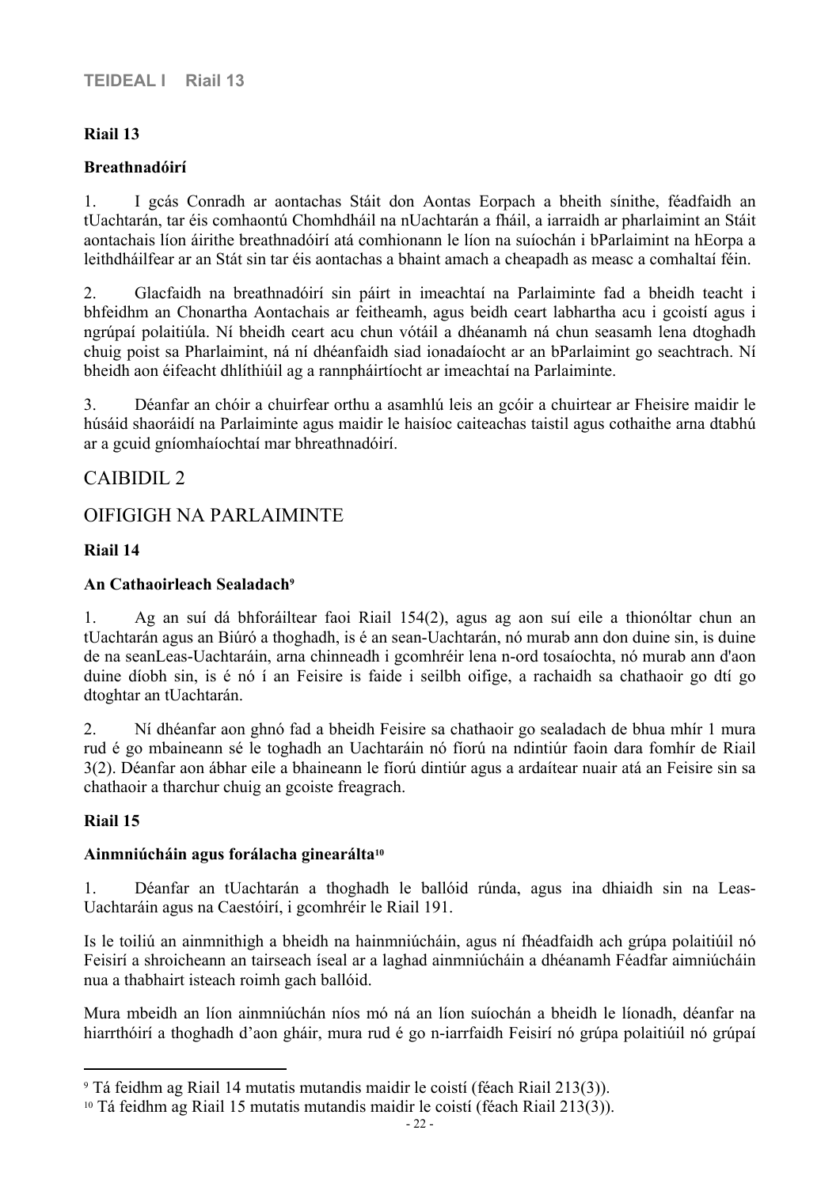**Riail 13**

**Breathnadóirí**

1. I gcás Conradh ar aontachas Stáit don Aontas Eorpach a bheith sínithe, féadfaidh an tUachtarán, tar éis comhaontú Chomhdháil na nUachtarán a fháil, a iarraidh ar pharlaimint an Stáit aontachais líon áirithe breathnadóirí atá comhionann le líon na suíochán i bParlaimint na hEorpa a leithdháilfear ar an Stát sin tar éis aontachas a bhaint amach a cheapadh as measc a comhaltaí féin.

2. Glacfaidh na breathnadóirí sin páirt in imeachtaí na Parlaiminte fad a bheidh teacht i bhfeidhm an Chonartha Aontachais ar feitheamh, agus beidh ceart labhartha acu i gcoistí agus i ngrúpaí polaitiúla. Ní bheidh ceart acu chun vótáil a dhéanamh ná chun seasamh lena dtoghadh chuig poist sa Pharlaimint, ná ní dhéanfaidh siad ionadaíocht ar an bParlaimint go seachtrach. Ní bheidh aon éifeacht dhlíthiúil ag a rannpháirtíocht ar imeachtaí na Parlaiminte.

3. Déanfar an chóir a chuirfear orthu a asamhlú leis an gcóir a chuirtear ar Fheisire maidir le húsáid shaoráidí na Parlaiminte agus maidir le haisíoc caiteachas taistil agus cothaithe arna dtabhú ar a gcuid gníomhaíochtaí mar bhreathnadóirí.

## CAIBIDIL 2

## OIFIGIGH NA PARLAIMINTE

**Riail 14**

**An Cathaoirleach Sealadach[9]**

1. Ag an suí dá bhforáiltear faoi Riail 154(2), agus ag aon suí eile a thionóltar chun an tUachtarán agus an Biúró a thoghadh, is é an sean-Uachtarán, nó murab ann don duine sin, is duine de na seanLeas-Uachtaráin, arna chinneadh i gcomhréir lena n-ord tosaíochta, nó murab ann d'aon duine díobh sin, is é nó í an Feisire is faide i seilbh oifige, a rachaidh sa chathaoir go dtí go dtoghtar an tUachtarán.

2. Ní dhéanfar aon ghnó fad a bheidh Feisire sa chathaoir go sealadach de bhua mhír 1 mura rud é go mbaineann sé le toghadh an Uachtaráin nó fíorú na ndintiúr faoin dara fomhír de Riail 3(2). Déanfar aon ábhar eile a bhaineann le fíorú dintiúr agus a ardaítear nuair atá an Feisire sin sa chathaoir a tharchur chuig an gcoiste freagrach.

**Riail 15**

**Ainmniúcháin agus forálacha ginearálta[10]**

1. Déanfar an tUachtarán a thoghadh le ballóid rúnda, agus ina dhiaidh sin na Leas-Uachtaráin agus na Caestóirí, i gcomhréir le Riail 191.

Is le toiliú an ainmnithigh a bheidh na hainmniúcháin, agus ní fhéadfaidh ach grúpa polaitiúil nó Feisirí a shroicheann an tairseach íseal ar a laghad ainmniúcháin a dhéanamh Féadfar aimniúcháin nua a thabhairt isteach roimh gach ballóid.

Mura mbeidh an líon ainmniúchán níos mó ná an líon suíochán a bheidh le líonadh, déanfar na hiarrthóirí a thoghadh d'aon gháir, mura rud é go n-iarrfaidh Feisirí nó grúpa polaitiúil nó grúpaí

---

[9] Tá feidhm ag Riail 14 mutatis mutandis maidir le coistí (féach Riail 213(3)).

[10] Tá feidhm ag Riail 15 mutatis mutandis maidir le coistí (féach Riail 213(3)).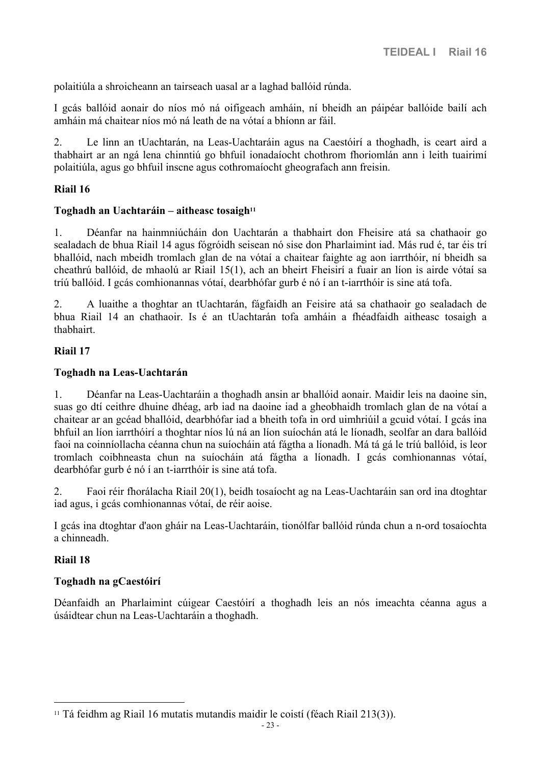polaitiúla a shroicheann an tairseach uasal ar a laghad ballóid rúnda.

I gcás ballóid aonair do níos mó ná oifigeach amháin, ní bheidh an páipéar ballóide bailí ach amháin má chaitear níos mó ná leath de na vótaí a bhíonn ar fáil.

2. Le linn an tUachtarán, na Leas-Uachtaráin agus na Caestóirí a thoghadh, is ceart aird a thabhairt ar an ngá lena chinntiú go bhfuil ionadaíocht chothrom fhoriomlán ann i leith tuairimí polaitiúla, agus go bhfuil inscne agus cothromaíocht gheografach ann freisin.

**Riail 16**

**Toghadh an Uachtaráin – aitheasc tosaigh**[11]

1. Déanfar na hainmniúcháin don Uachtarán a thabhairt don Fheisire atá sa chathaoir go sealadach de bhua Riail 14 agus fógróidh seisean nó sise don Pharlaimint iad. Más rud é, tar éis trí bhallóid, nach mbeidh tromlach glan de na vótaí a chaitear faighte ag aon iarrthóir, ní bheidh sa cheathrú ballóid, de mhaolú ar Riail 15(1), ach an bheirt Fheisirí a fuair an líon is airde vótaí sa tríú ballóid. I gcás comhionannas vótaí, dearbhófar gurb é nó í an t-iarrthóir is sine atá tofa.

2. A luaithe a thoghtar an tUachtarán, fágfaidh an Feisire atá sa chathaoir go sealadach de bhua Riail 14 an chathaoir. Is é an tUachtarán tofa amháin a fhéadfaidh aitheasc tosaigh a thabhairt.

**Riail 17**

**Toghadh na Leas-Uachtarán**

1. Déanfar na Leas-Uachtaráin a thoghadh ansin ar bhallóid aonair. Maidir leis na daoine sin, suas go dtí ceithre dhuine dhéag, arb iad na daoine iad a gheobhaidh tromlach glan de na vótaí a chaitear ar an gcéad bhallóid, dearbhófar iad a bheith tofa in ord uimhriúil a gcuid vótaí. I gcás ina bhfuil an líon iarrthóirí a thoghtar níos lú ná an líon suíochán atá le líonadh, seolfar an dara ballóid faoi na coinníollacha céanna chun na suíocháin atá fágtha a líonadh. Má tá gá le tríú ballóid, is leor tromlach coibhneasta chun na suíocháin atá fágtha a líonadh. I gcás comhionannas vótaí, dearbhófar gurb é nó í an t-iarrthóir is sine atá tofa.

2. Faoi réir fhorálacha Riail 20(1), beidh tosaíocht ag na Leas-Uachtaráin san ord ina dtoghtar iad agus, i gcás comhionannas vótaí, de réir aoise.

I gcás ina dtoghtar d'aon gháir na Leas-Uachtaráin, tionólfar ballóid rúnda chun a n-ord tosaíochta a chinneadh.

**Riail 18**

**Toghadh na gCaestóirí**

Déanfaidh an Pharlaimint cúigear Caestóirí a thoghadh leis an nós imeachta céanna agus a úsáidtear chun na Leas-Uachtaráin a thoghadh.

---

[11] Tá feidhm ag Riail 16 mutatis mutandis maidir le coistí (féach Riail 213(3)).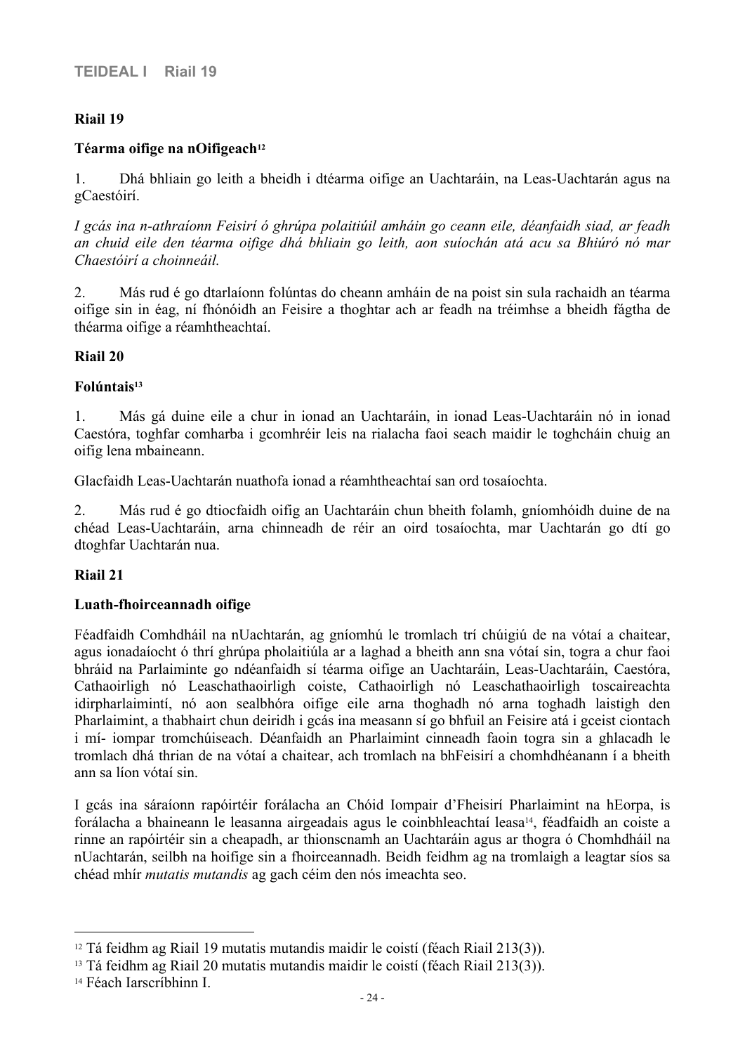### Riail 19

#### Téarma oifige na nOifigeach[12]

1. Dhá bhliain go leith a bheidh i dtéarma oifige an Uachtaráin, na Leas-Uachtarán agus na gCaestóirí.

*I gcás ina n-athraíonn Feisirí ó ghrúpa polaitiúil amháin go ceann eile, déanfaidh siad, ar feadh an chuid eile den téarma oifige dhá bhliain go leith, aon suíochán atá acu sa Bhiúró nó mar Chaestóirí a choinneáil.*

2. Más rud é go dtarlaíonn folúntas do cheann amháin de na poist sin sula rachaidh an téarma oifige sin in éag, ní fhónóidh an Feisire a thoghtar ach ar feadh na tréimhse a bheidh fágtha de théarma oifige a réamhtheachtaí.

### Riail 20

#### Folúntais[13]

1. Más gá duine eile a chur in ionad an Uachtaráin, in ionad Leas-Uachtaráin nó in ionad Caestóra, toghfar comharba i gcomhréir leis na rialacha faoi seach maidir le toghcháin chuig an oifig lena mbaineann.

Glacfaidh Leas-Uachtarán nuathofa ionad a réamhtheachtaí san ord tosaíochta.

2. Más rud é go dtiocfaidh oifig an Uachtaráin chun bheith folamh, gníomhóidh duine de na chéad Leas-Uachtaráin, arna chinneadh de réir an oird tosaíochta, mar Uachtarán go dtí go dtoghfar Uachtarán nua.

### Riail 21

#### Luath-fhoirceannadh oifige

Féadfaidh Comhdháil na nUachtarán, ag gníomhú le tromlach trí chúigiú de na vótaí a chaitear, agus ionadaíocht ó thrí ghrúpa pholaitiúla ar a laghad a bheith ann sna vótaí sin, togra a chur faoi bhráid na Parlaiminte go ndéanfaidh sí téarma oifige an Uachtaráin, Leas-Uachtaráin, Caestóra, Cathaoirligh nó Leaschathaoirligh coiste, Cathaoirligh nó Leaschathaoirligh toscaireachta idirpharlaimintí, nó aon sealbhóra oifige eile arna thoghadh nó arna toghadh laistigh den Pharlaimint, a thabhairt chun deiridh i gcás ina measann sí go bhfuil an Feisire atá i gceist ciontach i mí- iompar tromchúiseach. Déanfaidh an Pharlaimint cinneadh faoin togra sin a ghlacadh le tromlach dhá thrian de na vótaí a chaitear, ach tromlach na bhFeisirí a chomhdhéanann í a bheith ann sa líon vótaí sin.

I gcás ina sáraíonn rapóirtéir forálacha an Chóid Iompair d'Fheisirí Pharlaimint na hEorpa, is forálacha a bhaineann le leasanna airgeadais agus le coinbhleachtaí leasa[14], féadfaidh an coiste a rinne an rapóirtéir sin a cheapadh, ar thionscnamh an Uachtaráin agus ar thogra ó Chomhdháil na nUachtarán, seilbh na hoifige sin a fhoirceannadh. Beidh feidhm ag na tromlaigh a leagtar síos sa chéad mhír *mutatis mutandis* ag gach céim den nós imeachta seo.

---

[12] Tá feidhm ag Riail 19 mutatis mutandis maidir le coistí (féach Riail 213(3)).

[13] Tá feidhm ag Riail 20 mutatis mutandis maidir le coistí (féach Riail 213(3)).

[14] Féach Iarscríbhinn I.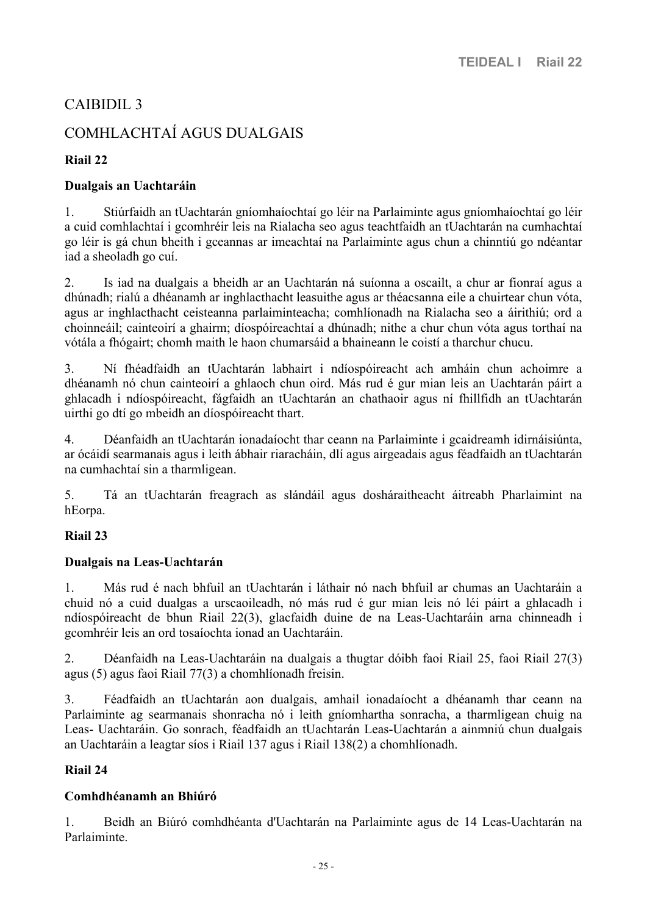# CAIBIDIL 3

# COMHLACHTAÍ AGUS DUALGAIS

### Riail 22

#### Dualgais an Uachtaráin

1. Stiúrfaidh an tUachtarán gníomhaíochtaí go léir na Parlaiminte agus gníomhaíochtaí go léir a cuid comhlachtaí i gcomhréir leis na Rialacha seo agus teachtfaidh an tUachtarán na cumhachtaí go léir is gá chun bheith i gceannas ar imeachtaí na Parlaiminte agus chun a chinntiú go ndéantar iad a sheoladh go cuí.

2. Is iad na dualgais a bheidh ar an Uachtarán ná suíonna a oscailt, a chur ar fionraí agus a dhúnadh; rialú a dhéanamh ar inghlacthacht leasuithe agus ar théacsanna eile a chuirtear chun vóta, agus ar inghlacthacht ceisteanna parlaiminteacha; comhlíonadh na Rialacha seo a áirithiú; ord a choinneáil; cainteoirí a ghairm; díospóireachtaí a dhúnadh; nithe a chur chun vóta agus torthaí na vótála a fhógairt; chomh maith le haon chumarsáid a bhaineann le coistí a tharchur chucu.

3. Ní fhéadfaidh an tUachtarán labhairt i ndíospóireacht ach amháin chun achoimre a dhéanamh nó chun cainteoirí a ghlaoch chun oird. Más rud é gur mian leis an Uachtarán páirt a ghlacadh i ndíospóireacht, fágfaidh an tUachtarán an chathaoir agus ní fhillfidh an tUachtarán uirthi go dtí go mbeidh an díospóireacht thart.

4. Déanfaidh an tUachtarán ionadaíocht thar ceann na Parlaiminte i gcaidreamh idirnáisiúnta, ar ócáidí searmanais agus i leith ábhair riaracháin, dlí agus airgeadais agus féadfaidh an tUachtarán na cumhachtaí sin a tharmligean.

5. Tá an tUachtarán freagrach as slándáil agus dosháraitheacht áitreabh Pharlaimint na hEorpa.

### Riail 23

#### Dualgais na Leas-Uachtarán

1. Más rud é nach bhfuil an tUachtarán i láthair nó nach bhfuil ar chumas an Uachtaráin a chuid nó a cuid dualgas a urscaoileadh, nó más rud é gur mian leis nó léi páirt a ghlacadh i ndíospóireacht de bhun Riail 22(3), glacfaidh duine de na Leas-Uachtaráin arna chinneadh i gcomhréir leis an ord tosaíochta ionad an Uachtaráin.

2. Déanfaidh na Leas-Uachtaráin na dualgais a thugtar dóibh faoi Riail 25, faoi Riail 27(3) agus (5) agus faoi Riail 77(3) a chomhlíonadh freisin.

3. Féadfaidh an tUachtarán aon dualgais, amhail ionadaíocht a dhéanamh thar ceann na Parlaiminte ag searmanais shonracha nó i leith gníomhartha sonracha, a tharmligean chuig na Leas- Uachtaráin. Go sonrach, féadfaidh an tUachtarán Leas-Uachtarán a ainmniú chun dualgais an Uachtaráin a leagtar síos i Riail 137 agus i Riail 138(2) a chomhlíonadh.

### Riail 24

#### Comhdhéanamh an Bhiúró

1. Beidh an Biúró comhdhéanta d'Uachtarán na Parlaiminte agus de 14 Leas-Uachtarán na Parlaiminte.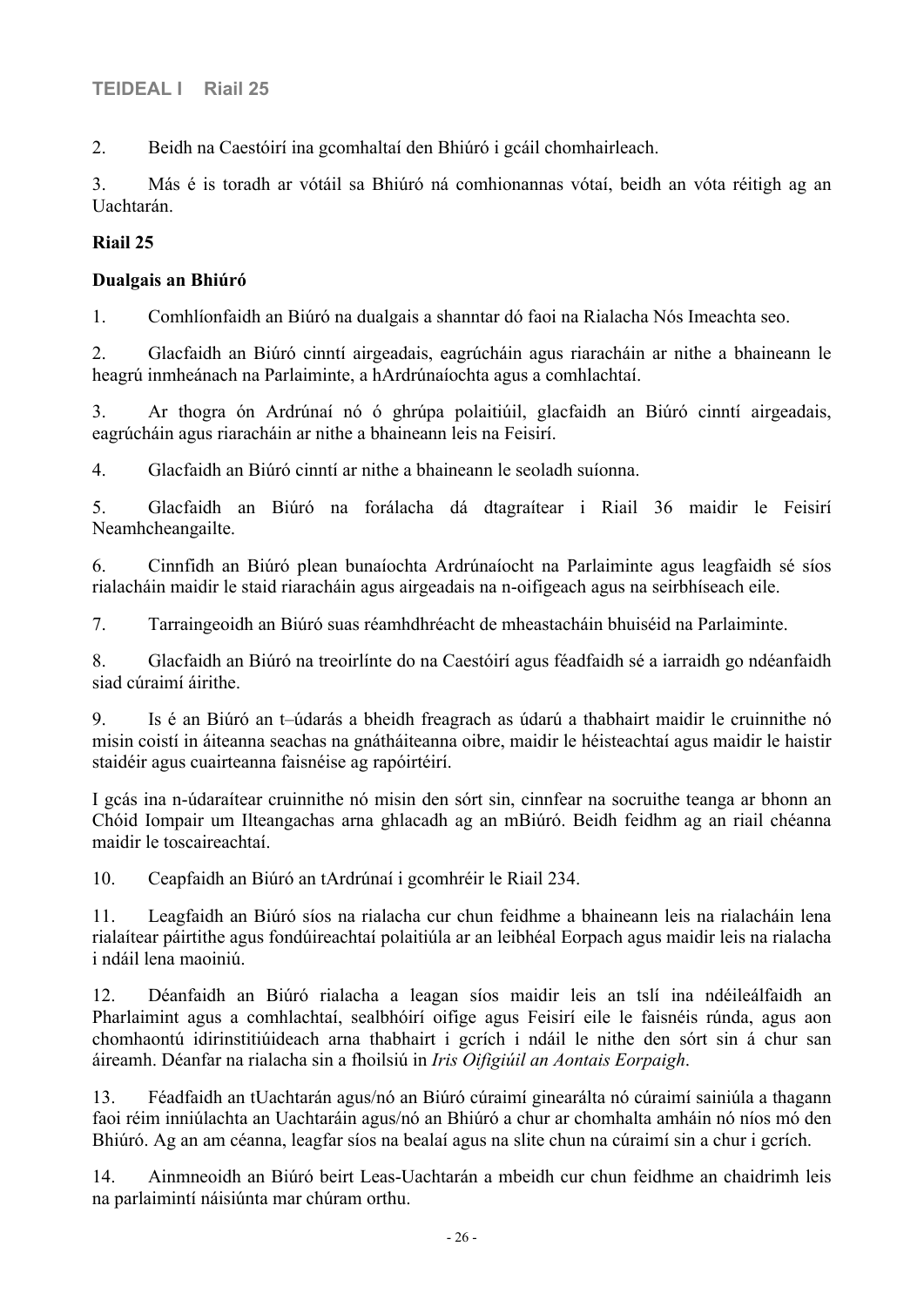2. Beidh na Caestóirí ina gcomhaltaí den Bhiúró i gcáil chomhairleach.

3. Más é is toradh ar vótáil sa Bhiúró ná comhionannas vótaí, beidh an vóta réitigh ag an Uachtarán.

**Riail 25**

**Dualgais an Bhiúró**

1. Comhlíonfaidh an Biúró na dualgais a shanntar dó faoi na Rialacha Nós Imeachta seo.

2. Glacfaidh an Biúró cinntí airgeadais, eagrúcháin agus riaracháin ar nithe a bhaineann le heagrú inmheánach na Parlaiminte, a hArdrúnaíochta agus a comhlachtaí.

3. Ar thogra ón Ardrúnaí nó ó ghrúpa polaitiúil, glacfaidh an Biúró cinntí airgeadais, eagrúcháin agus riaracháin ar nithe a bhaineann leis na Feisirí.

4. Glacfaidh an Biúró cinntí ar nithe a bhaineann le seoladh suíonna.

5. Glacfaidh an Biúró na forálacha dá dtagraítear i Riail 36 maidir le Feisirí Neamhcheangailte.

6. Cinnfidh an Biúró plean bunaíochta Ardrúnaíocht na Parlaiminte agus leagfaidh sé síos rialacháin maidir le staid riaracháin agus airgeadais na n-oifigeach agus na seirbhíseach eile.

7. Tarraingeoidh an Biúró suas réamhdhréacht de mheastacháin bhuiséid na Parlaiminte.

8. Glacfaidh an Biúró na treoirlínte do na Caestóirí agus féadfaidh sé a iarraidh go ndéanfaidh siad cúraimí áirithe.

9. Is é an Biúró an t–údarás a bheidh freagrach as údarú a thabhairt maidir le cruinnithe nó misin coistí in áiteanna seachas na gnátháiteanna oibre, maidir le héisteachtaí agus maidir le haistir staidéir agus cuairteanna faisnéise ag rapóirtéirí.

I gcás ina n-údaraítear cruinnithe nó misin den sórt sin, cinnfear na socruithe teanga ar bhonn an Chóid Iompair um Ilteangachas arna ghlacadh ag an mBiúró. Beidh feidhm ag an riail chéanna maidir le toscaireachtaí.

10. Ceapfaidh an Biúró an tArdrúnaí i gcomhréir le Riail 234.

11. Leagfaidh an Biúró síos na rialacha cur chun feidhme a bhaineann leis na rialacháin lena rialaítear páirtithe agus fondúireachtaí polaitiúla ar an leibhéal Eorpach agus maidir leis na rialacha i ndáil lena maoiniú.

12. Déanfaidh an Biúró rialacha a leagan síos maidir leis an tslí ina ndéileálfaidh an Pharlaimint agus a comhlachtaí, sealbhóirí oifige agus Feisirí eile le faisnéis rúnda, agus aon chomhaontú idirinstitiúideach arna thabhairt i gcrích i ndáil le nithe den sórt sin á chur san áireamh. Déanfar na rialacha sin a fhoilsiú in *Iris Oifigiúil an Aontais Eorpaigh*.

13. Féadfaidh an tUachtarán agus/nó an Biúró cúraimí ginearálta nó cúraimí sainiúla a thagann faoi réim inniúlachta an Uachtaráin agus/nó an Bhiúró a chur ar chomhalta amháin nó níos mó den Bhiúró. Ag an am céanna, leagfar síos na bealaí agus na slite chun na cúraimí sin a chur i gcrích.

14. Ainmneoidh an Biúró beirt Leas-Uachtarán a mbeidh cur chun feidhme an chaidrimh leis na parlaimintí náisiúnta mar chúram orthu.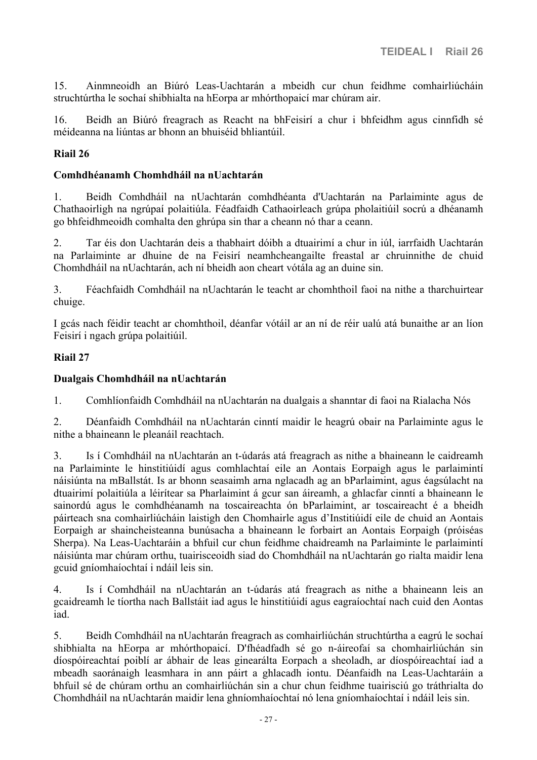15. Ainmneoidh an Biúró Leas-Uachtarán a mbeidh cur chun feidhme comhairliúcháin struchtúrtha le sochaí shibhialta na hEorpa ar mhórthopaicí mar chúram air.

16. Beidh an Biúró freagrach as Reacht na bhFeisirí a chur i bhfeidhm agus cinnfidh sé méideanna na liúntas ar bhonn an bhuiséid bhliantúil.

**Riail 26**

**Comhdhéanamh Chomhdháil na nUachtarán**

1. Beidh Comhdháil na nUachtarán comhdhéanta d'Uachtarán na Parlaiminte agus de Chathaoirligh na ngrúpaí polaitiúla. Féadfaidh Cathaoirleach grúpa pholaitiúil socrú a dhéanamh go bhfeidhmeoidh comhalta den ghrúpa sin thar a cheann nó thar a ceann.

2. Tar éis don Uachtarán deis a thabhairt dóibh a dtuairimí a chur in iúl, iarrfaidh Uachtarán na Parlaiminte ar dhuine de na Feisirí neamhcheangailte freastal ar chruinnithe de chuid Chomhdháil na nUachtarán, ach ní bheidh aon cheart vótála ag an duine sin.

3. Féachfaidh Comhdháil na nUachtarán le teacht ar chomhthoil faoi na nithe a tharchuirtear chuige.

I gcás nach féidir teacht ar chomhthoil, déanfar vótáil ar an ní de réir ualú atá bunaithe ar an líon Feisirí i ngach grúpa polaitiúil.

**Riail 27**

**Dualgais Chomhdháil na nUachtarán**

1. Comhlíonfaidh Comhdháil na nUachtarán na dualgais a shanntar di faoi na Rialacha Nós

2. Déanfaidh Comhdháil na nUachtarán cinntí maidir le heagrú obair na Parlaiminte agus le nithe a bhaineann le pleanáil reachtach.

3. Is í Comhdháil na nUachtarán an t-údarás atá freagrach as nithe a bhaineann le caidreamh na Parlaiminte le hinstitiúidí agus comhlachtaí eile an Aontais Eorpaigh agus le parlaimintí náisiúnta na mBallstát. Is ar bhonn seasaimh arna nglacadh ag an bParlaimint, agus éagsúlacht na dtuairimí polaitiúla a léirítear sa Pharlaimint á gcur san áireamh, a ghlacfar cinntí a bhaineann le sainordú agus le comhdhéanamh na toscaireachta ón bParlaimint, ar toscaireacht é a bheidh páirteach sna comhairliúcháin laistigh den Chomhairle agus d'Institiúidí eile de chuid an Aontais Eorpaigh ar shaincheisteanna bunúsacha a bhaineann le forbairt an Aontais Eorpaigh (próiséas Sherpa). Na Leas-Uachtaráin a bhfuil cur chun feidhme chaidreamh na Parlaiminte le parlaimintí náisiúnta mar chúram orthu, tuairisceoidh siad do Chomhdháil na nUachtarán go rialta maidir lena gcuid gníomhaíochtaí i ndáil leis sin.

4. Is í Comhdháil na nUachtarán an t-údarás atá freagrach as nithe a bhaineann leis an gcaidreamh le tíortha nach Ballstáit iad agus le hinstitiúidí agus eagraíochtaí nach cuid den Aontas iad.

5. Beidh Comhdháil na nUachtarán freagrach as comhairliúchán struchtúrtha a eagrú le sochaí shibhialta na hEorpa ar mhórthopaicí. D'fhéadfadh sé go n-áireofaí sa chomhairliúchán sin díospóireachtaí poiblí ar ábhair de leas ginearálta Eorpach a sheoladh, ar díospóireachtaí iad a mbeadh saoránaigh leasmhara in ann páirt a ghlacadh iontu. Déanfaidh na Leas-Uachtaráin a bhfuil sé de chúram orthu an comhairliúchán sin a chur chun feidhme tuairisciú go tráthrialta do Chomhdháil na nUachtarán maidir lena ghníomhaíochtaí nó lena gníomhaíochtaí i ndáil leis sin.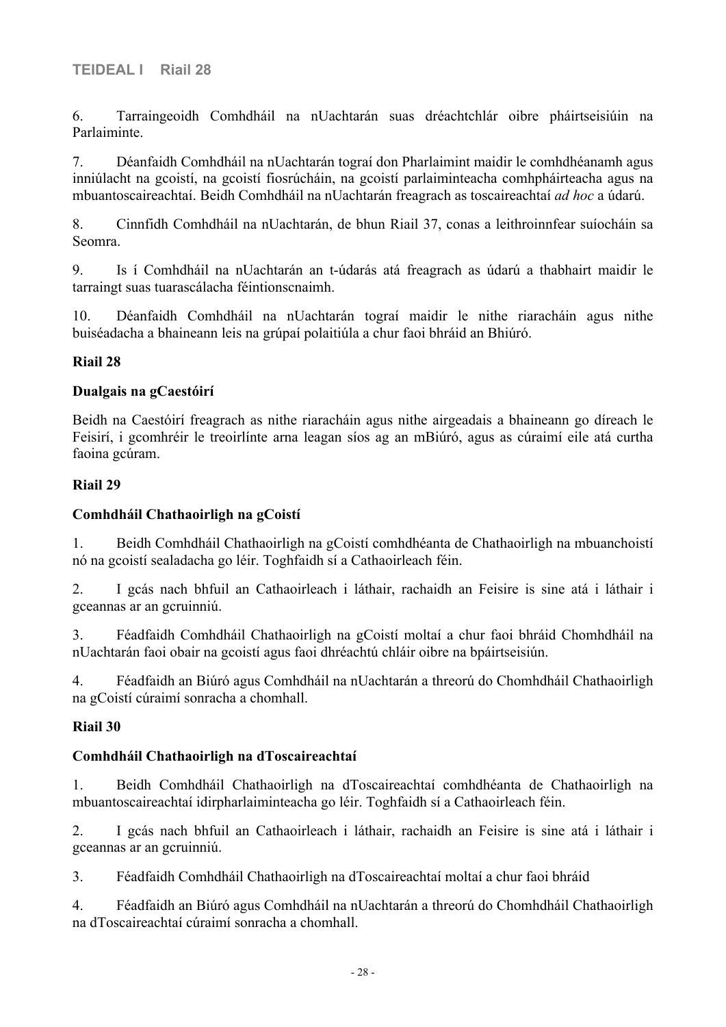6. Tarraingeoidh Comhdháil na nUachtarán suas dréachtchlár oibre pháirtseisiúin na Parlaiminte.

7. Déanfaidh Comhdháil na nUachtarán tograí don Pharlaimint maidir le comhdhéanamh agus inniúlacht na gcoistí, na gcoistí fiosrúcháin, na gcoistí parlaiminteacha comhpháirteacha agus na mbuantoscaireachtaí. Beidh Comhdháil na nUachtarán freagrach as toscaireachtaí *ad hoc* a údarú.

8. Cinnfidh Comhdháil na nUachtarán, de bhun Riail 37, conas a leithroinnfear suíocháin sa Seomra.

9. Is í Comhdháil na nUachtarán an t-údarás atá freagrach as údarú a thabhairt maidir le tarraingt suas tuarascálacha féintionscnaimh.

10. Déanfaidh Comhdháil na nUachtarán tograí maidir le nithe riaracháin agus nithe buiséadacha a bhaineann leis na grúpaí polaitiúla a chur faoi bhráid an Bhiúró.

**Riail 28**

**Dualgais na gCaestóirí**

Beidh na Caestóirí freagrach as nithe riaracháin agus nithe airgeadais a bhaineann go díreach le Feisirí, i gcomhréir le treoirlínte arna leagan síos ag an mBiúró, agus as cúraimí eile atá curtha faoina gcúram.

**Riail 29**

**Comhdháil Chathaoirligh na gCoistí**

1. Beidh Comhdháil Chathaoirligh na gCoistí comhdhéanta de Chathaoirligh na mbuanchoistí nó na gcoistí sealadacha go léir. Toghfaidh sí a Cathaoirleach féin.

2. I gcás nach bhfuil an Cathaoirleach i láthair, rachaidh an Feisire is sine atá i láthair i gceannas ar an gcruinniú.

3. Féadfaidh Comhdháil Chathaoirligh na gCoistí moltaí a chur faoi bhráid Chomhdháil na nUachtarán faoi obair na gcoistí agus faoi dhréachtú chláir oibre na bpáirtseisiún.

4. Féadfaidh an Biúró agus Comhdháil na nUachtarán a threorú do Chomhdháil Chathaoirligh na gCoistí cúraimí sonracha a chomhall.

**Riail 30**

**Comhdháil Chathaoirligh na dToscaireachtaí**

1. Beidh Comhdháil Chathaoirligh na dToscaireachtaí comhdhéanta de Chathaoirligh na mbuantoscaireachtaí idirpharlaiminteacha go léir. Toghfaidh sí a Cathaoirleach féin.

2. I gcás nach bhfuil an Cathaoirleach i láthair, rachaidh an Feisire is sine atá i láthair i gceannas ar an gcruinniú.

3. Féadfaidh Comhdháil Chathaoirligh na dToscaireachtaí moltaí a chur faoi bhráid

4. Féadfaidh an Biúró agus Comhdháil na nUachtarán a threorú do Chomhdháil Chathaoirligh na dToscaireachtaí cúraimí sonracha a chomhall.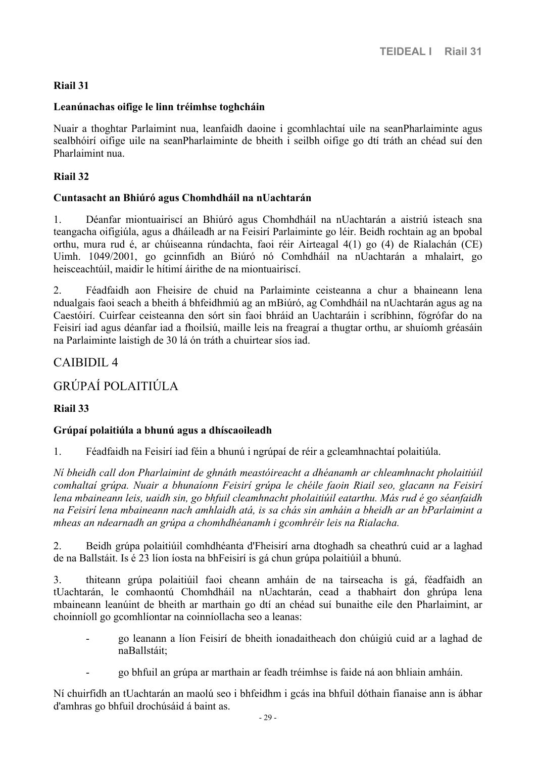### Riail 31

**Leanúnachas oifige le linn tréimhse toghcháin**

Nuair a thoghtar Parlaimint nua, leanfaidh daoine i gcomhlachtaí uile na seanPharlaiminte agus sealbhóirí oifige uile na seanPharlaiminte de bheith i seilbh oifige go dtí tráth an chéad suí den Pharlaimint nua.

### Riail 32

**Cuntasacht an Bhiúró agus Chomhdháil na nUachtarán**

1. Déanfar miontuairiscí an Bhiúró agus Chomhdháil na nUachtarán a aistriú isteach sna teangacha oifigiúla, agus a dháileadh ar na Feisirí Parlaiminte go léir. Beidh rochtain ag an bpobal orthu, mura rud é, ar chúiseanna rúndachta, faoi réir Airteagal 4(1) go (4) de Rialachán (CE) Uimh. 1049/2001, go gcinnfidh an Biúró nó Comhdháil na nUachtarán a mhalairt, go heisceachtúil, maidir le hítimí áirithe de na miontuairiscí.

2. Féadfaidh aon Fheisire de chuid na Parlaiminte ceisteanna a chur a bhaineann lena ndualgais faoi seach a bheith á bhfeidhmiú ag an mBiúró, ag Comhdháil na nUachtarán agus ag na Caestóirí. Cuirfear ceisteanna den sórt sin faoi bhráid an Uachtaráin i scríbhinn, fógrófar do na Feisirí iad agus déanfar iad a fhoilsiú, maille leis na freagraí a thugtar orthu, ar shuíomh gréasáin na Parlaiminte laistigh de 30 lá ón tráth a chuirtear síos iad.

## CAIBIDIL 4

## GRÚPAÍ POLAITIÚLA

### Riail 33

**Grúpaí polaitiúla a bhunú agus a dhíscaoileadh**

1. Féadfaidh na Feisirí iad féin a bhunú i ngrúpaí de réir a gcleamhnachtaí polaitiúla.

*Ní bheidh call don Pharlaimint de ghnáth meastóireacht a dhéanamh ar chleamhnacht pholaitiúil comhaltaí grúpa. Nuair a bhunaíonn Feisirí grúpa le chéile faoin Riail seo, glacann na Feisirí lena mbaineann leis, uaidh sin, go bhfuil cleamhnacht pholaitiúil eatarthu. Más rud é go séanfaidh na Feisirí lena mbaineann nach amhlaidh atá, is sa chás sin amháin a bheidh ar an bParlaimint a mheas an ndearnadh an grúpa a chomhdhéanamh i gcomhréir leis na Rialacha.*

2. Beidh grúpa polaitiúil comhdhéanta d'Fheisirí arna dtoghadh sa cheathrú cuid ar a laghad de na Ballstáit. Is é 23 líon íosta na bhFeisirí is gá chun grúpa polaitiúil a bhunú.

3. thiteann grúpa polaitiúil faoi cheann amháin de na tairseacha is gá, féadfaidh an tUachtarán, le comhaontú Chomhdháil na nUachtarán, cead a thabhairt don ghrúpa lena mbaineann leanúint de bheith ar marthain go dtí an chéad suí bunaithe eile den Pharlaimint, ar choinníoll go gcomhlíontar na coinníollacha seo a leanas:

- go leanann a líon Feisirí de bheith ionadaitheach don chúigiú cuid ar a laghad de naBallstáit;
- go bhfuil an grúpa ar marthain ar feadh tréimhse is faide ná aon bhliain amháin.

Ní chuirfidh an tUachtarán an maolú seo i bhfeidhm i gcás ina bhfuil dóthain fianaise ann is ábhar d'amhras go bhfuil drochúsáid á baint as.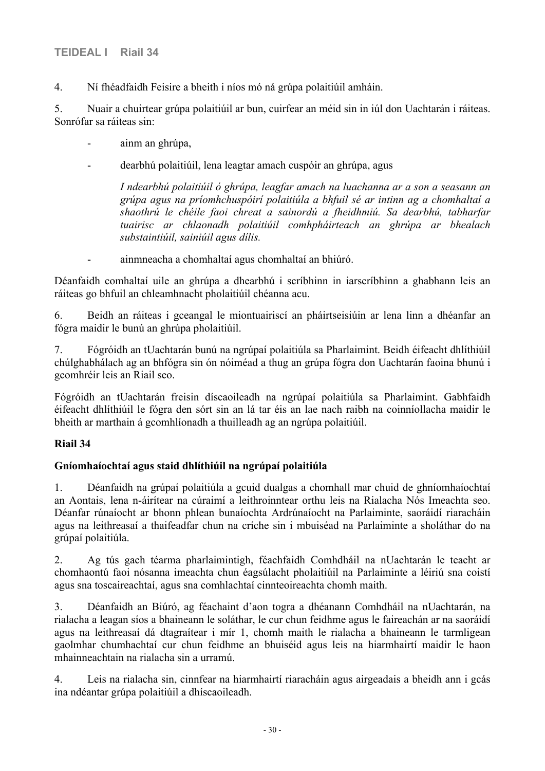4. Ní fhéadfaidh Feisire a bheith i níos mó ná grúpa polaitiúil amháin.

5. Nuair a chuirtear grúpa polaitiúil ar bun, cuirfear an méid sin in iúl don Uachtarán i ráiteas. Sonrófar sa ráiteas sin:

- ainm an ghrúpa,
- dearbhú polaitiúil, lena leagtar amach cuspóir an ghrúpa, agus

  *I ndearbhú polaitiúil ó ghrúpa, leagfar amach na luachanna ar a son a seasann an grúpa agus na príomhchuspóirí polaitiúla a bhfuil sé ar intinn ag a chomhaltaí a shaothrú le chéile faoi chreat a sainordú a fheidhmiú. Sa dearbhú, tabharfar tuairisc ar chlaonadh polaitiúil comhpháirteach an ghrúpa ar bhealach substaintiúil, sainiúil agus dílis.*

- ainmneacha a chomhaltaí agus chomhaltaí an bhiúró.

Déanfaidh comhaltaí uile an ghrúpa a dhearbhú i scríbhinn in iarscríbhinn a ghabhann leis an ráiteas go bhfuil an chleamhnacht pholaitiúil chéanna acu.

6. Beidh an ráiteas i gceangal le miontuairiscí an pháirtseisiúin ar lena linn a dhéanfar an fógra maidir le bunú an ghrúpa pholaitiúil.

7. Fógróidh an tUachtarán bunú na ngrúpaí polaitiúla sa Pharlaimint. Beidh éifeacht dhlíthiúil chúlghabhálach ag an bhfógra sin ón nóiméad a thug an grúpa fógra don Uachtarán faoina bhunú i gcomhréir leis an Riail seo.

Fógróidh an tUachtarán freisin díscaoileadh na ngrúpaí polaitiúla sa Pharlaimint. Gabhfaidh éifeacht dhlíthiúil le fógra den sórt sin an lá tar éis an lae nach raibh na coinníollacha maidir le bheith ar marthain á gcomhlíonadh a thuilleadh ag an ngrúpa polaitiúil.

## Riail 34

### Gníomhaíochtaí agus staid dhlíthiúil na ngrúpaí polaitiúla

1. Déanfaidh na grúpaí polaitiúla a gcuid dualgas a chomhall mar chuid de ghníomhaíochtaí an Aontais, lena n-áirítear na cúraimí a leithroinntear orthu leis na Rialacha Nós Imeachta seo. Déanfar rúnaíocht ar bhonn phlean bunaíochta Ardrúnaíocht na Parlaiminte, saoráidí riaracháin agus na leithreasaí a thaifeadfar chun na críche sin i mbuiséad na Parlaiminte a sholáthar do na grúpaí polaitiúla.

2. Ag tús gach téarma pharlaimintigh, féachfaidh Comhdháil na nUachtarán le teacht ar chomhaontú faoi nósanna imeachta chun éagsúlacht pholaitiúil na Parlaiminte a léiriú sna coistí agus sna toscaireachtaí, agus sna comhlachtaí cinnteoireachta chomh maith.

3. Déanfaidh an Biúró, ag féachaint d'aon togra a dhéanann Comhdháil na nUachtarán, na rialacha a leagan síos a bhaineann le soláthar, le cur chun feidhme agus le faireachán ar na saoráidí agus na leithreasaí dá dtagraítear i mír 1, chomh maith le rialacha a bhaineann le tarmligean gaolmhar chumhachtaí cur chun feidhme an bhuiséid agus leis na hiarmhairtí maidir le haon mhainneachtain na rialacha sin a urramú.

4. Leis na rialacha sin, cinnfear na hiarmhairtí riaracháin agus airgeadais a bheidh ann i gcás ina ndéantar grúpa polaitiúil a dhíscaoileadh.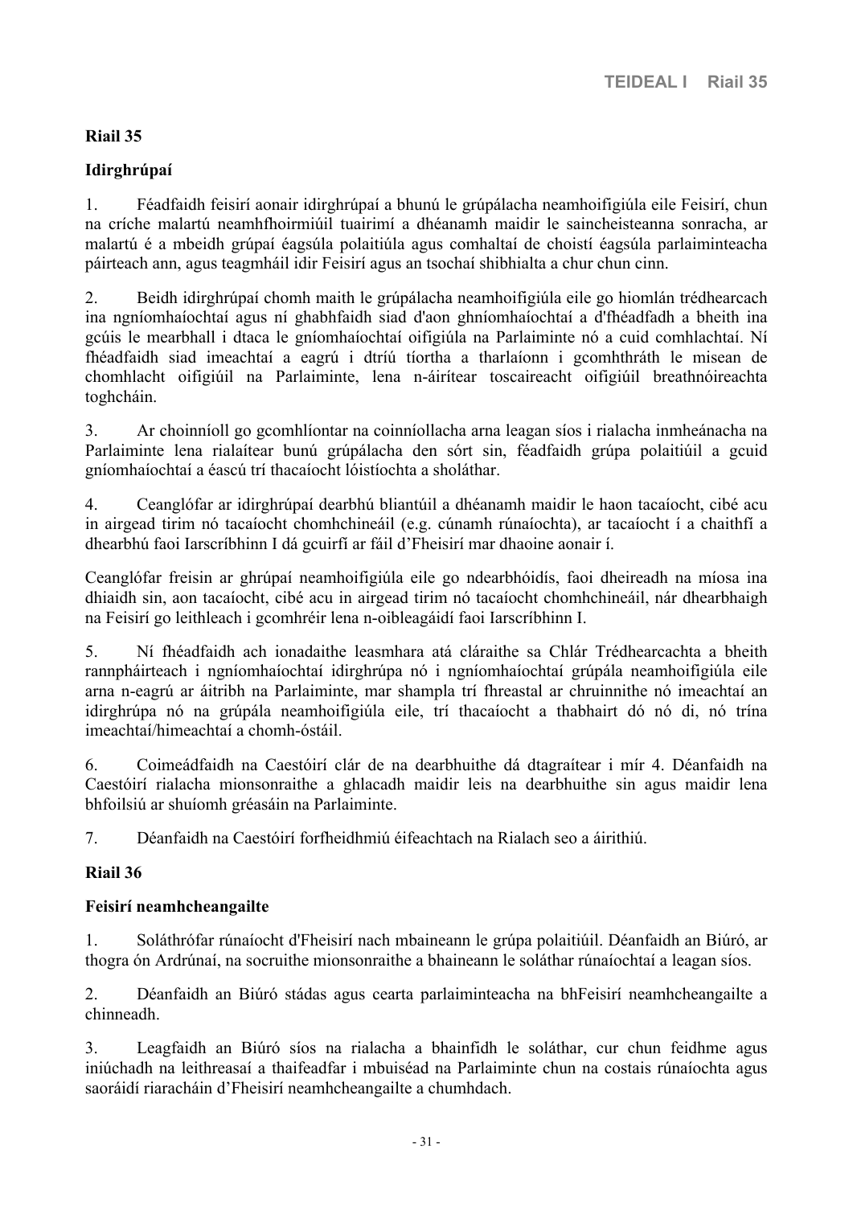## Riail 35

### Idirghrúpaí

1. Féadfaidh feisirí aonair idirghrúpaí a bhunú le grúpálacha neamhoifigiúla eile Feisirí, chun na críche malartú neamhfhoirmiúil tuairimí a dhéanamh maidir le saincheisteanna sonracha, ar malartú é a mbeidh grúpaí éagsúla polaitiúla agus comhaltaí de choistí éagsúla parlaiminteacha páirteach ann, agus teagmháil idir Feisirí agus an tsochaí shibhialta a chur chun cinn.

2. Beidh idirghrúpaí chomh maith le grúpálacha neamhoifigiúla eile go hiomlán trédhearcach ina ngníomhaíochtaí agus ní ghabhfaidh siad d'aon ghníomhaíochtaí a d'fhéadfadh a bheith ina gcúis le mearbhall i dtaca le gníomhaíochtaí oifigiúla na Parlaiminte nó a cuid comhlachtaí. Ní fhéadfaidh siad imeachtaí a eagrú i dtríú tíortha a tharlaíonn i gcomhthráth le misean de chomhlacht oifigiúil na Parlaiminte, lena n-áirítear toscaireacht oifigiúil breathnóireachta toghcháin.

3. Ar choinníoll go gcomhlíontar na coinníollacha arna leagan síos i rialacha inmheánacha na Parlaiminte lena rialaítear bunú grúpálacha den sórt sin, féadfaidh grúpa polaitiúil a gcuid gníomhaíochtaí a éascú trí thacaíocht lóistíochta a sholáthar.

4. Ceanglófar ar idirghrúpaí dearbhú bliantúil a dhéanamh maidir le haon tacaíocht, cibé acu in airgead tirim nó tacaíocht chomhchineáil (e.g. cúnamh rúnaíochta), ar tacaíocht í a chaithfí a dhearbhú faoi Iarscríbhinn I dá gcuirfí ar fáil d'Fheisirí mar dhaoine aonair í.

Ceanglófar freisin ar ghrúpaí neamhoifigiúla eile go ndearbhóidís, faoi dheireadh na míosa ina dhiaidh sin, aon tacaíocht, cibé acu in airgead tirim nó tacaíocht chomhchineáil, nár dhearbhaigh na Feisirí go leithleach i gcomhréir lena n-oibleagáidí faoi Iarscríbhinn I.

5. Ní fhéadfaidh ach ionadaithe leasmhara atá cláraithe sa Chlár Trédhearcachta a bheith rannpháirteach i ngníomhaíochtaí idirghrúpa nó i ngníomhaíochtaí grúpála neamhoifigiúla eile arna n-eagrú ar áitribh na Parlaiminte, mar shampla trí fhreastal ar chruinnithe nó imeachtaí an idirghrúpa nó na grúpála neamhoifigiúla eile, trí thacaíocht a thabhairt dó nó di, nó trína imeachtaí/himeachtaí a chomh-óstáil.

6. Coimeádfaidh na Caestóirí clár de na dearbhuithe dá dtagraítear i mír 4. Déanfaidh na Caestóirí rialacha mionsonraithe a ghlacadh maidir leis na dearbhuithe sin agus maidir lena bhfoilsiú ar shuíomh gréasáin na Parlaiminte.

7. Déanfaidh na Caestóirí forfheidhmiú éifeachtach na Rialach seo a áirithiú.

## Riail 36

### Feisirí neamhcheangailte

1. Soláthrófar rúnaíocht d'Fheisirí nach mbaineann le grúpa polaitiúil. Déanfaidh an Biúró, ar thogra ón Ardrúnaí, na socruithe mionsonraithe a bhaineann le soláthar rúnaíochtaí a leagan síos.

2. Déanfaidh an Biúró stádas agus cearta parlaiminteacha na bhFeisirí neamhcheangailte a chinneadh.

3. Leagfaidh an Biúró síos na rialacha a bhainfidh le soláthar, cur chun feidhme agus iniúchadh na leithreasaí a thaifeadfar i mbuiséad na Parlaiminte chun na costais rúnaíochta agus saoráidí riaracháin d'Fheisirí neamhcheangailte a chumhdach.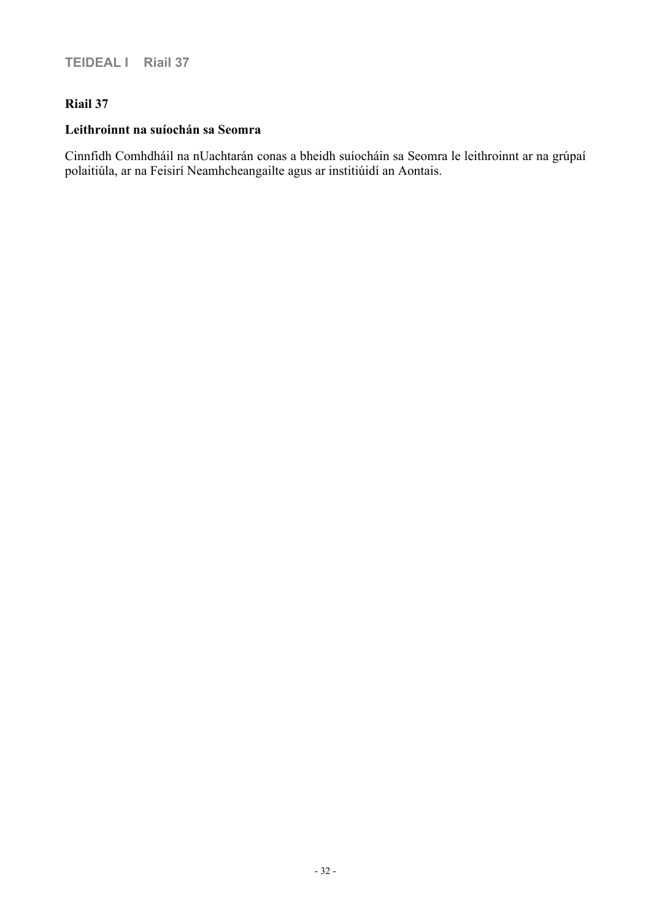## Riail 37

### Leithroinnt na suíochán sa Seomra

Cinnfidh Comhdháil na nUachtarán conas a bheidh suíocháin sa Seomra le leithroinnt ar na grúpaí polaitiúla, ar na Feisirí Neamhcheangailte agus ar institiúidí an Aontais.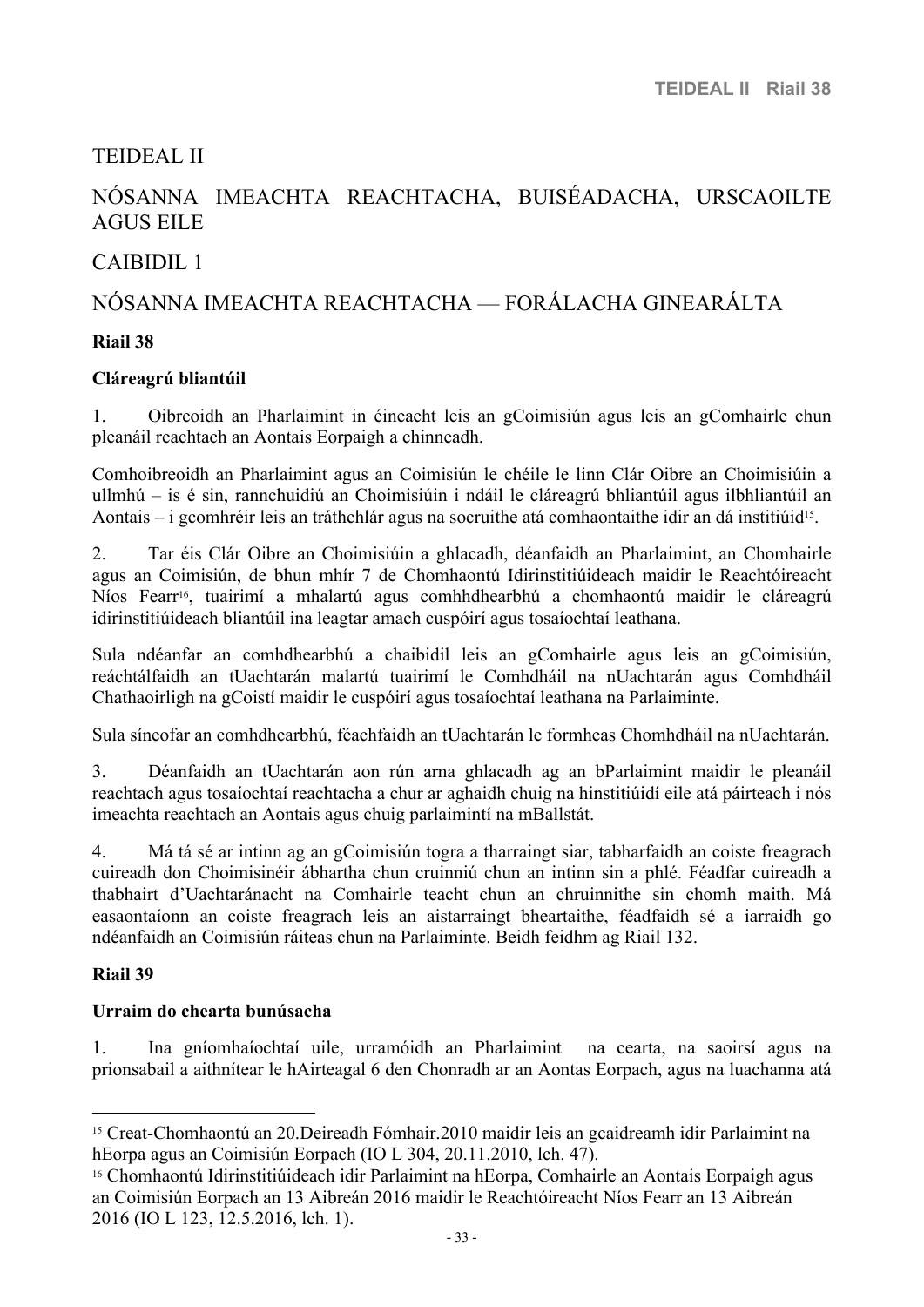# TEIDEAL II

# NÓSANNA IMEACHTA REACHTACHA, BUISÉADACHA, URSCAOILTE AGUS EILE

## CAIBIDIL 1

## NÓSANNA IMEACHTA REACHTACHA — FORÁLACHA GINEARÁLTA

### Riail 38

**Cláreagrú bliantúil**

1. Oibreoidh an Pharlaimint in éineacht leis an gCoimisiún agus leis an gComhairle chun pleanáil reachtach an Aontais Eorpaigh a chinneadh.

Comhoibreoidh an Pharlaimint agus an Coimisiún le chéile le linn Clár Oibre an Choimisiúin a ullmhú – is é sin, rannchuidiú an Choimisiúin i ndáil le cláreagrú bhliantúil agus ilbhliantúil an Aontais – i gcomhréir leis an tráthchlár agus na socruithe atá comhaontaithe idir an dá institiúid[15].

2. Tar éis Clár Oibre an Choimisiúin a ghlacadh, déanfaidh an Pharlaimint, an Chomhairle agus an Coimisiún, de bhun mhír 7 de Chomhaontú Idirinstitiúideach maidir le Reachtóireacht Níos Fearr[16], tuairimí a mhalartú agus comhdhearbhú a chomhaontú maidir le cláreagrú idirinstitiúideach bliantúil ina leagtar amach cuspóirí agus tosaíochtaí leathana.

Sula ndéanfar an comhdhearbhú a chaibidil leis an gComhairle agus leis an gCoimisiún, reáchtálfaidh an tUachtarán malartú tuairimí le Comhdháil na nUachtarán agus Comhdháil Chathaoirligh na gCoistí maidir le cuspóirí agus tosaíochtaí leathana na Parlaiminte.

Sula síneofar an comhdhearbhú, féachfaidh an tUachtarán le formheas Chomhdháil na nUachtarán.

3. Déanfaidh an tUachtarán aon rún arna ghlacadh ag an bParlaimint maidir le pleanáil reachtach agus tosaíochtaí reachtacha a chur ar aghaidh chuig na hinstitiúidí eile atá páirteach i nós imeachta reachtach an Aontais agus chuig parlaimintí na mBallstát.

4. Má tá sé ar intinn ag an gCoimisiún togra a tharraingt siar, tabharfaidh an coiste freagrach cuireadh don Choimisinéir ábhartha chun cruinniú chun an intinn sin a phlé. Féadfar cuireadh a thabhairt d'Uachtaránacht na Comhairle teacht chun an chruinnithe sin chomh maith. Má easaontaíonn an coiste freagrach leis an aistarraingt bheartaithe, féadfaidh sé a iarraidh go ndéanfaidh an Coimisiún ráiteas chun na Parlaiminte. Beidh feidhm ag Riail 132.

### Riail 39

**Urraim do chearta bunúsacha**

1. Ina gníomhaíochtaí uile, urramóidh an Pharlaimint na cearta, na saoirsí agus na prionsabail a aithnítear le hAirteagal 6 den Chonradh ar an Aontas Eorpach, agus na luachanna atá

---

[15] Creat-Chomhaontú an 20.Deireadh Fómhair.2010 maidir leis an gcaidreamh idir Parlaimint na hEorpa agus an Coimisiún Eorpach (IO L 304, 20.11.2010, lch. 47).

[16] Chomhaontú Idirinstitiúideach idir Parlaimint na hEorpa, Comhairle an Aontais Eorpaigh agus an Coimisiún Eorpach an 13 Aibreán 2016 maidir le Reachtóireacht Níos Fearr an 13 Aibreán 2016 (IO L 123, 12.5.2016, lch. 1).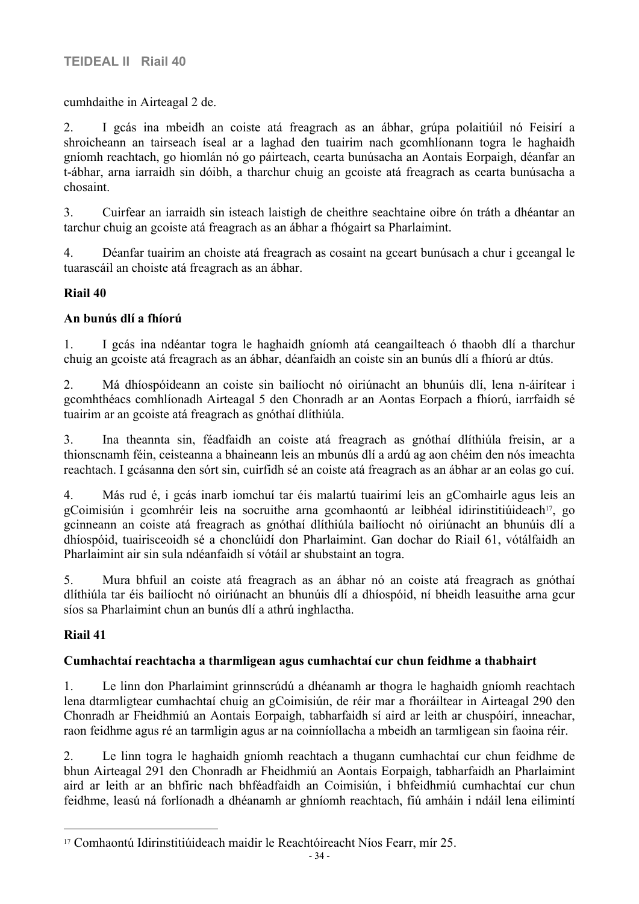cumhdaithe in Airteagal 2 de.

2. I gcás ina mbeidh an coiste atá freagrach as an ábhar, grúpa polaitiúil nó Feisirí a shroicheann an tairseach íseal ar a laghad den tuairim nach gcomhlíonann togra le haghaidh gníomh reachtach, go hiomlán nó go páirteach, cearta bunúsacha an Aontais Eorpaigh, déanfar an t-ábhar, arna iarraidh sin dóibh, a tharchur chuig an gcoiste atá freagrach as cearta bunúsacha a chosaint.

3. Cuirfear an iarraidh sin isteach laistigh de cheithre seachtaine oibre ón tráth a dhéantar an tarchur chuig an gcoiste atá freagrach as an ábhar a fhógairt sa Pharlaimint.

4. Déanfar tuairim an choiste atá freagrach as cosaint na gceart bunúsach a chur i gceangal le tuarascáil an choiste atá freagrach as an ábhar.

### Riail 40

#### An bunús dlí a fhíorú

1. I gcás ina ndéantar togra le haghaidh gníomh atá ceangailteach ó thaobh dlí a tharchur chuig an gcoiste atá freagrach as an ábhar, déanfaidh an coiste sin an bunús dlí a fhíorú ar dtús.

2. Má dhíospóideann an coiste sin bailíocht nó oiriúnacht an bhunúis dlí, lena n-áirítear i gcomhthéacs comhlíonadh Airteagal 5 den Chonradh ar an Aontas Eorpach a fhíorú, iarrfaidh sé tuairim ar an gcoiste atá freagrach as gnóthaí dlíthiúla.

3. Ina theannta sin, féadfaidh an coiste atá freagrach as gnóthaí dlíthiúla freisin, ar a thionscnamh féin, ceisteanna a bhaineann leis an mbunús dlí a ardú ag aon chéim den nós imeachta reachtach. I gcásanna den sórt sin, cuirfidh sé an coiste atá freagrach as an ábhar ar an eolas go cuí.

4. Más rud é, i gcás inarb iomchuí tar éis malartú tuairimí leis an gComhairle agus leis an gCoimisiún i gcomhréir leis na socruithe arna gcomhaontú ar leibhéal idirinstitiúideach[17], go gcinneann an coiste atá freagrach as gnóthaí dlíthiúla bailíocht nó oiriúnacht an bhunúis dlí a dhíospóid, tuairisceoidh sé a chonclúidí don Pharlaimint. Gan dochar do Riail 61, vótálfaidh an Pharlaimint air sin sula ndéanfaidh sí vótáil ar shubstaint an togra.

5. Mura bhfuil an coiste atá freagrach as an ábhar nó an coiste atá freagrach as gnóthaí dlíthiúla tar éis bailíocht nó oiriúnacht an bhunúis dlí a dhíospóid, ní bheidh leasuithe arna gcur síos sa Pharlaimint chun an bunús dlí a athrú inghlactha.

### Riail 41

#### Cumhachtaí reachtacha a tharmligean agus cumhachtaí cur chun feidhme a thabhairt

1. Le linn don Pharlaimint grinnscrúdú a dhéanamh ar thogra le haghaidh gníomh reachtach lena dtarmligtear cumhachtaí chuig an gCoimisiún, de réir mar a fhoráiltear in Airteagal 290 den Chonradh ar Fheidhmiú an Aontais Eorpaigh, tabharfaidh sí aird ar leith ar chuspóirí, inneachar, raon feidhme agus ré an tarmligin agus ar na coinníollacha a mbeidh an tarmligean sin faoina réir.

2. Le linn togra le haghaidh gníomh reachtach a thugann cumhachtaí cur chun feidhme de bhun Airteagal 291 den Chonradh ar Fheidhmiú an Aontais Eorpaigh, tabharfaidh an Pharlaimint aird ar leith ar an bhfíric nach bhféadfaidh an Coimisiún, i bhfeidhmiú cumhachtaí cur chun feidhme, leasú ná forlíonadh a dhéanamh ar ghníomh reachtach, fiú amháin i ndáil lena eilimintí

---

[17] Comhaontú Idirinstitiúideach maidir le Reachtóireacht Níos Fearr, mír 25.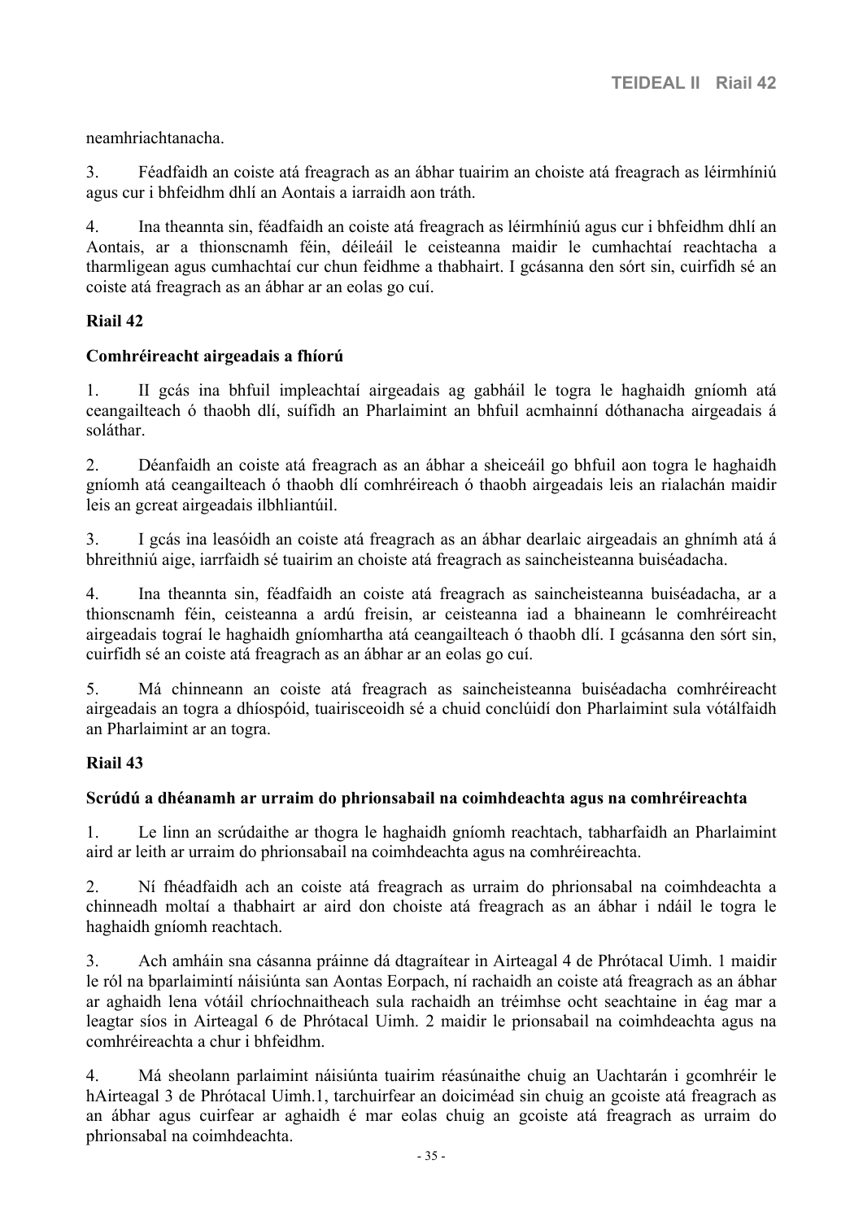neamhriachtanacha.

3. Féadfaidh an coiste atá freagrach as an ábhar tuairim an choiste atá freagrach as léirmhíniú agus cur i bhfeidhm dhlí an Aontais a iarraidh aon tráth.

4. Ina theannta sin, féadfaidh an coiste atá freagrach as léirmhíniú agus cur i bhfeidhm dhlí an Aontais, ar a thionscnamh féin, déileáil le ceisteanna maidir le cumhachtaí reachtacha a tharmligean agus cumhachtaí cur chun feidhme a thabhairt. I gcásanna den sórt sin, cuirfidh sé an coiste atá freagrach as an ábhar ar an eolas go cuí.

**Riail 42**

**Comhréireacht airgeadais a fhíorú**

1. II gcás ina bhfuil impleachtaí airgeadais ag gabháil le togra le haghaidh gníomh atá ceangailteach ó thaobh dlí, suífidh an Pharlaimint an bhfuil acmhainní dóthanacha airgeadais á soláthar.

2. Déanfaidh an coiste atá freagrach as an ábhar a sheiceáil go bhfuil aon togra le haghaidh gníomh atá ceangailteach ó thaobh dlí comhréireach ó thaobh airgeadais leis an rialachán maidir leis an gcreat airgeadais ilbhliantúil.

3. I gcás ina leasóidh an coiste atá freagrach as an ábhar dearlaic airgeadais an ghnímh atá á bhreithniú aige, iarrfaidh sé tuairim an choiste atá freagrach as saincheisteanna buiséadacha.

4. Ina theannta sin, féadfaidh an coiste atá freagrach as saincheisteanna buiséadacha, ar a thionscnamh féin, ceisteanna a ardú freisin, ar ceisteanna iad a bhaineann le comhréireacht airgeadais tograí le haghaidh gníomhartha atá ceangailteach ó thaobh dlí. I gcásanna den sórt sin, cuirfidh sé an coiste atá freagrach as an ábhar ar an eolas go cuí.

5. Má chinneann an coiste atá freagrach as saincheisteanna buiséadacha comhréireacht airgeadais an togra a dhíospóid, tuairisceoidh sé a chuid conclúidí don Pharlaimint sula vótálfaidh an Pharlaimint ar an togra.

**Riail 43**

**Scrúdú a dhéanamh ar urraim do phrionsabail na coimhdeachta agus na comhréireachta**

1. Le linn an scrúdaithe ar thogra le haghaidh gníomh reachtach, tabharfaidh an Pharlaimint aird ar leith ar urraim do phrionsabail na coimhdeachta agus na comhréireachta.

2. Ní fhéadfaidh ach an coiste atá freagrach as urraim do phrionsabal na coimhdeachta a chinneadh moltaí a thabhairt ar aird don choiste atá freagrach as an ábhar i ndáil le togra le haghaidh gníomh reachtach.

3. Ach amháin sna cásanna práinne dá dtagraítear in Airteagal 4 de Phrótacal Uimh. 1 maidir le ról na bparlaimintí náisiúnta san Aontas Eorpach, ní rachaidh an coiste atá freagrach as an ábhar ar aghaidh lena vótáil chríochnaitheach sula rachaidh an tréimhse ocht seachtaine in éag mar a leagtar síos in Airteagal 6 de Phrótacal Uimh. 2 maidir le prionsabail na coimhdeachta agus na comhréireachta a chur i bhfeidhm.

4. Má sheolann parlaimint náisiúnta tuairim réasúnaithe chuig an Uachtarán i gcomhréir le hAirteagal 3 de Phrótacal Uimh.1, tarchuirfear an doiciméad sin chuig an gcoiste atá freagrach as an ábhar agus cuirfear ar aghaidh é mar eolas chuig an gcoiste atá freagrach as urraim do phrionsabal na coimhdeachta.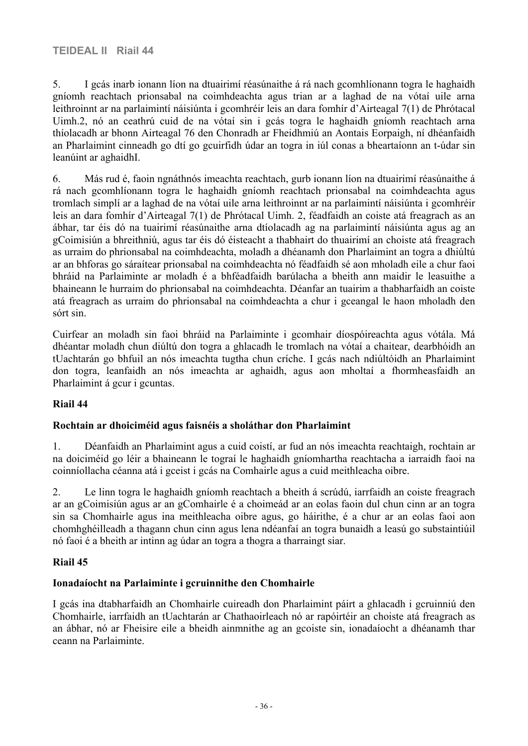5. I gcás inarb ionann líon na dtuairimí réasúnaithe á rá nach gcomhlíonann togra le haghaidh gníomh reachtach prionsabal na coimhdeachta agus trian ar a laghad de na vótaí uile arna leithroinnt ar na parlaimintí náisiúnta i gcomhréir leis an dara fomhír d'Airteagal 7(1) de Phrótacal Uimh.2, nó an ceathrú cuid de na vótaí sin i gcás togra le haghaidh gníomh reachtach arna thíolacadh ar bhonn Airteagal 76 den Chonradh ar Fheidhmiú an Aontais Eorpaigh, ní dhéanfaidh an Pharlaimint cinneadh go dtí go gcuirfidh údar an togra in iúl conas a bheartaíonn an t-údar sin leanúint ar aghaidhI.

6. Más rud é, faoin ngnáthnós imeachta reachtach, gurb ionann líon na dtuairimí réasúnaithe á rá nach gcomhlíonann togra le haghaidh gníomh reachtach prionsabal na coimhdeachta agus tromlach simplí ar a laghad de na vótaí uile arna leithroinnt ar na parlaimintí náisiúnta i gcomhréir leis an dara fomhír d'Airteagal 7(1) de Phrótacal Uimh. 2, féadfaidh an coiste atá freagrach as an ábhar, tar éis dó na tuairimí réasúnaithe arna dtíolacadh ag na parlaimintí náisiúnta agus ag an gCoimisiún a bhreithniú, agus tar éis dó éisteacht a thabhairt do thuairimí an choiste atá freagrach as urraim do phrionsabal na coimhdeachta, moladh a dhéanamh don Pharlaimint an togra a dhiúltú ar an bhforas go sáraítear prionsabal na coimhdeachta nó féadfaidh sé aon mholadh eile a chur faoi bhráid na Parlaiminte ar moladh é a bhféadfaidh barúlacha a bheith ann maidir le leasuithe a bhaineann le hurraim do phrionsabal na coimhdeachta. Déanfar an tuairim a thabharfaidh an coiste atá freagrach as urraim do phrionsabal na coimhdeachta a chur i gceangal le haon mholadh den sórt sin.

Cuirfear an moladh sin faoi bhráid na Parlaiminte i gcomhair díospóireachta agus vótála. Má dhéantar moladh chun diúltú don togra a ghlacadh le tromlach na vótaí a chaitear, dearbhóidh an tUachtarán go bhfuil an nós imeachta tugtha chun críche. I gcás nach ndiúltóidh an Pharlaimint don togra, leanfaidh an nós imeachta ar aghaidh, agus aon mholtaí a fhormheasfaidh an Pharlaimint á gcur i gcuntas.

**Riail 44**

**Rochtain ar dhoiciméid agus faisnéis a sholáthar don Pharlaimint**

1. Déanfaidh an Pharlaimint agus a cuid coistí, ar fud an nós imeachta reachtaigh, rochtain ar na doiciméid go léir a bhaineann le tograí le haghaidh gníomhartha reachtacha a iarraidh faoi na coinníollacha céanna atá i gceist i gcás na Comhairle agus a cuid meithleacha oibre.

2. Le linn togra le haghaidh gníomh reachtach a bheith á scrúdú, iarrfaidh an coiste freagrach ar an gCoimisiún agus ar an gComhairle é a choimeád ar an eolas faoin dul chun cinn ar an togra sin sa Chomhairle agus ina meithleacha oibre agus, go háirithe, é a chur ar an eolas faoi aon chomhghéilleadh a thagann chun cinn agus lena ndéanfaí an togra bunaidh a leasú go substaintiúil nó faoi é a bheith ar intinn ag údar an togra a thogra a tharraingt siar.

**Riail 45**

**Ionadaíocht na Parlaiminte i gcruinnithe den Chomhairle**

I gcás ina dtabharfaidh an Chomhairle cuireadh don Pharlaimint páirt a ghlacadh i gcruinniú den Chomhairle, iarrfaidh an tUachtarán ar Chathaoirleach nó ar rapóirtéir an choiste atá freagrach as an ábhar, nó ar Fheisire eile a bheidh ainmnithe ag an gcoiste sin, ionadaíocht a dhéanamh thar ceann na Parlaiminte.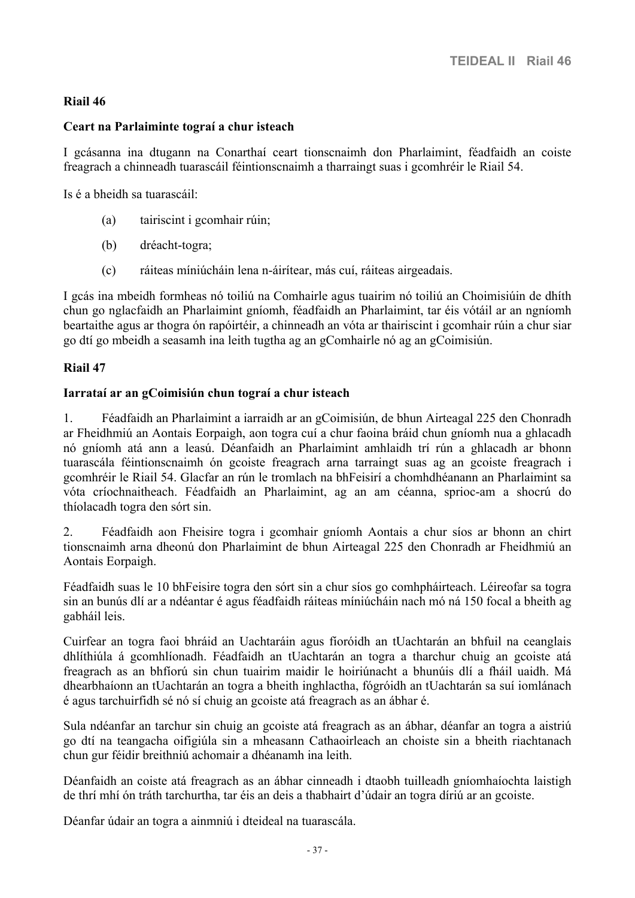**Riail 46**

**Ceart na Parlaiminte tograí a chur isteach**

I gcásanna ina dtugann na Conarthaí ceart tionscnaimh don Pharlaimint, féadfaidh an coiste freagrach a chinneadh tuarascáil féintionscnaimh a tharraingt suas i gcomhréir le Riail 54.

Is é a bheidh sa tuarascáil:

(a) tairiscint i gcomhair rúin;

(b) dréacht-togra;

(c) ráiteas míniúcháin lena n-áirítear, más cuí, ráiteas airgeadais.

I gcás ina mbeidh formheas nó toiliú na Comhairle agus tuairim nó toiliú an Choimisiúin de dhíth chun go nglacfaidh an Pharlaimint gníomh, féadfaidh an Pharlaimint, tar éis vótáil ar an ngníomh beartaithe agus ar thogra ón rapóirtéir, a chinneadh an vóta ar thairiscint i gcomhair rúin a chur siar go dtí go mbeidh a seasamh ina leith tugtha ag an gComhairle nó ag an gCoimisiún.

**Riail 47**

**Iarrataí ar an gCoimisiún chun tograí a chur isteach**

1. Féadfaidh an Pharlaimint a iarraidh ar an gCoimisiún, de bhun Airteagal 225 den Chonradh ar Fheidhmiú an Aontais Eorpaigh, aon togra cuí a chur faoina bráid chun gníomh nua a ghlacadh nó gníomh atá ann a leasú. Déanfaidh an Pharlaimint amhlaidh trí rún a ghlacadh ar bhonn tuarascála féintionscnaimh ón gcoiste freagrach arna tarraingt suas ag an gcoiste freagrach i gcomhréir le Riail 54. Glacfar an rún le tromlach na bhFeisirí a chomhdhéanann an Pharlaimint sa vóta críochnaitheach. Féadfaidh an Pharlaimint, ag an am céanna, sprioc-am a shocrú do thíolacadh togra den sórt sin.

2. Féadfaidh aon Fheisire togra i gcomhair gníomh Aontais a chur síos ar bhonn an chirt tionscnaimh arna dheonú don Pharlaimint de bhun Airteagal 225 den Chonradh ar Fheidhmiú an Aontais Eorpaigh.

Féadfaidh suas le 10 bhFeisire togra den sórt sin a chur síos go comhpháirteach. Léireofar sa togra sin an bunús dlí ar a ndéantar é agus féadfaidh ráiteas míniúcháin nach mó ná 150 focal a bheith ag gabháil leis.

Cuirfear an togra faoi bhráid an Uachtaráin agus fíoróidh an tUachtarán an bhfuil na ceanglais dhlíthiúla á gcomhlíonadh. Féadfaidh an tUachtarán an togra a tharchur chuig an gcoiste atá freagrach as an bhfíorú sin chun tuairim maidir le hoiriúnacht a bhunúis dlí a fháil uaidh. Má dhearbhaíonn an tUachtarán an togra a bheith inghlactha, fógróidh an tUachtarán sa suí iomlánach é agus tarchuirfidh sé nó sí chuig an gcoiste atá freagrach as an ábhar é.

Sula ndéanfar an tarchur sin chuig an gcoiste atá freagrach as an ábhar, déanfar an togra a aistriú go dtí na teangacha oifigiúla sin a mheasann Cathaoirleach an choiste sin a bheith riachtanach chun gur féidir breithniú achomair a dhéanamh ina leith.

Déanfaidh an coiste atá freagrach as an ábhar cinneadh i dtaobh tuilleadh gníomhaíochta laistigh de thrí mhí ón tráth tarchurtha, tar éis an deis a thabhairt d'údair an togra díriú ar an gcoiste.

Déanfar údair an togra a ainmniú i dteideal na tuarascála.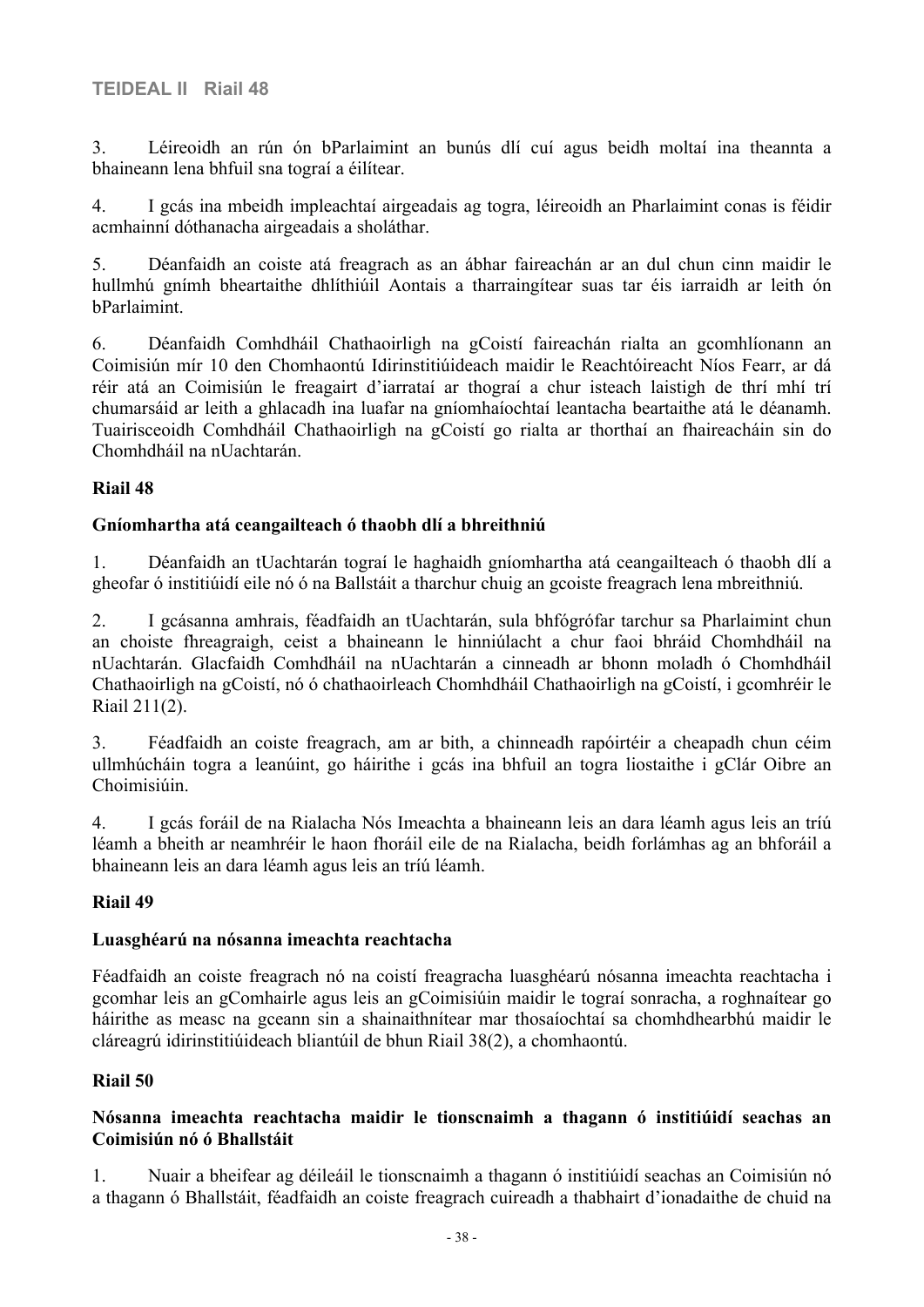3. Léireoidh an rún ón bParlaimint an bunús dlí cuí agus beidh moltaí ina theannta a bhaineann lena bhfuil sna tograí a éilítear.

4. I gcás ina mbeidh impleachtaí airgeadais ag togra, léireoidh an Pharlaimint conas is féidir acmhainní dóthanacha airgeadais a sholáthar.

5. Déanfaidh an coiste atá freagrach as an ábhar faireachán ar an dul chun cinn maidir le hullmhú gnímh bheartaithe dhlíthiúil Aontais a tharraingítear suas tar éis iarraidh ar leith ón bParlaimint.

6. Déanfaidh Comhdháil Chathaoirligh na gCoistí faireachán rialta an gcomhlíonann an Coimisiún mír 10 den Chomhaontú Idirinstitiúideach maidir le Reachtóireacht Níos Fearr, ar dá réir atá an Coimisiún le freagairt d'iarrataí ar thograí a chur isteach laistigh de thrí mhí trí chumarsáid ar leith a ghlacadh ina luafar na gníomhaíochtaí leantacha beartaithe atá le déanamh. Tuairisceoidh Comhdháil Chathaoirligh na gCoistí go rialta ar thorthaí an fhaireacháin sin do Chomhdháil na nUachtarán.

### Riail 48

#### Gníomhartha atá ceangailteach ó thaobh dlí a bhreithniú

1. Déanfaidh an tUachtarán tograí le haghaidh gníomhartha atá ceangailteach ó thaobh dlí a gheofar ó institiúidí eile nó ó na Ballstáit a tharchur chuig an gcoiste freagrach lena mbreithniú.

2. I gcásanna amhrais, féadfaidh an tUachtarán, sula bhfógrófar tarchur sa Pharlaimint chun an choiste fhreagraigh, ceist a bhaineann le hinniúlacht a chur faoi bhráid Chomhdháil na nUachtarán. Glacfaidh Comhdháil na nUachtarán a cinneadh ar bhonn moladh ó Chomhdháil Chathaoirligh na gCoistí, nó ó chathaoirleach Chomhdháil Chathaoirligh na gCoistí, i gcomhréir le Riail 211(2).

3. Féadfaidh an coiste freagrach, am ar bith, a chinneadh rapóirtéir a cheapadh chun céim ullmhúcháin togra a leanúint, go háirithe i gcás ina bhfuil an togra liostaithe i gClár Oibre an Choimisiúin.

4. I gcás foráil de na Rialacha Nós Imeachta a bhaineann leis an dara léamh agus leis an tríú léamh a bheith ar neamhréir le haon fhoráil eile de na Rialacha, beidh forlámhas ag an bhforáil a bhaineann leis an dara léamh agus leis an tríú léamh.

### Riail 49

#### Luasghéarú na nósanna imeachta reachtacha

Féadfaidh an coiste freagrach nó na coistí freagracha luasghéarú nósanna imeachta reachtacha i gcomhar leis an gComhairle agus leis an gCoimisiúin maidir le tograí sonracha, a roghnaítear go háirithe as measc na gceann sin a shainaithnítear mar thosaíochtaí sa chomhdhearbhú maidir le cláreagrú idirinstitiúideach bliantúil de bhun Riail 38(2), a chomhaontú.

### Riail 50

#### Nósanna imeachta reachtacha maidir le tionscnaimh a thagann ó institiúidí seachas an Coimisiún nó ó Bhallstáit

1. Nuair a bheifear ag déileáil le tionscnaimh a thagann ó institiúidí seachas an Coimisiún nó a thagann ó Bhallstáit, féadfaidh an coiste freagrach cuireadh a thabhairt d'ionadaithe de chuid na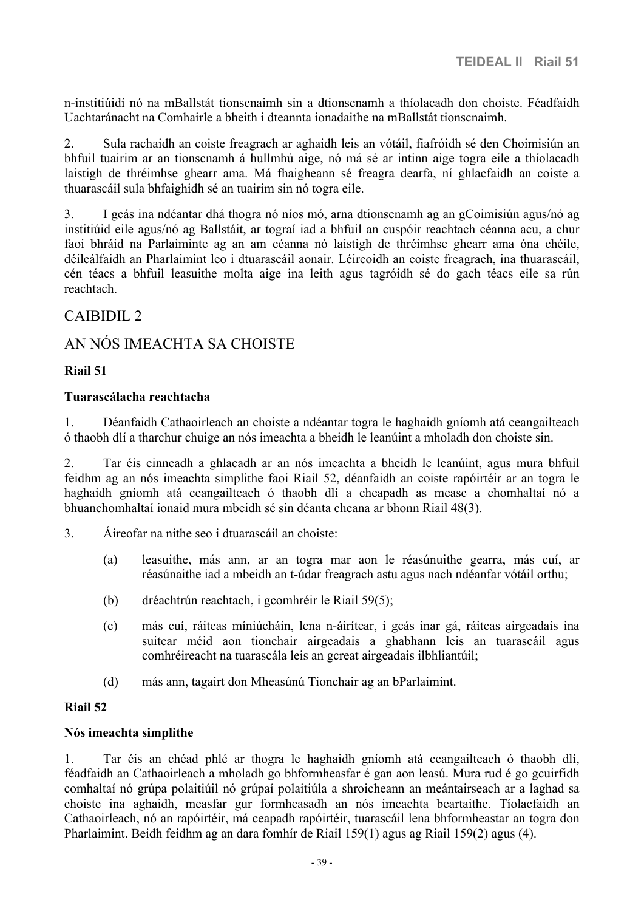n-institiúidí nó na mBallstát tionscnaimh sin a dtionscnamh a thíolacadh don choiste. Féadfaidh Uachtaránacht na Comhairle a bheith i dteannta ionadaithe na mBallstát tionscnaimh.

2. Sula rachaidh an coiste freagrach ar aghaidh leis an vótáil, fiafróidh sé den Choimisiún an bhfuil tuairim ar an tionscnamh á hullmhú aige, nó má sé ar intinn aige togra eile a thíolacadh laistigh de thréimhse ghearr ama. Má fhaigheann sé freagra dearfa, ní ghlacfaidh an coiste a thuarascáil sula bhfaighidh sé an tuairim sin nó togra eile.

3. I gcás ina ndéantar dhá thogra nó níos mó, arna dtionscnamh ag an gCoimisiún agus/nó ag institiúid eile agus/nó ag Ballstáit, ar tograí iad a bhfuil an cuspóir reachtach céanna acu, a chur faoi bhráid na Parlaiminte ag an am céanna nó laistigh de thréimhse ghearr ama óna chéile, déileálfaidh an Pharlaimint leo i dtuarascáil aonair. Léireoidh an coiste freagrach, ina thuarascáil, cén téacs a bhfuil leasuithe molta aige ina leith agus tagróidh sé do gach téacs eile sa rún reachtach.

## CAIBIDIL 2

## AN NÓS IMEACHTA SA CHOISTE

### Riail 51

#### Tuarascálacha reachtacha

1. Déanfaidh Cathaoirleach an choiste a ndéantar togra le haghaidh gníomh atá ceangailteach ó thaobh dlí a tharchur chuige an nós imeachta a bheidh le leanúint a mholadh don choiste sin.

2. Tar éis cinneadh a ghlacadh ar an nós imeachta a bheidh le leanúint, agus mura bhfuil feidhm ag an nós imeachta simplithe faoi Riail 52, déanfaidh an coiste rapóirtéir ar an togra le haghaidh gníomh atá ceangailteach ó thaobh dlí a cheapadh as measc a chomhaltaí nó a bhuanchomhaltaí ionaid mura mbeidh sé sin déanta cheana ar bhonn Riail 48(3).

3. Áireofar na nithe seo i dtuarascáil an choiste:

   (a) leasuithe, más ann, ar an togra mar aon le réasúnuithe gearra, más cuí, ar réasúnaithe iad a mbeidh an t-údar freagrach astu agus nach ndéanfar vótáil orthu;

   (b) dréachtrún reachtach, i gcomhréir le Riail 59(5);

   (c) más cuí, ráiteas míniúcháin, lena n-áirítear, i gcás inar gá, ráiteas airgeadais ina suitear méid aon tionchair airgeadais a ghabhann leis an tuarascáil agus comhréireacht na tuarascála leis an gcreat airgeadais ilbhliantúil;

   (d) más ann, tagairt don Mheasúnú Tionchair ag an bParlaimint.

### Riail 52

#### Nós imeachta simplithe

1. Tar éis an chéad phlé ar thogra le haghaidh gníomh atá ceangailteach ó thaobh dlí, féadfaidh an Cathaoirleach a mholadh go bhformheasfar é gan aon leasú. Mura rud é go gcuirfidh comhaltaí nó grúpa polaitiúil nó grúpaí polaitiúla a shroicheann an meántairseach ar a laghad sa choiste ina aghaidh, measfar gur formheasadh an nós imeachta beartaithe. Tíolacfaidh an Cathaoirleach, nó an rapóirtéir, má ceapadh rapóirtéir, tuarascáil lena bhformheastar an togra don Pharlaimint. Beidh feidhm ag an dara fomhír de Riail 159(1) agus ag Riail 159(2) agus (4).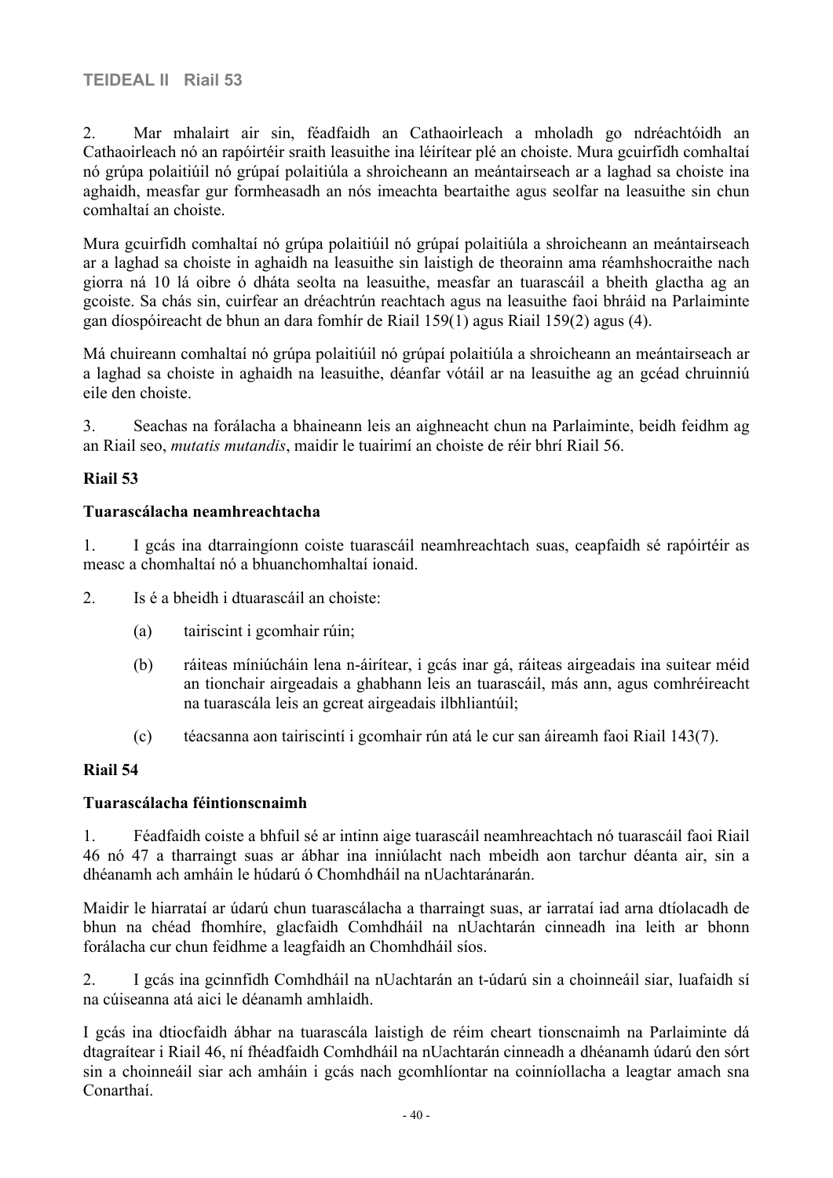2. Mar mhalairt air sin, féadfaidh an Cathaoirleach a mholadh go ndréachtóidh an Cathaoirleach nó an rapóirtéir sraith leasuithe ina léirítear plé an choiste. Mura gcuirfidh comhaltaí nó grúpa polaitiúil nó grúpaí polaitiúla a shroicheann an meántairseach ar a laghad sa choiste ina aghaidh, measfar gur formheasadh an nós imeachta beartaithe agus seolfar na leasuithe sin chun comhaltaí an choiste.

Mura gcuirfidh comhaltaí nó grúpa polaitiúil nó grúpaí polaitiúla a shroicheann an meántairseach ar a laghad sa choiste in aghaidh na leasuithe sin laistigh de theorainn ama réamhshocraithe nach giorra ná 10 lá oibre ó dháta seolta na leasuithe, measfar an tuarascáil a bheith glactha ag an gcoiste. Sa chás sin, cuirfear an dréachtrún reachtach agus na leasuithe faoi bhráid na Parlaiminte gan díospóireacht de bhun an dara fomhír de Riail 159(1) agus Riail 159(2) agus (4).

Má chuireann comhaltaí nó grúpa polaitiúil nó grúpaí polaitiúla a shroicheann an meántairseach ar a laghad sa choiste in aghaidh na leasuithe, déanfar vótáil ar na leasuithe ag an gcéad chruinniú eile den choiste.

3. Seachas na forálacha a bhaineann leis an aighneacht chun na Parlaiminte, beidh feidhm ag an Riail seo, *mutatis mutandis*, maidir le tuairimí an choiste de réir bhrí Riail 56.

**Riail 53**

**Tuarascálacha neamhreachtacha**

1. I gcás ina dtarraingíonn coiste tuarascáil neamhreachtach suas, ceapfaidh sé rapóirtéir as measc a chomhaltaí nó a bhuanchomhaltaí ionaid.

2. Is é a bheidh i dtuarascáil an choiste:

(a) tairiscint i gcomhair rúin;

(b) ráiteas míniúcháin lena n-áirítear, i gcás inar gá, ráiteas airgeadais ina suitear méid an tionchair airgeadais a ghabhann leis an tuarascáil, más ann, agus comhréireacht na tuarascála leis an gcreat airgeadais ilbhliantúil;

(c) téacsanna aon tairiscintí i gcomhair rún atá le cur san áireamh faoi Riail 143(7).

**Riail 54**

**Tuarascálacha féintionscnaimh**

1. Féadfaidh coiste a bhfuil sé ar intinn aige tuarascáil neamhreachtach nó tuarascáil faoi Riail 46 nó 47 a tharraingt suas ar ábhar ina inniúlacht nach mbeidh aon tarchur déanta air, sin a dhéanamh ach amháin le húdarú ó Chomhdháil na nUachtaránarán.

Maidir le hiarrataí ar údarú chun tuarascálacha a tharraingt suas, ar iarrataí iad arna dtíolacadh de bhun na chéad fhomhíre, glacfaidh Comhdháil na nUachtarán cinneadh ina leith ar bhonn forálacha cur chun feidhme a leagfaidh an Chomhdháil síos.

2. I gcás ina gcinnfidh Comhdháil na nUachtarán an t-údarú sin a choinneáil siar, luafaidh sí na cúiseanna atá aici le déanamh amhlaidh.

I gcás ina dtiocfaidh ábhar na tuarascála laistigh de réim cheart tionscnaimh na Parlaiminte dá dtagraítear i Riail 46, ní fhéadfaidh Comhdháil na nUachtarán cinneadh a dhéanamh údarú den sórt sin a choinneáil siar ach amháin i gcás nach gcomhlíontar na coinníollacha a leagtar amach sna Conarthaí.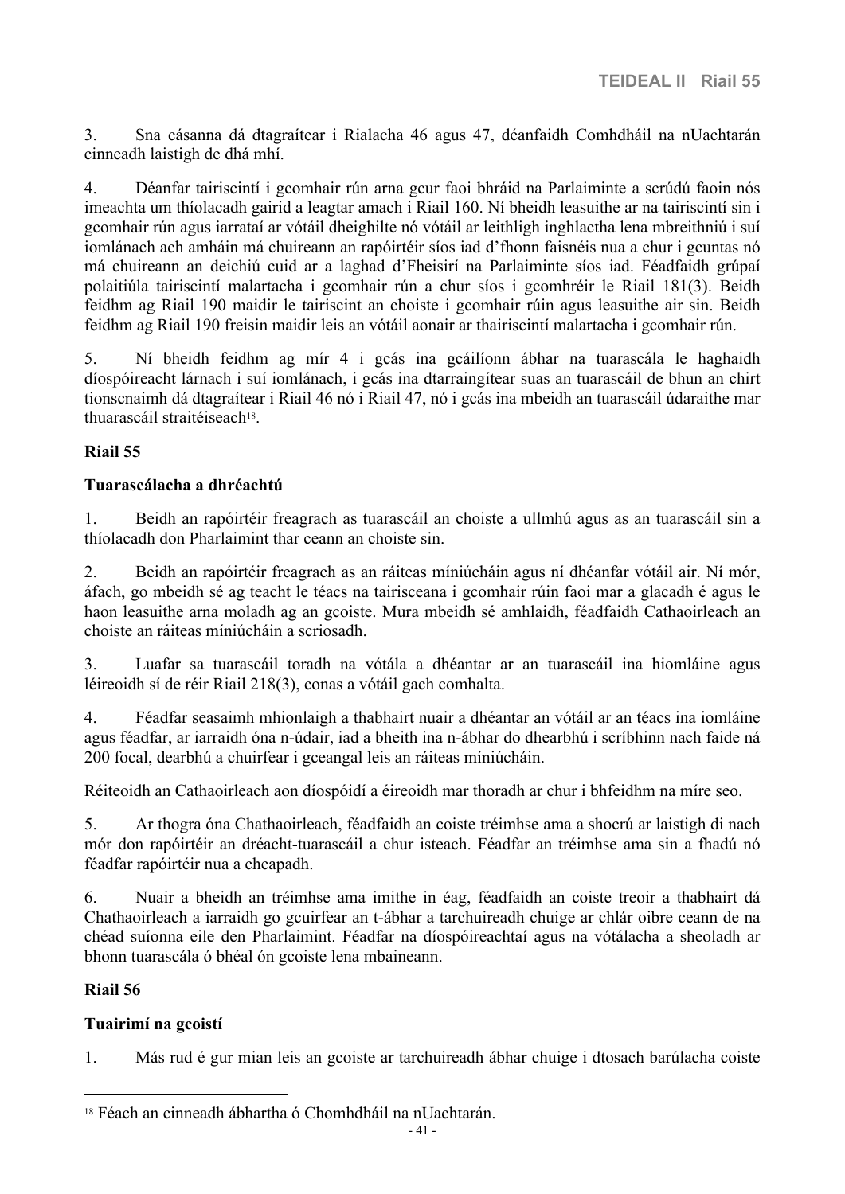3. Sna cásanna dá dtagraítear i Rialacha 46 agus 47, déanfaidh Comhdháil na nUachtarán cinneadh laistigh de dhá mhí.

4. Déanfar tairiscintí i gcomhair rún arna gcur faoi bhráid na Parlaiminte a scrúdú faoin nós imeachta um thíolacadh gairid a leagtar amach i Riail 160. Ní bheidh leasuithe ar na tairiscintí sin i gcomhair rún agus iarrataí ar vótáil dheighilte nó vótáil ar leithligh inghlactha lena mbreithniú i suí iomlánach ach amháin má chuireann an rapóirtéir síos iad d'fhonn faisnéis nua a chur i gcuntas nó má chuireann an deichiú cuid ar a laghad d'Fheisirí na Parlaiminte síos iad. Féadfaidh grúpaí polaitiúla tairiscintí malartacha i gcomhair rún a chur síos i gcomhréir le Riail 181(3). Beidh feidhm ag Riail 190 maidir le tairiscint an choiste i gcomhair rúin agus leasuithe air sin. Beidh feidhm ag Riail 190 freisin maidir leis an vótáil aonair ar thairiscintí malartacha i gcomhair rún.

5. Ní bheidh feidhm ag mír 4 i gcás ina gcáilíonn ábhar na tuarascála le haghaidh díospóireacht lárnach i suí iomlánach, i gcás ina dtarraingítear suas an tuarascáil de bhun an chirt tionscnaimh dá dtagraítear i Riail 46 nó i Riail 47, nó i gcás ina mbeidh an tuarascáil údaraithe mar thuarascáil straitéiseach[18].

**Riail 55**

**Tuarascálacha a dhréachtú**

1. Beidh an rapóirtéir freagrach as tuarascáil an choiste a ullmhú agus as an tuarascáil sin a thíolacadh don Pharlaimint thar ceann an choiste sin.

2. Beidh an rapóirtéir freagrach as an ráiteas míniúcháin agus ní dhéanfar vótáil air. Ní mór, áfach, go mbeidh sé ag teacht le téacs na tairisceana i gcomhair rúin faoi mar a glacadh é agus le haon leasuithe arna moladh ag an gcoiste. Mura mbeidh sé amhlaidh, féadfaidh Cathaoirleach an choiste an ráiteas míniúcháin a scriosadh.

3. Luafar sa tuarascáil toradh na vótála a dhéantar ar an tuarascáil ina hiomláine agus léireoidh sí de réir Riail 218(3), conas a vótáil gach comhalta.

4. Féadfar seasaimh mhionlaigh a thabhairt nuair a dhéantar an vótáil ar an téacs ina iomláine agus féadfar, ar iarraidh óna n-údair, iad a bheith ina n-ábhar do dhearbhú i scríbhinn nach faide ná 200 focal, dearbhú a chuirfear i gceangal leis an ráiteas míniúcháin.

Réiteoidh an Cathaoirleach aon díospóidí a éireoidh mar thoradh ar chur i bhfeidhm na míre seo.

5. Ar thogra óna Chathaoirleach, féadfaidh an coiste tréimhse ama a shocrú ar laistigh di nach mór don rapóirtéir an dréacht-tuarascáil a chur isteach. Féadfar an tréimhse ama sin a fhadú nó féadfar rapóirtéir nua a cheapadh.

6. Nuair a bheidh an tréimhse ama imithe in éag, féadfaidh an coiste treoir a thabhairt dá Chathaoirleach a iarraidh go gcuirfear an t-ábhar a tarchuireadh chuige ar chlár oibre ceann de na chéad suíonna eile den Pharlaimint. Féadfar na díospóireachtaí agus na vótálacha a sheoladh ar bhonn tuarascála ó bhéal ón gcoiste lena mbaineann.

**Riail 56**

**Tuairimí na gcoistí**

1. Más rud é gur mian leis an gcoiste ar tarchuireadh ábhar chuige i dtosach barúlacha coiste

---

[18] Féach an cinneadh ábhartha ó Chomhdháil na nUachtarán.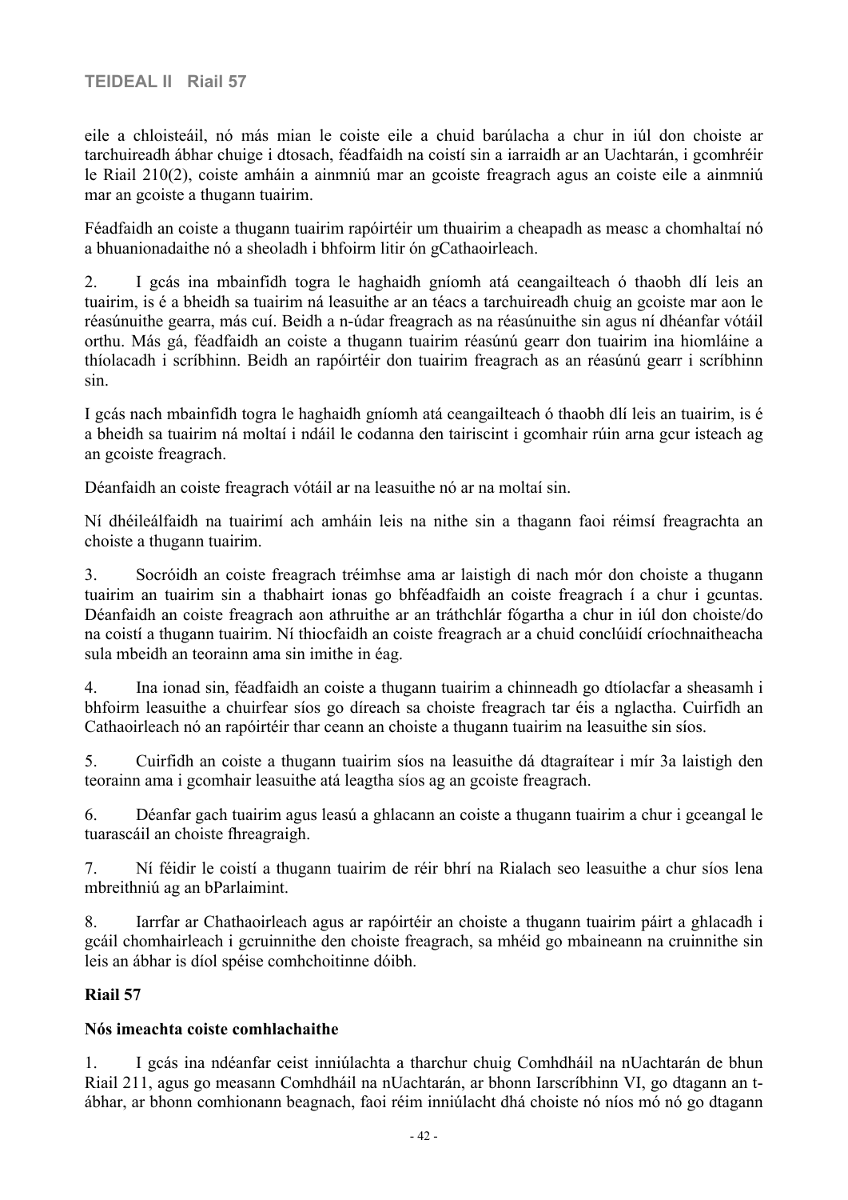eile a chloisteáil, nó más mian le coiste eile a chuid barúlacha a chur in iúl don choiste ar tarchuireadh ábhar chuige i dtosach, féadfaidh na coistí sin a iarraidh ar an Uachtarán, i gcomhréir le Riail 210(2), coiste amháin a ainmniú mar an gcoiste freagrach agus an coiste eile a ainmniú mar an gcoiste a thugann tuairim.

Féadfaidh an coiste a thugann tuairim rapóirtéir um thuairim a cheapadh as measc a chomhaltaí nó a bhuanionadaithe nó a sheoladh i bhfoirm litir ón gCathaoirleach.

2. I gcás ina mbainfidh togra le haghaidh gníomh atá ceangailteach ó thaobh dlí leis an tuairim, is é a bheidh sa tuairim ná leasuithe ar an téacs a tarchuireadh chuig an gcoiste mar aon le réasúnuithe gearra, más cuí. Beidh a n-údar freagrach as na réasúnuithe sin agus ní dhéanfar vótáil orthu. Más gá, féadfaidh an coiste a thugann tuairim réasúnú gearr don tuairim ina hiomláine a thíolacadh i scríbhinn. Beidh an rapóirtéir don tuairim freagrach as an réasúnú gearr i scríbhinn sin.

I gcás nach mbainfidh togra le haghaidh gníomh atá ceangailteach ó thaobh dlí leis an tuairim, is é a bheidh sa tuairim ná moltaí i ndáil le codanna den tairiscint i gcomhair rúin arna gcur isteach ag an gcoiste freagrach.

Déanfaidh an coiste freagrach vótáil ar na leasuithe nó ar na moltaí sin.

Ní dhéileálfaidh na tuairimí ach amháin leis na nithe sin a thagann faoi réimsí freagrachta an choiste a thugann tuairim.

3. Socróidh an coiste freagrach tréimhse ama ar laistigh di nach mór don choiste a thugann tuairim an tuairim sin a thabhairt ionas go bhféadfaidh an coiste freagrach í a chur i gcuntas. Déanfaidh an coiste freagrach aon athruithe ar an tráthchlár fógartha a chur in iúl don choiste/do na coistí a thugann tuairim. Ní thiocfaidh an coiste freagrach ar a chuid conclúidí críochnaitheacha sula mbeidh an teorainn ama sin imithe in éag.

4. Ina ionad sin, féadfaidh an coiste a thugann tuairim a chinneadh go dtíolacfar a sheasamh i bhfoirm leasuithe a chuirfear síos go díreach sa choiste freagrach tar éis a nglactha. Cuirfidh an Cathaoirleach nó an rapóirtéir thar ceann an choiste a thugann tuairim na leasuithe sin síos.

5. Cuirfidh an coiste a thugann tuairim síos na leasuithe dá dtagraítear i mír 3a laistigh den teorainn ama i gcomhair leasuithe atá leagtha síos ag an gcoiste freagrach.

6. Déanfar gach tuairim agus leasú a ghlacann an coiste a thugann tuairim a chur i gceangal le tuarascáil an choiste fhreagraigh.

7. Ní féidir le coistí a thugann tuairim de réir bhrí na Rialach seo leasuithe a chur síos lena mbreithniú ag an bParlaimint.

8. Iarrfar ar Chathaoirleach agus ar rapóirtéir an choiste a thugann tuairim páirt a ghlacadh i gcáil chomhairleach i gcruinnithe den choiste freagrach, sa mhéid go mbaineann na cruinnithe sin leis an ábhar is díol spéise comhchoitinne dóibh.

**Riail 57**

**Nós imeachta coiste comhlachaithe**

1. I gcás ina ndéanfar ceist inniúlachta a tharchur chuig Comhdháil na nUachtarán de bhun Riail 211, agus go measann Comhdháil na nUachtarán, ar bhonn Iarscríbhinn VI, go dtagann an t-ábhar, ar bhonn comhionann beagnach, faoi réim inniúlacht dhá choiste nó níos mó nó go dtagann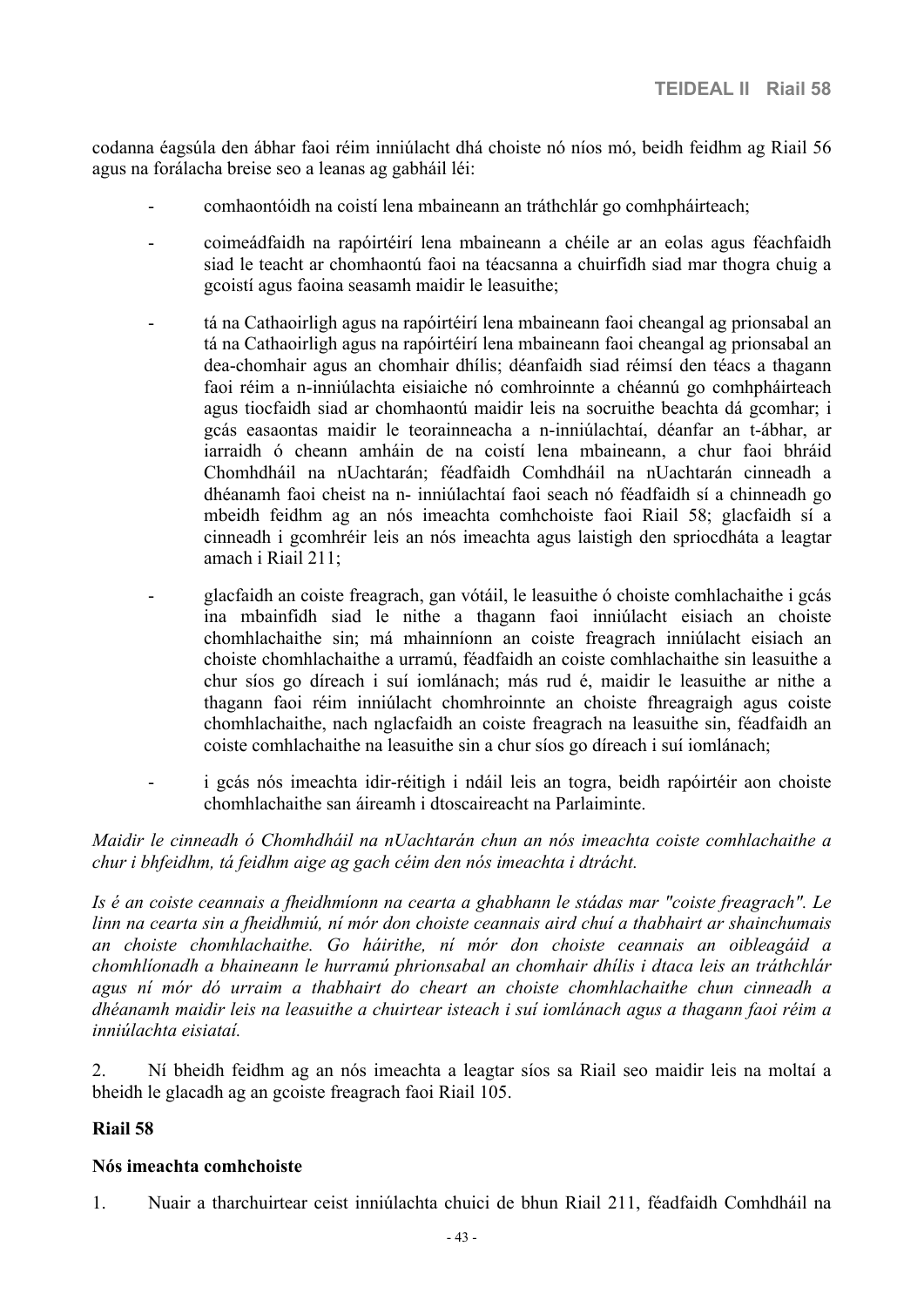codanna éagsúla den ábhar faoi réim inniúlacht dhá choiste nó níos mó, beidh feidhm ag Riail 56 agus na forálacha breise seo a leanas ag gabháil léi:

- comhaontóidh na coistí lena mbaineann an tráthchlár go comhpháirteach;
- coimeádfaidh na rapóirtéirí lena mbaineann a chéile ar an eolas agus féachfaidh siad le teacht ar chomhaontú faoi na téacsanna a chuirfidh siad mar thogra chuig a gcoistí agus faoina seasamh maidir le leasuithe;
- tá na Cathaoirligh agus na rapóirtéirí lena mbaineann faoi cheangal ag prionsabal an tá na Cathaoirligh agus na rapóirtéirí lena mbaineann faoi cheangal ag prionsabal an dea-chomhair agus an chomhair dhílis; déanfaidh siad réimsí den téacs a thagann faoi réim a n-inniúlachta eisiaiche nó comhroinnte a chéannú go comhpháirteach agus tiocfaidh siad ar chomhaontú maidir leis na socruithe beachta dá gcomhar; i gcás easaontas maidir le teorainneacha a n-inniúlachtaí, déanfar an t-ábhar, ar iarraidh ó cheann amháin de na coistí lena mbaineann, a chur faoi bhráid Chomhdháil na nUachtarán; féadfaidh Comhdháil na nUachtarán cinneadh a dhéanamh faoi cheist na n- inniúlachtaí faoi seach nó féadfaidh sí a chinneadh go mbeidh feidhm ag an nós imeachta comhchoiste faoi Riail 58; glacfaidh sí a cinneadh i gcomhréir leis an nós imeachta agus laistigh den spriocdháta a leagtar amach i Riail 211;
- glacfaidh an coiste freagrach, gan vótáil, le leasuithe ó choiste comhlachaithe i gcás ina mbainfidh siad le nithe a thagann faoi inniúlacht eisiach an choiste chomhlachaithe sin; má mhainníonn an coiste freagrach inniúlacht eisiach an choiste chomhlachaithe a urramú, féadfaidh an coiste comhlachaithe sin leasuithe a chur síos go díreach i suí iomlánach; más rud é, maidir le leasuithe ar nithe a thagann faoi réim inniúlacht chomhroinnte an choiste fhreagraigh agus coiste chomhlachaithe, nach nglacfaidh an coiste freagrach na leasuithe sin, féadfaidh an coiste comhlachaithe na leasuithe sin a chur síos go díreach i suí iomlánach;
- i gcás nós imeachta idir-réitigh i ndáil leis an togra, beidh rapóirtéir aon choiste chomhlachaithe san áireamh i dtoscaireacht na Parlaiminte.

*Maidir le cinneadh ó Chomhdháil na nUachtarán chun an nós imeachta coiste comhlachaithe a chur i bhfeidhm, tá feidhm aige ag gach céim den nós imeachta i dtrácht.*

*Is é an coiste ceannais a fheidhmíonn na cearta a ghabhann le stádas mar "coiste freagrach". Le linn na cearta sin a fheidhmiú, ní mór don choiste ceannais aird chuí a thabhairt ar shainchumais an choiste chomhlachaithe. Go háirithe, ní mór don choiste ceannais an oibleagáid a chomhlíonadh a bhaineann le hurramú phrionsabal an chomhair dhílis i dtaca leis an tráthchlár agus ní mór dó urraim a thabhairt do cheart an choiste chomhlachaithe chun cinneadh a dhéanamh maidir leis na leasuithe a chuirtear isteach i suí iomlánach agus a thagann faoi réim a inniúlachta eisiataí.*

2. Ní bheidh feidhm ag an nós imeachta a leagtar síos sa Riail seo maidir leis na moltaí a bheidh le glacadh ag an gcoiste freagrach faoi Riail 105.

**Riail 58**

**Nós imeachta comhchoiste**

1. Nuair a tharchuirtear ceist inniúlachta chuici de bhun Riail 211, féadfaidh Comhdháil na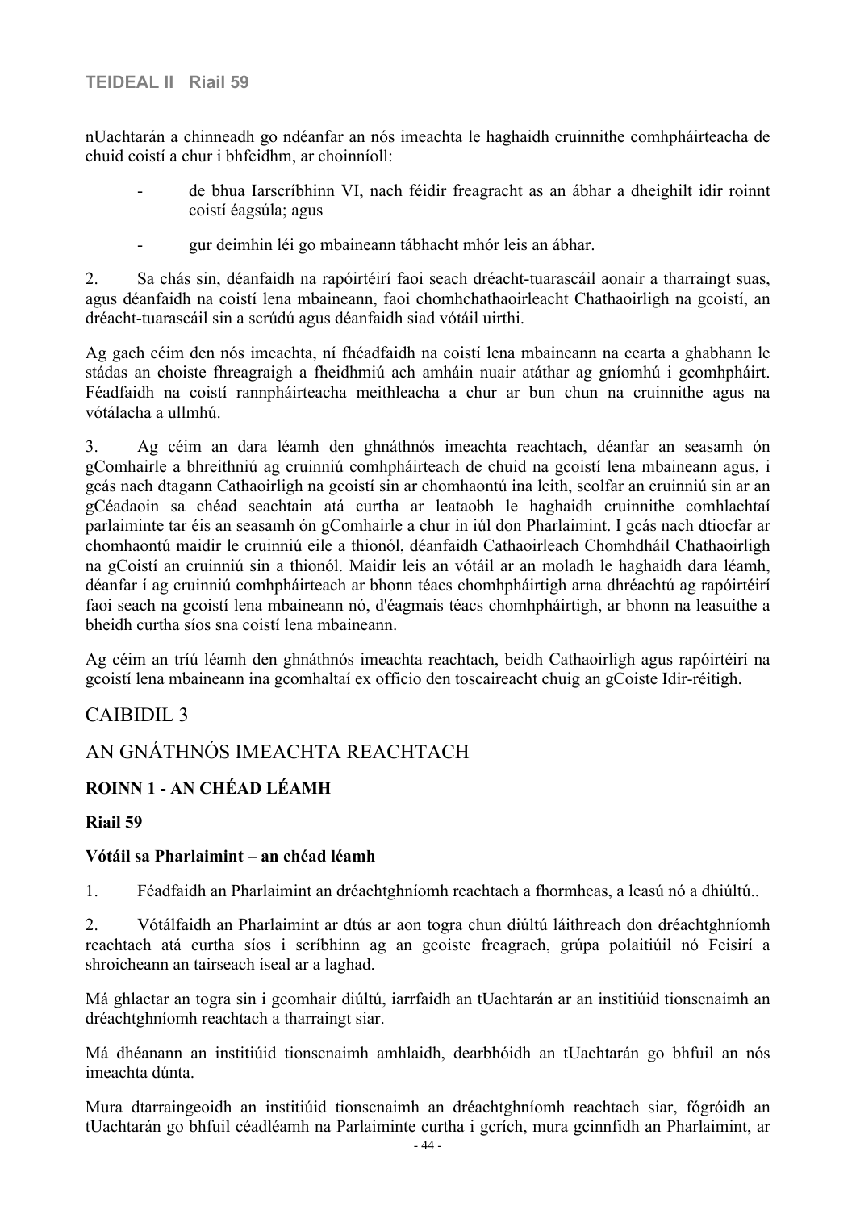nUachtarán a chinneadh go ndéanfar an nós imeachta le haghaidh cruinnithe comhpháirteacha de chuid coistí a chur i bhfeidhm, ar choinníoll:

- de bhua Iarscríbhinn VI, nach féidir freagracht as an ábhar a dheighilt idir roinnt coistí éagsúla; agus
- gur deimhin léi go mbaineann tábhacht mhór leis an ábhar.

2. Sa chás sin, déanfaidh na rapóirtéirí faoi seach dréacht-tuarascáil aonair a tharraingt suas, agus déanfaidh na coistí lena mbaineann, faoi chomhchathaoirleacht Chathaoirligh na gcoistí, an dréacht-tuarascáil sin a scrúdú agus déanfaidh siad vótáil uirthi.

Ag gach céim den nós imeachta, ní fhéadfaidh na coistí lena mbaineann na cearta a ghabhann le stádas an choiste fhreagraigh a fheidhmiú ach amháin nuair atáthar ag gníomhú i gcomhpháirt. Féadfaidh na coistí rannpháirteacha meithleacha a chur ar bun chun na cruinnithe agus na vótálacha a ullmhú.

3. Ag céim an dara léamh den ghnáthnós imeachta reachtach, déanfar an seasamh ón gComhairle a bhreithniú ag cruinniú comhpháirteach de chuid na gcoistí lena mbaineann agus, i gcás nach dtagann Cathaoirligh na gcoistí sin ar chomhaontú ina leith, seolfar an cruinniú sin ar an gCéadaoin sa chéad seachtain atá curtha ar leataobh le haghaidh cruinnithe comhlachtaí parlaiminte tar éis an seasamh ón gComhairle a chur in iúl don Pharlaimint. I gcás nach dtiocfar ar chomhaontú maidir le cruinniú eile a thionól, déanfaidh Cathaoirleach Chomhdháil Chathaoirligh na gCoistí an cruinniú sin a thionól. Maidir leis an vótáil ar an moladh le haghaidh dara léamh, déanfar í ag cruinniú comhpháirteach ar bhonn téacs chomhpháirtigh arna dhréachtú ag rapóirtéirí faoi seach na gcoistí lena mbaineann nó, d'éagmais téacs chomhpháirtigh, ar bhonn na leasuithe a bheidh curtha síos sna coistí lena mbaineann.

Ag céim an tríú léamh den ghnáthnós imeachta reachtach, beidh Cathaoirligh agus rapóirtéirí na gcoistí lena mbaineann ina gcomhaltaí ex officio den toscaireacht chuig an gCoiste Idir-réitigh.

## CAIBIDIL 3

## AN GNÁTHNÓS IMEACHTA REACHTACH

### ROINN 1 - AN CHÉAD LÉAMH

#### Riail 59

#### Vótáil sa Pharlaimint – an chéad léamh

1. Féadfaidh an Pharlaimint an dréachtghníomh reachtach a fhormheas, a leasú nó a dhiúltú..

2. Vótálfaidh an Pharlaimint ar dtús ar aon togra chun diúltú láithreach don dréachtghníomh reachtach atá curtha síos i scríbhinn ag an gcoiste freagrach, grúpa polaitiúil nó Feisirí a shroicheann an tairseach íseal ar a laghad.

Má ghlactar an togra sin i gcomhair diúltú, iarrfaidh an tUachtarán ar an institiúid tionscnaimh an dréachtghníomh reachtach a tharraingt siar.

Má dhéanann an institiúid tionscnaimh amhlaidh, dearbhóidh an tUachtarán go bhfuil an nós imeachta dúnta.

Mura dtarraingeoidh an institiúid tionscnaimh an dréachtghníomh reachtach siar, fógróidh an tUachtarán go bhfuil céadléamh na Parlaiminte curtha i gcrích, mura gcinnfidh an Pharlaimint, ar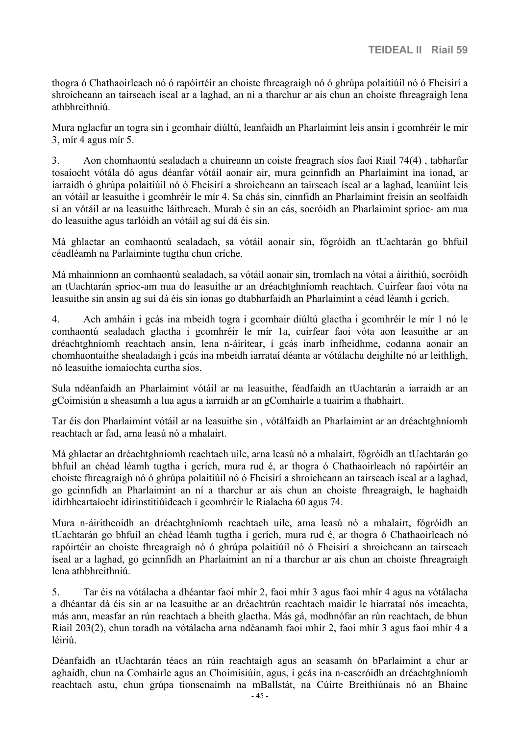thogra ó Chathaoirleach nó ó rapóirtéir an choiste fhreagraigh nó ó ghrúpa polaitiúil nó ó Fheisirí a shroicheann an tairseach íseal ar a laghad, an ní a tharchur ar ais chun an choiste fhreagraigh lena athbhreithniú.

Mura nglacfar an togra sin i gcomhair diúltú, leanfaidh an Pharlaimint leis ansin i gcomhréir le mír 3, mír 4 agus mír 5.

3. Aon chomhaontú sealadach a chuireann an coiste freagrach síos faoi Riail 74(4) , tabharfar tosaíocht vótála dó agus déanfar vótáil aonair air, mura gcinnfidh an Pharlaimint ina ionad, ar iarraidh ó ghrúpa polaitiúil nó ó Fheisirí a shroicheann an tairseach íseal ar a laghad, leanúint leis an vótáil ar leasuithe i gcomhréir le mír 4. Sa chás sin, cinnfidh an Pharlaimint freisin an seolfaidh sí an vótáil ar na leasuithe láithreach. Murab é sin an cás, socróidh an Pharlaimint sprioc- am nua do leasuithe agus tarlóidh an vótáil ag suí dá éis sin.

Má ghlactar an comhaontú sealadach, sa vótáil aonair sin, fógróidh an tUachtarán go bhfuil céadléamh na Parlaiminte tugtha chun críche.

Má mhainníonn an comhaontú sealadach, sa vótáil aonair sin, tromlach na vótaí a áirithiú, socróidh an tUachtarán sprioc-am nua do leasuithe ar an dréachtghníomh reachtach. Cuirfear faoi vóta na leasuithe sin ansin ag suí dá éis sin ionas go dtabharfaidh an Pharlaimint a céad léamh i gcrích.

4. Ach amháin i gcás ina mbeidh togra i gcomhair diúltú glactha i gcomhréir le mír 1 nó le comhaontú sealadach glactha i gcomhréir le mír 1a, cuirfear faoi vóta aon leasuithe ar an dréachtghníomh reachtach ansin, lena n-áirítear, i gcás inarb infheidhme, codanna aonair an chomhaontaithe shealadaigh i gcás ina mbeidh iarrataí déanta ar vótálacha deighilte nó ar leithligh, nó leasuithe iomaíochta curtha síos.

Sula ndéanfaidh an Pharlaimint vótáil ar na leasuithe, féadfaidh an tUachtarán a iarraidh ar an gCoimisiún a sheasamh a lua agus a iarraidh ar an gComhairle a tuairim a thabhairt.

Tar éis don Pharlaimint vótáil ar na leasuithe sin , vótálfaidh an Pharlaimint ar an dréachtghníomh reachtach ar fad, arna leasú nó a mhalairt.

Má ghlactar an dréachtghníomh reachtach uile, arna leasú nó a mhalairt, fógróidh an tUachtarán go bhfuil an chéad léamh tugtha i gcrích, mura rud é, ar thogra ó Chathaoirleach nó rapóirtéir an choiste fhreagraigh nó ó ghrúpa polaitiúil nó ó Fheisirí a shroicheann an tairseach íseal ar a laghad, go gcinnfidh an Pharlaimint an ní a tharchur ar ais chun an choiste fhreagraigh, le haghaidh idirbheartaíocht idirinstitiúideach i gcomhréir le Rialacha 60 agus 74.

Mura n-áiritheoidh an dréachtghníomh reachtach uile, arna leasú nó a mhalairt, fógróidh an tUachtarán go bhfuil an chéad léamh tugtha i gcrích, mura rud é, ar thogra ó Chathaoirleach nó rapóirtéir an choiste fhreagraigh nó ó ghrúpa polaitiúil nó ó Fheisirí a shroicheann an tairseach íseal ar a laghad, go gcinnfidh an Pharlaimint an ní a tharchur ar ais chun an choiste fhreagraigh lena athbhreithniú.

5. Tar éis na vótálacha a dhéantar faoi mhír 2, faoi mhír 3 agus faoi mhír 4 agus na vótálacha a dhéantar dá éis sin ar na leasuithe ar an dréachtrún reachtach maidir le hiarrataí nós imeachta, más ann, measfar an rún reachtach a bheith glactha. Más gá, modhnófar an rún reachtach, de bhun Riail 203(2), chun toradh na vótálacha arna ndéanamh faoi mhír 2, faoi mhír 3 agus faoi mhír 4 a léiriú.

Déanfaidh an tUachtarán téacs an rúin reachtaigh agus an seasamh ón bParlaimint a chur ar aghaidh, chun na Comhairle agus an Choimisiúin, agus, i gcás ina n-eascróidh an dréachtghníomh reachtach astu, chun grúpa tionscnaimh na mBallstát, na Cúirte Breithiúnais nó an Bhainc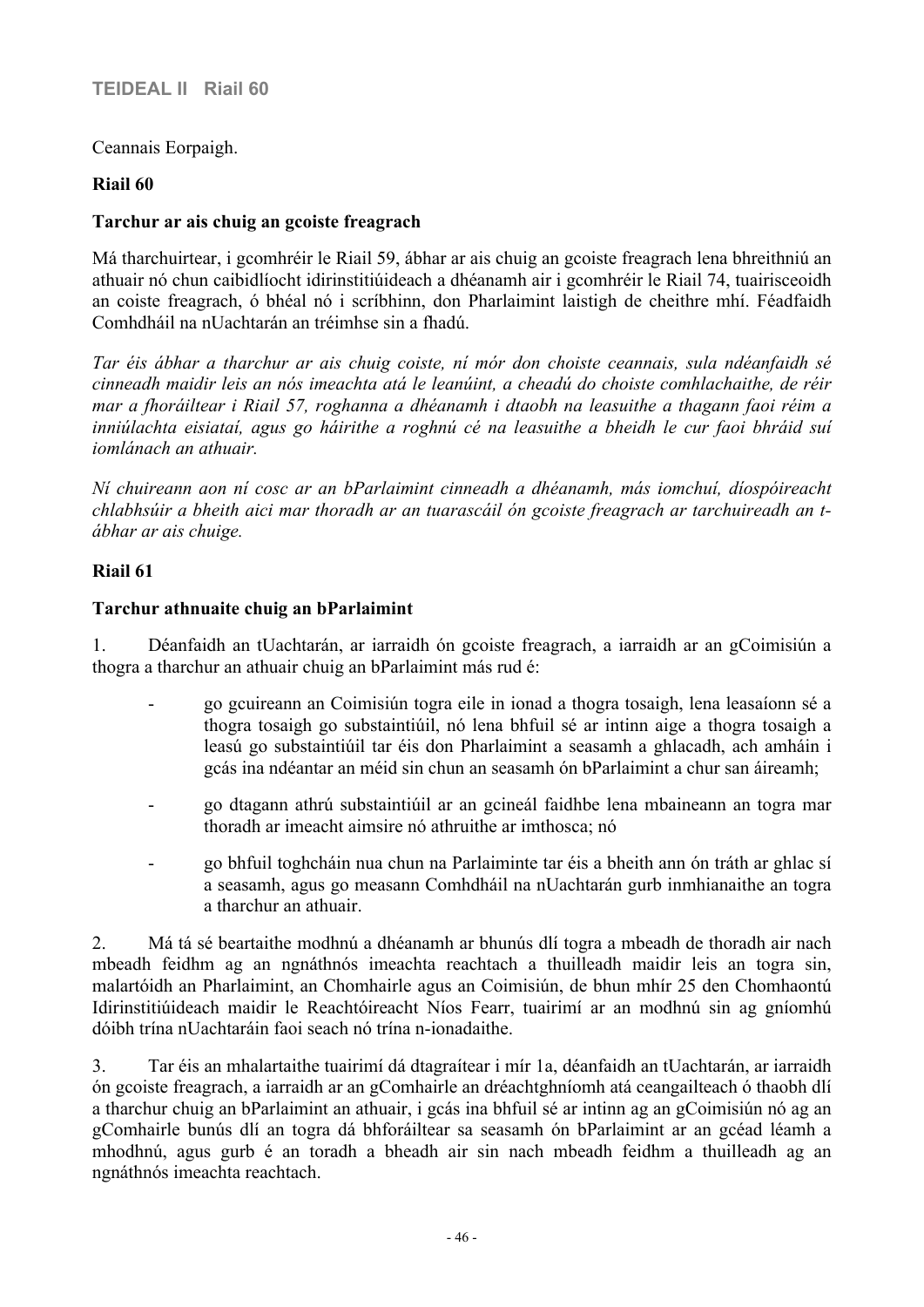Ceannais Eorpaigh.

**Riail 60**

**Tarchur ar ais chuig an gcoiste freagrach**

Má tharchuirtear, i gcomhréir le Riail 59, ábhar ar ais chuig an gcoiste freagrach lena bhreithniú an athuair nó chun caibidlíocht idirinstitiúideach a dhéanamh air i gcomhréir le Riail 74, tuairisceoidh an coiste freagrach, ó bhéal nó i scríbhinn, don Pharlaimint laistigh de cheithre mhí. Féadfaidh Comhdháil na nUachtarán an tréimhse sin a fhadú.

*Tar éis ábhar a tharchur ar ais chuig coiste, ní mór don choiste ceannais, sula ndéanfaidh sé cinneadh maidir leis an nós imeachta atá le leanúint, a cheadú do choiste comhlachaithe, de réir mar a fhoráiltear i Riail 57, roghanna a dhéanamh i dtaobh na leasuithe a thagann faoi réim a inniúlachta eisiataí, agus go háirithe a roghnú cé na leasuithe a bheidh le cur faoi bhráid suí iomlánach an athuair.*

*Ní chuireann aon ní cosc ar an bParlaimint cinneadh a dhéanamh, más iomchuí, díospóireacht chlabhsúir a bheith aici mar thoradh ar an tuarascáil ón gcoiste freagrach ar tharchuireadh an t-ábhar ar ais chuige.*

**Riail 61**

**Tarchur athnuaite chuig an bParlaimint**

1. Déanfaidh an tUachtarán, ar iarraidh ón gcoiste freagrach, a iarraidh ar an gCoimisiún a thogra a tharchur an athuair chuig an bParlaimint más rud é:

- go gcuireann an Coimisiún togra eile in ionad a thogra tosaigh, lena leasaíonn sé a thogra tosaigh go substaintiúil, nó lena bhfuil sé ar intinn aige a thogra tosaigh a leasú go substaintiúil tar éis don Pharlaimint a seasamh a ghlacadh, ach amháin i gcás ina ndéantar an méid sin chun an seasamh ón bParlaimint a chur san áireamh;
- go dtagann athrú substaintiúil ar an gcineál faidhbe lena mbaineann an togra mar thoradh ar imeacht aimsire nó athruithe ar imthosca; nó
- go bhfuil toghcháin nua chun na Parlaiminte tar éis a bheith ann ón tráth ar ghlac sí a seasamh, agus go measann Comhdháil na nUachtarán gurb inmhianaithe an togra a tharchur an athuair.

2. Má tá sé beartaithe modhnú a dhéanamh ar bhunús dlí togra a mbeadh de thoradh air nach mbeadh feidhm ag an ngnáthnós imeachta reachtach a thuilleadh maidir leis an togra sin, malartóidh an Pharlaimint, an Chomhairle agus an Coimisiún, de bhun mhír 25 den Chomhaontú Idirinstitiúideach maidir le Reachtóireacht Níos Fearr, tuairimí ar an modhnú sin ag gníomhú dóibh trína nUachtaráin faoi seach nó trína n-ionadaithe.

3. Tar éis an mhalartaithe tuairimí dá dtagraítear i mír 1a, déanfaidh an tUachtarán, ar iarraidh ón gcoiste freagrach, a iarraidh ar an gComhairle an dréachtghníomh atá ceangailteach ó thaobh dlí a tharchur chuig an bParlaimint an athuair, i gcás ina bhfuil sé ar intinn ag an gCoimisiún nó ag an gComhairle bunús dlí an togra dá bhforáiltear sa seasamh ón bParlaimint ar an gcéad léamh a mhodhnú, agus gurb é an toradh a bheadh air sin nach mbeadh feidhm a thuilleadh ag an ngnáthnós imeachta reachtach.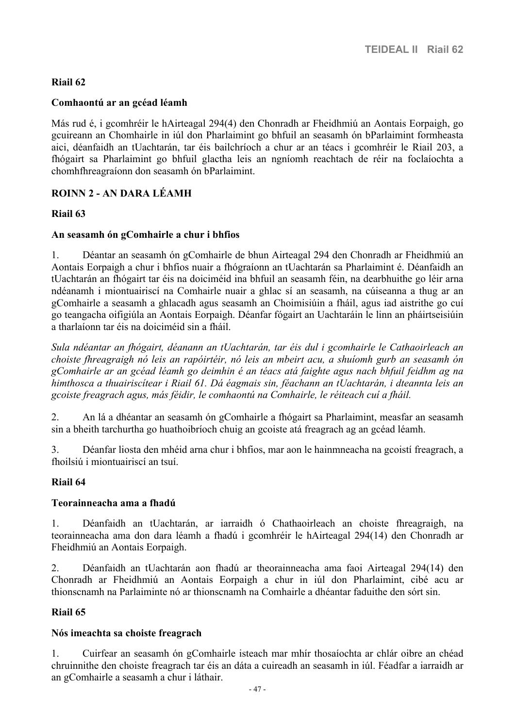**Riail 62**

**Comhaontú ar an gcéad léamh**

Más rud é, i gcomhréir le hAirteagal 294(4) den Chonradh ar Fheidhmiú an Aontais Eorpaigh, go gcuireann an Chomhairle in iúl don Pharlaimint go bhfuil an seasamh ón bParlaimint formheasta aici, déanfaidh an tUachtarán, tar éis bailchríoch a chur ar an téacs i gcomhréir le Riail 203, a fhógairt sa Pharlaimint go bhfuil glactha leis an ngníomh reachtach de réir na foclaíochta a chomhfhreagraíonn don seasamh ón bParlaimint.

## ROINN 2 - AN DARA LÉAMH

**Riail 63**

**An seasamh ón gComhairle a chur i bhfios**

1. Déantar an seasamh ón gComhairle de bhun Airteagal 294 den Chonradh ar Fheidhmiú an Aontais Eorpaigh a chur i bhfios nuair a fhógraíonn an tUachtarán sa Pharlaimint é. Déanfaidh an tUachtarán an fhógairt tar éis na doiciméid ina bhfuil an seasamh féin, na dearbhuithe go léir arna ndéanamh i miontuairiscí na Comhairle nuair a ghlac sí an seasamh, na cúiseanna a thug ar an gComhairle a seasamh a ghlacadh agus seasamh an Choimisiúin a fháil, agus iad aistrithe go cuí go teangacha oifigiúla an Aontais Eorpaigh. Déanfar fógairt an Uachtaráin le linn an pháirtseisiúin a tharlaíonn tar éis na doiciméid sin a fháil.

*Sula ndéantar an fhógairt, déanann an tUachtarán, tar éis dul i gcomhairle le Cathaoirleach an choiste fhreagraigh nó leis an rapóirtéir, nó leis an mbeirt acu, a shuíomh gurb an seasamh ón gComhairle ar an gcéad léamh go deimhin é an téacs atá faighte agus nach bhfuil feidhm ag na himthosca a thuairiscítear i Riail 61. Dá éagmais sin, féachann an tUachtarán, i dteannta leis an gcoiste freagrach agus, más féidir, le comhaontú na Comhairle, le réiteach cuí a fháil.*

2. An lá a dhéantar an seasamh ón gComhairle a fhógairt sa Pharlaimint, measfar an seasamh sin a bheith tarchurtha go huathoibríoch chuig an gcoiste atá freagrach ag an gcéad léamh.

3. Déanfar liosta den mhéid arna chur i bhfios, mar aon le hainmneacha na gcoistí freagrach, a fhoilsiú i miontuairiscí an tsuí.

**Riail 64**

**Teorainneacha ama a fhadú**

1. Déanfaidh an tUachtarán, ar iarraidh ó Chathaoirleach an choiste fhreagraigh, na teorainneacha ama don dara léamh a fhadú i gcomhréir le hAirteagal 294(14) den Chonradh ar Fheidhmiú an Aontais Eorpaigh.

2. Déanfaidh an tUachtarán aon fhadú ar theorainneacha ama faoi Airteagal 294(14) den Chonradh ar Fheidhmiú an Aontais Eorpaigh a chur in iúl don Pharlaimint, cibé acu ar thionscnamh na Parlaiminte nó ar thionscnamh na Comhairle a dhéantar faduithe den sórt sin.

**Riail 65**

**Nós imeachta sa choiste freagrach**

1. Cuirfear an seasamh ón gComhairle isteach mar mhír thosaíochta ar chlár oibre an chéad chruinnithe den choiste freagrach tar éis an dáta a cuireadh an seasamh in iúl. Féadfar a iarraidh ar an gComhairle a seasamh a chur i láthair.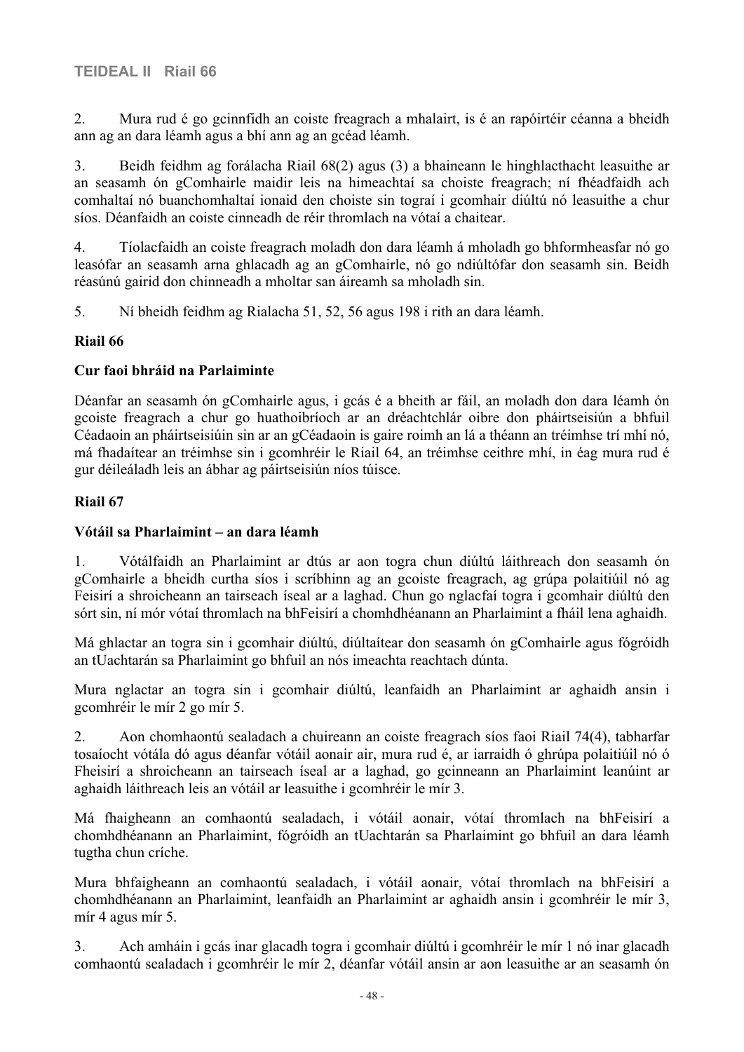2. Mura rud é go gcinnfidh an coiste freagrach a mhalairt, is é an rapóirtéir céanna a bheidh ann ag an dara léamh agus a bhí ann ag an gcéad léamh.

3. Beidh feidhm ag forálacha Riail 68(2) agus (3) a bhaineann le hinghlacthacht leasuithe ar an seasamh ón gComhairle maidir leis na himeachtaí sa choiste freagrach; ní fhéadfaidh ach comhaltaí nó buanchomhaltaí ionaid den choiste sin tograí i gcomhair diúltú nó leasuithe a chur síos. Déanfaidh an coiste cinneadh de réir thromlach na vótaí a chaitear.

4. Tíolacfaidh an coiste freagrach moladh don dara léamh á mholadh go bhformheasfar nó go leasófar an seasamh arna ghlacadh ag an gComhairle, nó go ndiúltófar don seasamh sin. Beidh réasúnú gairid don chinneadh a mholtar san áireamh sa mholadh sin.

5. Ní bheidh feidhm ag Rialacha 51, 52, 56 agus 198 i rith an dara léamh.

**Riail 66**

**Cur faoi bhráid na Parlaiminte**

Déanfar an seasamh ón gComhairle agus, i gcás é a bheith ar fáil, an moladh don dara léamh ón gcoiste freagrach a chur go huathoibríoch ar an dréachtchlár oibre don pháirtseisiún a bhfuil Céadaoin an pháirtseisiúin sin ar an gCéadaoin is gaire roimh an lá a théann an tréimhse trí mhí nó, má fhadaítear an tréimhse sin i gcomhréir le Riail 64, an tréimhse ceithre mhí, in éag mura rud é gur déileáladh leis an ábhar ag páirtseisiún níos túisce.

**Riail 67**

**Vótáil sa Pharlaimint – an dara léamh**

1. Vótálfaidh an Pharlaimint ar dtús ar aon togra chun diúltú láithreach don seasamh ón gComhairle a bheidh curtha síos i scríbhinn ag an gcoiste freagrach, ag grúpa polaitiúil nó ag Feisirí a shroicheann an tairseach íseal ar a laghad. Chun go nglacfaí togra i gcomhair diúltú den sórt sin, ní mór vótaí thromlach na bhFeisirí a chomhdhéanann an Pharlaimint a fháil lena aghaidh.

Má ghlactar an togra sin i gcomhair diúltú, diúltaítear don seasamh ón gComhairle agus fógróidh an tUachtarán sa Pharlaimint go bhfuil an nós imeachta reachtach dúnta.

Mura nglactar an togra sin i gcomhair diúltú, leanfaidh an Pharlaimint ar aghaidh ansin i gcomhréir le mír 2 go mír 5.

2. Aon chomhaontú sealadach a chuireann an coiste freagrach síos faoi Riail 74(4), tabharfar tosaíocht vótála dó agus déanfar vótáil aonair air, mura rud é, ar iarraidh ó ghrúpa polaitiúil nó ó Fheisirí a shroicheann an tairseach íseal ar a laghad, go gcinneann an Pharlaimint leanúint ar aghaidh láithreach leis an vótáil ar leasuithe i gcomhréir le mír 3.

Má fhaigheann an comhaontú sealadach, i vótáil aonair, vótaí thromlach na bhFeisirí a chomhdhéanann an Pharlaimint, fógróidh an tUachtarán sa Pharlaimint go bhfuil an dara léamh tugtha chun críche.

Mura bhfaigheann an comhaontú sealadach, i vótáil aonair, vótaí thromlach na bhFeisirí a chomhdhéanann an Pharlaimint, leanfaidh an Pharlaimint ar aghaidh ansin i gcomhréir le mír 3, mír 4 agus mír 5.

3. Ach amháin i gcás inar glacadh togra i gcomhair diúltú i gcomhréir le mír 1 nó inar glacadh comhaontú sealadach i gcomhréir le mír 2, déanfar vótáil ansin ar aon leasuithe ar an seasamh ón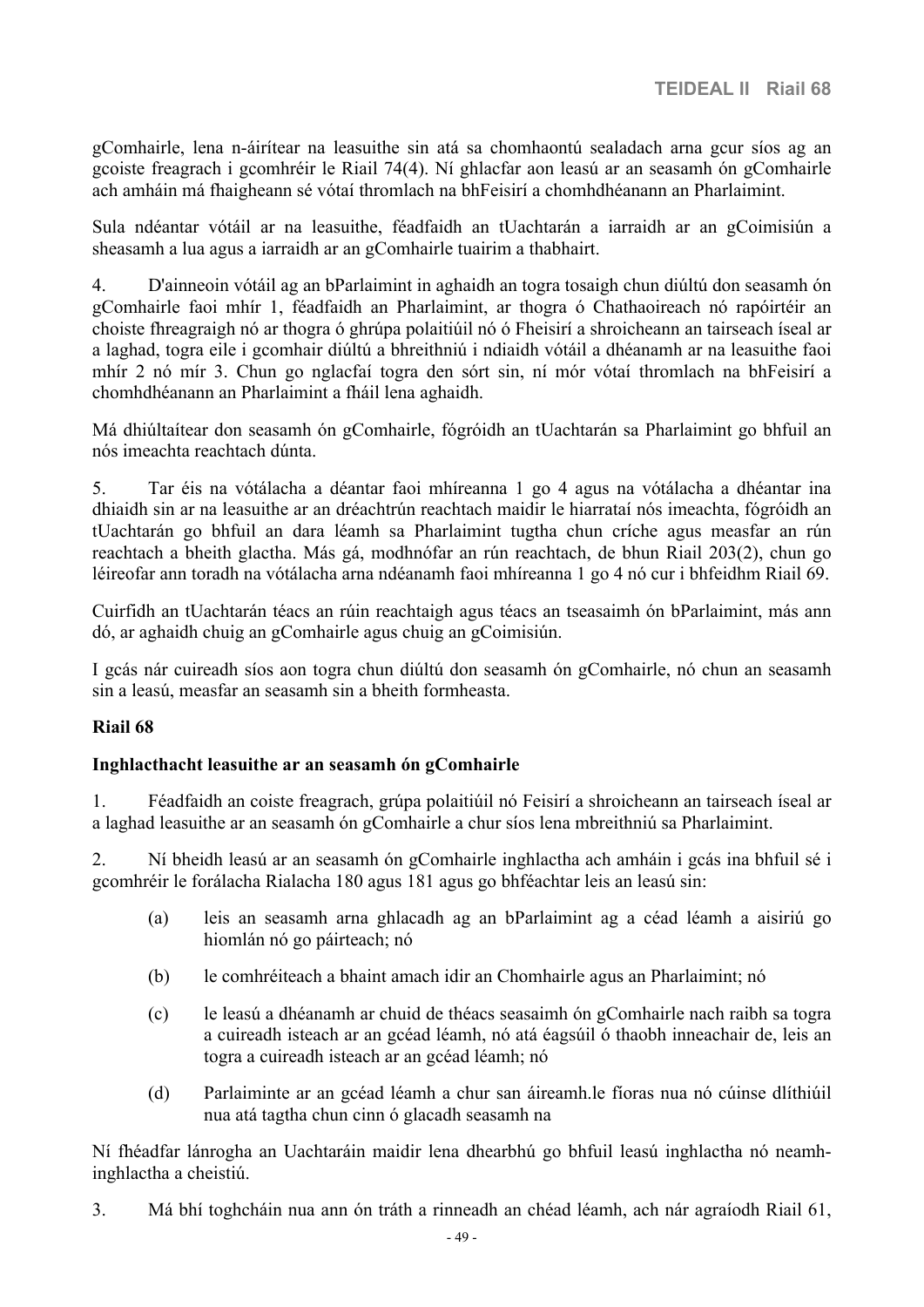gComhairle, lena n-áirítear na leasuithe sin atá sa chomhaontú sealadach arna gcur síos ag an gcoiste freagrach i gcomhréir le Riail 74(4). Ní ghlacfar aon leasú ar an seasamh ón gComhairle ach amháin má fhaigheann sé vótaí thromlach na bhFeisirí a chomhdhéanann an Pharlaimint.

Sula ndéantar vótáil ar na leasuithe, féadfaidh an tUachtarán a iarraidh ar an gCoimisiún a sheasamh a lua agus a iarraidh ar an gComhairle tuairim a thabhairt.

4. D'ainneoin vótáil ag an bParlaimint in aghaidh an togra tosaigh chun diúltú don seasamh ón gComhairle faoi mhír 1, féadfaidh an Pharlaimint, ar thogra ó Chathaoireach nó rapóirtéir an choiste fhreagraigh nó ar thogra ó ghrúpa polaitiúil nó ó Fheisirí a shroicheann an tairseach íseal ar a laghad, togra eile i gcomhair diúltú a bhreithniú i ndiaidh vótáil a dhéanamh ar na leasuithe faoi mhír 2 nó mír 3. Chun go nglacfaí togra den sórt sin, ní mór vótaí thromlach na bhFeisirí a chomhdhéanann an Pharlaimint a fháil lena aghaidh.

Má dhiúltaítear don seasamh ón gComhairle, fógróidh an tUachtarán sa Pharlaimint go bhfuil an nós imeachta reachtach dúnta.

5. Tar éis na vótálacha a déantar faoi mhíreanna 1 go 4 agus na vótálacha a dhéantar ina dhiaidh sin ar na leasuithe ar an dréachtrún reachtach maidir le hiarrataí nós imeachta, fógróidh an tUachtarán go bhfuil an dara léamh sa Pharlaimint tugtha chun críche agus measfar an rún reachtach a bheith glactha. Más gá, modhnófar an rún reachtach, de bhun Riail 203(2), chun go léireofar ann toradh na vótálacha arna ndéanamh faoi mhíreanna 1 go 4 nó cur i bhfeidhm Riail 69.

Cuirfidh an tUachtarán téacs an rúin reachtaigh agus téacs an tseasaimh ón bParlaimint, más ann dó, ar aghaidh chuig an gComhairle agus chuig an gCoimisiún.

I gcás nár cuireadh síos aon togra chun diúltú don seasamh ón gComhairle, nó chun an seasamh sin a leasú, measfar an seasamh sin a bheith formheasta.

**Riail 68**

**Inghlacthacht leasuithe ar an seasamh ón gComhairle**

1. Féadfaidh an coiste freagrach, grúpa polaitiúil nó Feisirí a shroicheann an tairseach íseal ar a laghad leasuithe ar an seasamh ón gComhairle a chur síos lena mbreithniú sa Pharlaimint.

2. Ní bheidh leasú ar an seasamh ón gComhairle inghlactha ach amháin i gcás ina bhfuil sé i gcomhréir le forálacha Rialacha 180 agus 181 agus go bhféachtar leis an leasú sin:

(a) leis an seasamh arna ghlacadh ag an bParlaimint ag a céad léamh a aisiriú go hiomlán nó go páirteach; nó

(b) le comhréiteach a bhaint amach idir an Chomhairle agus an Pharlaimint; nó

(c) le leasú a dhéanamh ar chuid de théacs seasaimh ón gComhairle nach raibh sa togra a cuireadh isteach ar an gcéad léamh, nó atá éagsúil ó thaobh inneachair de, leis an togra a cuireadh isteach ar an gcéad léamh; nó

(d) Parlaiminte ar an gcéad léamh a chur san áireamh.le fíoras nua nó cúinse dlíthiúil nua atá tagtha chun cinn ó glacadh seasamh na

Ní fhéadfar lánrogha an Uachtaráin maidir lena dhearbhú go bhfuil leasú inghlactha nó neamh-inghlactha a cheistiú.

3. Má bhí toghcháin nua ann ón tráth a rinneadh an chéad léamh, ach nár agraíodh Riail 61,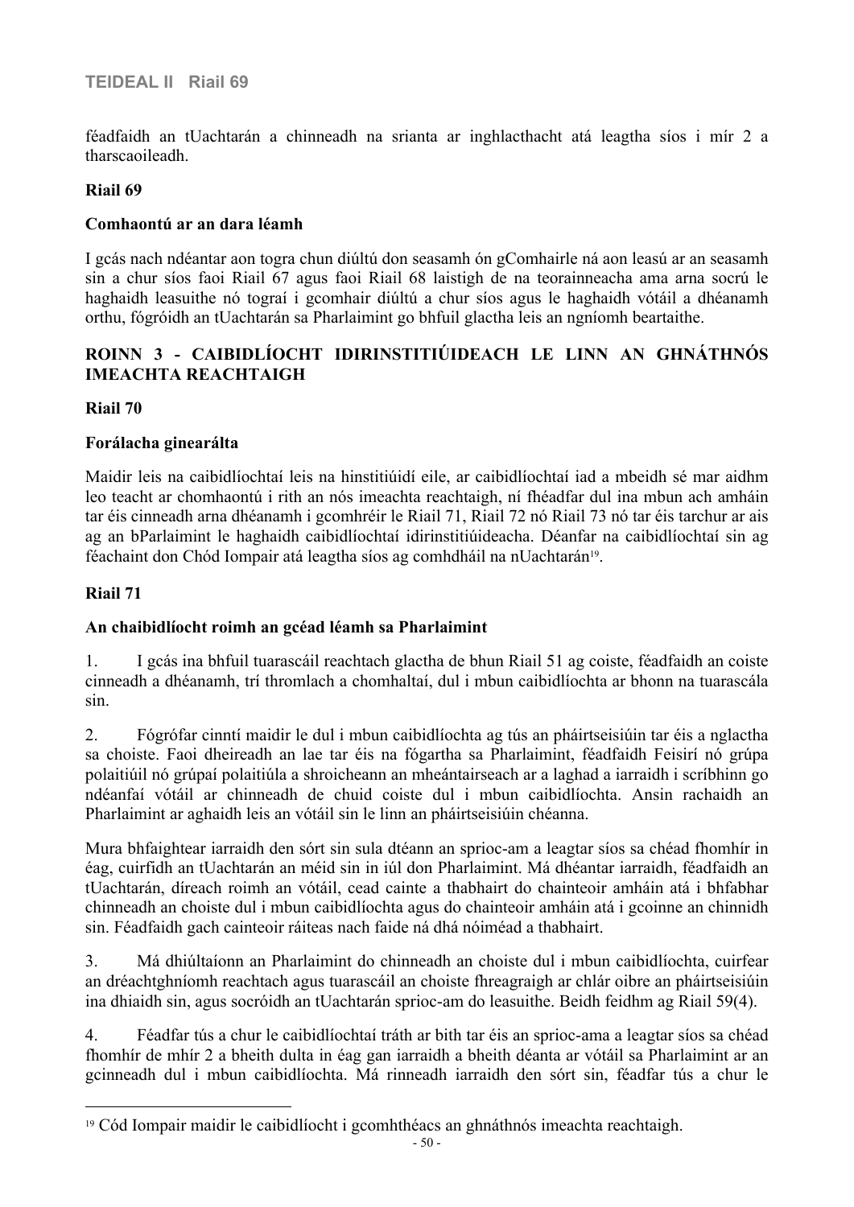féadfaidh an tUachtarán a chinneadh na srianta ar inghlacthacht atá leagtha síos i mír 2 a tharscaoileadh.

**Riail 69**

**Comhaontú ar an dara léamh**

I gcás nach ndéantar aon togra chun diúltú don seasamh ón gComhairle ná aon leasú ar an seasamh sin a chur síos faoi Riail 67 agus faoi Riail 68 laistigh de na teorainneacha ama arna socrú le haghaidh leasuithe nó tograí i gcomhair diúltú a chur síos agus le haghaidh vótáil a dhéanamh orthu, fógróidh an tUachtarán sa Pharlaimint go bhfuil glactha leis an ngníomh beartaithe.

## ROINN 3 - CAIBIDLÍOCHT IDIRINSTITIÚIDEACH LE LINN AN GHNÁTHNÓS IMEACHTA REACHTAIGH

**Riail 70**

**Forálacha ginearálta**

Maidir leis na caibidlíochtaí leis na hinstitiúidí eile, ar caibidlíochtaí iad a mbeidh sé mar aidhm leo teacht ar chomhaontú i rith an nós imeachta reachtaigh, ní fhéadfar dul ina mbun ach amháin tar éis cinneadh arna dhéanamh i gcomhréir le Riail 71, Riail 72 nó Riail 73 nó tar éis tarchur ar ais ag an bParlaimint le haghaidh caibidlíochtaí idirinstitiúideacha. Déanfar na caibidlíochtaí sin ag féachaint don Chód Iompair atá leagtha síos ag comhdháil na nUachtarán[19].

**Riail 71**

**An chaibidlíocht roimh an gcéad léamh sa Pharlaimint**

1. I gcás ina bhfuil tuarascáil reachtach glactha de bhun Riail 51 ag coiste, féadfaidh an coiste cinneadh a dhéanamh, trí thromlach a chomhaltaí, dul i mbun caibidlíochta ar bhonn na tuarascála sin.

2. Fógrófar cinntí maidir le dul i mbun caibidlíochta ag tús an pháirtseisiúin tar éis a nglactha sa choiste. Faoi dheireadh an lae tar éis na fógartha sa Pharlaimint, féadfaidh Feisirí nó grúpa polaitiúil nó grúpaí polaitiúla a shroicheann an mheántairseach ar a laghad a iarraidh i scríbhinn go ndéanfaí vótáil ar chinneadh de chuid coiste dul i mbun caibidlíochta. Ansin rachaidh an Pharlaimint ar aghaidh leis an vótáil sin le linn an pháirtseisiúin chéanna.

Mura bhfaightear iarraidh den sórt sin sula dtéann an sprioc-am a leagtar síos sa chéad fhomhír in éag, cuirfidh an tUachtarán an méid sin in iúl don Pharlaimint. Má dhéantar iarraidh, féadfaidh an tUachtarán, díreach roimh an vótáil, cead cainte a thabhairt do chainteoir amháin atá i bhfabhar chinneadh an choiste dul i mbun caibidlíochta agus do chainteoir amháin atá i gcoinne an chinnidh sin. Féadfaidh gach cainteoir ráiteas nach faide ná dhá nóiméad a thabhairt.

3. Má dhiúltaíonn an Pharlaimint do chinneadh an choiste dul i mbun caibidlíochta, cuirfear an dréachtghníomh reachtach agus tuarascáil an choiste fhreagraigh ar chlár oibre an pháirtseisiúin ina dhiaidh sin, agus socróidh an tUachtarán sprioc-am do leasuithe. Beidh feidhm ag Riail 59(4).

4. Féadfar tús a chur le caibidlíochtaí tráth ar bith tar éis an sprioc-ama a leagtar síos sa chéad fhomhír de mhír 2 a bheith dulta in éag gan iarraidh a bheith déanta ar vótáil sa Pharlaimint ar an gcinneadh dul i mbun caibidlíochta. Má rinneadh iarraidh den sórt sin, féadfar tús a chur le

[19] Cód Iompair maidir le caibidlíocht i gcomhthéacs an ghnáthnós imeachta reachtaigh.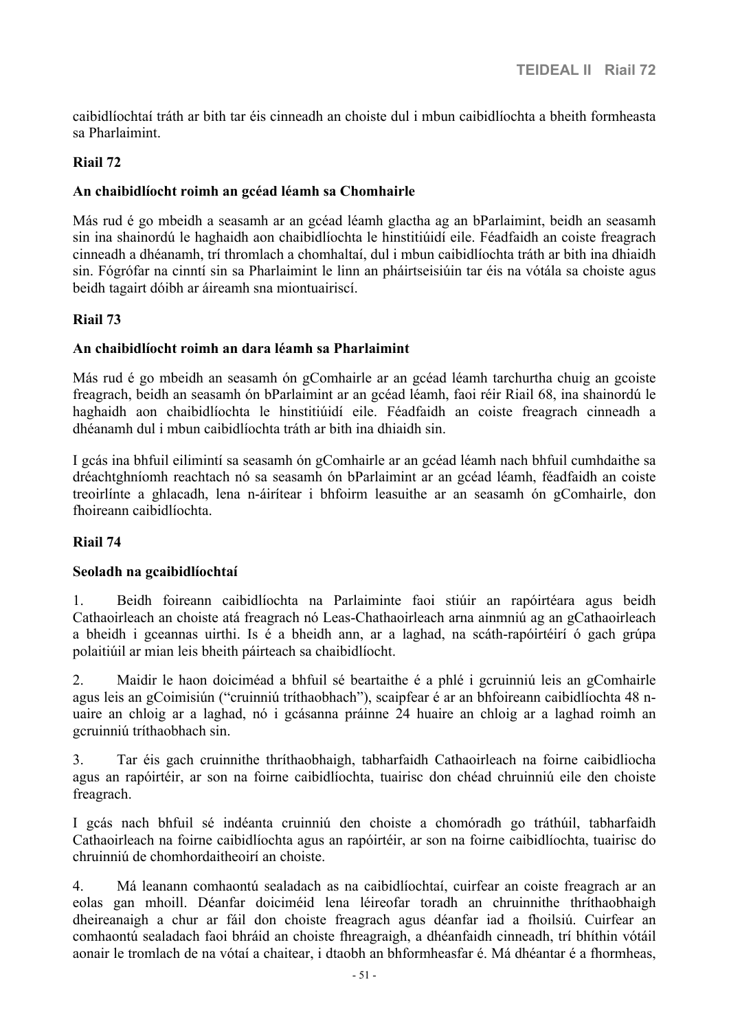caibidlíochtaí tráth ar bith tar éis cinneadh an choiste dul i mbun caibidlíochta a bheith formheasta sa Pharlaimint.

**Riail 72**

**An chaibidlíocht roimh an gcéad léamh sa Chomhairle**

Más rud é go mbeidh a seasamh ar an gcéad léamh glactha ag an bParlaimint, beidh an seasamh sin ina shainordú le haghaidh aon chaibidlíochta le hinstitiúidí eile. Féadfaidh an coiste freagrach cinneadh a dhéanamh, trí thromlach a chomhaltaí, dul i mbun caibidlíochta tráth ar bith ina dhiaidh sin. Fógrófar na cinntí sin sa Pharlaimint le linn an pháirtseisiúin tar éis na vótála sa choiste agus beidh tagairt dóibh ar áireamh sna miontuairiscí.

**Riail 73**

**An chaibidlíocht roimh an dara léamh sa Pharlaimint**

Más rud é go mbeidh an seasamh ón gComhairle ar an gcéad léamh tarchurtha chuig an gcoiste freagrach, beidh an seasamh ón bParlaimint ar an gcéad léamh, faoi réir Riail 68, ina shainordú le haghaidh aon chaibidlíochta le hinstitiúidí eile. Féadfaidh an coiste freagrach cinneadh a dhéanamh dul i mbun caibidlíochta tráth ar bith ina dhiaidh sin.

I gcás ina bhfuil eilimintí sa seasamh ón gComhairle ar an gcéad léamh nach bhfuil cumhdaithe sa dréachtghníomh reachtach nó sa seasamh ón bParlaimint ar an gcéad léamh, féadfaidh an coiste treoirlínte a ghlacadh, lena n-áirítear i bhfoirm leasuithe ar an seasamh ón gComhairle, don fhoireann caibidlíochta.

**Riail 74**

**Seoladh na gcaibidlíochtaí**

1. Beidh foireann caibidlíochta na Parlaiminte faoi stiúir an rapóirtéara agus beidh Cathaoirleach an choiste atá freagrach nó Leas-Chathaoirleach arna ainmniú ag an gCathaoirleach a bheidh i gceannas uirthi. Is é a bheidh ann, ar a laghad, na scáth-rapóirtéirí ó gach grúpa polaitiúil ar mian leis bheith páirteach sa chaibidlíocht.

2. Maidir le haon doiciméad a bhfuil sé beartaithe é a phlé i gcruinniú leis an gComhairle agus leis an gCoimisiún ("cruinniú tríthaobhach"), scaipfear é ar an bhfoireann caibidlíochta 48 n-uaire an chloig ar a laghad, nó i gcásanna práinne 24 huaire an chloig ar a laghad roimh an gcruinniú tríthaobhach sin.

3. Tar éis gach cruinnithe thríthaobhaigh, tabharfaidh Cathaoirleach na foirne caibidliocha agus an rapóirtéir, ar son na foirne caibidlíochta, tuairisc don chéad chruinniú eile den choiste freagrach.

I gcás nach bhfuil sé indéanta cruinniú den choiste a chomóradh go tráthúil, tabharfaidh Cathaoirleach na foirne caibidlíochta agus an rapóirtéir, ar son na foirne caibidlíochta, tuairisc do chruinniú de chomhordaitheoirí an choiste.

4. Má leanann comhaontú sealadach as na caibidlíochtaí, cuirfear an coiste freagrach ar an eolas gan mhoill. Déanfar doiciméid lena léireofar toradh an chruinnithe thríthaobhaigh dheireanaigh a chur ar fáil don choiste freagrach agus déanfar iad a fhoilsiú. Cuirfear an comhaontú sealadach faoi bhráid an choiste fhreagraigh, a dhéanfaidh cinneadh, trí bhíthin vótáil aonair le tromlach de na vótaí a chaitear, i dtaobh an bhformheasfar é. Má dhéantar é a fhormheas,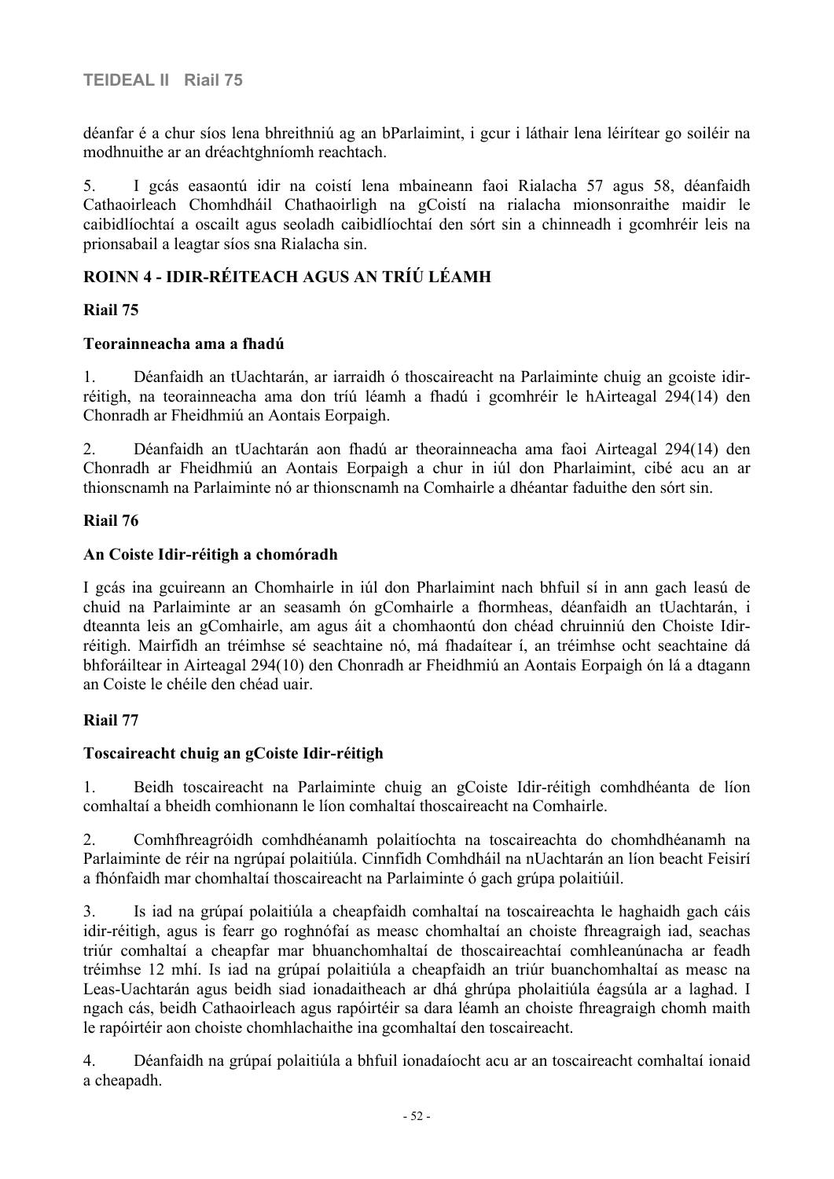déanfar é a chur síos lena bhreithniú ag an bParlaimint, i gcur i láthair lena léirítear go soiléir na modhnuithe ar an dréachtghníomh reachtach.

5. I gcás easaontú idir na coistí lena mbaineann faoi Rialacha 57 agus 58, déanfaidh Cathaoirleach Chomhdháil Chathaoirligh na gCoistí na rialacha mionsonraithe maidir le caibidlíochtaí a oscailt agus seoladh caibidlíochtaí den sórt sin a chinneadh i gcomhréir leis na prionsabail a leagtar síos sna Rialacha sin.

## ROINN 4 - IDIR-RÉITEACH AGUS AN TRÍÚ LÉAMH

### Riail 75

**Teorainneacha ama a fhadú**

1. Déanfaidh an tUachtarán, ar iarraidh ó thoscaireacht na Parlaiminte chuig an gcoiste idir-réitigh, na teorainneacha ama don tríú léamh a fhadú i gcomhréir le hAirteagal 294(14) den Chonradh ar Fheidhmiú an Aontais Eorpaigh.

2. Déanfaidh an tUachtarán aon fhadú ar theorainneacha ama faoi Airteagal 294(14) den Chonradh ar Fheidhmiú an Aontais Eorpaigh a chur in iúl don Pharlaimint, cibé acu an ar thionscnamh na Parlaiminte nó ar thionscnamh na Comhairle a dhéantar faduithe den sórt sin.

### Riail 76

**An Coiste Idir-réitigh a chomóradh**

I gcás ina gcuireann an Chomhairle in iúl don Pharlaimint nach bhfuil sí in ann gach leasú de chuid na Parlaiminte ar an seasamh ón gComhairle a fhormheas, déanfaidh an tUachtarán, i dteannta leis an gComhairle, am agus áit a chomhaontú don chéad chruinniú den Choiste Idir-réitigh. Mairfidh an tréimhse sé seachtaine nó, má fhadaítear í, an tréimhse ocht seachtaine dá bhforáiltear in Airteagal 294(10) den Chonradh ar Fheidhmiú an Aontais Eorpaigh ón lá a dtagann an Coiste le chéile den chéad uair.

### Riail 77

**Toscaireacht chuig an gCoiste Idir-réitigh**

1. Beidh toscaireacht na Parlaiminte chuig an gCoiste Idir-réitigh comhdhéanta de líon comhaltaí a bheidh comhionann le líon comhaltaí thoscaireacht na Comhairle.

2. Comhfhreagróidh comhdhéanamh polaitíochta na toscaireachta do chomhdhéanamh na Parlaiminte de réir na ngrúpaí polaitiúla. Cinnfidh Comhdháil na nUachtarán an líon beacht Feisirí a fhónfaidh mar chomhaltaí thoscaireacht na Parlaiminte ó gach grúpa polaitiúil.

3. Is iad na grúpaí polaitiúla a cheapfaidh comhaltaí na toscaireachta le haghaidh gach cáis idir-réitigh, agus is fearr go roghnófaí as measc chomhaltaí an choiste fhreagraigh iad, seachas triúr comhaltaí a cheapfar mar bhuanchomhaltaí de thoscaireachtaí comhleanúnacha ar feadh tréimhse 12 mhí. Is iad na grúpaí polaitiúla a cheapfaidh an triúr buanchomhaltaí as measc na Leas-Uachtarán agus beidh siad ionadaitheach ar dhá ghrúpa pholaitiúla éagsúla ar a laghad. I ngach cás, beidh Cathaoirleach agus rapóirtéir sa dara léamh an choiste fhreagraigh chomh maith le rapóirtéir aon choiste chomhlachaithe ina gcomhaltaí den toscaireacht.

4. Déanfaidh na grúpaí polaitiúla a bhfuil ionadaíocht acu ar an toscaireacht comhaltaí ionaid a cheapadh.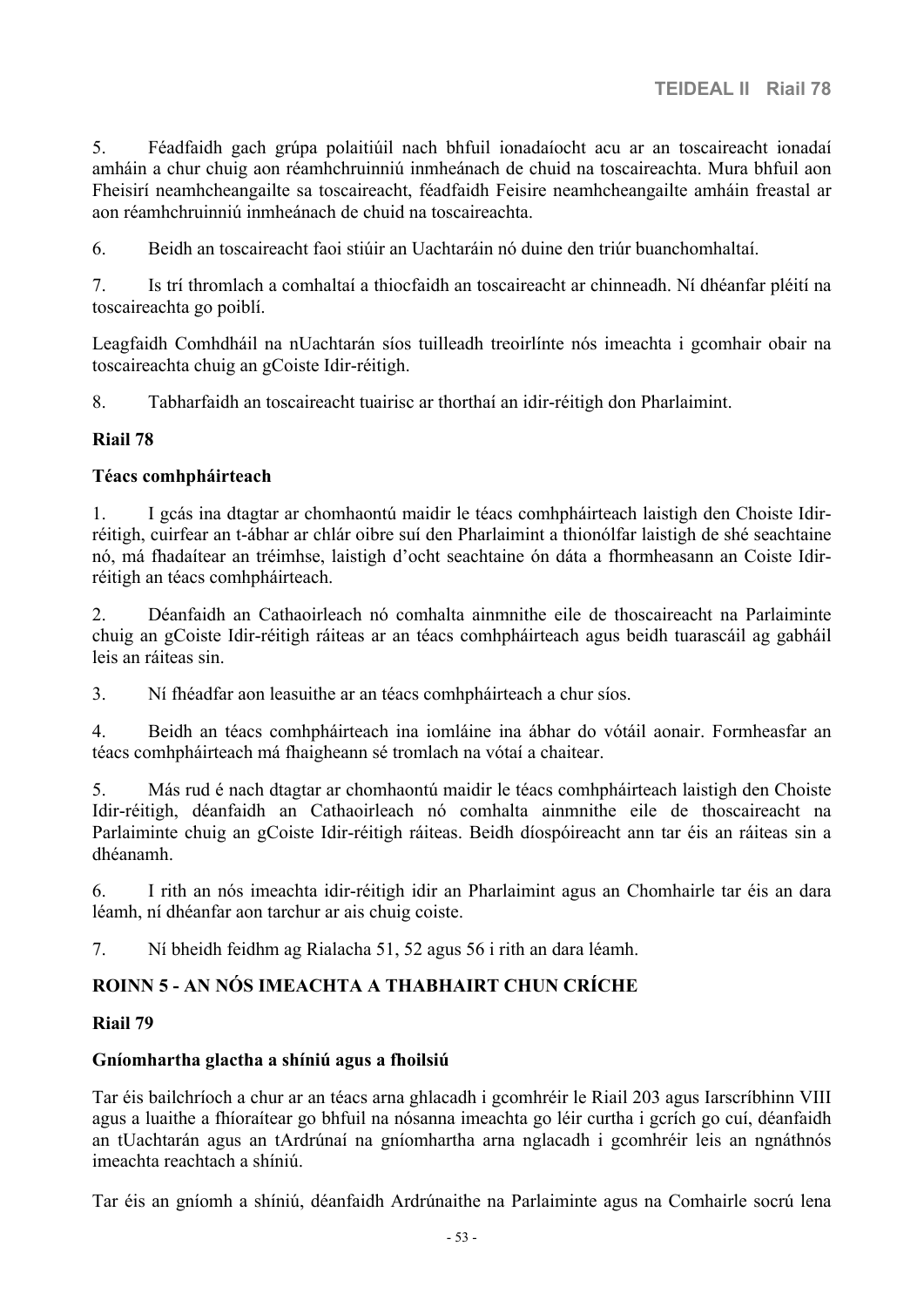5. Féadfaidh gach grúpa polaitiúil nach bhfuil ionadaíocht acu ar an toscaireacht ionadaí amháin a chur chuig aon réamhchruinniú inmheánach de chuid na toscaireachta. Mura bhfuil aon Fheisirí neamhcheangailte sa toscaireacht, féadfaidh Feisire neamhcheangailte amháin freastal ar aon réamhchruinniú inmheánach de chuid na toscaireachta.

6. Beidh an toscaireacht faoi stiúir an Uachtaráin nó duine den triúr buanchomhaltaí.

7. Is trí thromlach a comhaltaí a thiocfaidh an toscaireacht ar chinneadh. Ní dhéanfar pléití na toscaireachta go poiblí.

Leagfaidh Comhdháil na nUachtarán síos tuilleadh treoirlínte nós imeachta i gcomhair obair na toscaireachta chuig an gCoiste Idir-réitigh.

8. Tabharfaidh an toscaireacht tuairisc ar thorthaí an idir-réitigh don Pharlaimint.

**Riail 78**

**Téacs comhpháirteach**

1. I gcás ina dtagtar ar chomhaontú maidir le téacs comhpháirteach laistigh den Choiste Idir-réitigh, cuirfear an t-ábhar ar chlár oibre suí den Pharlaimint a thionólfar laistigh de shé seachtaine nó, má fhadaítear an tréimhse, laistigh d'ocht seachtaine ón dáta a fhormheasann an Coiste Idir-réitigh an téacs comhpháirteach.

2. Déanfaidh an Cathaoirleach nó comhalta ainmnithe eile de thoscaireacht na Parlaiminte chuig an gCoiste Idir-réitigh ráiteas ar an téacs comhpháirteach agus beidh tuarascáil ag gabháil leis an ráiteas sin.

3. Ní fhéadfar aon leasuithe ar an téacs comhpháirteach a chur síos.

4. Beidh an téacs comhpháirteach ina iomláine ina ábhar do vótáil aonair. Formheasfar an téacs comhpháirteach má fhaigheann sé tromlach na vótaí a chaitear.

5. Más rud é nach dtagtar ar chomhaontú maidir le téacs comhpháirteach laistigh den Choiste Idir-réitigh, déanfaidh an Cathaoirleach nó comhalta ainmnithe eile de thoscaireacht na Parlaiminte chuig an gCoiste Idir-réitigh ráiteas. Beidh díospóireacht ann tar éis an ráiteas sin a dhéanamh.

6. I rith an nós imeachta idir-réitigh idir an Pharlaimint agus an Chomhairle tar éis an dara léamh, ní dhéanfar aon tarchur ar ais chuig coiste.

7. Ní bheidh feidhm ag Rialacha 51, 52 agus 56 i rith an dara léamh.

## ROINN 5 - AN NÓS IMEACHTA A THABHAIRT CHUN CRÍCHE

**Riail 79**

**Gníomhartha glactha a shíniú agus a fhoilsiú**

Tar éis bailchríoch a chur ar an téacs arna ghlacadh i gcomhréir le Riail 203 agus Iarscríbhinn VIII agus a luaithe a fhíoraítear go bhfuil na nósanna imeachta go léir curtha i gcrích go cuí, déanfaidh an tUachtarán agus an tArdrúnaí na gníomhartha arna nglacadh i gcomhréir leis an ngnáthnós imeachta reachtach a shíniú.

Tar éis an gníomh a shíniú, déanfaidh Ardrúnaithe na Parlaiminte agus na Comhairle socrú lena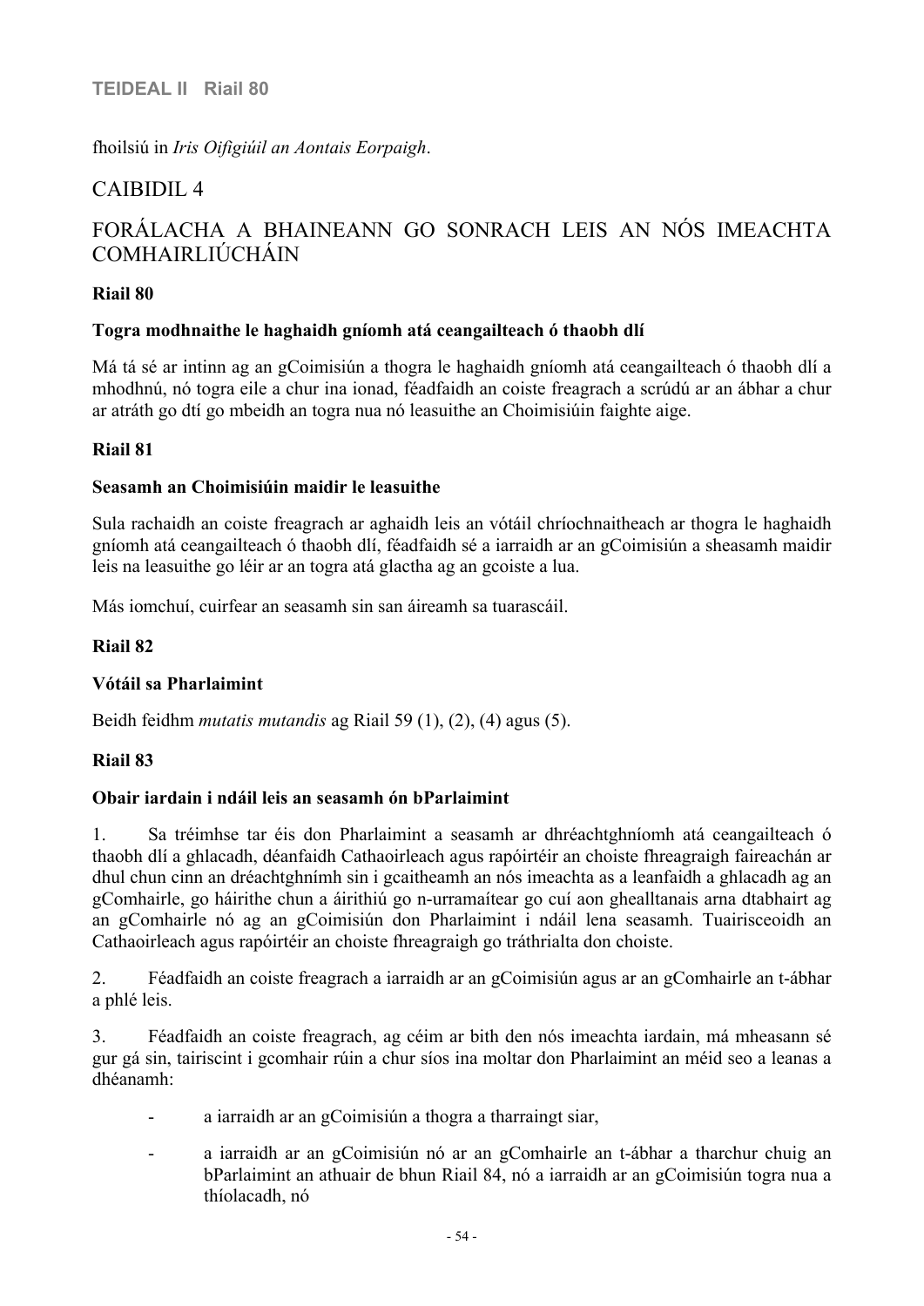fhoilsiú in *Iris Oifigiúil an Aontais Eorpaigh*.

# CAIBIDIL 4

# FORÁLACHA A BHAINEANN GO SONRACH LEIS AN NÓS IMEACHTA COMHAIRLIÚCHÁIN

**Riail 80**

**Togra modhnaithe le haghaidh gníomh atá ceangailteach ó thaobh dlí**

Má tá sé ar intinn ag an gCoimisiún a thogra le haghaidh gníomh atá ceangailteach ó thaobh dlí a mhodhnú, nó togra eile a chur ina ionad, féadfaidh an coiste freagrach a scrúdú ar an ábhar a chur ar atráth go dtí go mbeidh an togra nua nó leasuithe an Choimisiúin faighte aige.

**Riail 81**

**Seasamh an Choimisiúin maidir le leasuithe**

Sula rachaidh an coiste freagrach ar aghaidh leis an vótáil chríochnaitheach ar thogra le haghaidh gníomh atá ceangailteach ó thaobh dlí, féadfaidh sé a iarraidh ar an gCoimisiún a sheasamh maidir leis na leasuithe go léir ar an togra atá glactha ag an gcoiste a lua.

Más iomchuí, cuirfear an seasamh sin san áireamh sa tuarascáil.

**Riail 82**

**Vótáil sa Pharlaimint**

Beidh feidhm *mutatis mutandis* ag Riail 59 (1), (2), (4) agus (5).

**Riail 83**

**Obair iardain i ndáil leis an seasamh ón bParlaimint**

1. Sa tréimhse tar éis don Pharlaimint a seasamh ar dhréachtghníomh atá ceangailteach ó thaobh dlí a ghlacadh, déanfaidh Cathaoirleach agus rapóirtéir an choiste fhreagraigh faireachán ar dhul chun cinn an dréachtghnímh sin i gcaitheamh an nós imeachta as a leanfaidh a ghlacadh ag an gComhairle, go háirithe chun a áirithiú go n-urramaítear go cuí aon ghealltanais arna dtabhairt ag an gComhairle nó ag an gCoimisiún don Pharlaimint i ndáil lena seasamh. Tuairisceoidh an Cathaoirleach agus rapóirtéir an choiste fhreagraigh go tráthrialta don choiste.

2. Féadfaidh an coiste freagrach a iarraidh ar an gCoimisiún agus ar an gComhairle an t-ábhar a phlé leis.

3. Féadfaidh an coiste freagrach, ag céim ar bith den nós imeachta iardain, má mheasann sé gur gá sin, tairiscint i gcomhair rúin a chur síos ina moltar don Pharlaimint an méid seo a leanas a dhéanamh:

- a iarraidh ar an gCoimisiún a thogra a tharraingt siar,
- a iarraidh ar an gCoimisiún nó ar an gComhairle an t-ábhar a tharchur chuig an bParlaimint an athuair de bhun Riail 84, nó a iarraidh ar an gCoimisiún togra nua a thíolacadh, nó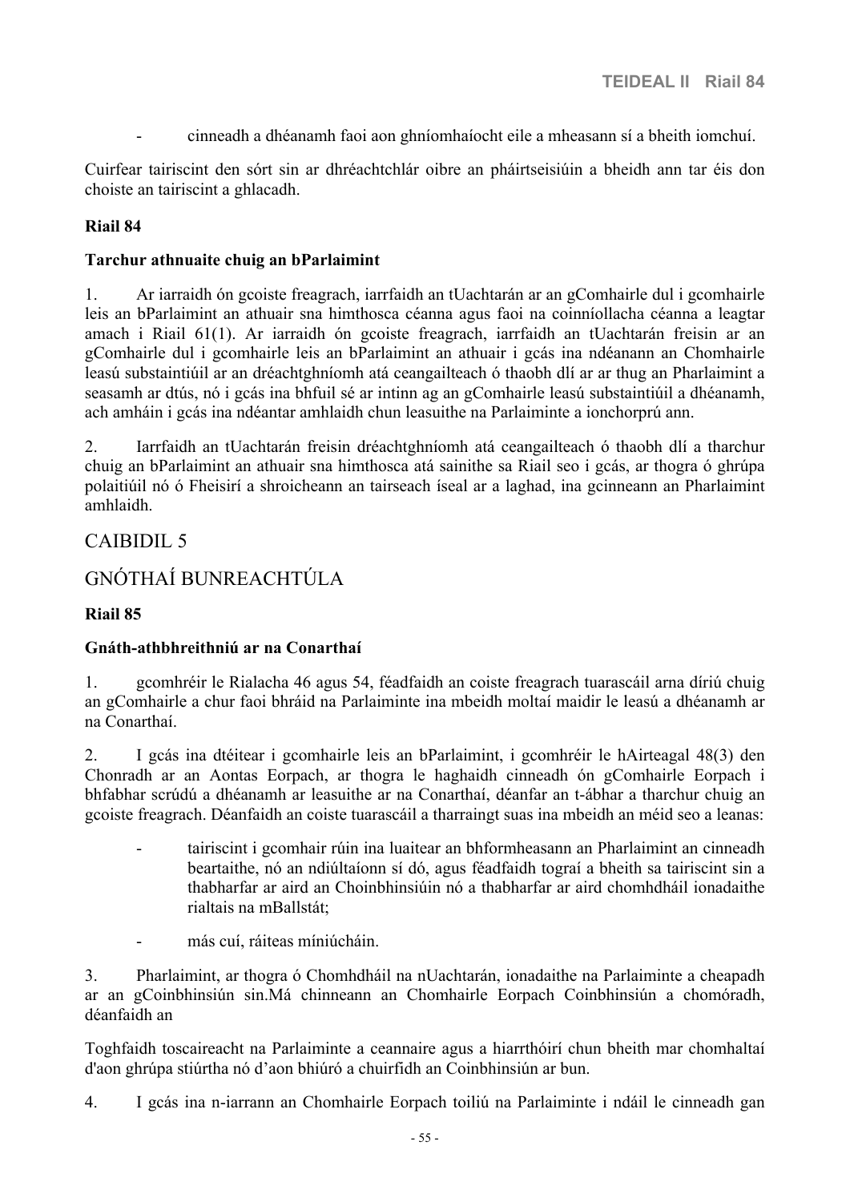- cinneadh a dhéanamh faoi aon ghníomhaíocht eile a mheasann sí a bheith iomchuí.

Cuirfear tairiscint den sórt sin ar dhréachtchlár oibre an pháirtseisiúin a bheidh ann tar éis don choiste an tairiscint a ghlacadh.

**Riail 84**

**Tarchur athnuaite chuig an bParlaimint**

1. Ar iarraidh ón gcoiste freagrach, iarrfaidh an tUachtarán ar an gComhairle dul i gcomhairle leis an bParlaimint an athuair sna himthosca céanna agus faoi na coinníollacha céanna a leagtar amach i Riail 61(1). Ar iarraidh ón gcoiste freagrach, iarrfaidh an tUachtarán freisin ar an gComhairle dul i gcomhairle leis an bParlaimint an athuair i gcás ina ndéanann an Chomhairle leasú substaintiúil ar an dréachtghníomh atá ceangailteach ó thaobh dlí ar ar thug an Pharlaimint a seasamh ar dtús, nó i gcás ina bhfuil sé ar intinn ag an gComhairle leasú substaintiúil a dhéanamh, ach amháin i gcás ina ndéantar amhlaidh chun leasuithe na Parlaiminte a ionchorprú ann.

2. Iarrfaidh an tUachtarán freisin dréachtghníomh atá ceangailteach ó thaobh dlí a tharchur chuig an bParlaimint an athuair sna himthosca atá sainithe sa Riail seo i gcás, ar thogra ó ghrúpa polaitiúil nó ó Fheisirí a shroicheann an tairseach íseal ar a laghad, ina gcinneann an Pharlaimint amhlaidh.

## CAIBIDIL 5

## GNÓTHAÍ BUNREACHTÚLA

**Riail 85**

**Gnáth-athbhreithniú ar na Conarthaí**

1. gcomhréir le Rialacha 46 agus 54, féadfaidh an coiste freagrach tuarascáil arna díriú chuig an gComhairle a chur faoi bhráid na Parlaiminte ina mbeidh moltaí maidir le leasú a dhéanamh ar na Conarthaí.

2. I gcás ina dtéitear i gcomhairle leis an bParlaimint, i gcomhréir le hAirteagal 48(3) den Chonradh ar an Aontas Eorpach, ar thogra le haghaidh cinneadh ón gComhairle Eorpach i bhfabhar scrúdú a dhéanamh ar leasuithe ar na Conarthaí, déanfar an t-ábhar a tharchur chuig an gcoiste freagrach. Déanfaidh an coiste tuarascáil a tharraingt suas ina mbeidh an méid seo a leanas:

- tairiscint i gcomhair rúin ina luaitear an bhformheasann an Pharlaimint an cinneadh beartaithe, nó an ndiúltaíonn sí dó, agus féadfaidh tograí a bheith sa tairiscint sin a thabharfar ar aird an Choinbhinsiúin nó a thabharfar ar aird chomhdháil ionadaithe rialtais na mBallstát;

- más cuí, ráiteas míniúcháin.

3. Pharlaimint, ar thogra ó Chomhdháil na nUachtarán, ionadaithe na Parlaiminte a cheapadh ar an gCoinbhinsiún sin.Má chinneann an Chomhairle Eorpach Coinbhinsiún a chomóradh, déanfaidh an

Toghfaidh toscaireacht na Parlaiminte a ceannaire agus a hiarrthóirí chun bheith mar chomhaltaí d'aon ghrúpa stiúrtha nó d'aon bhiúró a chuirfidh an Coinbhinsiún ar bun.

4. I gcás ina n-iarrann an Chomhairle Eorpach toiliú na Parlaiminte i ndáil le cinneadh gan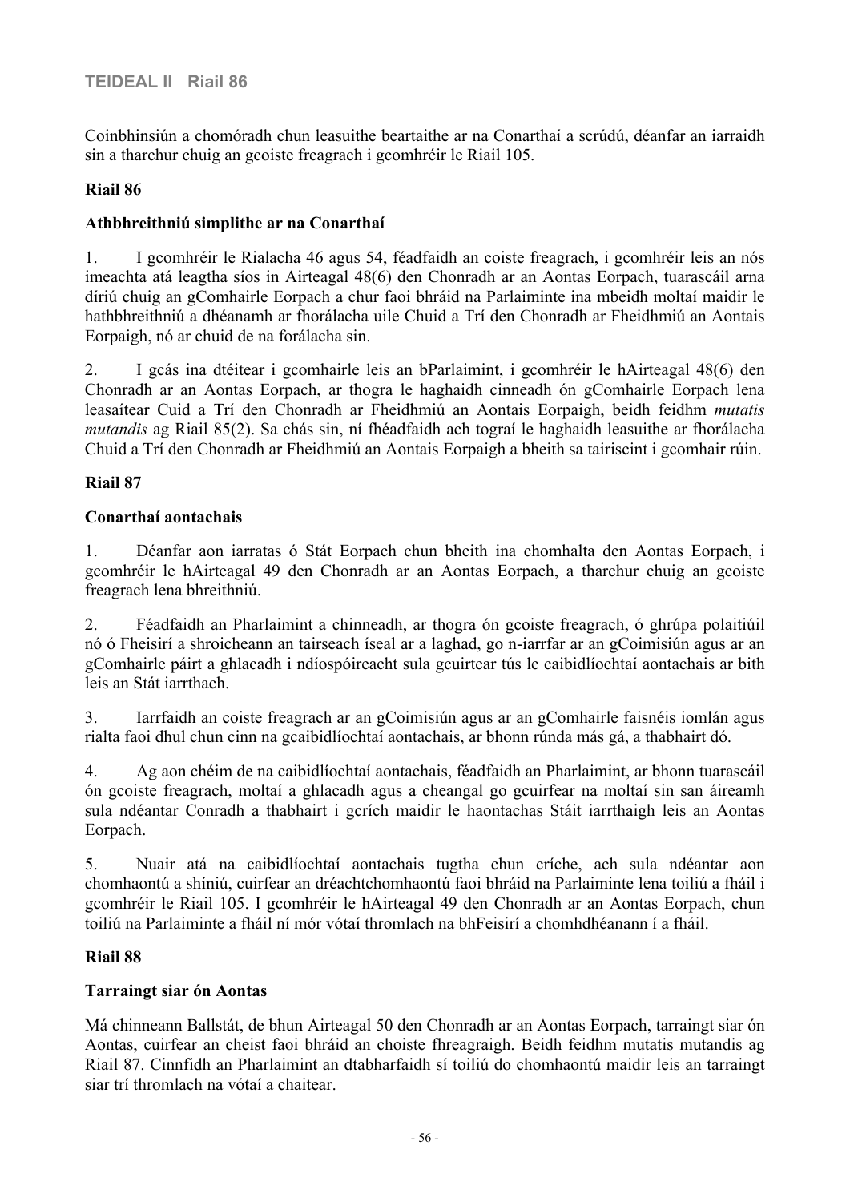Coinbhinsiún a chomóradh chun leasuithe beartaithe ar na Conarthaí a scrúdú, déanfar an iarraidh sin a tharchur chuig an gcoiste freagrach i gcomhréir le Riail 105.

### Riail 86

### Athbhreithniú simplithe ar na Conarthaí

1. I gcomhréir le Rialacha 46 agus 54, féadfaidh an coiste freagrach, i gcomhréir leis an nós imeachta atá leagtha síos in Airteagal 48(6) den Chonradh ar an Aontas Eorpach, tuarascáil arna díriú chuig an gComhairle Eorpach a chur faoi bhráid na Parlaiminte ina mbeidh moltaí maidir le hathbhreithniú a dhéanamh ar fhorálacha uile Chuid a Trí den Chonradh ar Fheidhmiú an Aontais Eorpaigh, nó ar chuid de na forálacha sin.

2. I gcás ina dtéitear i gcomhairle leis an bParlaimint, i gcomhréir le hAirteagal 48(6) den Chonradh ar an Aontas Eorpach, ar thogra le haghaidh cinneadh ón gComhairle Eorpach lena leasaítear Cuid a Trí den Chonradh ar Fheidhmiú an Aontais Eorpaigh, beidh feidhm *mutatis mutandis* ag Riail 85(2). Sa chás sin, ní fhéadfaidh ach tograí le haghaidh leasuithe ar fhorálacha Chuid a Trí den Chonradh ar Fheidhmiú an Aontais Eorpaigh a bheith sa tairiscint i gcomhair rúin.

### Riail 87

### Conarthaí aontachais

1. Déanfar aon iarratas ó Stát Eorpach chun bheith ina chomhalta den Aontas Eorpach, i gcomhréir le hAirteagal 49 den Chonradh ar an Aontas Eorpach, a tharchur chuig an gcoiste freagrach lena bhreithniú.

2. Féadfaidh an Pharlaimint a chinneadh, ar thogra ón gcoiste freagrach, ó ghrúpa polaitiúil nó ó Fheisirí a shroicheann an tairseach íseal ar a laghad, go n-iarrfar ar an gCoimisiún agus ar an gComhairle páirt a ghlacadh i ndíospóireacht sula gcuirtear tús le caibidlíochtaí aontachais ar bith leis an Stát iarrthach.

3. Iarrfaidh an coiste freagrach ar an gCoimisiún agus ar an gComhairle faisnéis iomlán agus rialta faoi dhul chun cinn na gcaibidlíochtaí aontachais, ar bhonn rúnda más gá, a thabhairt dó.

4. Ag aon chéim de na caibidlíochtaí aontachais, féadfaidh an Pharlaimint, ar bhonn tuarascáil ón gcoiste freagrach, moltaí a ghlacadh agus a cheangal go gcuirfear na moltaí sin san áireamh sula ndéantar Conradh a thabhairt i gcrích maidir le haontachas Stáit iarrthaigh leis an Aontas Eorpach.

5. Nuair atá na caibidlíochtaí aontachais tugtha chun críche, ach sula ndéantar aon chomhaontú a shíniú, cuirfear an dréachtchomhaontú faoi bhráid na Parlaiminte lena toiliú a fháil i gcomhréir le Riail 105. I gcomhréir le hAirteagal 49 den Chonradh ar an Aontas Eorpach, chun toiliú na Parlaiminte a fháil ní mór vótaí thromlach na bhFeisirí a chomhdhéanann í a fháil.

### Riail 88

### Tarraingt siar ón Aontas

Má chinneann Ballstát, de bhun Airteagal 50 den Chonradh ar an Aontas Eorpach, tarraingt siar ón Aontas, cuirfear an cheist faoi bhráid an choiste fhreagraigh. Beidh feidhm mutatis mutandis ag Riail 87. Cinnfidh an Pharlaimint an dtabharfaidh sí toiliú do chomhaontú maidir leis an tarraingt siar trí thromlach na vótaí a chaitear.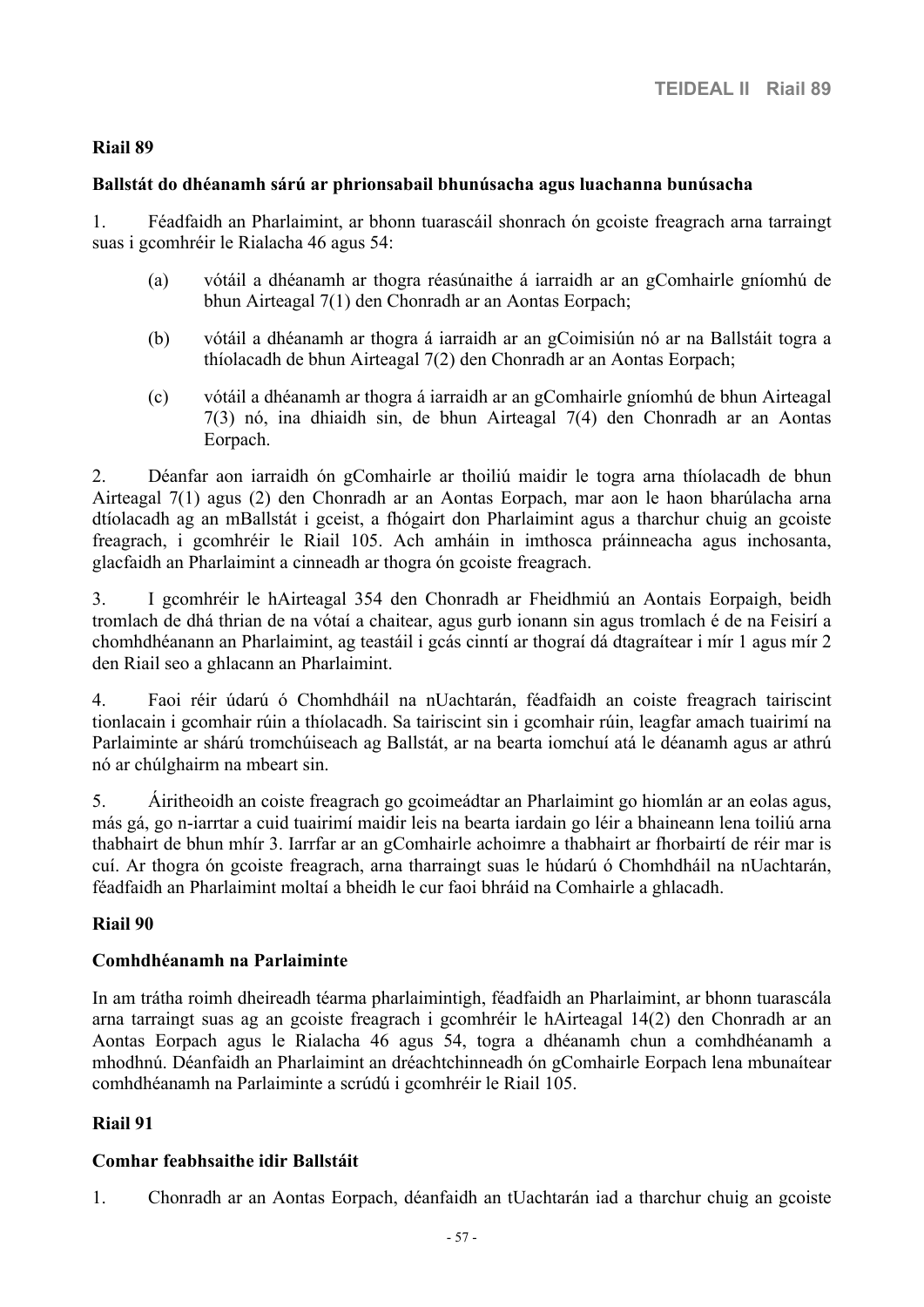## Riail 89

### Ballstát do dhéanamh sárú ar phrionsabail bhunúsacha agus luachanna bunúsacha

1. Féadfaidh an Pharlaimint, ar bhonn tuarascáil shonrach ón gcoiste freagrach arna tarraingt suas i gcomhréir le Rialacha 46 agus 54:

   (a) vótáil a dhéanamh ar thogra réasúnaithe á iarraidh ar an gComhairle gníomhú de bhun Airteagal 7(1) den Chonradh ar an Aontas Eorpach;

   (b) vótáil a dhéanamh ar thogra á iarraidh ar an gCoimisiún nó ar na Ballstáit togra a thíolacadh de bhun Airteagal 7(2) den Chonradh ar an Aontas Eorpach;

   (c) vótáil a dhéanamh ar thogra á iarraidh ar an gComhairle gníomhú de bhun Airteagal 7(3) nó, ina dhiaidh sin, de bhun Airteagal 7(4) den Chonradh ar an Aontas Eorpach.

2. Déanfar aon iarraidh ón gComhairle ar thoiliú maidir le togra arna thíolacadh de bhun Airteagal 7(1) agus (2) den Chonradh ar an Aontas Eorpach, mar aon le haon bharúlacha arna dtíolacadh ag an mBallstát i gceist, a fhógairt don Pharlaimint agus a tharchur chuig an gcoiste freagrach, i gcomhréir le Riail 105. Ach amháin in imthosca práinneacha agus inchosanta, glacfaidh an Pharlaimint a cinneadh ar thogra ón gcoiste freagrach.

3. I gcomhréir le hAirteagal 354 den Chonradh ar Fheidhmiú an Aontais Eorpaigh, beidh tromlach de dhá thrian de na vótaí a chaitear, agus gurb ionann sin agus tromlach é de na Feisirí a chomhdhéanann an Pharlaimint, ag teastáil i gcás cinntí ar thograí dá dtagraítear i mír 1 agus mír 2 den Riail seo a ghlacann an Pharlaimint.

4. Faoi réir údarú ó Chomhdháil na nUachtarán, féadfaidh an coiste freagrach tairiscint tionlacain i gcomhair rúin a thíolacadh. Sa tairiscint sin i gcomhair rúin, leagfar amach tuairimí na Parlaiminte ar shárú tromchúiseach ag Ballstát, ar na bearta iomchuí atá le déanamh agus ar athrú nó ar chúlghairm na mbeart sin.

5. Áiritheoidh an coiste freagrach go gcoimeádtar an Pharlaimint go hiomlán ar an eolas agus, más gá, go n-iarrtar a cuid tuairimí maidir leis na bearta iardain go léir a bhaineann lena toiliú arna thabhairt de bhun mhír 3. Iarrfar ar an gComhairle achoimre a thabhairt ar fhorbairtí de réir mar is cuí. Ar thogra ón gcoiste freagrach, arna tharraingt suas le húdarú ó Chomhdháil na nUachtarán, féadfaidh an Pharlaimint moltaí a bheidh le cur faoi bhráid na Comhairle a ghlacadh.

## Riail 90

### Comhdhéanamh na Parlaiminte

In am trátha roimh dheireadh téarma pharlaimintigh, féadfaidh an Pharlaimint, ar bhonn tuarascála arna tarraingt suas ag an gcoiste freagrach i gcomhréir le hAirteagal 14(2) den Chonradh ar an Aontas Eorpach agus le Rialacha 46 agus 54, togra a dhéanamh chun a comhdhéanamh a mhodhnú. Déanfaidh an Pharlaimint an dréachtchinneadh ón gComhairle Eorpach lena mbunaítear comhdhéanamh na Parlaiminte a scrúdú i gcomhréir le Riail 105.

## Riail 91

### Comhar feabhsaithe idir Ballstáit

1. Chonradh ar an Aontas Eorpach, déanfaidh an tUachtarán iad a tharchur chuig an gcoiste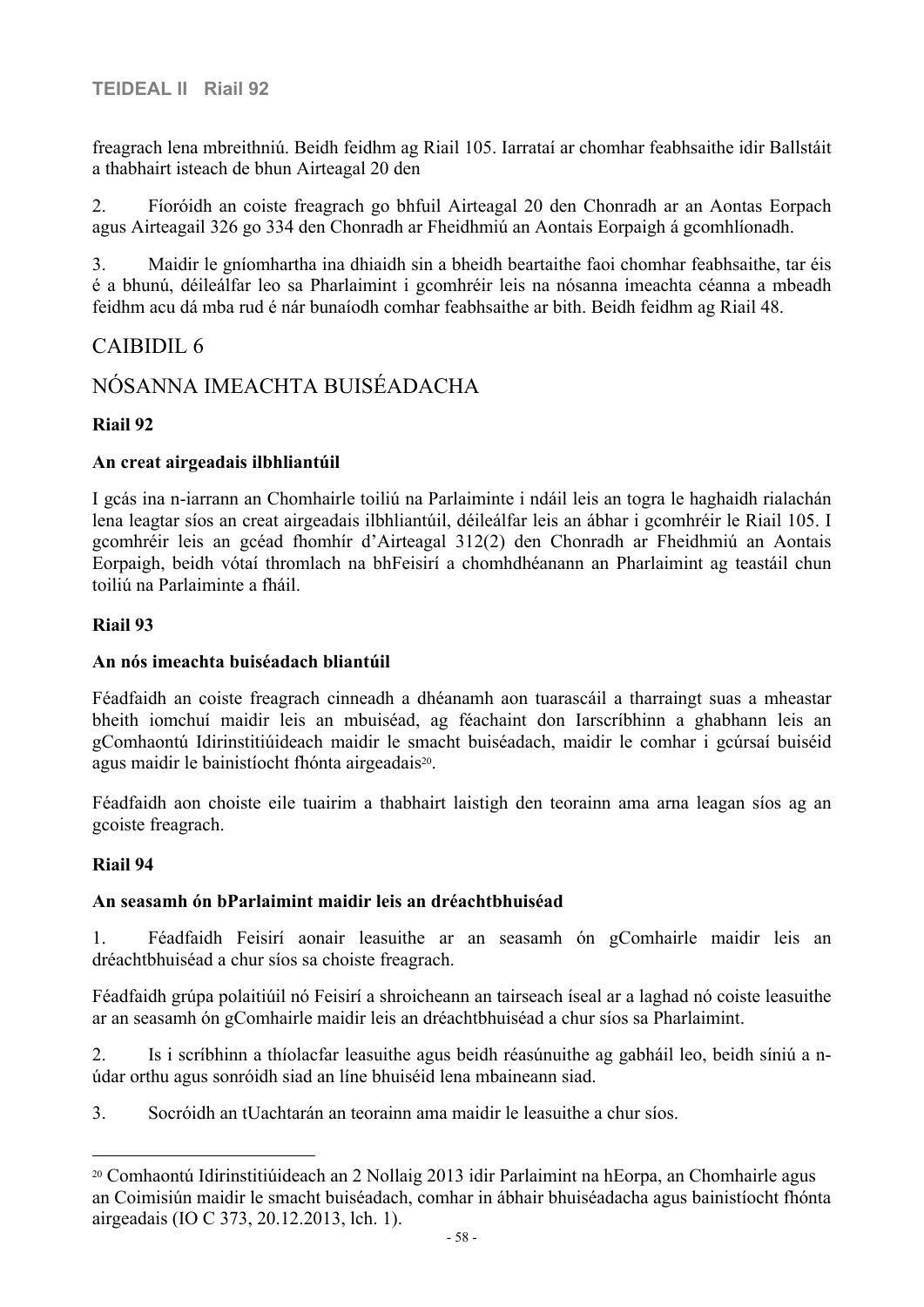freagrach lena mbreithniú. Beidh feidhm ag Riail 105. Iarrataí ar chomhar feabhsaithe idir Ballstáit a thabhairt isteach de bhun Airteagal 20 den

2. Fíoróidh an coiste freagrach go bhfuil Airteagal 20 den Chonradh ar an Aontas Eorpach agus Airteagail 326 go 334 den Chonradh ar Fheidhmiú an Aontais Eorpaigh á gcomhlíonadh.

3. Maidir le gníomhartha ina dhiaidh sin a bheidh beartaithe faoi chomhar feabhsaithe, tar éis é a bhunú, déileálfar leo sa Pharlaimint i gcomhréir leis na nósanna imeachta céanna a mbeadh feidhm acu dá mba rud é nár bunaíodh comhar feabhsaithe ar bith. Beidh feidhm ag Riail 48.

## CAIBIDIL 6

## NÓSANNA IMEACHTA BUISÉADACHA

### Riail 92

**An creat airgeadais ilbhliantúil**

I gcás ina n-iarrann an Chomhairle toiliú na Parlaiminte i ndáil leis an togra le haghaidh rialachán lena leagtar síos an creat airgeadais ilbhliantúil, déileálfar leis an ábhar i gcomhréir le Riail 105. I gcomhréir leis an gcéad fhomhír d'Airteagal 312(2) den Chonradh ar Fheidhmiú an Aontais Eorpaigh, beidh vótaí thromlach na bhFeisirí a chomhdhéanann an Pharlaimint ag teastáil chun toiliú na Parlaiminte a fháil.

### Riail 93

**An nós imeachta buiséadach bliantúil**

Féadfaidh an coiste freagrach cinneadh a dhéanamh aon tuarascáil a tharraingt suas a mheastar bheith iomchuí maidir leis an mbuiséad, ag féachaint don Iarscríbhinn a ghabhann leis an gComhaontú Idirinstitiúideach maidir le smacht buiséadach, maidir le comhar i gcúrsaí buiséid agus maidir le bainistíocht fhónta airgeadais[20].

Féadfaidh aon choiste eile tuairim a thabhairt laistigh den teorainn ama arna leagan síos ag an gcoiste freagrach.

### Riail 94

**An seasamh ón bParlaimint maidir leis an dréachtbhuiséad**

1. Féadfaidh Feisirí aonair leasuithe ar an seasamh ón gComhairle maidir leis an dréachtbhuiséad a chur síos sa choiste freagrach.

Féadfaidh grúpa polaitiúil nó Feisirí a shroicheann an tairseach íseal ar a laghad nó coiste leasuithe ar an seasamh ón gComhairle maidir leis an dréachtbhuiséad a chur síos sa Pharlaimint.

2. Is i scríbhinn a thíolacfar leasuithe agus beidh réasúnuithe ag gabháil leo, beidh síniú a n-údar orthu agus sonróidh siad an líne bhuiséid lena mbaineann siad.

3. Socróidh an tUachtarán an teorainn ama maidir le leasuithe a chur síos.

---

[20] Comhaontú Idirinstitiúideach an 2 Nollaig 2013 idir Parlaimint na hEorpa, an Chomhairle agus an Coimisiún maidir le smacht buiséadach, comhar in ábhair bhuiséadacha agus bainistíocht fhónta airgeadais (IO C 373, 20.12.2013, lch. 1).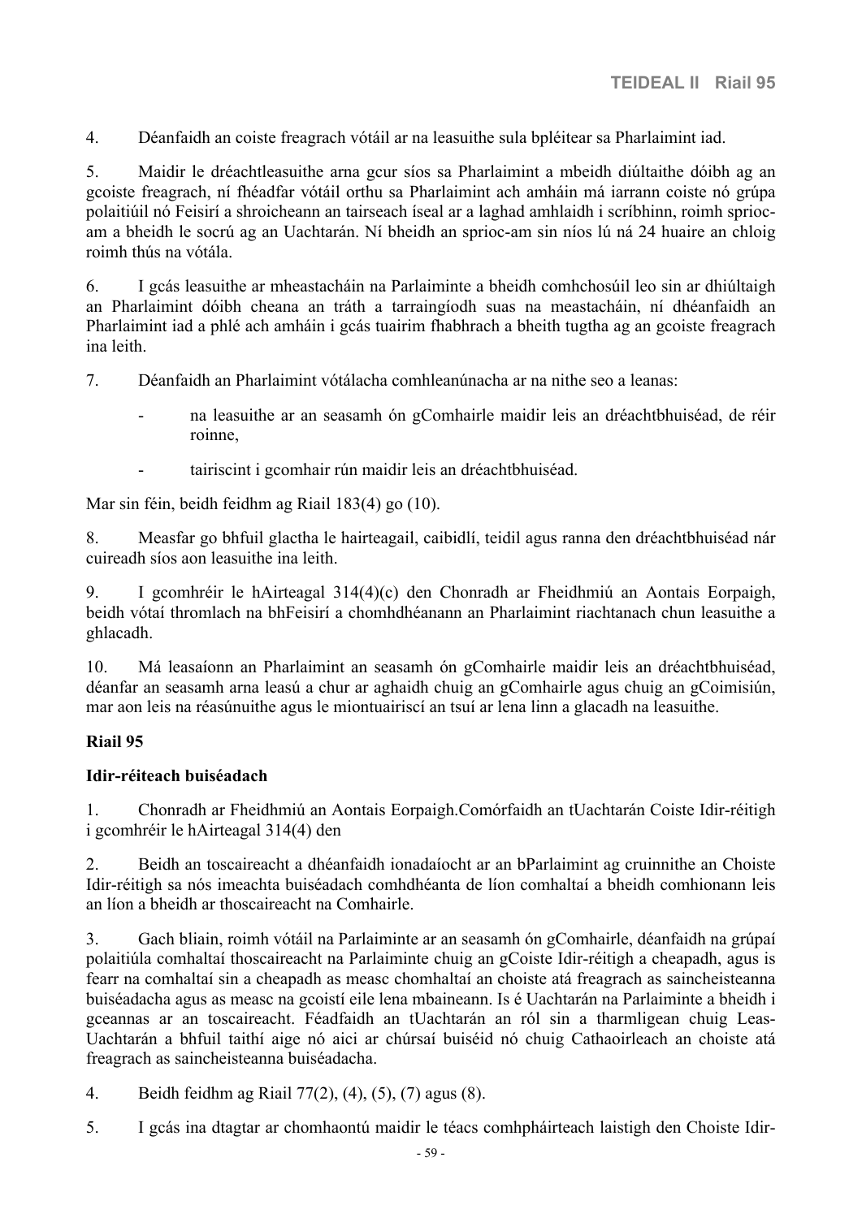4. Déanfaidh an coiste freagrach vótáil ar na leasuithe sula bpléitear sa Pharlaimint iad.

5. Maidir le dréachtleasuithe arna gcur síos sa Pharlaimint a mbeidh diúltaithe dóibh ag an gcoiste freagrach, ní fhéadfar vótáil orthu sa Pharlaimint ach amháin má iarrann coiste nó grúpa polaitiúil nó Feisirí a shroicheann an tairseach íseal ar a laghad amhlaidh i scríbhinn, roimh sprioc-am a bheidh le socrú ag an Uachtarán. Ní bheidh an sprioc-am sin níos lú ná 24 huaire an chloig roimh thús na vótála.

6. I gcás leasuithe ar mheastacháin na Parlaiminte a bheidh comhchosúil leo sin ar dhiúltaigh an Pharlaimint dóibh cheana an tráth a tarraingíodh suas na meastacháin, ní dhéanfaidh an Pharlaimint iad a phlé ach amháin i gcás tuairim fhabhrach a bheith tugtha ag an gcoiste freagrach ina leith.

7. Déanfaidh an Pharlaimint vótálacha comhleanúnacha ar na nithe seo a leanas:

- na leasuithe ar an seasamh ón gComhairle maidir leis an dréachtbhuiséad, de réir roinne,
- tairiscint i gcomhair rún maidir leis an dréachtbhuiséad.

Mar sin féin, beidh feidhm ag Riail 183(4) go (10).

8. Measfar go bhfuil glactha le hairteagail, caibidlí, teidil agus ranna den dréachtbhuiséad nár cuireadh síos aon leasuithe ina leith.

9. I gcomhréir le hAirteagal 314(4)(c) den Chonradh ar Fheidhmiú an Aontais Eorpaigh, beidh vótaí thromlach na bhFeisirí a chomhdhéanann an Pharlaimint riachtanach chun leasuithe a ghlacadh.

10. Má leasaíonn an Pharlaimint an seasamh ón gComhairle maidir leis an dréachtbhuiséad, déanfar an seasamh arna leasú a chur ar aghaidh chuig an gComhairle agus chuig an gCoimisiún, mar aon leis na réasúnuithe agus le miontuairiscí an tsuí ar lena linn a glacadh na leasuithe.

**Riail 95**

**Idir-réiteach buiséadach**

1. Chonradh ar Fheidhmiú an Aontais Eorpaigh.Comórfaidh an tUachtarán Coiste Idir-réitigh i gcomhréir le hAirteagal 314(4) den

2. Beidh an toscaireacht a dhéanfaidh ionadaíocht ar an bParlaimint ag cruinnithe an Choiste Idir-réitigh sa nós imeachta buiséadach comhdhéanta de líon comhaltaí a bheidh comhionann leis an líon a bheidh ar thoscaireacht na Comhairle.

3. Gach bliain, roimh vótáil na Parlaiminte ar an seasamh ón gComhairle, déanfaidh na grúpaí polaitiúla comhaltaí thoscaireacht na Parlaiminte chuig an gCoiste Idir-réitigh a cheapadh, agus is fearr na comhaltaí sin a cheapadh as measc chomhaltaí an choiste atá freagrach as saincheisteanna buiséadacha agus as measc na gcoistí eile lena mbaineann. Is é Uachtarán na Parlaiminte a bheidh i gceannas ar an toscaireacht. Féadfaidh an tUachtarán an ról sin a tharmligean chuig Leas-Uachtarán a bhfuil taithí aige nó aici ar chúrsaí buiséid nó chuig Cathaoirleach an choiste atá freagrach as saincheisteanna buiséadacha.

4. Beidh feidhm ag Riail 77(2), (4), (5), (7) agus (8).

5. I gcás ina dtagtar ar chomhaontú maidir le téacs comhpháirteach laistigh den Choiste Idir-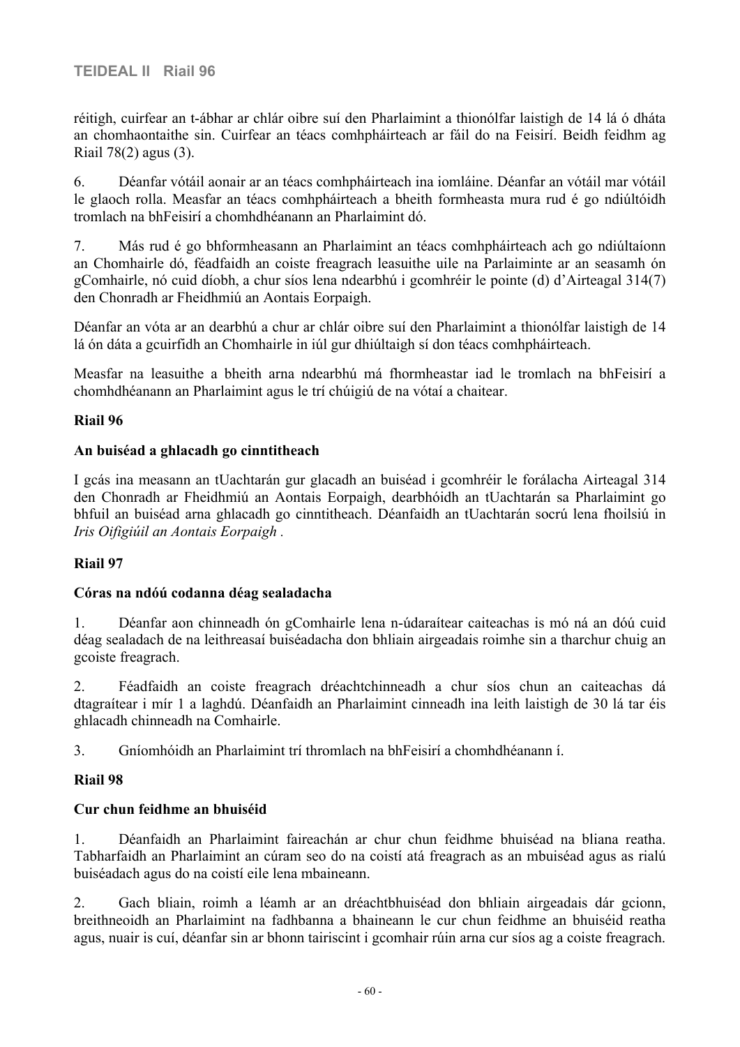réitigh, cuirfear an t-ábhar ar chlár oibre suí den Pharlaimint a thionólfar laistigh de 14 lá ó dháta an chomhaontaithe sin. Cuirfear an téacs comhpháirteach ar fáil do na Feisirí. Beidh feidhm ag Riail 78(2) agus (3).

6. Déanfar vótáil aonair ar an téacs comhpháirteach ina iomláine. Déanfar an vótáil mar vótáil le glaoch rolla. Measfar an téacs comhpháirteach a bheith formheasta mura rud é go ndiúltóidh tromlach na bhFeisirí a chomhdhéanann an Pharlaimint dó.

7. Más rud é go bhformheasann an Pharlaimint an téacs comhpháirteach ach go ndiúltaíonn an Chomhairle dó, féadfaidh an coiste freagrach leasuithe uile na Parlaiminte ar an seasamh ón gComhairle, nó cuid díobh, a chur síos lena ndearbhú i gcomhréir le pointe (d) d'Airteagal 314(7) den Chonradh ar Fheidhmiú an Aontais Eorpaigh.

Déanfar an vóta ar an dearbhú a chur ar chlár oibre suí den Pharlaimint a thionólfar laistigh de 14 lá ón dáta a gcuirfidh an Chomhairle in iúl gur dhiúltaigh sí don téacs comhpháirteach.

Measfar na leasuithe a bheith arna ndearbhú má fhormheastar iad le tromlach na bhFeisirí a chomhdhéanann an Pharlaimint agus le trí chúigiú de na vótaí a chaitear.

**Riail 96**

**An buiséad a ghlacadh go cinntitheach**

I gcás ina measann an tUachtarán gur glacadh an buiséad i gcomhréir le forálacha Airteagal 314 den Chonradh ar Fheidhmiú an Aontais Eorpaigh, dearbhóidh an tUachtarán sa Pharlaimint go bhfuil an buiséad arna ghlacadh go cinntitheach. Déanfaidh an tUachtarán socrú lena fhoilsiú in *Iris Oifigiúil an Aontais Eorpaigh* .

**Riail 97**

**Córas na ndóú codanna déag sealadacha**

1. Déanfar aon chinneadh ón gComhairle lena n-údaraítear caiteachas is mó ná an dóú cuid déag sealadach de na leithreasaí buiséadacha don bhliain airgeadais roimhe sin a tharchur chuig an gcoiste freagrach.

2. Féadfaidh an coiste freagrach dréachtchinneadh a chur síos chun an caiteachas dá dtagraítear i mír 1 a laghdú. Déanfaidh an Pharlaimint cinneadh ina leith laistigh de 30 lá tar éis ghlacadh chinneadh na Comhairle.

3. Gníomhóidh an Pharlaimint trí thromlach na bhFeisirí a chomhdhéanann í.

**Riail 98**

**Cur chun feidhme an bhuiséid**

1. Déanfaidh an Pharlaimint faireachán ar chur chun feidhme bhuiséad na bliana reatha. Tabharfaidh an Pharlaimint an cúram seo do na coistí atá freagrach as an mbuiséad agus as rialú buiséadach agus do na coistí eile lena mbaineann.

2. Gach bliain, roimh a léamh ar an dréachtbhuiséad don bhliain airgeadais dár gcionn, breithneoidh an Pharlaimint na fadhbanna a bhaineann le cur chun feidhme an bhuiséid reatha agus, nuair is cuí, déanfar sin ar bhonn tairiscint i gcomhair rúin arna cur síos ag a coiste freagrach.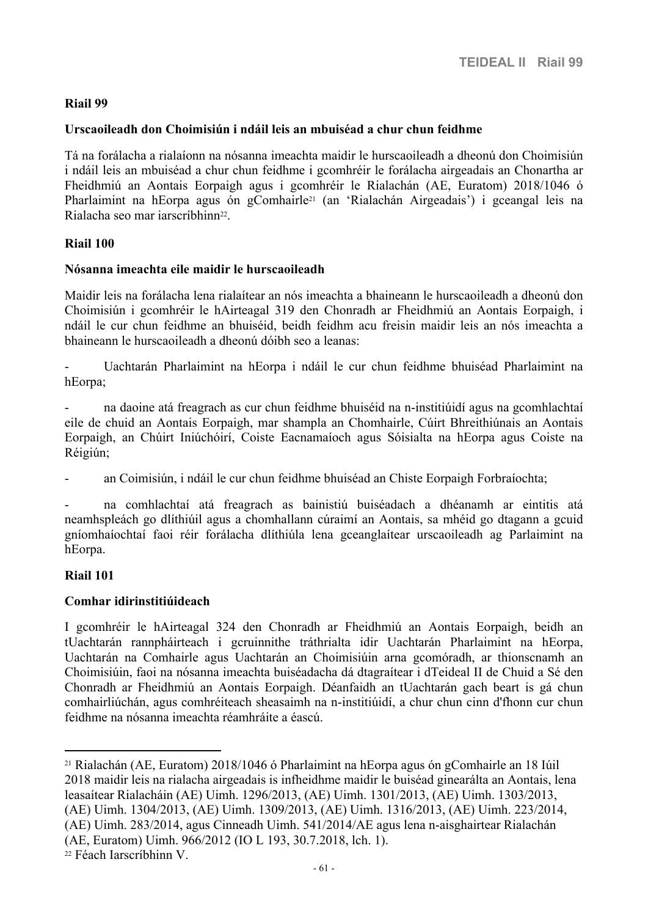### Riail 99

**Urscaoileadh don Choimisiún i ndáil leis an mbuiséad a chur chun feidhme**

Tá na forálacha a rialaíonn na nósanna imeachta maidir le hurscaoileadh a dheonú don Choimisiún i ndáil leis an mbuiséad a chur chun feidhme i gcomhréir le forálacha airgeadais an Chonartha ar Fheidhmiú an Aontais Eorpaigh agus i gcomhréir le Rialachán (AE, Euratom) 2018/1046 ó Pharlaimint na hEorpa agus ón gComhairle[21] (an 'Rialachán Airgeadais') i gceangal leis na Rialacha seo mar iarscríbhinn[22].

### Riail 100

**Nósanna imeachta eile maidir le hurscaoileadh**

Maidir leis na forálacha lena rialaítear an nós imeachta a bhaineann le hurscaoileadh a dheonú don Choimisiún i gcomhréir le hAirteagal 319 den Chonradh ar Fheidhmiú an Aontais Eorpaigh, i ndáil le cur chun feidhme an bhuiséid, beidh feidhm acu freisin maidir leis an nós imeachta a bhaineann le hurscaoileadh a dheonú dóibh seo a leanas:

- Uachtarán Pharlaimint na hEorpa i ndáil le cur chun feidhme bhuiséad Pharlaimint na hEorpa;
- na daoine atá freagrach as cur chun feidhme bhuiséid na n-institiúidí agus na gcomhlachtaí eile de chuid an Aontais Eorpaigh, mar shampla an Chomhairle, Cúirt Bhreithiúnais an Aontais Eorpaigh, an Chúirt Iniúchóirí, Coiste Eacnamaíoch agus Sóisialta na hEorpa agus Coiste na Réigiún;
- an Coimisiún, i ndáil le cur chun feidhme bhuiséad an Chiste Eorpaigh Forbraíochta;
- na comhlachtaí atá freagrach as bainistiú buiséadach a dhéanamh ar eintitis atá neamhspleách go dlíthiúil agus a chomhallann cúraimí an Aontais, sa mhéid go dtagann a gcuid gníomhaíochtaí faoi réir forálacha dlíthiúla lena gceanglaítear urscaoileadh ag Parlaimint na hEorpa.

### Riail 101

**Comhar idirinstitiúideach**

I gcomhréir le hAirteagal 324 den Chonradh ar Fheidhmiú an Aontais Eorpaigh, beidh an tUachtarán rannpháirteach i gcruinnithe tráthrialta idir Uachtarán Pharlaimint na hEorpa, Uachtarán na Comhairle agus Uachtarán an Choimisiúin arna gcomóradh, ar thionscnamh an Choimisiúin, faoi na nósanna imeachta buiséadacha dá dtagraítear i dTeideal II de Chuid a Sé den Chonradh ar Fheidhmiú an Aontais Eorpaigh. Déanfaidh an tUachtarán gach beart is gá chun comhairliúchán, agus comhréiteach sheasaimh na n-institiúidí, a chur chun cinn d'fhonn cur chun feidhme na nósanna imeachta réamhráite a éascú.

---

[21] Rialachán (AE, Euratom) 2018/1046 ó Pharlaimint na hEorpa agus ón gComhairle an 18 Iúil 2018 maidir leis na rialacha airgeadais is infheidhme maidir le buiséad ginearálta an Aontais, lena leasaítear Rialacháin (AE) Uimh. 1296/2013, (AE) Uimh. 1301/2013, (AE) Uimh. 1303/2013, (AE) Uimh. 1304/2013, (AE) Uimh. 1309/2013, (AE) Uimh. 1316/2013, (AE) Uimh. 223/2014, (AE) Uimh. 283/2014, agus Cinneadh Uimh. 541/2014/AE agus lena n-aisghairtear Rialachán (AE, Euratom) Uimh. 966/2012 (IO L 193, 30.7.2018, lch. 1).

[22] Féach Iarscríbhinn V.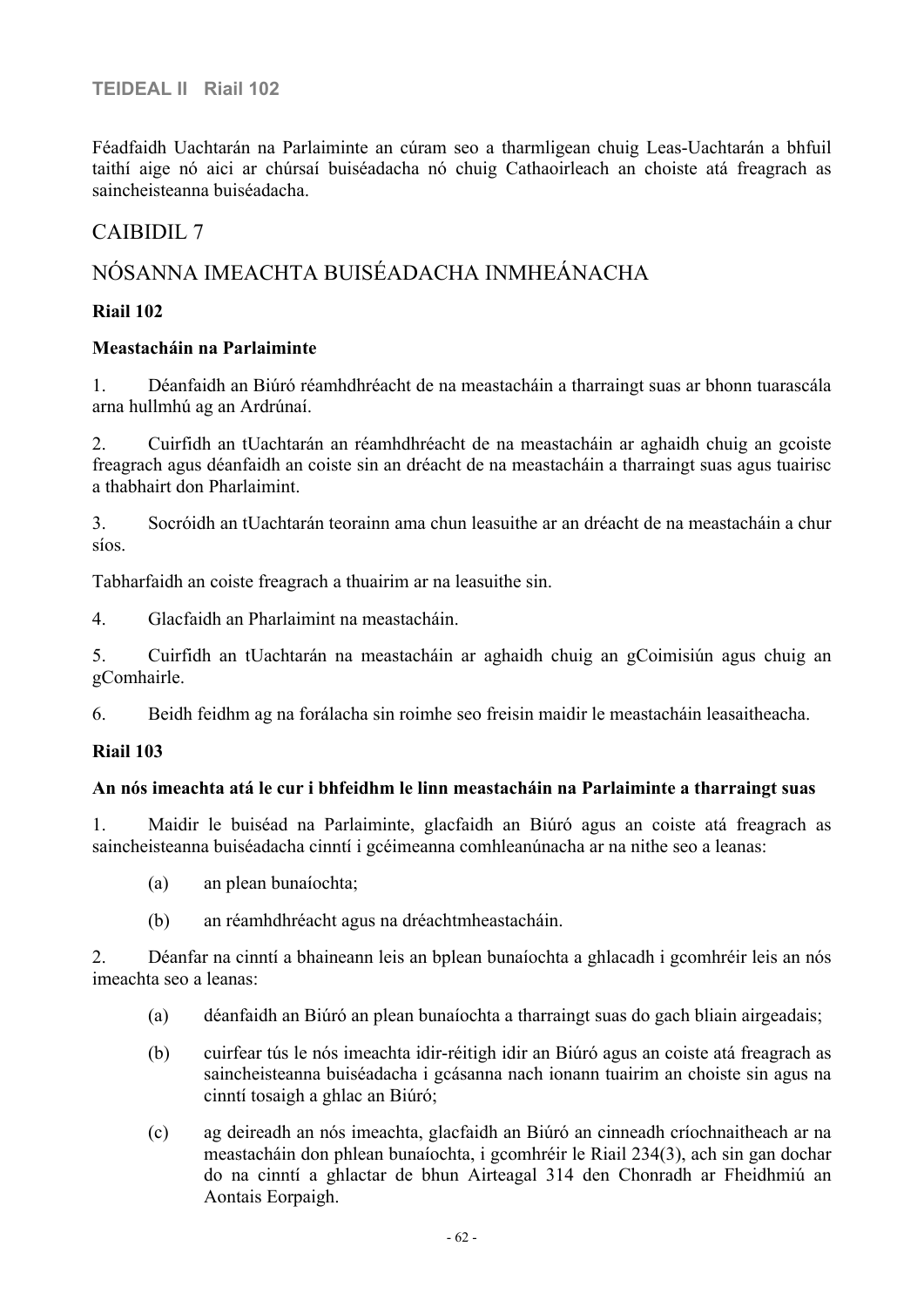Féadfaidh Uachtarán na Parlaiminte an cúram seo a tharmligean chuig Leas-Uachtarán a bhfuil taithí aige nó aici ar chúrsaí buiséadacha nó chuig Cathaoirleach an choiste atá freagrach as saincheisteanna buiséadacha.

## CAIBIDIL 7

## NÓSANNA IMEACHTA BUISÉADACHA INMHEÁNACHA

### Riail 102

**Meastacháin na Parlaiminte**

1. Déanfaidh an Biúró réamhdhréacht de na meastacháin a tharraingt suas ar bhonn tuarascála arna hullmhú ag an Ardrúnaí.

2. Cuirfidh an tUachtarán an réamhdhréacht de na meastacháin ar aghaidh chuig an gcoiste freagrach agus déanfaidh an coiste sin an dréacht de na meastacháin a tharraingt suas agus tuairisc a thabhairt don Pharlaimint.

3. Socróidh an tUachtarán teorainn ama chun leasuithe ar an dréacht de na meastacháin a chur síos.

Tabharfaidh an coiste freagrach a thuairim ar na leasuithe sin.

4. Glacfaidh an Pharlaimint na meastacháin.

5. Cuirfidh an tUachtarán na meastacháin ar aghaidh chuig an gCoimisiún agus chuig an gComhairle.

6. Beidh feidhm ag na forálacha sin roimhe seo freisin maidir le meastacháin leasaitheacha.

### Riail 103

**An nós imeachta atá le cur i bhfeidhm le linn meastacháin na Parlaiminte a tharraingt suas**

1. Maidir le buiséad na Parlaiminte, glacfaidh an Biúró agus an coiste atá freagrach as saincheisteanna buiséadacha cinntí i gcéimeanna comhleanúnacha ar na nithe seo a leanas:

   (a) an plean bunaíochta;

   (b) an réamhdhréacht agus na dréachtmheastacháin.

2. Déanfar na cinntí a bhaineann leis an bplean bunaíochta a ghlacadh i gcomhréir leis an nós imeachta seo a leanas:

   (a) déanfaidh an Biúró an plean bunaíochta a tharraingt suas do gach bliain airgeadais;

   (b) cuirfear tús le nós imeachta idir-réitigh idir an Biúró agus an coiste atá freagrach as saincheisteanna buiséadacha i gcásanna nach ionann tuairim an choiste sin agus na cinntí tosaigh a ghlac an Biúró;

   (c) ag deireadh an nós imeachta, glacfaidh an Biúró an cinneadh críochnaitheach ar na meastacháin don phlean bunaíochta, i gcomhréir le Riail 234(3), ach sin gan dochar do na cinntí a ghlactar de bhun Airteagal 314 den Chonradh ar Fheidhmiú an Aontais Eorpaigh.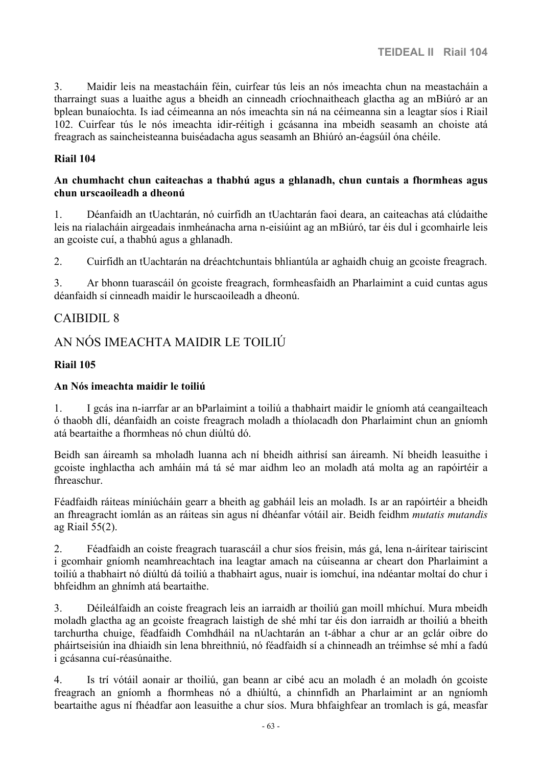3. Maidir leis na meastacháin féin, cuirfear tús leis an nós imeachta chun na meastacháin a tharraingt suas a luaithe agus a bheidh an cinneadh críochnaitheach glactha ag an mBiúró ar an bplean bunaíochta. Is iad céimeanna an nós imeachta sin ná na céimeanna sin a leagtar síos i Riail 102. Cuirfear tús le nós imeachta idir-réitigh i gcásanna ina mbeidh seasamh an choiste atá freagrach as saincheisteanna buiséadacha agus seasamh an Bhiúró an-éagsúil óna chéile.

**Riail 104**

**An chumhacht chun caiteachas a thabhú agus a ghlanadh, chun cuntais a fhormheas agus chun urscaoileadh a dheonú**

1. Déanfaidh an tUachtarán, nó cuirfidh an tUachtarán faoi deara, an caiteachas atá clúdaithe leis na rialacháin airgeadais inmheánacha arna n-eisiúint ag an mBiúró, tar éis dul i gcomhairle leis an gcoiste cuí, a thabhú agus a ghlanadh.

2. Cuirfidh an tUachtarán na dréachtchuntais bhliantúla ar aghaidh chuig an gcoiste freagrach.

3. Ar bhonn tuarascáil ón gcoiste freagrach, formheasfaidh an Pharlaimint a cuid cuntas agus déanfaidh sí cinneadh maidir le hurscaoileadh a dheonú.

# CAIBIDIL 8

# AN NÓS IMEACHTA MAIDIR LE TOILIÚ

**Riail 105**

**An Nós imeachta maidir le toiliú**

1. I gcás ina n-iarrfar ar an bParlaimint a toiliú a thabhairt maidir le gníomh atá ceangailteach ó thaobh dlí, déanfaidh an coiste freagrach moladh a thíolacadh don Pharlaimint chun an gníomh atá beartaithe a fhormheas nó chun diúltú dó.

Beidh san áireamh sa mholadh luanna ach ní bheidh aithrisí san áireamh. Ní bheidh leasuithe i gcoiste inghlactha ach amháin má tá sé mar aidhm leo an moladh atá molta ag an rapóirtéir a fhreaschur.

Féadfaidh ráiteas míniúcháin gearr a bheith ag gabháil leis an moladh. Is ar an rapóirtéir a bheidh an fhreagracht iomlán as an ráiteas sin agus ní dhéanfar vótáil air. Beidh feidhm *mutatis mutandis* ag Riail 55(2).

2. Féadfaidh an coiste freagrach tuarascáil a chur síos freisin, más gá, lena n-áirítear tairiscint i gcomhair gníomh neamhreachtach ina leagtar amach na cúiseanna ar cheart don Pharlaimint a toiliú a thabhairt nó diúltú dá toiliú a thabhairt agus, nuair is iomchuí, ina ndéantar moltaí do chur i bhfeidhm an ghnímh atá beartaithe.

3. Déileálfaidh an coiste freagrach leis an iarraidh ar thoiliú gan moill mhíchuí. Mura mbeidh moladh glactha ag an gcoiste freagrach laistigh de shé mhí tar éis don iarraidh ar thoiliú a bheith tarchurtha chuige, féadfaidh Comhdháil na nUachtarán an t-ábhar a chur ar an gclár oibre do pháirtseisiún ina dhiaidh sin lena bhreithniú, nó féadfaidh sí a chinneadh an tréimhse sé mhí a fadú i gcásanna cuí-réasúnaithe.

4. Is trí vótáil aonair ar thoiliú, gan beann ar cibé acu an moladh é an moladh ón gcoiste freagrach an gníomh a fhormheas nó a dhiúltú, a chinnfidh an Pharlaimint ar an ngníomh beartaithe agus ní fhéadfar aon leasuithe a chur síos. Mura bhfaighfear an tromlach is gá, measfar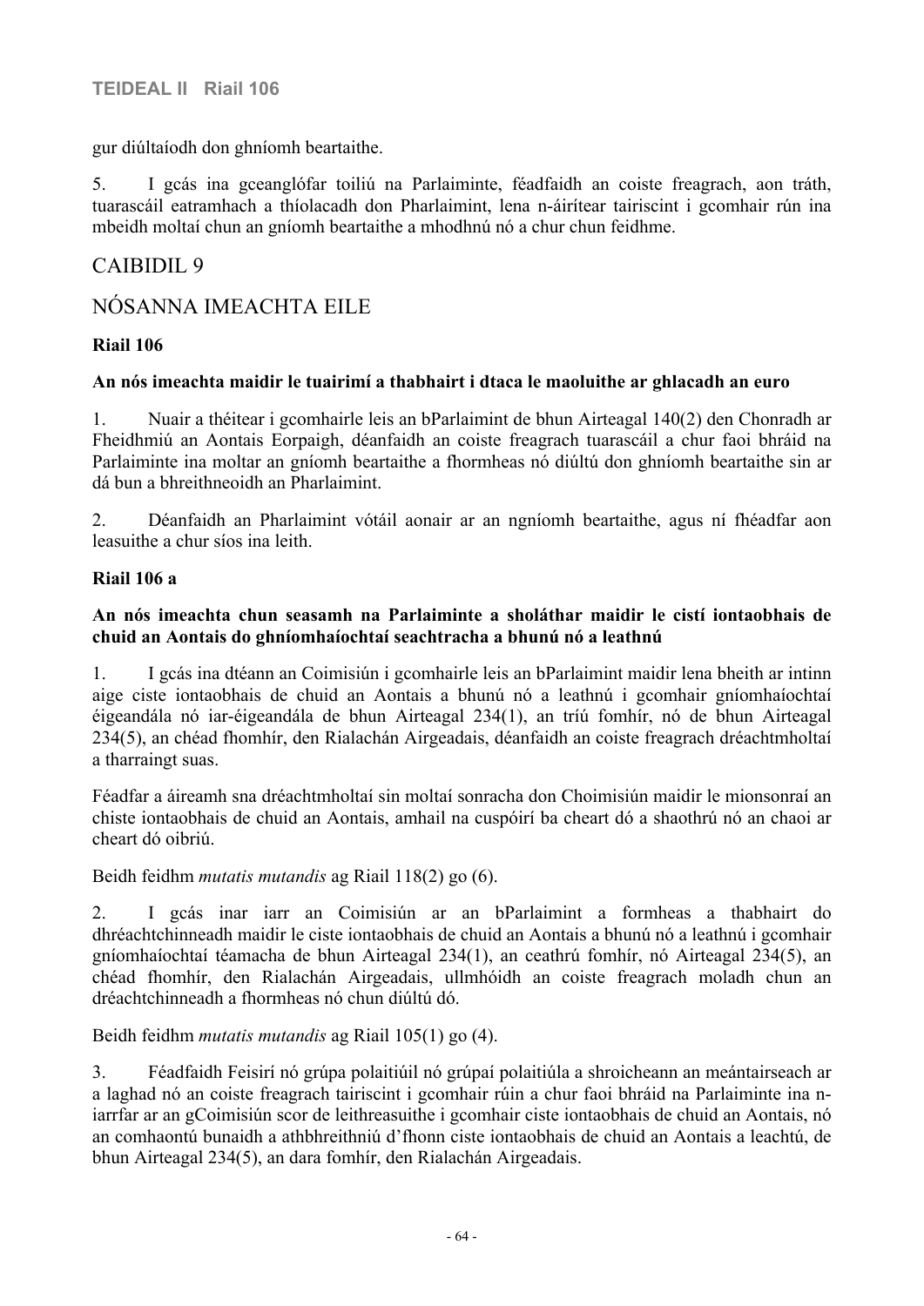gur diúltaíodh don ghníomh beartaithe.

5. I gcás ina gceanglófar toiliú na Parlaiminte, féadfaidh an coiste freagrach, aon tráth, tuarascáil eatramhach a thíolacadh don Pharlaimint, lena n-áirítear tairiscint i gcomhair rún ina mbeidh moltaí chun an gníomh beartaithe a mhodhnú nó a chur chun feidhme.

# CAIBIDIL 9

# NÓSANNA IMEACHTA EILE

### Riail 106

#### An nós imeachta maidir le tuairimí a thabhairt i dtaca le maoluithe ar ghlacadh an euro

1. Nuair a théitear i gcomhairle leis an bParlaimint de bhun Airteagal 140(2) den Chonradh ar Fheidhmiú an Aontais Eorpaigh, déanfaidh an coiste freagrach tuarascáil a chur faoi bhráid na Parlaiminte ina moltar an gníomh beartaithe a fhormheas nó diúltú don ghníomh beartaithe sin ar dá bun a bhreithneoidh an Pharlaimint.

2. Déanfaidh an Pharlaimint vótáil aonair ar an ngníomh beartaithe, agus ní fhéadfar aon leasuithe a chur síos ina leith.

### Riail 106 a

#### An nós imeachta chun seasamh na Parlaiminte a sholáthar maidir le cistí iontaobhais de chuid an Aontais do ghníomhaíochtaí seachtracha a bhunú nó a leathnú

1. I gcás ina dtéann an Coimisiún i gcomhairle leis an bParlaimint maidir lena bheith ar intinn aige ciste iontaobhais de chuid an Aontais a bhunú nó a leathnú i gcomhair gníomhaíochtaí éigeandála nó iar-éigeandála de bhun Airteagal 234(1), an tríú fomhír, nó de bhun Airteagal 234(5), an chéad fhomhír, den Rialachán Airgeadais, déanfaidh an coiste freagrach dréachtmholtaí a tharraingt suas.

Féadfar a áireamh sna dréachtmholtaí sin moltaí sonracha don Choimisiún maidir le mionsonraí an chiste iontaobhais de chuid an Aontais, amhail na cuspóirí ba cheart dó a shaothrú nó an chaoi ar cheart dó oibriú.

Beidh feidhm *mutatis mutandis* ag Riail 118(2) go (6).

2. I gcás inar iarr an Coimisiún ar an bParlaimint a formheas a thabhairt do dhréachtchinneadh maidir le ciste iontaobhais de chuid an Aontais a bhunú nó a leathnú i gcomhair gníomhaíochtaí téamacha de bhun Airteagal 234(1), an ceathrú fomhír, nó Airteagal 234(5), an chéad fhomhír, den Rialachán Airgeadais, ullmhóidh an coiste freagrach moladh chun an dréachtchinneadh a fhormheas nó chun diúltú dó.

Beidh feidhm *mutatis mutandis* ag Riail 105(1) go (4).

3. Féadfaidh Feisirí nó grúpa polaitiúil nó grúpaí polaitiúla a shroicheann an meántairseach ar a laghad nó an coiste freagrach tairiscint i gcomhair rúin a chur faoi bhráid na Parlaiminte ina n-iarrfar ar an gCoimisiún scor de leithreasuithe i gcomhair ciste iontaobhais de chuid an Aontais, nó an comhaontú bunaidh a athbhreithniú d'fhonn ciste iontaobhais de chuid an Aontais a leachtú, de bhun Airteagal 234(5), an dara fomhír, den Rialachán Airgeadais.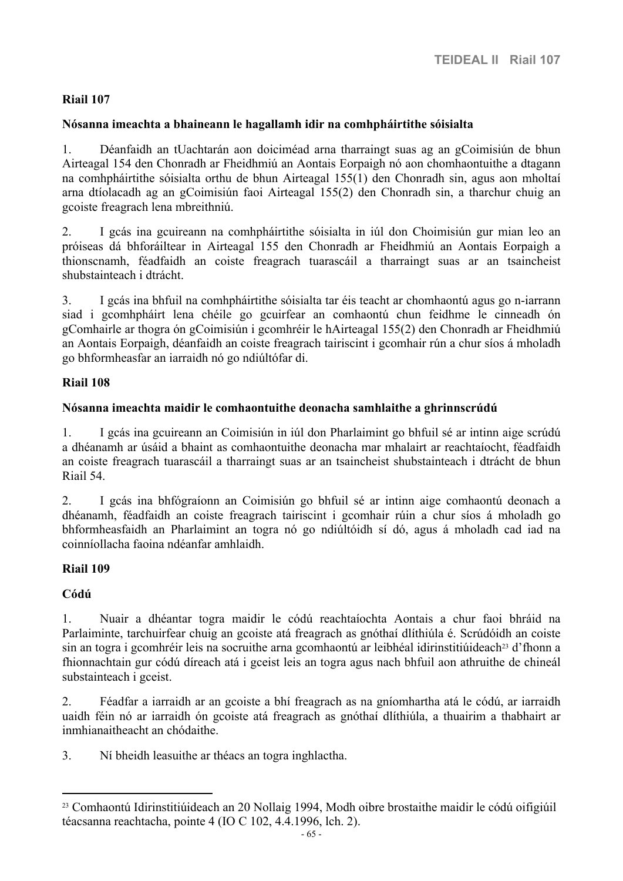## Riail 107

### Nósanna imeachta a bhaineann le hagallamh idir na comhpháirtithe sóisialta

1. Déanfaidh an tUachtarán aon doiciméad arna tharraingt suas ag an gCoimisiún de bhun Airteagal 154 den Chonradh ar Fheidhmiú an Aontais Eorpaigh nó aon chomhaontuithe a dtagann na comhpháirtithe sóisialta orthu de bhun Airteagal 155(1) den Chonradh sin, agus aon mholtaí arna dtíolacadh ag an gCoimisiún faoi Airteagal 155(2) den Chonradh sin, a tharchur chuig an gcoiste freagrach lena mbreithniú.

2. I gcás ina gcuireann na comhpháirtithe sóisialta in iúl don Choimisiún gur mian leo an próiseas dá bhforáiltear in Airteagal 155 den Chonradh ar Fheidhmiú an Aontais Eorpaigh a thionscnamh, féadfaidh an coiste freagrach tuarascáil a tharraingt suas ar an tsaincheist shubstainteach i dtrácht.

3. I gcás ina bhfuil na comhpháirtithe sóisialta tar éis teacht ar chomhaontú agus go n-iarrann siad i gcomhpháirt lena chéile go gcuirfear an comhaontú chun feidhme le cinneadh ón gComhairle ar thogra ón gCoimisiún i gcomhréir le hAirteagal 155(2) den Chonradh ar Fheidhmiú an Aontais Eorpaigh, déanfaidh an coiste freagrach tairiscint i gcomhair rún a chur síos á mholadh go bhformheasfar an iarraidh nó go ndiúltófar di.

## Riail 108

### Nósanna imeachta maidir le comhaontuithe deonacha samhlaithe a ghrinnscrúdú

1. I gcás ina gcuireann an Coimisiún in iúl don Pharlaimint go bhfuil sé ar intinn aige scrúdú a dhéanamh ar úsáid a bhaint as comhaontuithe deonacha mar mhalairt ar reachtaíocht, féadfaidh an coiste freagrach tuarascáil a tharraingt suas ar an tsaincheist shubstainteach i dtrácht de bhun Riail 54.

2. I gcás ina bhfógraíonn an Coimisiún go bhfuil sé ar intinn aige comhaontú deonach a dhéanamh, féadfaidh an coiste freagrach tairiscint i gcomhair rúin a chur síos á mholadh go bhformheasfaidh an Pharlaimint an togra nó go ndiúltóidh sí dó, agus á mholadh cad iad na coinníollacha faoina ndéanfar amhlaidh.

## Riail 109

### Códú

1. Nuair a dhéantar togra maidir le códú reachtaíochta Aontais a chur faoi bhráid na Parlaiminte, tarchuirfear chuig an gcoiste atá freagrach as gnóthaí dlíthiúla é. Scrúdóidh an coiste sin an togra i gcomhréir leis na socruithe arna gcomhaontú ar leibhéal idirinstitiúideach[23] d'fhonn a fhionnachtain gur códú díreach atá i gceist leis an togra agus nach bhfuil aon athruithe de chineál substainteach i gceist.

2. Féadfar a iarraidh ar an gcoiste a bhí freagrach as na gníomhartha atá le códú, ar iarraidh uaidh féin nó ar iarraidh ón gcoiste atá freagrach as gnóthaí dlíthiúla, a thuairim a thabhairt ar inmhianaitheacht an chódaithe.

3. Ní bheidh leasuithe ar théacs an togra inghlactha.

---

[23] Comhaontú Idirinstitiúideach an 20 Nollaig 1994, Modh oibre brostaithe maidir le códú oifigiúil téacsanna reachtacha, pointe 4 (IO C 102, 4.4.1996, lch. 2).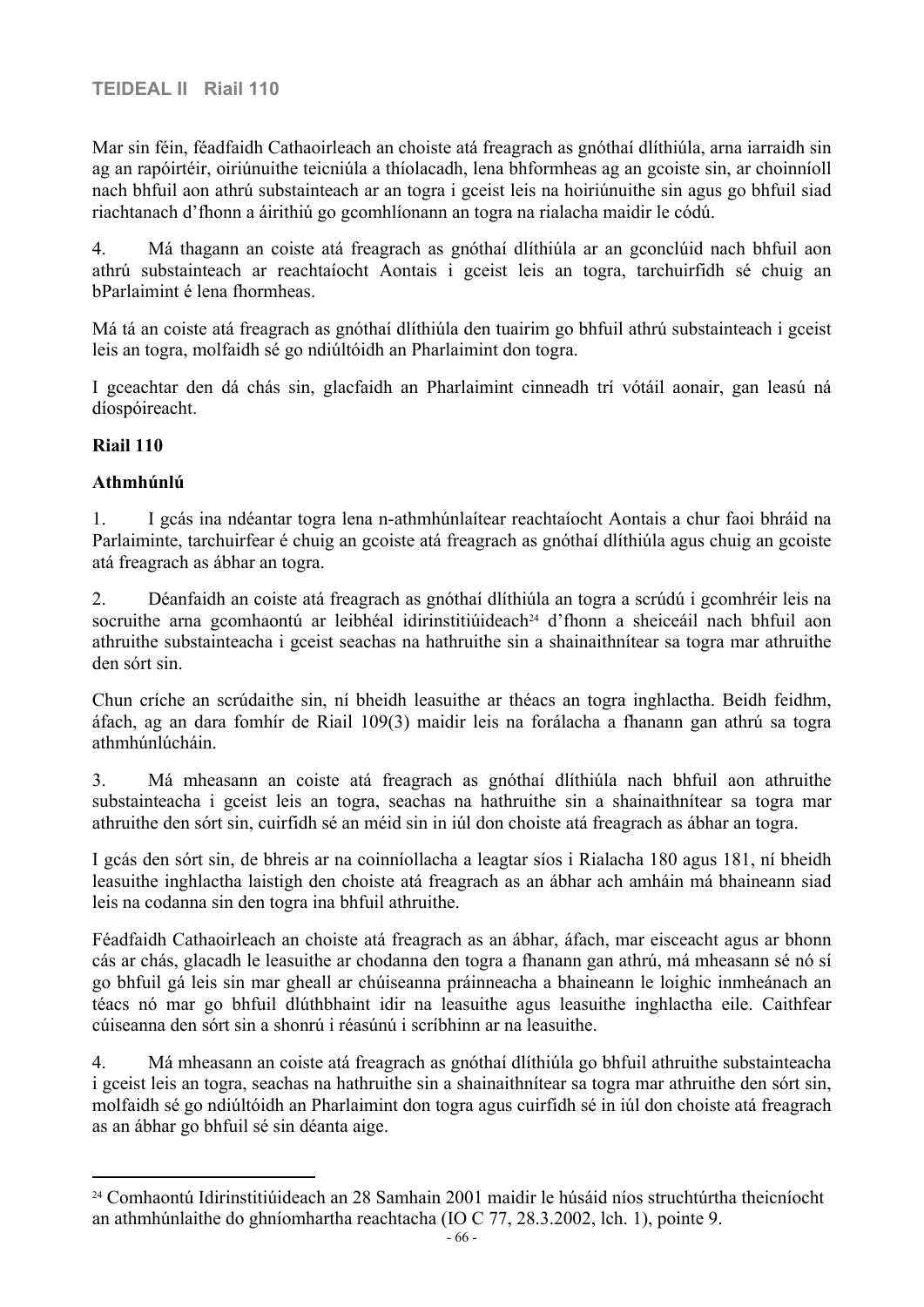Mar sin féin, féadfaidh Cathaoirleach an choiste atá freagrach as gnóthaí dlíthiúla, arna iarraidh sin ag an rapóirtéir, oiriúnuithe teicniúla a thíolacadh, lena bhformheas ag an gcoiste sin, ar choinníoll nach bhfuil aon athrú substainteach ar an togra i gceist leis na hoiriúnuithe sin agus go bhfuil siad riachtanach d'fhonn a áirithiú go gcomhlíonann an togra na rialacha maidir le códú.

4. Má thagann an coiste atá freagrach as gnóthaí dlíthiúla ar an gconclúid nach bhfuil aon athrú substainteach ar reachtaíocht Aontais i gceist leis an togra, tarchuirfidh sé chuig an bParlaimint é lena fhormheas.

Má tá an coiste atá freagrach as gnóthaí dlíthiúla den tuairim go bhfuil athrú substainteach i gceist leis an togra, molfaidh sé go ndiúltóidh an Pharlaimint don togra.

I gceachtar den dá chás sin, glacfaidh an Pharlaimint cinneadh trí vótáil aonair, gan leasú ná díospóireacht.

**Riail 110**

**Athmhúnlú**

1. I gcás ina ndéantar togra lena n-athmhúnlaítear reachtaíocht Aontais a chur faoi bhráid na Parlaiminte, tarchuirfear é chuig an gcoiste atá freagrach as gnóthaí dlíthiúla agus chuig an gcoiste atá freagrach as ábhar an togra.

2. Déanfaidh an coiste atá freagrach as gnóthaí dlíthiúla an togra a scrúdú i gcomhréir leis na socruithe arna gcomhaontú ar leibhéal idirinstitiúideach[24] d'fhonn a sheiceáil nach bhfuil aon athruithe substainteacha i gceist seachas na hathruithe sin a shainaithnítear sa togra mar athruithe den sórt sin.

Chun críche an scrúdaithe sin, ní bheidh leasuithe ar théacs an togra inghlactha. Beidh feidhm, áfach, ag an dara fomhír de Riail 109(3) maidir leis na forálacha a fhanann gan athrú sa togra athmhúnlúcháin.

3. Má mheasann an coiste atá freagrach as gnóthaí dlíthiúla nach bhfuil aon athruithe substainteacha i gceist leis an togra, seachas na hathruithe sin a shainaithnítear sa togra mar athruithe den sórt sin, cuirfidh sé an méid sin in iúl don choiste atá freagrach as ábhar an togra.

I gcás den sórt sin, de bhreis ar na coinníollacha a leagtar síos i Rialacha 180 agus 181, ní bheidh leasuithe inghlactha laistigh den choiste atá freagrach as an ábhar ach amháin má bhaineann siad leis na codanna sin den togra ina bhfuil athruithe.

Féadfaidh Cathaoirleach an choiste atá freagrach as an ábhar, áfach, mar eisceacht agus ar bhonn cás ar chás, glacadh le leasuithe ar chodanna den togra a fhanann gan athrú, má mheasann sé nó sí go bhfuil gá leis sin mar gheall ar chúiseanna práinneacha a bhaineann le loighic inmheánach an téacs nó mar go bhfuil dlúthbhaint idir na leasuithe agus leasuithe inghlactha eile. Caithfear cúiseanna den sórt sin a shonrú i réasúnú i scríbhinn ar na leasuithe.

4. Má mheasann an coiste atá freagrach as gnóthaí dlíthiúla go bhfuil athruithe substainteacha i gceist leis an togra, seachas na hathruithe sin a shainaithnítear sa togra mar athruithe den sórt sin, molfaidh sé go ndiúltóidh an Pharlaimint don togra agus cuirfidh sé in iúl don choiste atá freagrach as an ábhar go bhfuil sé sin déanta aige.

---

[24] Comhaontú Idirinstitiúideach an 28 Samhain 2001 maidir le húsáid níos struchtúrtha theicníocht an athmhúnlaithe do ghníomhartha reachtacha (IO C 77, 28.3.2002, lch. 1), pointe 9.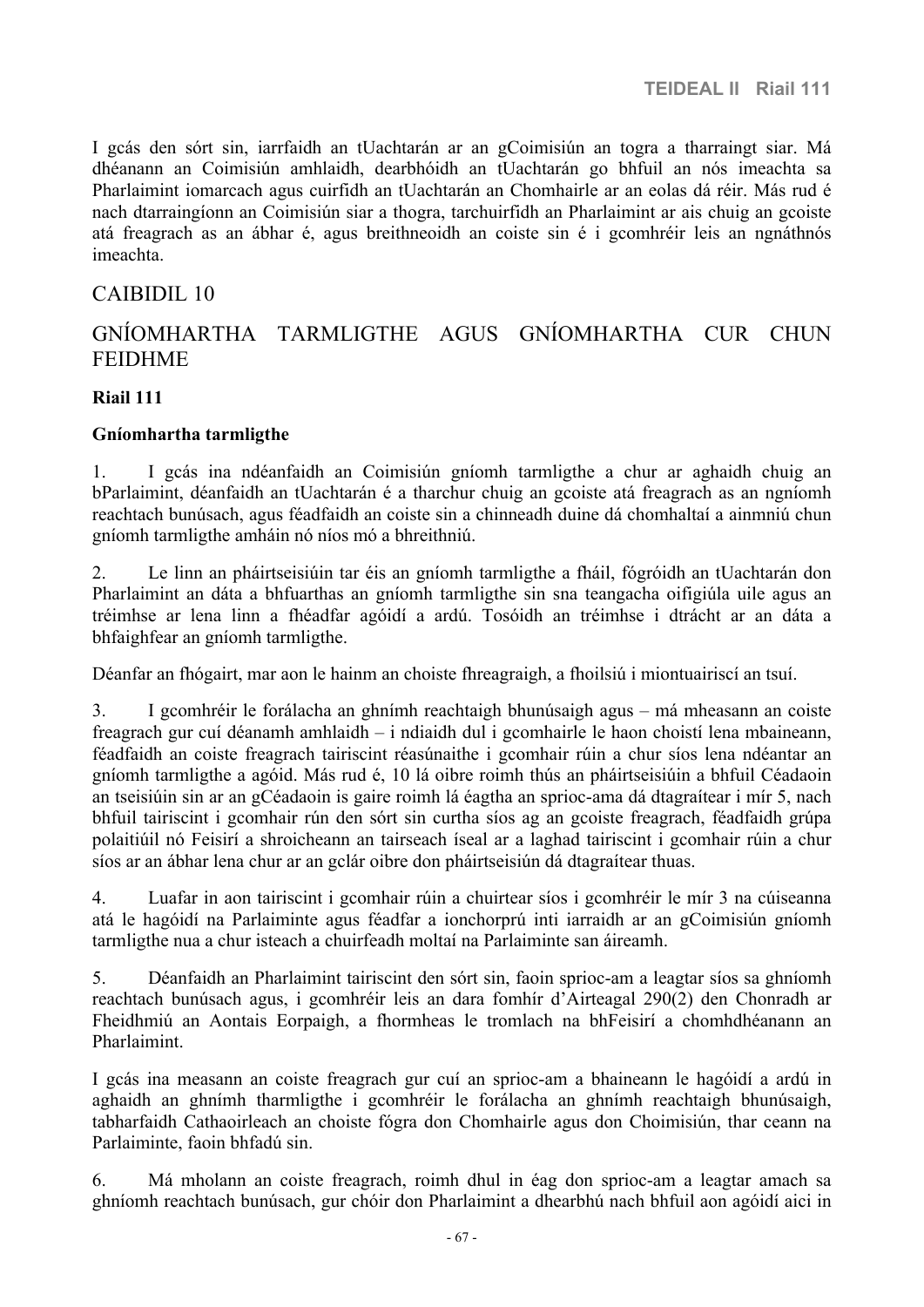I gcás den sórt sin, iarrfaidh an tUachtarán ar an gCoimisiún an togra a tharraingt siar. Má dhéanann an Coimisiún amhlaidh, dearbhóidh an tUachtarán go bhfuil an nós imeachta sa Pharlaimint iomarcach agus cuirfidh an tUachtarán an Chomhairle ar an eolas dá réir. Más rud é nach dtarraingíonn an Coimisiún siar a thogra, tarchuirfidh an Pharlaimint ar ais chuig an gcoiste atá freagrach as an ábhar é, agus breithneoidh an coiste sin é i gcomhréir leis an ngnáthnós imeachta.

## CAIBIDIL 10

## GNÍOMHARTHA TARMLIGTHE AGUS GNÍOMHARTHA CUR CHUN FEIDHME

**Riail 111**

**Gníomhartha tarmligthe**

1. I gcás ina ndéanfaidh an Coimisiún gníomh tarmligthe a chur ar aghaidh chuig an bParlaimint, déanfaidh an tUachtarán é a tharchur chuig an gcoiste atá freagrach as an ngníomh reachtach bunúsach, agus féadfaidh an coiste sin a chinneadh duine dá chomhaltaí a ainmniú chun gníomh tarmligthe amháin nó níos mó a bhreithniú.

2. Le linn an pháirtseisiúin tar éis an gníomh tarmligthe a fháil, fógróidh an tUachtarán don Pharlaimint an dáta a bhfuarthas an gníomh tarmligthe sin sna teangacha oifigiúla uile agus an tréimhse ar lena linn a fhéadfar agóidí a ardú. Tosóidh an tréimhse i dtrácht ar an dáta a bhfaighfear an gníomh tarmligthe.

Déanfar an fhógairt, mar aon le hainm an choiste fhreagraigh, a fhoilsiú i miontuairiscí an tsuí.

3. I gcomhréir le forálacha an ghnímh reachtaigh bhunúsaigh agus – má mheasann an coiste freagrach gur cuí déanamh amhlaidh – i ndiaidh dul i gcomhairle le haon choistí lena mbaineann, féadfaidh an coiste freagrach tairiscint réasúnaithe i gcomhair rúin a chur síos lena ndéantar an gníomh tarmligthe a agóid. Más rud é, 10 lá oibre roimh thús an pháirtseisiúin a bhfuil Céadaoin an tseisiúin sin ar an gCéadaoin is gaire roimh lá éagtha an sprioc-ama dá dtagraítear i mír 5, nach bhfuil tairiscint i gcomhair rún den sórt sin curtha síos ag an gcoiste freagrach, féadfaidh grúpa polaitiúil nó Feisirí a shroicheann an tairseach íseal ar a laghad tairiscint i gcomhair rúin a chur síos ar an ábhar lena chur ar an gclár oibre don pháirtseisiún dá dtagraítear thuas.

4. Luafar in aon tairiscint i gcomhair rúin a chuirtear síos i gcomhréir le mír 3 na cúiseanna atá le hagóidí na Parlaiminte agus féadfar a ionchorprú inti iarraidh ar an gCoimisiún gníomh tarmligthe nua a chur isteach a chuirfeadh moltaí na Parlaiminte san áireamh.

5. Déanfaidh an Pharlaimint tairiscint den sórt sin, faoin sprioc-am a leagtar síos sa ghníomh reachtach bunúsach agus, i gcomhréir leis an dara fomhír d'Airteagal 290(2) den Chonradh ar Fheidhmiú an Aontais Eorpaigh, a fhormheas le tromlach na bhFeisirí a chomhdhéanann an Pharlaimint.

I gcás ina measann an coiste freagrach gur cuí an sprioc-am a bhaineann le hagóidí a ardú in aghaidh an ghnímh tharmligthe i gcomhréir le forálacha an ghnímh reachtaigh bhunúsaigh, tabharfaidh Cathaoirleach an choiste fógra don Chomhairle agus don Choimisiún, thar ceann na Parlaiminte, faoin bhfadú sin.

6. Má mholann an coiste freagrach, roimh dhul in éag don sprioc-am a leagtar amach sa ghníomh reachtach bunúsach, gur chóir don Pharlaimint a dhearbhú nach bhfuil aon agóidí aici in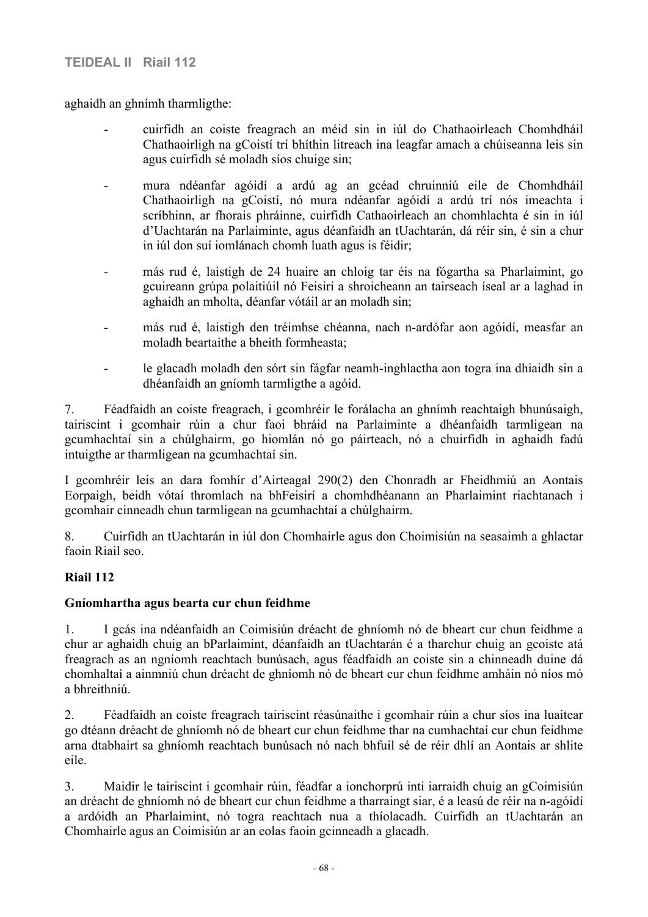aghaidh an ghnímh tharmligthe:

- cuirfidh an coiste freagrach an méid sin in iúl do Chathaoirleach Chomhdháil Chathaoirligh na gCoistí trí bhíthin litreach ina leagfar amach a chúiseanna leis sin agus cuirfidh sé moladh síos chuige sin;
- mura ndéanfar agóidí a ardú ag an gcéad chruinniú eile de Chomhdháil Chathaoirligh na gCoistí, nó mura ndéanfar agóidí a ardú trí nós imeachta i scríbhinn, ar fhorais phráinne, cuirfidh Cathaoirleach an chomhlachta é sin in iúl d'Uachtarán na Parlaiminte, agus déanfaidh an tUachtarán, dá réir sin, é sin a chur in iúl don suí iomlánach chomh luath agus is féidir;
- más rud é, laistigh de 24 huaire an chloig tar éis na fógartha sa Pharlaimint, go gcuireann grúpa polaitiúil nó Feisirí a shroicheann an tairseach íseal ar a laghad in aghaidh an mholta, déanfar vótáil ar an moladh sin;
- más rud é, laistigh den tréimhse chéanna, nach n-ardófar aon agóidí, measfar an moladh beartaithe a bheith formheasta;
- le glacadh moladh den sórt sin fágfar neamh-inghlactha aon tograma ina dhiaidh sin a dhéanfaidh an gníomh tarmligthe a agóid.

7. Féadfaidh an coiste freagrach, i gcomhréir le forálacha an ghnímh reachtaigh bhunúsaigh, tairiscint i gcomhair rúin a chur faoi bhráid na Parlaiminte a dhéanfaidh tarmligean na gcumhachtaí sin a chúlghairm, go hiomlán nó go páirteach, nó a chuirfidh in aghaidh fadú intuigthe ar tharmligean na gcumhachtaí sin.

I gcomhréir leis an dara fomhír d'Airteagal 290(2) den Chonradh ar Fheidhmiú an Aontais Eorpaigh, beidh vótaí thromlach na bhFeisirí a chomhdhéanann an Pharlaimint riachtanach i gcomhair cinneadh chun tarmligean na gcumhachtaí a chúlghairm.

8. Cuirfidh an tUachtarán in iúl don Chomhairle agus don Choimisiún na seasaimh a ghlactar faoin Riail seo.

**Riail 112**

**Gníomhartha agus bearta cur chun feidhme**

1. I gcás ina ndéanfaidh an Coimisiún dréacht de ghníomh nó de bheart cur chun feidhme a chur ar aghaidh chuig an bParlaimint, déanfaidh an tUachtarán é a tharchur chuig an gcoiste atá freagrach as an ngníomh reachtach bunúsach, agus féadfaidh an coiste sin a chinneadh duine dá chomhaltaí a ainmniú chun dréacht de ghníomh nó de bheart cur chun feidhme amháin nó níos mó a bhreithniú.

2. Féadfaidh an coiste freagrach tairiscint réasúnaithe i gcomhair rúin a chur síos ina luaitear go dtéann dréacht de ghníomh nó de bheart cur chun feidhme thar na cumhachtaí cur chun feidhme arna dtabhairt sa ghníomh reachtach bunúsach nó nach bhfuil sé de réir dhlí an Aontais ar shlite eile.

3. Maidir le tairiscint i gcomhair rúin, féadfar a ionchorprú inti iarraidh chuig an gCoimisiún an dréacht de ghníomh nó de bheart cur chun feidhme a tharraingt siar, é a leasú de réir na n-agóidí a ardóidh an Pharlaimint, nó togra reachtach nua a thíolacadh. Cuirfidh an tUachtarán an Chomhairle agus an Coimisiún ar an eolas faoin gcinneadh a glacadh.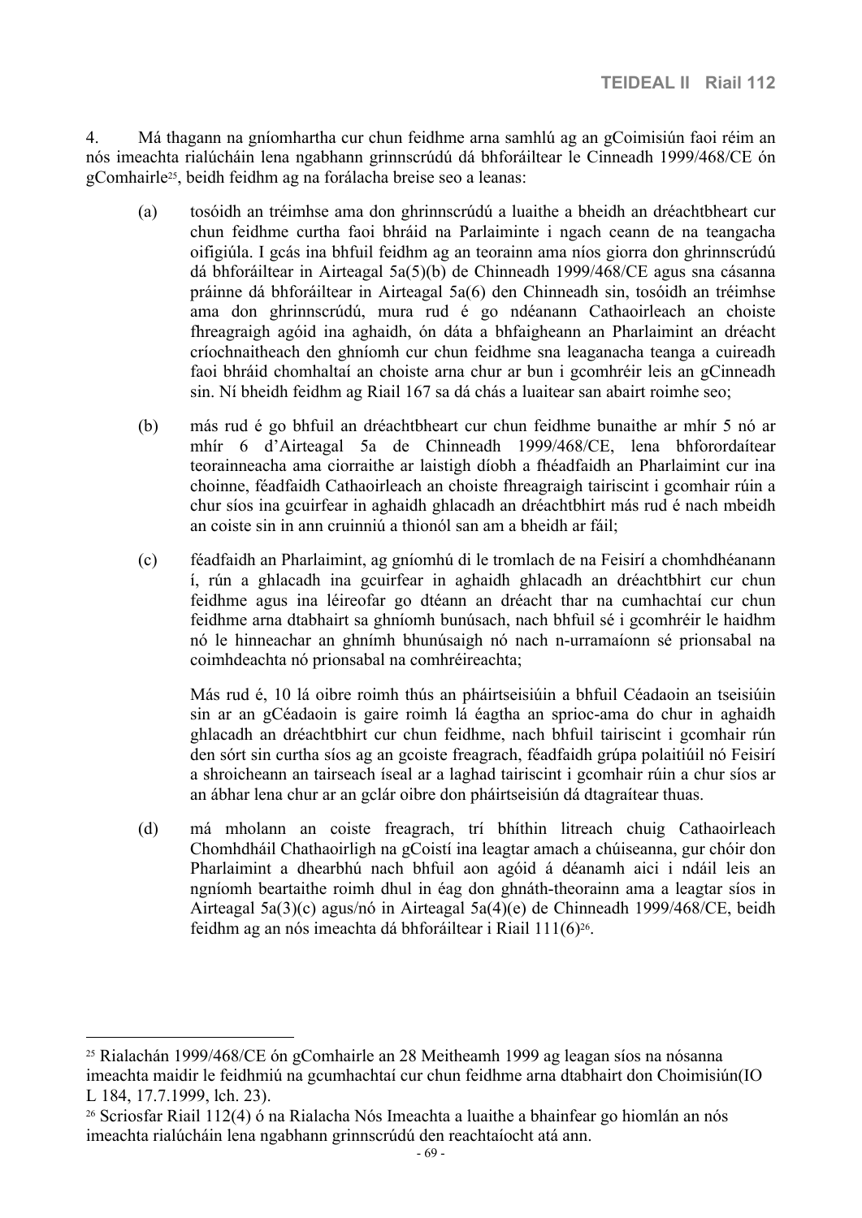4. Má thagann na gníomhartha cur chun feidhme arna samhlú ag an gCoimisiún faoi réim an nós imeachta rialúcháin lena ngabhann grinnscrúdú dá bhforáiltear le Cinneadh 1999/468/CE ón gComhairle[25], beidh feidhm ag na forálacha breise seo a leanas:

(a) tosóidh an tréimhse ama don ghrinnscrúdú a luaithe a bheidh an dréachtbheart cur chun feidhme curtha faoi bhráid na Parlaiminte i ngach ceann de na teangacha oifigiúla. I gcás ina bhfuil feidhm ag an teorainn ama níos giorra don ghrinnscrúdú dá bhforáiltear in Airteagal 5a(5)(b) de Chinneadh 1999/468/CE agus sna cásanna práinne dá bhforáiltear in Airteagal 5a(6) den Chinneadh sin, tosóidh an tréimhse ama don ghrinnscrúdú, mura rud é go ndéanann Cathaoirleach an choiste fhreagraigh agóid ina aghaidh, ón dáta a bhfaigheann an Pharlaimint an dréacht críochnaitheach den ghníomh cur chun feidhme sna leaganacha teanga a cuireadh faoi bhráid chomhaltaí an choiste arna chur ar bun i gcomhréir leis an gCinneadh sin. Ní bheidh feidhm ag Riail 167 sa dá chás a luaitear san abairt roimhe seo;

(b) más rud é go bhfuil an dréachtbheart cur chun feidhme bunaithe ar mhír 5 nó ar mhír 6 d'Airteagal 5a de Chinneadh 1999/468/CE, lena bhforordaítear teorainneacha ama ciorraithe ar laistigh díobh a fhéadfaidh an Pharlaimint cur ina choinne, féadfaidh Cathaoirleach an choiste fhreagraigh tairiscint i gcomhair rúin a chur síos ina gcuirfear in aghaidh ghlacadh an dréachtbhirt más rud é nach mbeidh an coiste sin in ann cruinniú a thionól san am a bheidh ar fáil;

(c) féadfaidh an Pharlaimint, ag gníomhú di le tromlach de na Feisirí a chomhdhéanann í, rún a ghlacadh ina gcuirfear in aghaidh ghlacadh an dréachtbhirt cur chun feidhme agus ina léireofar go dtéann an dréacht thar na cumhachtaí cur chun feidhme arna dtabhairt sa ghníomh bunúsach, nach bhfuil sé i gcomhréir le haidhm nó le hinneachar an ghnímh bhunúsaigh nó nach n-urramaíonn sé prionsabal na coimhdeachta nó prionsabal na comhréireachta;

   Más rud é, 10 lá oibre roimh thús an pháirtseisiúin a bhfuil Céadaoin an tseisiúin sin ar an gCéadaoin is gaire roimh lá éagtha an sprioc-ama do chur in aghaidh ghlacadh an dréachtbhirt cur chun feidhme, nach bhfuil tairiscint i gcomhair rún den sórt sin curtha síos ag an gcoiste freagrach, féadfaidh grúpa polaitiúil nó Feisirí a shroicheann an tairseach íseal ar a laghad tairiscint i gcomhair rúin a chur síos ar an ábhar lena chur ar an gclár oibre don pháirtseisiún dá dtagraítear thuas.

(d) má mholann an coiste freagrach, trí bhíthin litreach chuig Cathaoirleach Chomhdháil Chathaoirligh na gCoistí ina leagtar amach a chúiseanna, gur chóir don Pharlaimint a dhearbhú nach bhfuil aon agóid á déanamh aici i ndáil leis an ngníomh beartaithe roimh dhul in éag don ghnáth-theorainn ama a leagtar síos in Airteagal 5a(3)(c) agus/nó in Airteagal 5a(4)(e) de Chinneadh 1999/468/CE, beidh feidhm ag an nós imeachta dá bhforáiltear i Riail 111(6)[26].

---

[25] Rialachán 1999/468/CE ón gComhairle an 28 Meitheamh 1999 ag leagan síos na nósanna imeachta maidir le feidhmiú na gcumhachtaí cur chun feidhme arna dtabhairt don Choimisiún(IO L 184, 17.7.1999, lch. 23).

[26] Scriosfar Riail 112(4) ó na Rialacha Nós Imeachta a luaithe a bhainfear go hiomlán an nós imeachta rialúcháin lena ngabhann grinnscrúdú den reachtaíocht atá ann.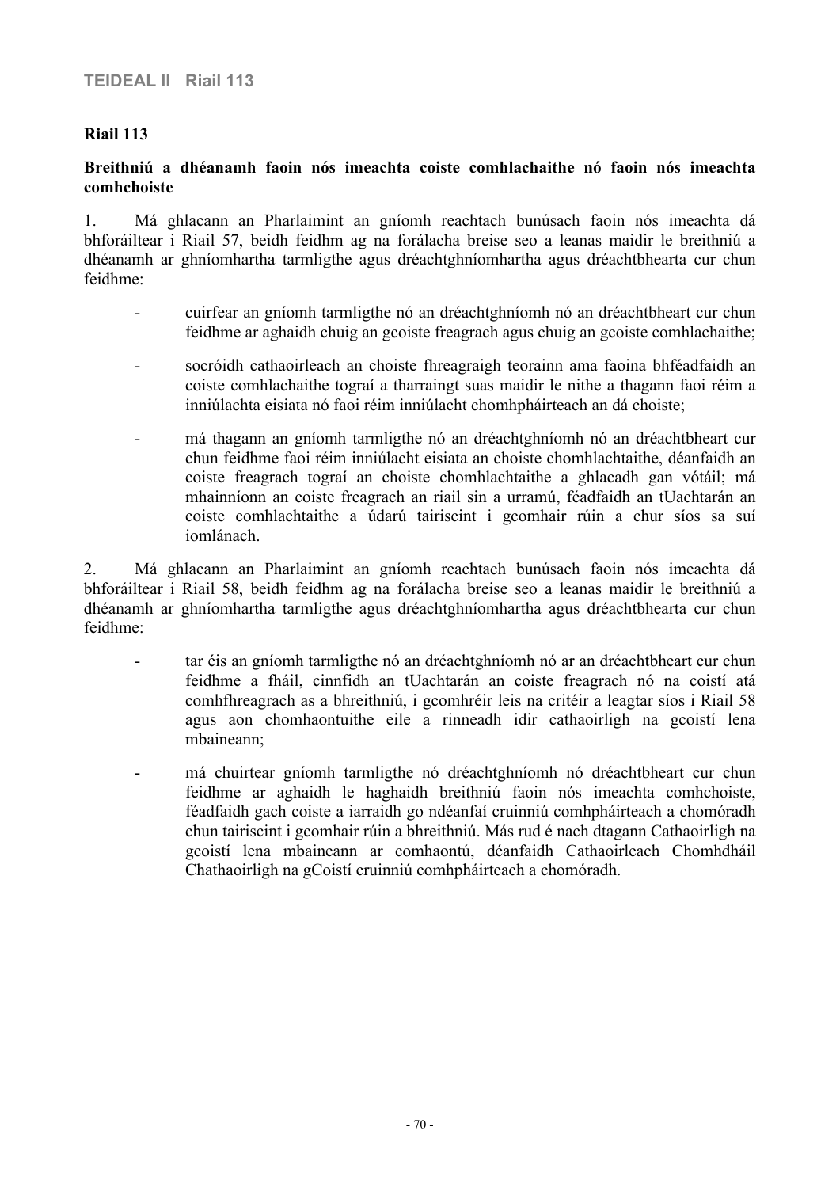## Riail 113

### Breithniú a dhéanamh faoin nós imeachta coiste comhlachaithe nó faoin nós imeachta comhchoiste

1. Má ghlacann an Pharlaimint an gníomh reachtach bunúsach faoin nós imeachta dá bhforáiltear i Riail 57, beidh feidhm ag na forálacha breise seo a leanas maidir le breithniú a dhéanamh ar ghníomhartha tarmligthe agus dréachtghníomhartha agus dréachtbhearta cur chun feidhme:

- cuirfear an gníomh tarmligthe nó an dréachtghníomh nó an dréachtbheart cur chun feidhme ar aghaidh chuig an gcoiste freagrach agus chuig an gcoiste comhlachaithe;
- socróidh cathaoirleach an choiste fhreagraigh teorainn ama faoina bhféadfaidh an coiste comhlachaithe tograí a tharraingt suas maidir le nithe a thagann faoi réim a inniúlachta eisiata nó faoi réim inniúlacht chomhpháirteach an dá choiste;
- má thagann an gníomh tarmligthe nó an dréachtghníomh nó an dréachtbheart cur chun feidhme faoi réim inniúlacht eisiata an choiste chomhlachtaithe, déanfaidh an coiste freagrach tograí an choiste chomhlachtaithe a ghlacadh gan vótáil; má mhainníonn an coiste freagrach an riail sin a urramú, féadfaidh an tUachtarán an coiste comhlachtaithe a údarú tairiscint i gcomhair rúin a chur síos sa suí iomlánach.

2. Má ghlacann an Pharlaimint an gníomh reachtach bunúsach faoin nós imeachta dá bhforáiltear i Riail 58, beidh feidhm ag na forálacha breise seo a leanas maidir le breithniú a dhéanamh ar ghníomhartha tarmligthe agus dréachtghníomhartha agus dréachtbhearta cur chun feidhme:

- tar éis an gníomh tarmligthe nó an dréachtghníomh nó ar an dréachtbheart cur chun feidhme a fháil, cinnfidh an tUachtarán an coiste freagrach nó na coistí atá comhfhreagrach as a bhreithniú, i gcomhréir leis na critéir a leagtar síos i Riail 58 agus aon chomhaontuithe eile a rinneadh idir cathaoirligh na gcoistí lena mbaineann;
- má chuirtear gníomh tarmligthe nó dréachtghníomh nó dréachtbheart cur chun feidhme ar aghaidh le haghaidh breithniú faoin nós imeachta comhchoiste, féadfaidh gach coiste a iarraidh go ndéanfaí cruinniú comhpháirteach a chomóradh chun tairiscint i gcomhair rúin a bhreithniú. Más rud é nach dtagann Cathaoirligh na gcoistí lena mbaineann ar comhaontú, déanfaidh Cathaoirleach Chomhdháil Chathaoirligh na gCoistí cruinniú comhpháirteach a chomóradh.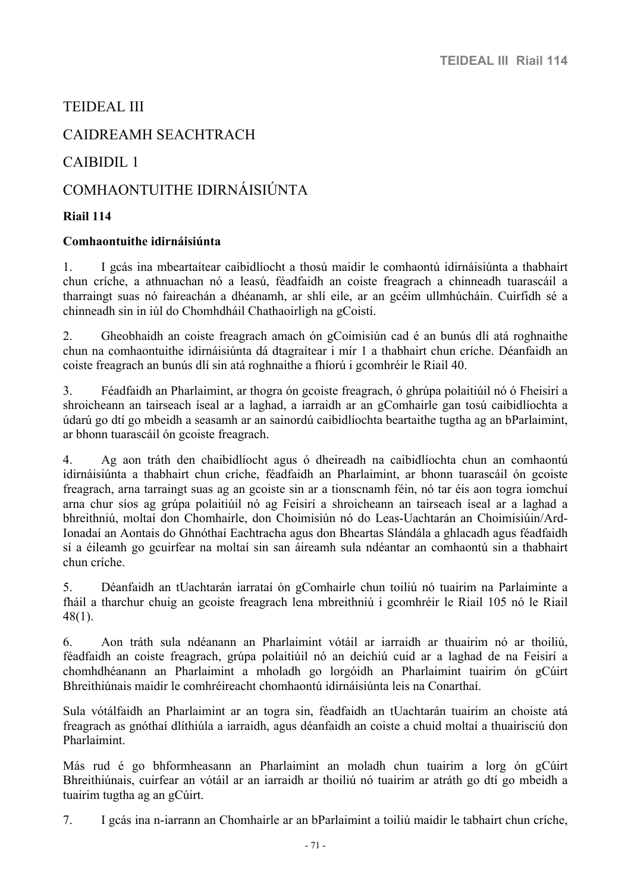# TEIDEAL III

# CAIDREAMH SEACHTRACH

## CAIBIDIL 1

## COMHAONTUITHE IDIRNÁISIÚNTA

### Riail 114

**Comhaontuithe idirnáisiúnta**

1. I gcás ina mbeartaítear caibidlíocht a thosú maidir le comhaontú idirnáisiúnta a thabhairt chun críche, a athnuachan nó a leasú, féadfaidh an coiste freagrach a chinneadh tuarascáil a tharraingt suas nó faireachán a dhéanamh, ar shlí eile, ar an gcéim ullmhúcháin. Cuirfidh sé a chinneadh sin in iúl do Chomhdháil Chathaoirligh na gCoistí.

2. Gheobhaidh an coiste freagrach amach ón gCoimisiún cad é an bunús dlí atá roghnaithe chun na comhaontuithe idirnáisiúnta dá dtagraítear i mír 1 a thabhairt chun críche. Déanfaidh an coiste freagrach an bunús dlí sin atá roghnaithe a fhíorú i gcomhréir le Riail 40.

3. Féadfaidh an Pharlaimint, ar thogra ón gcoiste freagrach, ó ghrúpa polaitiúil nó ó Fheisirí a shroicheann an tairseach íseal ar a laghad, a iarraidh ar an gComhairle gan tosú caibidlíochta a údarú go dtí go mbeidh a seasamh ar an sainordú caibidlíochta beartaithe tugtha ag an bParlaimint, ar bhonn tuarascáil ón gcoiste freagrach.

4. Ag aon tráth den chaibidlíocht agus ó dheireadh na caibidlíochta chun an comhaontú idirnáisiúnta a thabhairt chun críche, féadfaidh an Pharlaimint, ar bhonn tuarascáil ón gcoiste freagrach, arna tarraingt suas ag an gcoiste sin ar a thionscnamh féin, nó tar éis aon togra iomchuí arna chur síos ag grúpa polaitiúil nó ag Feisirí a shroicheann an tairseach íseal ar a laghad a bhreithniú, moltaí don Chomhairle, don Choimisiún nó do Leas-Uachtarán an Choimisiúin/Ard-Ionadaí an Aontais do Ghnóthaí Eachtracha agus don Bheartas Slándála a ghlacadh agus féadfaidh sí a éileamh go gcuirfear na moltaí sin san áireamh sula ndéantar an comhaontú sin a thabhairt chun críche.

5. Déanfaidh an tUachtarán iarrataí ón gComhairle chun toiliú nó tuairim na Parlaiminte a fháil a tharchur chuig an gcoiste freagrach lena mbreithniú i gcomhréir le Riail 105 nó le Riail 48(1).

6. Aon tráth sula ndéanann an Pharlaimint vótáil ar iarraidh ar thuairim nó ar thoiliú, féadfaidh an coiste freagrach, grúpa polaitiúil nó an deichiú cuid ar a laghad de na Feisirí a chomhdhéanann an Pharlaimint a mholadh go lorgóidh an Pharlaimint tuairim ón gCúirt Bhreithiúnais maidir le comhréireacht chomhaontú idirnáisiúnta leis na Conarthaí.

Sula vótálfaidh an Pharlaimint ar an togra sin, féadfaidh an tUachtarán tuairim an choiste atá freagrach as gnóthaí dlíthiúla a iarraidh, agus déanfaidh an coiste a chuid moltaí a thuairisciú don Pharlaimint.

Más rud é go bhformheasann an Pharlaimint an moladh chun tuairim a lorg ón gCúirt Bhreithiúnais, cuirfear an vótáil ar an iarraidh ar thoiliú nó tuairim ar atráth go dtí go mbeidh a tuairim tugtha ag an gCúirt.

7. I gcás ina n-iarrann an Chomhairle ar an bParlaimint a toiliú maidir le tabhairt chun críche,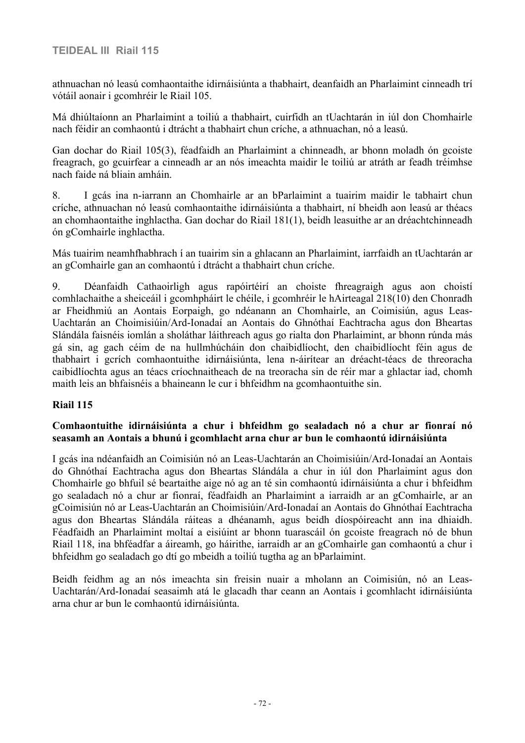athnuachan nó leasú comhaontaithe idirnáisiúnta a thabhairt, deanfaidh an Pharlaimint cinneadh trí vótáil aonair i gcomhréir le Riail 105.

Má dhiúltaíonn an Pharlaimint a toiliú a thabhairt, cuirfidh an tUachtarán in iúl don Chomhairle nach féidir an comhaontú i dtrácht a thabhairt chun críche, a athnuachan, nó a leasú.

Gan dochar do Riail 105(3), féadfaidh an Pharlaimint a chinneadh, ar bhonn moladh ón gcoiste freagrach, go gcuirfear a cinneadh ar an nós imeachta maidir le toiliú ar atráth ar feadh tréimhse nach faide ná bliain amháin.

8. I gcás ina n-iarrann an Chomhairle ar an bParlaimint a tuairim maidir le tabhairt chun críche, athnuachan nó leasú comhaontaithe idirnáisiúnta a thabhairt, ní bheidh aon leasú ar théacs an chomhaontaithe inghlactha. Gan dochar do Riail 181(1), beidh leasuithe ar an dréachtchinneadh ón gComhairle inghlactha.

Más tuairim neamhfhabhrach í an tuairim sin a ghlacann an Pharlaimint, iarrfaidh an tUachtarán ar an gComhairle gan an comhaontú i dtrácht a thabhairt chun críche.

9. Déanfaidh Cathaoirligh agus rapóirtéirí an choiste fhreagraigh agus aon choistí comhlachaithe a sheiceáil i gcomhpháirt le chéile, i gcomhréir le hAirteagal 218(10) den Chonradh ar Fheidhmiú an Aontais Eorpaigh, go ndéanann an Chomhairle, an Coimisiún, agus Leas-Uachtarán an Choimisiúin/Ard-Ionadaí an Aontais do Ghnóthaí Eachtracha agus don Bheartas Slándála faisnéis iomlán a sholáthar láithreach agus go rialta don Pharlaimint, ar bhonn rúnda más gá sin, ag gach céim de na hullmhúcháin don chaibidlíocht, den chaibidlíocht féin agus de thabhairt i gcrích comhaontuithe idirnáisiúnta, lena n-áirítear an dréacht-téacs de threoracha caibidlíochta agus an téacs críochnaitheach de na treoracha sin de réir mar a ghlactar iad, chomh maith leis an bhfaisnéis a bhaineann le cur i bhfeidhm na gcomhaontuithe sin.

**Riail 115**

**Comhaontuithe idirnáisiúnta a chur i bhfeidhm go sealadach nó a chur ar fionraí nó seasamh an Aontais a bhunú i gcomhlacht arna chur ar bun le comhaontú idirnáisiúnta**

I gcás ina ndéanfaidh an Coimisiún nó an Leas-Uachtarán an Choimisiúin/Ard-Ionadaí an Aontais do Ghnóthaí Eachtracha agus don Bheartas Slándála a chur in iúl don Pharlaimint agus don Chomhairle go bhfuil sé beartaithe aige nó ag an té sin comhaontú idirnáisiúnta a chur i bhfeidhm go sealadach nó a chur ar fionraí, féadfaidh an Pharlaimint a iarraidh ar an gComhairle, ar an gCoimisiún nó ar Leas-Uachtarán an Choimisiúin/Ard-Ionadaí an Aontais do Ghnóthaí Eachtracha agus don Bheartas Slándála ráiteas a dhéanamh, agus beidh díospóireacht ann ina dhiaidh. Féadfaidh an Pharlaimint moltaí a eisiúint ar bhonn tuarascáil ón gcoiste freagrach nó de bhun Riail 118, ina bhféadfar a áireamh, go háirithe, iarraidh ar an gComhairle gan comhaontú a chur i bhfeidhm go sealadach go dtí go mbeidh a toiliú tugtha ag an bParlaimint.

Beidh feidhm ag an nós imeachta sin freisin nuair a mholann an Coimisiún, nó an Leas-Uachtarán/Ard-Ionadaí seasaimh atá le glacadh thar ceann an Aontais i gcomhlacht idirnáisiúnta arna chur ar bun le comhaontú idirnáisiúnta.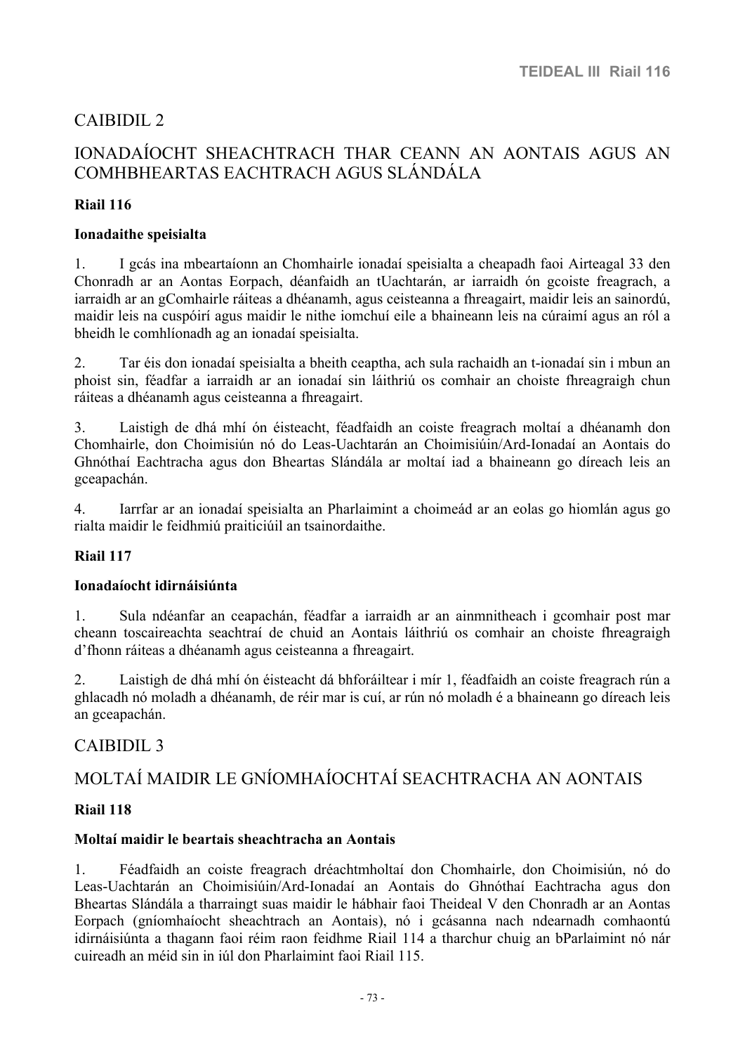## CAIBIDIL 2

## IONADAÍOCHT SHEACHTRACH THAR CEANN AN AONTAIS AGUS AN COMHBHEARTAS EACHTRACH AGUS SLÁNDÁLA

**Riail 116**

**Ionadaithe speisialta**

1. I gcás ina mbeartaíonn an Chomhairle ionadaí speisialta a cheapadh faoi Airteagal 33 den Chonradh ar an Aontas Eorpach, déanfaidh an tUachtarán, ar iarraidh ón gcoiste freagrach, a iarraidh ar an gComhairle ráiteas a dhéanamh, agus ceisteanna a fhreagairt, maidir leis an sainordú, maidir leis na cuspóirí agus maidir le nithe iomchuí eile a bhaineann leis na cúraimí agus an ról a bheidh le comhlíonadh ag an ionadaí speisialta.

2. Tar éis don ionadaí speisialta a bheith ceaptha, ach sula rachaidh an t-ionadaí sin i mbun an phoist sin, féadfar a iarraidh ar an ionadaí sin láithriú os comhair an choiste fhreagraigh chun ráiteas a dhéanamh agus ceisteanna a fhreagairt.

3. Laistigh de dhá mhí ón éisteacht, féadfaidh an coiste freagrach moltaí a dhéanamh don Chomhairle, don Choimisiún nó do Leas-Uachtarán an Choimisiúin/Ard-Ionadaí an Aontais do Ghnóthaí Eachtracha agus don Bheartas Slándála ar moltaí iad a bhaineann go díreach leis an gceapachán.

4. Iarrfar ar an ionadaí speisialta an Pharlaimint a choimeád ar an eolas go hiomlán agus go rialta maidir le feidhmiú praiticiúil an tsainordaithe.

**Riail 117**

**Ionadaíocht idirnáisiúnta**

1. Sula ndéanfar an ceapachán, féadfar a iarraidh ar an ainmnitheach i gcomhair post mar cheann toscaireachta seachtraí de chuid an Aontais láithriú os comhair an choiste fhreagraigh d'fhonn ráiteas a dhéanamh agus ceisteanna a fhreagairt.

2. Laistigh de dhá mhí ón éisteacht dá bhforáiltear i mír 1, féadfaidh an coiste freagrach rún a ghlacadh nó moladh a dhéanamh, de réir mar is cuí, ar rún nó moladh é a bhaineann go díreach leis an gceapachán.

## CAIBIDIL 3

## MOLTAÍ MAIDIR LE GNÍOMHAÍOCHTAÍ SEACHTRACHA AN AONTAIS

**Riail 118**

**Moltaí maidir le beartais sheachtracha an Aontais**

1. Féadfaidh an coiste freagrach dréachtmholtaí don Chomhairle, don Choimisiún, nó do Leas-Uachtarán an Choimisiúin/Ard-Ionadaí an Aontais do Ghnóthaí Eachtracha agus don Bheartas Slándála a tharraingt suas maidir le hábhair faoi Theideal V den Chonradh ar an Aontas Eorpach (gníomhaíocht sheachtrach an Aontais), nó i gcásanna nach ndearnadh comhaontú idirnáisiúnta a thagann faoi réim raon feidhme Riail 114 a tharchur chuig an bParlaimint nó nár cuireadh an méid sin in iúl don Pharlaimint faoi Riail 115.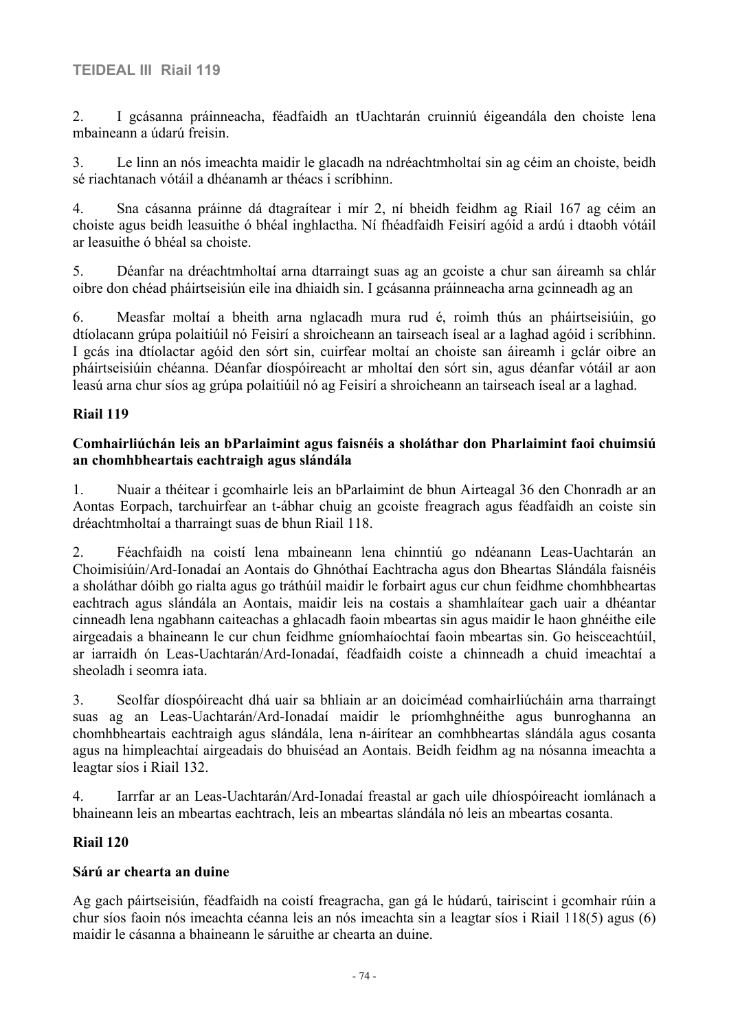2. I gcásanna práinneacha, féadfaidh an tUachtarán cruinniú éigeandála den choiste lena mbaineann a údarú freisin.

3. Le linn an nós imeachta maidir le glacadh na ndréachtmholtaí sin ag céim an choiste, beidh sé riachtanach vótáil a dhéanamh ar théacs i scríbhinn.

4. Sna cásanna práinne dá dtagraítear i mír 2, ní bheidh feidhm ag Riail 167 ag céim an choiste agus beidh leasuithe ó bhéal inghlactha. Ní fhéadfaidh Feisirí agóid a ardú i dtaobh vótáil ar leasuithe ó bhéal sa choiste.

5. Déanfar na dréachtmholtaí arna dtarraingt suas ag an gcoiste a chur san áireamh sa chlár oibre don chéad pháirtseisiún eile ina dhiaidh sin. I gcásanna práinneacha arna gcinneadh ag an

6. Measfar moltaí a bheith arna nglacadh mura rud é, roimh thús an pháirtseisiúin, go dtíolacann grúpa polaitiúil nó Feisirí a shroicheann an tairseach íseal ar a laghad agóid i scríbhinn. I gcás ina dtíolactar agóid den sórt sin, cuirfear moltaí an choiste san áireamh i gclár oibre an pháirtseisiúin chéanna. Déanfar díospóireacht ar mholtaí den sórt sin, agus déanfar vótáil ar aon leasú arna chur síos ag grúpa polaitiúil nó ag Feisirí a shroicheann an tairseach íseal ar a laghad.

### Riail 119

**Comhairliúchán leis an bParlaimint agus faisnéis a sholáthar don Pharlaimint faoi chuimsiú an chomhbheartais eachtraigh agus slándála**

1. Nuair a théitear i gcomhairle leis an bParlaimint de bhun Airteagal 36 den Chonradh ar an Aontas Eorpach, tarchuirfear an t-ábhar chuig an gcoiste freagrach agus féadfaidh an coiste sin dréachtmholtaí a tharraingt suas de bhun Riail 118.

2. Féachfaidh na coistí lena mbaineann lena chinntiú go ndéanann Leas-Uachtarán an Choimisiúin/Ard-Ionadaí an Aontais do Ghnóthaí Eachtracha agus don Bheartas Slándála faisnéis a sholáthar dóibh go rialta agus go tráthúil maidir le forbairt agus cur chun feidhme chomhbheartas eachtrach agus slándála an Aontais, maidir leis na costais a shamhlaítear gach uair a dhéantar cinneadh lena ngabhann caiteachas a ghlacadh faoin mbeartas sin agus maidir le haon ghnéithe eile airgeadais a bhaineann le cur chun feidhme gníomhaíochtaí faoin mbeartas sin. Go heisceachtúil, ar iarraidh ón Leas-Uachtarán/Ard-Ionadaí, féadfaidh coiste a chinneadh a chuid imeachtaí a sheoladh i seomra iata.

3. Seolfar díospóireacht dhá uair sa bhliain ar an doiciméad comhairliúcháin arna tharraingt suas ag an Leas-Uachtarán/Ard-Ionadaí maidir le príomhghnéithe agus bunroghanna an chomhbheartais eachtraigh agus slándála, lena n-áirítear an comhbheartas slándála agus cosanta agus na himpleachtaí airgeadais do bhuiséad an Aontais. Beidh feidhm ag na nósanna imeachta a leagtar síos i Riail 132.

4. Iarrfar ar an Leas-Uachtarán/Ard-Ionadaí freastal ar gach uile dhíospóireacht iomlánach a bhaineann leis an mbeartas eachtrach, leis an mbeartas slándála nó leis an mbeartas cosanta.

### Riail 120

**Sárú ar chearta an duine**

Ag gach páirtseisiún, féadfaidh na coistí freagracha, gan gá le húdarú, tairiscint i gcomhair rúin a chur síos faoin nós imeachta céanna leis an nós imeachta sin a leagtar síos i Riail 118(5) agus (6) maidir le cásanna a bhaineann le sáruithe ar chearta an duine.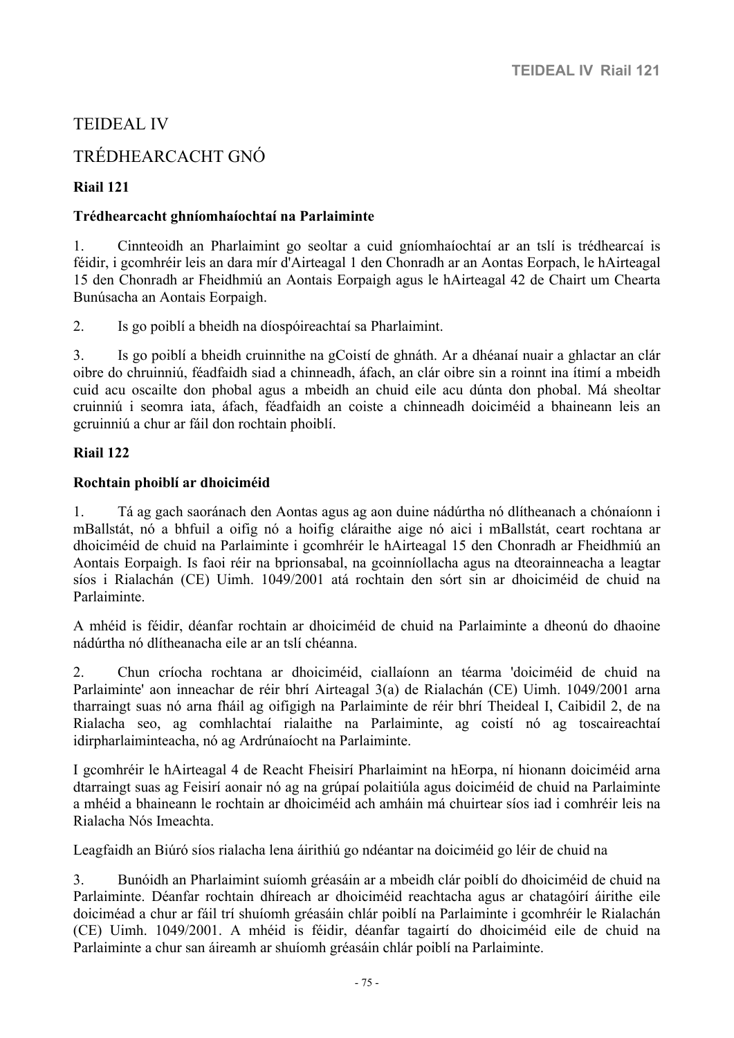# TEIDEAL IV

# TRÉDHEARCACHT GNÓ

### Riail 121

#### Trédhearcacht ghníomhaíochtaí na Parlaiminte

1. Cinnteoidh an Pharlaimint go seoltar a cuid gníomhaíochtaí ar an tslí is trédhearcaí is féidir, i gcomhréir leis an dara mír d'Airteagal 1 den Chonradh ar an Aontas Eorpach, le hAirteagal 15 den Chonradh ar Fheidhmiú an Aontais Eorpaigh agus le hAirteagal 42 de Chairt um Chearta Bunúsacha an Aontais Eorpaigh.

2. Is go poiblí a bheidh na díospóireachtaí sa Pharlaimint.

3. Is go poiblí a bheidh cruinnithe na gCoistí de ghnáth. Ar a dhéanaí nuair a ghlactar an clár oibre do chruinniú, féadfaidh siad a chinneadh, áfach, an clár oibre sin a roinnt ina ítimí a mbeidh cuid acu oscailte don phobal agus a mbeidh an chuid eile acu dúnta don phobal. Má sheoltar cruinniú i seomra iata, áfach, féadfaidh an coiste a chinneadh doiciméid a bhaineann leis an gcruinniú a chur ar fáil don rochtain phoiblí.

### Riail 122

#### Rochtain phoiblí ar dhoiciméid

1. Tá ag gach saoránach den Aontas agus ag aon duine nádúrtha nó dlítheanach a chónaíonn i mBallstát, nó a bhfuil a oifig nó a hoifig cláraithe aige nó aici i mBallstát, ceart rochtana ar dhoiciméid de chuid na Parlaiminte i gcomhréir le hAirteagal 15 den Chonradh ar Fheidhmiú an Aontais Eorpaigh. Is faoi réir na bprionsabal, na gcoinníollacha agus na dteorainneacha a leagtar síos i Rialachán (CE) Uimh. 1049/2001 atá rochtain den sórt sin ar dhoiciméid de chuid na Parlaiminte.

A mhéid is féidir, déanfar rochtain ar dhoiciméid de chuid na Parlaiminte a dheonú do dhaoine nádúrtha nó dlítheanacha eile ar an tslí chéanna.

2. Chun críocha rochtana ar dhoiciméid, ciallaíonn an téarma 'doiciméid de chuid na Parlaiminte' aon inneachar de réir bhrí Airteagal 3(a) de Rialachán (CE) Uimh. 1049/2001 arna tharraingt suas nó arna fháil ag oifigigh na Parlaiminte de réir bhrí Theideal I, Caibidil 2, de na Rialacha seo, ag comhlachtaí rialaithe na Parlaiminte, ag coistí nó ag toscaireachtaí idirpharlaiminteacha, nó ag Ardrúnaíocht na Parlaiminte.

I gcomhréir le hAirteagal 4 de Reacht Fheisirí Pharlaimint na hEorpa, ní hionann doiciméid arna dtarraingt suas ag Feisirí aonair nó ag na grúpaí polaitiúla agus doiciméid de chuid na Parlaiminte a mhéid a bhaineann le rochtain ar dhoiciméid ach amháin má chuirtear síos iad i comhréir leis na Rialacha Nós Imeachta.

Leagfaidh an Biúró síos rialacha lena áirithiú go ndéantar na doiciméid go léir de chuid na

3. Bunóidh an Pharlaimint suíomh gréasáin ar a mbeidh clár poiblí do dhoiciméid de chuid na Parlaiminte. Déanfar rochtain dhíreach ar dhoiciméid reachtacha agus ar chatagóirí áirithe eile doiciméad a chur ar fáil trí shuíomh gréasáin chlár poiblí na Parlaiminte i gcomhréir le Rialachán (CE) Uimh. 1049/2001. A mhéid is féidir, déanfar tagairtí do dhoiciméid eile de chuid na Parlaiminte a chur san áireamh ar shuíomh gréasáin chlár poiblí na Parlaiminte.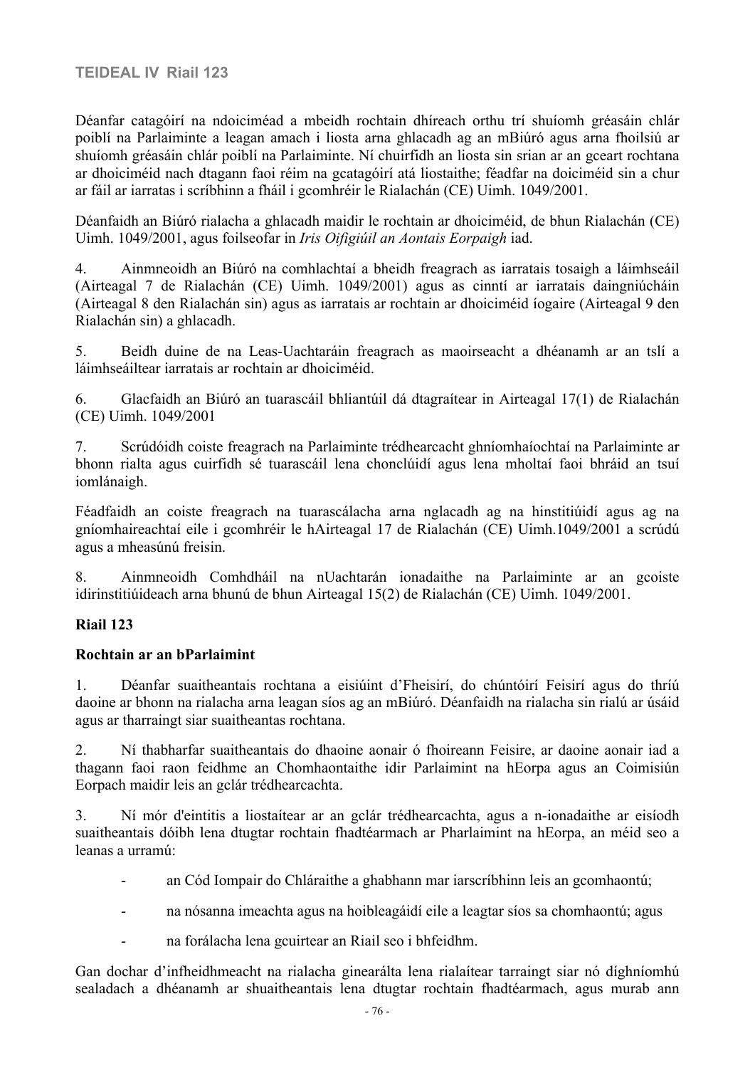Déanfar catagóirí na ndoiciméad a mbeidh rochtain dhíreach orthu trí shuíomh gréasáin chlár poiblí na Parlaiminte a leagan amach i liosta arna ghlacadh ag an mBiúró agus arna fhoilsiú ar shuíomh gréasáin chlár poiblí na Parlaiminte. Ní chuirfidh an liosta sin srian ar an gceart rochtana ar dhoiciméid nach dtagann faoi réim na gcatagóirí atá liostaithe; féadfar na doiciméid sin a chur ar fáil ar iarratas i scríbhinn a fháil i gcomhréir le Rialachán (CE) Uimh. 1049/2001.

Déanfaidh an Biúró rialacha a ghlacadh maidir le rochtain ar dhoiciméid, de bhun Rialachán (CE) Uimh. 1049/2001, agus foilseofar in *Iris Oifigiúil an Aontais Eorpaigh* iad.

4. Ainmneoidh an Biúró na comhlachtaí a bheidh freagrach as iarratais tosaigh a láimhseáil (Airteagal 7 de Rialachán (CE) Uimh. 1049/2001) agus as cinntí ar iarratais daingniúcháin (Airteagal 8 den Rialachán sin) agus as iarratais ar rochtain ar dhoiciméid íogaire (Airteagal 9 den Rialachán sin) a ghlacadh.

5. Beidh duine de na Leas-Uachtaráin freagrach as maoirseacht a dhéanamh ar an tslí a láimhseáiltear iarratais ar rochtain ar dhoiciméid.

6. Glacfaidh an Biúró an tuarascáil bhliantúil dá dtagraítear in Airteagal 17(1) de Rialachán (CE) Uimh. 1049/2001

7. Scrúdóidh coiste freagrach na Parlaiminte trédhearcacht ghníomhaíochtaí na Parlaiminte ar bhonn rialta agus cuirfidh sé tuarascáil lena chonclúidí agus lena mholtaí faoi bhráid an tsuí iomlánaigh.

Féadfaidh an coiste freagrach na tuarascálacha arna nglacadh ag na hinstitiúidí agus ag na gníomhaireachtaí eile i gcomhréir le hAirteagal 17 de Rialachán (CE) Uimh.1049/2001 a scrúdú agus a mheasúnú freisin.

8. Ainmneoidh Comhdháil na nUachtarán ionadaithe na Parlaiminte ar an gcoiste idirinstitiúideach arna bhunú de bhun Airteagal 15(2) de Rialachán (CE) Uimh. 1049/2001.

**Riail 123**

**Rochtain ar an bParlaimint**

1. Déanfar suaitheantais rochtana a eisiúint d'Fheisirí, do chúntóirí Feisirí agus do thríú daoine ar bhonn na rialacha arna leagan síos ag an mBiúró. Déanfaidh na rialacha sin rialú ar úsáid agus ar tharraingt siar suaitheantas rochtana.

2. Ní thabharfar suaitheantais do dhaoine aonair ó fhoireann Feisire, ar daoine aonair iad a thagann faoi raon feidhme an Chomhaontaithe idir Parlaimint na hEorpa agus an Coimisiún Eorpach maidir leis an gclár trédhearcachta.

3. Ní mór d'eintitis a liostaítear ar an gclár trédhearcachta, agus a n-ionadaithe ar eisíodh suaitheantais dóibh lena dtugtar rochtain fhadtéarmach ar Pharlaimint na hEorpa, an méid seo a leanas a urramú:

- an Cód Iompair do Chláraithe a ghabhann mar iarscríbhinn leis an gcomhaontú;
- na nósanna imeachta agus na hoibleagáidí eile a leagtar síos sa chomhaontú; agus
- na forálacha lena gcuirtear an Riail seo i bhfeidhm.

Gan dochar d'infheidhmeacht na rialacha ginearálta lena rialaítear tarraingt siar nó díghníomhú sealadach a dhéanamh ar shuaitheantais lena dtugtar rochtain fhadtéarmach, agus murab ann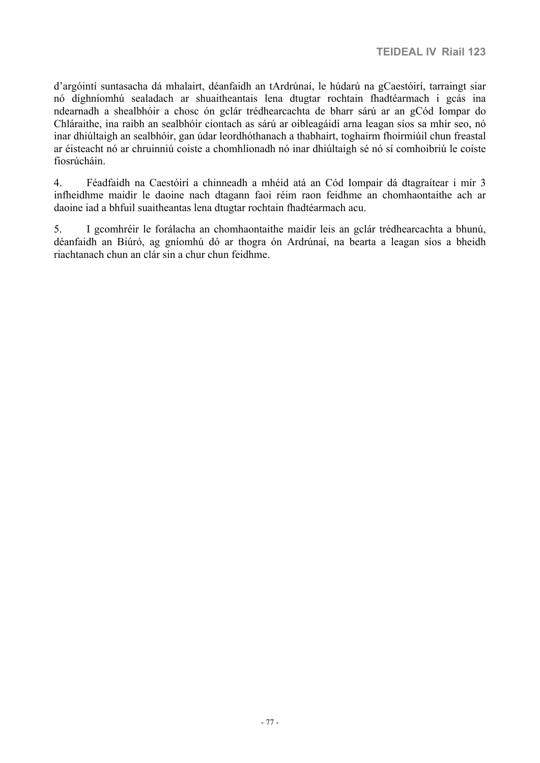d'argóintí suntasacha dá mhalairt, déanfaidh an tArdrúnaí, le húdarú na gCaestóirí, tarraingt siar nó díghníomhú sealadach ar shuaitheantais lena dtugtar rochtain fhadtéarmach i gcás ina ndearnadh a shealbhóir a chosc ón gclár trédhearcachta de bharr sárú ar an gCód Iompar do Chláraithe, ina raibh an sealbhóir ciontach as sárú ar oibleagáidí arna leagan síos sa mhír seo, nó inar dhiúltaigh an sealbhóir, gan údar leordhóthanach a thabhairt, toghairm fhoirmiúil chun freastal ar éisteacht nó ar chruinniú coiste a chomhlíonadh nó inar dhiúltaigh sé nó sí comhoibriú le coiste fiosrúcháin.

4. Féadfaidh na Caestóirí a chinneadh a mhéid atá an Cód Iompair dá dtagraítear i mír 3 infheidhme maidir le daoine nach dtagann faoi réim raon feidhme an chomhaontaithe ach ar daoine iad a bhfuil suaitheantas lena dtugtar rochtain fhadtéarmach acu.

5. I gcomhréir le forálacha an chomhaontaithe maidir leis an gclár trédhearcachta a bhunú, déanfaidh an Biúró, ag gníomhú dó ar thogra ón Ardrúnaí, na bearta a leagan síos a bheidh riachtanach chun an clár sin a chur chun feidhme.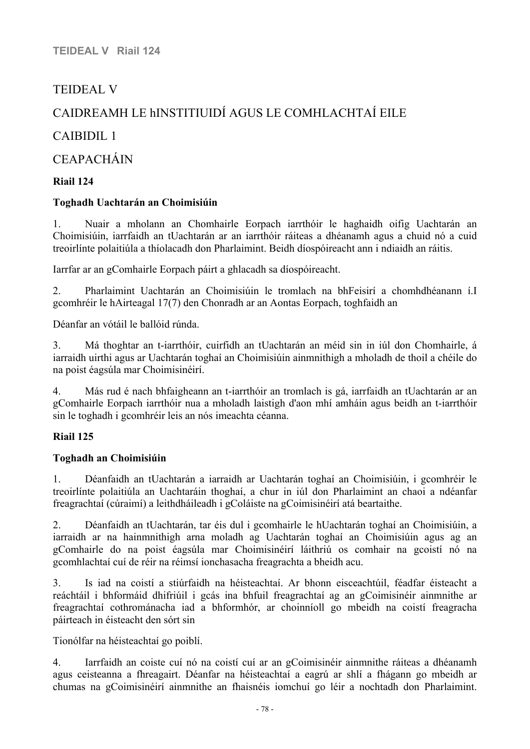# TEIDEAL V

# CAIDREAMH LE hINSTITIUIDÍ AGUS LE COMHLACHTAÍ EILE

## CAIBIDIL 1

## CEAPACHÁIN

### Riail 124

**Toghadh Uachtarán an Choimisiúin**

1. Nuair a mholann an Chomhairle Eorpach iarrthóir le haghaidh oifig Uachtarán an Choimisiúin, iarrfaidh an tUachtarán ar an iarrthóir ráiteas a dhéanamh agus a chuid nó a cuid treoirlínte polaitiúla a thíolacadh don Pharlaimint. Beidh díospóireacht ann i ndiaidh an ráitis.

Iarrfar ar an gComhairle Eorpach páirt a ghlacadh sa díospóireacht.

2. Pharlaimint Uachtarán an Choimisiúin le tromlach na bhFeisirí a chomhdhéanann í.I gcomhréir le hAirteagal 17(7) den Chonradh ar an Aontas Eorpach, toghfaidh an

Déanfar an vótáil le ballóid rúnda.

3. Má thoghtar an t-iarrthóir, cuirfidh an tUachtarán an méid sin in iúl don Chomhairle, á iarraidh uirthi agus ar Uachtarán toghaí an Choimisiúin ainmnithigh a mholadh de thoil a chéile do na poist éagsúla mar Choimisinéirí.

4. Más rud é nach bhfaigheann an t-iarrthóir an tromlach is gá, iarrfaidh an tUachtarán ar an gComhairle Eorpach iarrthóir nua a mholadh laistigh d'aon mhí amháin agus beidh an t-iarrthóir sin le toghadh i gcomhréir leis an nós imeachta céanna.

### Riail 125

**Toghadh an Choimisiúin**

1. Déanfaidh an tUachtarán a iarraidh ar Uachtarán toghaí an Choimisiúin, i gcomhréir le treoirlínte polaitiúla an Uachtaráin thoghaí, a chur in iúl don Pharlaimint an chaoi a ndéanfar freagrachtaí (cúraimí) a leithdháileadh i gColáiste na gCoimisinéirí atá beartaithe.

2. Déanfaidh an tUachtarán, tar éis dul i gcomhairle le hUachtarán toghaí an Choimisiúin, a iarraidh ar na hainmnithigh arna moladh ag Uachtarán toghaí an Choimisiúin agus ag an gComhairle do na poist éagsúla mar Choimisinéirí láithriú os comhair na gcoistí nó na gcomhlachtaí cuí de réir na réimsí ionchasacha freagrachta a bheidh acu.

3. Is iad na coistí a stiúrfaidh na héisteachtaí. Ar bhonn eisceachtúil, féadfar éisteacht a reáchtáil i bhformáid dhifriúil i gcás ina bhfuil freagrachtaí ag an gCoimisinéir ainmnithe ar freagrachtaí cothrománacha iad a bhformhór, ar choinníoll go mbeidh na coistí freagracha páirteach in éisteacht den sórt sin

Tionólfar na héisteachtaí go poiblí.

4. Iarrfaidh an coiste cuí nó na coistí cuí ar an gCoimisinéir ainmnithe ráiteas a dhéanamh agus ceisteanna a fhreagairt. Déanfar na héisteachtaí a eagrú ar shlí a fhágann go mbeidh ar chumas na gCoimisinéirí ainmnithe an fhaisnéis iomchuí go léir a nochtadh don Pharlaimint.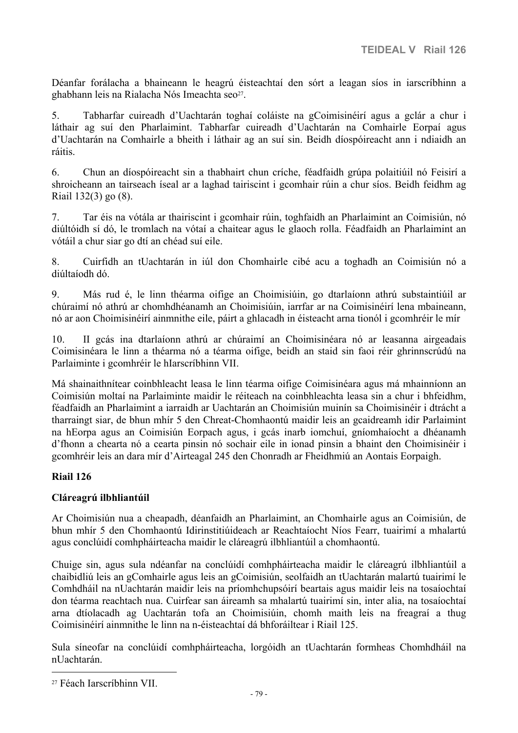Déanfar forálacha a bhaineann le heagrú éisteachtaí den sórt a leagan síos in iarscríbhinn a ghabhann leis na Rialacha Nós Imeachta seo[27].

5. Tabharfar cuireadh d'Uachtarán toghaí coláiste na gCoimisinéirí agus a gclár a chur i láthair ag suí den Pharlaimint. Tabharfar cuireadh d'Uachtarán na Comhairle Eorpaí agus d'Uachtarán na Comhairle a bheith i láthair ag an suí sin. Beidh díospóireacht ann i ndiaidh an ráitis.

6. Chun an díospóireacht sin a thabhairt chun críche, féadfaidh grúpa polaitiúil nó Feisirí a shroicheann an tairseach íseal ar a laghad tairiscint i gcomhair rúin a chur síos. Beidh feidhm ag Riail 132(3) go (8).

7. Tar éis na vótála ar thairiscint i gcomhair rúin, toghfaidh an Pharlaimint an Coimisiún, nó diúltóidh sí dó, le tromlach na vótaí a chaitear agus le glaoch rolla. Féadfaidh an Pharlaimint an vótáil a chur siar go dtí an chéad suí eile.

8. Cuirfidh an tUachtarán in iúl don Chomhairle cibé acu a toghadh an Coimisiún nó a diúltaíodh dó.

9. Más rud é, le linn théarma oifige an Choimisiúin, go dtarlaíonn athrú substaintiúil ar chúraimí nó athrú ar chomhdhéanamh an Choimisiúin, iarrfar ar na Coimisinéirí lena mbaineann, nó ar aon Choimisinéirí ainmnithe eile, páirt a ghlacadh in éisteacht arna tionól i gcomhréir le mír

10. II gcás ina dtarlaíonn athrú ar chúraimí an Choimisinéara nó ar leasanna airgeadais Coimisinéara le linn a théarma nó a téarma oifige, beidh an staid sin faoi réir ghrinnscrúdú na Parlaiminte i gcomhréir le hIarscríbhinn VII.

Má shainaithnítear coinbhleacht leasa le linn téarma oifige Coimisinéara agus má mhainníonn an Coimisiún moltaí na Parlaiminte maidir le réiteach na coinbhleachta leasa sin a chur i bhfeidhm, féadfaidh an Pharlaimint a iarraidh ar Uachtarán an Choimisiúin muinín sa Choimisinéir i dtrácht a tharraingt siar, de bhun mhír 5 den Chreat-Chomhaontú maidir leis an gcaidreamh idir Parlaimint na hEorpa agus an Coimisiún Eorpach agus, i gcás inarb iomchuí, gníomhaíocht a dhéanamh d'fhonn a chearta nó a cearta pinsin nó sochair eile in ionad pinsin a bhaint den Choimisinéir i gcomhréir leis an dara mír d'Airteagal 245 den Chonradh ar Fheidhmiú an Aontais Eorpaigh.

**Riail 126**

**Cláreagrú ilbhliantúil**

Ar Choimisiún nua a cheapadh, déanfaidh an Pharlaimint, an Chomhairle agus an Coimisiún, de bhun mhír 5 den Chomhaontú Idirinstitiúideach ar Reachtaíocht Níos Fearr, tuairimí a mhalartú agus conclúidí comhpháirteacha maidir le cláreagrú ilbhliantúil a chomhaontú.

Chuige sin, agus sula ndéanfar na conclúidí comhpháirteacha maidir le cláreagrú ilbhliantúil a chaibidliú leis an gComhairle agus leis an gCoimisiún, seolfaidh an tUachtarán malartú tuairimí le Comhdháil na nUachtarán maidir leis na príomhchupsóirí beartais agus maidir leis na tosaíochtaí don téarma reachtach nua. Cuirfear san áireamh sa mhalartú tuairimí sin, inter alia, na tosaíochtaí arna dtíolacadh ag Uachtarán tofa an Choimisiúin, chomh maith leis na freagraí a thug Coimisinéirí ainmnithe le linn na n-éisteachtaí dá bhforáiltear i Riail 125.

Sula síneofar na conclúidí comhpháirteacha, lorgóidh an tUachtarán formheas Chomhdháil na nUachtarán.

---

[27] Féach Iarscríbhinn VII.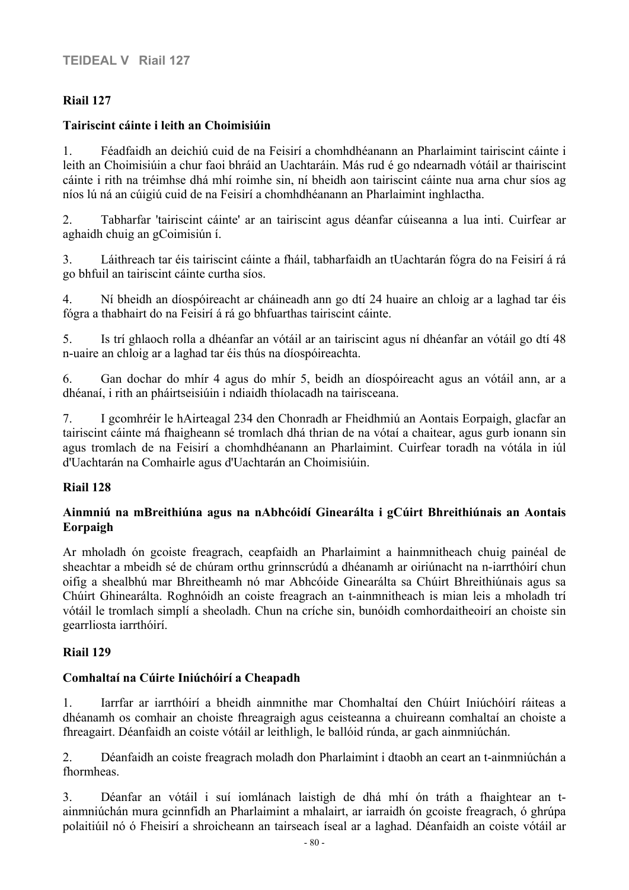## Riail 127

### Tairiscint cáinte i leith an Choimisiúin

1. Féadfaidh an deichiú cuid de na Feisirí a chomhdhéanann an Pharlaimint tairiscint cáinte i leith an Choimisiúin a chur faoi bhráid an Uachtaráin. Más rud é go ndearnadh vótáil ar thairiscint cáinte i rith na tréimhse dhá mhí roimhe sin, ní bheidh aon tairiscint cáinte nua arna chur síos ag níos lú ná an cúigiú cuid de na Feisirí a chomhdhéanann an Pharlaimint inghlactha.

2. Tabharfar 'tairiscint cáinte' ar an tairiscint agus déanfar cúiseanna a lua inti. Cuirfear ar aghaidh chuig an gCoimisiún í.

3. Láithreach tar éis tairiscint cáinte a fháil, tabharfaidh an tUachtarán fógra do na Feisirí á rá go bhfuil an tairiscint cáinte curtha síos.

4. Ní bheidh an díospóireacht ar cháineadh ann go dtí 24 huaire an chloig ar a laghad tar éis fógra a thabhairt do na Feisirí á rá go bhfuarthas tairiscint cáinte.

5. Is trí ghlaoch rolla a dhéanfar an vótáil ar an tairiscint agus ní dhéanfar an vótáil go dtí 48 n-uaire an chloig ar a laghad tar éis thús na díospóireachta.

6. Gan dochar do mhír 4 agus do mhír 5, beidh an díospóireacht agus an vótáil ann, ar a dhéanaí, i rith an pháirtseisiúin i ndiaidh thíolacadh na tairisceana.

7. I gcomhréir le hAirteagal 234 den Chonradh ar Fheidhmiú an Aontais Eorpaigh, glacfar an tairiscint cáinte má fhaigheann sé tromlach dhá thrian de na vótaí a chaitear, agus gurb ionann sin agus tromlach de na Feisirí a chomhdhéanann an Pharlaimint. Cuirfear toradh na vótála in iúl d'Uachtarán na Comhairle agus d'Uachtarán an Choimisiúin.

## Riail 128

### Ainmniú na mBreithiúna agus na nAbhcóidí Ginearálta i gCúirt Bhreithiúnais an Aontais Eorpaigh

Ar mholadh ón gcoiste freagrach, ceapfaidh an Pharlaimint a hainmnitheach chuig painéal de sheachtar a mbeidh sé de chúram orthu grinnscrúdú a dhéanamh ar oiriúnacht na n-iarrthóirí chun oifig a shealbhú mar Bhreitheamh nó mar Abhcóide Ginearálta sa Chúirt Bhreithiúnais agus sa Chúirt Ghinearálta. Roghnóidh an coiste freagrach an t-ainmnitheach is mian leis a mholadh trí vótáil le tromlach simplí a sheoladh. Chun na críche sin, bunóidh comhordaitheoirí an choiste sin gearrliosta iarrthóirí.

## Riail 129

### Comhaltaí na Cúirte Iniúchóirí a Cheapadh

1. Iarrfar ar iarrthóirí a bheidh ainmnithe mar Chomhaltaí den Chúirt Iniúchóirí ráiteas a dhéanamh os comhair an choiste fhreagraigh agus ceisteanna a chuireann comhaltaí an choiste a fhreagairt. Déanfaidh an coiste vótáil ar leithligh, le ballóid rúnda, ar gach ainmniúchán.

2. Déanfaidh an coiste freagrach moladh don Pharlaimint i dtaobh an ceart an t-ainmniúchán a fhormheas.

3. Déanfar an vótáil i suí iomlánach laistigh de dhá mhí ón tráth a fhaightear an t-ainmniúchán mura gcinnfidh an Pharlaimint a mhalairt, ar iarraidh ón gcoiste freagrach, ó ghrúpa polaitiúil nó ó Fheisirí a shroicheann an tairseach íseal ar a laghad. Déanfaidh an coiste vótáil ar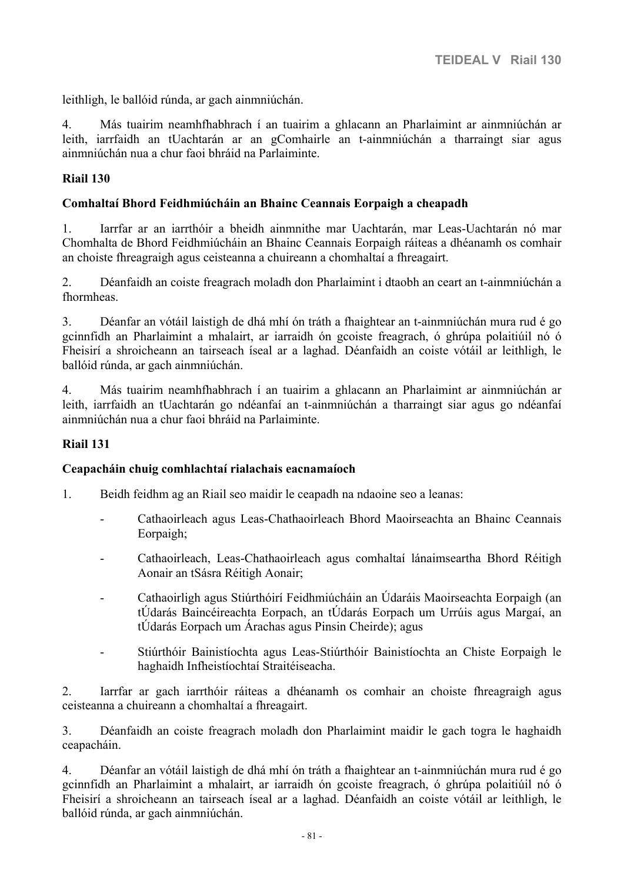leithligh, le ballóid rúnda, ar gach ainmniúchán.

4. Más tuairim neamhfhabhrach í an tuairim a ghlacann an Pharlaimint ar ainmniúchán ar leith, iarrfaidh an tUachtarán ar an gComhairle an t-ainmniúchán a tharraingt siar agus ainmniúchán nua a chur faoi bhráid na Parlaiminte.

**Riail 130**

**Comhaltaí Bhord Feidhmiúcháin an Bhainc Ceannais Eorpaigh a cheapadh**

1. Iarrfar ar an iarrthóir a bheidh ainmnithe mar Uachtarán, mar Leas-Uachtarán nó mar Chomhalta de Bhord Feidhmiúcháin an Bhainc Ceannais Eorpaigh ráiteas a dhéanamh os comhair an choiste fhreagraigh agus ceisteanna a chuireann a chomhaltaí a fhreagairt.

2. Déanfaidh an coiste freagrach moladh don Pharlaimint i dtaobh an ceart an t-ainmniúchán a fhormheas.

3. Déanfar an vótáil laistigh de dhá mhí ón tráth a fhaightear an t-ainmniúchán mura rud é go gcinnfidh an Pharlaimint a mhalairt, ar iarraidh ón gcoiste freagrach, ó ghrúpa polaitiúil nó ó Fheisirí a shroicheann an tairseach íseal ar a laghad. Déanfaidh an coiste vótáil ar leithligh, le ballóid rúnda, ar gach ainmniúchán.

4. Más tuairim neamhfhabhrach í an tuairim a ghlacann an Pharlaimint ar ainmniúchán ar leith, iarrfaidh an tUachtarán go ndéanfaí an t-ainmniúchán a tharraingt siar agus go ndéanfaí ainmniúchán nua a chur faoi bhráid na Parlaiminte.

**Riail 131**

**Ceapacháin chuig comhlachtaí rialachais eacnamaíoch**

1. Beidh feidhm ag an Riail seo maidir le ceapadh na ndaoine seo a leanas:

- Cathaoirleach agus Leas-Chathaoirleach Bhord Maoirseachta an Bhainc Ceannais Eorpaigh;
- Cathaoirleach, Leas-Chathaoirleach agus comhaltaí lánaimseartha Bhord Réitigh Aonair an tSásra Réitigh Aonair;
- Cathaoirligh agus Stiúrthóirí Feidhmiúcháin an Údaráis Maoirseachta Eorpaigh (an tÚdarás Baincéireachta Eorpach, an tÚdarás Eorpach um Urrúis agus Margaí, an tÚdarás Eorpach um Árachas agus Pinsin Cheirde); agus
- Stiúrthóir Bainistíochta agus Leas-Stiúrthóir Bainistíochta an Chiste Eorpaigh le haghaidh Infheistíochtaí Straitéiseacha.

2. Iarrfar ar gach iarrthóir ráiteas a dhéanamh os comhair an choiste fhreagraigh agus ceisteanna a chuireann a chomhaltaí a fhreagairt.

3. Déanfaidh an coiste freagrach moladh don Pharlaimint maidir le gach togra le haghaidh ceapacháin.

4. Déanfar an vótáil laistigh de dhá mhí ón tráth a fhaightear an t-ainmniúchán mura rud é go gcinnfidh an Pharlaimint a mhalairt, ar iarraidh ón gcoiste freagrach, ó ghrúpa polaitiúil nó ó Fheisirí a shroicheann an tairseach íseal ar a laghad. Déanfaidh an coiste vótáil ar leithligh, le ballóid rúnda, ar gach ainmniúchán.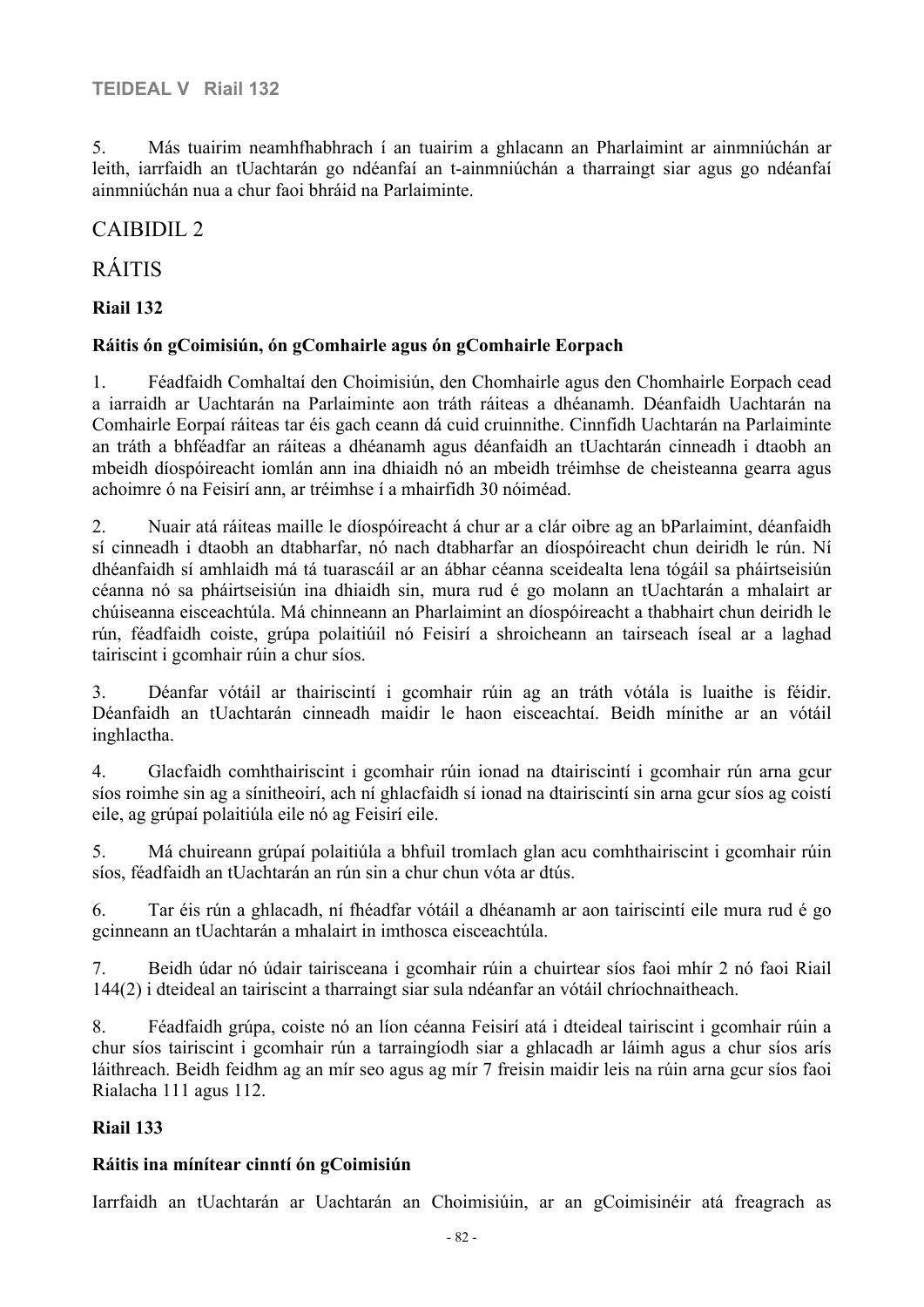5. Más tuairim neamhfhabhrach í an tuairim a ghlacann an Pharlaimint ar ainmniúchán ar leith, iarrfaidh an tUachtarán go ndéanfaí an t-ainmniúchán a tharraingt siar agus go ndéanfaí ainmniúchán nua a chur faoi bhráid na Parlaiminte.

# CAIBIDIL 2

# RÁITIS

### Riail 132

### Ráitis ón gCoimisiún, ón gComhairle agus ón gComhairle Eorpach

1. Féadfaidh Comhaltaí den Choimisiún, den Chomhairle agus den Chomhairle Eorpach cead a iarraidh ar Uachtarán na Parlaiminte aon tráth ráiteas a dhéanamh. Déanfaidh Uachtarán na Comhairle Eorpaí ráiteas tar éis gach ceann dá cuid cruinnithe. Cinnfidh Uachtarán na Parlaiminte an tráth a bhféadfar an ráiteas a dhéanamh agus déanfaidh an tUachtarán cinneadh i dtaobh an mbeidh díospóireacht iomlán ann ina dhiaidh nó an mbeidh tréimhse de cheisteanna gearra agus achoimre ó na Feisirí ann, ar tréimhse í a mhairfidh 30 nóiméad.

2. Nuair atá ráiteas maille le díospóireacht á chur ar a clár oibre ag an bParlaimint, déanfaidh sí cinneadh i dtaobh an dtabharfar, nó nach dtabharfar an díospóireacht chun deiridh le rún. Ní dhéanfaidh sí amhlaidh má tá tuarascáil ar an ábhar céanna sceidealta lena tógáil sa pháirtseisiún céanna nó sa pháirtseisiún ina dhiaidh sin, mura rud é go molann an tUachtarán a mhalairt ar chúiseanna eisceachtúla. Má chinneann an Pharlaimint an díospóireacht a thabhairt chun deiridh le rún, féadfaidh coiste, grúpa polaitiúil nó Feisirí a shroicheann an tairseach íseal ar a laghad tairiscint i gcomhair rúin a chur síos.

3. Déanfar vótáil ar thairiscintí i gcomhair rúin ag an tráth vótála is luaithe is féidir. Déanfaidh an tUachtarán cinneadh maidir le haon eisceachtaí. Beidh mínithe ar an vótáil inghlactha.

4. Glacfaidh comhthairiscint i gcomhair rúin ionad na dtairiscintí i gcomhair rún arna gcur síos roimhe sin ag a sínitheoirí, ach ní ghlacfaidh sí ionad na dtairiscintí sin arna gcur síos ag coistí eile, ag grúpaí polaitiúla eile nó ag Feisirí eile.

5. Má chuireann grúpaí polaitiúla a bhfuil tromlach glan acu comhthairiscint i gcomhair rúin síos, féadfaidh an tUachtarán an rún sin a chur chun vóta ar dtús.

6. Tar éis rún a ghlacadh, ní fhéadfar vótáil a dhéanamh ar aon tairiscintí eile mura rud é go gcinneann an tUachtarán a mhalairt in imthosca eisceachtúla.

7. Beidh údar nó údair tairisceana i gcomhair rúin a chuirtear síos faoi mhír 2 nó faoi Riail 144(2) i dteideal an tairiscint a tharraingt siar sula ndéanfar an vótáil chríochnaitheach.

8. Féadfaidh grúpa, coiste nó an líon céanna Feisirí atá i dteideal tairiscint i gcomhair rúin a chur síos tairiscint i gcomhair rún a tarraingíodh siar a ghlacadh ar láimh agus a chur síos arís láithreach. Beidh feidhm ag an mír seo agus ag mír 7 freisin maidir leis na rúin arna gcur síos faoi Rialacha 111 agus 112.

### Riail 133

### Ráitis ina mínítear cinntí ón gCoimisiún

Iarrfaidh an tUachtarán ar Uachtarán an Choimisiúin, ar an gCoimisinéir atá freagrach as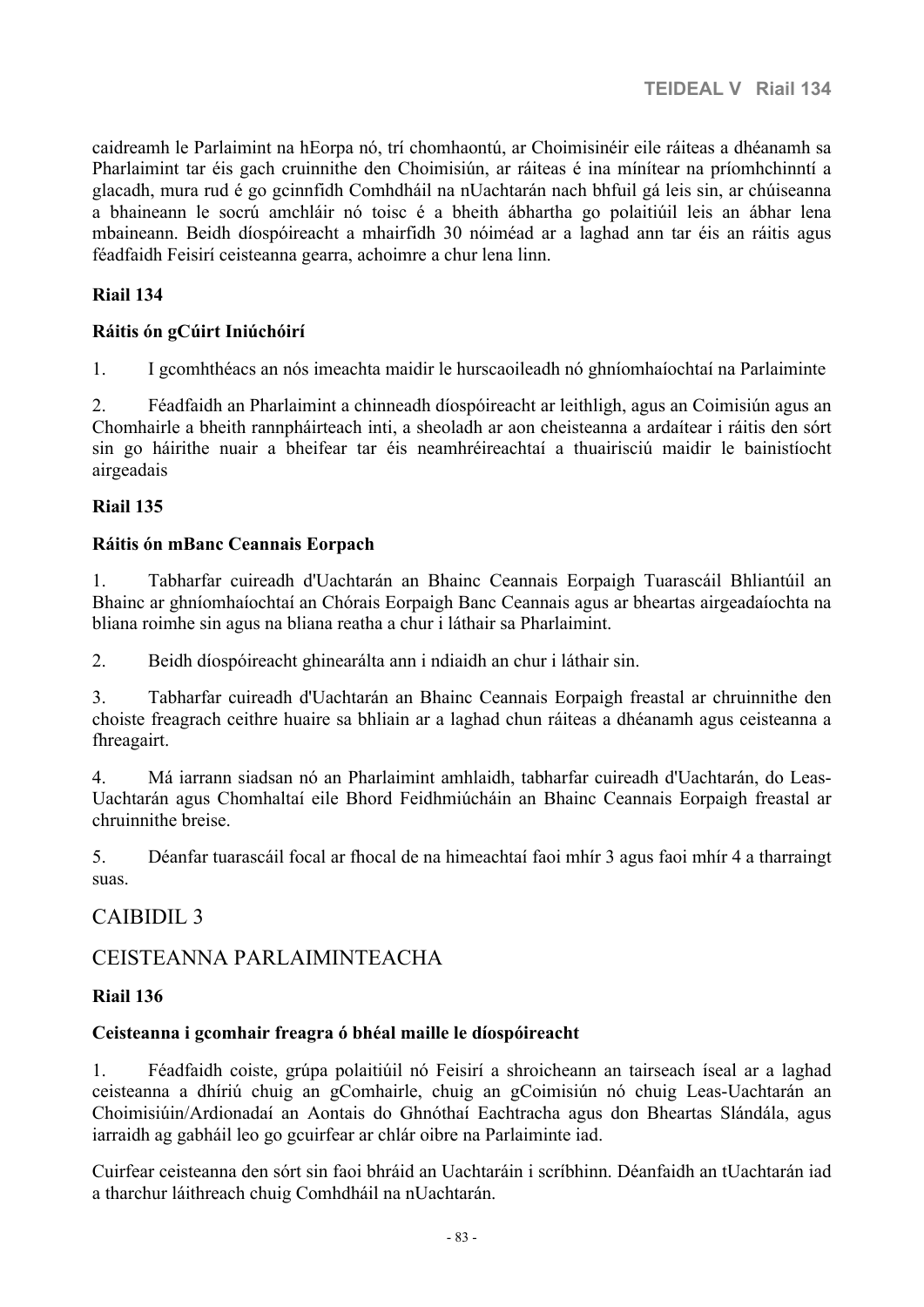caidreamh le Parlaimint na hEorpa nó, trí chomhaontú, ar Choimisinéir eile ráiteas a dhéanamh sa Pharlaimint tar éis gach cruinnithe den Choimisiún, ar ráiteas é ina mínítear na príomhchinntí a glacadh, mura rud é go gcinnfidh Comhdháil na nUachtarán nach bhfuil gá leis sin, ar chúiseanna a bhaineann le socrú amchláir nó toisc é a bheith ábhartha go polaitiúil leis an ábhar lena mbaineann. Beidh díospóireacht a mhairfidh 30 nóiméad ar a laghad ann tar éis an ráitis agus féadfaidh Feisirí ceisteanna gearra, achoimre a chur lena linn.

**Riail 134**

**Ráitis ón gCúirt Iniúchóirí**

1. I gcomhthéacs an nós imeachta maidir le hurscaoileadh nó ghníomhaíochtaí na Parlaiminte

2. Féadfaidh an Pharlaimint a chinneadh díospóireacht ar leithligh, agus an Coimisiún agus an Chomhairle a bheith rannpháirteach inti, a sheoladh ar aon cheisteanna a ardaítear i ráitis den sórt sin go háirithe nuair a bheifear tar éis neamhréireachtaí a thuairisciú maidir le bainistíocht airgeadais

**Riail 135**

**Ráitis ón mBanc Ceannais Eorpach**

1. Tabharfar cuireadh d'Uachtarán an Bhainc Ceannais Eorpaigh Tuarascáil Bhliantúil an Bhainc ar ghníomhaíochtaí an Chórais Eorpaigh Banc Ceannais agus ar bheartas airgeadaíochta na bliana roimhe sin agus na bliana reatha a chur i láthair sa Pharlaimint.

2. Beidh díospóireacht ghinearálta ann i ndiaidh an chur i láthair sin.

3. Tabharfar cuireadh d'Uachtarán an Bhainc Ceannais Eorpaigh freastal ar chruinnithe den choiste freagrach ceithre huaire sa bhliain ar a laghad chun ráiteas a dhéanamh agus ceisteanna a fhreagairt.

4. Má iarrann siadsan nó an Pharlaimint amhlaidh, tabharfar cuireadh d'Uachtarán, do Leas-Uachtarán agus Chomhaltaí eile Bhord Feidhmiúcháin an Bhainc Ceannais Eorpaigh freastal ar chruinnithe breise.

5. Déanfar tuarascáil focal ar fhocal de na himeachtaí faoi mhír 3 agus faoi mhír 4 a tharraingt suas.

## CAIBIDIL 3

## CEISTEANNA PARLAIMINTEACHA

**Riail 136**

**Ceisteanna i gcomhair freagra ó bhéal maille le díospóireacht**

1. Féadfaidh coiste, grúpa polaitiúil nó Feisirí a shroicheann an tairseach íseal ar a laghad ceisteanna a dhíriú chuig an gComhairle, chuig an gCoimisiún nó chuig Leas-Uachtarán an Choimisiúin/Ardionadaí an Aontais do Ghnóthaí Eachtracha agus don Bheartas Slándála, agus iarraidh ag gabháil leo go gcuirfear ar chlár oibre na Parlaiminte iad.

Cuirfear ceisteanna den sórt sin faoi bhráid an Uachtaráin i scríbhinn. Déanfaidh an tUachtarán iad a tharchur láithreach chuig Comhdháil na nUachtarán.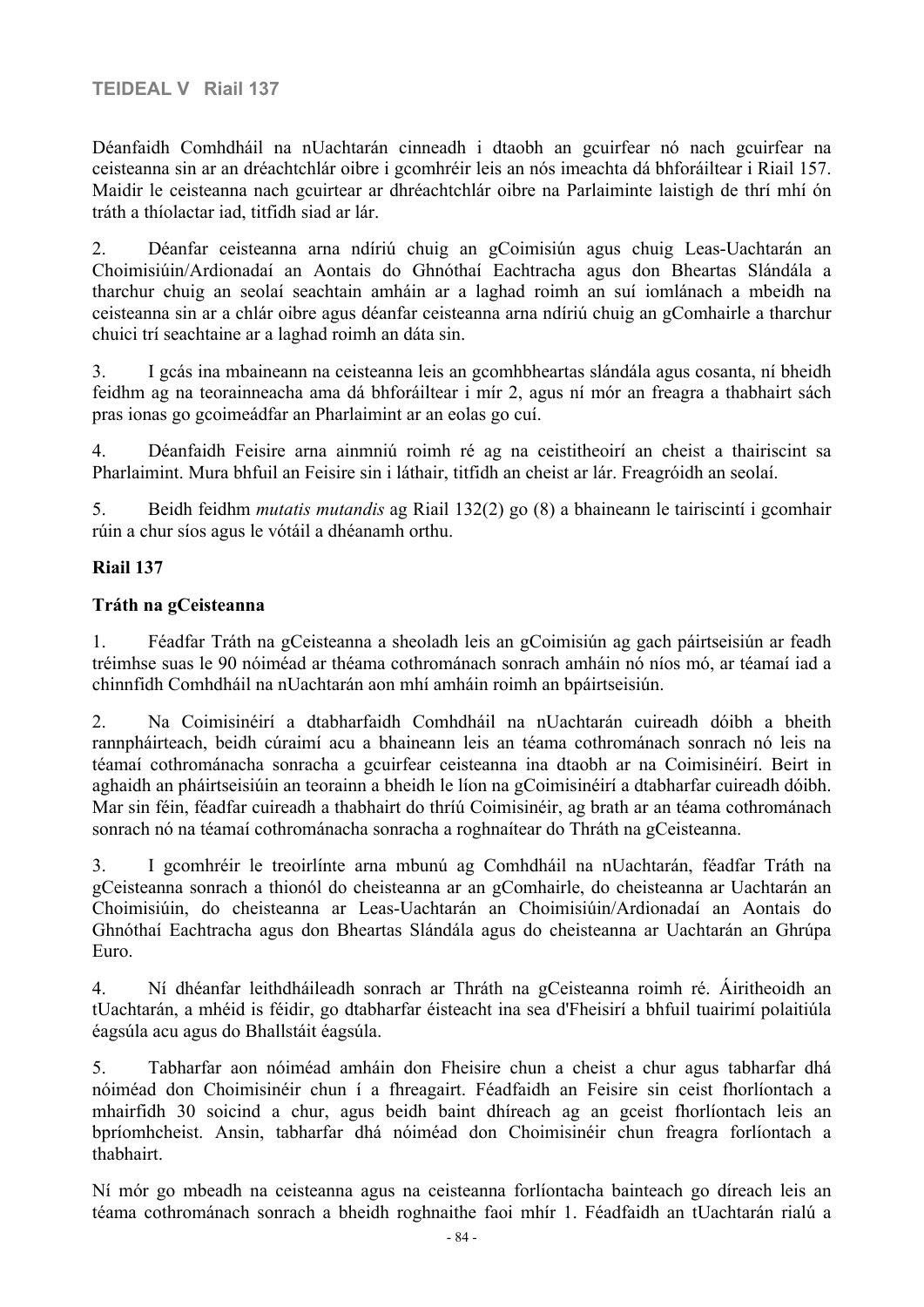Déanfaidh Comhdháil na nUachtarán cinneadh i dtaobh an gcuirfear nó nach gcuirfear na ceisteanna sin ar an dréachtchlár oibre i gcomhréir leis an nós imeachta dá bhforáiltear i Riail 157. Maidir le ceisteanna nach gcuirtear ar dhréachtchlár oibre na Parlaiminte laistigh de thrí mhí ón tráth a thíolactar iad, titfidh siad ar lár.

2. Déanfar ceisteanna arna ndíriú chuig an gCoimisiún agus chuig Leas-Uachtarán an Choimisiúin/Ardionadaí an Aontais do Ghnóthaí Eachtracha agus don Bheartas Slándála a tharchur chuig an seolaí seachtain amháin ar a laghad roimh an suí iomlánach a mbeidh na ceisteanna sin ar a chlár oibre agus déanfar ceisteanna arna ndíriú chuig an gComhairle a tharchur chuici trí seachtaine ar a laghad roimh an dáta sin.

3. I gcás ina mbaineann na ceisteanna leis an gcomhbheartas slándála agus cosanta, ní bheidh feidhm ag na teorainneacha ama dá bhforáiltear i mír 2, agus ní mór an freagra a thabhairt sách pras ionas go gcoimeádfar an Pharlaimint ar an eolas go cuí.

4. Déanfaidh Feisire arna ainmniú roimh ré ag na ceistitheoirí an cheist a thairiscint sa Pharlaimint. Mura bhfuil an Feisire sin i láthair, titfidh an cheist ar lár. Freagróidh an seolaí.

5. Beidh feidhm *mutatis mutandis* ag Riail 132(2) go (8) a bhaineann le tairiscintí i gcomhair rúin a chur síos agus le vótáil a dhéanamh orthu.

**Riail 137**

**Tráth na gCeisteanna**

1. Féadfar Tráth na gCeisteanna a sheoladh leis an gCoimisiún ag gach páirtseisiún ar feadh tréimhse suas le 90 nóiméad ar théama cothrománach sonrach amháin nó níos mó, ar téamaí iad a chinnfidh Comhdháil na nUachtarán aon mhí amháin roimh an bpáirtseisiún.

2. Na Coimisinéirí a dtabharfaidh Comhdháil na nUachtarán cuireadh dóibh a bheith rannpháirteach, beidh cúraimí acu a bhaineann leis an téama cothrománach sonrach nó leis na téamaí cothrománacha sonracha a gcuirfear ceisteanna ina dtaobh ar na Coimisinéirí. Beirt in aghaidh an pháirtseisiúin an teorainn a bheidh le líon na gCoimisinéirí a dtabharfar cuireadh dóibh. Mar sin féin, féadfar cuireadh a thabhairt do thríú Coimisinéir, ag brath ar an téama cothrománach sonrach nó na téamaí cothrománacha sonracha a roghnaítear do Thráth na gCeisteanna.

3. I gcomhréir le treoirlínte arna mbunú ag Comhdháil na nUachtarán, féadfar Tráth na gCeisteanna sonrach a thionól do cheisteanna ar an gComhairle, do cheisteanna ar Uachtarán an Choimisiúin, do cheisteanna ar Leas-Uachtarán an Choimisiúin/Ardionadaí an Aontais do Ghnóthaí Eachtracha agus don Bheartas Slándála agus do cheisteanna ar Uachtarán an Ghrúpa Euro.

4. Ní dhéanfar leithdháileadh sonrach ar Thráth na gCeisteanna roimh ré. Áiritheoidh an tUachtarán, a mhéid is féidir, go dtabharfar éisteacht ina sea d'Fheisirí a bhfuil tuairimí polaitiúla éagsúla acu agus do Bhallstáit éagsúla.

5. Tabharfar aon nóiméad amháin don Fheisire chun a cheist a chur agus tabharfar dhá nóiméad don Choimisinéir chun í a fhreagairt. Féadfaidh an Feisire sin ceist fhorlíontach a mhairfidh 30 soicind a chur, agus beidh baint dhíreach ag an gceist fhorlíontach leis an bpríomhcheist. Ansin, tabharfar dhá nóiméad don Choimisinéir chun freagra forlíontach a thabhairt.

Ní mór go mbeadh na ceisteanna agus na ceisteanna forlíontacha bainteach go díreach leis an téama cothrománach sonrach a bheidh roghnaithe faoi mhír 1. Féadfaidh an tUachtarán rialú a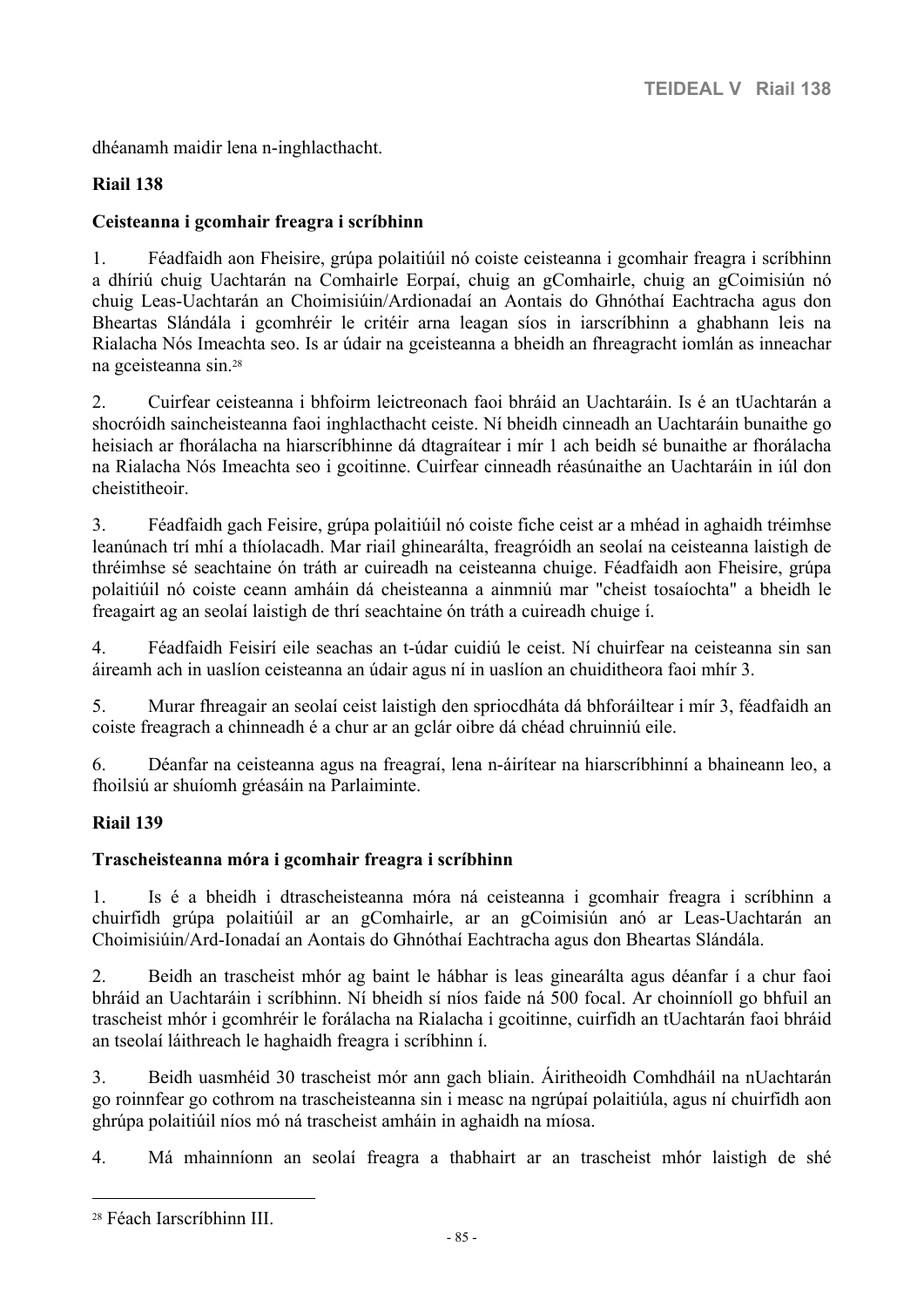dhéanamh maidir lena n-inghlacthacht.

**Riail 138**

**Ceisteanna i gcomhair freagra i scríbhinn**

1. Féadfaidh aon Fheisire, grúpa polaitiúil nó coiste ceisteanna i gcomhair freagra i scríbhinn a dhíriú chuig Uachtarán na Comhairle Eorpaí, chuig an gComhairle, chuig an gCoimisiún nó chuig Leas-Uachtarán an Choimisiúin/Ardionadaí an Aontais do Ghnóthaí Eachtracha agus don Bheartas Slándála i gcomhréir le critéir arna leagan síos in iarscríbhinn a ghabhann leis na Rialacha Nós Imeachta seo. Is ar údair na gceisteanna a bheidh an fhreagracht iomlán as inneachar na gceisteanna sin.[28]

2. Cuirfear ceisteanna i bhfoirm leictreonach faoi bhráid an Uachtaráin. Is é an tUachtarán a shocróidh saincheisteanna faoi inghlacthacht ceiste. Ní bheidh cinneadh an Uachtaráin bunaithe go heisiach ar fhorálacha na hiarscríbhinne dá dtagraítear i mír 1 ach beidh sé bunaithe ar fhorálacha na Rialacha Nós Imeachta seo i gcoitinne. Cuirfear cinneadh réasúnaithe an Uachtaráin in iúl don cheistitheoir.

3. Féadfaidh gach Feisire, grúpa polaitiúil nó coiste fiche ceist ar a mhéad in aghaidh tréimhse leanúnach trí mhí a thíolacadh. Mar riail ghinearálta, freagróidh an seolaí na ceisteanna laistigh de thréimhse sé seachtaine ón tráth ar cuireadh na ceisteanna chuige. Féadfaidh aon Fheisire, grúpa polaitiúil nó coiste ceann amháin dá cheisteanna a ainmniú mar "cheist tosaíochta" a bheidh le freagairt ag an seolaí laistigh de thrí seachtaine ón tráth a cuireadh chuige í.

4. Féadfaidh Feisirí eile seachas an t-údar cuidiú le ceist. Ní chuirfear na ceisteanna sin san áireamh ach in uaslíon ceisteanna an údair agus ní in uaslíon an chuiditheora faoi mhír 3.

5. Murar fhreagair an seolaí ceist laistigh den spriocdháta dá bhforáiltear i mír 3, féadfaidh an coiste freagrach a chinneadh é a chur ar an gclár oibre dá chéad chruinniú eile.

6. Déanfar na ceisteanna agus na freagraí, lena n-áirítear na hiarscríbhinní a bhaineann leo, a fhoilsiú ar shuíomh gréasáin na Parlaiminte.

**Riail 139**

**Trascheisteanna móra i gcomhair freagra i scríbhinn**

1. Is é a bheidh i dtrascheisteanna móra ná ceisteanna i gcomhair freagra i scríbhinn a chuirfidh grúpa polaitiúil ar an gComhairle, ar an gCoimisiún anó ar Leas-Uachtarán an Choimisiúin/Ard-Ionadaí an Aontais do Ghnóthaí Eachtracha agus don Bheartas Slándála.

2. Beidh an trascheist mhór ag baint le hábhar is leas ginearálta agus déanfar í a chur faoi bhráid an Uachtaráin i scríbhinn. Ní bheidh sí níos faide ná 500 focal. Ar choinníoll go bhfuil an trascheist mhór i gcomhréir le forálacha na Rialacha i gcoitinne, cuirfidh an tUachtarán faoi bhráid an tseolaí láithreach le haghaidh freagra i scríbhinn í.

3. Beidh uasmhéid 30 trascheist mór ann gach bliain. Áiritheoidh Comhdháil na nUachtarán go roinnfear go cothrom na trascheisteanna sin i measc na ngrúpaí polaitiúla, agus ní chuirfidh aon ghrúpa polaitiúil níos mó ná trascheist amháin in aghaidh na míosa.

4. Má mhainníonn an seolaí freagra a thabhairt ar an trascheist mhór laistigh de shé

[28] Féach Iarscríbhinn III.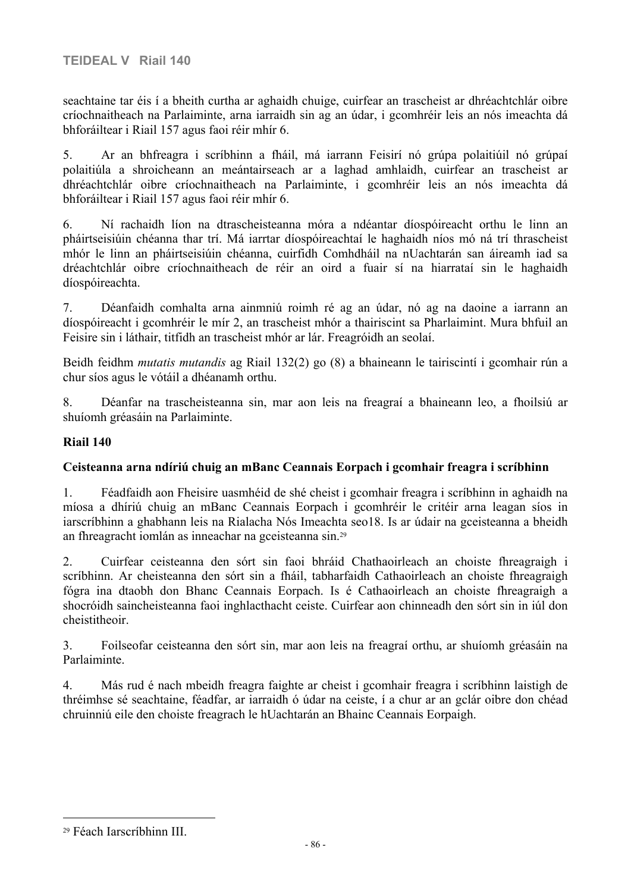seachtaine tar éis í a bheith curtha ar aghaidh chuige, cuirfear an trascheist ar dhréachtchlár oibre críochnaitheach na Parlaiminte, arna iarraidh sin ag an údar, i gcomhréir leis an nós imeachta dá bhforáiltear i Riail 157 agus faoi réir mhír 6.

5. Ar an bhfreagra i scríbhinn a fháil, má iarrann Feisirí nó grúpa polaitiúil nó grúpaí polaitiúla a shroicheann an meántairseach ar a laghad amhlaidh, cuirfear an trascheist ar dhréachtchlár oibre críochnaitheach na Parlaiminte, i gcomhréir leis an nós imeachta dá bhforáiltear i Riail 157 agus faoi réir mhír 6.

6. Ní rachaidh líon na dtrascheisteanna móra a ndéantar díospóireacht orthu le linn an pháirtseisiúin chéanna thar trí. Má iarrtar díospóireachtaí le haghaidh níos mó ná trí thrascheist mhór le linn an pháirtseisiúin chéanna, cuirfidh Comhdháil na nUachtarán san áireamh iad sa dréachtchlár oibre críochnaitheach de réir an oird a fuair sí na hiarrataí sin le haghaidh díospóireachta.

7. Déanfaidh comhalta arna ainmniú roimh ré ag an údar, nó ag na daoine a iarrann an díospóireacht i gcomhréir le mír 2, an trascheist mhór a thairiscint sa Pharlaimint. Mura bhfuil an Feisire sin i láthair, titfidh an trascheist mhór ar lár. Freagróidh an seolaí.

Beidh feidhm *mutatis mutandis* ag Riail 132(2) go (8) a bhaineann le tairiscintí i gcomhair rún a chur síos agus le vótáil a dhéanamh orthu.

8. Déanfar na trascheisteanna sin, mar aon leis na freagraí a bhaineann leo, a fhoilsiú ar shuíomh gréasáin na Parlaiminte.

**Riail 140**

**Ceisteanna arna ndíriú chuig an mBanc Ceannais Eorpach i gcomhair freagra i scríbhinn**

1. Féadfaidh aon Fheisire uasmhéid de shé cheist i gcomhair freagra i scríbhinn in aghaidh na míosa a dhíriú chuig an mBanc Ceannais Eorpach i gcomhréir le critéir arna leagan síos in iarscríbhinn a ghabhann leis na Rialacha Nós Imeachta seo18. Is ar údair na gceisteanna a bheidh an fhreagracht iomlán as inneachar na gceisteanna sin.[29]

2. Cuirfear ceisteanna den sórt sin faoi bhráid Chathaoirleach an choiste fhreagraigh i scríbhinn. Ar cheisteanna den sórt sin a fháil, tabharfaidh Cathaoirleach an choiste fhreagraigh fógra ina dtaobh don Bhanc Ceannais Eorpach. Is é Cathaoirleach an choiste fhreagraigh a shocróidh saincheisteanna faoi inghlacthacht ceiste. Cuirfear aon chinneadh den sórt sin in iúl don cheistitheoir.

3. Foilseofar ceisteanna den sórt sin, mar aon leis na freagraí orthu, ar shuíomh gréasáin na Parlaiminte.

4. Más rud é nach mbeidh freagra faighte ar cheist i gcomhair freagra i scríbhinn laistigh de thréimhse sé seachtaine, féadfar, ar iarraidh ó údar na ceiste, í a chur ar an gclár oibre don chéad chruinniú eile den choiste freagrach le hUachtarán an Bhainc Ceannais Eorpaigh.

[29] Féach Iarscríbhinn III.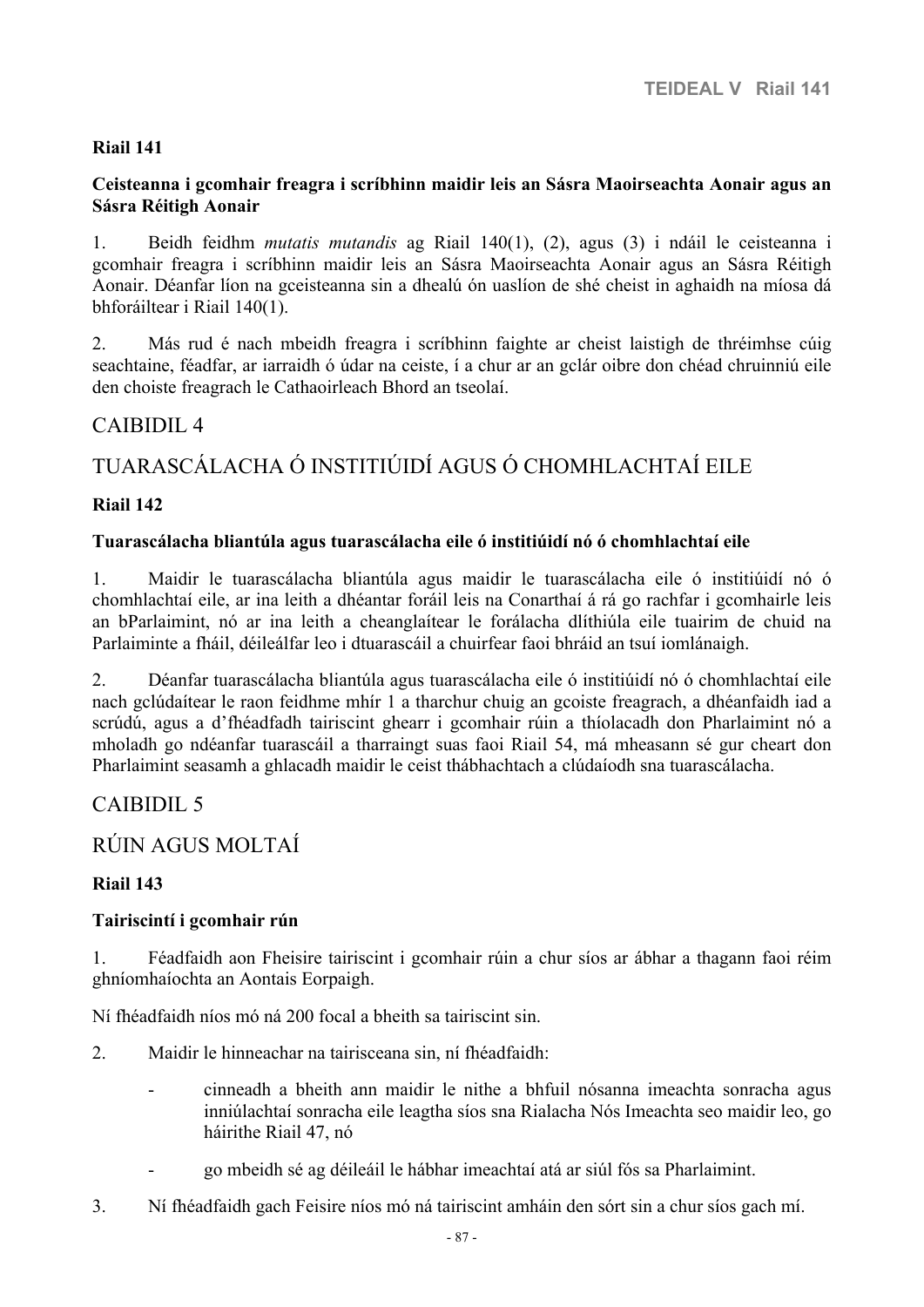**Riail 141**

**Ceisteanna i gcomhair freagra i scríbhinn maidir leis an Sásra Maoirseachta Aonair agus an Sásra Réitigh Aonair**

1. Beidh feidhm *mutatis mutandis* ag Riail 140(1), (2), agus (3) i ndáil le ceisteanna i gcomhair freagra i scríbhinn maidir leis an Sásra Maoirseachta Aonair agus an Sásra Réitigh Aonair. Déanfar líon na gceisteanna sin a dhealú ón uaslíon de shé cheist in aghaidh na míosa dá bhforáiltear i Riail 140(1).

2. Más rud é nach mbeidh freagra i scríbhinn faighte ar cheist laistigh de thréimhse cúig seachtaine, féadfar, ar iarraidh ó údar na ceiste, í a chur ar an gclár oibre don chéad chruinniú eile den choiste freagrach le Cathaoirleach Bhord an tseolaí.

## CAIBIDIL 4

## TUARASCÁLACHA Ó INSTITIÚIDÍ AGUS Ó CHOMHLACHTAÍ EILE

**Riail 142**

**Tuarascálacha bliantúla agus tuarascálacha eile ó institiúidí nó ó chomhlachtaí eile**

1. Maidir le tuarascálacha bliantúla agus maidir le tuarascálacha eile ó institiúidí nó ó chomhlachtaí eile, ar ina leith a dhéantar foráil leis na Conarthaí á rá go rachfar i gcomhairle leis an bParlaimint, nó ar ina leith a cheanglaítear le forálacha dlíthiúla eile tuairim de chuid na Parlaiminte a fháil, déileálfar leo i dtuarascáil a chuirfear faoi bhráid an tsuí iomlánaigh.

2. Déanfar tuarascálacha bliantúla agus tuarascálacha eile ó institiúidí nó ó chomhlachtaí eile nach gclúdaítear le raon feidhme mhír 1 a tharchur chuig an gcoiste freagrach, a dhéanfaidh iad a scrúdú, agus a d'fhéadfadh tairiscint ghearr i gcomhair rúin a thíolacadh don Pharlaimint nó a mholadh go ndéanfar tuarascáil a tharraingt suas faoi Riail 54, má mheasann sé gur cheart don Pharlaimint seasamh a ghlacadh maidir le ceist thábhachtach a clúdaíodh sna tuarascálacha.

## CAIBIDIL 5

## RÚIN AGUS MOLTAÍ

**Riail 143**

**Tairiscintí i gcomhair rún**

1. Féadfaidh aon Fheisire tairiscint i gcomhair rúin a chur síos ar ábhar a thagann faoi réim ghníomhaíochta an Aontais Eorpaigh.

Ní fhéadfaidh níos mó ná 200 focal a bheith sa tairiscint sin.

2. Maidir le hinneachar na tairisceana sin, ní fhéadfaidh:

- cinneadh a bheith ann maidir le nithe a bhfuil nósanna imeachta sonracha agus inniúlachtaí sonracha eile leagtha síos sna Rialacha Nós Imeachta seo maidir leo, go háirithe Riail 47, nó
- go mbeidh sé ag déileáil le hábhar imeachtaí atá ar siúl fós sa Pharlaimint.

3. Ní fhéadfaidh gach Feisire níos mó ná tairiscint amháin den sórt sin a chur síos gach mí.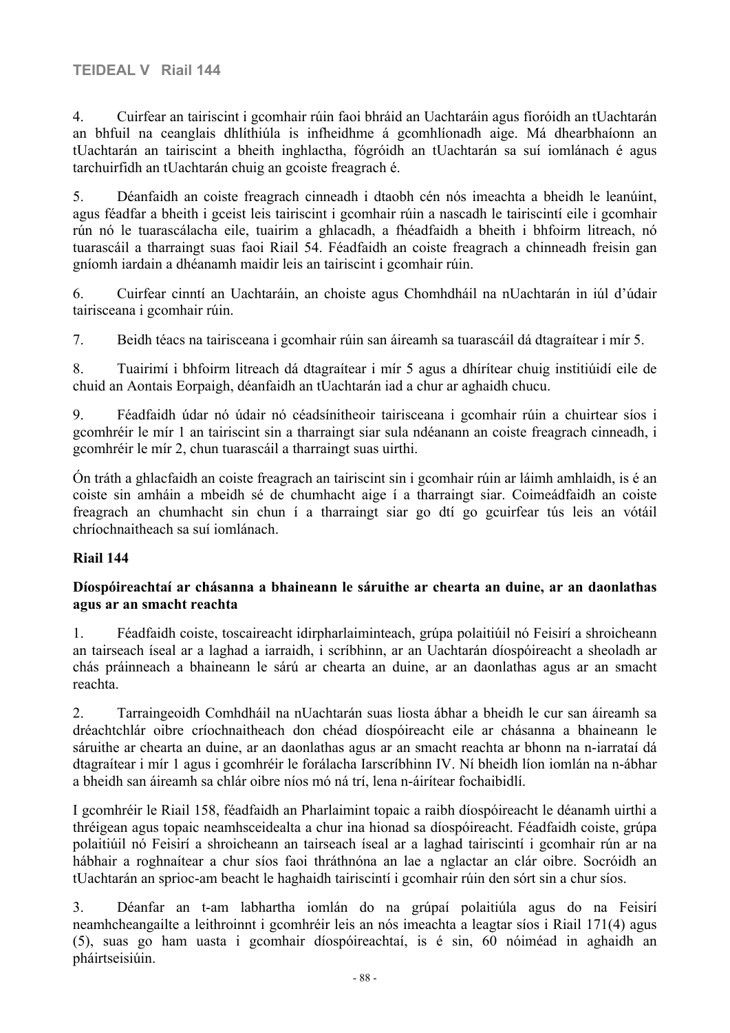4. Cuirfear an tairiscint i gcomhair rúin faoi bhráid an Uachtaráin agus fíoróidh an tUachtarán an bhfuil na ceanglais dhlíthiúla is infheidhme á gcomhlíonadh aige. Má dhearbhaíonn an tUachtarán an tairiscint a bheith inghlactha, fógróidh an tUachtarán sa suí iomlánach é agus tarchuirfidh an tUachtarán chuig an gcoiste freagrach é.

5. Déanfaidh an coiste freagrach cinneadh i dtaobh cén nós imeachta a bheidh le leanúint, agus féadfar a bheith i gceist leis tairiscint i gcomhair rúin a nascadh le tairiscintí eile i gcomhair rún nó le tuarascálacha eile, tuairim a ghlacadh, a fhéadfaidh a bheith i bhfoirm litreach, nó tuarascáil a tharraingt suas faoi Riail 54. Féadfaidh an coiste freagrach a chinneadh freisin gan gníomh iardain a dhéanamh maidir leis an tairiscint i gcomhair rúin.

6. Cuirfear cinntí an Uachtaráin, an choiste agus Chomhdháil na nUachtarán in iúl d'údair tairisceana i gcomhair rúin.

7. Beidh téacs na tairisceana i gcomhair rúin san áireamh sa tuarascáil dá dtagraítear i mír 5.

8. Tuairimí i bhfoirm litreach dá dtagraítear i mír 5 agus a dhírítear chuig institiúidí eile de chuid an Aontais Eorpaigh, déanfaidh an tUachtarán iad a chur ar aghaidh chucu.

9. Féadfaidh údar nó údair nó céadsínitheoir tairisceana i gcomhair rúin a chuirtear síos i gcomhréir le mír 1 an tairiscint sin a tharraingt siar sula ndéanann an coiste freagrach cinneadh, i gcomhréir le mír 2, chun tuarascáil a tharraingt suas uirthi.

Ón tráth a ghlacfaidh an coiste freagrach an tairiscint sin i gcomhair rúin ar láimh amhlaidh, is é an coiste sin amháin a mbeidh sé de chumhacht aige í a tharraingt siar. Coimeádfaidh an coiste freagrach an chumhacht sin chun í a tharraingt siar go dtí go gcuirfear tús leis an vótáil chríochnaitheach sa suí iomlánach.

**Riail 144**

**Díospóireachtaí ar chásanna a bhaineann le sáruithe ar chearta an duine, ar an daonlathas agus ar an smacht reachta**

1. Féadfaidh coiste, toscaireacht idirpharlaiminteach, grúpa polaitiúil nó Feisirí a shroicheann an tairseach íseal ar a laghad a iarraidh, i scríbhinn, ar an Uachtarán díospóireacht a sheoladh ar chás práinneach a bhaineann le sárú ar chearta an duine, ar an daonlathas agus ar an smacht reachta.

2. Tarraingeoidh Comhdháil na nUachtarán suas liosta ábhar a bheidh le cur san áireamh sa dréachtchlár oibre críochnaitheach don chéad díospóireacht eile ar chásanna a bhaineann le sáruithe ar chearta an duine, ar an daonlathas agus ar an smacht reachta ar bhonn na n-iarrataí dá dtagraítear i mír 1 agus i gcomhréir le forálacha Iarscríbhinn IV. Ní bheidh líon iomlán na n-ábhar a bheidh san áireamh sa chlár oibre níos mó ná trí, lena n-áirítear fochaibidlí.

I gcomhréir le Riail 158, féadfaidh an Pharlaimint topaic a raibh díospóireacht le déanamh uirthi a thréigean agus topaic neamhsceidealta a chur ina hionad sa díospóireacht. Féadfaidh coiste, grúpa polaitiúil nó Feisirí a shroicheann an tairseach íseal ar a laghad tairiscintí i gcomhair rún ar na hábhair a roghnaítear a chur síos faoi thráthnóna an lae a nglactar an clár oibre. Socróidh an tUachtarán an sprioc-am beacht le haghaidh tairiscintí i gcomhair rúin den sórt sin a chur síos.

3. Déanfar an t-am labhartha iomlán do na grúpaí polaitiúla agus do na Feisirí neamhcheangailte a leithroinnt i gcomhréir leis an nós imeachta a leagtar síos i Riail 171(4) agus (5), suas go ham uasta i gcomhair díospóireachtaí, is é sin, 60 nóiméad in aghaidh an pháirtseisiúin.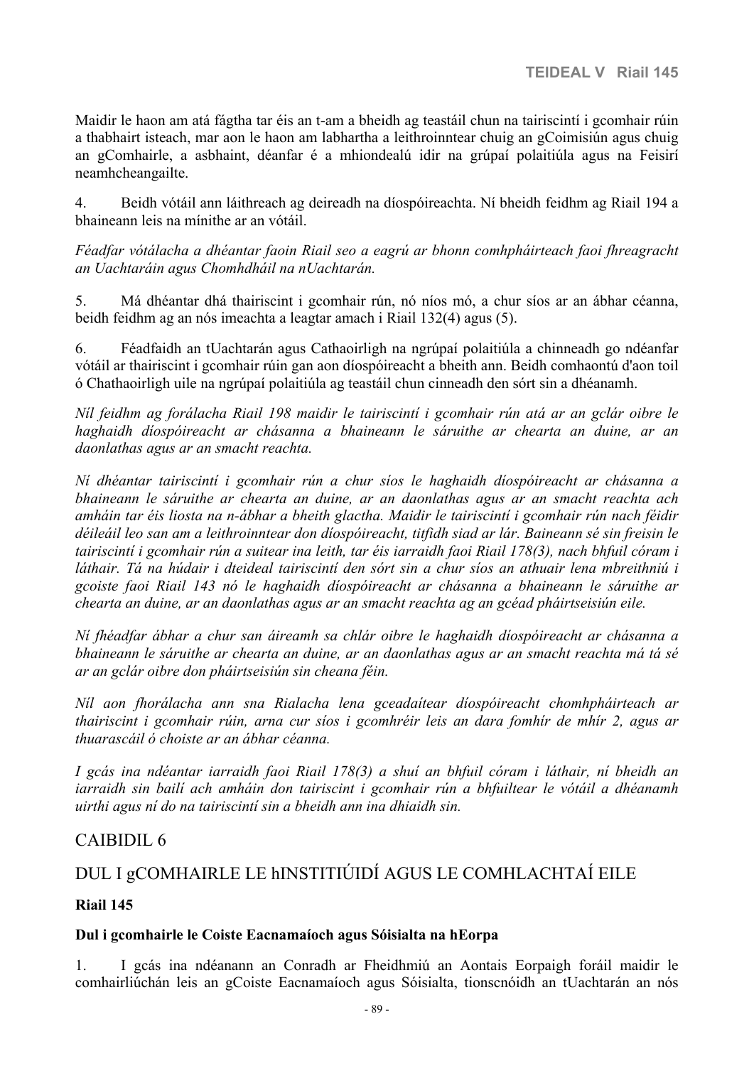Maidir le haon am atá fágtha tar éis an t-am a bheidh ag teastáil chun na tairiscintí i gcomhair rúin a thabhairt isteach, mar aon le haon am labhartha a leithroinntear chuig an gCoimisiún agus chuig an gComhairle, a asbhaint, déanfar é a mhiondealú idir na grúpaí polaitiúla agus na Feisirí neamhcheangailte.

4. Beidh vótáil ann láithreach ag deireadh na díospóireachta. Ní bheidh feidhm ag Riail 194 a bhaineann leis na mínithe ar an vótáil.

*Féadfar vótálacha a dhéantar faoin Riail seo a eagrú ar bhonn comhpháirteach faoi fhreagracht an Uachtaráin agus Chomhdháil na nUachtarán.*

5. Má dhéantar dhá thairiscint i gcomhair rún, nó níos mó, a chur síos ar an ábhar céanna, beidh feidhm ag an nós imeachta a leagtar amach i Riail 132(4) agus (5).

6. Féadfaidh an tUachtarán agus Cathaoirligh na ngrúpaí polaitiúla a chinneadh go ndéanfar vótáil ar thairiscint i gcomhair rúin gan aon díospóireacht a bheith ann. Beidh comhaontú d'aon toil ó Chathaoirligh uile na ngrúpaí polaitiúla ag teastáil chun cinneadh den sórt sin a dhéanamh.

*Níl feidhm ag forálacha Riail 198 maidir le tairiscintí i gcomhair rún atá ar an gclár oibre le haghaidh díospóireacht ar chásanna a bhaineann le sáruithe ar chearta an duine, ar an daonlathas agus ar an smacht reachta.*

*Ní dhéantar tairiscintí i gcomhair rún a chur síos le haghaidh díospóireacht ar chásanna a bhaineann le sáruithe ar chearta an duine, ar an daonlathas agus ar an smacht reachta ach amháin tar éis liosta na n-ábhar a bheith glactha. Maidir le tairiscintí i gcomhair rún nach féidir déileáil leo san am a leithroinntear don díospóireacht, titfidh siad ar lár. Baineann sé sin freisin le tairiscintí i gcomhair rún a suitear ina leith, tar éis iarraidh faoi Riail 178(3), nach bhfuil córam i láthair. Tá na húdair i dteideal tairiscintí den sórt sin a chur síos an athuair lena mbreithniú i gcoiste faoi Riail 143 nó le haghaidh díospóireacht ar chásanna a bhaineann le sáruithe ar chearta an duine, ar an daonlathas agus ar an smacht reachta ag an gcéad pháirtseisiún eile.*

*Ní fhéadfar ábhar a chur san áireamh sa chlár oibre le haghaidh díospóireacht ar chásanna a bhaineann le sáruithe ar chearta an duine, ar an daonlathas agus ar an smacht reachta má tá sé ar an gclár oibre don pháirtseisiún sin cheana féin.*

*Níl aon fhorálacha ann sna Rialacha lena gceadaítear díospóireacht chomhpháirteach ar thairiscint i gcomhair rúin, arna cur síos i gcomhréir leis an dara fomhír de mhír 2, agus ar thuarascáil ó choiste ar an ábhar céanna.*

*I gcás ina ndéantar iarraidh faoi Riail 178(3) a shuí an bhfuil córam i láthair, ní bheidh an iarraidh sin bailí ach amháin don tairiscint i gcomhair rún a bhfuiltear le vótáil a dhéanamh uirthi agus ní do na tairiscintí sin a bheidh ann ina dhiaidh sin.*

## CAIBIDIL 6

## DUL I gCOMHAIRLE LE hINSTITIÚIDÍ AGUS LE COMHLACHTAÍ EILE

### Riail 145

**Dul i gcomhairle le Coiste Eacnamaíoch agus Sóisialta na hEorpa**

1. I gcás ina ndéanann an Conradh ar Fheidhmiú an Aontais Eorpaigh foráil maidir le comhairliúchán leis an gCoiste Eacnamaíoch agus Sóisialta, tionscnóidh an tUachtarán an nós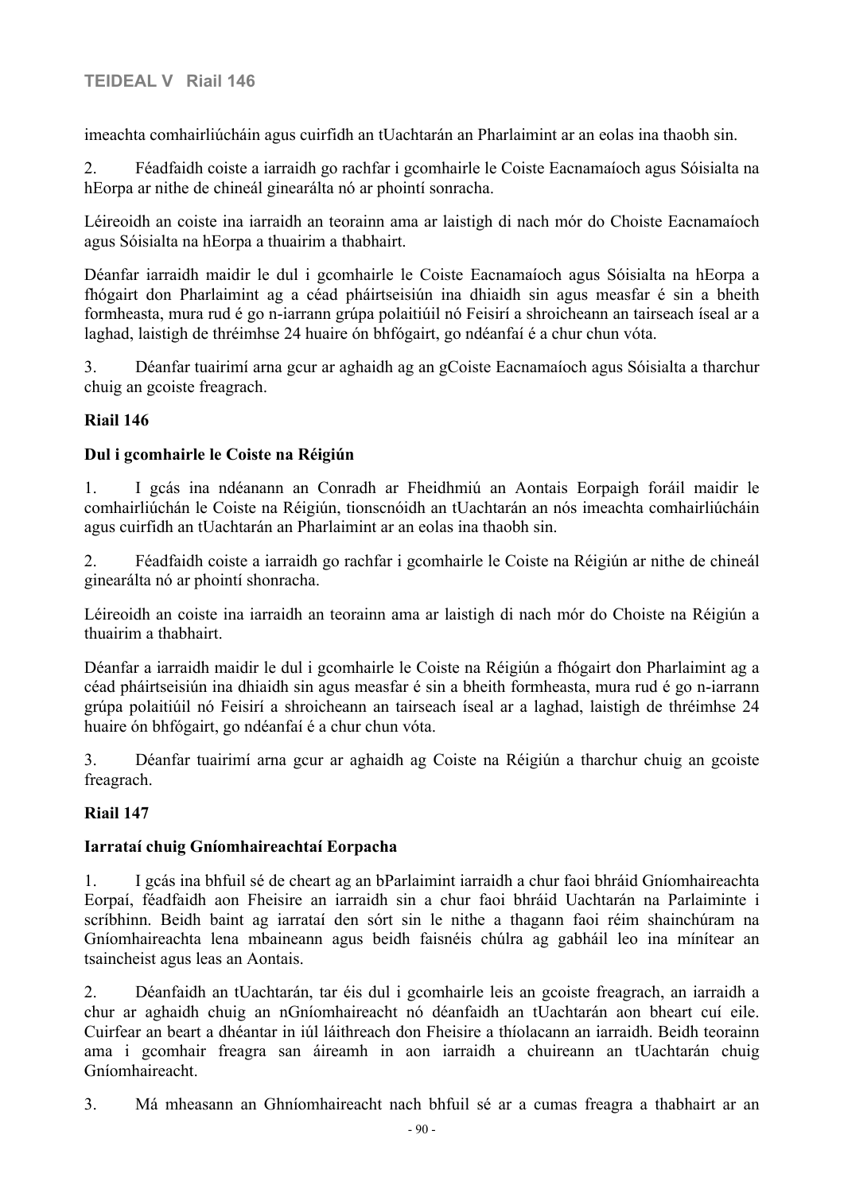imeachta comhairliúcháin agus cuirfidh an tUachtarán an Pharlaimint ar an eolas ina thaobh sin.

2. Féadfaidh coiste a iarraidh go rachfar i gcomhairle le Coiste Eacnamaíoch agus Sóisialta na hEorpa ar nithe de chineál ginearálta nó ar phointí sonracha.

Léireoidh an coiste ina iarraidh an teorainn ama ar laistigh di nach mór do Choiste Eacnamaíoch agus Sóisialta na hEorpa a thuairim a thabhairt.

Déanfar iarraidh maidir le dul i gcomhairle le Coiste Eacnamaíoch agus Sóisialta na hEorpa a fhógairt don Pharlaimint ag a céad pháirtseisiún ina dhiaidh sin agus measfar é sin a bheith formheasta, mura rud é go n-iarrann grúpa polaitiúil nó Feisirí a shroicheann an tairseach íseal ar a laghad, laistigh de thréimhse 24 huaire ón bhfógairt, go ndéanfaí é a chur chun vóta.

3. Déanfar tuairimí arna gcur ar aghaidh ag an gCoiste Eacnamaíoch agus Sóisialta a tharchur chuig an gcoiste freagrach.

**Riail 146**

**Dul i gcomhairle le Coiste na Réigiún**

1. I gcás ina ndéanann an Conradh ar Fheidhmiú an Aontais Eorpaigh foráil maidir le comhairliúchán le Coiste na Réigiún, tionscnóidh an tUachtarán an nós imeachta comhairliúcháin agus cuirfidh an tUachtarán an Pharlaimint ar an eolas ina thaobh sin.

2. Féadfaidh coiste a iarraidh go rachfar i gcomhairle le Coiste na Réigiún ar nithe de chineál ginearálta nó ar phointí shonracha.

Léireoidh an coiste ina iarraidh an teorainn ama ar laistigh di nach mór do Choiste na Réigiún a thuairim a thabhairt.

Déanfar a iarraidh maidir le dul i gcomhairle le Coiste na Réigiún a fhógairt don Pharlaimint ag a céad pháirtseisiún ina dhiaidh sin agus measfar é sin a bheith formheasta, mura rud é go n-iarrann grúpa polaitiúil nó Feisirí a shroicheann an tairseach íseal ar a laghad, laistigh de thréimhse 24 huaire ón bhfógairt, go ndéanfaí é a chur chun vóta.

3. Déanfar tuairimí arna gcur ar aghaidh ag Coiste na Réigiún a tharchur chuig an gcoiste freagrach.

**Riail 147**

**Iarrataí chuig Gníomhaireachtaí Eorpacha**

1. I gcás ina bhfuil sé de cheart ag an bParlaimint iarraidh a chur faoi bhráid Gníomhaireachta Eorpaí, féadfaidh aon Fheisire an iarraidh sin a chur faoi bhráid Uachtarán na Parlaiminte i scríbhinn. Beidh baint ag iarrataí den sórt sin le nithe a thagann faoi réim shainchúram na Gníomhaireachta lena mbaineann agus beidh faisnéis chúlra ag gabháil leo ina mínítear an tsaincheist agus leas an Aontais.

2. Déanfaidh an tUachtarán, tar éis dul i gcomhairle leis an gcoiste freagrach, an iarraidh a chur ar aghaidh chuig an nGníomhaireacht nó déanfaidh an tUachtarán aon bheart cuí eile. Cuirfear an beart a dhéantar in iúl láithreach don Fheisire a thíolacann an iarraidh. Beidh teorainn ama i gcomhair freagra san áireamh in aon iarraidh a chuireann an tUachtarán chuig Gníomhaireacht.

3. Má mheasann an Ghníomhaireacht nach bhfuil sé ar a cumas freagra a thabhairt ar an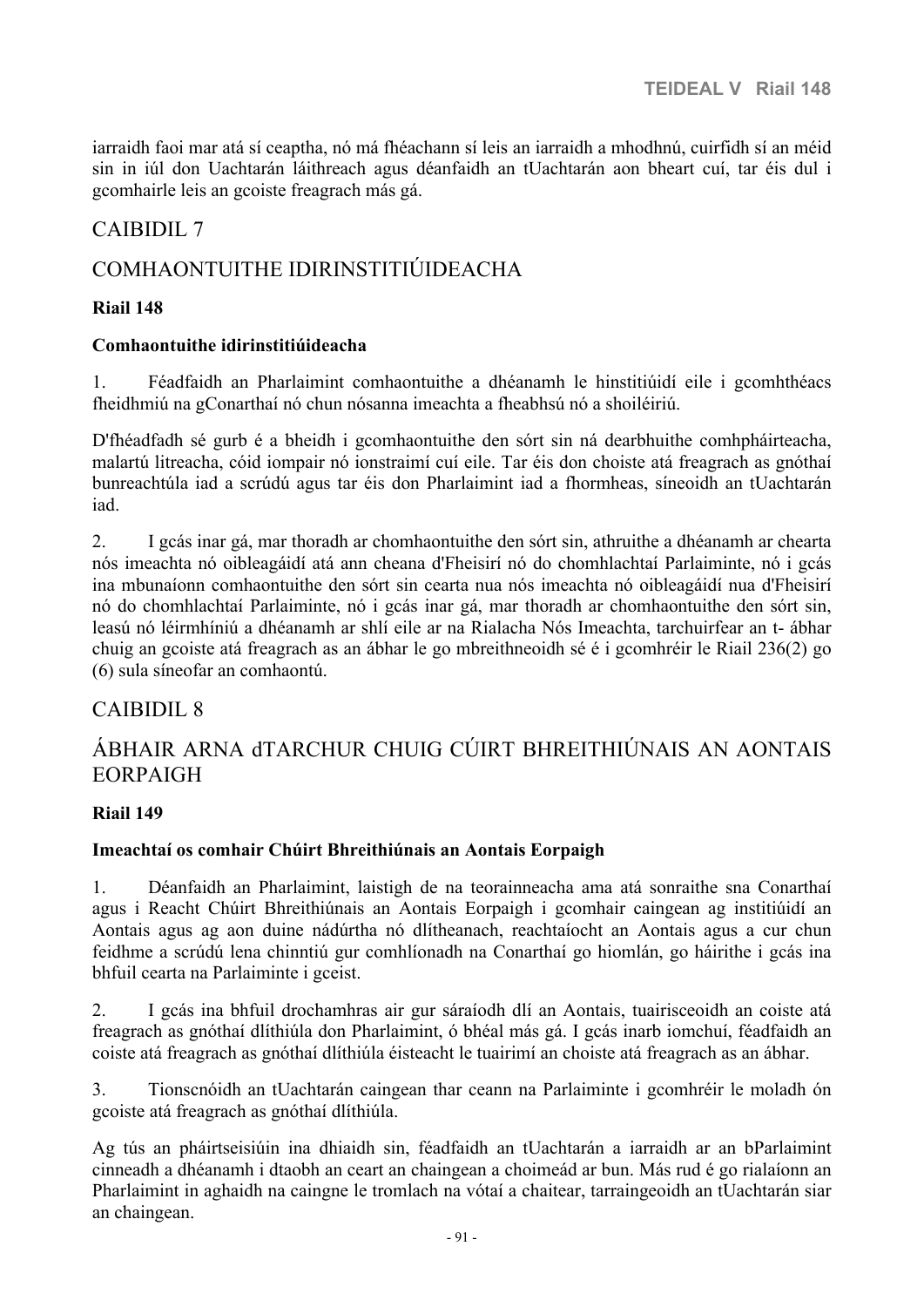iarraidh faoi mar atá sí ceaptha, nó má fhéachann sí leis an iarraidh a mhodhnú, cuirfidh sí an méid sin in iúl don Uachtarán láithreach agus déanfaidh an tUachtarán aon bheart cuí, tar éis dul i gcomhairle leis an gcoiste freagrach más gá.

## CAIBIDIL 7

## COMHAONTUITHE IDIRINSTITIÚIDEACHA

### Riail 148

#### Comhaontuithe idirinstitiúideacha

1. Féadfaidh an Pharlaimint comhaontuithe a dhéanamh le hinstitiúidí eile i gcomhthéacs fheidhmiú na gConarthaí nó chun nósanna imeachta a fheabhsú nó a shoiléiriú.

D'fhéadfadh sé gurb é a bheidh i gcomhaontuithe den sórt sin ná dearbhuithe comhpháirteacha, malartú litreacha, cóid iompair nó ionstraimí cuí eile. Tar éis don choiste atá freagrach as gnóthaí bunreachtúla iad a scrúdú agus tar éis don Pharlaimint iad a fhormheas, síneoidh an tUachtarán iad.

2. I gcás inar gá, mar thoradh ar chomhaontuithe den sórt sin, athruithe a dhéanamh ar chearta nós imeachta nó oibleagáidí atá ann cheana d'Fheisirí nó do chomhlachtaí Parlaiminte, nó i gcás ina mbunaíonn comhaontuithe den sórt sin cearta nua nós imeachta nó oibleagáidí nua d'Fheisirí nó do chomhlachtaí Parlaiminte, nó i gcás inar gá, mar thoradh ar chomhaontuithe den sórt sin, leasú nó léirmhíniú a dhéanamh ar shlí eile ar na Rialacha Nós Imeachta, tarchuirfear an t- ábhar chuig an gcoiste atá freagrach as an ábhar le go mbreithneoidh sé é i gcomhréir le Riail 236(2) go (6) sula síneofar an comhaontú.

## CAIBIDIL 8

## ÁBHAIR ARNA dTARCHUR CHUIG CÚIRT BHREITHIÚNAIS AN AONTAIS EORPAIGH

### Riail 149

#### Imeachtaí os comhair Chúirt Bhreithiúnais an Aontais Eorpaigh

1. Déanfaidh an Pharlaimint, laistigh de na teorainneacha ama atá sonraithe sna Conarthaí agus i Reacht Chúirt Bhreithiúnais an Aontais Eorpaigh i gcomhair caingean ag institiúidí an Aontais agus ag aon duine nádúrtha nó dlítheanach, reachtaíocht an Aontais agus a cur chun feidhme a scrúdú lena chinntiú gur comhlíonadh na Conarthaí go hiomlán, go háirithe i gcás ina bhfuil cearta na Parlaiminte i gceist.

2. I gcás ina bhfuil drochamhras air gur sáraíodh dlí an Aontais, tuairisceoidh an coiste atá freagrach as gnóthaí dlíthiúla don Pharlaimint, ó bhéal más gá. I gcás inarb iomchuí, féadfaidh an coiste atá freagrach as gnóthaí dlíthiúla éisteacht le tuairimí an choiste atá freagrach as an ábhar.

3. Tionscnóidh an tUachtarán caingean thar ceann na Parlaiminte i gcomhréir le moladh ón gcoiste atá freagrach as gnóthaí dlíthiúla.

Ag tús an pháirtseisiúin ina dhiaidh sin, féadfaidh an tUachtarán a iarraidh ar an bParlaimint cinneadh a dhéanamh i dtaobh an ceart an chaingean a choimeád ar bun. Más rud é go rialaíonn an Pharlaimint in aghaidh na caingne le tromlach na vótaí a chaitear, tarraingeoidh an tUachtarán siar an chaingean.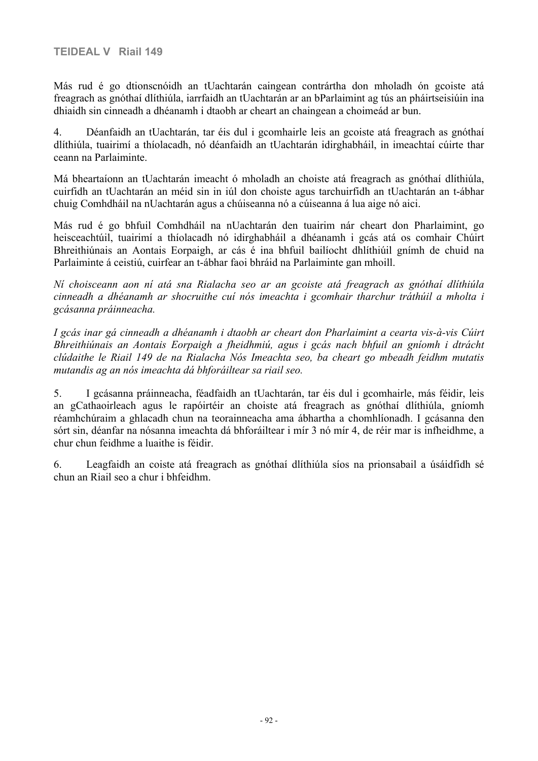Más rud é go dtionscnóidh an tUachtarán caingean contrártha don mholadh ón gcoiste atá freagrach as gnóthaí dlíthiúla, iarrfaidh an tUachtarán ar an bParlaimint ag tús an pháirtseisiúin ina dhiaidh sin cinneadh a dhéanamh i dtaobh ar cheart an chaingean a choimeád ar bun.

4. Déanfaidh an tUachtarán, tar éis dul i gcomhairle leis an gcoiste atá freagrach as gnóthaí dlíthiúla, tuairimí a thíolacadh, nó déanfaidh an tUachtarán idirghabháil, in imeachtaí cúirte thar ceann na Parlaiminte.

Má bheartaíonn an tUachtarán imeacht ó mholadh an choiste atá freagrach as gnóthaí dlíthiúla, cuirfidh an tUachtarán an méid sin in iúl don choiste agus tarchuirfidh an tUachtarán an t-ábhar chuig Comhdháil na nUachtarán agus a chúiseanna nó a cúiseanna á lua aige nó aici.

Más rud é go bhfuil Comhdháil na nUachtarán den tuairim nár cheart don Pharlaimint, go heisceachtúil, tuairimí a thíolacadh nó idirghabháil a dhéanamh i gcás atá os comhair Chúirt Bhreithiúnais an Aontais Eorpaigh, ar cás é ina bhfuil bailíocht dhlíthiúil gnímh de chuid na Parlaiminte á ceistiú, cuirfear an t-ábhar faoi bhráid na Parlaiminte gan mhoill.

*Ní choisceann aon ní atá sna Rialacha seo ar an gcoiste atá freagrach as gnóthaí dlíthiúla cinneadh a dhéanamh ar shocruithe cuí nós imeachta i gcomhair tharchur tráthúil a mholta i gcásanna práinneacha.*

*I gcás inar gá cinneadh a dhéanamh i dtaobh ar cheart don Pharlaimint a cearta vis-à-vis Cúirt Bhreithiúnais an Aontais Eorpaigh a fheidhmiú, agus i gcás nach bhfuil an gníomh i dtrácht clúdaithe le Riail 149 de na Rialacha Nós Imeachta seo, ba cheart go mbeadh feidhm mutatis mutandis ag an nós imeachta dá bhforáiltear sa riail seo.*

5. I gcásanna práinneacha, féadfaidh an tUachtarán, tar éis dul i gcomhairle, más féidir, leis an gCathaoirleach agus le rapóirtéir an choiste atá freagrach as gnóthaí dlíthiúla, gníomh réamhchúraim a ghlacadh chun na teorainneacha ama ábhartha a chomhlíonadh. I gcásanna den sórt sin, déanfar na nósanna imeachta dá bhforáiltear i mír 3 nó mír 4, de réir mar is infheidhme, a chur chun feidhme a luaithe is féidir.

6. Leagfaidh an coiste atá freagrach as gnóthaí dlíthiúla síos na prionsabail a úsáidfidh sé chun an Riail seo a chur i bhfeidhm.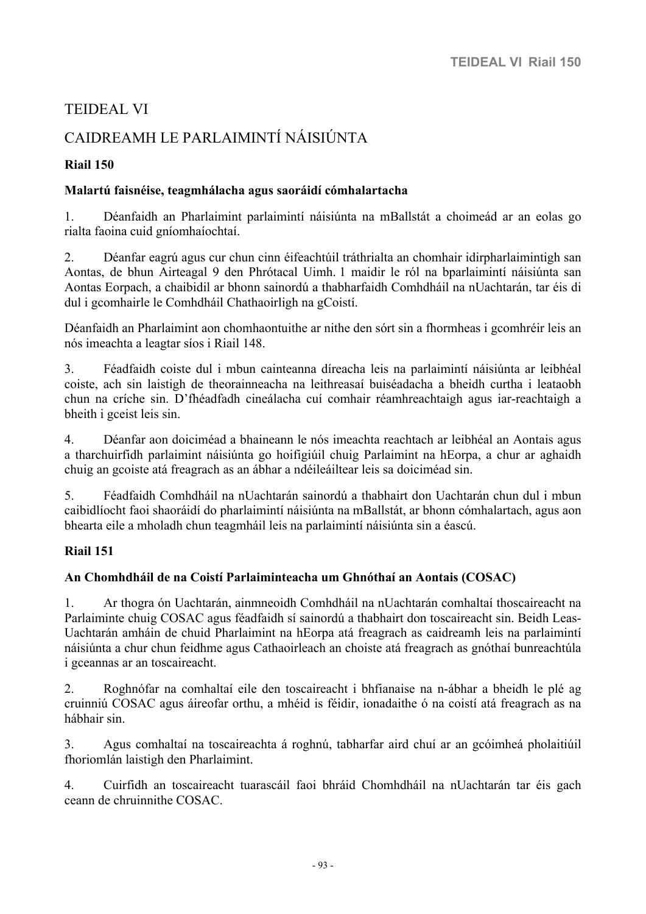# TEIDEAL VI

# CAIDREAMH LE PARLAIMINTÍ NÁISIÚNTA

## Riail 150

### Malartú faisnéise, teagmhálacha agus saoráidí cómhalartacha

1. Déanfaidh an Pharlaimint parlaimintí náisiúnta na mBallstát a choimeád ar an eolas go rialta faoina cuid gníomhaíochtaí.

2. Déanfar eagrú agus cur chun cinn éifeachtúil tráthrialta an chomhair idirpharlaimintigh san Aontas, de bhun Airteagal 9 den Phrótacal Uimh. 1 maidir le ról na bparlaimintí náisiúnta san Aontas Eorpach, a chaibidil ar bhonn sainordú a thabharfaidh Comhdháil na nUachtarán, tar éis di dul i gcomhairle le Comhdháil Chathaoirligh na gCoistí.

Déanfaidh an Pharlaimint aon chomhaontuithe ar nithe den sórt sin a fhormheas i gcomhréir leis an nós imeachta a leagtar síos i Riail 148.

3. Féadfaidh coiste dul i mbun cainteanna díreacha leis na parlaimintí náisiúnta ar leibhéal coiste, ach sin laistigh de theorainneacha na leithreasaí buiséadacha a bheidh curtha i leataobh chun na críche sin. D'fhéadfadh cineálacha cuí comhair réamhreachtaigh agus iar-reachtaigh a bheith i gceist leis sin.

4. Déanfar aon doiciméad a bhaineann le nós imeachta reachtach ar leibhéal an Aontais agus a tharchuirfidh parlaimint náisiúnta go hoifigiúil chuig Parlaimint na hEorpa, a chur ar aghaidh chuig an gcoiste atá freagrach as an ábhar a ndéileáiltear leis sa doiciméad sin.

5. Féadfaidh Comhdháil na nUachtarán sainordú a thabhairt don Uachtarán chun dul i mbun caibidlíocht faoi shaoráidí do pharlaimintí náisiúnta na mBallstát, ar bhonn cómhalartach, agus aon bhearta eile a mholadh chun teagmháil leis na parlaimintí náisiúnta sin a éascú.

## Riail 151

### An Chomhdháil de na Coistí Parlaiminteacha um Ghnóthaí an Aontais (COSAC)

1. Ar thogra ón Uachtarán, ainmneoidh Comhdháil na nUachtarán comhaltaí thoscaireacht na Parlaiminte chuig COSAC agus féadfaidh sí sainordú a thabhairt don toscaireacht sin. Beidh Leas-Uachtarán amháin de chuid Pharlaimint na hEorpa atá freagrach as caidreamh leis na parlaimintí náisiúnta a chur chun feidhme agus Cathaoirleach an choiste atá freagrach as gnóthaí bunreachtúla i gceannas ar an toscaireacht.

2. Roghnófar na comhaltaí eile den toscaireacht i bhfianaise na n-ábhar a bheidh le plé ag cruinniú COSAC agus áireofar orthu, a mhéid is féidir, ionadaithe ó na coistí atá freagrach as na hábhair sin.

3. Agus comhaltaí na toscaireachta á roghnú, tabharfar aird chuí ar an gcóimheá pholaitiúil fhoriomlán laistigh den Pharlaimint.

4. Cuirfidh an toscaireacht tuarascáil faoi bhráid Chomhdháil na nUachtarán tar éis gach ceann de chruinnithe COSAC.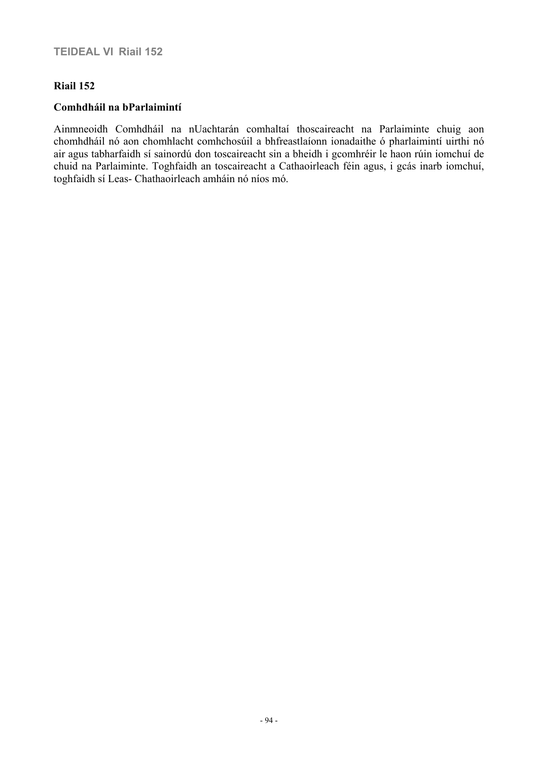## Riail 152

### Comhdháil na bParlaimintí

Ainmneoidh Comhdháil na nUachtarán comhaltaí thoscaireacht na Parlaiminte chuig aon chomhdháil nó aon chomhlacht comhchosúil a bhfreastlaíonn ionadaithe ó pharlaimintí uirthi nó air agus tabharfaidh sí sainordú don toscaireacht sin a bheidh i gcomhréir le haon rúin iomchuí de chuid na Parlaiminte. Toghfaidh an toscaireacht a Cathaoirleach féin agus, i gcás inarb iomchuí, toghfaidh sí Leas- Chathaoirleach amháin nó níos mó.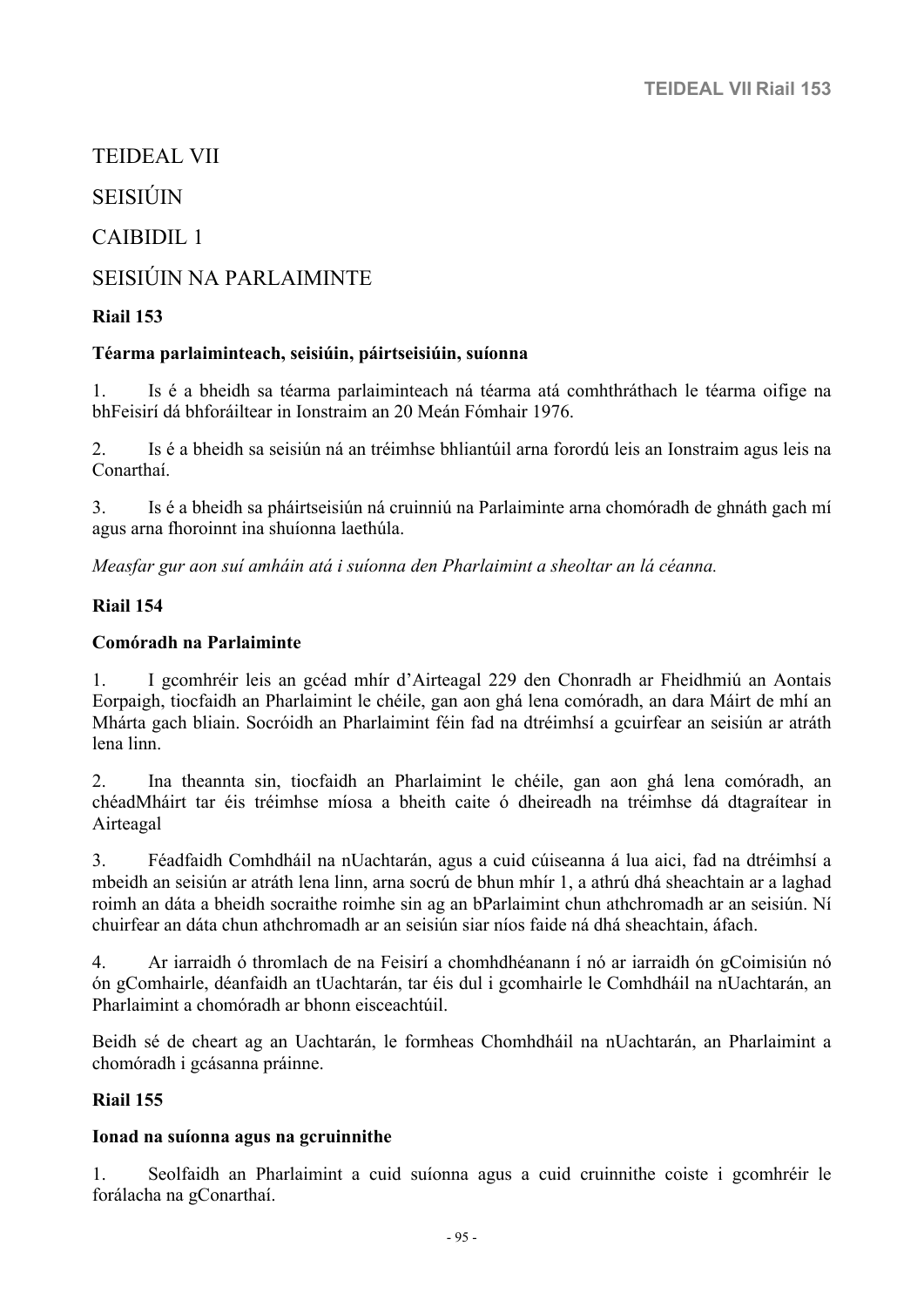# TEIDEAL VII

# SEISIÚIN

## CAIBIDIL 1

## SEISIÚIN NA PARLAIMINTE

**Riail 153**

**Téarma parlaiminteach, seisiúin, páirtseisiúin, suíonna**

1. Is é a bheidh sa téarma parlaiminteach ná téarma atá comhthráthach le téarma oifige na bhFeisirí dá bhforáiltear in Ionstraim an 20 Meán Fómhair 1976.

2. Is é a bheidh sa seisiún ná an tréimhse bhliantúil arna forordú leis an Ionstraim agus leis na Conarthaí.

3. Is é a bheidh sa pháirtseisiún ná cruinniú na Parlaiminte arna chomóradh de ghnáth gach mí agus arna fhoroinnt ina shuíonna laethúla.

*Measfar gur aon suí amháin atá i suíonna den Pharlaimint a sheoltar an lá céanna.*

**Riail 154**

**Comóradh na Parlaiminte**

1. I gcomhréir leis an gcéad mhír d'Airteagal 229 den Chonradh ar Fheidhmiú an Aontais Eorpaigh, tiocfaidh an Pharlaimint le chéile, gan aon ghá lena comóradh, an dara Máirt de mhí an Mhárta gach bliain. Socróidh an Pharlaimint féin fad na dtréimhsí a gcuirfear an seisiún ar atráth lena linn.

2. Ina theannta sin, tiocfaidh an Pharlaimint le chéile, gan aon ghá lena comóradh, an chéadMháirt tar éis tréimhse míosa a bheith caite ó dheireadh na tréimhse dá dtagraítear in Airteagal

3. Féadfaidh Comhdháil na nUachtarán, agus a cuid cúiseanna á lua aici, fad na dtréimhsí a mbeidh an seisiún ar atráth lena linn, arna socrú de bhun mhír 1, a athrú dhá sheachtain ar a laghad roimh an dáta a bheidh socraithe roimhe sin ag an bParlaimint chun athchromadh ar an seisiún. Ní chuirfear an dáta chun athchromadh ar an seisiún siar níos faide ná dhá sheachtain, áfach.

4. Ar iarraidh ó thromlach de na Feisirí a chomhdhéanann í nó ar iarraidh ón gCoimisiún nó ón gComhairle, déanfaidh an tUachtarán, tar éis dul i gcomhairle le Comhdháil na nUachtarán, an Pharlaimint a chomóradh ar bhonn eisceachtúil.

Beidh sé de cheart ag an Uachtarán, le formheas Chomhdháil na nUachtarán, an Pharlaimint a chomóradh i gcásanna práinne.

**Riail 155**

**Ionad na suíonna agus na gcruinnithe**

1. Seolfaidh an Pharlaimint a cuid suíonna agus a cuid cruinnithe coiste i gcomhréir le forálacha na gConarthaí.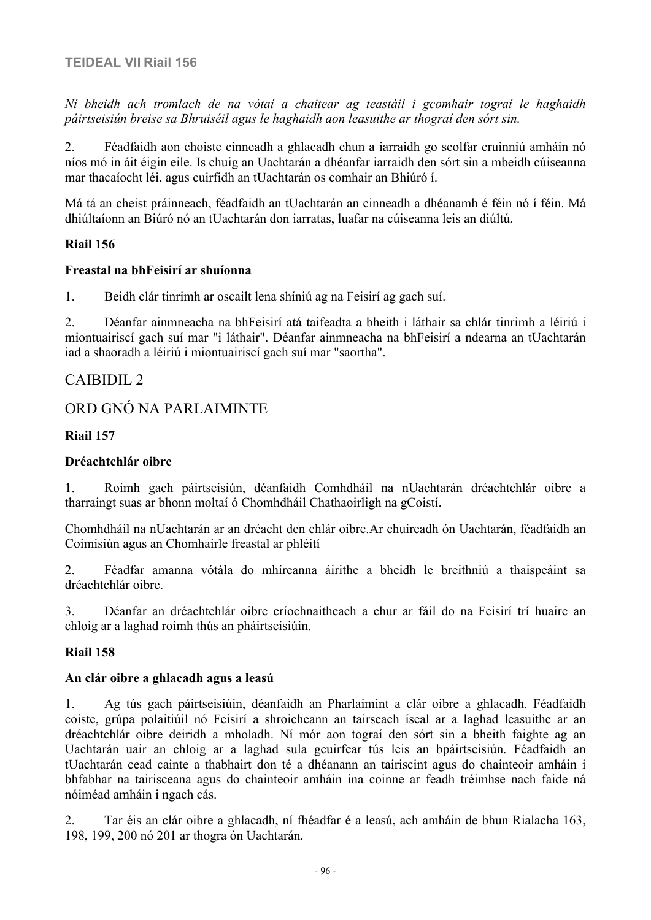*Ní bheidh ach tromlach de na vótaí a chaitear ag teastáil i gcomhair tograí le haghaidh páirtseisiún breise sa Bhruiséil agus le haghaidh aon leasuithe ar thograí den sórt sin.*

2. Féadfaidh aon choiste cinneadh a ghlacadh chun a iarraidh go seolfar cruinniú amháin nó níos mó in áit éigin eile. Is chuig an Uachtarán a dhéanfar iarraidh den sórt sin a mbeidh cúiseanna mar thacaíocht léi, agus cuirfidh an tUachtarán os comhair an Bhiúró í.

Má tá an cheist práinneach, féadfaidh an tUachtarán an cinneadh a dhéanamh é féin nó í féin. Má dhiúltaíonn an Biúró nó an tUachtarán don iarratas, luafar na cúiseanna leis an diúltú.

**Riail 156**

**Freastal na bhFeisirí ar shuíonna**

1. Beidh clár tinrimh ar oscailt lena shíniú ag na Feisirí ag gach suí.

2. Déanfar ainmneacha na bhFeisirí atá taifeadta a bheith i láthair sa chlár tinrimh a léiriú i miontuairiscí gach suí mar "i láthair". Déanfar ainmneacha na bhFeisirí a ndearna an tUachtarán iad a shaoradh a léiriú i miontuairiscí gach suí mar "saortha".

## CAIBIDIL 2

## ORD GNÓ NA PARLAIMINTE

**Riail 157**

**Dréachtchlár oibre**

1. Roimh gach páirtseisiún, déanfaidh Comhdháil na nUachtarán dréachtchlár oibre a tharraingt suas ar bhonn moltaí ó Chomhdháil Chathaoirligh na gCoistí.

Chomhdháil na nUachtarán ar an dréacht den chlár oibre.Ar chuireadh ón Uachtarán, féadfaidh an Coimisiún agus an Chomhairle freastal ar phléití

2. Féadfar amanna vótála do mhíreanna áirithe a bheidh le breithniú a thaispeáint sa dréachtchlár oibre.

3. Déanfar an dréachtchlár oibre críochnaitheach a chur ar fáil do na Feisirí trí huaire an chloig ar a laghad roimh thús an pháirtseisiúin.

**Riail 158**

**An clár oibre a ghlacadh agus a leasú**

1. Ag tús gach páirtseisiúin, déanfaidh an Pharlaimint a clár oibre a ghlacadh. Féadfaidh coiste, grúpa polaitiúil nó Feisirí a shroicheann an tairseach íseal ar a laghad leasuithe ar an dréachtchlár oibre deiridh a mholadh. Ní mór aon tograí den sórt sin a bheith faighte ag an Uachtarán uair an chloig ar a laghad sula gcuirfear tús leis an bpáirtseisiún. Féadfaidh an tUachtarán cead cainte a thabhairt don té a dhéanann an tairiscint agus do chainteoir amháin i bhfabhar na tairisceana agus do chainteoir amháin ina coinne ar feadh tréimhse nach faide ná nóiméad amháin i ngach cás.

2. Tar éis an clár oibre a ghlacadh, ní fhéadfar é a leasú, ach amháin de bhun Rialacha 163, 198, 199, 200 nó 201 ar thogra ón Uachtarán.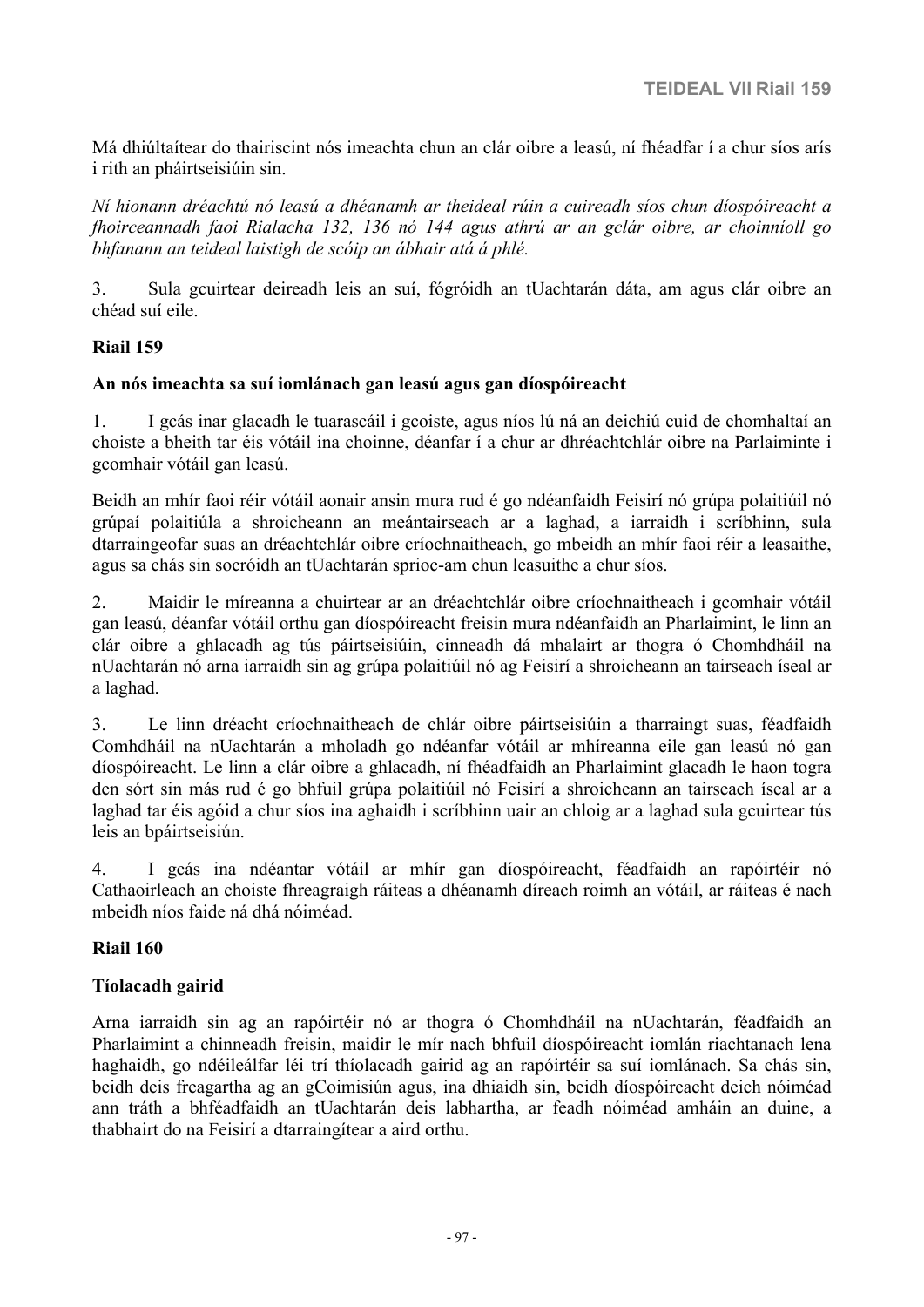Má dhiúltaítear do thairiscint nós imeachta chun an clár oibre a leasú, ní fhéadfar í a chur síos arís i rith an pháirtseisiúin sin.

*Ní hionann dréachtú nó leasú a dhéanamh ar theideal rúin a cuireadh síos chun díospóireacht a fhoirceannadh faoi Rialacha 132, 136 nó 144 agus athrú ar an gclár oibre, ar choinníoll go bhfanann an teideal laistigh de scóip an ábhair atá á phlé.*

3. Sula gcuirtear deireadh leis an suí, fógróidh an tUachtarán dáta, am agus clár oibre an chéad suí eile.

**Riail 159**

**An nós imeachta sa suí iomlánach gan leasú agus gan díospóireacht**

1. I gcás inar glacadh le tuarascáil i gcoiste, agus níos lú ná an deichiú cuid de chomhaltaí an choiste a bheith tar éis vótáil ina choinne, déanfar í a chur ar dhréachtchlár oibre na Parlaiminte i gcomhair vótáil gan leasú.

Beidh an mhír faoi réir vótáil aonair ansin mura rud é go ndéanfaidh Feisirí nó grúpa polaitiúil nó grúpaí polaitiúla a shroicheann an meántairseach ar a laghad, a iarraidh i scríbhinn, sula dtarraingeofar suas an dréachtchlár oibre críochnaitheach, go mbeidh an mhír faoi réir a leasaithe, agus sa chás sin socróidh an tUachtarán sprioc-am chun leasuithe a chur síos.

2. Maidir le míreanna a chuirtear ar an dréachtchlár oibre críochnaitheach i gcomhair vótáil gan leasú, déanfar vótáil orthu gan díospóireacht freisin mura ndéanfaidh an Pharlaimint, le linn an clár oibre a ghlacadh ag tús páirtseisiúin, cinneadh dá mhalairt ar thogra ó Chomhdháil na nUachtarán nó arna iarraidh sin ag grúpa polaitiúil nó ag Feisirí a shroicheann an tairseach íseal ar a laghad.

3. Le linn dréacht críochnaitheach de chlár oibre páirtseisiúin a tharraingt suas, féadfaidh Comhdháil na nUachtarán a mholadh go ndéanfar vótáil ar mhíreanna eile gan leasú nó gan díospóireacht. Le linn a clár oibre a ghlacadh, ní fhéadfaidh an Pharlaimint glacadh le haon togra den sórt sin más rud é go bhfuil grúpa polaitiúil nó Feisirí a shroicheann an tairseach íseal ar a laghad tar éis agóid a chur síos ina aghaidh i scríbhinn uair an chloig ar a laghad sula gcuirtear tús leis an bpáirtseisiún.

4. I gcás ina ndéantar vótáil ar mhír gan díospóireacht, féadfaidh an rapóirtéir nó Cathaoirleach an choiste fhreagraigh ráiteas a dhéanamh díreach roimh an vótáil, ar ráiteas é nach mbeidh níos faide ná dhá nóiméad.

**Riail 160**

**Tíolacadh gairid**

Arna iarraidh sin ag an rapóirtéir nó ar thogra ó Chomhdháil na nUachtarán, féadfaidh an Pharlaimint a chinneadh freisin, maidir le mír nach bhfuil díospóireacht iomlán riachtanach lena haghaidh, go ndéileálfar léi trí thíolacadh gairid ag an rapóirtéir sa suí iomlánach. Sa chás sin, beidh deis freagartha ag an gCoimisiún agus, ina dhiaidh sin, beidh díospóireacht deich nóiméad ann tráth a bhféadfaidh an tUachtarán deis labhartha, ar feadh nóiméad amháin an duine, a thabhairt do na Feisirí a dtarraingítear a aird orthu.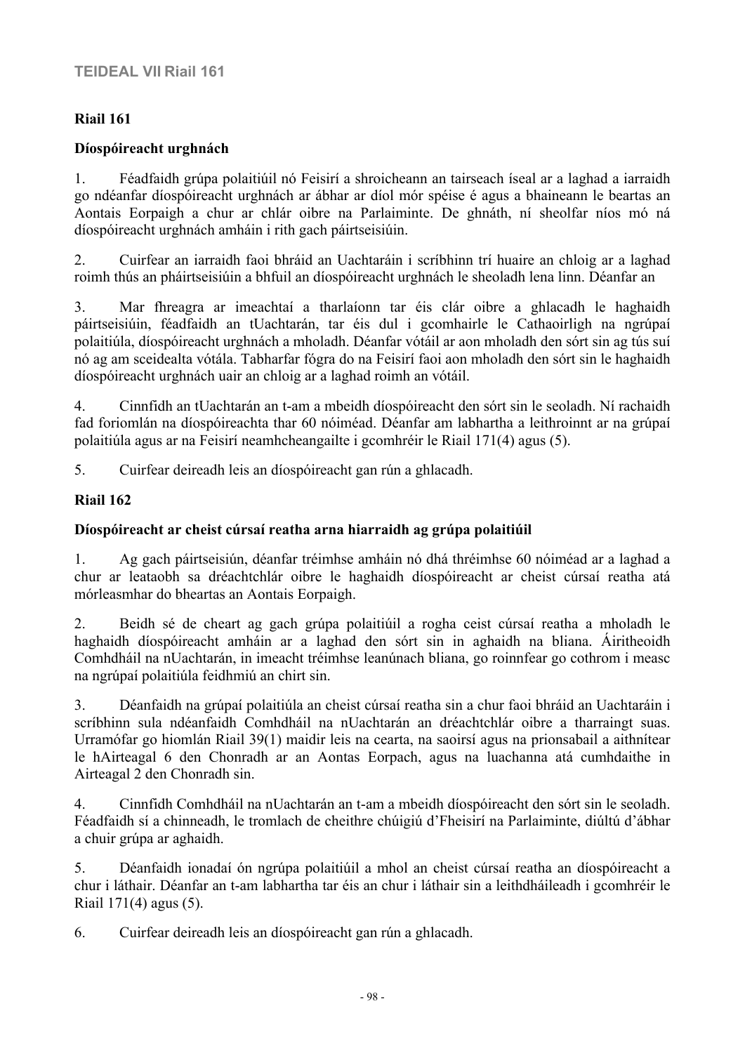**TEIDEAL VII Riail 161**

**Riail 161**

**Díospóireacht urghnách**

1. Féadfaidh grúpa polaitiúil nó Feisirí a shroicheann an tairseach íseal ar a laghad a iarraidh go ndéanfar díospóireacht urghnách ar ábhar ar díol mór spéise é agus a bhaineann le beartas an Aontais Eorpaigh a chur ar chlár oibre na Parlaiminte. De ghnáth, ní sheolfar níos mó ná díospóireacht urghnách amháin i rith gach páirtseisiúin.

2. Cuirfear an iarraidh faoi bhráid an Uachtaráin i scríbhinn trí huaire an chloig ar a laghad roimh thús an pháirtseisiúin a bhfuil an díospóireacht urghnách le sheoladh lena linn. Déanfar an

3. Mar fhreagra ar imeachtaí a tharlaíonn tar éis clár oibre a ghlacadh le haghaidh páirtseisiúin, féadfaidh an tUachtarán, tar éis dul i gcomhairle le Cathaoirligh na ngrúpaí polaitiúla, díospóireacht urghnách a mholadh. Déanfar vótáil ar aon mholadh den sórt sin ag tús suí nó ag am sceidealta vótála. Tabharfar fógra do na Feisirí faoi aon mholadh den sórt sin le haghaidh díospóireacht urghnách uair an chloig ar a laghad roimh an vótáil.

4. Cinnfidh an tUachtarán an t-am a mbeidh díospóireacht den sórt sin le seoladh. Ní rachaidh fad foriomlán na díospóireachta thar 60 nóiméad. Déanfar am labhartha a leithroinnt ar na grúpaí polaitiúla agus ar na Feisirí neamhcheangailte i gcomhréir le Riail 171(4) agus (5).

5. Cuirfear deireadh leis an díospóireacht gan rún a ghlacadh.

**Riail 162**

**Díospóireacht ar cheist cúrsaí reatha arna hiarraidh ag grúpa polaitiúil**

1. Ag gach páirtseisiún, déanfar tréimhse amháin nó dhá thréimhse 60 nóiméad ar a laghad a chur ar leataobh sa dréachtchlár oibre le haghaidh díospóireacht ar cheist cúrsaí reatha atá mórleasmhar do bheartas an Aontais Eorpaigh.

2. Beidh sé de cheart ag gach grúpa polaitiúil a rogha ceist cúrsaí reatha a mholadh le haghaidh díospóireacht amháin ar a laghad den sórt sin in aghaidh na bliana. Áiritheoidh Comhdháil na nUachtarán, in imeacht tréimhse leanúnach bliana, go roinnfear go cothrom i measc na ngrúpaí polaitiúla feidhmiú an chirt sin.

3. Déanfaidh na grúpaí polaitiúla an cheist cúrsaí reatha sin a chur faoi bhráid an Uachtaráin i scríbhinn sula ndéanfaidh Comhdháil na nUachtarán an dréachtchlár oibre a tharraingt suas. Urramófar go hiomlán Riail 39(1) maidir leis na cearta, na saoirsí agus na prionsabail a aithnítear le hAirteagal 6 den Chonradh ar an Aontas Eorpach, agus na luachanna atá cumhdaithe in Airteagal 2 den Chonradh sin.

4. Cinnfidh Comhdháil na nUachtarán an t-am a mbeidh díospóireacht den sórt sin le seoladh. Féadfaidh sí a chinneadh, le tromlach de cheithre chúigiú d'Fheisirí na Parlaiminte, diúltú d'ábhar a chuir grúpa ar aghaidh.

5. Déanfaidh ionadaí ón ngrúpa polaitiúil a mhol an cheist cúrsaí reatha an díospóireacht a chur i láthair. Déanfar an t-am labhartha tar éis an chur i láthair sin a leithdháileadh i gcomhréir le Riail 171(4) agus (5).

6. Cuirfear deireadh leis an díospóireacht gan rún a ghlacadh.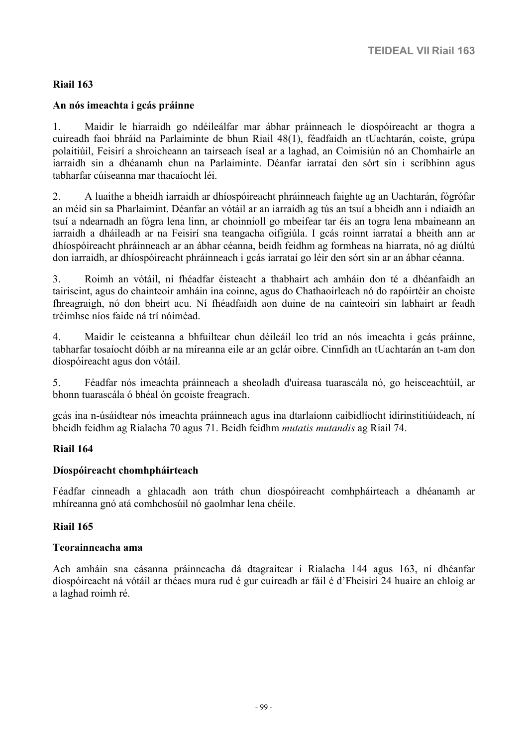**Riail 163**

**An nós imeachta i gcás práinne**

1. Maidir le hiarraidh go ndéileálfar mar ábhar práinneach le díospóireacht ar thogra a cuireadh faoi bhráid na Parlaiminte de bhun Riail 48(1), féadfaidh an tUachtarán, coiste, grúpa polaitiúil, Feisirí a shroicheann an tairseach íseal ar a laghad, an Coimisiún nó an Chomhairle an iarraidh sin a dhéanamh chun na Parlaiminte. Déanfar iarrataí den sórt sin i scríbhinn agus tabharfar cúiseanna mar thacaíocht léi.

2. A luaithe a bheidh iarraidh ar dhíospóireacht phráinneach faighte ag an Uachtarán, fógrófar an méid sin sa Pharlaimint. Déanfar an vótáil ar an iarraidh ag tús an tsuí a bheidh ann i ndiaidh an tsuí a ndearnadh an fógra lena linn, ar choinníoll go mbeifear tar éis an togra lena mbaineann an iarraidh a dháileadh ar na Feisirí sna teangacha oifigiúla. I gcás roinnt iarrataí a bheith ann ar dhíospóireacht phráinneach ar an ábhar céanna, beidh feidhm ag formheas na hiarrata, nó ag diúltú don iarraidh, ar dhíospóireacht phráinneach i gcás iarrataí go léir den sórt sin ar an ábhar céanna.

3. Roimh an vótáil, ní fhéadfar éisteacht a thabhairt ach amháin don té a dhéanfaidh an tairiscint, agus do chainteoir amháin ina coinne, agus do Chathaoirleach nó do rapóirtéir an choiste fhreagraigh, nó don bheirt acu. Ní fhéadfaidh aon duine de na cainteoirí sin labhairt ar feadh tréimhse níos faide ná trí nóiméad.

4. Maidir le ceisteanna a bhfuiltear chun déileáil leo tríd an nós imeachta i gcás práinne, tabharfar tosaíocht dóibh ar na míreanna eile ar an gclár oibre. Cinnfidh an tUachtarán an t-am don díospóireacht agus don vótáil.

5. Féadfar nós imeachta práinneach a sheoladh d'uireasa tuarascála nó, go heisceachtúil, ar bhonn tuarascála ó bhéal ón gcoiste freagrach.

gcás ina n-úsáidtear nós imeachta práinneach agus ina dtarlaíonn caibidlíocht idirinstitiúideach, ní bheidh feidhm ag Rialacha 70 agus 71. Beidh feidhm *mutatis mutandis* ag Riail 74.

**Riail 164**

**Díospóireacht chomhpháirteach**

Féadfar cinneadh a ghlacadh aon tráth chun díospóireacht comhpháirteach a dhéanamh ar mhíreanna gnó atá comhchosúil nó gaolmhar lena chéile.

**Riail 165**

**Teorainneacha ama**

Ach amháin sna cásanna práinneacha dá dtagraítear i Rialacha 144 agus 163, ní dhéanfar díospóireacht ná vótáil ar théacs mura rud é gur cuireadh ar fáil é d'Fheisirí 24 huaire an chloig ar a laghad roimh ré.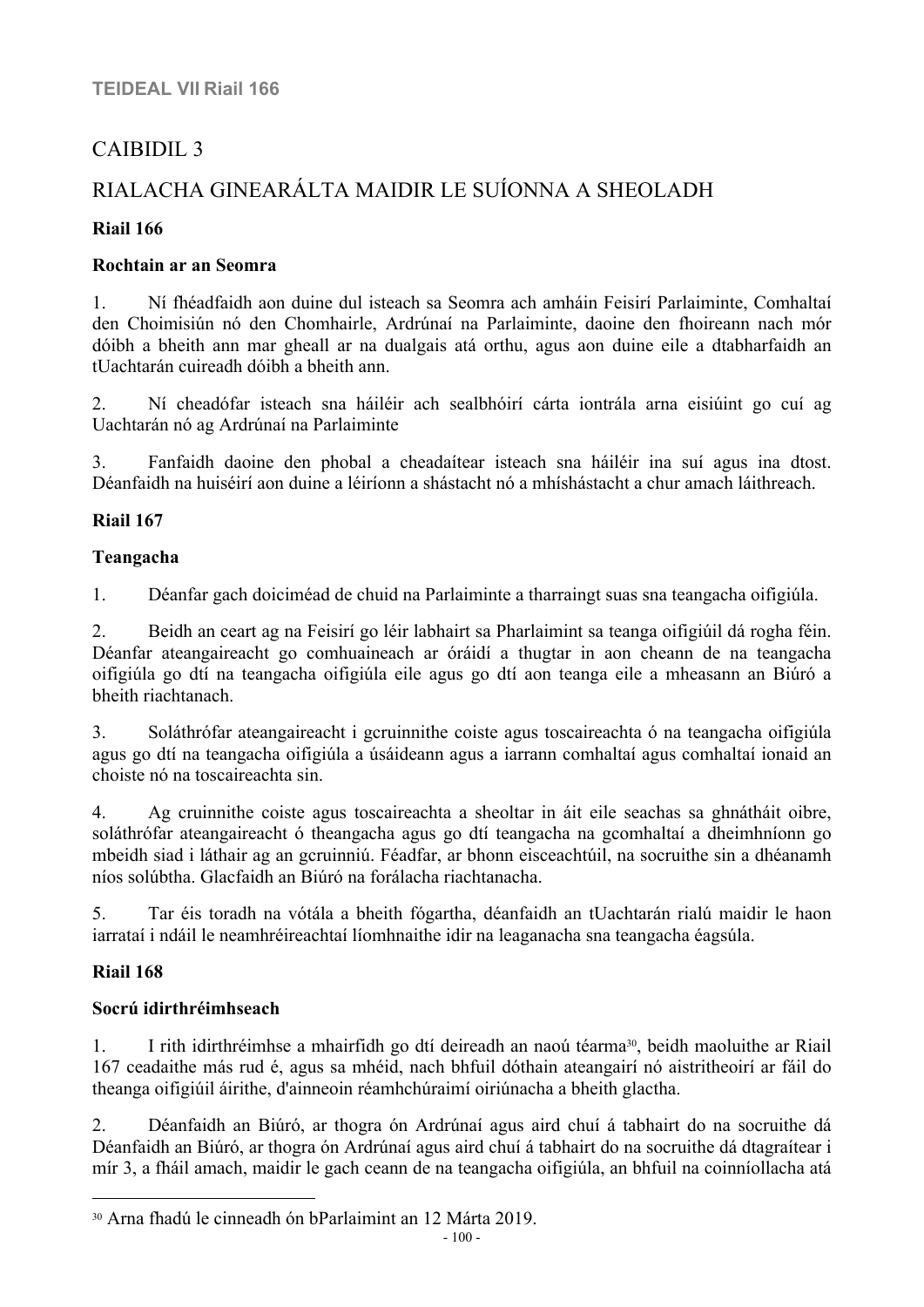# CAIBIDIL 3

## RIALACHA GINEARÁLTA MAIDIR LE SUÍONNA A SHEOLADH

### Riail 166

**Rochtain ar an Seomra**

1. Ní fhéadfaidh aon duine dul isteach sa Seomra ach amháin Feisirí Parlaiminte, Comhaltaí den Choimisiún nó den Chomhairle, Ardrúnaí na Parlaiminte, daoine den fhoireann nach mór dóibh a bheith ann mar gheall ar na dualgais atá orthu, agus aon duine eile a dtabharfaidh an tUachtarán cuireadh dóibh a bheith ann.

2. Ní cheadófar isteach sna háiléir ach sealbhóirí cárta iontrála arna eisiúint go cuí ag Uachtarán nó ag Ardrúnaí na Parlaiminte

3. Fanfaidh daoine den phobal a cheadaítear isteach sna háiléir ina suí agus ina dtost. Déanfaidh na huiséirí aon duine a léiríonn a shástacht nó a mhíshástacht a chur amach láithreach.

### Riail 167

**Teangacha**

1. Déanfar gach doiciméad de chuid na Parlaiminte a tharraingt suas sna teangacha oifigiúla.

2. Beidh an ceart ag na Feisirí go léir labhairt sa Pharlaimint sa teanga oifigiúil dá rogha féin. Déanfar ateangaireacht go comhuaineach ar óráidí a thugtar in aon cheann de na teangacha oifigiúla go dtí na teangacha oifigiúla eile agus go dtí aon teanga eile a mheasann an Biúró a bheith riachtanach.

3. Soláthrófar ateangaireacht i gcruinnithe coiste agus toscaireachta ó na teangacha oifigiúla agus go dtí na teangacha oifigiúla a úsáideann agus a iarrann comhaltaí agus comhaltaí ionaid an choiste nó na toscaireachta sin.

4. Ag cruinnithe coiste agus toscaireachta a sheoltar in áit eile seachas sa ghnátháit oibre, soláthrófar ateangaireacht ó theangacha agus go dtí teangacha na gcomhaltaí a dheimhníonn go mbeidh siad i láthair ag an gcruinniú. Féadfar, ar bhonn eisceachtúil, na socruithe sin a dhéanamh níos solúbtha. Glacfaidh an Biúró na forálacha riachtanacha.

5. Tar éis toradh na vótála a bheith fógartha, déanfaidh an tUachtarán rialú maidir le haon iarrataí i ndáil le neamhréireachtaí líomhnaithe idir na leaganacha sna teangacha éagsúla.

### Riail 168

**Socrú idirthréimhseach**

1. I rith idirthréimhse a mhairfidh go dtí deireadh an naoú téarma[30], beidh maoluithe ar Riail 167 ceadaithe más rud é, agus sa mhéid, nach bhfuil dóthain ateangairí nó aistritheoirí ar fáil do theanga oifigiúil áirithe, d'ainneoin réamhchúraimí oiriúnacha a bheith glactha.

2. Déanfaidh an Biúró, ar thogra ón Ardrúnaí agus aird chuí á tabhairt do na socruithe dá Déanfaidh an Biúró, ar thogra ón Ardrúnaí agus aird chuí á tabhairt do na socruithe dá dtagraítear i mír 3, a fháil amach, maidir le gach ceann de na teangacha oifigiúla, an bhfuil na coinníollacha atá

[30] Arna fhadú le cinneadh ón bParlaimint an 12 Márta 2019.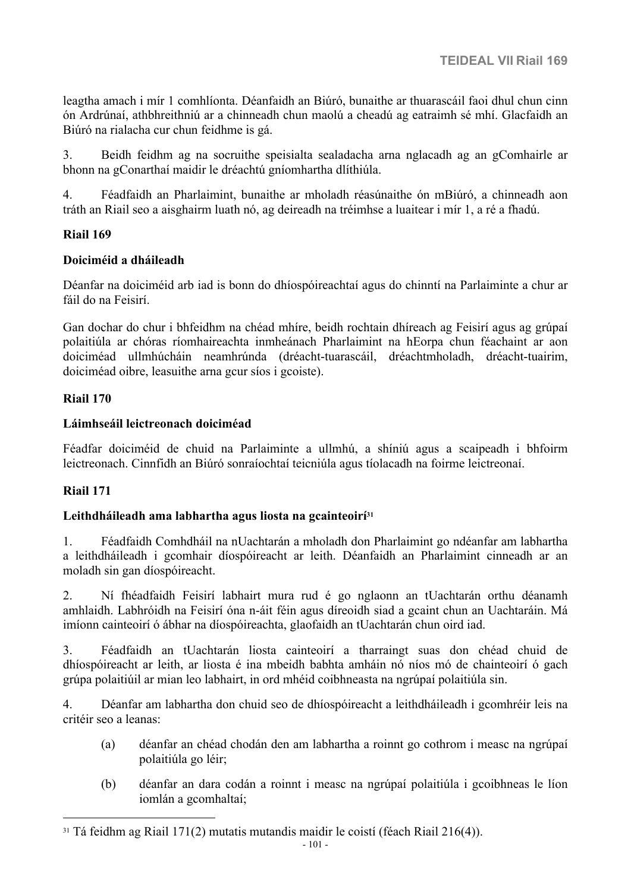leagtha amach i mír 1 comhlíonta. Déanfaidh an Biúró, bunaithe ar thuarascáil faoi dhul chun cinn ón Ardrúnaí, athbhreithniú ar a chinneadh chun maolú a cheadú ag eatraimh sé mhí. Glacfaidh an Biúró na rialacha cur chun feidhme is gá.

3. Beidh feidhm ag na socruithe speisialta sealadacha arna nglacadh ag an gComhairle ar bhonn na gConarthaí maidir le dréachtú gníomhartha dlíthiúla.

4. Féadfaidh an Pharlaimint, bunaithe ar mholadh réasúnaithe ón mBiúró, a chinneadh aon tráth an Riail seo a aisghairm luath nó, ag deireadh na tréimhse a luaitear i mír 1, a ré a fhadú.

**Riail 169**

**Doiciméid a dháileadh**

Déanfar na doiciméid arb iad is bonn do dhíospóireachtaí agus do chinntí na Parlaiminte a chur ar fáil do na Feisirí.

Gan dochar do chur i bhfeidhm na chéad mhíre, beidh rochtain dhíreach ag Feisirí agus ag grúpaí polaitiúla ar chóras ríomhaireachta inmheánach Pharlaimint na hEorpa chun féachaint ar aon doiciméad ullmhúcháin neamhrúnda (dréacht-tuarascáil, dréachtmholadh, dréacht-tuairim, doiciméad oibre, leasuithe arna gcur síos i gcoiste).

**Riail 170**

**Láimhseáil leictreonach doiciméad**

Féadfar doiciméid de chuid na Parlaiminte a ullmhú, a shíniú agus a scaipeadh i bhfoirm leictreonach. Cinnfidh an Biúró sonraíochtaí teicniúla agus tíolacadh na foirme leictreonaí.

**Riail 171**

**Leithdháileadh ama labhartha agus liosta na gcainteoirí**[31]

1. Féadfaidh Comhdháil na nUachtarán a mholadh don Pharlaimint go ndéanfar am labhartha a leithdháileadh i gcomhair díospóireacht ar leith. Déanfaidh an Pharlaimint cinneadh ar an moladh sin gan díospóireacht.

2. Ní fhéadfaidh Feisirí labhairt mura rud é go nglaonn an tUachtarán orthu déanamh amhlaidh. Labhróidh na Feisirí óna n-áit féin agus díreoidh siad a gcaint chun an Uachtaráin. Má imíonn cainteoirí ó ábhar na díospóireachta, glaofaidh an tUachtarán chun oird iad.

3. Féadfaidh an tUachtarán liosta cainteoirí a tharraingt suas don chéad chuid de dhíospóireacht ar leith, ar liosta é ina mbeidh babhta amháin nó níos mó de chainteoirí ó gach grúpa polaitiúil ar mian leo labhairt, in ord mhéid coibhneasta na ngrúpaí polaitiúla sin.

4. Déanfar am labhartha don chuid seo de dhíospóireacht a leithdháileadh i gcomhréir leis na critéir seo a leanas:

(a) déanfar an chéad chodán den am labhartha a roinnt go cothrom i measc na ngrúpaí polaitiúla go léir;

(b) déanfar an dara codán a roinnt i measc na ngrúpaí polaitiúla i gcoibhneas le líon iomlán a gcomhaltaí;

---

[31] Tá feidhm ag Riail 171(2) mutatis mutandis maidir le coistí (féach Riail 216(4)).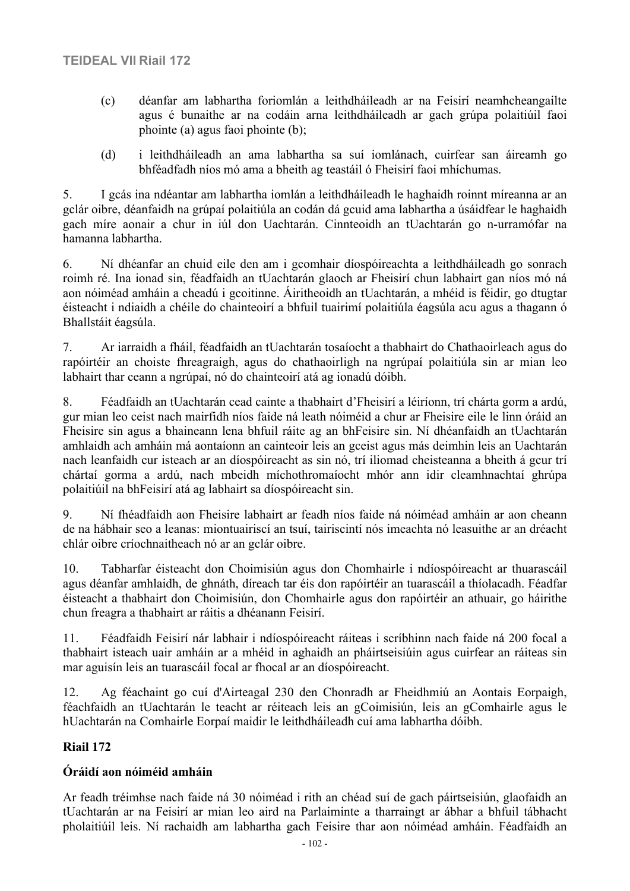(c) déanfar am labhartha foriomlán a leithdháileadh ar na Feisirí neamhcheangailte agus é bunaithe ar na codáin arna leithdháileadh ar gach grúpa polaitiúil faoi phointe (a) agus faoi phointe (b);

(d) i leithdháileadh an ama labhartha sa suí iomlánach, cuirfear san áireamh go bhféadfadh níos mó ama a bheith ag teastáil ó Fheisirí faoi mhíchumas.

5. I gcás ina ndéantar am labhartha iomlán a leithdháileadh le haghaidh roinnt míreanna ar an gclár oibre, déanfaidh na grúpaí polaitiúla an codán dá gcuid ama labhartha a úsáidfear le haghaidh gach míre aonair a chur in iúl don Uachtarán. Cinnteoidh an tUachtarán go n-urramófar na hamanna labhartha.

6. Ní dhéanfar an chuid eile den am i gcomhair díospóireachta a leithdháileadh go sonrach roimh ré. Ina ionad sin, féadfaidh an tUachtarán glaoch ar Fheisirí chun labhairt gan níos mó ná aon nóiméad amháin a cheadú i gcoitinne. Áiritheoidh an tUachtarán, a mhéid is féidir, go dtugtar éisteacht i ndiaidh a chéile do chainteoirí a bhfuil tuairimí polaitiúla éagsúla acu agus a thagann ó Bhallstáit éagsúla.

7. Ar iarraidh a fháil, féadfaidh an tUachtarán tosaíocht a thabhairt do Chathaoirleach agus do rapóirtéir an choiste fhreagraigh, agus do chathaoirligh na ngrúpaí polaitiúla sin ar mian leo labhairt thar ceann a ngrúpaí, nó do chainteoirí atá ag ionadú dóibh.

8. Féadfaidh an tUachtarán cead cainte a thabhairt d'Fheisirí a léiríonn, trí chárta gorm a ardú, gur mian leo ceist nach mairfidh níos faide ná leath nóiméid a chur ar Fheisire eile le linn óráid an Fheisire sin agus a bhaineann lena bhfuil ráite ag an bhFeisire sin. Ní dhéanfaidh an tUachtarán amhlaidh ach amháin má aontaíonn an cainteoir leis an gceist agus más deimhin leis an Uachtarán nach leanfaidh cur isteach ar an díospóireacht as sin nó, trí iliomad cheisteanna a bheith á gcur trí chártaí gorma a ardú, nach mbeidh míchothromaíocht mhór ann idir cleamhnachtaí ghrúpa polaitiúil na bhFeisirí atá ag labhairt sa díospóireacht sin.

9. Ní fhéadfaidh aon Fheisire labhairt ar feadh níos faide ná nóiméad amháin ar aon cheann de na hábhair seo a leanas: miontuairiscí an tsuí, tairiscintí nós imeachta nó leasuithe ar an dréacht chlár oibre críochnaitheach nó ar an gclár oibre.

10. Tabharfar éisteacht don Choimisiún agus don Chomhairle i ndíospóireacht ar thuarascáil agus déanfar amhlaidh, de ghnáth, díreach tar éis don rapóirtéir an tuarascáil a thíolacadh. Féadfar éisteacht a thabhairt don Choimisiún, don Chomhairle agus don rapóirtéir an athuair, go háirithe chun freagra a thabhairt ar ráitis a dhéanann Feisirí.

11. Féadfaidh Feisirí nár labhair i ndíospóireacht ráiteas i scríbhinn nach faide ná 200 focal a thabhairt isteach uair amháin ar a mhéid in aghaidh an pháirtseisiúin agus cuirfear an ráiteas sin mar aguisín leis an tuarascáil focal ar fhocal ar an díospóireacht.

12. Ag féachaint go cuí d'Airteagal 230 den Chonradh ar Fheidhmiú an Aontais Eorpaigh, féachfaidh an tUachtarán le teacht ar réiteach leis an gCoimisiún, leis an gComhairle agus le hUachtarán na Comhairle Eorpaí maidir le leithdháileadh cuí ama labhartha dóibh.

**Riail 172**

**Óráidí aon nóiméid amháin**

Ar feadh tréimhse nach faide ná 30 nóiméad i rith an chéad suí de gach páirtseisiún, glaofaidh an tUachtarán ar na Feisirí ar mian leo aird na Parlaiminte a tharraingt ar ábhar a bhfuil tábhacht pholaitiúil leis. Ní rachaidh am labhartha gach Feisire thar aon nóiméad amháin. Féadfaidh an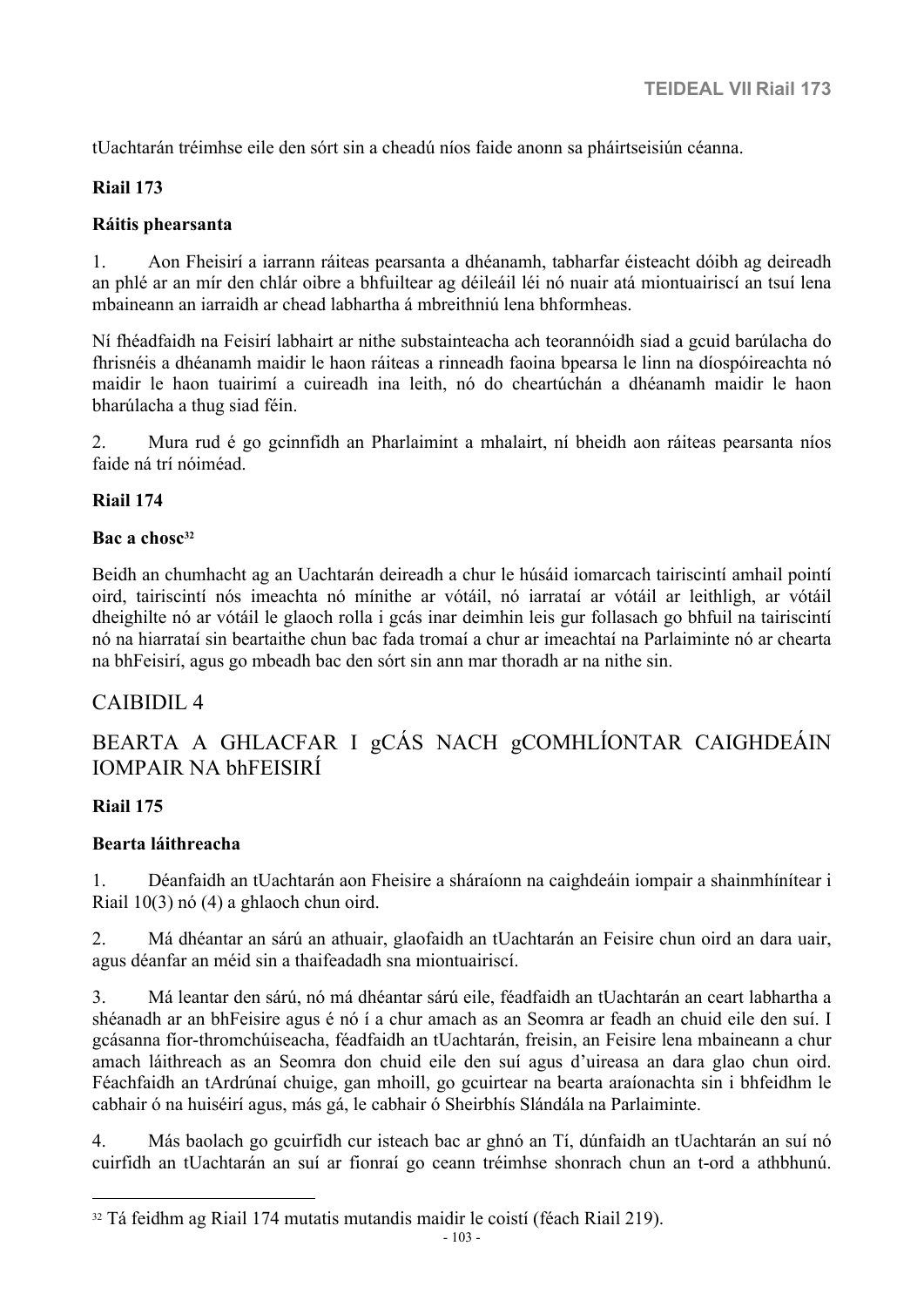tUachtarán tréimhse eile den sórt sin a cheadú níos faide anonn sa pháirtseisiún céanna.

**Riail 173**

**Ráitis phearsanta**

1. Aon Fheisirí a iarrann ráiteas pearsanta a dhéanamh, tabharfar éisteacht dóibh ag deireadh an phlé ar an mír den chlár oibre a bhfuiltear ag déileáil léi nó nuair atá miontuairiscí an tsuí lena mbaineann an iarraidh ar chead labhartha á mbreithniú lena bhformheas.

Ní fhéadfaidh na Feisirí labhairt ar nithe substainteacha ach teorannóidh siad a gcuid barúlacha do fhrisnéis a dhéanamh maidir le haon ráiteas a rinneadh faoina bpearsa le linn na díospóireachta nó maidir le haon tuairimí a cuireadh ina leith, nó do cheartúchán a dhéanamh maidir le haon bharúlacha a thug siad féin.

2. Mura rud é go gcinnfidh an Pharlaimint a mhalairt, ní bheidh aon ráiteas pearsanta níos faide ná trí nóiméad.

**Riail 174**

**Bac a chosc**[32]

Beidh an chumhacht ag an Uachtarán deireadh a chur le húsáid iomarcach tairiscintí amhail pointí oird, tairiscintí nós imeachta nó mínithe ar vótáil, nó iarrataí ar vótáil ar leithligh, ar vótáil dheighilte nó ar vótáil le glaoch rolla i gcás inar deimhin leis gur follasach go bhfuil na tairiscintí nó na hiarrataí sin beartaithe chun bac fada tromaí a chur ar imeachtaí na Parlaiminte nó ar chearta na bhFeisirí, agus go mbeadh bac den sórt sin ann mar thoradh ar na nithe sin.

## CAIBIDIL 4

## BEARTA A GHLACFAR I gCÁS NACH gCOMHLÍONTAR CAIGHDEÁIN IOMPAIR NA bhFEISIRÍ

**Riail 175**

**Bearta láithreacha**

1. Déanfaidh an tUachtarán aon Fheisire a sháraíonn na caighdeáin iompair a shainmhínítear i Riail 10(3) nó (4) a ghlaoch chun oird.

2. Má dhéantar an sárú an athuair, glaofaidh an tUachtarán an Feisire chun oird an dara uair, agus déanfar an méid sin a thaifeadadh sna miontuairiscí.

3. Má leantar den sárú, nó má dhéantar sárú eile, féadfaidh an tUachtarán an ceart labhartha a shéanadh ar an bhFeisire agus é nó í a chur amach as an Seomra ar feadh an chuid eile den suí. I gcásanna fíor-thromchúiseacha, féadfaidh an tUachtarán, freisin, an Feisire lena mbaineann a chur amach láithreach as an Seomra don chuid eile den suí agus d'uireasa an dara glao chun oird. Féachfaidh an tArdrúnaí chuige, gan mhoill, go gcuirtear na bearta araíonachta sin i bhfeidhm le cabhair ó na huiséirí agus, más gá, le cabhair ó Sheirbhís Slándála na Parlaiminte.

4. Más baolach go gcuirfidh cur isteach bac ar ghnó an Tí, dúnfaidh an tUachtarán an suí nó cuirfidh an tUachtarán an suí ar fionraí go ceann tréimhse shonrach chun an t-ord a athbhunú.

[32] Tá feidhm ag Riail 174 mutatis mutandis maidir le coistí (féach Riail 219).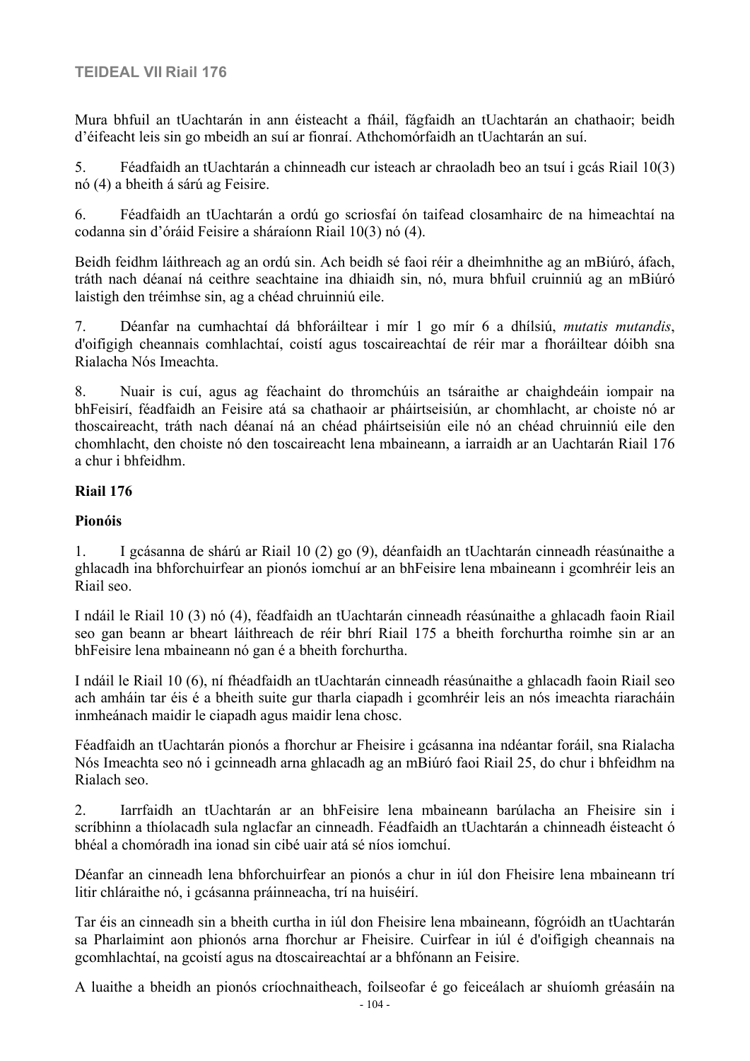Mura bhfuil an tUachtarán in ann éisteacht a fháil, fágfaidh an tUachtarán an chathaoir; beidh d'éifeacht leis sin go mbeidh an suí ar fionraí. Athchomórfaidh an tUachtarán an suí.

5. Féadfaidh an tUachtarán a chinneadh cur isteach ar chraoladh beo an tsuí i gcás Riail 10(3) nó (4) a bheith á sárú ag Feisire.

6. Féadfaidh an tUachtarán a ordú go scriosfaí ón taifead closamhairc de na himeachtaí na codanna sin d'óráid Feisire a sháraíonn Riail 10(3) nó (4).

Beidh feidhm láithreach ag an ordú sin. Ach beidh sé faoi réir a dheimhnithe ag an mBiúró, áfach, tráth nach déanaí ná ceithre seachtaine ina dhiaidh sin, nó, mura bhfuil cruinniú ag an mBiúró laistigh den tréimhse sin, ag a chéad chruinniú eile.

7. Déanfar na cumhachtaí dá bhforáiltear i mír 1 go mír 6 a dhílsiú, *mutatis mutandis*, d'oifigigh cheannais comhlachtaí, coistí agus toscaireachtaí de réir mar a fhoráiltear dóibh sna Rialacha Nós Imeachta.

8. Nuair is cuí, agus ag féachaint do thromchúis an tsáraithe ar chaighdeáin iompair na bhFeisirí, féadfaidh an Feisire atá sa chathaoir ar pháirtseisiún, ar chomhlacht, ar choiste nó ar thoscaireacht, tráth nach déanaí ná an chéad pháirtseisiún eile nó an chéad chruinniú eile den chomhlacht, den choiste nó den toscaireacht lena mbaineann, a iarraidh ar an Uachtarán Riail 176 a chur i bhfeidhm.

**Riail 176**

**Pionóis**

1. I gcásanna de shárú ar Riail 10 (2) go (9), déanfaidh an tUachtarán cinneadh réasúnaithe a ghlacadh ina bhforchuirfear an pionós iomchuí ar an bhFeisire lena mbaineann i gcomhréir leis an Riail seo.

I ndáil le Riail 10 (3) nó (4), féadfaidh an tUachtarán cinneadh réasúnaithe a ghlacadh faoin Riail seo gan beann ar bheart láithreach de réir bhrí Riail 175 a bheith forchurtha roimhe sin ar an bhFeisire lena mbaineann nó gan é a bheith forchurtha.

I ndáil le Riail 10 (6), ní fhéadfaidh an tUachtarán cinneadh réasúnaithe a ghlacadh faoin Riail seo ach amháin tar éis é a bheith suite gur tharla ciapadh i gcomhréir leis an nós imeachta riaracháin inmheánach maidir le ciapadh agus maidir lena chosc.

Féadfaidh an tUachtarán pionós a fhorchur ar Fheisire i gcásanna ina ndéantar foráil, sna Rialacha Nós Imeachta seo nó i gcinneadh arna ghlacadh ag an mBiúró faoi Riail 25, do chur i bhfeidhm na Rialach seo.

2. Iarrfaidh an tUachtarán ar an bhFeisire lena mbaineann barúlacha an Fheisire sin i scríbhinn a thíolacadh sula nglacfar an cinneadh. Féadfaidh an tUachtarán a chinneadh éisteacht ó bhéal a chomóradh ina ionad sin cibé uair atá sé níos iomchuí.

Déanfar an cinneadh lena bhforchuirfear an pionós a chur in iúl don Fheisire lena mbaineann trí litir chláraithe nó, i gcásanna práinneacha, trí na huiséirí.

Tar éis an cinneadh sin a bheith curtha in iúl don Fheisire lena mbaineann, fógróidh an tUachtarán sa Pharlaimint aon phionós arna fhorchur ar Fheisire. Cuirfear in iúl é d'oifigigh cheannais na gcomhlachtaí, na gcoistí agus na dtoscaireachtaí ar a bhfónann an Feisire.

A luaithe a bheidh an pionós críochnaitheach, foilseofar é go feiceálach ar shuíomh gréasáin na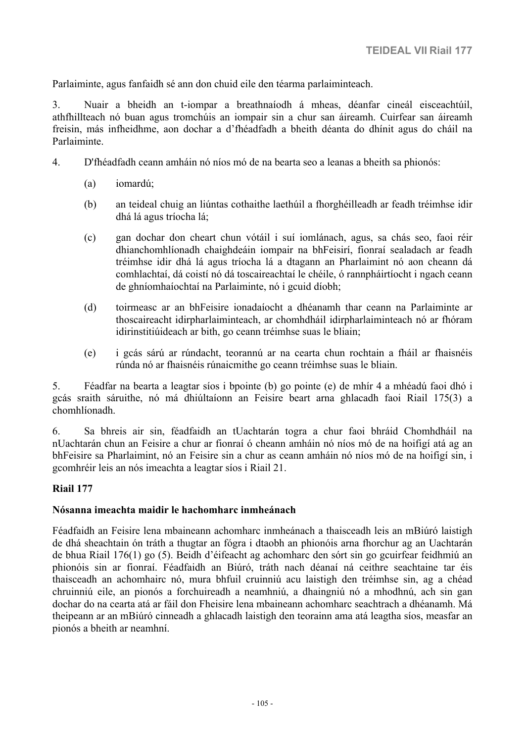Parlaiminte, agus fanfaidh sé ann don chuid eile den téarma parlaiminteach.

3. Nuair a bheidh an t-iompar a breathnaíodh á mheas, déanfar cineál eisceachtúil, athfhillteach nó buan agus tromchúis an iompair sin a chur san áireamh. Cuirfear san áireamh freisin, más infheidhme, aon dochar a d'fhéadfadh a bheith déanta do dhínit agus do cháil na Parlaiminte.

4. D'fhéadfadh ceann amháin nó níos mó de na bearta seo a leanas a bheith sa phionós:

(a) iomardú;

(b) an teideal chuig an liúntas cothaithe laethúil a fhorghéilleadh ar feadh tréimhse idir dhá lá agus tríocha lá;

(c) gan dochar don cheart chun vótáil i suí iomlánach, agus, sa chás seo, faoi réir dhianchomhlíonadh chaighdeáin iompair na bhFeisirí, fionraí sealadach ar feadh tréimhse idir dhá lá agus tríocha lá a dtagann an Pharlaimint nó aon cheann dá comhlachtaí, dá coistí nó dá toscaireachtaí le chéile, ó rannpháirtíocht i ngach ceann de ghníomhaíochtaí na Parlaiminte, nó i gcuid díobh;

(d) toirmeasc ar an bhFeisire ionadaíocht a dhéanamh thar ceann na Parlaiminte ar thoscaireacht idirpharlaiminteach, ar chomhdháil idirpharlaiminteach nó ar fhóram idirinstitiúideach ar bith, go ceann tréimhse suas le bliain;

(e) i gcás sárú ar rúndacht, teorannú ar na cearta chun rochtain a fháil ar fhaisnéis rúnda nó ar fhaisnéis rúnaicmithe go ceann tréimhse suas le bliain.

5. Féadfar na bearta a leagtar síos i bpointe (b) go pointe (e) de mhír 4 a mhéadú faoi dhó i gcás sraith sáruithe, nó má dhiúltaíonn an Feisire beart arna ghlacadh faoi Riail 175(3) a chomhlíonadh.

6. Sa bhreis air sin, féadfaidh an tUachtarán togra a chur faoi bhráid Chomhdháil na nUachtarán chun an Feisire a chur ar fionraí ó cheann amháin nó níos mó de na hoifigí atá ag an bhFeisire sa Pharlaimint, nó an Feisire sin a chur as ceann amháin nó níos mó de na hoifigí sin, i gcomhréir leis an nós imeachta a leagtar síos i Riail 21.

**Riail 177**

**Nósanna imeachta maidir le hachomharc inmheánach**

Féadfaidh an Feisire lena mbaineann achomharc inmheánach a thaisceadh leis an mBiúró laistigh de dhá sheachtain ón tráth a thugtar an fógra i dtaobh an phionóis arna fhorchur ag an Uachtarán de bhua Riail 176(1) go (5). Beidh d'éifeacht ag achomharc den sórt sin go gcuirfear feidhmiú an phionóis sin ar fionraí. Féadfaidh an Biúró, tráth nach déanaí ná ceithre seachtaine tar éis thaisceadh an achomhairc nó, mura bhfuil cruinniú acu laistigh den tréimhse sin, ag a chéad chruinniú eile, an pionós a forchuireadh a neamhniú, a dhaingniú nó a mhodhnú, ach sin gan dochar do na cearta atá ar fáil don Fheisire lena mbaineann achomharc seachtrach a dhéanamh. Má theipeann ar an mBiúró cinneadh a ghlacadh laistigh den teorainn ama atá leagtha síos, measfar an pionós a bheith ar neamhní.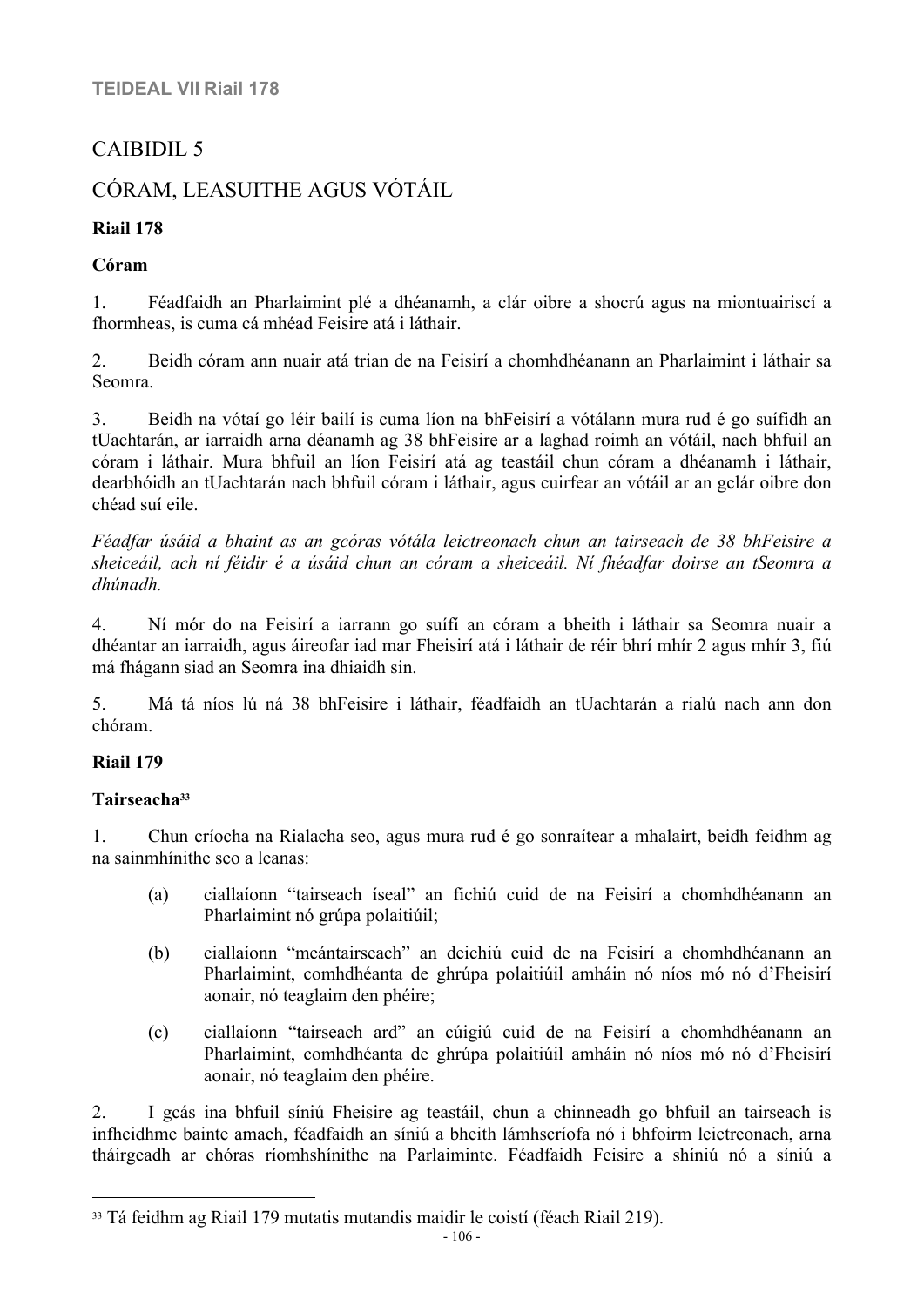# CAIBIDIL 5

# CÓRAM, LEASUITHE AGUS VÓTÁIL

## Riail 178

### Córam

1. Féadfaidh an Pharlaimint plé a dhéanamh, a clár oibre a shocrú agus na miontuairiscí a fhormheas, is cuma cá mhéad Feisire atá i láthair.

2. Beidh córam ann nuair atá trian de na Feisirí a chomhdhéanann an Pharlaimint i láthair sa Seomra.

3. Beidh na vótaí go léir bailí is cuma líon na bhFeisirí a vótálann mura rud é go suífidh an tUachtarán, ar iarraidh arna déanamh ag 38 bhFeisire ar a laghad roimh an vótáil, nach bhfuil an córam i láthair. Mura bhfuil an líon Feisirí atá ag teastáil chun córam a dhéanamh i láthair, dearbhóidh an tUachtarán nach bhfuil córam i láthair, agus cuirfear an vótáil ar an gclár oibre don chéad suí eile.

*Féadfar úsáid a bhaint as an gcóras vótála leictreonach chun an tairseach de 38 bhFeisire a sheiceáil, ach ní féidir é a úsáid chun an córam a sheiceáil. Ní fhéadfar doirse an tSeomra a dhúnadh.*

4. Ní mór do na Feisirí a iarrann go suífí an córam a bheith i láthair sa Seomra nuair a dhéantar an iarraidh, agus áireofar iad mar Fheisirí atá i láthair de réir bhrí mhír 2 agus mhír 3, fiú má fhágann siad an Seomra ina dhiaidh sin.

5. Má tá níos lú ná 38 bhFeisire i láthair, féadfaidh an tUachtarán a rialú nach ann don chóram.

## Riail 179

### Tairseacha[33]

1. Chun críocha na Rialacha seo, agus mura rud é go sonraítear a mhalairt, beidh feidhm ag na sainmhínithe seo a leanas:

   (a) ciallaíonn "tairseach íseal" an fichiú cuid de na Feisirí a chomhdhéanann an Pharlaimint nó grúpa polaitiúil;

   (b) ciallaíonn "meántairseach" an deichiú cuid de na Feisirí a chomhdhéanann an Pharlaimint, comhdhéanta de ghrúpa polaitiúil amháin nó níos mó nó d'Fheisirí aonair, nó teaglaim den phéire;

   (c) ciallaíonn "tairseach ard" an cúigiú cuid de na Feisirí a chomhdhéanann an Pharlaimint, comhdhéanta de ghrúpa polaitiúil amháin nó níos mó nó d'Fheisirí aonair, nó teaglaim den phéire.

2. I gcás ina bhfuil síniú Fheisire ag teastáil, chun a chinneadh go bhfuil an tairseach is infheidhme bainte amach, féadfaidh an síniú a bheith lámhscríofa nó i bhfoirm leictreonach, arna tháirgeadh ar chóras ríomhshínithe na Parlaiminte. Féadfaidh Feisire a shíniú nó a síniú a

---

[33] Tá feidhm ag Riail 179 mutatis mutandis maidir le coistí (féach Riail 219).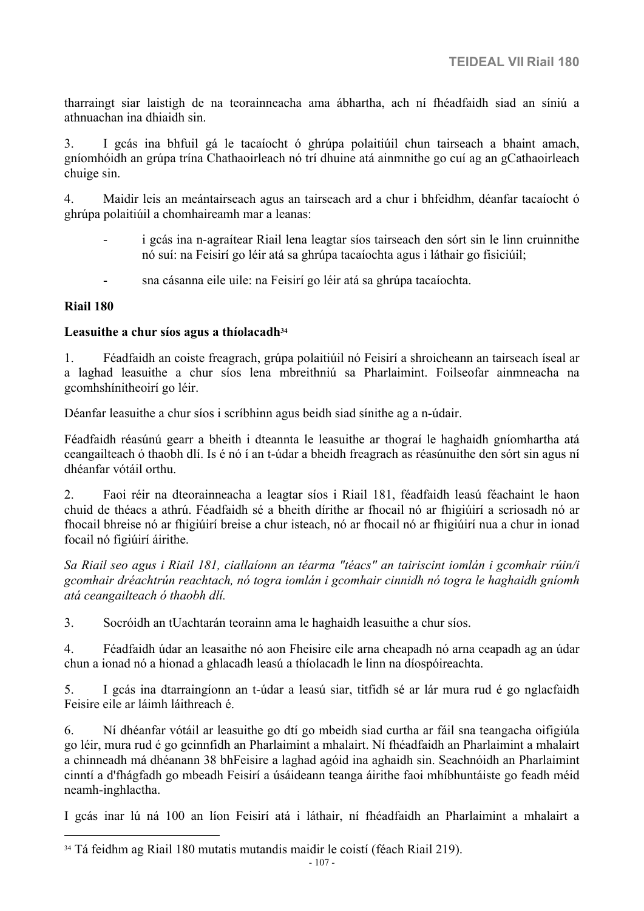tharraingt siar laistigh de na teorainneacha ama ábhartha, ach ní fhéadfaidh siad an síniú a athnuachan ina dhiaidh sin.

3. I gcás ina bhfuil gá le tacaíocht ó ghrúpa polaitiúil chun tairseach a bhaint amach, gníomhóidh an grúpa trína Chathaoirleach nó trí dhuine atá ainmnithe go cuí ag an gCathaoirleach chuige sin.

4. Maidir leis an meántairseach agus an tairseach ard a chur i bhfeidhm, déanfar tacaíocht ó ghrúpa polaitiúil a chomhaireamh mar a leanas:

- i gcás ina n-agraítear Riail lena leagtar síos tairseach den sórt sin le linn cruinnithe nó suí: na Feisirí go léir atá sa ghrúpa tacaíochta agus i láthair go fisiciúil;
- sna cásanna eile uile: na Feisirí go léir atá sa ghrúpa tacaíochta.

**Riail 180**

**Leasuithe a chur síos agus a thíolacadh**[34]

1. Féadfaidh an coiste freagrach, grúpa polaitiúil nó Feisirí a shroicheann an tairseach íseal ar a laghad leasuithe a chur síos lena mbreithniú sa Pharlaimint. Foilseofar ainmneacha na gcomhshínitheoirí go léir.

Déanfar leasuithe a chur síos i scríbhinn agus beidh siad sínithe ag a n-údair.

Féadfaidh réasúnú gearr a bheith i dteannta le leasuithe ar thograí le haghaidh gníomhartha atá ceangailteach ó thaobh dlí. Is é nó í an t-údar a bheidh freagrach as réasúnuithe den sórt sin agus ní dhéanfar vótáil orthu.

2. Faoi réir na dteorainneacha a leagtar síos i Riail 181, féadfaidh leasú féachaint le haon chuid de théacs a athrú. Féadfaidh sé a bheith dírithe ar fhocail nó ar fhigiúirí a scriosadh nó ar fhocail bhreise nó ar fhigiúirí breise a chur isteach, nó ar fhocail nó ar fhigiúirí nua a chur in ionad focail nó figiúirí áirithe.

*Sa Riail seo agus i Riail 181, ciallaíonn an téarma "téacs" an tairiscint iomlán i gcomhair rúin/i gcomhair dréachtrún reachtach, nó togra iomlán i gcomhair cinnidh nó togra le haghaidh gníomh atá ceangailteach ó thaobh dlí.*

3. Socróidh an tUachtarán teorainn ama le haghaidh leasuithe a chur síos.

4. Féadfaidh údar an leasaithe nó aon Fheisire eile arna cheapadh nó arna ceapadh ag an údar chun a ionad nó a hionad a ghlacadh leasú a thíolacadh le linn na díospóireachta.

5. I gcás ina dtarraingíonn an t-údar a leasú siar, titfidh sé ar lár mura rud é go nglacfaidh Feisire eile ar láimh láithreach é.

6. Ní dhéanfar vótáil ar leasuithe go dtí go mbeidh siad curtha ar fáil sna teangacha oifigiúla go léir, mura rud é go gcinnfidh an Pharlaimint a mhalairt. Ní fhéadfaidh an Pharlaimint a mhalairt a chinneadh má dhéanann 38 bhFeisire a laghad agóid ina aghaidh sin. Seachnóidh an Pharlaimint cinntí a d'fhágfadh go mbeadh Feisirí a úsáideann teanga áirithe faoi mhíbhuntáiste go feadh méid neamh-inghlactha.

I gcás inar lú ná 100 an líon Feisirí atá i láthair, ní fhéadfaidh an Pharlaimint a mhalairt a

[34] Tá feidhm ag Riail 180 mutatis mutandis maidir le coistí (féach Riail 219).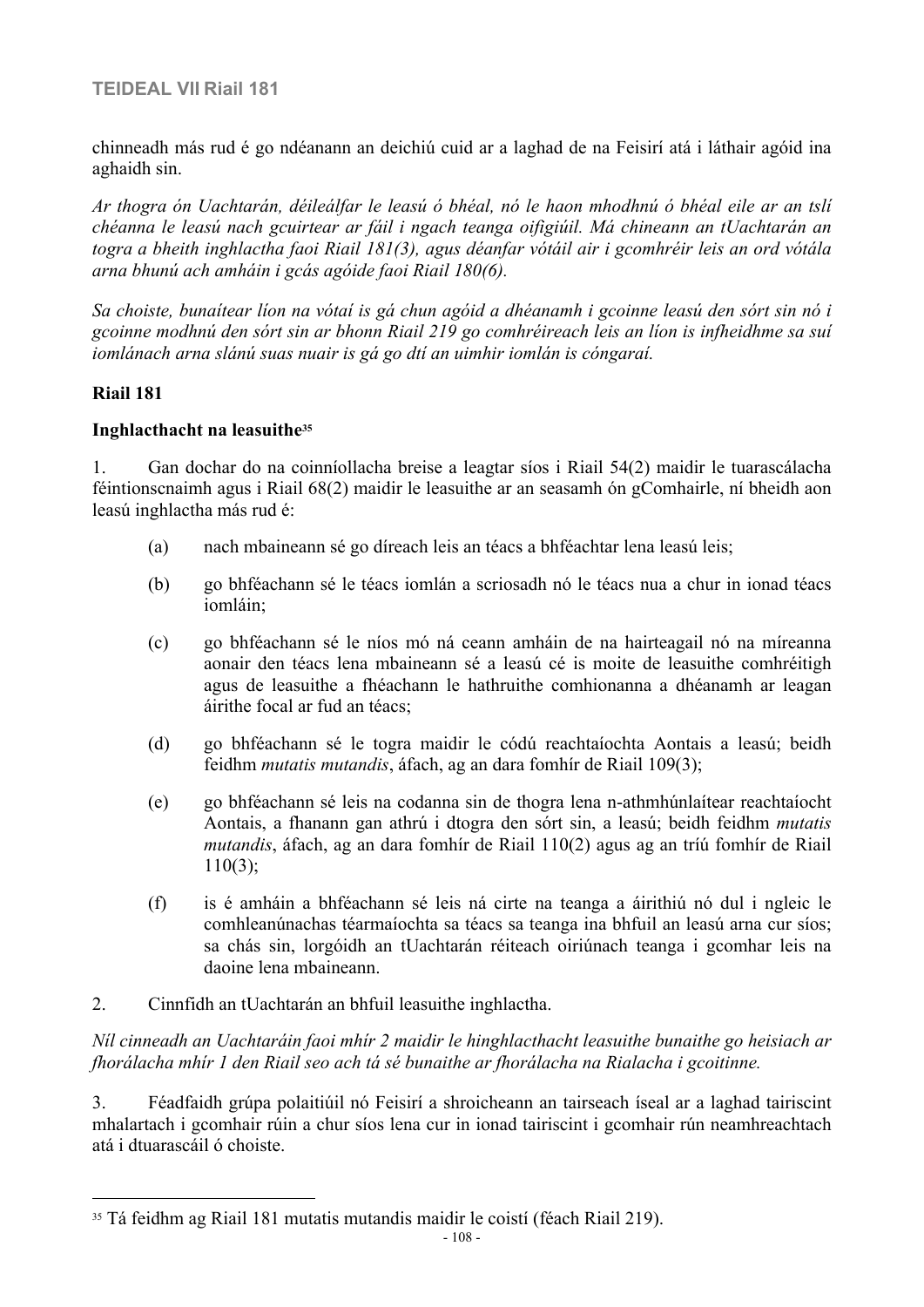chinneadh más rud é go ndéanann an deichiú cuid ar a laghad de na Feisirí atá i láthair agóid ina aghaidh sin.

*Ar thogra ón Uachtarán, déileálfar le leasú ó bhéal, nó le haon mhodhnú ó bhéal eile ar an tslí chéanna le leasú nach gcuirtear ar fáil i ngach teanga oifigiúil. Má chineann an tUachtarán an togra a bheith inghlactha faoi Riail 181(3), agus déanfar vótáil air i gcomhréir leis an ord vótála arna bhunú ach amháin i gcás agóide faoi Riail 180(6).*

*Sa choiste, bunaítear líon na vótaí is gá chun agóid a dhéanamh i gcoinne leasú den sórt sin nó i gcoinne modhnú den sórt sin ar bhonn Riail 219 go comhréireach leis an líon is infheidhme sa suí iomlánach arna slánú suas nuair is gá go dtí an uimhir iomlán is cóngaraí.*

**Riail 181**

**Inghlacthacht na leasuithe**[35]

1. Gan dochar do na coinníollacha breise a leagtar síos i Riail 54(2) maidir le tuarascálacha féintionscnaimh agus i Riail 68(2) maidir le leasuithe ar an seasamh ón gComhairle, ní bheidh aon leasú inghlactha más rud é:

   (a) nach mbaineann sé go díreach leis an téacs a bhféachtar lena leasú leis;

   (b) go bhféachann sé le téacs iomlán a scriosadh nó le téacs nua a chur in ionad téacs iomláin;

   (c) go bhféachann sé le níos mó ná ceann amháin de na hairteagail nó na míreanna aonair den téacs lena mbaineann sé a leasú cé is moite de leasuithe comhréitigh agus de leasuithe a fhéachann le hathruithe comhionanna a dhéanamh ar leagan áirithe focal ar fud an téacs;

   (d) go bhféachann sé le togra maidir le códú reachtaíochta Aontais a leasú; beidh feidhm *mutatis mutandis*, áfach, ag an dara fomhír de Riail 109(3);

   (e) go bhféachann sé leis na codanna sin de thogra lena n-athmhúnlaítear reachtaíocht Aontais, a fhanann gan athrú i dtogra den sórt sin, a leasú; beidh feidhm *mutatis mutandis*, áfach, ag an dara fomhír de Riail 110(2) agus ag an tríú fomhír de Riail 110(3);

   (f) is é amháin a bhféachann sé leis ná cirte na teanga a áirithiú nó dul i ngleic le comhleanúnachas téarmaíochta sa téacs sa teanga ina bhfuil an leasú arna cur síos; sa chás sin, lorgóidh an tUachtarán réiteach oiriúnach teanga i gcomhar leis na daoine lena mbaineann.

2. Cinnfidh an tUachtarán an bhfuil leasuithe inghlactha.

*Níl cinneadh an Uachtaráin faoi mhír 2 maidir le hinghlacthacht leasuithe bunaithe go heisiach ar fhorálacha mhír 1 den Riail seo ach tá sé bunaithe ar fhorálacha na Rialacha i gcoitinne.*

3. Féadfaidh grúpa polaitiúil nó Feisirí a shroicheann an tairseach íseal ar a laghad tairiscint mhalartach i gcomhair rúin a chur síos lena cur in ionad tairiscint i gcomhair rún neamhreachtach atá i dtuarascáil ó choiste.

[35] Tá feidhm ag Riail 181 mutatis mutandis maidir le coistí (féach Riail 219).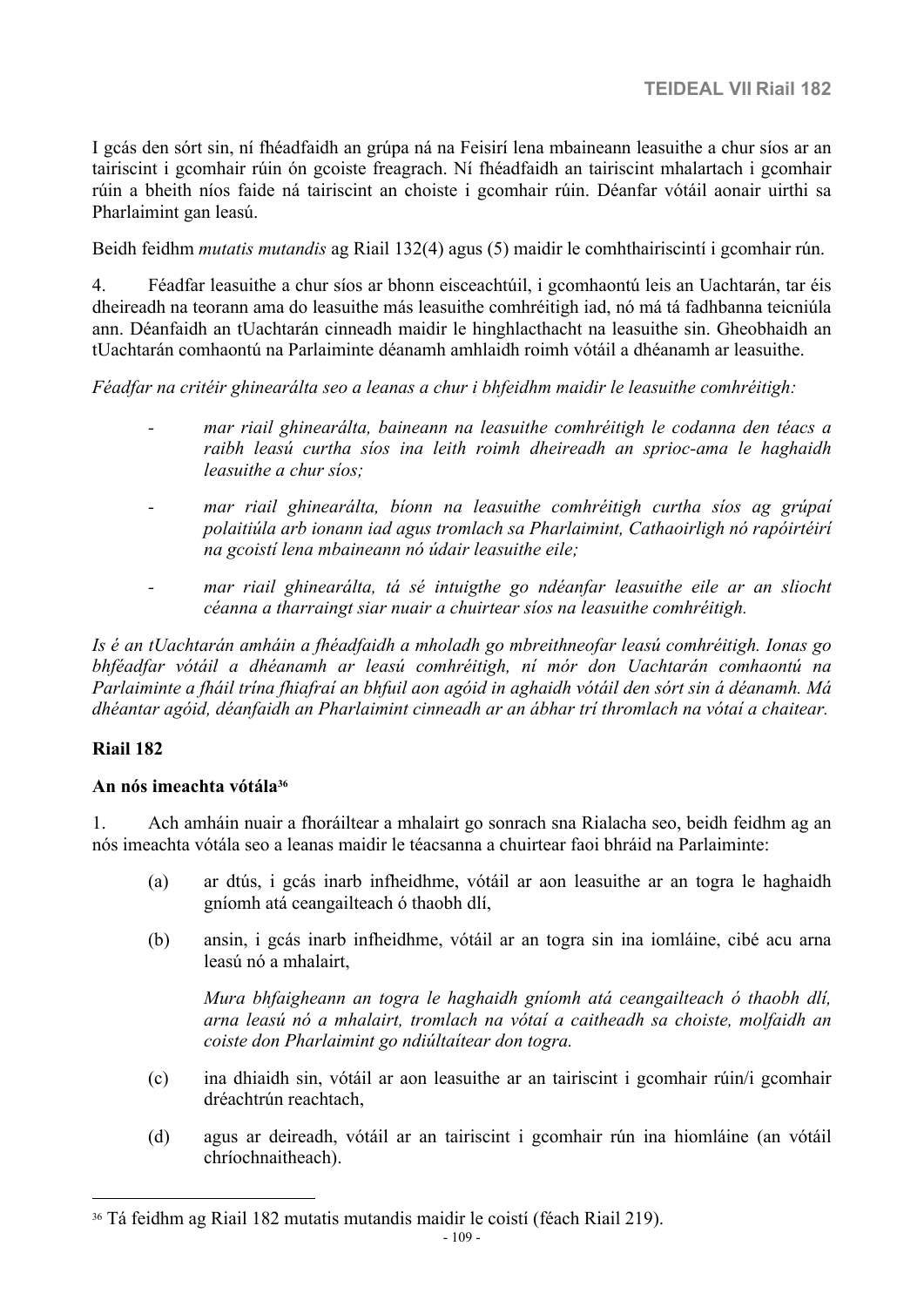I gcás den sórt sin, ní fhéadfaidh an grúpa ná na Feisirí lena mbaineann leasuithe a chur síos ar an tairiscint i gcomhair rúin ón gcoiste freagrach. Ní fhéadfaidh an tairiscint mhalartach i gcomhair rúin a bheith níos faide ná tairiscint an choiste i gcomhair rúin. Déanfar vótáil aonair uirthi sa Pharlaimint gan leasú.

Beidh feidhm *mutatis mutandis* ag Riail 132(4) agus (5) maidir le comhthairiscintí i gcomhair rún.

4. Féadfar leasuithe a chur síos ar bhonn eisceachtúil, i gcomhaontú leis an Uachtarán, tar éis dheireadh na teorann ama do leasuithe más leasuithe comhréitigh iad, nó má tá fadhbanna teicniúla ann. Déanfaidh an tUachtarán cinneadh maidir le hinghlacthacht na leasuithe sin. Gheobhaidh an tUachtarán comhaontú na Parlaiminte déanamh amhlaidh roimh vótáil a dhéanamh ar leasuithe.

*Féadfar na critéir ghinearálta seo a leanas a chur i bhfeidhm maidir le leasuithe comhréitigh:*

- *mar riail ghinearálta, baineann na leasuithe comhréitigh le codanna den téacs a raibh leasú curtha síos ina leith roimh dheireadh an sprioc-ama le haghaidh leasuithe a chur síos;*
- *mar riail ghinearálta, bíonn na leasuithe comhréitigh curtha síos ag grúpaí polaitiúla arb ionann iad agus tromlach sa Pharlaimint, Cathaoirligh nó rapóirtéirí na gcoistí lena mbaineann nó údair leasuithe eile;*
- *mar riail ghinearálta, tá sé intuigthe go ndéanfar leasuithe eile ar an sliocht céanna a tharraingt siar nuair a chuirtear síos na leasuithe comhréitigh.*

*Is é an tUachtarán amháin a fhéadfaidh a mholadh go mbreithneofar leasú comhréitigh. Ionas go bhféadfar vótáil a dhéanamh ar leasú comhréitigh, ní mór don Uachtarán comhaontú na Parlaiminte a fháil trína fhiafraí an bhfuil aon agóid in aghaidh vótáil den sórt sin á déanamh. Má dhéantar agóid, déanfaidh an Pharlaimint cinneadh ar an ábhar trí thromlach na vótaí a chaitear.*

## Riail 182

### An nós imeachta vótála[36]

1. Ach amháin nuair a fhoráiltear a mhalairt go sonrach sna Rialacha seo, beidh feidhm ag an nós imeachta vótála seo a leanas maidir le téacsanna a chuirtear faoi bhráid na Parlaiminte:

(a) ar dtús, i gcás inarb infheidhme, vótáil ar aon leasuithe ar an togra le haghaidh gníomh atá ceangailteach ó thaobh dlí,

(b) ansin, i gcás inarb infheidhme, vótáil ar an togra sin ina iomláine, cibé acu arna leasú nó a mhalairt,

*Mura bhfaigheann an togra le haghaidh gníomh atá ceangailteach ó thaobh dlí, arna leasú nó a mhalairt, tromlach na vótaí a caitheadh sa choiste, molfaidh an coiste don Pharlaimint go ndiúltaítear don togra.*

(c) ina dhiaidh sin, vótáil ar aon leasuithe ar an tairiscint i gcomhair rúin/i gcomhair dréachtrún reachtach,

(d) agus ar deireadh, vótáil ar an tairiscint i gcomhair rún ina hiomláine (an vótáil chríochnaitheach).

[36] Tá feidhm ag Riail 182 mutatis mutandis maidir le coistí (féach Riail 219).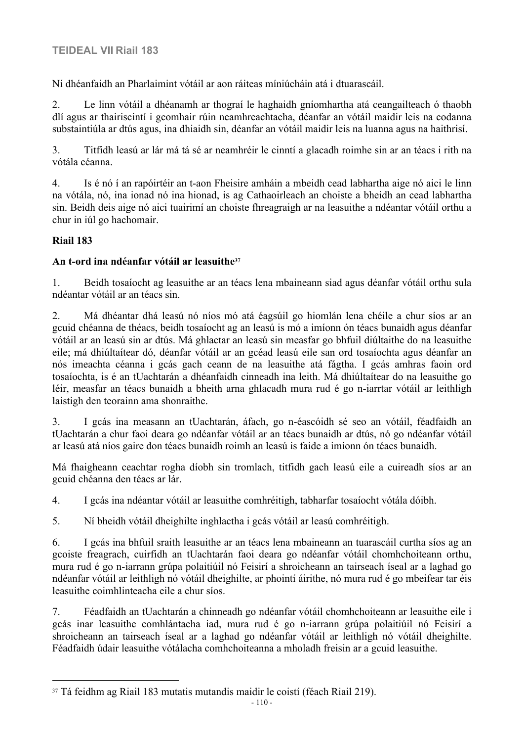Ní dhéanfaidh an Pharlaimint vótáil ar aon ráiteas míniúcháin atá i dtuarascáil.

2. Le linn vótáil a dhéanamh ar thograí le haghaidh gníomhartha atá ceangailteach ó thaobh dlí agus ar thairiscintí i gcomhair rúin neamhreachtacha, déanfar an vótáil maidir leis na codanna substaintiúla ar dtús agus, ina dhiaidh sin, déanfar an vótáil maidir leis na luanna agus na haithrisí.

3. Titfidh leasú ar lár má tá sé ar neamhréir le cinntí a glacadh roimhe sin ar an téacs i rith na vótála céanna.

4. Is é nó í an rapóirtéir an t-aon Fheisire amháin a mbeidh cead labhartha aige nó aici le linn na vótála, nó, ina ionad nó ina hionad, is ag Cathaoirleach an choiste a bheidh an cead labhartha sin. Beidh deis aige nó aici tuairimí an choiste fhreagraigh ar na leasuithe a ndéantar vótáil orthu a chur in iúl go hachomair.

**Riail 183**

**An t-ord ina ndéanfar vótáil ar leasuithe**[37]

1. Beidh tosaíocht ag leasuithe ar an téacs lena mbaineann siad agus déanfar vótáil orthu sula ndéantar vótáil ar an téacs sin.

2. Má dhéantar dhá leasú nó níos mó atá éagsúil go hiomlán lena chéile a chur síos ar an gcuid chéanna de théacs, beidh tosaíocht ag an leasú is mó a imíonn ón téacs bunaidh agus déanfar vótáil ar an leasú sin ar dtús. Má ghlactar an leasú sin measfar go bhfuil diúltaithe do na leasuithe eile; má dhiúltaítear dó, déanfar vótáil ar an gcéad leasú eile san ord tosaíochta agus déanfar an nós imeachta céanna i gcás gach ceann de na leasuithe atá fágtha. I gcás amhras faoin ord tosaíochta, is é an tUachtarán a dhéanfaidh cinneadh ina leith. Má dhiúltaítear do na leasuithe go léir, measfar an téacs bunaidh a bheith arna ghlacadh mura rud é go n-iarrtar vótáil ar leithligh laistigh den teorainn ama shonraithe.

3. I gcás ina measann an tUachtarán, áfach, go n-éascóidh sé seo an vótáil, féadfaidh an tUachtarán a chur faoi deara go ndéanfar vótáil ar an téacs bunaidh ar dtús, nó go ndéanfar vótáil ar leasú atá níos gaire don téacs bunaidh roimh an leasú is faide a imíonn ón téacs bunaidh.

Má fhaigheann ceachtar rogha díobh sin tromlach, titfidh gach leasú eile a cuireadh síos ar an gcuid chéanna den téacs ar lár.

4. I gcás ina ndéantar vótáil ar leasuithe comhréitigh, tabharfar tosaíocht vótála dóibh.

5. Ní bheidh vótáil dheighilte inghlactha i gcás vótáil ar leasú comhréitigh.

6. I gcás ina bhfuil sraith leasuithe ar an téacs lena mbaineann an tuarascáil curtha síos ag an gcoiste freagrach, cuirfidh an tUachtarán faoi deara go ndéanfar vótáil chomhchoiteann orthu, mura rud é go n-iarrann grúpa polaitiúil nó Feisirí a shroicheann an tairseach íseal ar a laghad go ndéanfar vótáil ar leithligh nó vótáil dheighilte, ar phointí áirithe, nó mura rud é go mbeifear tar éis leasuithe coimhlinteacha eile a chur síos.

7. Féadfaidh an tUachtarán a chinneadh go ndéanfar vótáil chomhchoiteann ar leasuithe eile i gcás inar leasuithe comhlántacha iad, mura rud é go n-iarrann grúpa polaitiúil nó Feisirí a shroicheann an tairseach íseal ar a laghad go ndéanfar vótáil ar leithligh nó vótáil dheighilte. Féadfaidh údair leasuithe vótálacha comhchoiteanna a mholadh freisin ar a gcuid leasuithe.

---

[37] Tá feidhm ag Riail 183 mutatis mutandis maidir le coistí (féach Riail 219).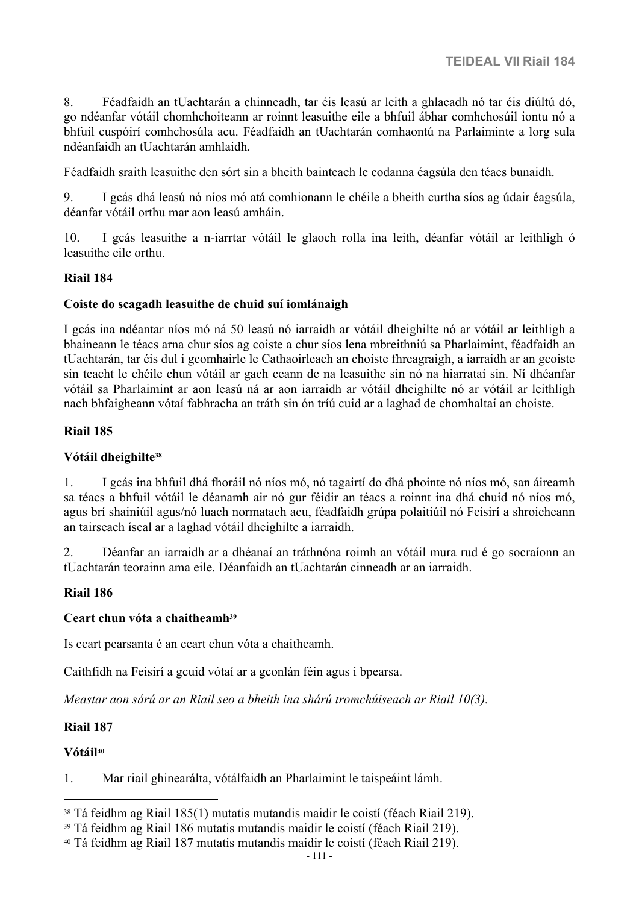8. Féadfaidh an tUachtarán a chinneadh, tar éis leasú ar leith a ghlacadh nó tar éis diúltú dó, go ndéanfar vótáil chomhchoiteann ar roinnt leasuithe eile a bhfuil ábhar comhchosúil iontu nó a bhfuil cuspóirí comhchosúla acu. Féadfaidh an tUachtarán comhaontú na Parlaiminte a lorg sula ndéanfaidh an tUachtarán amhlaidh.

Féadfaidh sraith leasuithe den sórt sin a bheith bainteach le codanna éagsúla den téacs bunaidh.

9. I gcás dhá leasú nó níos mó atá comhionann le chéile a bheith curtha síos ag údair éagsúla, déanfar vótáil orthu mar aon leasú amháin.

10. I gcás leasuithe a n-iarrtar vótáil le glaoch rolla ina leith, déanfar vótáil ar leithligh ó leasuithe eile orthu.

**Riail 184**

**Coiste do scagadh leasuithe de chuid suí iomlánaigh**

I gcás ina ndéantar níos mó ná 50 leasú nó iarraidh ar vótáil dheighilte nó ar vótáil ar leithligh a bhaineann le téacs arna chur síos ag coiste a chur síos lena mbreithniú sa Pharlaimint, féadfaidh an tUachtarán, tar éis dul i gcomhairle le Cathaoirleach an choiste fhreagraigh, a iarraidh ar an gcoiste sin teacht le chéile chun vótáil ar gach ceann de na leasuithe sin nó na hiarrataí sin. Ní dhéanfar vótáil sa Pharlaimint ar aon leasú ná ar aon iarraidh ar vótáil dheighilte nó ar vótáil ar leithligh nach bhfaigheann vótaí fabhracha an tráth sin ón tríú cuid ar a laghad de chomhaltaí an choiste.

**Riail 185**

**Vótáil dheighilte[38]**

1. I gcás ina bhfuil dhá fhoráil nó níos mó, nó tagairtí do dhá phointe nó níos mó, san áireamh sa téacs a bhfuil vótáil le déanamh air nó gur féidir an téacs a roinnt ina dhá chuid nó níos mó, agus brí shainiúil agus/nó luach normatach acu, féadfaidh grúpa polaitiúil nó Feisirí a shroicheann an tairseach íseal ar a laghad vótáil dheighilte a iarraidh.

2. Déanfar an iarraidh ar a dhéanaí an tráthnóna roimh an vótáil mura rud é go socraíonn an tUachtarán teorainn ama eile. Déanfaidh an tUachtarán cinneadh ar an iarraidh.

**Riail 186**

**Ceart chun vóta a chaitheamh[39]**

Is ceart pearsanta é an ceart chun vóta a chaitheamh.

Caithfidh na Feisirí a gcuid vótaí ar a gconlán féin agus i bpearsa.

*Meastar aon sárú ar an Riail seo a bheith ina shárú tromchúiseach ar Riail 10(3).*

**Riail 187**

**Vótáil[40]**

1. Mar riail ghinearálta, vótálfaidh an Pharlaimint le taispeáint lámh.

---

[38] Tá feidhm ag Riail 185(1) mutatis mutandis maidir le coistí (féach Riail 219).

[39] Tá feidhm ag Riail 186 mutatis mutandis maidir le coistí (féach Riail 219).

[40] Tá feidhm ag Riail 187 mutatis mutandis maidir le coistí (féach Riail 219).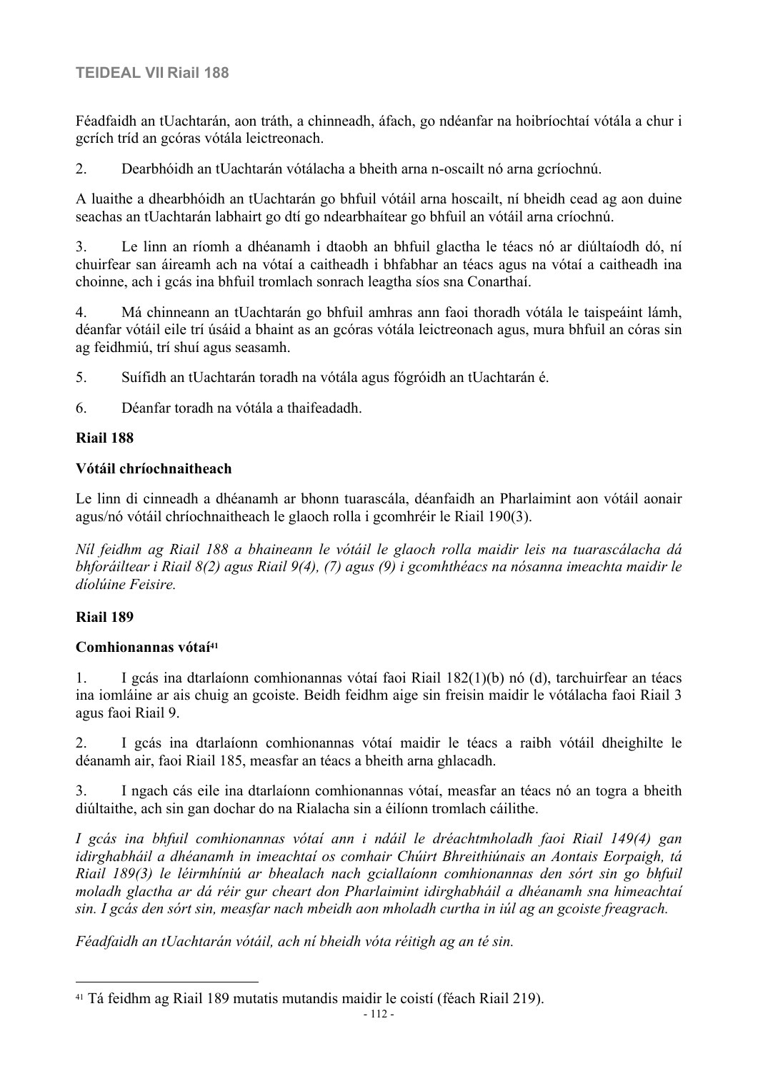Féadfaidh an tUachtarán, aon tráth, a chinneadh, áfach, go ndéanfar na hoibríochtaí vótála a chur i gcrích tríd an gcóras vótála leictreonach.

2. Dearbhóidh an tUachtarán vótálacha a bheith arna n-oscailt nó arna gcríochnú.

A luaithe a dhearbhóidh an tUachtarán go bhfuil vótáil arna hoscailt, ní bheidh cead ag aon duine seachas an tUachtarán labhairt go dtí go ndearbhaítear go bhfuil an vótáil arna críochnú.

3. Le linn an ríomh a dhéanamh i dtaobh an bhfuil glactha le téacs nó ar diúltaíodh dó, ní chuirfear san áireamh ach na vótaí a caitheadh i bhfabhar an téacs agus na vótaí a caitheadh ina choinne, ach i gcás ina bhfuil tromlach sonrach leagtha síos sna Conarthaí.

4. Má chinneann an tUachtarán go bhfuil amhras ann faoi thoradh vótála le taispeáint lámh, déanfar vótáil eile trí úsáid a bhaint as an gcóras vótála leictreonach agus, mura bhfuil an córas sin ag feidhmiú, trí shuí agus seasamh.

5. Suífidh an tUachtarán toradh na vótála agus fógróidh an tUachtarán é.

6. Déanfar toradh na vótála a thaifeadadh.

**Riail 188**

**Vótáil chríochnaitheach**

Le linn di cinneadh a dhéanamh ar bhonn tuarascála, déanfaidh an Pharlaimint aon vótáil aonair agus/nó vótáil chríochnaitheach le glaoch rolla i gcomhréir le Riail 190(3).

*Níl feidhm ag Riail 188 a bhaineann le vótáil le glaoch rolla maidir leis na tuarascálacha dá bhforáiltear i Riail 8(2) agus Riail 9(4), (7) agus (9) i gcomhthéacs na nósanna imeachta maidir le díolúine Feisire.*

**Riail 189**

**Comhionannas vótaí**[41]

1. I gcás ina dtarlaíonn comhionannas vótaí faoi Riail 182(1)(b) nó (d), tarchuirfear an téacs ina iomláine ar ais chuig an gcoiste. Beidh feidhm aige sin freisin maidir le vótálacha faoi Riail 3 agus faoi Riail 9.

2. I gcás ina dtarlaíonn comhionannas vótaí maidir le téacs a raibh vótáil dheighilte le déanamh air, faoi Riail 185, measfar an téacs a bheith arna ghlacadh.

3. I ngach cás eile ina dtarlaíonn comhionannas vótaí, measfar an téacs nó an togra a bheith diúltaithe, ach sin gan dochar do na Rialacha sin a éilíonn tromlach cáilithe.

*I gcás ina bhfuil comhionannas vótaí ann i ndáil le dréachtmholadh faoi Riail 149(4) gan idirghabháil a dhéanamh in imeachtaí os comhair Chúirt Bhreithiúnais an Aontais Eorpaigh, tá Riail 189(3) le léirmhíniú ar bhealach nach gciallaíonn comhionannas den sórt sin go bhfuil moladh glactha ar dá réir gur cheart don Pharlaimint idirghabháil a dhéanamh sna himeachtaí sin. I gcás den sórt sin, measfar nach mbeidh aon mholadh curtha in iúl ag an gcoiste freagrach.*

*Féadfaidh an tUachtarán vótáil, ach ní bheidh vóta réitigh ag an té sin.*

[41] Tá feidhm ag Riail 189 mutatis mutandis maidir le coistí (féach Riail 219).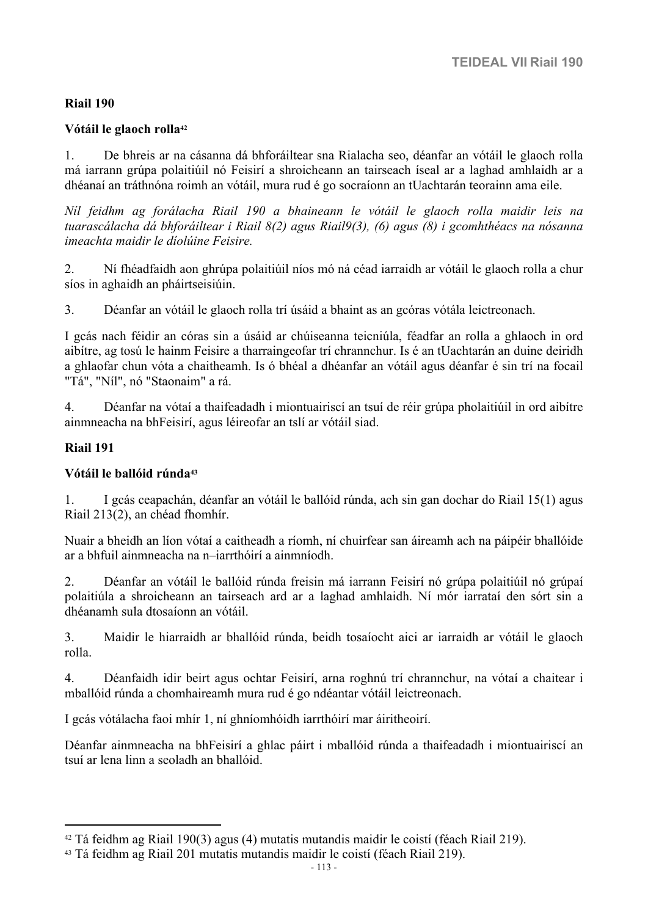**Riail 190**

**Vótáil le glaoch rolla**[42]

1. De bhreis ar na cásanna dá bhforáiltear sna Rialacha seo, déanfar an vótáil le glaoch rolla má iarrann grúpa polaitiúil nó Feisirí a shroicheann an tairseach íseal ar a laghad amhlaidh ar a dhéanaí an tráthnóna roimh an vótáil, mura rud é go socraíonn an tUachtarán teorainn ama eile.

*Níl feidhm ag forálacha Riail 190 a bhaineann le vótáil le glaoch rolla maidir leis na tuarascálacha dá bhforáiltear i Riail 8(2) agus Riail9(3), (6) agus (8) i gcomhthéacs na nósanna imeachta maidir le díolúine Feisire.*

2. Ní fhéadfaidh aon ghrúpa polaitiúil níos mó ná céad iarraidh ar vótáil le glaoch rolla a chur síos in aghaidh an pháirtseisiúin.

3. Déanfar an vótáil le glaoch rolla trí úsáid a bhaint as an gcóras vótála leictreonach.

I gcás nach féidir an córas sin a úsáid ar chúiseanna teicniúla, féadfar an rolla a ghlaoch in ord aibítre, ag tosú le hainm Feisire a tharraingeofar trí chrannchur. Is é an tUachtarán an duine deiridh a ghlaofar chun vóta a chaitheamh. Is ó bhéal a dhéanfar an vótáil agus déanfar é sin trí na focail "Tá", "Níl", nó "Staonaim" a rá.

4. Déanfar na vótaí a thaifeadadh i miontuairiscí an tsuí de réir grúpa pholaitiúil in ord aibítre ainmneacha na bhFeisirí, agus léireofar an tslí ar vótáil siad.

**Riail 191**

**Vótáil le ballóid rúnda**[43]

1. I gcás ceapachán, déanfar an vótáil le ballóid rúnda, ach sin gan dochar do Riail 15(1) agus Riail 213(2), an chéad fhomhír.

Nuair a bheidh an líon vótaí a caitheadh a ríomh, ní chuirfear san áireamh ach na páipéir bhallóide ar a bhfuil ainmneacha na n–iarrthóirí a ainmníodh.

2. Déanfar an vótáil le ballóid rúnda freisin má iarrann Feisirí nó grúpa polaitiúil nó grúpaí polaitiúla a shroicheann an tairseach ard ar a laghad amhlaidh. Ní mór iarrataí den sórt sin a dhéanamh sula dtosaíonn an vótáil.

3. Maidir le hiarraidh ar bhallóid rúnda, beidh tosaíocht aici ar iarraidh ar vótáil le glaoch rolla.

4. Déanfaidh idir beirt agus ochtar Feisirí, arna roghnú trí chrannchur, na vótaí a chaitear i mballóid rúnda a chomhaireamh mura rud é go ndéantar vótáil leictreonach.

I gcás vótálacha faoi mhír 1, ní ghníomhóidh iarrthóirí mar áiritheoirí.

Déanfar ainmneacha na bhFeisirí a ghlac páirt i mballóid rúnda a thaifeadadh i miontuairiscí an tsuí ar lena linn a seoladh an bhallóid.

---

[42] Tá feidhm ag Riail 190(3) agus (4) mutatis mutandis maidir le coistí (féach Riail 219).

[43] Tá feidhm ag Riail 201 mutatis mutandis maidir le coistí (féach Riail 219).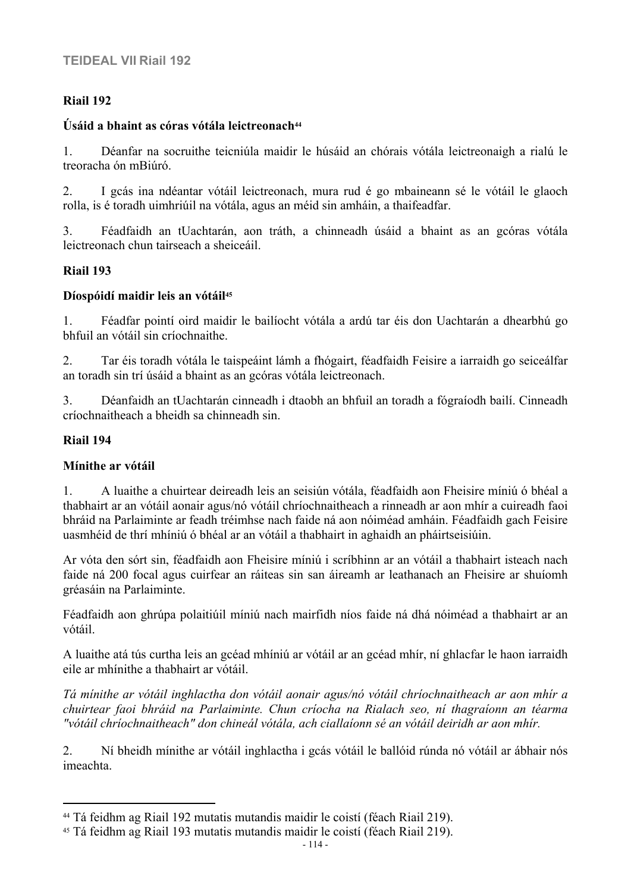### Riail 192

#### Úsáid a bhaint as córas vótála leictreonach[44]

1. Déanfar na socruithe teicniúla maidir le húsáid an chórais vótála leictreonaigh a rialú le treoracha ón mBiúró.

2. I gcás ina ndéantar vótáil leictreonach, mura rud é go mbaineann sé le vótáil le glaoch rolla, is é toradh uimhriúil na vótála, agus an méid sin amháin, a thaifeadfar.

3. Féadfaidh an tUachtarán, aon tráth, a chinneadh úsáid a bhaint as an gcóras vótála leictreonach chun tairseach a sheiceáil.

### Riail 193

#### Díospóidí maidir leis an vótáil[45]

1. Féadfar pointí oird maidir le bailíocht vótála a ardú tar éis don Uachtarán a dhearbhú go bhfuil an vótáil sin críochnaithe.

2. Tar éis toradh vótála le taispeáint lámh a fhógairt, féadfaidh Feisire a iarraidh go seiceálfar an toradh sin trí úsáid a bhaint as an gcóras vótála leictreonach.

3. Déanfaidh an tUachtarán cinneadh i dtaobh an bhfuil an toradh a fógraíodh bailí. Cinneadh críochnaitheach a bheidh sa chinneadh sin.

### Riail 194

#### Mínithe ar vótáil

1. A luaithe a chuirtear deireadh leis an seisiún vótála, féadfaidh aon Fheisire míniú ó bhéal a thabhairt ar an vótáil aonair agus/nó vótáil chríochnaitheach a rinneadh ar aon mhír a cuireadh faoi bhráid na Parlaiminte ar feadh tréimhse nach faide ná aon nóiméad amháin. Féadfaidh gach Feisire uasmhéid de thrí mhíniú ó bhéal ar an vótáil a thabhairt in aghaidh an pháirtseisiúin.

Ar vóta den sórt sin, féadfaidh aon Fheisire míniú i scríbhinn ar an vótáil a thabhairt isteach nach faide ná 200 focal agus cuirfear an ráiteas sin san áireamh ar leathanach an Fheisire ar shuíomh gréasáin na Parlaiminte.

Féadfaidh aon ghrúpa polaitiúil míniú nach mairfidh níos faide ná dhá nóiméad a thabhairt ar an vótáil.

A luaithe atá tús curtha leis an gcéad mhíniú ar vótáil ar an gcéad mhír, ní ghlacfar le haon iarraidh eile ar mhínithe a thabhairt ar vótáil.

*Tá mínithe ar vótáil inghlactha don vótáil aonair agus/nó vótáil chríochnaitheach ar aon mhír a chuirtear faoi bhráid na Parlaiminte. Chun críocha na Rialach seo, ní thagraíonn an téarma "vótáil chríochnaitheach" don chineál vótála, ach ciallaíonn sé an vótáil deiridh ar aon mhír.*

2. Ní bheidh mínithe ar vótáil inghlactha i gcás vótáil le ballóid rúnda nó vótáil ar ábhair nós imeachta.

---

[44] Tá feidhm ag Riail 192 mutatis mutandis maidir le coistí (féach Riail 219).

[45] Tá feidhm ag Riail 193 mutatis mutandis maidir le coistí (féach Riail 219).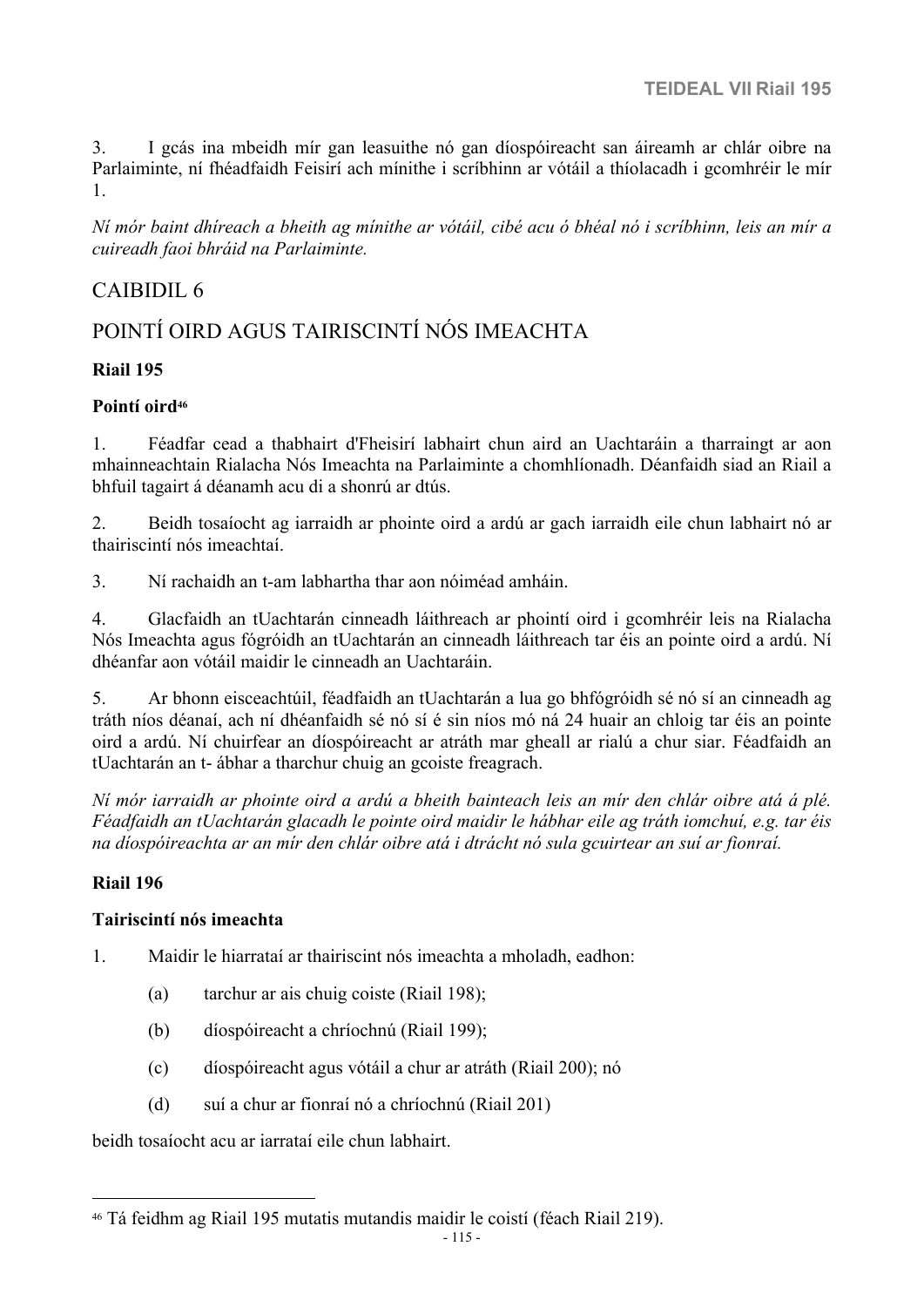3. I gcás ina mbeidh mír gan leasuithe nó gan díospóireacht san áireamh ar chlár oibre na Parlaiminte, ní fhéadfaidh Feisirí ach mínithe i scríbhinn ar vótáil a thíolacadh i gcomhréir le mír 1.

*Ní mór baint dhíreach a bheith ag mínithe ar vótáil, cibé acu ó bhéal nó i scríbhinn, leis an mír a cuireadh faoi bhráid na Parlaiminte.*

## CAIBIDIL 6

## POINTÍ OIRD AGUS TAIRISCINTÍ NÓS IMEACHTA

### Riail 195

**Pointí oird**[46]

1. Féadfar cead a thabhairt d'Fheisirí labhairt chun aird an Uachtaráin a tharraingt ar aon mhainneachtain Rialacha Nós Imeachta na Parlaiminte a chomhlíonadh. Déanfaidh siad an Riail a bhfuil tagairt á déanamh acu di a shonrú ar dtús.

2. Beidh tosaíocht ag iarraidh ar phointe oird a ardú ar gach iarraidh eile chun labhairt nó ar thairiscintí nós imeachtaí.

3. Ní rachaidh an t-am labhartha thar aon nóiméad amháin.

4. Glacfaidh an tUachtarán cinneadh láithreach ar phointí oird i gcomhréir leis na Rialacha Nós Imeachta agus fógróidh an tUachtarán an cinneadh láithreach tar éis an pointe oird a ardú. Ní dhéanfar aon vótáil maidir le cinneadh an Uachtaráin.

5. Ar bhonn eisceachtúil, féadfaidh an tUachtarán a lua go bhfógróidh sé nó sí an cinneadh ag tráth níos déanaí, ach ní dhéanfaidh sé nó sí é sin níos mó ná 24 huair an chloig tar éis an pointe oird a ardú. Ní chuirfear an díospóireacht ar atráth mar gheall ar rialú a chur siar. Féadfaidh an tUachtarán an t- ábhar a tharchur chuig an gcoiste freagrach.

*Ní mór iarraidh ar phointe oird a ardú a bheith bainteach leis an mír den chlár oibre atá á plé. Féadfaidh an tUachtarán glacadh le pointe oird maidir le hábhar eile ag tráth iomchuí, e.g. tar éis na díospóireachta ar an mír den chlár oibre atá i dtrácht nó sula gcuirtear an suí ar fionraí.*

### Riail 196

**Tairiscintí nós imeachta**

1. Maidir le hiarrataí ar thairiscint nós imeachta a mholadh, eadhon:

   (a) tarchur ar ais chuig coiste (Riail 198);

   (b) díospóireacht a chríochnú (Riail 199);

   (c) díospóireacht agus vótáil a chur ar atráth (Riail 200); nó

   (d) suí a chur ar fionraí nó a chríochnú (Riail 201)

beidh tosaíocht acu ar iarrataí eile chun labhairt.

---

[46] Tá feidhm ag Riail 195 mutatis mutandis maidir le coistí (féach Riail 219).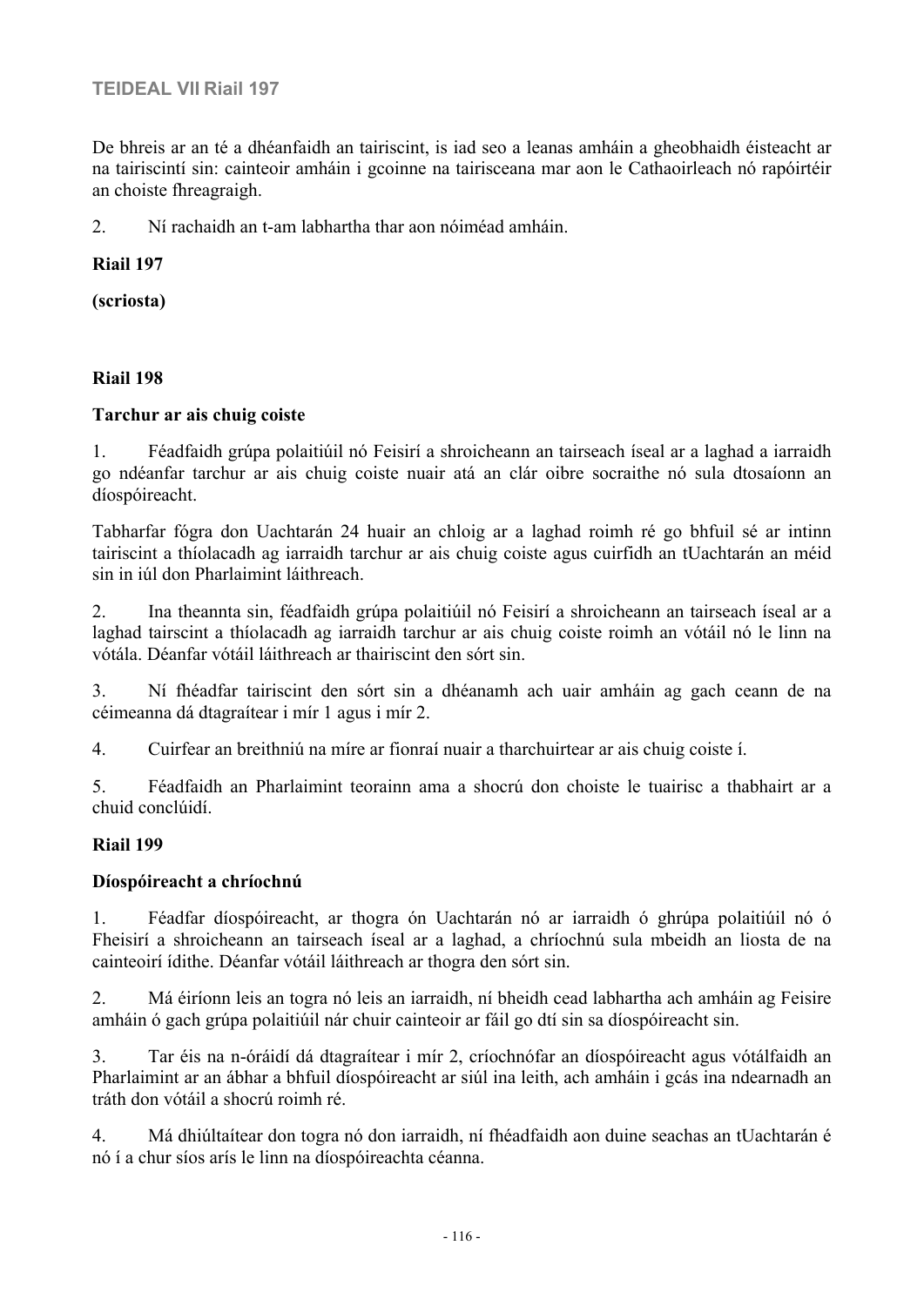De bhreis ar an té a dhéanfaidh an tairiscint, is iad seo a leanas amháin a gheobhaidh éisteacht ar na tairiscintí sin: cainteoir amháin i gcoinne na tairisceana mar aon le Cathaoirleach nó rapóirtéir an choiste fhreagraigh.

2. Ní rachaidh an t-am labhartha thar aon nóiméad amháin.

**Riail 197**

**(scriosta)**

**Riail 198**

**Tarchur ar ais chuig coiste**

1. Féadfaidh grúpa polaitiúil nó Feisirí a shroicheann an tairseach íseal ar a laghad a iarraidh go ndéanfar tarchur ar ais chuig coiste nuair atá an clár oibre socraithe nó sula dtosaíonn an díospóireacht.

Tabharfar fógra don Uachtarán 24 huair an chloig ar a laghad roimh ré go bhfuil sé ar intinn tairiscint a thíolacadh ag iarraidh tarchur ar ais chuig coiste agus cuirfidh an tUachtarán an méid sin in iúl don Pharlaimint láithreach.

2. Ina theannta sin, féadfaidh grúpa polaitiúil nó Feisirí a shroicheann an tairseach íseal ar a laghad tairscint a thíolacadh ag iarraidh tarchur ar ais chuig coiste roimh an vótáil nó le linn na vótála. Déanfar vótáil láithreach ar thairiscint den sórt sin.

3. Ní fhéadfar tairiscint den sórt sin a dhéanamh ach uair amháin ag gach ceann de na céimeanna dá dtagraítear i mír 1 agus i mír 2.

4. Cuirfear an breithniú na míre ar fionraí nuair a tharchuirtear ar ais chuig coiste í.

5. Féadfaidh an Pharlaimint teorainn ama a shocrú don choiste le tuairisc a thabhairt ar a chuid conclúidí.

**Riail 199**

**Díospóireacht a chríochnú**

1. Féadfar díospóireacht, ar thogra ón Uachtarán nó ar iarraidh ó ghrúpa polaitiúil nó ó Fheisirí a shroicheann an tairseach íseal ar a laghad, a chríochnú sula mbeidh an liosta de na cainteoirí ídithe. Déanfar vótáil láithreach ar thogra den sórt sin.

2. Má éiríonn leis an togra nó leis an iarraidh, ní bheidh cead labhartha ach amháin ag Feisire amháin ó gach grúpa polaitiúil nár chuir cainteoir ar fáil go dtí sin sa díospóireacht sin.

3. Tar éis na n-óráidí dá dtagraítear i mír 2, críochnófar an díospóireacht agus vótálfaidh an Pharlaimint ar an ábhar a bhfuil díospóireacht ar siúl ina leith, ach amháin i gcás ina ndearnadh an tráth don vótáil a shocrú roimh ré.

4. Má dhiúltaítear don togra nó don iarraidh, ní fhéadfaidh aon duine seachas an tUachtarán é nó í a chur síos arís le linn na díospóireachta céanna.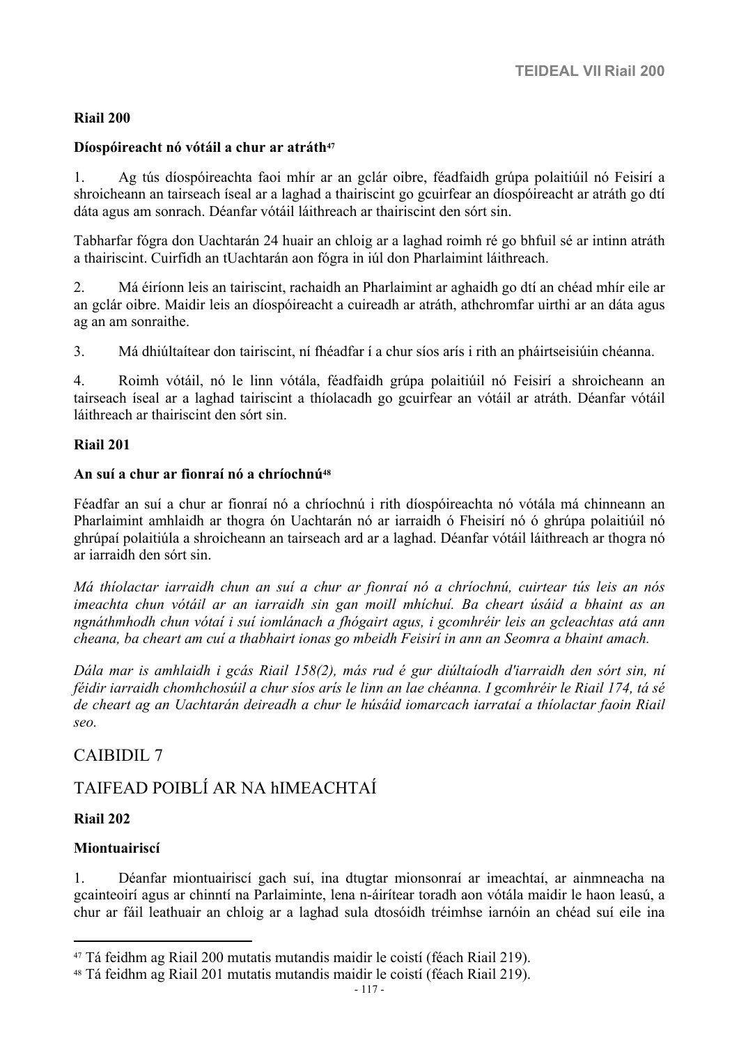**Riail 200**

**Díospóireacht nó vótáil a chur ar atráth**[47]

1. Ag tús díospóireachta faoi mhír ar an gclár oibre, féadfaidh grúpa polaitiúil nó Feisirí a shroicheann an tairseach íseal ar a laghad a thairiscint go gcuirfear an díospóireacht ar atráth go dtí dáta agus am sonrach. Déanfar vótáil láithreach ar thairiscint den sórt sin.

Tabharfar fógra don Uachtarán 24 huair an chloig ar a laghad roimh ré go bhfuil sé ar intinn atráth a thairiscint. Cuirfidh an tUachtarán aon fógra in iúl don Pharlaimint láithreach.

2. Má éiríonn leis an tairiscint, rachaidh an Pharlaimint ar aghaidh go dtí an chéad mhír eile ar an gclár oibre. Maidir leis an díospóireacht a cuireadh ar atráth, athchromfar uirthi ar an dáta agus ag an am sonraithe.

3. Má dhiúltaítear don tairiscint, ní fhéadfar í a chur síos arís i rith an pháirtseisiúin chéanna.

4. Roimh vótáil, nó le linn vótála, féadfaidh grúpa polaitiúil nó Feisirí a shroicheann an tairseach íseal ar a laghad tairiscint a thíolacadh go gcuirfear an vótáil ar atráth. Déanfar vótáil láithreach ar thairiscint den sórt sin.

**Riail 201**

**An suí a chur ar fionraí nó a chríochnú**[48]

Féadfar an suí a chur ar fionraí nó a chríochnú i rith díospóireachta nó vótála má chinneann an Pharlaimint amhlaidh ar thogra ón Uachtarán nó ar iarraidh ó Fheisirí nó ó ghrúpa polaitiúil nó ghrúpaí polaitiúla a shroicheann an tairseach ard ar a laghad. Déanfar vótáil láithreach ar thogra nó ar iarraidh den sórt sin.

*Má thíolactar iarraidh chun an suí a chur ar fionraí nó a chríochnú, cuirtear tús leis an nós imeachta chun vótáil ar an iarraidh sin gan moill mhíchuí. Ba cheart úsáid a bhaint as an ngnáthmhodh chun vótaí i suí iomlánach a fhógairt agus, i gcomhréir leis an gcleachtas atá ann cheana, ba cheart am cuí a thabhairt ionas go mbeidh Feisirí in ann an Seomra a bhaint amach.*

*Dála mar is amhlaidh i gcás Riail 158(2), más rud é gur diúltaíodh d'iarraidh den sórt sin, ní féidir iarraidh chomhchosúil a chur síos arís le linn an lae chéanna. I gcomhréir le Riail 174, tá sé de cheart ag an Uachtarán deireadh a chur le húsáid iomarcach iarrataí a thíolactar faoin Riail seo.*

## CAIBIDIL 7

## TAIFEAD POIBLÍ AR NA hIMEACHTAÍ

**Riail 202**

**Miontuairiscí**

1. Déanfar miontuairiscí gach suí, ina dtugtar mionsonraí ar imeachtaí, ar ainmneacha na gcainteoirí agus ar chinntí na Parlaiminte, lena n-áirítear toradh aon vótála maidir le haon leasú, a chur ar fáil leathuair an chloig ar a laghad sula dtosóidh tréimhse iarnóin an chéad suí eile ina

---

[47] Tá feidhm ag Riail 200 mutatis mutandis maidir le coistí (féach Riail 219).

[48] Tá feidhm ag Riail 201 mutatis mutandis maidir le coistí (féach Riail 219).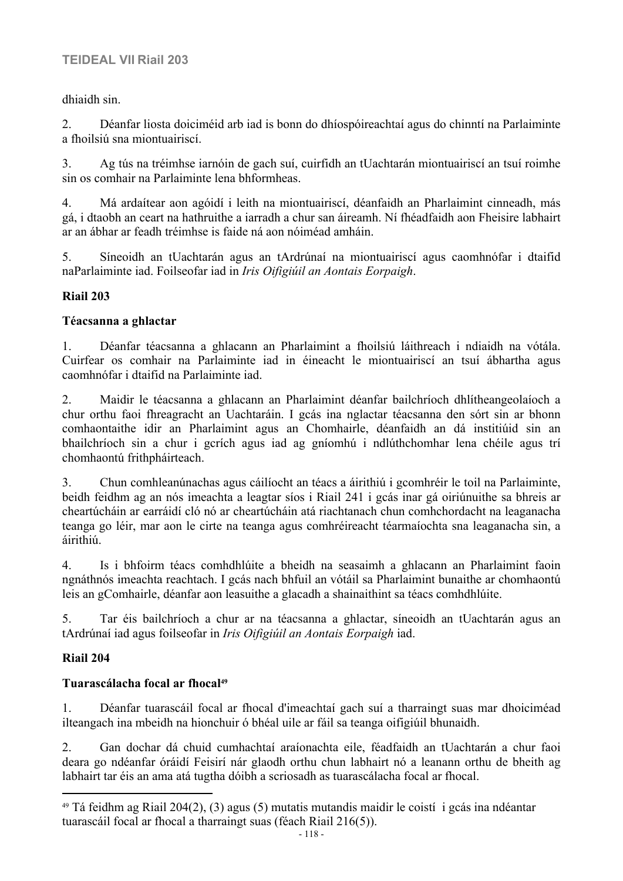dhiaidh sin.

2. Déanfar liosta doiciméid arb iad is bonn do dhíospóireachtaí agus do chinntí na Parlaiminte a fhoilsiú sna miontuairiscí.

3. Ag tús na tréimhse iarnóin de gach suí, cuirfidh an tUachtarán miontuairiscí an tsuí roimhe sin os comhair na Parlaiminte lena bhformheas.

4. Má ardaítear aon agóidí i leith na miontuairiscí, déanfaidh an Pharlaimint cinneadh, más gá, i dtaobh an ceart na hathruithe a iarradh a chur san áireamh. Ní fhéadfaidh aon Fheisire labhairt ar an ábhar ar feadh tréimhse is faide ná aon nóiméad amháin.

5. Síneoidh an tUachtarán agus an tArdrúnaí na miontuairiscí agus caomhnófar i dtaifid naParlaiminte iad. Foilseofar iad in *Iris Oifigiúil an Aontais Eorpaigh*.

**Riail 203**

**Téacsanna a ghlactar**

1. Déanfar téacsanna a ghlacann an Pharlaimint a fhoilsiú láithreach i ndiaidh na vótála. Cuirfear os comhair na Parlaiminte iad in éineacht le miontuairiscí an tsuí ábhartha agus caomhnófar i dtaifid na Parlaiminte iad.

2. Maidir le téacsanna a ghlacann an Pharlaimint déanfar bailchríoch dhlítheangeolaíoch a chur orthu faoi fhreagracht an Uachtaráin. I gcás ina nglactar téacsanna den sórt sin ar bhonn comhaontaithe idir an Pharlaimint agus an Chomhairle, déanfaidh an dá institiúid sin an bhailchríoch sin a chur i gcrích agus iad ag gníomhú i ndlúthchomhar lena chéile agus trí chomhaontú frithpháirteach.

3. Chun comhleanúnachas agus cáilíocht an téacs a áirithiú i gcomhréir le toil na Parlaiminte, beidh feidhm ag an nós imeachta a leagtar síos i Riail 241 i gcás inar gá oiriúnuithe sa bhreis ar cheartúcháin ar earráidí cló nó ar cheartúcháin atá riachtanach chun comhchordacht na leaganacha teanga go léir, mar aon le cirte na teanga agus comhréireacht téarmaíochta sna leaganacha sin, a áirithiú.

4. Is i bhfoirm téacs comhdhlúite a bheidh na seasaimh a ghlacann an Pharlaimint faoin ngnáthnós imeachta reachtach. I gcás nach bhfuil an vótáil sa Pharlaimint bunaithe ar chomhaontú leis an gComhairle, déanfar aon leasuithe a glacadh a shainaithint sa téacs comhdhlúite.

5. Tar éis bailchríoch a chur ar na téacsanna a ghlactar, síneoidh an tUachtarán agus an tArdrúnaí iad agus foilseofar in *Iris Oifigiúil an Aontais Eorpaigh* iad.

**Riail 204**

**Tuarascálacha focal ar fhocal**[49]

1. Déanfar tuarascáil focal ar fhocal d'imeachtaí gach suí a tharraingt suas mar dhoiciméad ilteangach ina mbeidh na hionchuir ó bhéal uile ar fáil sa teanga oifigiúil bhunaidh.

2. Gan dochar dá chuid cumhachtaí araíonachta eile, féadfaidh an tUachtarán a chur faoi deara go ndéanfar óráidí Feisirí nár glaodh orthu chun labhairt nó a leanann orthu de bheith ag labhairt tar éis an ama atá tugtha dóibh a scriosadh as tuarascálacha focal ar fhocal.

---

[49] Tá feidhm ag Riail 204(2), (3) agus (5) mutatis mutandis maidir le coistí i gcás ina ndéantar tuarascáil focal ar fhocal a tharraingt suas (féach Riail 216(5)).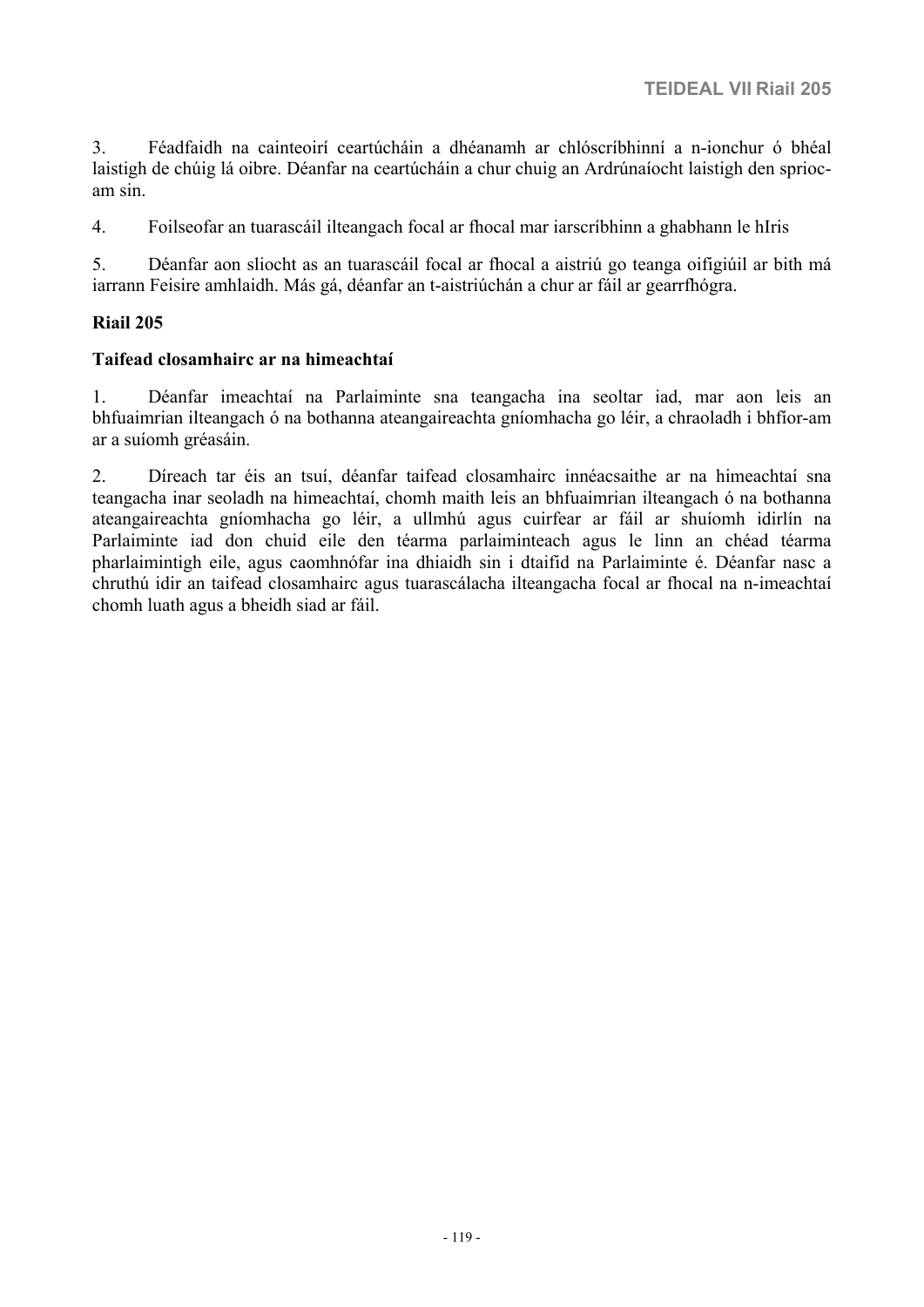3. Féadfaidh na cainteoirí ceartúcháin a dhéanamh ar chlóscríbhinní a n-ionchur ó bhéal laistigh de chúig lá oibre. Déanfar na ceartúcháin a chur chuig an Ardrúnaíocht laistigh den sprioc-am sin.

4. Foilseofar an tuarascáil ilteangach focal ar fhocal mar iarscríbhinn a ghabhann le hIris

5. Déanfar aon sliocht as an tuarascáil focal ar fhocal a aistriú go teanga oifigiúil ar bith má iarrann Feisire amhlaidh. Más gá, déanfar an t-aistriúchán a chur ar fáil ar gearrfhógra.

**Riail 205**

**Taifead closamhairc ar na himeachtaí**

1. Déanfar imeachtaí na Parlaiminte sna teangacha ina seoltar iad, mar aon leis an bhfuaimrian ilteangach ó na bothanna ateangaireachta gníomhacha go léir, a chraoladh i bhfíor-am ar a suíomh gréasáin.

2. Díreach tar éis an tsuí, déanfar taifead closamhairc innéacsaithe ar na himeachtaí sna teangacha inar seoladh na himeachtaí, chomh maith leis an bhfuaimrian ilteangach ó na bothanna ateangaireachta gníomhacha go léir, a ullmhú agus cuirfear ar fáil ar shuíomh idirlín na Parlaiminte iad don chuid eile den téarma parlaiminteach agus le linn an chéad téarma pharlaimintigh eile, agus caomhnófar ina dhiaidh sin i dtaifid na Parlaiminte é. Déanfar nasc a chruthú idir an taifead closamhairc agus tuarascálacha ilteangacha focal ar fhocal na n-imeachtaí chomh luath agus a bheidh siad ar fáil.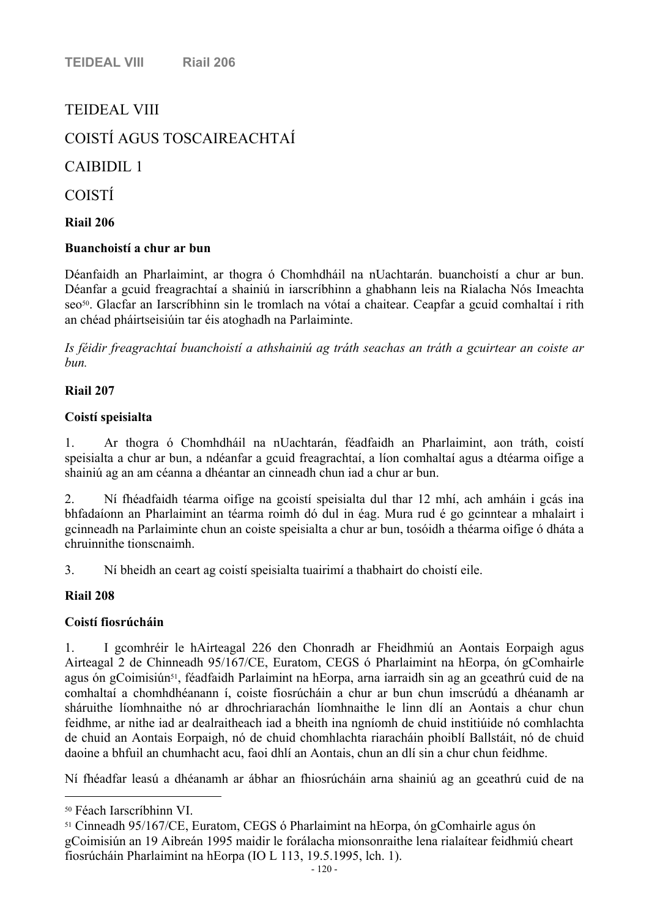TEIDEAL VIII

COISTÍ AGUS TOSCAIREACHTAÍ

CAIBIDIL 1

COISTÍ

**Riail 206**

**Buanchoistí a chur ar bun**

Déanfaidh an Pharlaimint, ar thogra ó Chomhdháil na nUachtarán. buanchoistí a chur ar bun. Déanfar a gcuid freagrachtaí a shainiú in iarscríbhinn a ghabhann leis na Rialacha Nós Imeachta seo[50]. Glacfar an Iarscríbhinn sin le tromlach na vótaí a chaitear. Ceapfar a gcuid comhaltaí i rith an chéad pháirtseisiúin tar éis atoghadh na Parlaiminte.

*Is féidir freagrachtaí buanchoistí a athshainiú ag tráth seachas an tráth a gcuirtear an coiste ar bun.*

**Riail 207**

**Coistí speisialta**

1. Ar thogra ó Chomhdháil na nUachtarán, féadfaidh an Pharlaimint, aon tráth, coistí speisialta a chur ar bun, a ndéanfar a gcuid freagrachtaí, a líon comhaltaí agus a dtéarma oifige a shainiú ag an am céanna a dhéantar an cinneadh chun iad a chur ar bun.

2. Ní fhéadfaidh téarma oifige na gcoistí speisialta dul thar 12 mhí, ach amháin i gcás ina bhfadaíonn an Pharlaimint an téarma roimh dó dul in éag. Mura rud é go gcinntear a mhalairt i gcinneadh na Parlaiminte chun an coiste speisialta a chur ar bun, tosóidh a théarma oifige ó dháta a chruinnithe tionscnaimh.

3. Ní bheidh an ceart ag coistí speisialta tuairimí a thabhairt do choistí eile.

**Riail 208**

**Coistí fiosrúcháin**

1. I gcomhréir le hAirteagal 226 den Chonradh ar Fheidhmiú an Aontais Eorpaigh agus Airteagal 2 de Chinneadh 95/167/CE, Euratom, CEGS ó Pharlaimint na hEorpa, ón gComhairle agus ón gCoimisiún[51], féadfaidh Parlaimint na hEorpa, arna iarraidh sin ag an gceathrú cuid de na comhaltaí a chomhdhéanann í, coiste fiosrúcháin a chur ar bun chun imscrúdú a dhéanamh ar sháruithe líomhnaithe nó ar dhrochriarachán líomhnaithe le linn dlí an Aontais a chur chun feidhme, ar nithe iad ar dealraitheach iad a bheith ina ngníomh de chuid institiúide nó comhlachta de chuid an Aontais Eorpaigh, nó de chuid chomhlachta riaracháin phoiblí Ballstáit, nó de chuid daoine a bhfuil an chumhacht acu, faoi dhlí an Aontais, chun an dlí sin a chur chun feidhme.

Ní fhéadfar leasú a dhéanamh ar ábhar an fhiosrúcháin arna shainiú ag an gceathrú cuid de na

---

[50] Féach Iarscríbhinn VI.

[51] Cinneadh 95/167/CE, Euratom, CEGS ó Pharlaimint na hEorpa, ón gComhairle agus ón gCoimisiún an 19 Aibreán 1995 maidir le forálacha mionsonraithe lena rialaítear feidhmiú cheart fiosrúcháin Pharlaimint na hEorpa (IO L 113, 19.5.1995, lch. 1).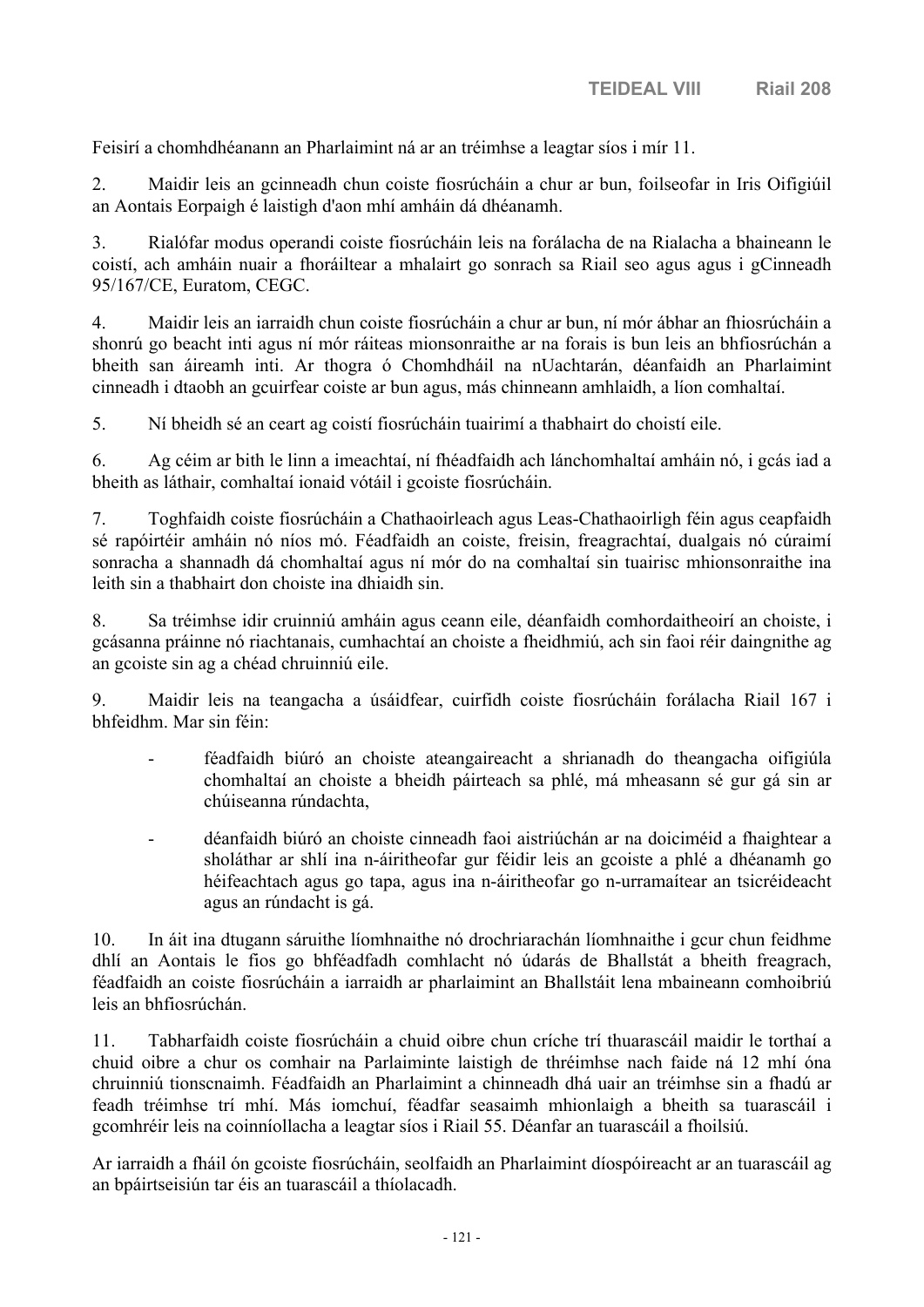Feisirí a chomhdhéanann an Pharlaimint ná ar an tréimhse a leagtar síos i mír 11.

2. Maidir leis an gcinneadh chun coiste fiosrúcháin a chur ar bun, foilseofar in Iris Oifigiúil an Aontais Eorpaigh é laistigh d'aon mhí amháin dá dhéanamh.

3. Rialófar modus operandi coiste fiosrúcháin leis na forálacha de na Rialacha a bhaineann le coistí, ach amháin nuair a fhoráiltear a mhalairt go sonrach sa Riail seo agus agus i gCinneadh 95/167/CE, Euratom, CEGC.

4. Maidir leis an iarraidh chun coiste fiosrúcháin a chur ar bun, ní mór ábhar an fhiosrúcháin a shonrú go beacht inti agus ní mór ráiteas mionsonraithe ar na forais is bun leis an bhfiosrúchán a bheith san áireamh inti. Ar thogra ó Chomhdháil na nUachtarán, déanfaidh an Pharlaimint cinneadh i dtaobh an gcuirfear coiste ar bun agus, más chinneann amhlaidh, a líon comhaltaí.

5. Ní bheidh sé an ceart ag coistí fiosrúcháin tuairimí a thabhairt do choistí eile.

6. Ag céim ar bith le linn a imeachtaí, ní fhéadfaidh ach lánchomhaltaí amháin nó, i gcás iad a bheith as láthair, comhaltaí ionaid vótáil i gcoiste fiosrúcháin.

7. Toghfaidh coiste fiosrúcháin a Chathaoirleach agus Leas-Chathaoirligh féin agus ceapfaidh sé rapóirtéir amháin nó níos mó. Féadfaidh an coiste, freisin, freagrachtaí, dualgais nó cúraimí sonracha a shannadh dá chomhaltaí agus ní mór do na comhaltaí sin tuairisc mhionsonraithe ina leith sin a thabhairt don choiste ina dhiaidh sin.

8. Sa tréimhse idir cruinniú amháin agus ceann eile, déanfaidh comhordaitheoirí an choiste, i gcásanna práinne nó riachtanais, cumhachtaí an choiste a fheidhmiú, ach sin faoi réir daingnithe ag an gcoiste sin ag a chéad chruinniú eile.

9. Maidir leis na teangacha a úsáidfear, cuirfidh coiste fiosrúcháin forálacha Riail 167 i bhfeidhm. Mar sin féin:

- féadfaidh biúró an choiste ateangaireacht a shrianadh do theangacha oifigiúla chomhaltaí an choiste a bheidh páirteach sa phlé, má mheasann sé gur gá sin ar chúiseanna rúndachta,
- déanfaidh biúró an choiste cinneadh faoi aistriúchán ar na doiciméid a fhaightear a sholáthar ar shlí ina n-áiritheofar gur féidir leis an gcoiste a phlé a dhéanamh go héifeachtach agus go tapa, agus ina n-áiritheofar go n-urramaítear an tsicréideacht agus an rúndacht is gá.

10. In áit ina dtugann sáruithe líomhnaithe nó drochriarachán líomhnaithe i gcur chun feidhme dhlí an Aontais le fios go bhféadfadh comhlacht nó údarás de Bhallstát a bheith freagrach, féadfaidh an coiste fiosrúcháin a iarraidh ar pharlaimint an Bhallstáit lena mbaineann comhoibriú leis an bhfiosrúchán.

11. Tabharfaidh coiste fiosrúcháin a chuid oibre chun críche trí thuarascáil maidir le torthaí a chuid oibre a chur os comhair na Parlaiminte laistigh de thréimhse nach faide ná 12 mhí óna chruinniú tionscnaimh. Féadfaidh an Pharlaimint a chinneadh dhá uair an tréimhse sin a fhadú ar feadh tréimhse trí mhí. Más iomchuí, féadfar seasaimh mhionlaigh a bheith sa tuarascáil i gcomhréir leis na coinníollacha a leagtar síos i Riail 55. Déanfar an tuarascáil a fhoilsiú.

Ar iarraidh a fháil ón gcoiste fiosrúcháin, seolfaidh an Pharlaimint díospóireacht ar an tuarascáil ag an bpáirtseisiún tar éis an tuarascáil a thíolacadh.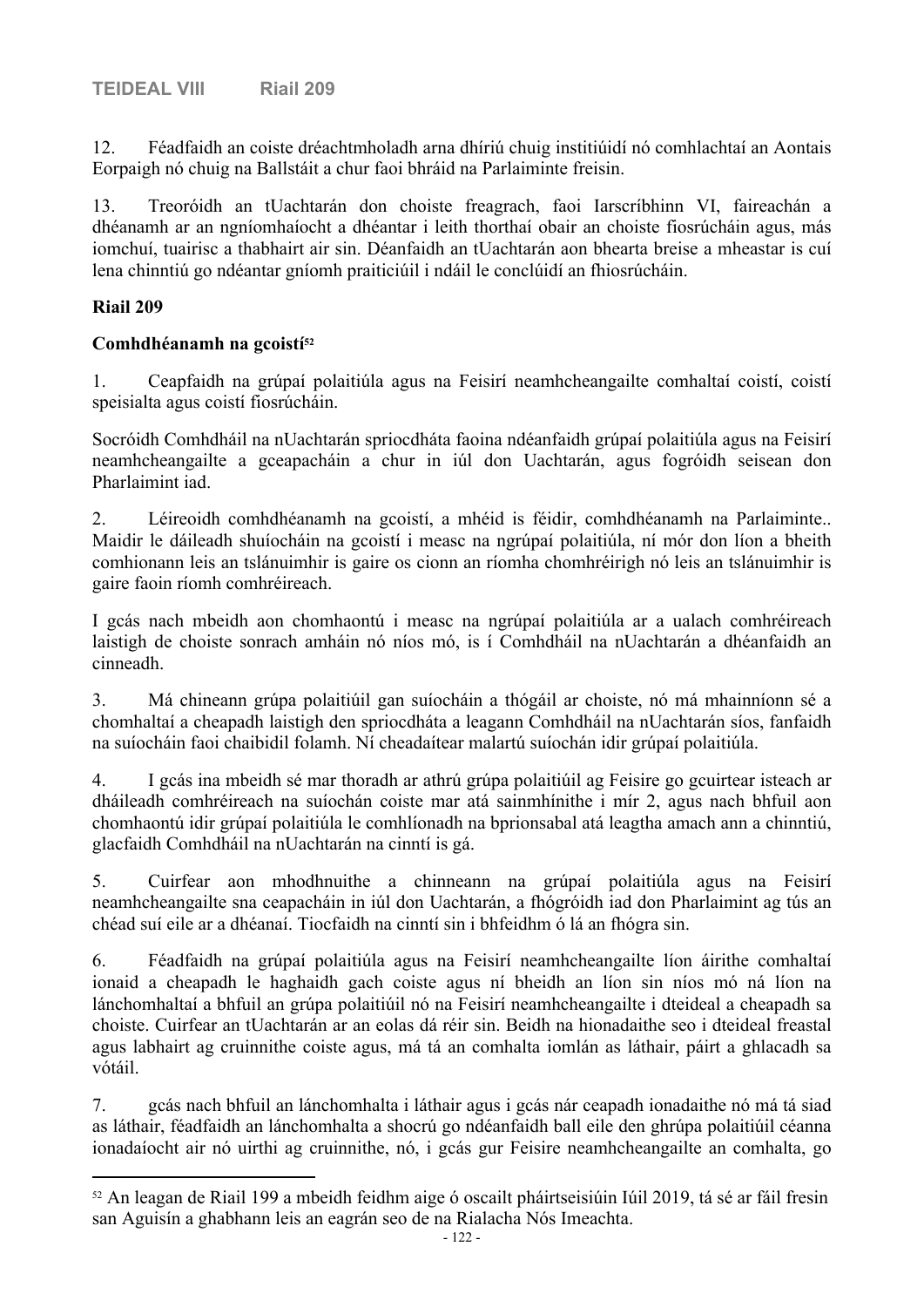12. Féadfaidh an coiste dréachtmholadh arna dhíriú chuig institiúidí nó comhlachtaí an Aontais Eorpaigh nó chuig na Ballstáit a chur faoi bhráid na Parlaiminte freisin.

13. Treoróidh an tUachtarán don choiste freagrach, faoi Iarscríbhinn VI, faireachán a dhéanamh ar an ngníomhaíocht a dhéantar i leith thorthaí obair an choiste fiosrúcháin agus, más iomchuí, tuairisc a thabhairt air sin. Déanfaidh an tUachtarán aon bhearta breise a mheastar is cuí lena chinntiú go ndéantar gníomh praiticiúil i ndáil le conclúidí an fhiosrúcháin.

**Riail 209**

**Comhdhéanamh na gcoistí**[52]

1. Ceapfaidh na grúpaí polaitiúla agus na Feisirí neamhcheangailte comhaltaí coistí, coistí speisialta agus coistí fiosrúcháin.

Socróidh Comhdháil na nUachtarán spriocdháta faoina ndéanfaidh grúpaí polaitiúla agus na Feisirí neamhcheangailte a gceapacháin a chur in iúl don Uachtarán, agus fógróidh seisean don Pharlaimint iad.

2. Léireoidh comhdhéanamh na gcoistí, a mhéid is féidir, comhdhéanamh na Parlaiminte.. Maidir le dáileadh shuíocháin na gcoistí i measc na ngrúpaí polaitiúla, ní mór don líon a bheith comhionann leis an tslánuimhir is gaire os cionn an ríomha chomhréirigh nó leis an tslánuimhir is gaire faoin ríomh comhréireach.

I gcás nach mbeidh aon chomhaontú i measc na ngrúpaí polaitiúla ar a ualach comhréireach laistigh de choiste sonrach amháin nó níos mó, is í Comhdháil na nUachtarán a dhéanfaidh an cinneadh.

3. Má chineann grúpa polaitiúil gan suíocháin a thógáil ar choiste, nó má mhainníonn sé a chomhaltaí a cheapadh laistigh den spriocdháta a leagann Comhdháil na nUachtarán síos, fanfaidh na suíocháin faoi chaibidil folamh. Ní cheadaítear malartú suíochán idir grúpaí polaitiúla.

4. I gcás ina mbeidh sé mar thoradh ar athrú grúpa polaitiúil ag Feisire go gcuirtear isteach ar dháileadh comhréireach na suíochán coiste mar atá sainmhínithe i mír 2, agus nach bhfuil aon chomhaontú idir grúpaí polaitiúla le comhlíonadh na bprionsabal atá leagtha amach ann a chinntiú, glacfaidh Comhdháil na nUachtarán na cinntí is gá.

5. Cuirfear aon mhodhnuithe a chinneann na grúpaí polaitiúla agus na Feisirí neamhcheangailte sna ceapacháin in iúl don Uachtarán, a fhógróidh iad don Pharlaimint ag tús an chéad suí eile ar a dhéanaí. Tiocfaidh na cinntí sin i bhfeidhm ó lá an fhógra sin.

6. Féadfaidh na grúpaí polaitiúla agus na Feisirí neamhcheangailte líon áirithe comhaltaí ionaid a cheapadh le haghaidh gach coiste agus ní bheidh an líon sin níos mó ná líon na lánchomhaltaí a bhfuil an grúpa polaitiúil nó na Feisirí neamhcheangailte i dteideal a cheapadh sa choiste. Cuirfear an tUachtarán ar an eolas dá réir sin. Beidh na hionadaithe seo i dteideal freastal agus labhairt ag cruinnithe coiste agus, má tá an comhalta iomlán as láthair, páirt a ghlacadh sa vótáil.

7. gcás nach bhfuil an lánchomhalta i láthair agus i gcás nár ceapadh ionadaithe nó má tá siad as láthair, féadfaidh an lánchomhalta a shocrú go ndéanfaidh ball eile den ghrúpa polaitiúil céanna ionadaíocht air nó uirthi ag cruinnithe, nó, i gcás gur Feisire neamhcheangailte an comhalta, go

[52] An leagan de Riail 199 a mbeidh feidhm aige ó oscailt pháirtseisiúin Iúil 2019, tá sé ar fáil fresin san Aguisín a ghabhann leis an eagrán seo de na Rialacha Nós Imeachta.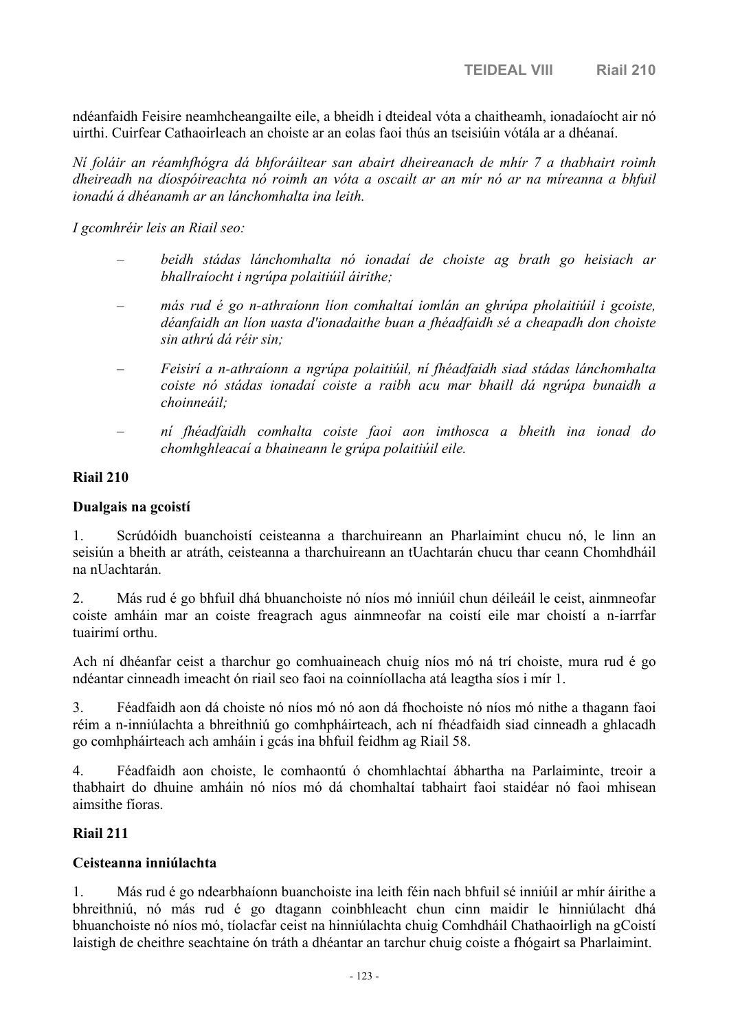ndéanfaidh Feisire neamhcheangailte eile, a bheidh i dteideal vóta a chaitheamh, ionadaíocht air nó uirthi. Cuirfear Cathaoirleach an choiste ar an eolas faoi thús an tseisiúin vótála ar a dhéanaí.

*Ní foláir an réamhfhógra dá bhforáiltear san abairt dheireanach de mhír 7 a thabhairt roimh dheireadh na díospóireachta nó roimh an vóta a oscailt ar an mír nó ar na míreanna a bhfuil ionadú á dhéanamh ar an lánchomhalta ina leith.*

*I gcomhréir leis an Riail seo:*

– *beidh stádas lánchomhalta nó ionadaí de choiste ag brath go heisiach ar bhallraíocht i ngrúpa polaitiúil áirithe;*

– *más rud é go n-athraíonn líon comhaltaí iomlán an ghrúpa pholaitiúil i gcoiste, déanfaidh an líon uasta d'ionadaithe buan a fhéadfaidh sé a cheapadh don choiste sin athrú dá réir sin;*

– *Feisirí a n-athraíonn a ngrúpa polaitiúil, ní fhéadfaidh siad stádas lánchomhalta coiste nó stádas ionadaí coiste a raibh acu mar bhaill dá ngrúpa bunaidh a choinneáil;*

– *ní fhéadfaidh comhalta coiste faoi aon imthosca a bheith ina ionad do chomhghleacaí a bhaineann le grúpa polaitiúil eile.*

**Riail 210**

**Dualgais na gcoistí**

1. Scrúdóidh buanchoistí ceisteanna a tharchuireann an Pharlaimint chucu nó, le linn an seisiún a bheith ar atráth, ceisteanna a tharchuireann an tUachtarán chucu thar ceann Chomhdháil na nUachtarán.

2. Más rud é go bhfuil dhá bhuanchoiste nó níos mó inniúil chun déileáil le ceist, ainmneofar coiste amháin mar an coiste freagrach agus ainmneofar na coistí eile mar choistí a n-iarrfar tuairimí orthu.

Ach ní dhéanfar ceist a tharchur go comhuaineach chuig níos mó ná trí choiste, mura rud é go ndéantar cinneadh imeacht ón riail seo faoi na coinníollacha atá leagtha síos i mír 1.

3. Féadfaidh aon dá choiste nó níos mó nó aon dá fhochoiste nó níos mó nithe a thagann faoi réim a n-inniúlachta a bhreithniú go comhpháirteach, ach ní fhéadfaidh siad cinneadh a ghlacadh go comhpháirteach ach amháin i gcás ina bhfuil feidhm ag Riail 58.

4. Féadfaidh aon choiste, le comhaontú ó chomhlachtaí ábhartha na Parlaiminte, treoir a thabhairt do dhuine amháin nó níos mó dá chomhaltaí tabhairt faoi staidéar nó faoi mhisean aimsithe fíoras.

**Riail 211**

**Ceisteanna inniúlachta**

1. Más rud é go ndearbhaíonn buanchoiste ina leith féin nach bhfuil sé inniúil ar mhír áirithe a bhreithniú, nó más rud é go dtagann coinbhleacht chun cinn maidir le hinniúlacht dhá bhuanchoiste nó níos mó, tíolacfar ceist na hinniúlachta chuig Comhdháil Chathaoirligh na gCoistí laistigh de cheithre seachtaine ón tráth a dhéantar an tarchur chuig coiste a fhógairt sa Pharlaimint.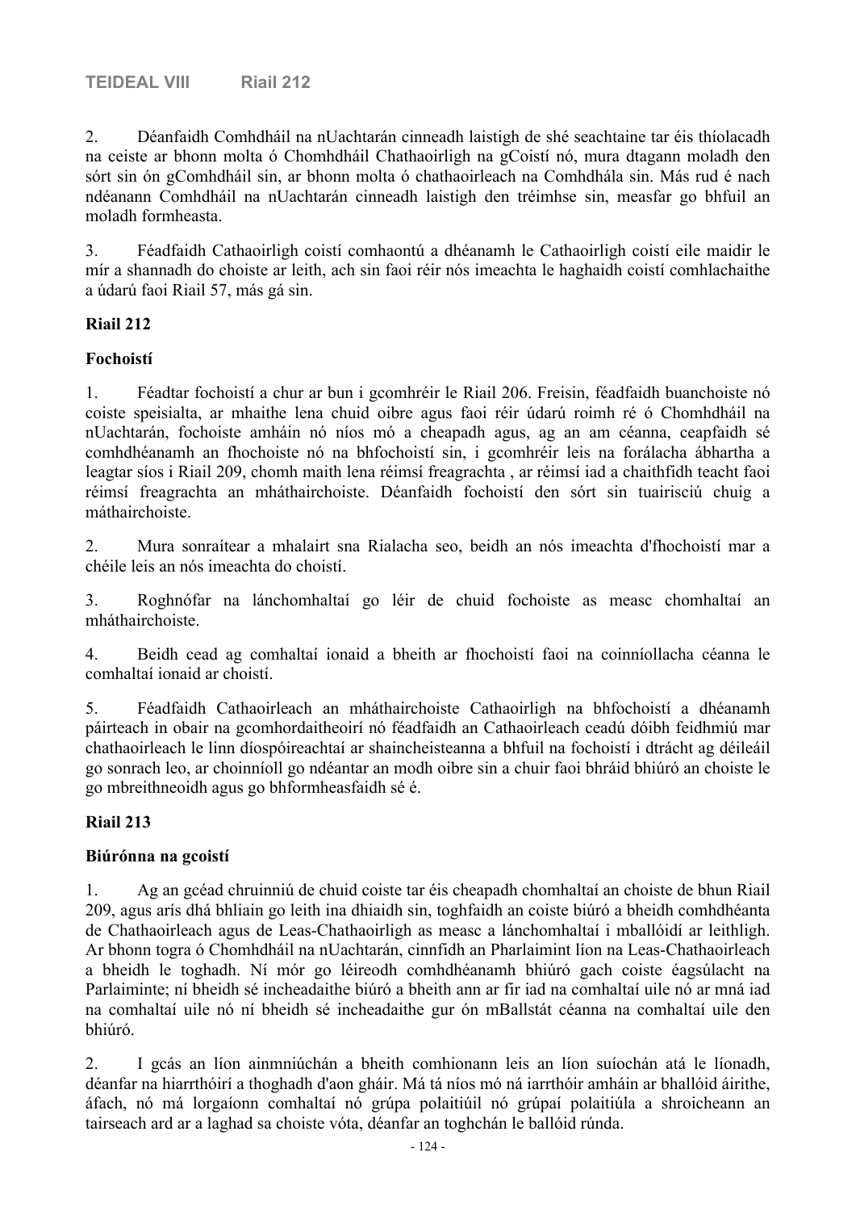2. Déanfaidh Comhdháil na nUachtarán cinneadh laistigh de shé seachtaine tar éis thíolacadh na ceiste ar bhonn molta ó Chomhdháil Chathaoirligh na gCoistí nó, mura dtagann moladh den sórt sin ón gComhdháil sin, ar bhonn molta ó chathaoirleach na Comhdhála sin. Más rud é nach ndéanann Comhdháil na nUachtarán cinneadh laistigh den tréimhse sin, measfar go bhfuil an moladh formheasta.

3. Féadfaidh Cathaoirligh coistí comhaontú a dhéanamh le Cathaoirligh coistí eile maidir le mír a shannadh do choiste ar leith, ach sin faoi réir nós imeachta le haghaidh coistí comhlachaithe a údarú faoi Riail 57, más gá sin.

### Riail 212

### Fochoistí

1. Féadtar fochoistí a chur ar bun i gcomhréir le Riail 206. Freisin, féadfaidh buanchoiste nó coiste speisialta, ar mhaithe lena chuid oibre agus faoi réir údarú roimh ré ó Chomhdháil na nUachtarán, fochoiste amháin nó níos mó a cheapadh agus, ag an am céanna, ceapfaidh sé comhdhéanamh an fhochoiste nó na bhfochoistí sin, i gcomhréir leis na forálacha ábhartha a leagtar síos i Riail 209, chomh maith lena réimsí freagrachta , ar réimsí iad a chaithfidh teacht faoi réimsí freagrachta an mháthairchoiste. Déanfaidh fochoistí den sórt sin tuairisciú chuig a máthairchoiste.

2. Mura sonraítear a mhalairt sna Rialacha seo, beidh an nós imeachta d'fhochoistí mar a chéile leis an nós imeachta do choistí.

3. Roghnófar na lánchomhaltaí go léir de chuid fochoiste as measc chomhaltaí an mháthairchoiste.

4. Beidh cead ag comhaltaí ionaid a bheith ar fhochoistí faoi na coinníollacha céanna le comhaltaí ionaid ar choistí.

5. Féadfaidh Cathaoirleach an mháthairchoiste Cathaoirligh na bhfochoistí a dhéanamh páirteach in obair na gcomhordaitheoirí nó féadfaidh an Cathaoirleach ceadú dóibh feidhmiú mar chathaoirleach le linn díospóireachtaí ar shaincheisteanna a bhfuil na fochoistí i dtrácht ag déileáil go sonrach leo, ar choinníoll go ndéantar an modh oibre sin a chuir faoi bhráid bhiúró an choiste le go mbreithneoidh agus go bhformheasfaidh sé é.

### Riail 213

### Biúrónna na gcoistí

1. Ag an gcéad chruinniú de chuid coiste tar éis cheapadh chomhaltaí an choiste de bhun Riail 209, agus arís dhá bhliain go leith ina dhiaidh sin, toghfaidh an coiste biúró a bheidh comhdhéanta de Chathaoirleach agus de Leas-Chathaoirligh as measc a lánchomhaltaí i mballóidí ar leithligh. Ar bhonn togra ó Chomhdháil na nUachtarán, cinnfidh an Pharlaimint líon na Leas-Chathaoirleach a bheidh le toghadh. Ní mór go léireodh comhdhéanamh bhiúró gach coiste éagsúlacht na Parlaiminte; ní bheidh sé incheadaithe biúró a bheith ann ar fir iad na comhaltaí uile nó ar mná iad na comhaltaí uile nó ní bheidh sé incheadaithe gur ón mBallstát céanna na comhaltaí uile den bhiúró.

2. I gcás an líon ainmniúchán a bheith comhionann leis an líon suíochán atá le líonadh, déanfar na hiarrthóirí a thoghadh d'aon gháir. Má tá níos mó ná iarrthóir amháin ar bhallóid áirithe, áfach, nó má lorgaíonn comhaltaí nó grúpa polaitiúil nó grúpaí polaitiúla a shroicheann an tairseach ard ar a laghad sa choiste vóta, déanfar an toghchán le ballóid rúnda.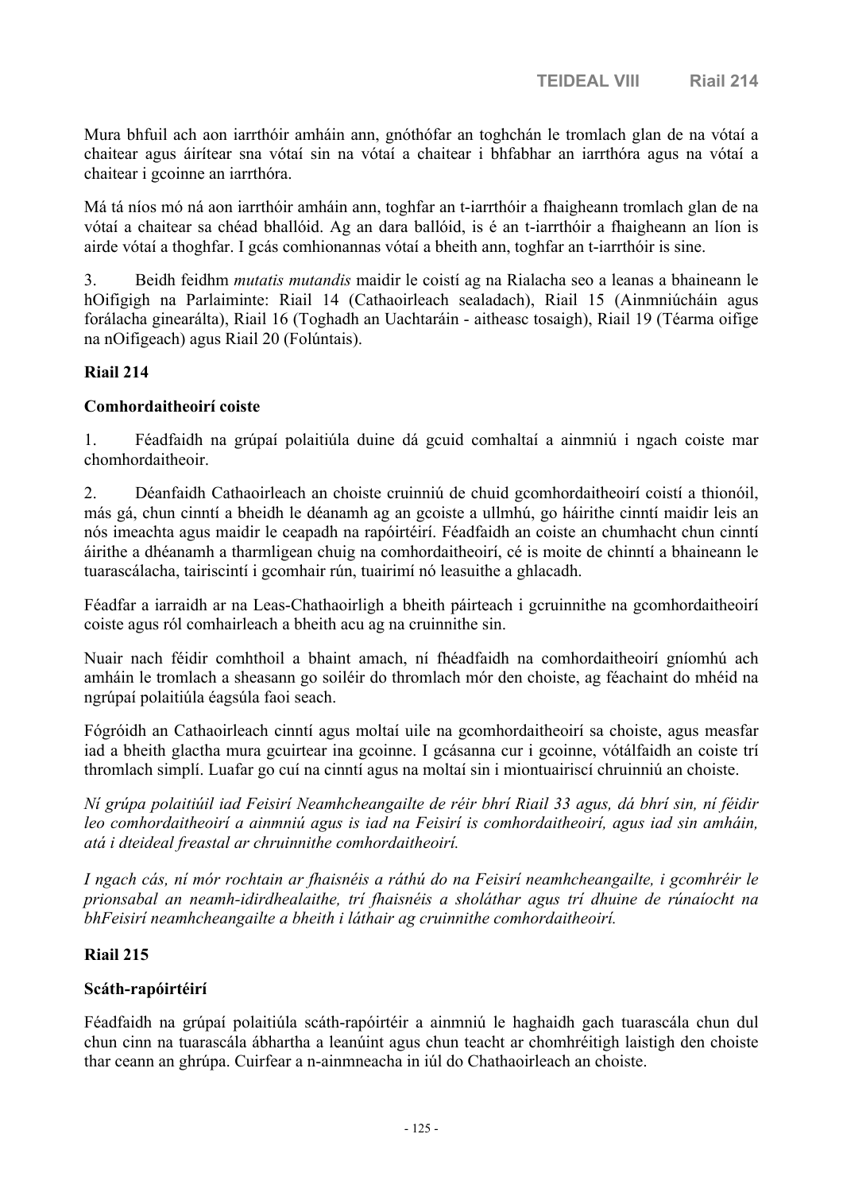Mura bhfuil ach aon iarrthóir amháin ann, gnóthófar an toghchán le tromlach glan de na vótaí a chaitear agus áirítear sna vótaí sin na vótaí a chaitear i bhfabhar an iarrthóra agus na vótaí a chaitear i gcoinne an iarrthóra.

Má tá níos mó ná aon iarrthóir amháin ann, toghfar an t-iarrthóir a fhaigheann tromlach glan de na vótaí a chaitear sa chéad bhallóid. Ag an dara ballóid, is é an t-iarrthóir a fhaigheann an líon is airde vótaí a thoghfar. I gcás comhionannas vótaí a bheith ann, toghfar an t-iarrthóir is sine.

3. Beidh feidhm *mutatis mutandis* maidir le coistí ag na Rialacha seo a leanas a bhaineann le hOifigigh na Parlaiminte: Riail 14 (Cathaoirleach sealadach), Riail 15 (Ainmniúcháin agus forálacha ginearálta), Riail 16 (Toghadh an Uachtaráin - aitheasc tosaigh), Riail 19 (Téarma oifige na nOifigeach) agus Riail 20 (Folúntais).

**Riail 214**

**Comhordaitheoirí coiste**

1. Féadfaidh na grúpaí polaitiúla duine dá gcuid comhaltaí a ainmniú i ngach coiste mar chomhordaitheoir.

2. Déanfaidh Cathaoirleach an choiste cruinniú de chuid gcomhordaitheoirí coistí a thionóil, más gá, chun cinntí a bheidh le déanamh ag an gcoiste a ullmhú, go háirithe cinntí maidir leis an nós imeachta agus maidir le ceapadh na rapóirtéirí. Féadfaidh an coiste an chumhacht chun cinntí áirithe a dhéanamh a tharmligean chuig na comhordaitheoirí, cé is moite de chinntí a bhaineann le tuarascálacha, tairiscintí i gcomhair rún, tuairimí nó leasuithe a ghlacadh.

Féadfar a iarraidh ar na Leas-Chathaoirligh a bheith páirteach i gcruinnithe na gcomhordaitheoirí coiste agus ról comhairleach a bheith acu ag na cruinnithe sin.

Nuair nach féidir comhthoil a bhaint amach, ní fhéadfaidh na comhordaitheoirí gníomhú ach amháin le tromlach a sheasann go soiléir do thromlach mór den choiste, ag féachaint do mhéid na ngrúpaí polaitiúla éagsúla faoi seach.

Fógróidh an Cathaoirleach cinntí agus moltaí uile na gcomhordaitheoirí sa choiste, agus measfar iad a bheith glactha mura gcuirtear ina gcoinne. I gcásanna cur i gcoinne, vótálfaidh an coiste trí thromlach simplí. Luafar go cuí na cinntí agus na moltaí sin i miontuairiscí chruinniú an choiste.

*Ní grúpa polaitiúil iad Feisirí Neamhcheangailte de réir bhrí Riail 33 agus, dá bhrí sin, ní féidir leo comhordaitheoirí a ainmniú agus is iad na Feisirí is comhordaitheoirí, agus iad sin amháin, atá i dteideal freastal ar chruinnithe comhordaitheoirí.*

*I ngach cás, ní mór rochtain ar fhaisnéis a ráthú do na Feisirí neamhcheangailte, i gcomhréir le prionsabal an neamh-idirdhealaithe, trí fhaisnéis a sholáthar agus trí dhuine de rúnaíocht na bhFeisirí neamhcheangailte a bheith i láthair ag cruinnithe comhordaitheoirí.*

**Riail 215**

**Scáth-rapóirtéirí**

Féadfaidh na grúpaí polaitiúla scáth-rapóirtéir a ainmniú le haghaidh gach tuarascála chun dul chun cinn na tuarascála ábhartha a leanúint agus chun teacht ar chomhréitigh laistigh den choiste thar ceann an ghrúpa. Cuirfear a n-ainmneacha in iúl do Chathaoirleach an choiste.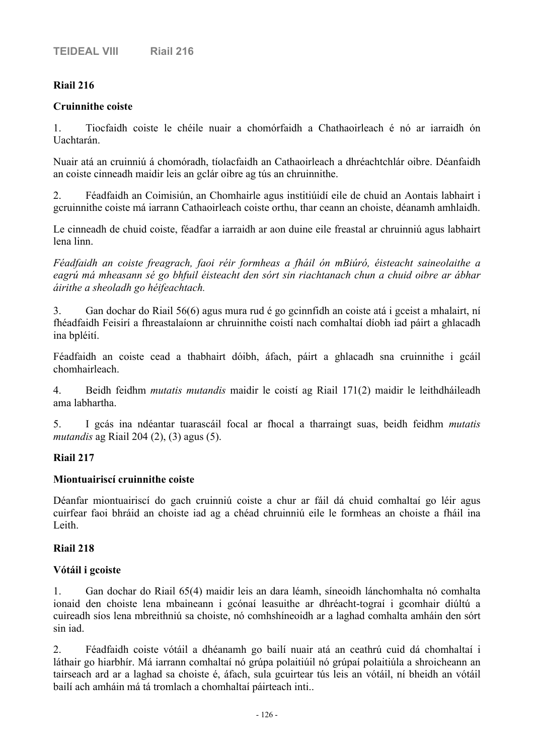**Riail 216**

**Cruinnithe coiste**

1. Tiocfaidh coiste le chéile nuair a chomórfaidh a Chathaoirleach é nó ar iarraidh ón Uachtarán.

Nuair atá an cruinniú á chomóradh, tíolacfaidh an Cathaoirleach a dhréachtchlár oibre. Déanfaidh an coiste cinneadh maidir leis an gclár oibre ag tús an chruinnithe.

2. Féadfaidh an Coimisiún, an Chomhairle agus institiúidí eile de chuid an Aontais labhairt i gcruinnithe coiste má iarrann Cathaoirleach coiste orthu, thar ceann an choiste, déanamh amhlaidh.

Le cinneadh de chuid coiste, féadfar a iarraidh ar aon duine eile freastal ar chruinniú agus labhairt lena linn.

*Féadfaidh an coiste freagrach, faoi réir formheas a fháil ón mBiúró, éisteacht saineolaithe a eagrú má mheasann sé go bhfuil éisteacht den sórt sin riachtanach chun a chuid oibre ar ábhar áirithe a sheoladh go héifeachtach.*

3. Gan dochar do Riail 56(6) agus mura rud é go gcinnfidh an coiste atá i gceist a mhalairt, ní fhéadfaidh Feisirí a fhreastalaíonn ar chruinnithe coistí nach comhaltaí díobh iad páirt a ghlacadh ina bpléití.

Féadfaidh an coiste cead a thabhairt dóibh, áfach, páirt a ghlacadh sna cruinnithe i gcáil chomhairleach.

4. Beidh feidhm *mutatis mutandis* maidir le coistí ag Riail 171(2) maidir le leithdháileadh ama labhartha.

5. I gcás ina ndéantar tuarascáil focal ar fhocal a tharraingt suas, beidh feidhm *mutatis mutandis* ag Riail 204 (2), (3) agus (5).

**Riail 217**

**Miontuairiscí cruinnithe coiste**

Déanfar miontuairiscí do gach cruinniú coiste a chur ar fáil dá chuid comhaltaí go léir agus cuirfear faoi bhráid an choiste iad ag a chéad chruinniú eile le formheas an choiste a fháil ina Leith.

**Riail 218**

**Vótáil i gcoiste**

1. Gan dochar do Riail 65(4) maidir leis an dara léamh, síneoidh lánchomhalta nó comhalta ionaid den choiste lena mbaineann i gcónaí leasuithe ar dhréacht-tograí i gcomhair diúltú a cuireadh síos lena mbreithniú sa choiste, nó comhshíneoidh ar a laghad comhalta amháin den sórt sin iad.

2. Féadfaidh coiste vótáil a dhéanamh go bailí nuair atá an ceathrú cuid dá chomhaltaí i láthair go hiarbhír. Má iarrann comhaltaí nó grúpa polaitiúil nó grúpaí polaitiúla a shroicheann an tairseach ard ar a laghad sa choiste é, áfach, sula gcuirtear tús leis an vótáil, ní bheidh an vótáil bailí ach amháin má tá tromlach a chomhaltaí páirteach inti..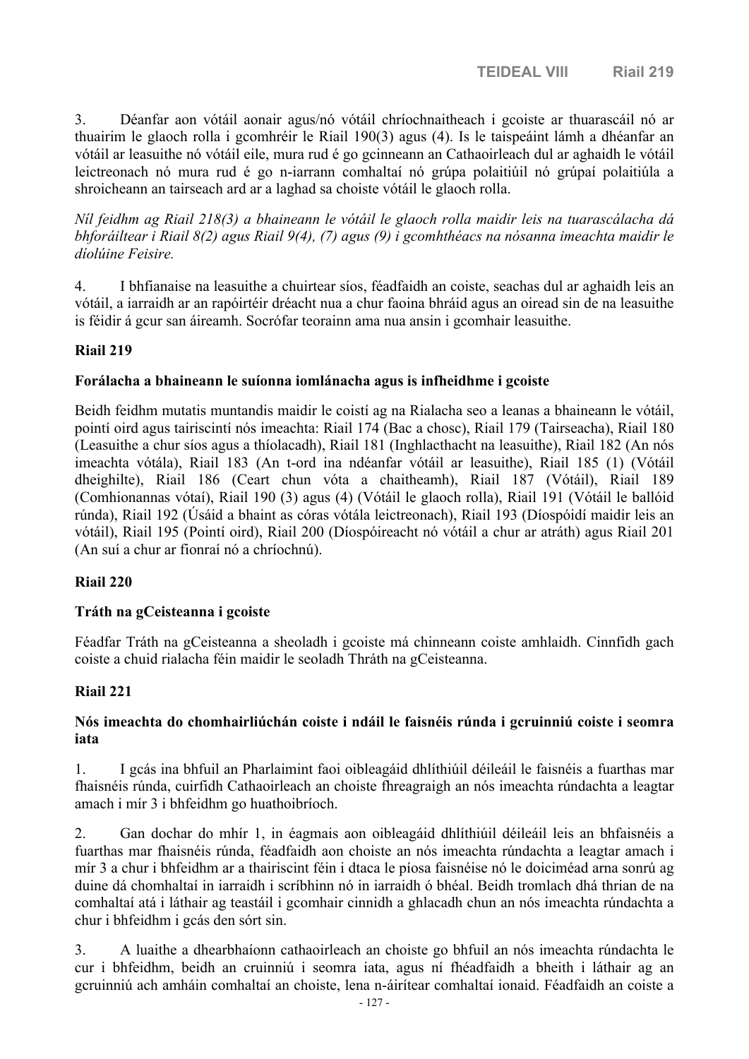3. Déanfar aon vótáil aonair agus/nó vótáil chríochnaitheach i gcoiste ar thuarascáil nó ar thuairim le glaoch rolla i gcomhréir le Riail 190(3) agus (4). Is le taispeáint lámh a dhéanfar an vótáil ar leasuithe nó vótáil eile, mura rud é go gcinneann an Cathaoirleach dul ar aghaidh le vótáil leictreonach nó mura rud é go n-iarrann comhaltaí nó grúpa polaitiúil nó grúpaí polaitiúla a shroicheann an tairseach ard ar a laghad sa choiste vótáil le glaoch rolla.

*Níl feidhm ag Riail 218(3) a bhaineann le vótáil le glaoch rolla maidir leis na tuarascálacha dá bhforáiltear i Riail 8(2) agus Riail 9(4), (7) agus (9) i gcomhthéacs na nósanna imeachta maidir le díolúine Feisire.*

4. I bhfianaise na leasuithe a chuirtear síos, féadfaidh an coiste, seachas dul ar aghaidh leis an vótáil, a iarraidh ar an rapóirtéir dréacht nua a chur faoina bhráid agus an oiread sin de na leasuithe is féidir á gcur san áireamh. Socrófar teorainn ama nua ansin i gcomhair leasuithe.

**Riail 219**

**Forálacha a bhaineann le suíonna iomlánacha agus is infheidhme i gcoiste**

Beidh feidhm mutatis muntandis maidir le coistí ag na Rialacha seo a leanas a bhaineann le vótáil, pointí oird agus tairiscintí nós imeachta: Riail 174 (Bac a chosc), Riail 179 (Tairseacha), Riail 180 (Leasuithe a chur síos agus a thíolacadh), Riail 181 (Inghlacthacht na leasuithe), Riail 182 (An nós imeachta vótála), Riail 183 (An t-ord ina ndéanfar vótáil ar leasuithe), Riail 185 (1) (Vótáil dheighilte), Riail 186 (Ceart chun vóta a chaitheamh), Riail 187 (Vótáil), Riail 189 (Comhionannas vótaí), Riail 190 (3) agus (4) (Vótáil le glaoch rolla), Riail 191 (Vótáil le ballóid rúnda), Riail 192 (Úsáid a bhaint as córas vótála leictreonach), Riail 193 (Díospóidí maidir leis an vótáil), Riail 195 (Pointí oird), Riail 200 (Díospóireacht nó vótáil a chur ar atráth) agus Riail 201 (An suí a chur ar fionraí nó a chríochnú).

**Riail 220**

**Tráth na gCeisteanna i gcoiste**

Féadfar Tráth na gCeisteanna a sheoladh i gcoiste má chinneann coiste amhlaidh. Cinnfidh gach coiste a chuid rialacha féin maidir le seoladh Thráth na gCeisteanna.

**Riail 221**

**Nós imeachta do chomhairliúchán coiste i ndáil le faisnéis rúnda i gcruinniú coiste i seomra iata**

1. I gcás ina bhfuil an Pharlaimint faoi oibleagáid dhlíthiúil déileáil le faisnéis a fuarthas mar fhaisnéis rúnda, cuirfidh Cathaoirleach an choiste fhreagraigh an nós imeachta rúndachta a leagtar amach i mír 3 i bhfeidhm go huathoibríoch.

2. Gan dochar do mhír 1, in éagmais aon oibleagáid dhlíthiúil déileáil leis an bhfaisnéis a fuarthas mar fhaisnéis rúnda, féadfaidh aon choiste an nós imeachta rúndachta a leagtar amach i mír 3 a chur i bhfeidhm ar a thairiscint féin i dtaca le píosa faisnéise nó le doiciméad arna sonrú ag duine dá chomhaltaí in iarraidh i scríbhinn nó in iarraidh ó bhéal. Beidh tromlach dhá thrian de na comhaltaí atá i láthair ag teastáil i gcomhair cinnidh a ghlacadh chun an nós imeachta rúndachta a chur i bhfeidhm i gcás den sórt sin.

3. A luaithe a dhearbhaíonn cathaoirleach an choiste go bhfuil an nós imeachta rúndachta le cur i bhfeidhm, beidh an cruinniú i seomra iata, agus ní fhéadfaidh a bheith i láthair ag an gcruinniú ach amháin comhaltaí an choiste, lena n-áirítear comhaltaí ionaid. Féadfaidh an coiste a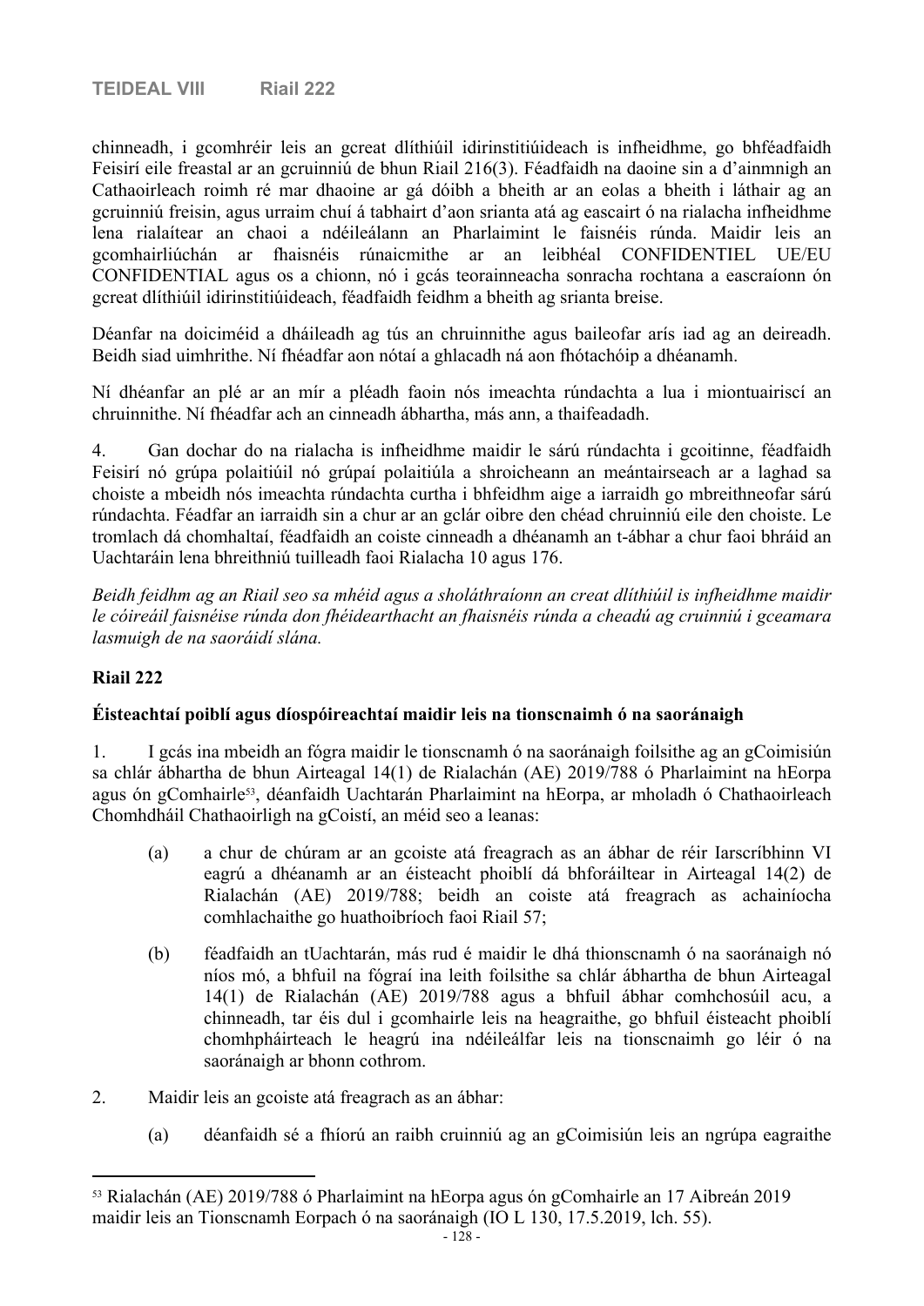chinneadh, i gcomhréir leis an gcreat dlíthiúil idirinstitiúideach is infheidhme, go bhféadfaidh Feisirí eile freastal ar an gcruinniú de bhun Riail 216(3). Féadfaidh na daoine sin a d'ainmnigh an Cathaoirleach roimh ré mar dhaoine ar gá dóibh a bheith ar an eolas a bheith i láthair ag an gcruinniú freisin, agus urraim chuí á tabhairt d'aon srianta atá ag eascairt ó na rialacha infheidhme lena rialaítear an chaoi a ndéileálann an Pharlaimint le faisnéis rúnda. Maidir leis an gcomhairliúchán ar fhaisnéis rúnaicmithe ar an leibhéal CONFIDENTIEL UE/EU CONFIDENTIAL agus os a chionn, nó i gcás teorainneacha sonracha rochtana a eascraíonn ón gcreat dlíthiúil idirinstitiúideach, féadfaidh feidhm a bheith ag srianta breise.

Déanfar na doiciméid a dháileadh ag tús an chruinnithe agus baileofar arís iad ag an deireadh. Beidh siad uimhrithe. Ní fhéadfar aon nótaí a ghlacadh ná aon fhótachóip a dhéanamh.

Ní dhéanfar an plé ar an mír a pléadh faoin nós imeachta rúndachta a lua i miontuairiscí an chruinnithe. Ní fhéadfar ach an cinneadh ábhartha, más ann, a thaifeadadh.

4. Gan dochar do na rialacha is infheidhme maidir le sárú rúndachta i gcoitinne, féadfaidh Feisirí nó grúpa polaitiúil nó grúpaí polaitiúla a shroicheann an meántairseach ar a laghad sa choiste a mbeidh nós imeachta rúndachta curtha i bhfeidhm aige a iarraidh go mbreithneofar sárú rúndachta. Féadfar an iarraidh sin a chur ar an gclár oibre den chéad chruinniú eile den choiste. Le tromlach dá chomhaltaí, féadfaidh an coiste cinneadh a dhéanamh an t-ábhar a chur faoi bhráid an Uachtaráin lena bhreithniú tuilleadh faoi Rialacha 10 agus 176.

*Beidh feidhm ag an Riail seo sa mhéid agus a sholáthraíonn an creat dlíthiúil is infheidhme maidir le cóireáil faisnéise rúnda don fhéidearthacht an fhaisnéis rúnda a cheadú ag cruinniú i gceamara lasmuigh de na saoráidí slána.*

## Riail 222

### Éisteachtaí poiblí agus díospóireachtaí maidir leis na tionscnaimh ó na saoránaigh

1. I gcás ina mbeidh an fógra maidir le tionscnamh ó na saoránaigh foilsithe ag an gCoimisiún sa chlár ábhartha de bhun Airteagal 14(1) de Rialachán (AE) 2019/788 ó Pharlaimint na hEorpa agus ón gComhairle[53], déanfaidh Uachtarán Pharlaimint na hEorpa, ar mholadh ó Chathaoirleach Chomhdháil Chathaoirligh na gCoistí, an méid seo a leanas:

   (a) a chur de chúram ar an gcoiste atá freagrach as an ábhar de réir Iarscríbhinn VI eagrú a dhéanamh ar an éisteacht phoiblí dá bhforáiltear in Airteagal 14(2) de Rialachán (AE) 2019/788; beidh an coiste atá freagrach as achainíocha comhlachaithe go huathoibríoch faoi Riail 57;

   (b) féadfaidh an tUachtarán, más rud é maidir le dhá thionscnamh ó na saoránaigh nó níos mó, a bhfuil na fógraí ina leith foilsithe sa chlár ábhartha de bhun Airteagal 14(1) de Rialachán (AE) 2019/788 agus a bhfuil ábhar comhchosúil acu, a chinneadh, tar éis dul i gcomhairle leis na heagraithe, go bhfuil éisteacht phoiblí chomhpháirteach le heagrú ina ndéileálfar leis na tionscnaimh go léir ó na saoránaigh ar bhonn cothrom.

2. Maidir leis an gcoiste atá freagrach as an ábhar:

   (a) déanfaidh sé a fhíorú an raibh cruinniú ag an gCoimisiún leis an ngrúpa eagraithe

[53] Rialachán (AE) 2019/788 ó Pharlaimint na hEorpa agus ón gComhairle an 17 Aibreán 2019 maidir leis an Tionscnamh Eorpach ó na saoránaigh (IO L 130, 17.5.2019, lch. 55).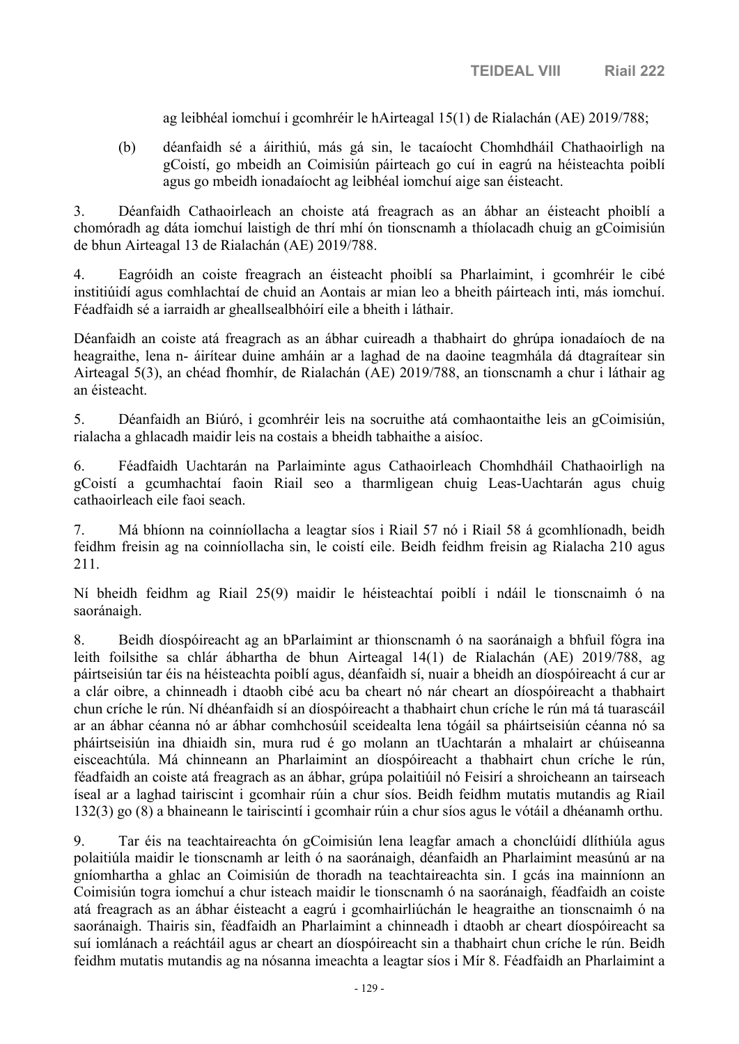ag leibhéal iomchuí i gcomhréir le hAirteagal 15(1) de Rialachán (AE) 2019/788;

(b) déanfaidh sé a áirithiú, más gá sin, le tacaíocht Chomhdháil Chathaoirligh na gCoistí, go mbeidh an Coimisiún páirteach go cuí in eagrú na héisteachta poiblí agus go mbeidh ionadaíocht ag leibhéal iomchuí aige san éisteacht.

3. Déanfaidh Cathaoirleach an choiste atá freagrach as an ábhar an éisteacht phoiblí a chomóradh ag dáta iomchuí laistigh de thrí mhí ón tionscnamh a thíolacadh chuig an gCoimisiún de bhun Airteagal 13 de Rialachán (AE) 2019/788.

4. Eagróidh an coiste freagrach an éisteacht phoiblí sa Pharlaimint, i gcomhréir le cibé institiúidí agus comhlachtaí de chuid an Aontais ar mian leo a bheith páirteach inti, más iomchuí. Féadfaidh sé a iarraidh ar gheallsealbhóirí eile a bheith i láthair.

Déanfaidh an coiste atá freagrach as an ábhar cuireadh a thabhairt do ghrúpa ionadaíoch de na heagraithe, lena n- áirítear duine amháin ar a laghad de na daoine teagmhála dá dtagraítear sin Airteagal 5(3), an chéad fhomhír, de Rialachán (AE) 2019/788, an tionscnamh a chur i láthair ag an éisteacht.

5. Déanfaidh an Biúró, i gcomhréir leis na socruithe atá comhaontaithe leis an gCoimisiún, rialacha a ghlacadh maidir leis na costais a bheidh tabhaithe a aisíoc.

6. Féadfaidh Uachtarán na Parlaiminte agus Cathaoirleach Chomhdháil Chathaoirligh na gCoistí a gcumhachtaí faoin Riail seo a tharmligean chuig Leas-Uachtarán agus chuig cathaoirleach eile faoi seach.

7. Má bhíonn na coinníollacha a leagtar síos i Riail 57 nó i Riail 58 á gcomhlíonadh, beidh feidhm freisin ag na coinníollacha sin, le coistí eile. Beidh feidhm freisin ag Rialacha 210 agus 211.

Ní bheidh feidhm ag Riail 25(9) maidir le héisteachtaí poiblí i ndáil le tionscnaimh ó na saoránaigh.

8. Beidh díospóireacht ag an bParlaimint ar thionscnamh ó na saoránaigh a bhfuil fógra ina leith foilsithe sa chlár ábhartha de bhun Airteagal 14(1) de Rialachán (AE) 2019/788, ag páirtseisiún tar éis na héisteachta poiblí agus, déanfaidh sí, nuair a bheidh an díospóireacht á cur ar a clár oibre, a chinneadh i dtaobh cibé acu ba cheart nó nár cheart an díospóireacht a thabhairt chun críche le rún. Ní dhéanfaidh sí an díospóireacht a thabhairt chun críche le rún má tá tuarascáil ar an ábhar céanna nó ar ábhar comhchosúil sceidealta lena tógáil sa pháirtseisiún céanna nó sa pháirtseisiún ina dhiaidh sin, mura rud é go molann an tUachtarán a mhalairt ar chúiseanna eisceachtúla. Má chinneann an Pharlaimint an díospóireacht a thabhairt chun críche le rún, féadfaidh an coiste atá freagrach as an ábhar, grúpa polaitiúil nó Feisirí a shroicheann an tairseach íseal ar a laghad tairiscint i gcomhair rúin a chur síos. Beidh feidhm mutatis mutandis ag Riail 132(3) go (8) a bhaineann le tairiscintí i gcomhair rúin a chur síos agus le vótáil a dhéanamh orthu.

9. Tar éis na teachtaireachta ón gCoimisiún lena leagfar amach a chonclúidí dlíthiúla agus polaitiúla maidir le tionscnamh ar leith ó na saoránaigh, déanfaidh an Pharlaimint measúnú ar na gníomhartha a ghlac an Coimisiún de thoradh na teachtaireachta sin. I gcás ina mainníonn an Coimisiún togra iomchuí a chur isteach maidir le tionscnamh ó na saoránaigh, féadfaidh an coiste atá freagrach as an ábhar éisteacht a eagrú i gcomhairliúchán le heagraithe an tionscnaimh ó na saoránaigh. Thairis sin, féadfaidh an Pharlaimint a chinneadh i dtaobh ar cheart díospóireacht sa suí iomlánach a reáchtáil agus ar cheart an díospóireacht sin a thabhairt chun críche le rún. Beidh feidhm mutatis mutandis ag na nósanna imeachta a leagtar síos i Mír 8. Féadfaidh an Pharlaimint a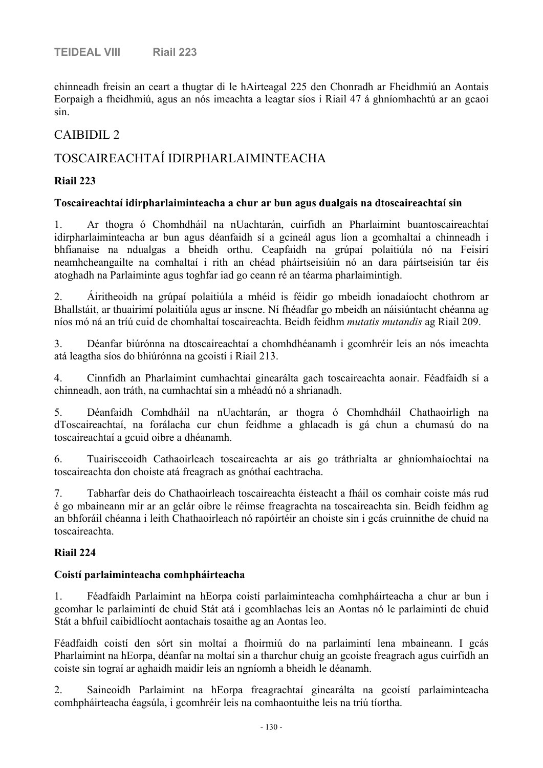chinneadh freisin an ceart a thugtar di le hAirteagal 225 den Chonradh ar Fheidhmiú an Aontais Eorpaigh a fheidhmiú, agus an nós imeachta a leagtar síos i Riail 47 á ghníomhachtú ar an gcaoi sin.

## CAIBIDIL 2

## TOSCAIREACHTAÍ IDIRPHARLAIMINTEACHA

### Riail 223

**Toscaireachtaí idirpharlaiminteacha a chur ar bun agus dualgais na dtoscaireachtaí sin**

1. Ar thogra ó Chomhdháil na nUachtarán, cuirfidh an Pharlaimint buantoscaireachtaí idirpharlaiminteacha ar bun agus déanfaidh sí a gcineál agus líon a gcomhaltaí a chinneadh i bhfianaise na ndualgas a bheidh orthu. Ceapfaidh na grúpaí polaitiúla nó na Feisirí neamhcheangailte na comhaltaí i rith an chéad pháirtseisiúin nó an dara páirtseisiún tar éis atoghadh na Parlaiminte agus toghfar iad go ceann ré an téarma pharlaimintigh.

2. Áiritheoidh na grúpaí polaitiúla a mhéid is féidir go mbeidh ionadaíocht chothrom ar Bhallstáit, ar thuairimí polaitiúla agus ar inscne. Ní fhéadfar go mbeidh an náisiúntacht chéanna ag níos mó ná an tríú cuid de chomhaltaí toscaireachta. Beidh feidhm *mutatis mutandis* ag Riail 209.

3. Déanfar biúrónna na dtoscaireachtaí a chomhdhéanamh i gcomhréir leis an nós imeachta atá leagtha síos do bhiúrónna na gcoistí i Riail 213.

4. Cinnfidh an Pharlaimint cumhachtaí ginearálta gach toscaireachta aonair. Féadfaidh sí a chinneadh, aon tráth, na cumhachtaí sin a mhéadú nó a shrianadh.

5. Déanfaidh Comhdháil na nUachtarán, ar thogra ó Chomhdháil Chathaoirligh na dToscaireachtaí, na forálacha cur chun feidhme a ghlacadh is gá chun a chumasú do na toscaireachtaí a gcuid oibre a dhéanamh.

6. Tuairisceoidh Cathaoirleach toscaireachta ar ais go tráthrialta ar ghníomhaíochtaí na toscaireachta don choiste atá freagrach as gnóthaí eachtracha.

7. Tabharfar deis do Chathaoirleach toscaireachta éisteacht a fháil os comhair coiste más rud é go mbaineann mír ar an gclár oibre le réimse freagrachta na toscaireachta sin. Beidh feidhm ag an bhforáil chéanna i leith Chathaoirleach nó rapóirtéir an choiste sin i gcás cruinnithe de chuid na toscaireachta.

### Riail 224

**Coistí parlaiminteacha comhpháirteacha**

1. Féadfaidh Parlaimint na hEorpa coistí parlaiminteacha comhpháirteacha a chur ar bun i gcomhar le parlaimintí de chuid Stát atá i gcomhlachas leis an Aontas nó le parlaimintí de chuid Stát a bhfuil caibidlíocht aontachais tosaithe ag an Aontas leo.

Féadfaidh coistí den sórt sin moltaí a fhoirmiú do na parlaimintí lena mbaineann. I gcás Pharlaimint na hEorpa, déanfar na moltaí sin a tharchur chuig an gcoiste freagrach agus cuirfidh an coiste sin tograí ar aghaidh maidir leis an ngníomh a bheidh le déanamh.

2. Saineoidh Parlaimint na hEorpa freagrachtaí ginearálta na gcoistí parlaiminteacha comhpháirteacha éagsúla, i gcomhréir leis na comhaontuithe leis na tríú tíortha.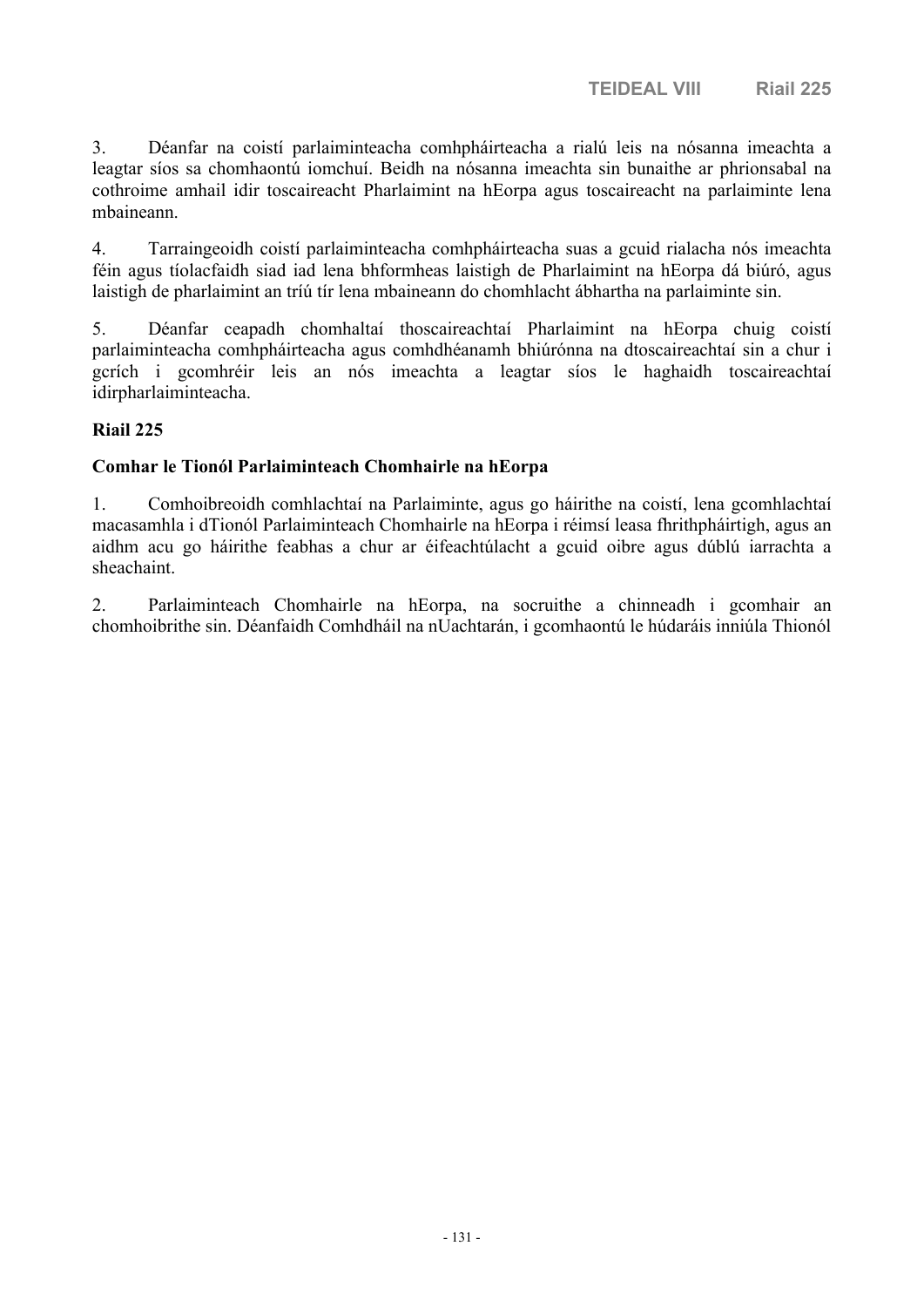3. Déanfar na coistí parlaiminteacha comhpháirteacha a rialú leis na nósanna imeachta a leagtar síos sa chomhaontú iomchuí. Beidh na nósanna imeachta sin bunaithe ar phrionsabal na cothroime amhail idir toscaireacht Pharlaimint na hEorpa agus toscaireacht na parlaiminte lena mbaineann.

4. Tarraingeoidh coistí parlaiminteacha comhpháirteacha suas a gcuid rialacha nós imeachta féin agus tíolacfaidh siad iad lena bhformheas laistigh de Pharlaimint na hEorpa dá biúró, agus laistigh de pharlaimint an tríú tír lena mbaineann do chomhlacht ábhartha na parlaiminte sin.

5. Déanfar ceapadh chomhaltaí thoscaireachtaí Pharlaimint na hEorpa chuig coistí parlaiminteacha comhpháirteacha agus comhdhéanamh bhiúrónna na dtoscaireachtaí sin a chur i gcrích i gcomhréir leis an nós imeachta a leagtar síos le haghaidh toscaireachtaí idirpharlaiminteacha.

**Riail 225**

**Comhar le Tionól Parlaiminteach Chomhairle na hEorpa**

1. Comhoibreoidh comhlachtaí na Parlaiminte, agus go háirithe na coistí, lena gcomhlachtaí macasamhla i dTionól Parlaiminteach Chomhairle na hEorpa i réimsí leasa fhrithpháirtigh, agus an aidhm acu go háirithe feabhas a chur ar éifeachtúlacht a gcuid oibre agus dúblú iarrachta a sheachaint.

2. Parlaiminteach Chomhairle na hEorpa, na socruithe a chinneadh i gcomhair an chomhoibrithe sin. Déanfaidh Comhdháil na nUachtarán, i gcomhaontú le húdaráis inniúla Thionól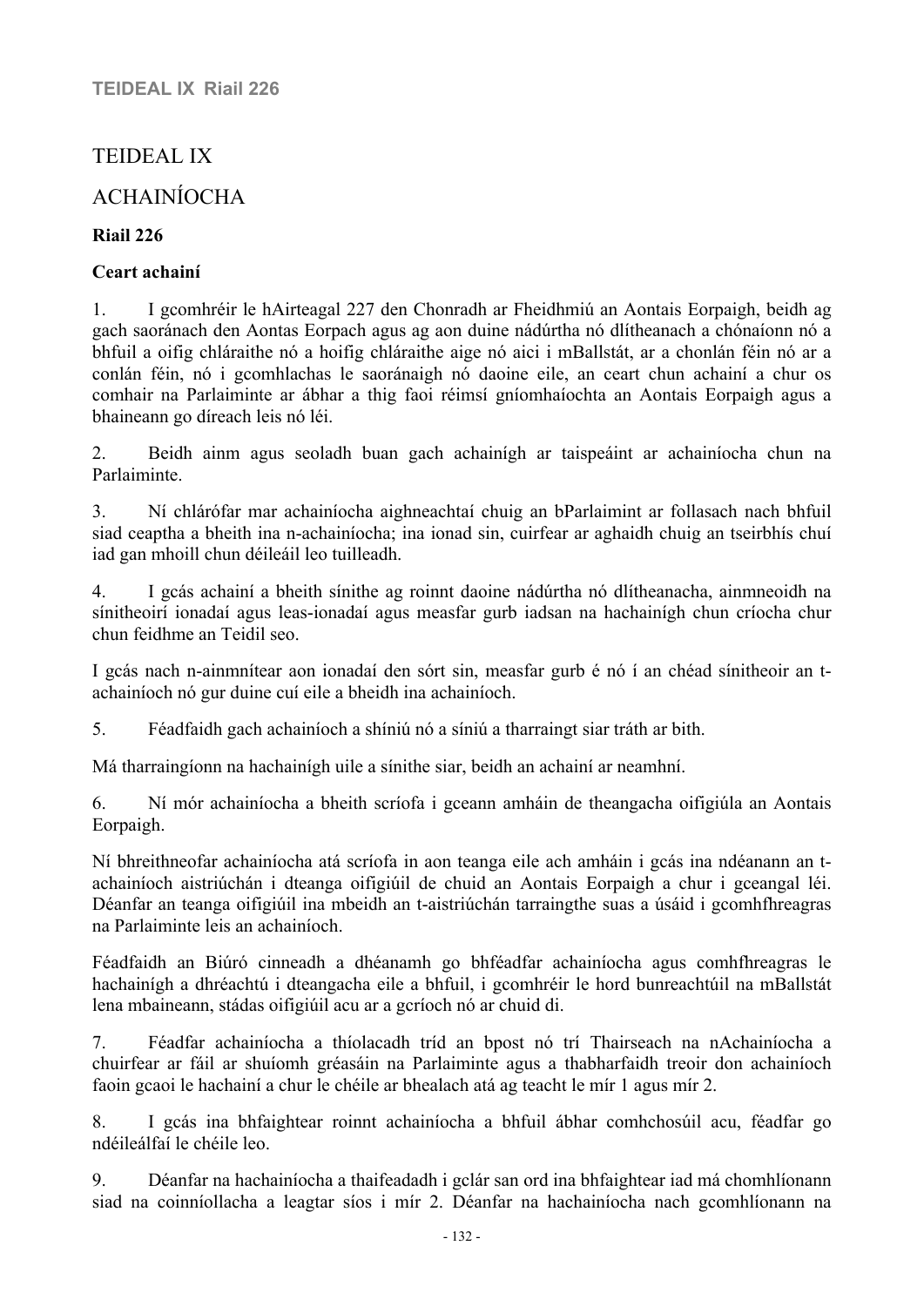# TEIDEAL IX

# ACHAINÍOCHA

### Riail 226

#### Ceart achainí

1. I gcomhréir le hAirteagal 227 den Chonradh ar Fheidhmiú an Aontais Eorpaigh, beidh ag gach saoránach den Aontas Eorpach agus ag aon duine nádúrtha nó dlítheanach a chónaíonn nó a bhfuil a oifig chláraithe nó a hoifig chláraithe aige nó aici i mBallstát, ar a chonlán féin nó ar a conlán féin, nó i gcomhlachas le saoránaigh nó daoine eile, an ceart chun achainí a chur os comhair na Parlaiminte ar ábhar a thig faoi réimsí gníomhaíochta an Aontais Eorpaigh agus a bhaineann go díreach leis nó léi.

2. Beidh ainm agus seoladh buan gach achainígh ar taispeáint ar achainíocha chun na Parlaiminte.

3. Ní chlárófar mar achainíocha aighneachtaí chuig an bParlaimint ar follasach nach bhfuil siad ceaptha a bheith ina n-achainíocha; ina ionad sin, cuirfear ar aghaidh chuig an tseirbhís chuí iad gan mhoill chun déileáil leo tuilleadh.

4. I gcás achainí a bheith sínithe ag roinnt daoine nádúrtha nó dlítheanacha, ainmneoidh na sínitheoirí ionadaí agus leas-ionadaí agus measfar gurb iadsan na hachainígh chun críocha chur chun feidhme an Teidil seo.

I gcás nach n-ainmnítear aon ionadaí den sórt sin, measfar gurb é nó í an chéad sínitheoir an t-achainíoch nó gur duine cuí eile a bheidh ina achainíoch.

5. Féadfaidh gach achainíoch a shíniú nó a síniú a tharraingt siar tráth ar bith.

Má tharraingíonn na hachainígh uile a sínithe siar, beidh an achainí ar neamhní.

6. Ní mór achainíocha a bheith scríofa i gceann amháin de theangacha oifigiúla an Aontais Eorpaigh.

Ní bhreithneofar achainíocha atá scríofa in aon teanga eile ach amháin i gcás ina ndéanann an t-achainíoch aistriúchán i dteanga oifigiúil de chuid an Aontais Eorpaigh a chur i gceangal léi. Déanfar an teanga oifigiúil ina mbeidh an t-aistriúchán tarraingthe suas a úsáid i gcomhfhreagras na Parlaiminte leis an achainíoch.

Féadfaidh an Biúró cinneadh a dhéanamh go bhféadfar achainíocha agus comhfhreagras le hachainígh a dhréachtú i dteangacha eile a bhfuil, i gcomhréir le hord bunreachtúil na mBallstát lena mbaineann, stádas oifigiúil acu ar a gcríoch nó ar chuid di.

7. Féadfar achainíocha a thíolacadh tríd an bpost nó trí Thairseach na nAchainíocha a chuirfear ar fáil ar shuíomh gréasáin na Parlaiminte agus a thabharfaidh treoir don achainíoch faoin gcaoi le hachainí a chur le chéile ar bhealach atá ag teacht le mír 1 agus mír 2.

8. I gcás ina bhfaightear roinnt achainíocha a bhfuil ábhar comhchosúil acu, féadfar go ndéileálfaí le chéile leo.

9. Déanfar na hachainíocha a thaifeadadh i gclár san ord ina bhfaightear iad má chomhlíonann siad na coinníollacha a leagtar síos i mír 2. Déanfar na hachainíocha nach gcomhlíonann na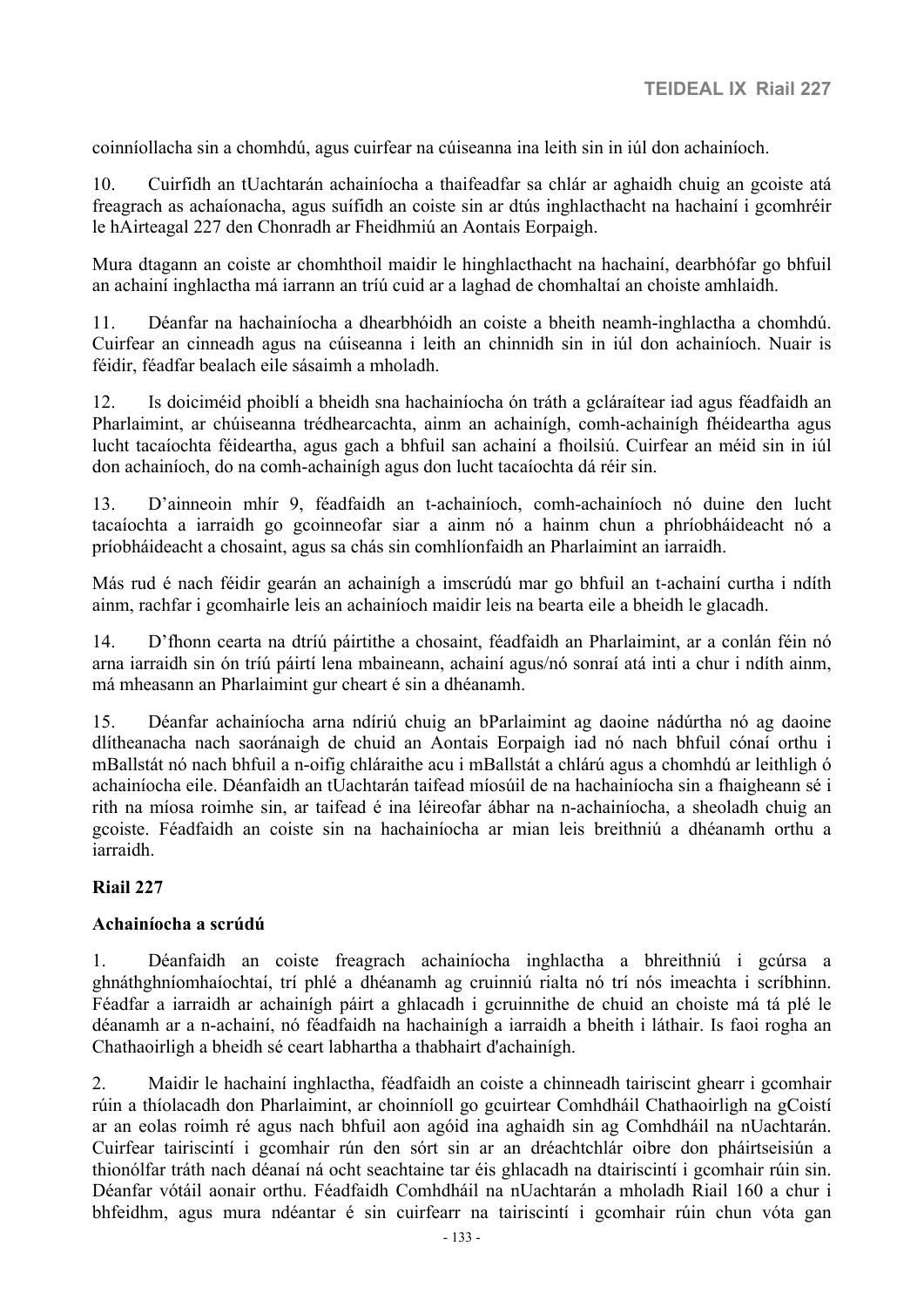coinníollacha sin a chomhdú, agus cuirfear na cúiseanna ina leith sin in iúl don achainíoch.

10. Cuirfidh an tUachtarán achainíocha a thaifeadfar sa chlár ar aghaidh chuig an gcoiste atá freagrach as achaíonacha, agus suífidh an coiste sin ar dtús inghlacthacht na hachainí i gcomhréir le hAirteagal 227 den Chonradh ar Fheidhmiú an Aontais Eorpaigh.

Mura dtagann an coiste ar chomhthoil maidir le hinghlacthacht na hachainí, dearbhófar go bhfuil an achainí inghlactha má iarrann an tríú cuid ar a laghad de chomhaltaí an choiste amhlaidh.

11. Déanfar na hachainíocha a dhearbhóidh an coiste a bheith neamh-inghlactha a chomhdú. Cuirfear an cinneadh agus na cúiseanna i leith an chinnidh sin in iúl don achainíoch. Nuair is féidir, féadfar bealach eile sásaimh a mholadh.

12. Is doiciméid phoiblí a bheidh sna hachainíocha ón tráth a gcláraítear iad agus féadfaidh an Pharlaimint, ar chúiseanna trédhearcachta, ainm an achainígh, comh-achainígh fhéideartha agus lucht tacaíochta féideartha, agus gach a bhfuil san achainí a fhoilsiú. Cuirfear an méid sin in iúl don achainíoch, do na comh-achainígh agus don lucht tacaíochta dá réir sin.

13. D'ainneoin mhír 9, féadfaidh an t-achainíoch, comh-achainíoch nó duine den lucht tacaíochta a iarraidh go gcoinneofar siar a ainm nó a hainm chun a phríobháideacht nó a príobháideacht a chosaint, agus sa chás sin comhlíonfaidh an Pharlaimint an iarraidh.

Más rud é nach féidir gearán an achainígh a imscrúdú mar go bhfuil an t-achainí curtha i ndíth ainm, rachfar i gcomhairle leis an achainíoch maidir leis na bearta eile a bheidh le glacadh.

14. D'fhonn cearta na dtríú páirtithe a chosaint, féadfaidh an Pharlaimint, ar a conlán féin nó arna iarraidh sin ón tríú páirtí lena mbaineann, achainí agus/nó sonraí atá inti a chur i ndíth ainm, má mheasann an Pharlaimint gur cheart é sin a dhéanamh.

15. Déanfar achainíocha arna ndíriú chuig an bParlaimint ag daoine nádúrtha nó ag daoine dlítheanacha nach saoránaigh de chuid an Aontais Eorpaigh iad nó nach bhfuil cónaí orthu i mBallstát nó nach bhfuil a n-oifig chláraithe acu i mBallstát a chlárú agus a chomhdú ar leithligh ó achainíocha eile. Déanfaidh an tUachtarán taifead míosúil de na hachainíocha sin a fhaigheann sé i rith na míosa roimhe sin, ar taifead é ina léireofar ábhar na n-achainíocha, a sheoladh chuig an gcoiste. Féadfaidh an coiste sin na hachainíocha ar mian leis breithniú a dhéanamh orthu a iarraidh.

**Riail 227**

**Achainíocha a scrúdú**

1. Déanfaidh an coiste freagrach achainíocha inghlactha a bhreithniú i gcúrsa a ghnáthghníomhaíochtaí, trí phlé a dhéanamh ag cruinniú rialta nó trí nós imeachta i scríbhinn. Féadfar a iarraidh ar achainígh páirt a ghlacadh i gcruinnithe de chuid an choiste má tá plé le déanamh ar a n-achainí, nó féadfaidh na hachainígh a iarraidh a bheith i láthair. Is faoi rogha an Chathaoirligh a bheidh sé ceart labhartha a thabhairt d'achainígh.

2. Maidir le hachainí inghlactha, féadfaidh an coiste a chinneadh tairiscint ghearr i gcomhair rúin a thíolacadh don Pharlaimint, ar choinníoll go gcuirtear Comhdháil Chathaoirligh na gCoistí ar an eolas roimh ré agus nach bhfuil aon agóid ina aghaidh sin ag Comhdháil na nUachtarán. Cuirfear tairiscintí i gcomhair rún den sórt sin ar an dréachtchlár oibre don pháirtseisiún a thionólfar tráth nach déanaí ná ocht seachtaine tar éis ghlacadh na dtairiscintí i gcomhair rúin sin. Déanfar vótáil aonair orthu. Féadfaidh Comhdháil na nUachtarán a mholadh Riail 160 a chur i bhfeidhm, agus mura ndéantar é sin cuirfearr na tairiscintí i gcomhair rúin chun vóta gan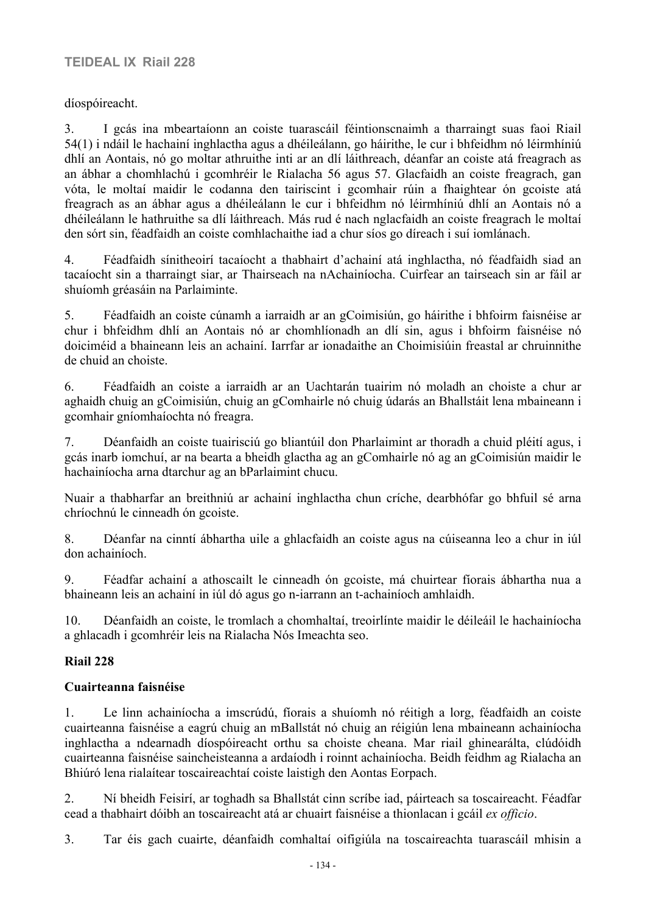díospóireacht.

3. I gcás ina mbeartaíonn an coiste tuarascáil féintionscnaimh a tharraingt suas faoi Riail 54(1) i ndáil le hachainí inghlactha agus a dhéileálann, go háirithe, le cur i bhfeidhm nó léirmhíniú dhlí an Aontais, nó go moltar athruithe inti ar an dlí láithreach, déanfar an coiste atá freagrach as an ábhar a chomhlachú i gcomhréir le Rialacha 56 agus 57. Glacfaidh an coiste freagrach, gan vóta, le moltaí maidir le codanna den tairiscint i gcomhair rúin a fhaightear ón gcoiste atá freagrach as an ábhar agus a dhéileálann le cur i bhfeidhm nó léirmhíniú dhlí an Aontais nó a dhéileálann le hathruithe sa dlí láithreach. Más rud é nach nglacfaidh an coiste freagrach le moltaí den sórt sin, féadfaidh an coiste comhlachaithe iad a chur síos go díreach i suí iomlánach.

4. Féadfaidh sínitheoirí tacaíocht a thabhairt d'achainí atá inghlactha, nó féadfaidh siad an tacaíocht sin a tharraingt siar, ar Thairseach na nAchainíocha. Cuirfear an tairseach sin ar fáil ar shuíomh gréasáin na Parlaiminte.

5. Féadfaidh an coiste cúnamh a iarraidh ar an gCoimisiún, go háirithe i bhfoirm faisnéise ar chur i bhfeidhm dhlí an Aontais nó ar chomhlíonadh an dlí sin, agus i bhfoirm faisnéise nó doiciméid a bhaineann leis an achainí. Iarrfar ar ionadaithe an Choimisiúin freastal ar chruinnithe de chuid an choiste.

6. Féadfaidh an coiste a iarraidh ar an Uachtarán tuairim nó moladh an choiste a chur ar aghaidh chuig an gCoimisiún, chuig an gComhairle nó chuig údarás an Bhallstáit lena mbaineann i gcomhair gníomhaíochta nó freagra.

7. Déanfaidh an coiste tuairisciú go bliantúil don Pharlaimint ar thoradh a chuid pléití agus, i gcás inarb iomchuí, ar na bearta a bheidh glactha ag an gComhairle nó ag an gCoimisiún maidir le hachainíocha arna dtarchur ag an bParlaimint chucu.

Nuair a thabharfar an breithniú ar achainí inghlactha chun críche, dearbhófar go bhfuil sé arna chríochnú le cinneadh ón gcoiste.

8. Déanfar na cinntí ábhartha uile a ghlacfaidh an coiste agus na cúiseanna leo a chur in iúl don achainíoch.

9. Féadfar achainí a athoscailt le cinneadh ón gcoiste, má chuirtear fíorais ábhartha nua a bhaineann leis an achainí in iúl dó agus go n-iarrann an t-achainíoch amhlaidh.

10. Déanfaidh an coiste, le tromlach a chomhaltaí, treoirlínte maidir le déileáil le hachainíocha a ghlacadh i gcomhréir leis na Rialacha Nós Imeachta seo.

## Riail 228

### Cuairteanna faisnéise

1. Le linn achainíocha a imscrúdú, fíorais a shuíomh nó réitigh a lorg, féadfaidh an coiste cuairteanna faisnéise a eagrú chuig an mBallstát nó chuig an réigiún lena mbaineann achainíocha inghlactha a ndearnadh díospóireacht orthu sa choiste cheana. Mar riail ghinearálta, clúdóidh cuairteanna faisnéise saincheisteanna a ardaíodh i roinnt achainíocha. Beidh feidhm ag Rialacha an Bhiúró lena rialaítear toscaireachtaí coiste laistigh den Aontas Eorpach.

2. Ní bheidh Feisirí, ar toghadh sa Bhallstát cinn scríbe iad, páirteach sa toscaireacht. Féadfar cead a thabhairt dóibh an toscaireacht atá ar chuairt faisnéise a thionlacan i gcáil *ex officio*.

3. Tar éis gach cuairte, déanfaidh comhaltaí oifigiúla na toscaireachta tuarascáil mhisin a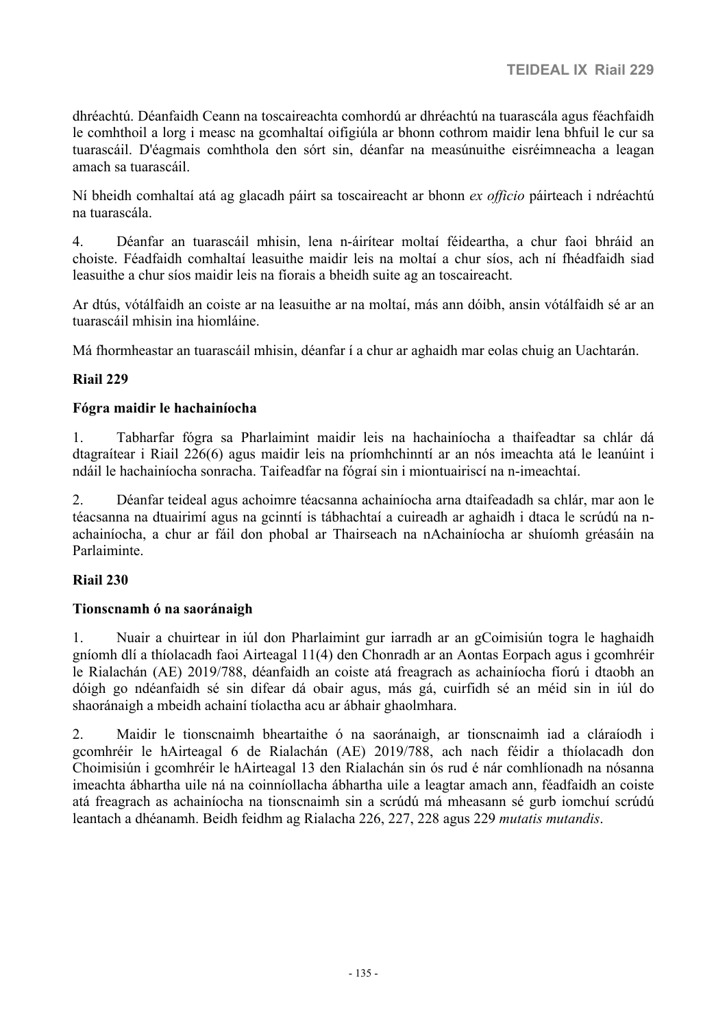dhréachtú. Déanfaidh Ceann na toscaireachta comhordú ar dhréachtú na tuarascála agus féachfaidh le comhthoil a lorg i measc na gcomhaltaí oifigiúla ar bhonn cothrom maidir lena bhfuil le cur sa tuarascáil. D'éagmais comhthola den sórt sin, déanfar na measúnuithe eisréimneacha a leagan amach sa tuarascáil.

Ní bheidh comhaltaí atá ag glacadh páirt sa toscaireacht ar bhonn *ex officio* páirteach i ndréachtú na tuarascála.

4. Déanfar an tuarascáil mhisin, lena n-áirítear moltaí féideartha, a chur faoi bhráid an choiste. Féadfaidh comhaltaí leasuithe maidir leis na moltaí a chur síos, ach ní fhéadfaidh siad leasuithe a chur síos maidir leis na fíorais a bheidh suite ag an toscaireacht.

Ar dtús, vótálfaidh an coiste ar na leasuithe ar na moltaí, más ann dóibh, ansin vótálfaidh sé ar an tuarascáil mhisin ina hiomláine.

Má fhormheastar an tuarascáil mhisin, déanfar í a chur ar aghaidh mar eolas chuig an Uachtarán.

**Riail 229**

**Fógra maidir le hachainíocha**

1. Tabharfar fógra sa Pharlaimint maidir leis na hachainíocha a thaifeadtar sa chlár dá dtagraítear i Riail 226(6) agus maidir leis na príomhchinntí ar an nós imeachta atá le leanúint i ndáil le hachainíocha sonracha. Taifeadfar na fógraí sin i miontuairiscí na n-imeachtaí.

2. Déanfar teideal agus achoimre téacsanna achainíocha arna dtaifeadadh sa chlár, mar aon le téacsanna na dtuairimí agus na gcinntí is tábhachtaí a cuireadh ar aghaidh i dtaca le scrúdú na n-achainíocha, a chur ar fáil don phobal ar Thairseach na nAchainíocha ar shuíomh gréasáin na Parlaiminte.

**Riail 230**

**Tionscnamh ó na saoránaigh**

1. Nuair a chuirtear in iúl don Pharlaimint gur iarradh ar an gCoimisiún togra le haghaidh gníomh dlí a thíolacadh faoi Airteagal 11(4) den Chonradh ar an Aontas Eorpach agus i gcomhréir le Rialachán (AE) 2019/788, déanfaidh an coiste atá freagrach as achainíocha fíorú i dtaobh an dóigh go ndéanfaidh sé sin difear dá obair agus, más gá, cuirfidh sé an méid sin in iúl do shaoránaigh a mbeidh achainí tíolactha acu ar ábhair ghaolmhara.

2. Maidir le tionscnaimh bheartaithe ó na saoránaigh, ar tionscnaimh iad a cláraíodh i gcomhréir le hAirteagal 6 de Rialachán (AE) 2019/788, ach nach féidir a thíolacadh don Choimisiún i gcomhréir le hAirteagal 13 den Rialachán sin ós rud é nár comhlíonadh na nósanna imeachta ábhartha uile ná na coinníollacha ábhartha uile a leagtar amach ann, féadfaidh an coiste atá freagrach as achainíocha na tionscnaimh sin a scrúdú má mheasann sé gurb iomchuí scrúdú leantach a dhéanamh. Beidh feidhm ag Rialacha 226, 227, 228 agus 229 *mutatis mutandis*.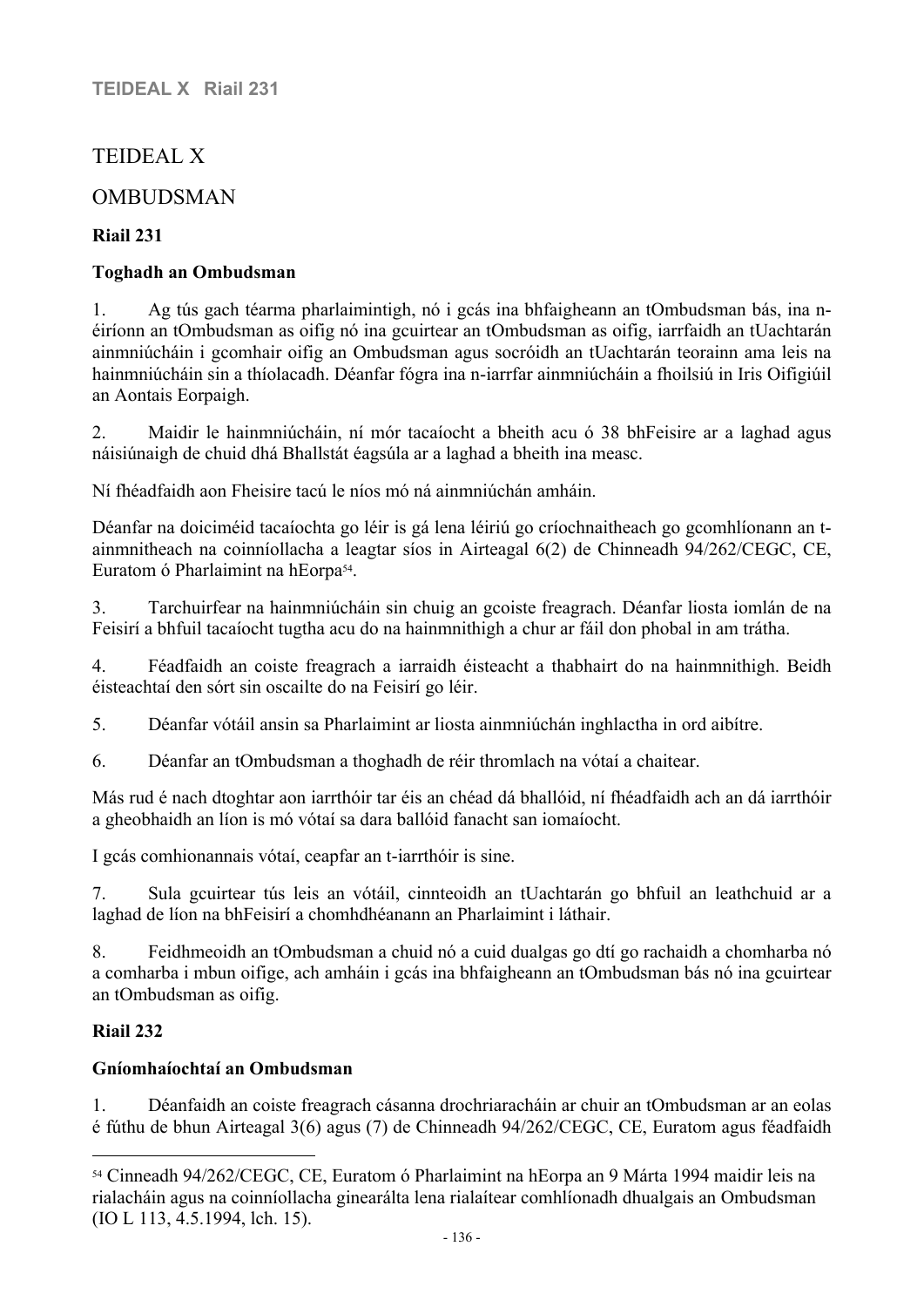# TEIDEAL X

# OMBUDSMAN

## Riail 231

### Toghadh an Ombudsman

1. Ag tús gach téarma pharlaimintigh, nó i gcás ina bhfaigheann an tOmbudsman bás, ina n-éiríonn an tOmbudsman as oifig nó ina gcuirtear an tOmbudsman as oifig, iarrfaidh an tUachtarán ainmniúcháin i gcomhair oifig an Ombudsman agus socróidh an tUachtarán teorainn ama leis na hainmniúcháin sin a thíolacadh. Déanfar fógra ina n-iarrfar ainmniúcháin a fhoilsiú in Iris Oifigiúil an Aontais Eorpaigh.

2. Maidir le hainmniúcháin, ní mór tacaíocht a bheith acu ó 38 bhFeisire ar a laghad agus náisiúnaigh de chuid dhá Bhallstát éagsúla ar a laghad a bheith ina measc.

Ní fhéadfaidh aon Fheisire tacú le níos mó ná ainmniúchán amháin.

Déanfar na doiciméid tacaíochta go léir is gá lena léiriú go críochnaitheach go gcomhlíonann an t-ainmnitheach na coinníollacha a leagtar síos in Airteagal 6(2) de Chinneadh 94/262/CEGC, CE, Euratom ó Pharlaimint na hEorpa[54].

3. Tarchuirfear na hainmniúcháin sin chuig an gcoiste freagrach. Déanfar liosta iomlán de na Feisirí a bhfuil tacaíocht tugtha acu do na hainmnithigh a chur ar fáil don phobal in am trátha.

4. Féadfaidh an coiste freagrach a iarraidh éisteacht a thabhairt do na hainmnithigh. Beidh éisteachtaí den sórt sin oscailte do na Feisirí go léir.

5. Déanfar vótáil ansin sa Pharlaimint ar liosta ainmniúchán inghlactha in ord aibítre.

6. Déanfar an tOmbudsman a thoghadh de réir thromlach na vótaí a chaitear.

Más rud é nach dtoghtar aon iarrthóir tar éis an chéad dá bhallóid, ní fhéadfaidh ach an dá iarrthóir a gheobhaidh an líon is mó vótaí sa dara ballóid fanacht san iomaíocht.

I gcás comhionannais vótaí, ceapfar an t-iarrthóir is sine.

7. Sula gcuirtear tús leis an vótáil, cinnteoidh an tUachtarán go bhfuil an leathchuid ar a laghad de líon na bhFeisirí a chomhdhéanann an Pharlaimint i láthair.

8. Feidhmeoidh an tOmbudsman a chuid nó a cuid dualgas go dtí go rachaidh a chomharba nó a comharba i mbun oifige, ach amháin i gcás ina bhfaigheann an tOmbudsman bás nó ina gcuirtear an tOmbudsman as oifig.

## Riail 232

### Gníomhaíochtaí an Ombudsman

1. Déanfaidh an coiste freagrach cásanna drochriaracháin ar chuir an tOmbudsman ar an eolas é fúthu de bhun Airteagal 3(6) agus (7) de Chinneadh 94/262/CEGC, CE, Euratom agus féadfaidh

---

[54] Cinneadh 94/262/CEGC, CE, Euratom ó Pharlaimint na hEorpa an 9 Márta 1994 maidir leis na rialacháin agus na coinníollacha ginearálta lena rialaítear comhlíonadh dhualgais an Ombudsman (IO L 113, 4.5.1994, lch. 15).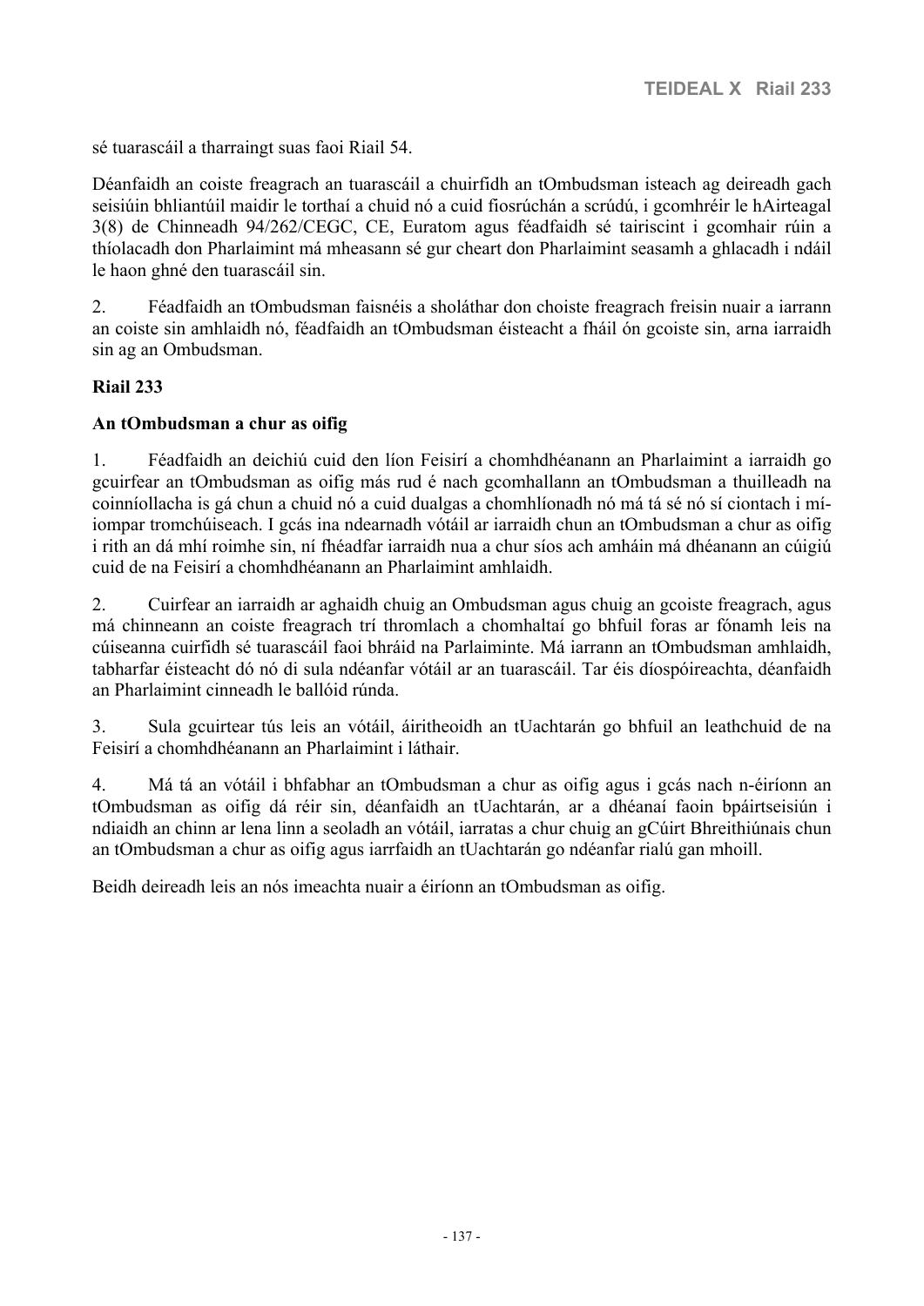sé tuarascáil a tharraingt suas faoi Riail 54.

Déanfaidh an coiste freagrach an tuarascáil a chuirfidh an tOmbudsman isteach ag deireadh gach seisiúin bhliantúil maidir le torthaí a chuid nó a cuid fiosrúchán a scrúdú, i gcomhréir le hAirteagal 3(8) de Chinneadh 94/262/CEGC, CE, Euratom agus féadfaidh sé tairiscint i gcomhair rúin a thíolacadh don Pharlaimint má mheasann sé gur cheart don Pharlaimint seasamh a ghlacadh i ndáil le haon ghné den tuarascáil sin.

2. Féadfaidh an tOmbudsman faisnéis a sholáthar don choiste freagrach freisin nuair a iarrann an coiste sin amhlaidh nó, féadfaidh an tOmbudsman éisteacht a fháil ón gcoiste sin, arna iarraidh sin ag an Ombudsman.

**Riail 233**

**An tOmbudsman a chur as oifig**

1. Féadfaidh an deichiú cuid den líon Feisirí a chomhdhéanann an Pharlaimint a iarraidh go gcuirfear an tOmbudsman as oifig más rud é nach gcomhallann an tOmbudsman a thuilleadh na coinníollacha is gá chun a chuid nó a cuid dualgas a chomhlíonadh nó má tá sé nó sí ciontach i mí-iompar tromchúiseach. I gcás ina ndearnadh vótáil ar iarraidh chun an tOmbudsman a chur as oifig i rith an dá mhí roimhe sin, ní fhéadfar iarraidh nua a chur síos ach amháin má dhéanann an cúigiú cuid de na Feisirí a chomhdhéanann an Pharlaimint amhlaidh.

2. Cuirfear an iarraidh ar aghaidh chuig an Ombudsman agus chuig an gcoiste freagrach, agus má chinneann an coiste freagrach trí thromlach a chomhaltaí go bhfuil foras ar fónamh leis na cúiseanna cuirfidh sé tuarascáil faoi bhráid na Parlaiminte. Má iarrann an tOmbudsman amhlaidh, tabharfar éisteacht dó nó di sula ndéanfar vótáil ar an tuarascáil. Tar éis díospóireachta, déanfaidh an Pharlaimint cinneadh le ballóid rúnda.

3. Sula gcuirtear tús leis an vótáil, áiritheoidh an tUachtarán go bhfuil an leathchuid de na Feisirí a chomhdhéanann an Pharlaimint i láthair.

4. Má tá an vótáil i bhfabhar an tOmbudsman a chur as oifig agus i gcás nach n-éiríonn an tOmbudsman as oifig dá réir sin, déanfaidh an tUachtarán, ar a dhéanaí faoin bpáirtseisiún i ndiaidh an chinn ar lena linn a seoladh an vótáil, iarratas a chur chuig an gCúirt Bhreithiúnais chun an tOmbudsman a chur as oifig agus iarrfaidh an tUachtarán go ndéanfar rialú gan mhoill.

Beidh deireadh leis an nós imeachta nuair a éiríonn an tOmbudsman as oifig.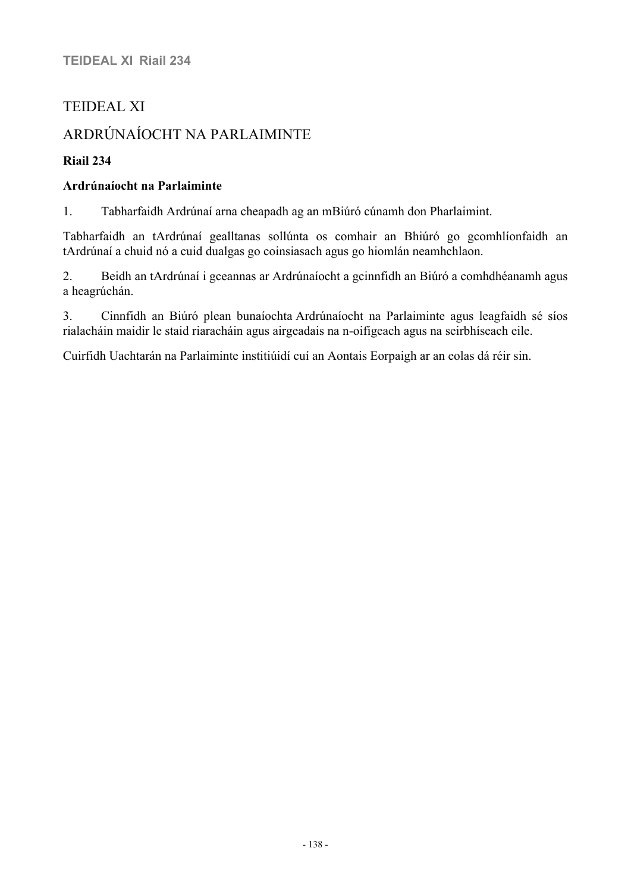# TEIDEAL XI

# ARDRÚNAÍOCHT NA PARLAIMINTE

### Riail 234

### Ardrúnaíocht na Parlaiminte

1. Tabharfaidh Ardrúnaí arna cheapadh ag an mBiúró cúnamh don Pharlaimint.

Tabharfaidh an tArdrúnaí gealltanas sollúnta os comhair an Bhiúró go gcomhlíonfaidh an tArdrúnaí a chuid nó a cuid dualgas go coinsiasach agus go hiomlán neamhchlaon.

2. Beidh an tArdrúnaí i gceannas ar Ardrúnaíocht a gcinnfidh an Biúró a comhdhéanamh agus a heagrúchán.

3. Cinnfidh an Biúró plean bunaíochta Ardrúnaíocht na Parlaiminte agus leagfaidh sé síos rialacháin maidir le staid riaracháin agus airgeadais na n-oifigeach agus na seirbhíseach eile.

Cuirfidh Uachtarán na Parlaiminte institiúidí cuí an Aontais Eorpaigh ar an eolas dá réir sin.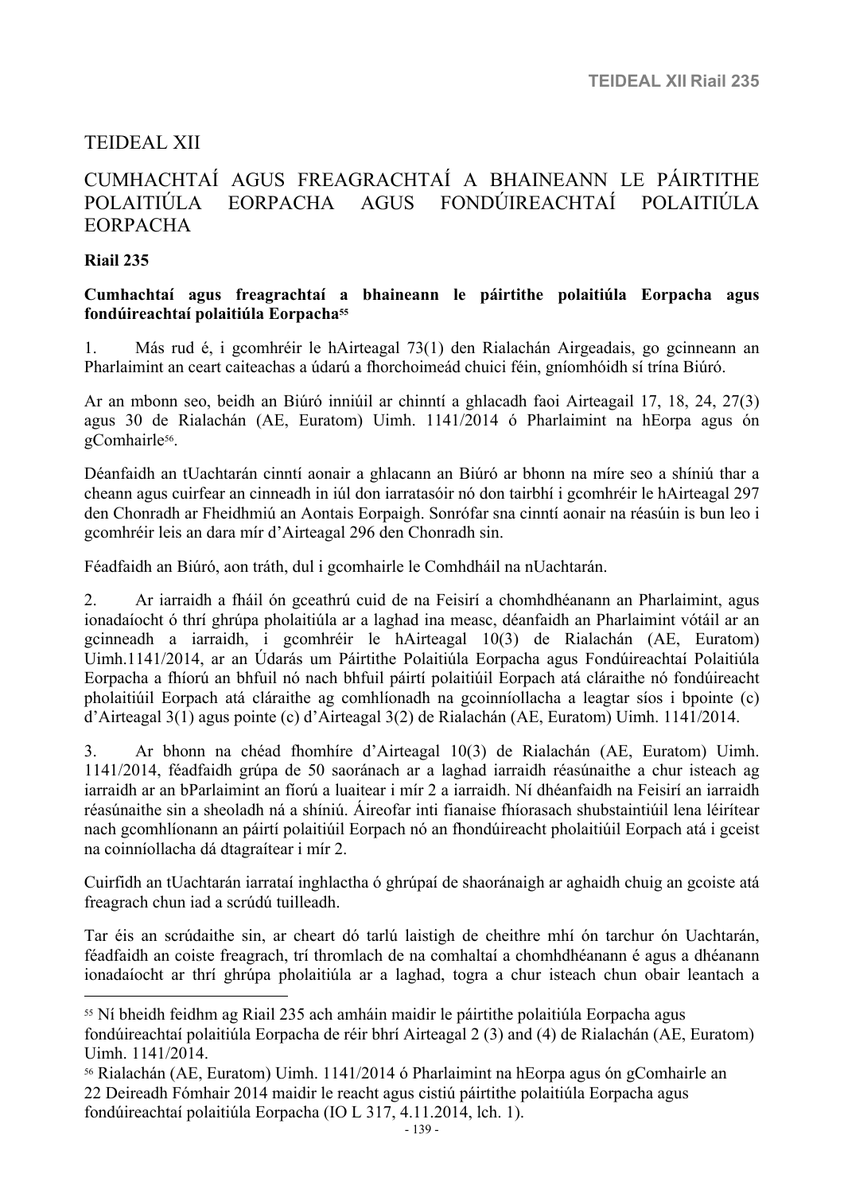# TEIDEAL XII

## CUMHACHTAÍ AGUS FREAGRACHTAÍ A BHAINEANN LE PÁIRTITHE POLAITIÚLA EORPACHA AGUS FONDÚIREACHTAÍ POLAITIÚLA EORPACHA

### Riail 235

**Cumhachtaí agus freagrachtaí a bhaineann le páirtithe polaitiúla Eorpacha agus fondúireachtaí polaitiúla Eorpacha[55]**

1. Más rud é, i gcomhréir le hAirteagal 73(1) den Rialachán Airgeadais, go gcinneann an Pharlaimint an ceart caiteachas a údarú a fhorchoimeád chuici féin, gníomhóidh sí trína Biúró.

Ar an mbonn seo, beidh an Biúró inniúil ar chinntí a ghlacadh faoi Airteagail 17, 18, 24, 27(3) agus 30 de Rialachán (AE, Euratom) Uimh. 1141/2014 ó Pharlaimint na hEorpa agus ón gComhairle[56].

Déanfaidh an tUachtarán cinntí aonair a ghlacann an Biúró ar bhonn na míre seo a shíniú thar a cheann agus cuirfear an cinneadh in iúl don iarratasóir nó don tairbhí i gcomhréir le hAirteagal 297 den Chonradh ar Fheidhmiú an Aontais Eorpaigh. Sonrófar sna cinntí aonair na réasúin is bun leo i gcomhréir leis an dara mír d'Airteagal 296 den Chonradh sin.

Féadfaidh an Biúró, aon tráth, dul i gcomhairle le Comhdháil na nUachtarán.

2. Ar iarraidh a fháil ón gceathrú cuid de na Feisirí a chomhdhéanann an Pharlaimint, agus ionadaíocht ó thrí ghrúpa pholaitiúla ar a laghad ina measc, déanfaidh an Pharlaimint vótáil ar an gcinneadh a iarraidh, i gcomhréir le hAirteagal 10(3) de Rialachán (AE, Euratom) Uimh.1141/2014, ar an Údarás um Páirtithe Polaitiúla Eorpacha agus Fondúireachtaí Polaitiúla Eorpacha a fhíorú an bhfuil nó nach bhfuil páirtí polaitiúil Eorpach atá cláraithe nó fondúireacht pholaitiúil Eorpach atá cláraithe ag comhlíonadh na gcoinníollacha a leagtar síos i bpointe (c) d'Airteagal 3(1) agus pointe (c) d'Airteagal 3(2) de Rialachán (AE, Euratom) Uimh. 1141/2014.

3. Ar bhonn na chéad fhomhíre d'Airteagal 10(3) de Rialachán (AE, Euratom) Uimh. 1141/2014, féadfaidh grúpa de 50 saoránach ar a laghad iarraidh réasúnaithe a chur isteach ag iarraidh ar an bParlaimint an fíorú a luaitear i mír 2 a iarraidh. Ní dhéanfaidh na Feisirí an iarraidh réasúnaithe sin a sheoladh ná a shíniú. Áireofar inti fianaise fhíorasach shubstaintiúil lena léirítear nach gcomhlíonann an páirtí polaitiúil Eorpach nó an fhondúireacht pholaitiúil Eorpach atá i gceist na coinníollacha dá dtagraítear i mír 2.

Cuirfidh an tUachtarán iarrataí inghlactha ó ghrúpaí de shaoránaigh ar aghaidh chuig an gcoiste atá freagrach chun iad a scrúdú tuilleadh.

Tar éis an scrúdaithe sin, ar cheart dó tarlú laistigh de cheithre mhí ón tarchur ón Uachtarán, féadfaidh an coiste freagrach, trí thromlach de na comhaltaí a chomhdhéanann é agus a dhéanann ionadaíocht ar thrí ghrúpa pholaitiúla ar a laghad, togra a chur isteach chun obair leantach a

[55] Ní bheidh feidhm ag Riail 235 ach amháin maidir le páirtithe polaitiúla Eorpacha agus fondúireachtaí polaitiúla Eorpacha de réir bhrí Airteagal 2 (3) and (4) de Rialachán (AE, Euratom) Uimh. 1141/2014.

[56] Rialachán (AE, Euratom) Uimh. 1141/2014 ó Pharlaimint na hEorpa agus ón gComhairle an 22 Deireadh Fómhair 2014 maidir le reacht agus cistiú páirtithe polaitiúla Eorpacha agus fondúireachtaí polaitiúla Eorpacha (IO L 317, 4.11.2014, lch. 1).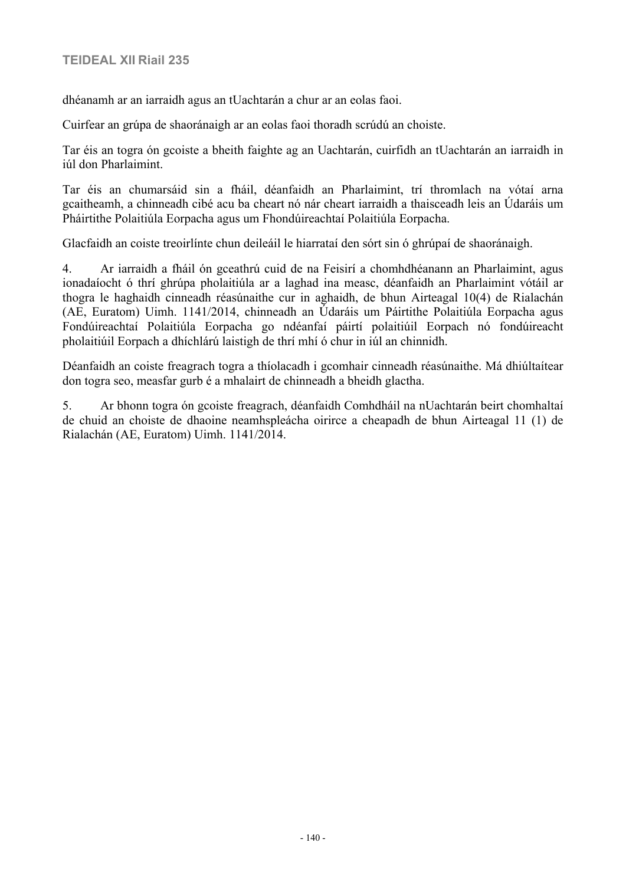dhéanamh ar an iarraidh agus an tUachtarán a chur ar an eolas faoi.

Cuirfear an grúpa de shaoránaigh ar an eolas faoi thoradh scrúdú an choiste.

Tar éis an togra ón gcoiste a bheith faighte ag an Uachtarán, cuirfidh an tUachtarán an iarraidh in iúl don Pharlaimint.

Tar éis an chumarsáid sin a fháil, déanfaidh an Pharlaimint, trí thromlach na vótaí arna gcaitheamh, a chinneadh cibé acu ba cheart nó nár cheart iarraidh a thaisceadh leis an Údaráis um Pháirtithe Polaitiúla Eorpacha agus um Fhondúireachtaí Polaitiúla Eorpacha.

Glacfaidh an coiste treoirlínte chun deileáil le hiarrataí den sórt sin ó ghrúpaí de shaoránaigh.

4. Ar iarraidh a fháil ón gceathrú cuid de na Feisirí a chomhdhéanann an Pharlaimint, agus ionadaíocht ó thrí ghrúpa pholaitiúla ar a laghad ina measc, déanfaidh an Pharlaimint vótáil ar thogra le haghaidh cinneadh réasúnaithe cur in aghaidh, de bhun Airteagal 10(4) de Rialachán (AE, Euratom) Uimh. 1141/2014, chinneadh an Údaráis um Páirtithe Polaitiúla Eorpacha agus Fondúireachtaí Polaitiúla Eorpacha go ndéanfaí páirtí polaitiúil Eorpach nó fondúireacht pholaitiúil Eorpach a dhíchlárú laistigh de thrí mhí ó chur in iúl an chinnidh.

Déanfaidh an coiste freagrach togra a thíolacadh i gcomhair cinneadh réasúnaithe. Má dhiúltaítear don togra seo, measfar gurb é a mhalairt de chinneadh a bheidh glactha.

5. Ar bhonn togra ón gcoiste freagrach, déanfaidh Comhdháil na nUachtarán beirt chomhaltaí de chuid an choiste de dhaoine neamhspleácha oirirce a cheapadh de bhun Airteagal 11 (1) de Rialachán (AE, Euratom) Uimh. 1141/2014.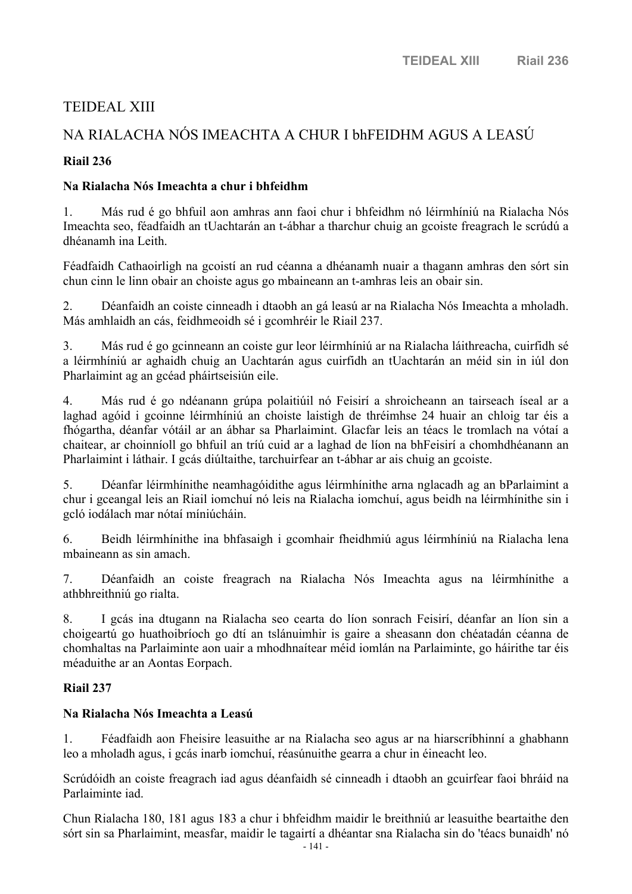# TEIDEAL XIII

# NA RIALACHA NÓS IMEACHTA A CHUR I bhFEIDHM AGUS A LEASÚ

## Riail 236

### Na Rialacha Nós Imeachta a chur i bhfeidhm

1. Más rud é go bhfuil aon amhras ann faoi chur i bhfeidhm nó léirmhíniú na Rialacha Nós Imeachta seo, féadfaidh an tUachtarán an t-ábhar a tharchur chuig an gcoiste freagrach le scrúdú a dhéanamh ina Leith.

Féadfaidh Cathaoirligh na gcoistí an rud céanna a dhéanamh nuair a thagann amhras den sórt sin chun cinn le linn obair an choiste agus go mbaineann an t-amhras leis an obair sin.

2. Déanfaidh an coiste cinneadh i dtaobh an gá leasú ar na Rialacha Nós Imeachta a mholadh. Más amhlaidh an cás, feidhmeoidh sé i gcomhréir le Riail 237.

3. Más rud é go gcinneann an coiste gur leor léirmhíniú ar na Rialacha láithreacha, cuirfidh sé a léirmhíniú ar aghaidh chuig an Uachtarán agus cuirfidh an tUachtarán an méid sin in iúl don Pharlaimint ag an gcéad pháirtseisiún eile.

4. Más rud é go ndéanann grúpa polaitiúil nó Feisirí a shroicheann an tairseach íseal ar a laghad agóid i gcoinne léirmhíniú an choiste laistigh de thréimhse 24 huair an chloig tar éis a fhógartha, déanfar vótáil ar an ábhar sa Pharlaimint. Glacfar leis an téacs le tromlach na vótaí a chaitear, ar choinníoll go bhfuil an triú cuid ar a laghad de líon na bhFeisirí a chomhdhéanann an Pharlaimint i láthair. I gcás diúltaithe, tarchuirfear an t-ábhar ar ais chuig an gcoiste.

5. Déanfar léirmhínithe neamhagóidithe agus léirmhínithe arna nglacadh ag an bParlaimint a chur i gceangal leis an Riail iomchuí nó leis na Rialacha iomchuí, agus beidh na léirmhínithe sin i gcló iodálach mar nótaí míniúcháin.

6. Beidh léirmhínithe ina bhfasaigh i gcomhair fheidhmiú agus léirmhíniú na Rialacha lena mbaineann as sin amach.

7. Déanfaidh an coiste freagrach na Rialacha Nós Imeachta agus na léirmhínithe a athbhreithniú go rialta.

8. I gcás ina dtugann na Rialacha seo cearta do líon sonrach Feisirí, déanfar an líon sin a choigeartú go huathoibríoch go dtí an tslánuimhir is gaire a sheasann don chéatadán céanna de chomhaltas na Parlaiminte aon uair a mhodhnaítear méid iomlán na Parlaiminte, go háirithe tar éis méaduithe ar an Aontas Eorpach.

## Riail 237

### Na Rialacha Nós Imeachta a Leasú

1. Féadfaidh aon Fheisire leasuithe ar na Rialacha seo agus ar na hiarscríbhinní a ghabhann leo a mholadh agus, i gcás inarb iomchuí, réasúnuithe gearra a chur in éineacht leo.

Scrúdóidh an coiste freagrach iad agus déanfaidh sé cinneadh i dtaobh an gcuirfear faoi bhráid na Parlaiminte iad.

Chun Rialacha 180, 181 agus 183 a chur i bhfeidhm maidir le breithniú ar leasuithe beartaithe den sórt sin sa Pharlaimint, measfar, maidir le tagairtí a dhéantar sna Rialacha sin do 'téacs bunaidh' nó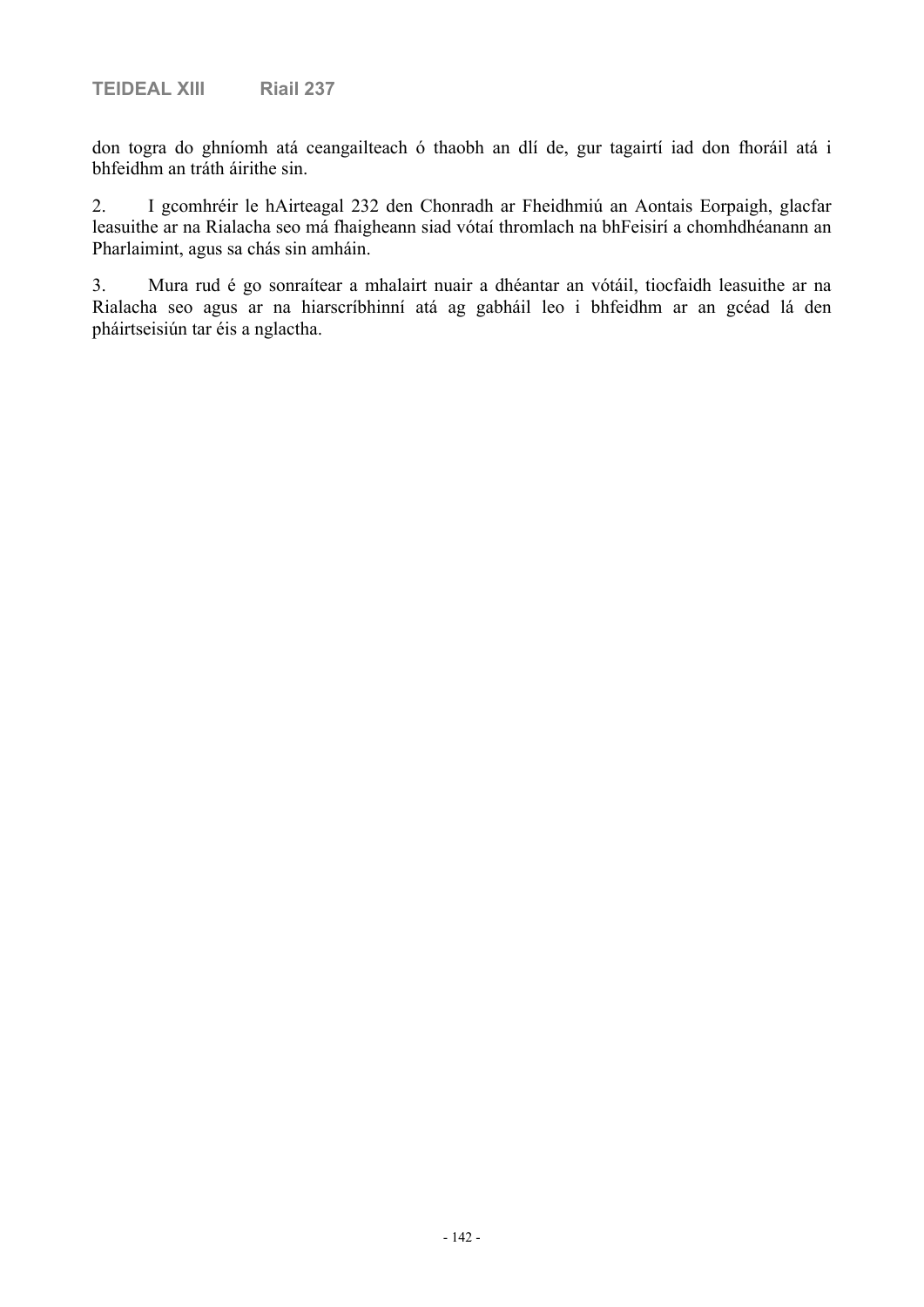don togra do ghníomh atá ceangailteach ó thaobh an dlí de, gur tagairtí iad don fhoráil atá i bhfeidhm an tráth áirithe sin.

2. I gcomhréir le hAirteagal 232 den Chonradh ar Fheidhmiú an Aontais Eorpaigh, glacfar leasuithe ar na Rialacha seo má fhaigheann siad vótaí thromlach na bhFeisirí a chomhdhéanann an Pharlaimint, agus sa chás sin amháin.

3. Mura rud é go sonraítear a mhalairt nuair a dhéantar an vótáil, tiocfaidh leasuithe ar na Rialacha seo agus ar na hiarscríbhinní atá ag gabháil leo i bhfeidhm ar an gcéad lá den pháirtseisiún tar éis a nglactha.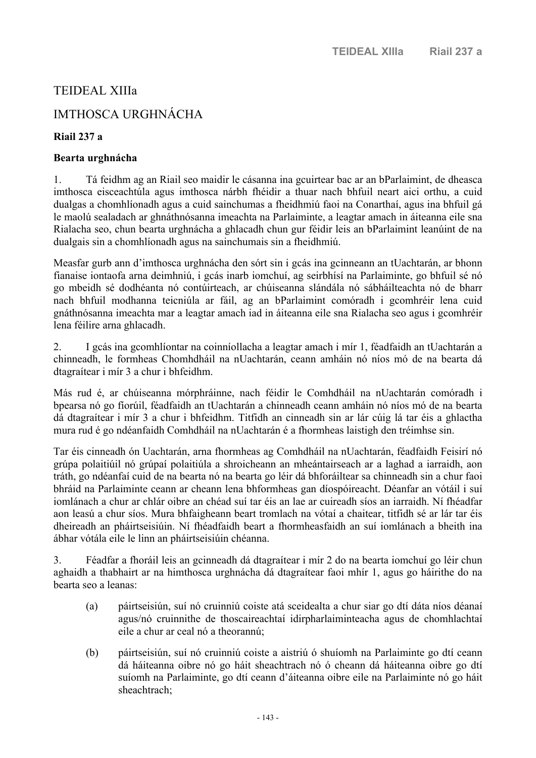# TEIDEAL XIIIa

# IMTHOSCA URGHNÁCHA

### Riail 237 a

### Bearta urghnácha

1. Tá feidhm ag an Riail seo maidir le cásanna ina gcuirtear bac ar an bParlaimint, de dheasca imthosca eisceachtúla agus imthosca nárbh fhéidir a thuar nach bhfuil neart aici orthu, a cuid dualgas a chomhlíonadh agus a cuid sainchumas a fheidhmiú faoi na Conarthaí, agus ina bhfuil gá le maolú sealadach ar ghnáthnósanna imeachta na Parlaiminte, a leagtar amach in áiteanna eile sna Rialacha seo, chun bearta urghnácha a ghlacadh chun gur féidir leis an bParlaimint leanúint de na dualgais sin a chomhlíonadh agus na sainchumais sin a fheidhmiú.

Measfar gurb ann d'imthosca urghnácha den sórt sin i gcás ina gcinneann an tUachtarán, ar bhonn fianaise iontaofa arna deimhniú, i gcás inarb iomchuí, ag seirbhísí na Parlaiminte, go bhfuil sé nó go mbeidh sé dodhéanta nó contúirteach, ar chúiseanna slándála nó sábháilteachta nó de bharr nach bhfuil modhanna teicniúla ar fáil, ag an bParlaimint comóradh i gcomhréir lena cuid gnáthnósanna imeachta mar a leagtar amach iad in áiteanna eile sna Rialacha seo agus i gcomhréir lena féilire arna ghlacadh.

2. I gcás ina gcomhlíontar na coinníollacha a leagtar amach i mír 1, féadfaidh an tUachtarán a chinneadh, le formheas Chomhdháil na nUachtarán, ceann amháin nó níos mó de na bearta dá dtagraítear i mír 3 a chur i bhfeidhm.

Más rud é, ar chúiseanna mórphráinne, nach féidir le Comhdháil na nUachtarán comóradh i bpearsa nó go fíorúil, féadfaidh an tUachtarán a chinneadh ceann amháin nó níos mó de na bearta dá dtagraítear i mír 3 a chur i bhfeidhm. Titfidh an cinneadh sin ar lár cúig lá tar éis a ghlactha mura rud é go ndéanfaidh Comhdháil na nUachtarán é a fhormheas laistigh den tréimhse sin.

Tar éis cinneadh ón Uachtarán, arna fhormheas ag Comhdháil na nUachtarán, féadfaidh Feisirí nó grúpa polaitiúil nó grúpaí polaitiúla a shroicheann an mheántairseach ar a laghad a iarraidh, aon tráth, go ndéanfaí cuid de na bearta nó na bearta go léir dá bhforáiltear sa chinneadh sin a chur faoi bhráid na Parlaiminte ceann ar cheann lena bhformheas gan díospóireacht. Déanfar an vótáil i suí iomlánach a chur ar chlár oibre an chéad suí tar éis an lae ar cuireadh síos an iarraidh. Ní fhéadfar aon leasú a chur síos. Mura bhfaigheann beart tromlach na vótaí a chaitear, titfidh sé ar lár tar éis dheireadh an pháirtseisiúin. Ní fhéadfaidh beart a fhormheasfaidh an suí iomlánach a bheith ina ábhar vótála eile le linn an pháirtseisiúin chéanna.

3. Féadfar a fhoráil leis an gcinneadh dá dtagraítear i mír 2 do na bearta iomchuí go léir chun aghaidh a thabhairt ar na himthosca urghnácha dá dtagraítear faoi mhír 1, agus go háirithe do na bearta seo a leanas:

(a) páirtseisiún, suí nó cruinniú coiste atá sceidealta a chur siar go dtí dáta níos déanaí agus/nó cruinnithe de thoscaireachtaí idirpharlaiminteacha agus de chomhlachtaí eile a chur ar ceal nó a theorannú;

(b) páirtseisiún, suí nó cruinniú coiste a aistriú ó shuíomh na Parlaiminte go dtí ceann dá háiteanna oibre nó go háit sheachtrach nó ó cheann dá háiteanna oibre go dtí suíomh na Parlaiminte, go dtí ceann d'áiteanna oibre eile na Parlaiminte nó go háit sheachtrach;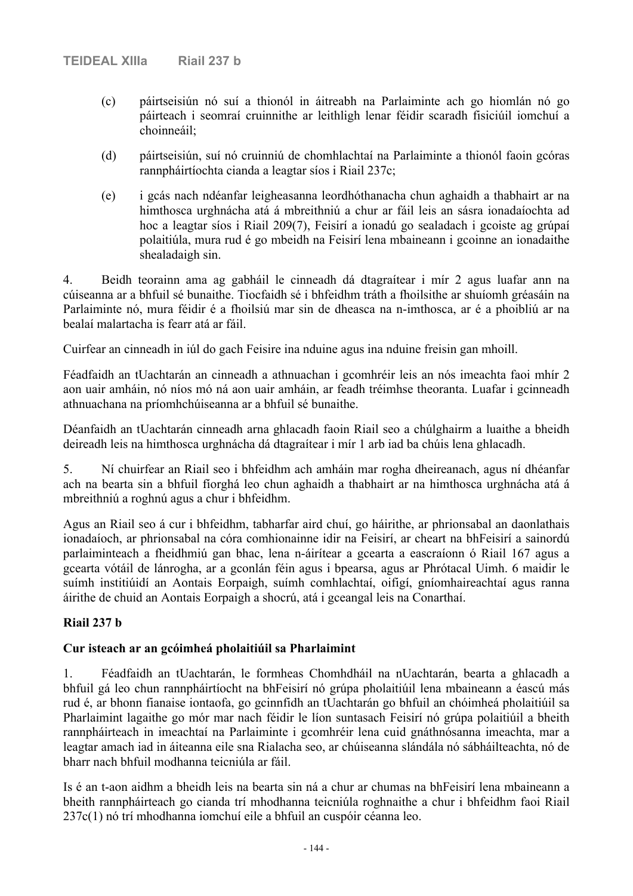- (c) páirtseisiún nó suí a thionól in áitreabh na Parlaiminte ach go hiomlán nó go páirteach i seomraí cruinnithe ar leithligh lenar féidir scaradh fisiciúil iomchuí a choinneáil;

- (d) páirtseisiún, suí nó cruinniú de chomhlachtaí na Parlaiminte a thionól faoin gcóras rannpháirtíochta cianda a leagtar síos i Riail 237c;

- (e) i gcás nach ndéanfar leigheasanna leordhóthanacha chun aghaidh a thabhairt ar na himthosca urghnácha atá á mbreithniú a chur ar fáil leis an sásra ionadaíochta ad hoc a leagtar síos i Riail 209(7), Feisirí a ionadú go sealadach i gcoiste ag grúpaí polaitiúla, mura rud é go mbeidh na Feisirí lena mbaineann i gcoinne an ionadaithe shealadaigh sin.

4. Beidh teorainn ama ag gabháil le cinneadh dá dtagraítear i mír 2 agus luafar ann na cúiseanna ar a bhfuil sé bunaithe. Tiocfaidh sé i bhfeidhm tráth a fhoilsithe ar shuíomh gréasáin na Parlaiminte nó, mura féidir é a fhoilsiú mar sin de dheasca na n-imthosca, ar é a phoibliú ar na bealaí malartacha is fearr atá ar fáil.

Cuirfear an cinneadh in iúl do gach Feisire ina nduine agus ina nduine freisin gan mhoill.

Féadfaidh an tUachtarán an cinneadh a athnuachan i gcomhréir leis an nós imeachta faoi mhír 2 aon uair amháin, nó níos mó ná aon uair amháin, ar feadh tréimhse theoranta. Luafar i gcinneadh athnuachana na príomhchúiseanna ar a bhfuil sé bunaithe.

Déanfaidh an tUachtarán cinneadh arna ghlacadh faoin Riail seo a chúlghairm a luaithe a bheidh deireadh leis na himthosca urghnácha dá dtagraítear i mír 1 arb iad ba chúis lena ghlacadh.

5. Ní chuirfear an Riail seo i bhfeidhm ach amháin mar rogha dheireanach, agus ní dhéanfar ach na bearta sin a bhfuil fíorghá leo chun aghaidh a thabhairt ar na himthosca urghnácha atá á mbreithniú a roghnú agus a chur i bhfeidhm.

Agus an Riail seo á cur i bhfeidhm, tabharfar aird chuí, go háirithe, ar phrionsabal an daonlathais ionadaíoch, ar phrionsabal na córa comhionainne idir na Feisirí, ar cheart na bhFeisirí a sainordú parlaiminteach a fheidhmiú gan bhac, lena n-áirítear a gcearta a eascraíonn ó Riail 167 agus a gcearta vótáil de lánrogha, ar a gconlán féin agus i bpearsa, agus ar Phrótacal Uimh. 6 maidir le suímh institiúidí an Aontais Eorpaigh, suímh comhlachtaí, oifigí, gníomhaireachtaí agus ranna áirithe de chuid an Aontais Eorpaigh a shocrú, atá i gceangal leis na Conarthaí.

**Riail 237 b**

**Cur isteach ar an gcóimheá pholaitiúil sa Pharlaimint**

1. Féadfaidh an tUachtarán, le formheas Chomhdháil na nUachtarán, bearta a ghlacadh a bhfuil gá leo chun rannpháirtíocht na bhFeisirí nó grúpa pholaitiúil lena mbaineann a éascú más rud é, ar bhonn fianaise iontaofa, go gcinnfidh an tUachtarán go bhfuil an chóimheá pholaitiúil sa Pharlaimint lagaithe go mór mar nach féidir le líon suntasach Feisirí nó grúpa polaitiúil a bheith rannpháirteach in imeachtaí na Parlaiminte i gcomhréir lena cuid gnáthnósanna imeachta, mar a leagtar amach iad in áiteanna eile sna Rialacha seo, ar chúiseanna slándála nó sábháilteachta, nó de bharr nach bhfuil modhanna teicniúla ar fáil.

Is é an t-aon aidhm a bheidh leis na bearta sin ná a chur ar chumas na bhFeisirí lena mbaineann a bheith rannpháirteach go cianda trí mhodhanna teicniúla roghnaithe a chur i bhfeidhm faoi Riail 237c(1) nó trí mhodhanna iomchuí eile a bhfuil an cuspóir céanna leo.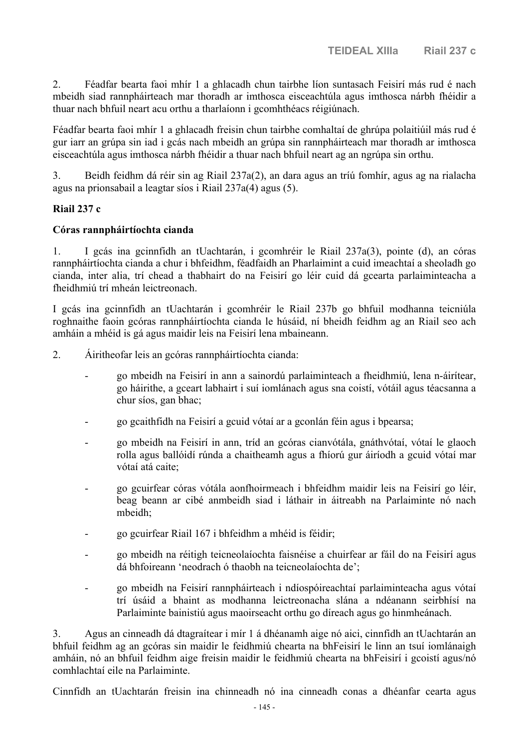2. Féadfar bearta faoi mhír 1 a ghlacadh chun tairbhe líon suntasach Feisirí más rud é nach mbeidh siad rannpháirteach mar thoradh ar imthosca eisceachtúla agus imthosca nárbh fhéidir a thuar nach bhfuil neart acu orthu a tharlaíonn i gcomhthéacs réigiúnach.

Féadfar bearta faoi mhír 1 a ghlacadh freisin chun tairbhe comhaltaí de ghrúpa polaitiúil más rud é gur iarr an grúpa sin iad i gcás nach mbeidh an grúpa sin rannpháirteach mar thoradh ar imthosca eisceachtúla agus imthosca nárbh fhéidir a thuar nach bhfuil neart ag an ngrúpa sin orthu.

3. Beidh feidhm dá réir sin ag Riail 237a(2), an dara agus an tríú fomhír, agus ag na rialacha agus na prionsabail a leagtar síos i Riail 237a(4) agus (5).

**Riail 237 c**

**Córas rannpháirtíochta cianda**

1. I gcás ina gcinnfidh an tUachtarán, i gcomhréir le Riail 237a(3), pointe (d), an córas rannpháirtíochta cianda a chur i bhfeidhm, féadfaidh an Pharlaimint a cuid imeachtaí a sheoladh go cianda, inter alia, trí chead a thabhairt do na Feisirí go léir cuid dá gcearta parlaiminteacha a fheidhmiú trí mheán leictreonach.

I gcás ina gcinnfidh an tUachtarán i gcomhréir le Riail 237b go bhfuil modhanna teicniúla roghnaithe faoin gcóras rannpháirtíochta cianda le húsáid, ní bheidh feidhm ag an Riail seo ach amháin a mhéid is gá agus maidir leis na Feisirí lena mbaineann.

2. Áiritheofar leis an gcóras rannpháirtíochta cianda:

- go mbeidh na Feisirí in ann a sainordú parlaiminteach a fheidhmiú, lena n-áirítear, go háirithe, a gceart labhairt i suí iomlánacha agus sna coistí, vótáil agus téacsanna a chur síos, gan bhac;
- go gcaithfidh na Feisirí a gcuid vótaí ar a gconlán féin agus i bpearsa;
- go mbeidh na Feisirí in ann, tríd an gcóras cianvótála, gnáthvótaí, vótaí le glaoch rolla agus ballóidí rúnda a chaitheamh agus a fhíorú gur áiríodh a gcuid vótaí mar vótaí atá caite;
- go gcuirfear córas vótála aonfhoirmeach i bhfeidhm maidir leis na Feisirí go léir, beag beann ar cibé anmbeidh siad i láthair in áitreabh na Parlaiminte nó nach mbeidh;
- go gcuirfear Riail 167 i bhfeidhm a mhéid is féidir;
- go mbeidh na réitigh teicneolaíochta faisnéise a chuirfear ar fáil do na Feisirí agus dá bhfoireann 'neodrach ó thaobh na teicneolaíochta de';
- go mbeidh na Feisirí rannpháirteach i ndíospóireachtaí parlaiminteacha agus vótaí trí úsáid a bhaint as modhanna leictreonacha slána a ndéanann seirbhísí na Parlaiminte bainistiú agus maoirseacht orthu go díreach agus go hinmheánach.

3. Agus an cinneadh dá dtagraítear i mír 1 á dhéanamh aige nó aici, cinnfidh an tUachtarán an bhfuil feidhm ag an gcóras sin maidir le feidhmiú chearta na bhFeisirí le linn an tsuí iomlánaigh amháin, nó an bhfuil feidhm aige freisin maidir le feidhmiú chearta na bhFeisirí i gcoistí agus/nó comhlachtaí eile na Parlaiminte.

Cinnfidh an tUachtarán freisin ina chinneadh nó ina cinneadh conas a dhéanfar cearta agus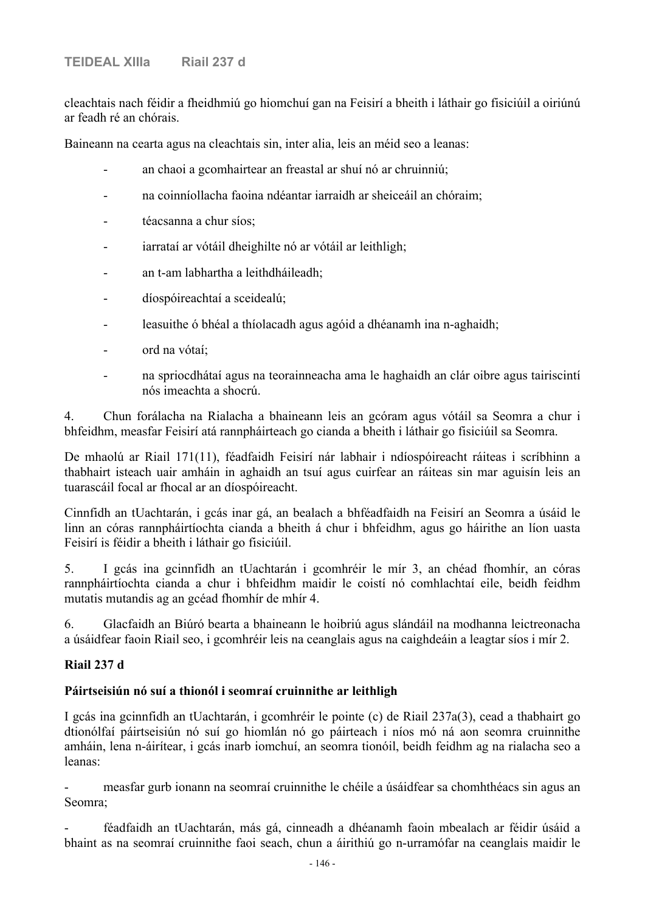cleachtais nach féidir a fheidhmiú go hiomchuí gan na Feisirí a bheith i láthair go fisiciúil a oiriúnú ar feadh ré an chórais.

Baineann na cearta agus na cleachtais sin, inter alia, leis an méid seo a leanas:

- an chaoi a gcomhairtear an freastal ar shuí nó ar chruinniú;
- na coinníollacha faoina ndéantar iarraidh ar sheiceáil an chóraim;
- téacsanna a chur síos;
- iarrataí ar vótáil dheighilte nó ar vótáil ar leithligh;
- an t-am labhartha a leithdháileadh;
- díospóireachtaí a sceidealú;
- leasuithe ó bhéal a thíolacadh agus agóid a dhéanamh ina n-aghaidh;
- ord na vótaí;
- na spriocdhátaí agus na teorainneacha ama le haghaidh an clár oibre agus tairiscintí nós imeachta a shocrú.

4. Chun forálacha na Rialacha a bhaineann leis an gcóram agus vótáil sa Seomra a chur i bhfeidhm, measfar Feisirí atá rannpháirteach go cianda a bheith i láthair go fisiciúil sa Seomra.

De mhaolú ar Riail 171(11), féadfaidh Feisirí nár labhair i ndíospóireacht ráiteas i scríbhinn a thabhairt isteach uair amháin in aghaidh an tsuí agus cuirfear an ráiteas sin mar aguisín leis an tuarascáil focal ar fhocal ar an díospóireacht.

Cinnfidh an tUachtarán, i gcás inar gá, an bealach a bhféadfaidh na Feisirí an Seomra a úsáid le linn an córas rannpháirtíochta cianda a bheith á chur i bhfeidhm, agus go háirithe an líon uasta Feisirí is féidir a bheith i láthair go fisiciúil.

5. I gcás ina gcinnfidh an tUachtarán i gcomhréir le mír 3, an chéad fhomhír, an córas rannpháirtíochta cianda a chur i bhfeidhm maidir le coistí nó comhlachtaí eile, beidh feidhm mutatis mutandis ag an gcéad fhomhír de mhír 4.

6. Glacfaidh an Biúró bearta a bhaineann le hoibriú agus slándáil na modhanna leictreonacha a úsáidfear faoin Riail seo, i gcomhréir leis na ceanglais agus na caighdeáin a leagtar síos i mír 2.

**Riail 237 d**

**Páirtseisiún nó suí a thionól i seomraí cruinnithe ar leithligh**

I gcás ina gcinnfidh an tUachtarán, i gcomhréir le pointe (c) de Riail 237a(3), cead a thabhairt go dtionólfaí páirtseisiún nó suí go hiomlán nó go páirteach i níos mó ná aon seomra cruinnithe amháin, lena n-áirítear, i gcás inarb iomchuí, an seomra tionóil, beidh feidhm ag na rialacha seo a leanas:

- measfar gurb ionann na seomraí cruinnithe le chéile a úsáidfear sa chomhthéacs sin agus an Seomra;

- féadfaidh an tUachtarán, más gá, cinneadh a dhéanamh faoin mbealach ar féidir úsáid a bhaint as na seomraí cruinnithe faoi seach, chun a áirithiú go n-urramófar na ceanglais maidir le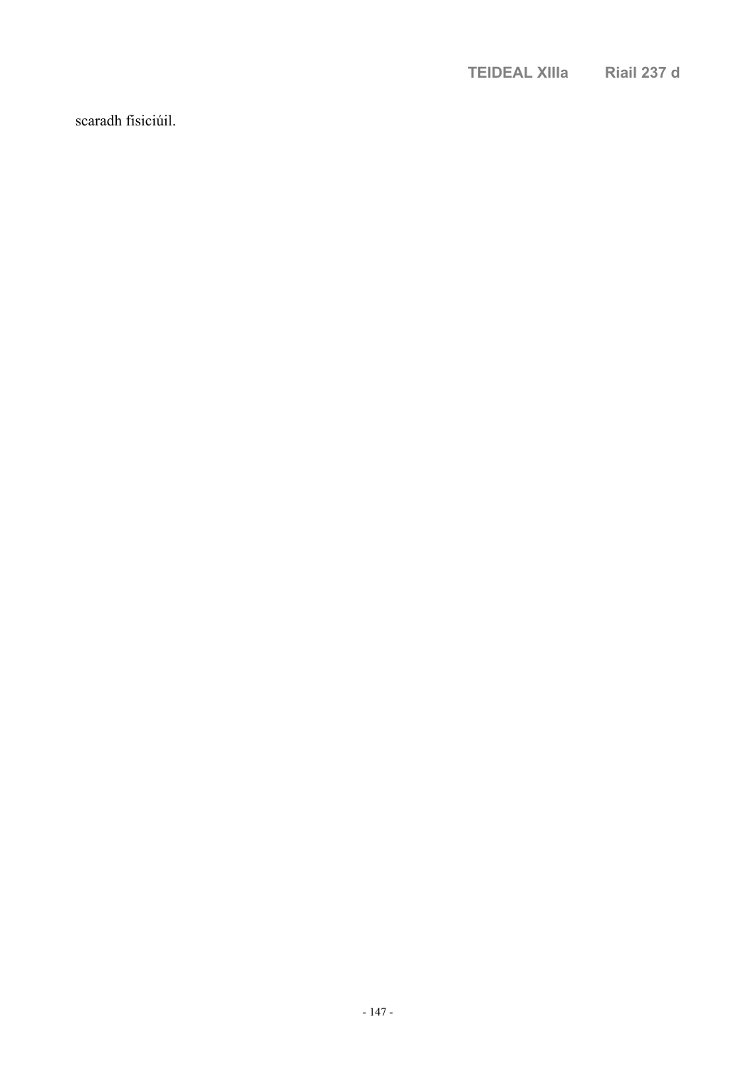scaradh fisiciúil.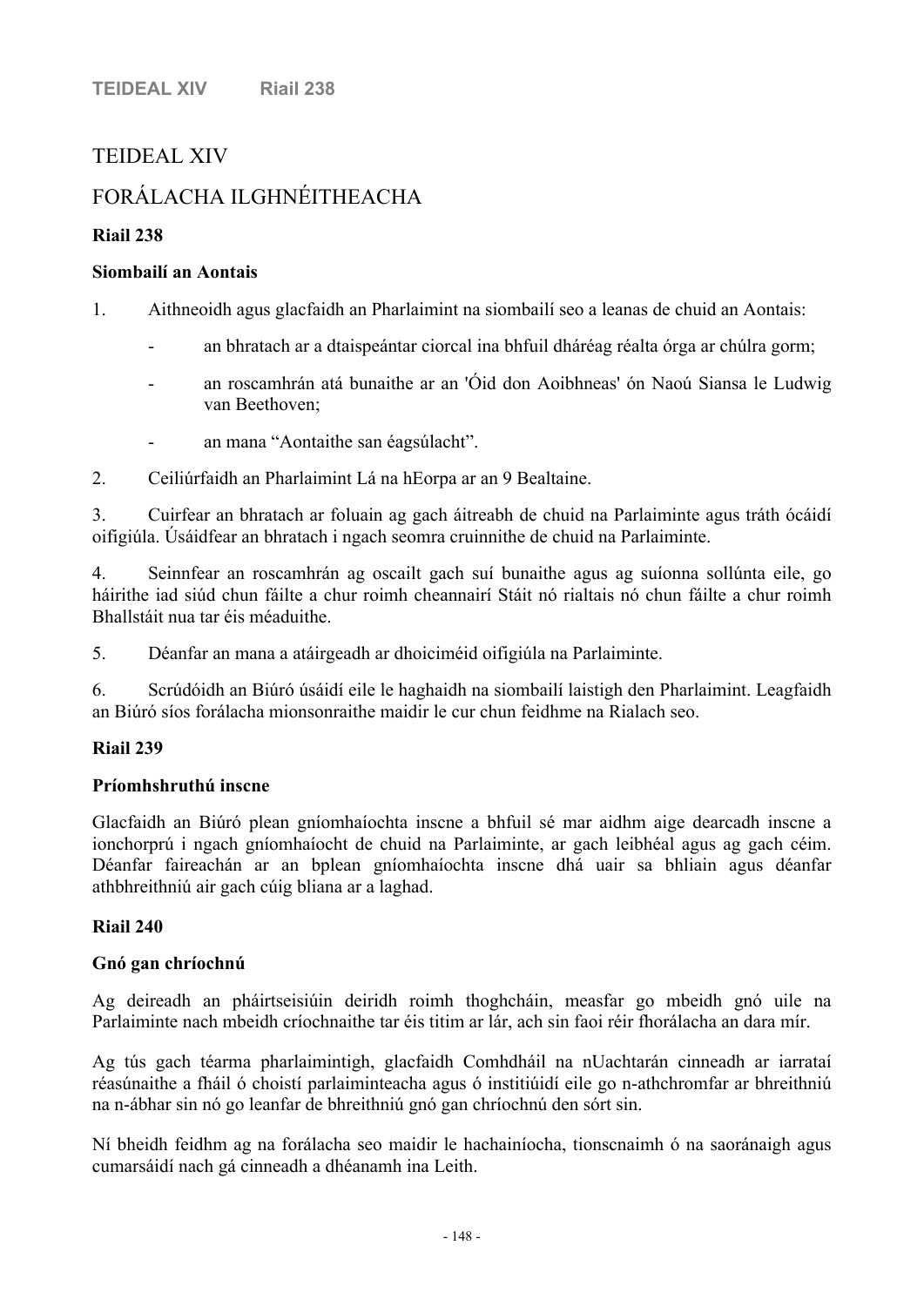# TEIDEAL XIV

# FORÁLACHA ILGHNÉITHEACHA

**Riail 238**

**Siombailí an Aontais**

1. Aithneoidh agus glacfaidh an Pharlaimint na siombailí seo a leanas de chuid an Aontais:

   - an bhratach ar a dtaispeántar ciorcal ina bhfuil dháréag réalta órga ar chúlra gorm;

   - an roscamhrán atá bunaithe ar an 'Óid don Aoibhneas' ón Naoú Siansa le Ludwig van Beethoven;

   - an mana "Aontaithe san éagsúlacht".

2. Ceiliúrfaidh an Pharlaimint Lá na hEorpa ar an 9 Bealtaine.

3. Cuirfear an bhratach ar foluain ag gach áitreabh de chuid na Parlaiminte agus tráth ócáidí oifigiúla. Úsáidfear an bhratach i ngach seomra cruinnithe de chuid na Parlaiminte.

4. Seinnfear an roscamhrán ag oscailt gach suí bunaithe agus ag suíonna sollúnta eile, go háirithe iad siúd chun fáilte a chur roimh cheannairí Stáit nó rialtais nó chun fáilte a chur roimh Bhallstáit nua tar éis méaduithe.

5. Déanfar an mana a atáirgeadh ar dhoiciméid oifigiúla na Parlaiminte.

6. Scrúdóidh an Biúró úsáidí eile le haghaidh na siombailí laistigh den Pharlaimint. Leagfaidh an Biúró síos forálacha mionsonraithe maidir le cur chun feidhme na Rialach seo.

**Riail 239**

**Príomhshruthú inscne**

Glacfaidh an Biúró plean gníomhaíochta inscne a bhfuil sé mar aidhm aige dearcadh inscne a ionchorprú i ngach gníomhaíocht de chuid na Parlaiminte, ar gach leibhéal agus ag gach céim. Déanfar faireachán ar an bplean gníomhaíochta inscne dhá uair sa bhliain agus déanfar athbhreithniú air gach cúig bliana ar a laghad.

**Riail 240**

**Gnó gan chríochnú**

Ag deireadh an pháirtseisiúin deiridh roimh thoghcháin, measfar go mbeidh gnó uile na Parlaiminte nach mbeidh críochnaithe tar éis titim ar lár, ach sin faoi réir fhorálacha an dara mír.

Ag tús gach téarma pharlaimintigh, glacfaidh Comhdháil na nUachtarán cinneadh ar iarrataí réasúnaithe a fháil ó choistí parlaiminteacha agus ó institiúidí eile go n-athchromfar ar bhreithniú na n-ábhar sin nó go leanfar de bhreithniú gnó gan chríochnú den sórt sin.

Ní bheidh feidhm ag na forálacha seo maidir le hachainíocha, tionscnaimh ó na saoránaigh agus cumarsáidí nach gá cinneadh a dhéanamh ina Leith.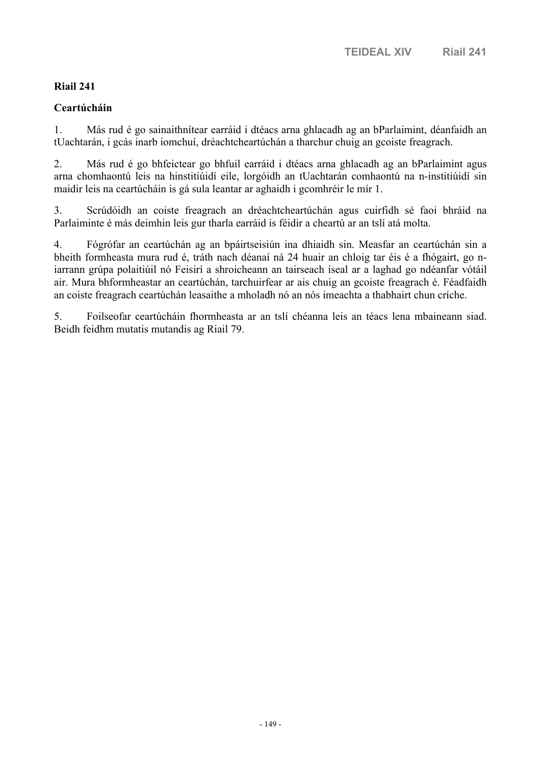## Riail 241

### Ceartúcháin

1. Más rud é go sainaithnítear earráid i dtéacs arna ghlacadh ag an bParlaimint, déanfaidh an tUachtarán, i gcás inarb iomchuí, dréachtcheartúchán a tharchur chuig an gcoiste freagrach.

2. Más rud é go bhfeictear go bhfuil earráid i dtéacs arna ghlacadh ag an bParlaimint agus arna chomhaontú leis na hinstitiúidí eile, lorgóidh an tUachtarán comhaontú na n-institiúidí sin maidir leis na ceartúcháin is gá sula leantar ar aghaidh i gcomhréir le mír 1.

3. Scrúdóidh an coiste freagrach an dréachtcheartúchán agus cuirfidh sé faoi bhráid na Parlaiminte é más deimhin leis gur tharla earráid is féidir a cheartú ar an tslí atá molta.

4. Fógrófar an ceartúchán ag an bpáirtseisiún ina dhiaidh sin. Measfar an ceartúchán sin a bheith formheasta mura rud é, tráth nach déanaí ná 24 huair an chloig tar éis é a fhógairt, go n-iarrann grúpa polaitiúil nó Feisirí a shroicheann an tairseach íseal ar a laghad go ndéanfar vótáil air. Mura bhformheastar an ceartúchán, tarchuirfear ar ais chuig an gcoiste freagrach é. Féadfaidh an coiste freagrach ceartúchán leasaithe a mholadh nó an nós imeachta a thabhairt chun críche.

5. Foilseofar ceartúcháin fhormheasta ar an tslí chéanna leis an téacs lena mbaineann siad. Beidh feidhm mutatis mutandis ag Riail 79.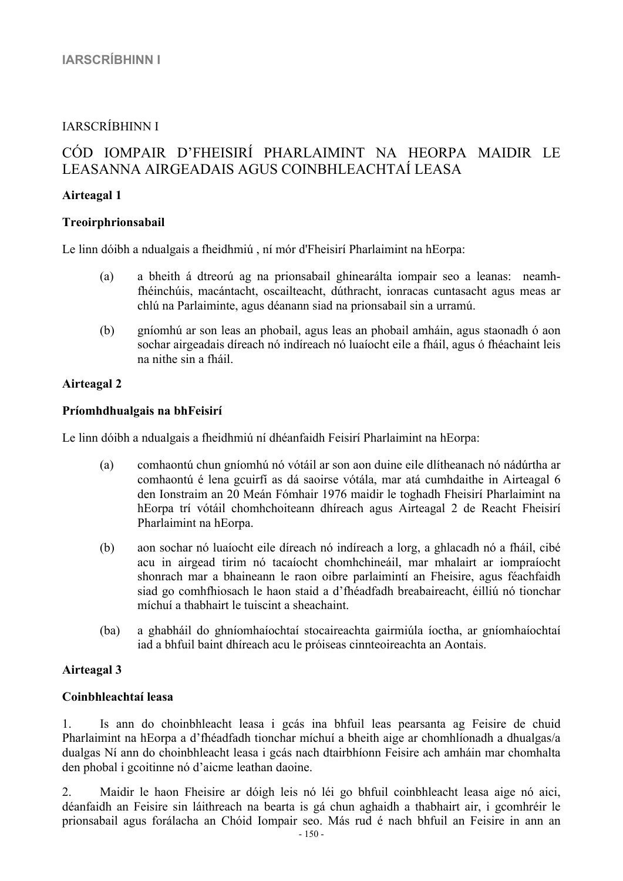**IARSCRÍBHINN I**

IARSCRÍBHINN I

# CÓD IOMPAIR D'FHEISIRÍ PHARLAIMINT NA HEORPA MAIDIR LE LEASANNA AIRGEADAIS AGUS COINBHLEACHTAÍ LEASA

**Airteagal 1**

**Treoirphrionsabail**

Le linn dóibh a ndualgais a fheidhmiú , ní mór d'Fheisirí Pharlaimint na hEorpa:

(a) a bheith á dtreorú ag na prionsabail ghinearálta iompair seo a leanas: neamh-fhéinchúis, macántacht, oscailteacht, dúthracht, ionracas cuntasacht agus meas ar chlú na Parlaiminte, agus déanann siad na prionsabail sin a urramú.

(b) gníomhú ar son leas an phobail, agus leas an phobail amháin, agus staonadh ó aon sochar airgeadais díreach nó indíreach nó luaíocht eile a fháil, agus ó fhéachaint leis na nithe sin a fháil.

**Airteagal 2**

**Príomhdhualgais na bhFeisirí**

Le linn dóibh a ndualgais a fheidhmiú ní dhéanfaidh Feisirí Pharlaimint na hEorpa:

(a) comhaontú chun gníomhú nó vótáil ar son aon duine eile dlítheanach nó nádúrtha ar comhaontú é lena gcuirfí as dá saoirse vótála, mar atá cumhdaithe in Airteagal 6 den Ionstraim an 20 Meán Fómhair 1976 maidir le toghadh Fheisirí Pharlaimint na hEorpa trí vótáil chomhchoiteann dhíreach agus Airteagal 2 de Reacht Fheisirí Pharlaimint na hEorpa.

(b) aon sochar nó luaíocht eile díreach nó indíreach a lorg, a ghlacadh nó a fháil, cibé acu in airgead tirim nó tacaíocht chomhchineáil, mar mhalairt ar iompraíocht shonrach mar a bhaineann le raon oibre parlaimintí an Fheisire, agus féachfaidh siad go comhfhiosach le haon staid a d'fhéadfadh breabaireacht, éilliú nó tionchar míchuí a thabhairt le tuiscint a sheachaint.

(ba) a ghabháil do ghníomhaíochtaí stocaireachta gairmiúla íoctha, ar gníomhaíochtaí iad a bhfuil baint dhíreach acu le próiseas cinnteoireachta an Aontais.

**Airteagal 3**

**Coinbhleachtaí leasa**

1. Is ann do choinbhleacht leasa i gcás ina bhfuil leas pearsanta ag Feisire de chuid Pharlaimint na hEorpa a d'fhéadfadh tionchar míchuí a bheith aige ar chomhlíonadh a dhualgas/a dualgas Ní ann do choinbhleacht leasa i gcás nach dtairbhíonn Feisire ach amháin mar chomhalta den phobal i gcoitinne nó d'aicme leathan daoine.

2. Maidir le haon Fheisire ar dóigh leis nó léi go bhfuil coinbhleacht leasa aige nó aici, déanfaidh an Feisire sin láithreach na bearta is gá chun aghaidh a thabhairt air, i gcomhréir le prionsabail agus forálacha an Chóid Iompair seo. Más rud é nach bhfuil an Feisire in ann an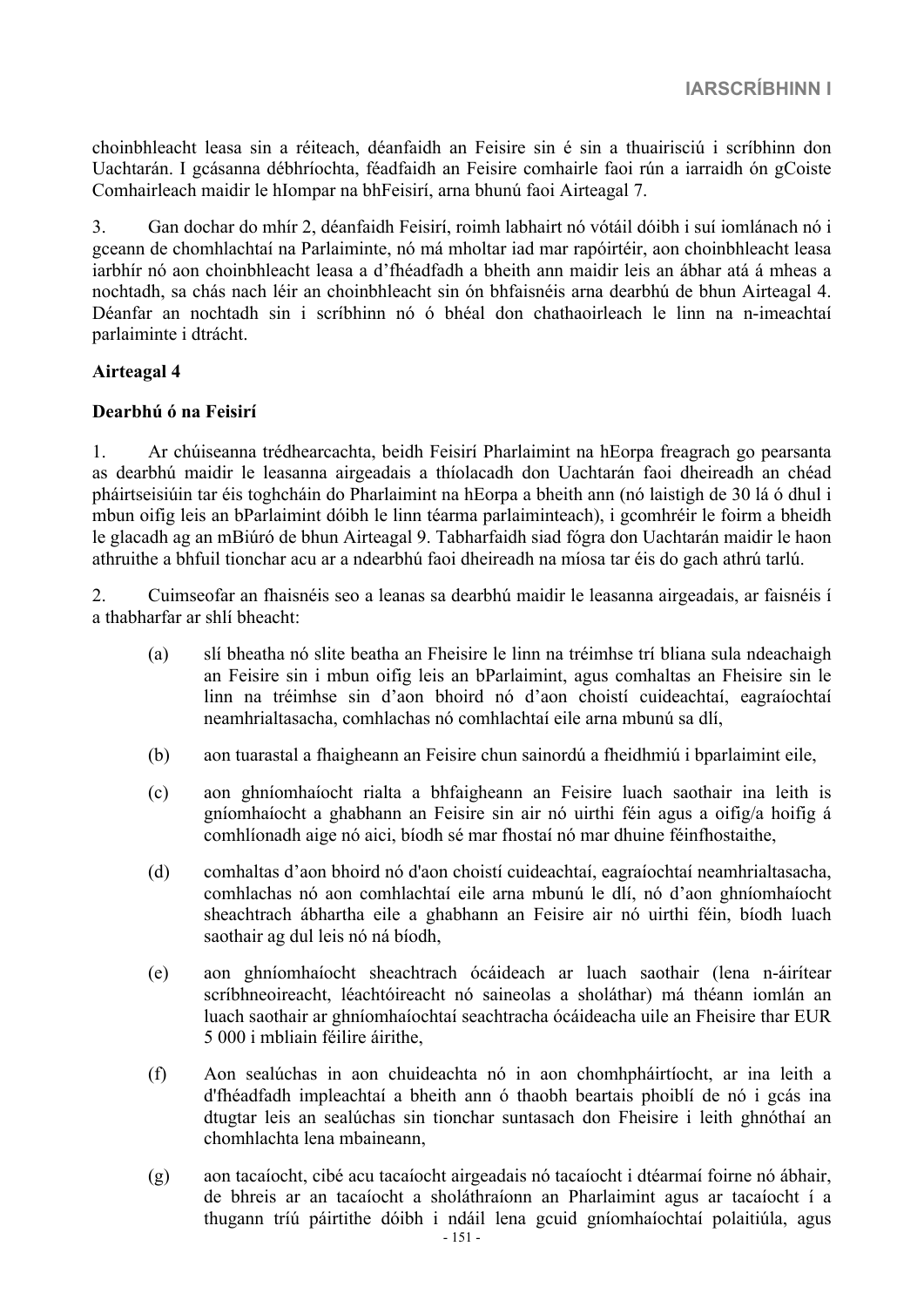choinbhleacht leasa sin a réiteach, déanfaidh an Feisire sin é sin a thuairisciú i scríbhinn don Uachtarán. I gcásanna débhríochta, féadfaidh an Feisire comhairle faoi rún a iarraidh ón gCoiste Comhairleach maidir le hIompar na bhFeisirí, arna bhunú faoi Airteagal 7.

3. Gan dochar do mhír 2, déanfaidh Feisirí, roimh labhairt nó vótáil dóibh i suí iomlánach nó i gceann de chomhlachtaí na Parlaiminte, nó má mholtar iad mar rapóirtéir, aon choinbhleacht leasa iarbhír nó aon choinbhleacht leasa a d'fhéadfadh a bheith ann maidir leis an ábhar atá á mheas a nochtadh, sa chás nach léir an choinbhleacht sin ón bhfaisnéis arna dearbhú de bhun Airteagal 4. Déanfar an nochtadh sin i scríbhinn nó ó bhéal don chathaoirleach le linn na n-imeachtaí parlaiminte i dtrácht.

**Airteagal 4**

**Dearbhú ó na Feisirí**

1. Ar chúiseanna trédhearcachta, beidh Feisirí Pharlaimint na hEorpa freagrach go pearsanta as dearbhú maidir le leasanna airgeadais a thíolacadh don Uachtarán faoi dheireadh an chéad pháirtseisiúin tar éis toghcháin do Pharlaimint na hEorpa a bheith ann (nó laistigh de 30 lá ó dhul i mbun oifig leis an bParlaimint dóibh le linn téarma parlaiminteach), i gcomhréir le foirm a bheidh le glacadh ag an mBiúró de bhun Airteagal 9. Tabharfaidh siad fógra don Uachtarán maidir le haon athruithe a bhfuil tionchar acu ar a ndearbhú faoi dheireadh na míosa tar éis do gach athrú tarlú.

2. Cuimseofar an fhaisnéis seo a leanas sa dearbhú maidir le leasanna airgeadais, ar faisnéis í a thabharfar ar shlí bheacht:

(a) slí bheatha nó slite beatha an Fheisire le linn na tréimhse trí bliana sula ndeachaigh an Feisire sin i mbun oifig leis an bParlaimint, agus comhaltas an Fheisire sin le linn na tréimhse sin d'aon bhoird nó d'aon choistí cuideachtaí, eagraíochtaí neamhrialtasacha, comhlachas nó comhlachtaí eile arna mbunú sa dlí,

(b) aon tuarastal a fhaigheann an Feisire chun sainordú a fheidhmiú i bparlaimint eile,

(c) aon ghníomhaíocht rialta a bhfaigheann an Feisire luach saothair ina leith is gníomhaíocht a ghabhann an Feisire sin air nó uirthi féin agus a oifig/a hoifig á comhlíonadh aige nó aici, bíodh sé mar fhostaí nó mar dhuine féinfhostaithe,

(d) comhaltas d'aon bhoird nó d'aon choistí cuideachtaí, eagraíochtaí neamhrialtasacha, comhlachas nó aon comhlachtaí eile arna mbunú le dlí, nó d'aon ghníomhaíocht sheachtrach ábhartha eile a ghabhann an Feisire air nó uirthi féin, bíodh luach saothair ag dul leis nó ná bíodh,

(e) aon ghníomhaíocht sheachtrach ócáideach ar luach saothair (lena n-áirítear scríbhneoireacht, léachtóireacht nó saineolas a sholáthar) má théann iomlán an luach saothair ar ghníomhaíochtaí seachtracha ócáideacha uile an Fheisire thar EUR 5 000 i mbliain féilire áirithe,

(f) Aon sealúchas in aon chuideachta nó in aon chomhpháirtíocht, ar ina leith a d'fhéadfadh impleachtaí a bheith ann ó thaobh beartais phoiblí de nó i gcás ina dtugtar leis an sealúchas sin tionchar suntasach don Fheisire i leith ghnóthaí an chomhlachta lena mbaineann,

(g) aon tacaíocht, cibé acu tacaíocht airgeadais nó tacaíocht i dtéarmaí foirne nó ábhair, de bhreis ar an tacaíocht a sholáthraíonn an Pharlaimint agus ar tacaíocht í a thugann tríú páirtithe dóibh i ndáil lena gcuid gníomhaíochtaí polaitiúla, agus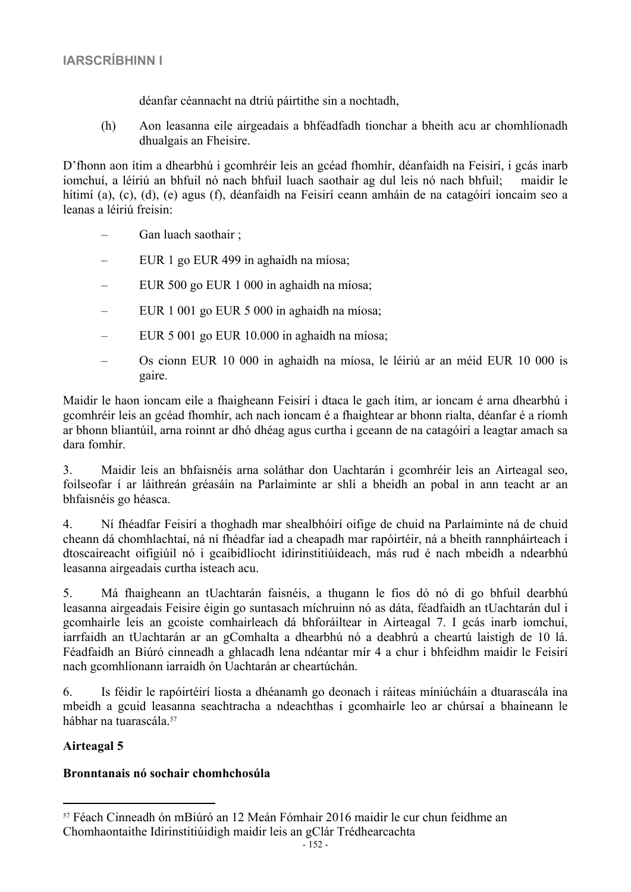déanfar céannacht na dtríú páirtithe sin a nochtadh,

(h) Aon leasanna eile airgeadais a bhféadfadh tionchar a bheith acu ar chomhlíonadh dhualgais an Fheisire.

D’fhonn aon ítim a dhearbhú i gcomhréir leis an gcéad fhomhír, déanfaidh na Feisirí, i gcás inarb iomchuí, a léiriú an bhfuil nó nach bhfuil luach saothair ag dul leis nó nach bhfuil; maidir le hítimí (a), (c), (d), (e) agus (f), déanfaidh na Feisirí ceann amháin de na catagóirí ioncaim seo a leanas a léiriú freisin:

– Gan luach saothair ;

– EUR 1 go EUR 499 in aghaidh na míosa;

– EUR 500 go EUR 1 000 in aghaidh na míosa;

– EUR 1 001 go EUR 5 000 in aghaidh na míosa;

– EUR 5 001 go EUR 10.000 in aghaidh na míosa;

– Os cionn EUR 10 000 in aghaidh na míosa, le léiriú ar an méid EUR 10 000 is gaire.

Maidir le haon ioncam eile a fhaigheann Feisirí i dtaca le gach ítim, ar ioncam é arna dhearbhú i gcomhréir leis an gcéad fhomhír, ach nach ioncam é a fhaightear ar bhonn rialta, déanfar é a ríomh ar bhonn bliantúil, arna roinnt ar dhó dhéag agus curtha i gceann de na catagóirí a leagtar amach sa dara fomhír.

3. Maidir leis an bhfaisnéis arna soláthar don Uachtarán i gcomhréir leis an Airteagal seo, foilseofar í ar láithreán gréasáin na Parlaiminte ar shlí a bheidh an pobal in ann teacht ar an bhfaisnéis go héasca.

4. Ní fhéadfar Feisirí a thoghadh mar shealbhóirí oifige de chuid na Parlaiminte ná de chuid cheann dá chomhlachtaí, ná ní fhéadfar iad a cheapadh mar rapóirtéir, ná a bheith rannpháirteach i dtoscaireacht oifigiúil nó i gcaibidlíocht idirinstitiúideach, más rud é nach mbeidh a ndearbhú leasanna airgeadais curtha isteach acu.

5. Má fhaigheann an tUachtarán faisnéis, a thugann le fios dó nó di go bhfuil dearbhú leasanna airgeadais Feisire éigin go suntasach míchruinn nó as dáta, féadfaidh an tUachtarán dul i gcomhairle leis an gcoiste comhairleach dá bhforáiltear in Airteagal 7. I gcás inarb iomchuí, iarrfaidh an tUachtarán ar an gComhalta a dhearbhú nó a deabhrú a cheartú laistigh de 10 lá. Féadfaidh an Biúró cinneadh a ghlacadh lena ndéantar mír 4 a chur i bhfeidhm maidir le Feisirí nach gcomhlíonann iarraidh ón Uachtarán ar cheartúchán.

6. Is féidir le rapóirtéirí liosta a dhéanamh go deonach i ráiteas míniúcháin a dtuarascála ina mbeidh a gcuid leasanna seachtracha a ndeachthas i gcomhairle leo ar chúrsaí a bhaineann le hábhar na tuarascála.[57]

**Airteagal 5**

**Bronntanais nó sochair chomhchosúla**

[57] Féach Cinneadh ón mBiúró an 12 Meán Fómhair 2016 maidir le cur chun feidhme an Chomhaontaithe Idirinstitiúidigh maidir leis an gClár Trédhearcachta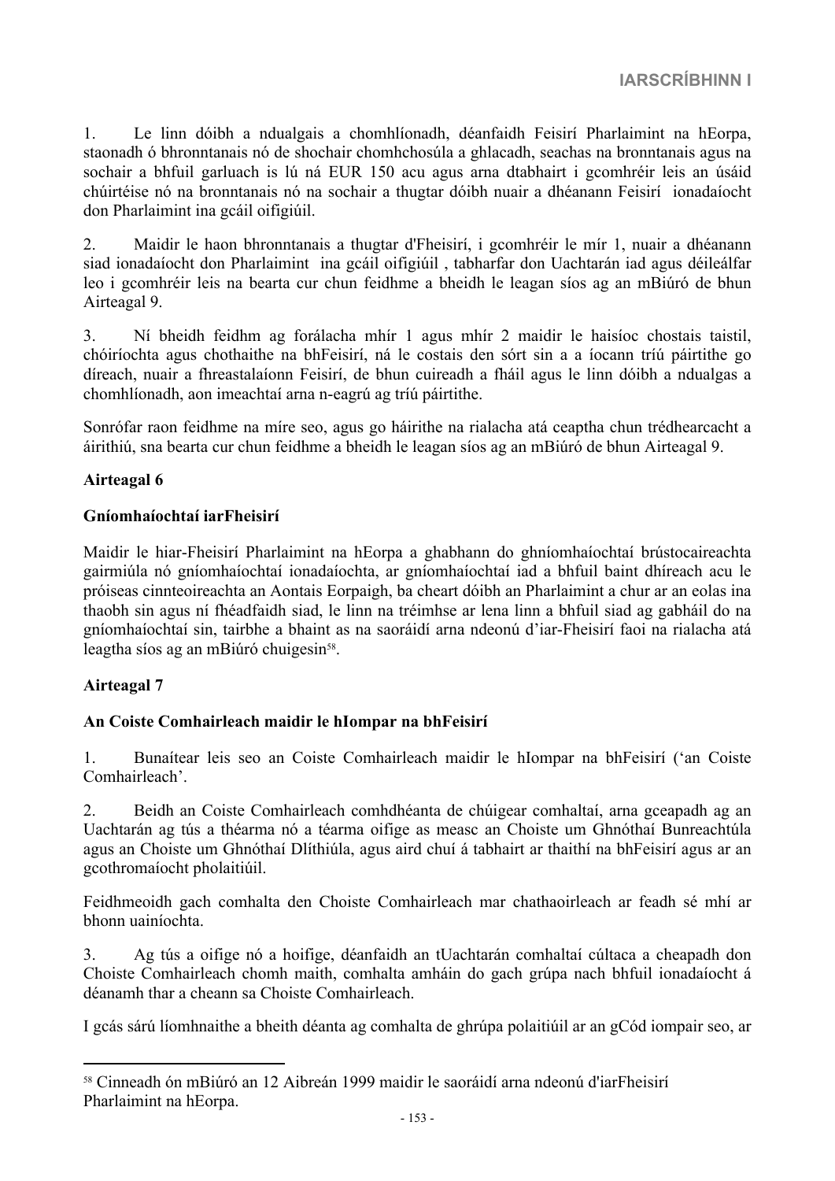1. Le linn dóibh a ndualgais a chomhlíonadh, déanfaidh Feisirí Pharlaimint na hEorpa, staonadh ó bhronntanais nó de shochair chomhchosúla a ghlacadh, seachas na bronntanais agus na sochair a bhfuil garluach is lú ná EUR 150 acu agus arna dtabhairt i gcomhréir leis an úsáid chúirtéise nó na bronntanais nó na sochair a thugtar dóibh nuair a dhéanann Feisirí ionadaíocht don Pharlaimint ina gcáil oifigiúil.

2. Maidir le haon bhronntanais a thugtar d'Fheisirí, i gcomhréir le mír 1, nuair a dhéanann siad ionadaíocht don Pharlaimint ina gcáil oifigiúil , tabharfar don Uachtarán iad agus déileálfar leo i gcomhréir leis na bearta cur chun feidhme a bheidh le leagan síos ag an mBiúró de bhun Airteagal 9.

3. Ní bheidh feidhm ag forálacha mhír 1 agus mhír 2 maidir le haisíoc chostais taistil, chóiríochta agus chothaithe na bhFeisirí, ná le costais den sórt sin a a íocann tríú páirtithe go díreach, nuair a fhreastalaíonn Feisirí, de bhun cuireadh a fháil agus le linn dóibh a ndualgas a chomhlíonadh, aon imeachtaí arna n-eagrú ag tríú páirtithe.

Sonrófar raon feidhme na míre seo, agus go háirithe na rialacha atá ceaptha chun trédhearcacht a áirithiú, sna bearta cur chun feidhme a bheidh le leagan síos ag an mBiúró de bhun Airteagal 9.

**Airteagal 6**

**Gníomhaíochtaí iarFheisirí**

Maidir le hiar-Fheisirí Pharlaimint na hEorpa a ghabhann do ghníomhaíochtaí brústocaireachta gairmiúla nó gníomhaíochtaí ionadaíochta, ar gníomhaíochtaí iad a bhfuil baint dhíreach acu le próiseas cinnteoireachta an Aontais Eorpaigh, ba cheart dóibh an Pharlaimint a chur ar an eolas ina thaobh sin agus ní fhéadfaidh siad, le linn na tréimhse ar lena linn a bhfuil siad ag gabháil do na gníomhaíochtaí sin, tairbhe a bhaint as na saoráidí arna ndeonú d'iar-Fheisirí faoi na rialacha atá leagtha síos ag an mBiúró chuigesin[58].

**Airteagal 7**

**An Coiste Comhairleach maidir le hIompar na bhFeisirí**

1. Bunaítear leis seo an Coiste Comhairleach maidir le hIompar na bhFeisirí ('an Coiste Comhairleach'.

2. Beidh an Coiste Comhairleach comhdhéanta de chúigear comhaltaí, arna gceapadh ag an Uachtarán ag tús a théarma nó a téarma oifige as measc an Choiste um Ghnóthaí Bunreachtúla agus an Choiste um Ghnóthaí Dlíthiúla, agus aird chuí á tabhairt ar thaithí na bhFeisirí agus ar an gcothromaíocht pholaitiúil.

Feidhmeoidh gach comhalta den Choiste Comhairleach mar chathaoirleach ar feadh sé mhí ar bhonn uainíochta.

3. Ag tús a oifige nó a hoifige, déanfaidh an tUachtarán comhaltaí cúltaca a cheapadh don Choiste Comhairleach chomh maith, comhalta amháin do gach grúpa nach bhfuil ionadaíocht á déanamh thar a cheann sa Choiste Comhairleach.

I gcás sárú líomhnaithe a bheith déanta ag comhalta de ghrúpa polaitiúil ar an gCód iompair seo, ar

[58] Cinneadh ón mBiúró an 12 Aibreán 1999 maidir le saoráidí arna ndeonú d'iarFheisirí Pharlaimint na hEorpa.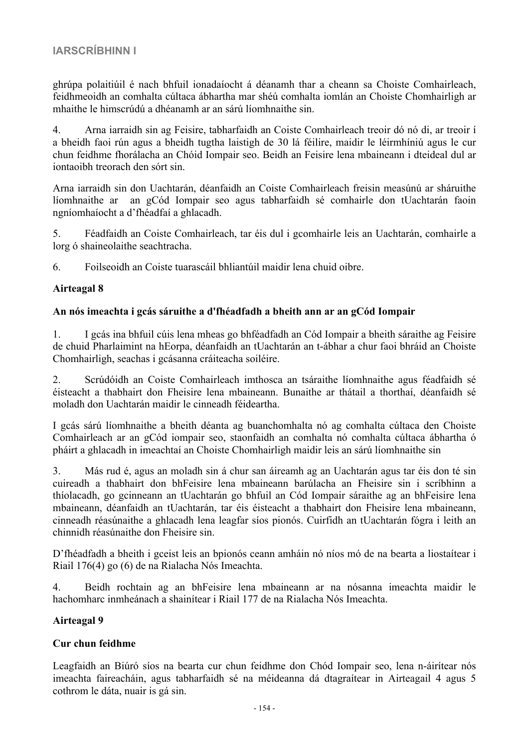ghrúpa polaitiúil é nach bhfuil ionadaíocht á déanamh thar a cheann sa Choiste Comhairleach, feidhmeoidh an comhalta cúltaca ábhartha mar shéú comhalta iomlán an Choiste Chomhairligh ar mhaithe le himscrúdú a dhéanamh ar an sárú líomhnaithe sin.

4. Arna iarraidh sin ag Feisire, tabharfaidh an Coiste Comhairleach treoir dó nó di, ar treoir í a bheidh faoi rún agus a bheidh tugtha laistigh de 30 lá féilire, maidir le léirmhíniú agus le cur chun feidhme fhorálacha an Chóid Iompair seo. Beidh an Feisire lena mbaineann i dteideal dul ar iontaoibh treorach den sórt sin.

Arna iarraidh sin don Uachtarán, déanfaidh an Coiste Comhairleach freisin measúnú ar sháruithe líomhnaithe ar an gCód Iompair seo agus tabharfaidh sé comhairle don tUachtarán faoin ngníomhaíocht a d'fhéadfaí a ghlacadh.

5. Féadfaidh an Coiste Comhairleach, tar éis dul i gcomhairle leis an Uachtarán, comhairle a lorg ó shaineolaithe seachtracha.

6. Foilseoidh an Coiste tuarascáil bhliantúil maidir lena chuid oibre.

**Airteagal 8**

**An nós imeachta i gcás sáruithe a d'fhéadfadh a bheith ann ar an gCód Iompair**

1. I gcás ina bhfuil cúis lena mheas go bhféadfadh an Cód Iompair a bheith sáraithe ag Feisire de chuid Pharlaimint na hEorpa, déanfaidh an tUachtarán an t-ábhar a chur faoi bhráid an Choiste Chomhairligh, seachas i gcásanna cráiteacha soiléire.

2. Scrúdóidh an Coiste Comhairleach imthosca an tsáraithe líomhnaithe agus féadfaidh sé éisteacht a thabhairt don Fheisire lena mbaineann. Bunaithe ar thátail a thorthaí, déanfaidh sé moladh don Uachtarán maidir le cinneadh féideartha.

I gcás sárú líomhnaithe a bheith déanta ag buanchomhalta nó ag comhalta cúltaca den Choiste Comhairleach ar an gCód iompair seo, staonfaidh an comhalta nó comhalta cúltaca ábhartha ó pháirt a ghlacadh in imeachtaí an Choiste Chomhairligh maidir leis an sárú líomhnaithe sin

3. Más rud é, agus an moladh sin á chur san áireamh ag an Uachtarán agus tar éis don té sin cuireadh a thabhairt don bhFeisire lena mbaineann barúlacha an Fheisire sin i scríbhinn a thíolacadh, go gcinneann an tUachtarán go bhfuil an Cód Iompair sáraithe ag an bhFeisire lena mbaineann, déanfaidh an tUachtarán, tar éis éisteacht a thabhairt don Fheisire lena mbaineann, cinneadh réasúnaithe a ghlacadh lena leagfar síos pionós. Cuirfidh an tUachtarán fógra i leith an chinnidh réasúnaithe don Fheisire sin.

D'fhéadfadh a bheith i gceist leis an bpionós ceann amháin nó níos mó de na bearta a liostaítear i Riail 176(4) go (6) de na Rialacha Nós Imeachta.

4. Beidh rochtain ag an bhFeisire lena mbaineann ar na nósanna imeachta maidir le hachomharc inmheánach a shainítear i Riail 177 de na Rialacha Nós Imeachta.

**Airteagal 9**

**Cur chun feidhme**

Leagfaidh an Biúró síos na bearta cur chun feidhme don Chód Iompair seo, lena n-áirítear nós imeachta faireacháin, agus tabharfaidh sé na méideanna dá dtagraítear in Airteagail 4 agus 5 cothrom le dáta, nuair is gá sin.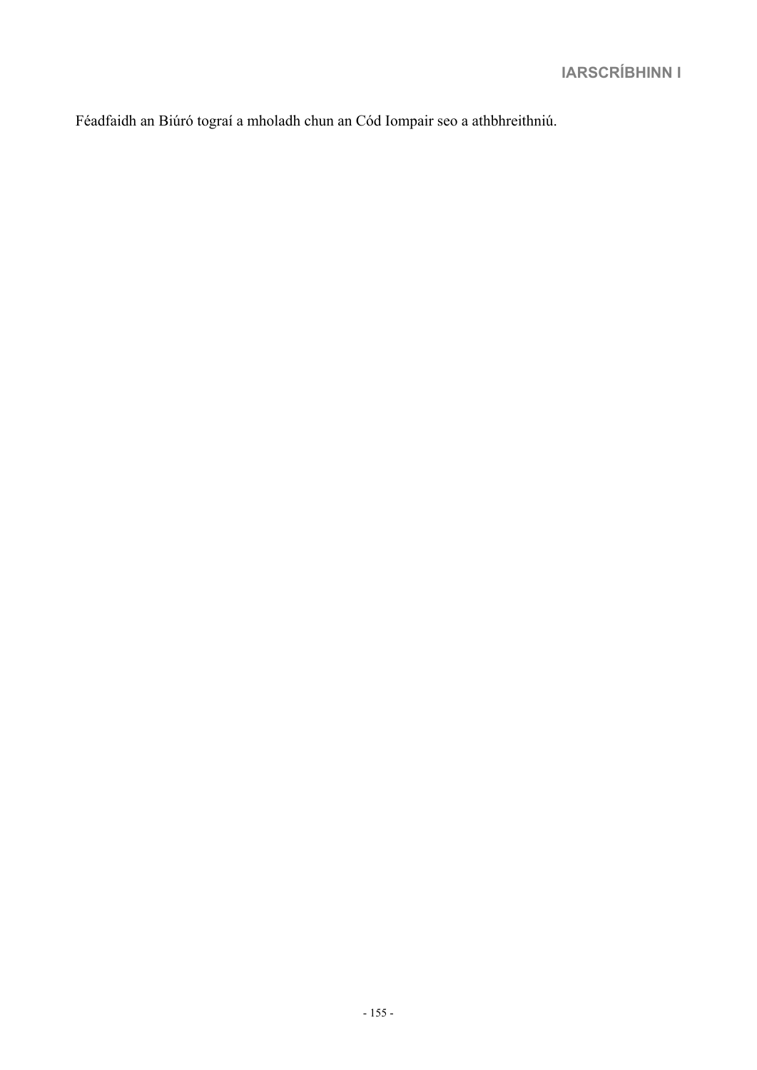Féadfaidh an Biúró tograí a mholadh chun an Cód Iompair seo a athbhreithniú.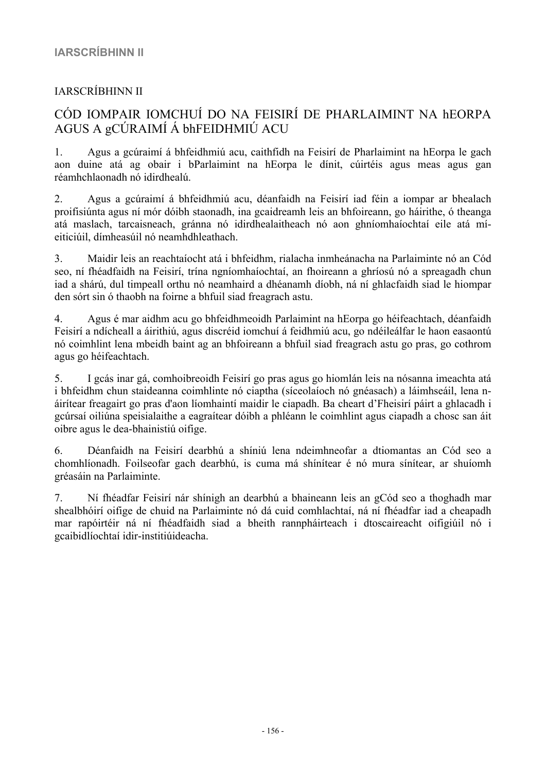**IARSCRÍBHINN II**

IARSCRÍBHINN II

## CÓD IOMPAIR IOMCHUÍ DO NA FEISIRÍ DE PHARLAIMINT NA hEORPA AGUS A gCÚRAIMÍ Á bhFEIDHMIÚ ACU

1. Agus a gcúraimí á bhfeidhmiú acu, caithfidh na Feisirí de Pharlaimint na hEorpa le gach aon duine atá ag obair i bParlaimint na hEorpa le dínit, cúirtéis agus meas agus gan réamhchlaonadh nó idirdhealú.

2. Agus a gcúraimí á bhfeidhmiú acu, déanfaidh na Feisirí iad féin a iompar ar bhealach proifisiúnta agus ní mór dóibh staonadh, ina gcaidreamh leis an bhfoireann, go háirithe, ó theanga atá maslach, tarcaisneach, gránna nó idirdhealaitheach nó aon ghníomhaíochtaí eile atá mí-eiticiúil, dímheasúil nó neamhdhleathach.

3. Maidir leis an reachtaíocht atá i bhfeidhm, rialacha inmheánacha na Parlaiminte nó an Cód seo, ní fhéadfaidh na Feisirí, trína ngníomhaíochtaí, an fhoireann a ghríosú nó a spreagadh chun iad a shárú, dul timpeall orthu nó neamhaird a dhéanamh díobh, ná ní ghlacfaidh siad le hiompar den sórt sin ó thaobh na foirne a bhfuil siad freagrach astu.

4. Agus é mar aidhm acu go bhfeidhmeoidh Parlaimint na hEorpa go héifeachtach, déanfaidh Feisirí a ndícheall a áirithiú, agus discréid iomchuí á feidhmiú acu, go ndéileálfar le haon easaontú nó coimhlint lena mbeidh baint ag an bhfoireann a bhfuil siad freagrach astu go pras, go cothrom agus go héifeachtach.

5. I gcás inar gá, comhoibreoidh Feisirí go pras agus go hiomlán leis na nósanna imeachta atá i bhfeidhm chun staideanna coimhlinte nó ciaptha (síceolaíoch nó gnéasach) a láimhseáil, lena n-áirítear freagairt go pras d'aon líomhaintí maidir le ciapadh. Ba cheart d'Fheisirí páirt a ghlacadh i gcúrsaí oiliúna speisialaithe a eagraítear dóibh a phléann le coimhlint agus ciapadh a chosc san áit oibre agus le dea-bhainistiú oifige.

6. Déanfaidh na Feisirí dearbhú a shíniú lena ndeimhneofar a dtiomantas an Cód seo a chomhlíonadh. Foilseofar gach dearbhú, is cuma má shínítear é nó mura sínítear, ar shuíomh gréasáin na Parlaiminte.

7. Ní fhéadfar Feisirí nár shínigh an dearbhú a bhaineann leis an gCód seo a thoghadh mar shealbhóirí oifige de chuid na Parlaiminte nó dá cuid comhlachtaí, ná ní fhéadfar iad a cheapadh mar rapóirtéir ná ní fhéadfaidh siad a bheith rannpháirteach i dtoscaireacht oifigiúil nó i gcaibidlíochtaí idir-institiúideacha.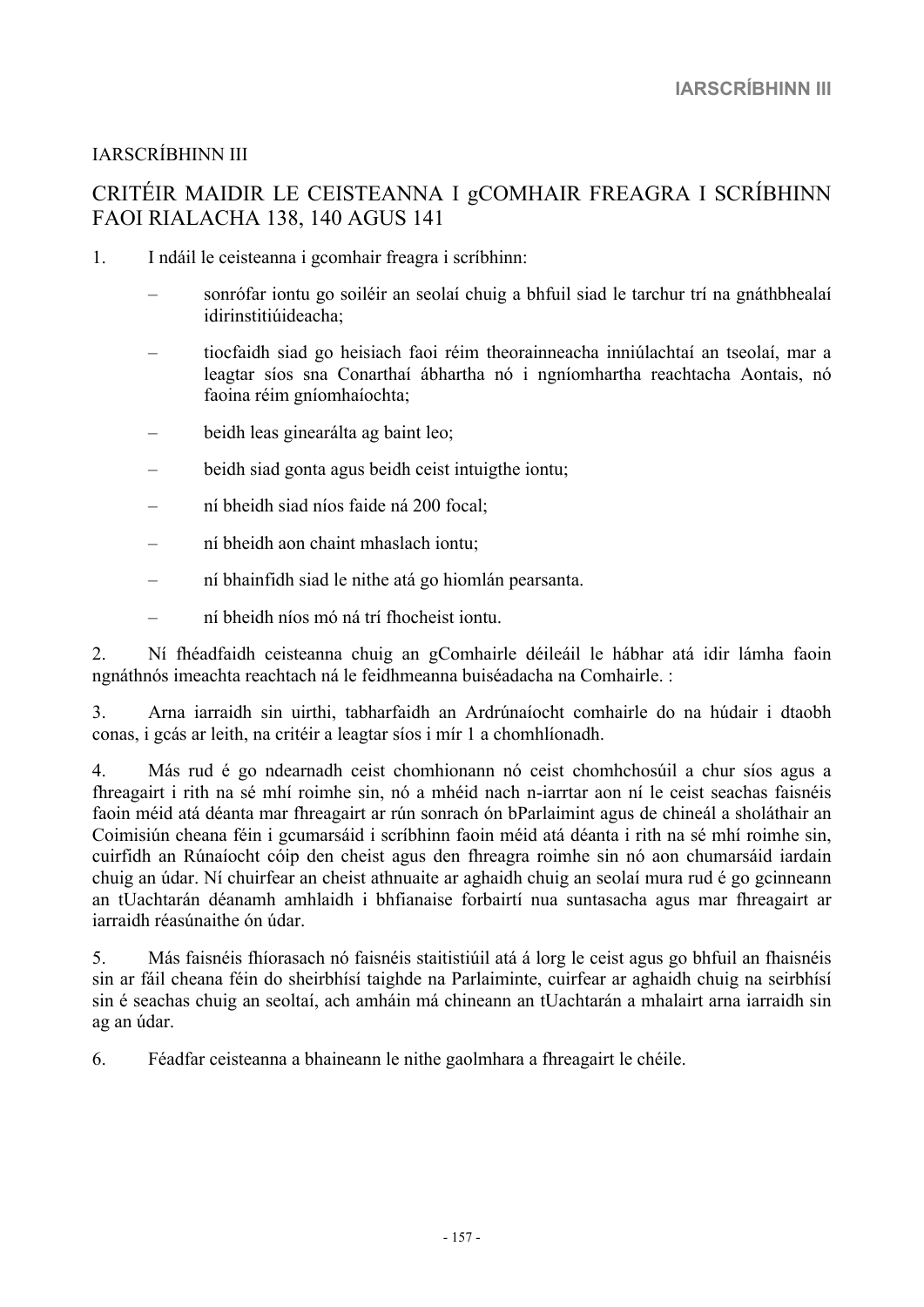IARSCRÍBHINN III

## CRITÉIR MAIDIR LE CEISTEANNA I gCOMHAIR FREAGRA I SCRÍBHINN FAOI RIALACHA 138, 140 AGUS 141

1. I ndáil le ceisteanna i gcomhair freagra i scríbhinn:

   – sonrófar iontu go soiléir an seolaí chuig a bhfuil siad le tarchur trí na gnáthbhealaí idirinstitiúideacha;

   – tiocfaidh siad go heisiach faoi réim theorainneacha inniúlachtaí an tseolaí, mar a leagtar síos sna Conarthaí ábhartha nó i ngníomhartha reachtacha Aontais, nó faoina réim gníomhaíochta;

   – beidh leas ginearálta ag baint leo;

   – beidh siad gonta agus beidh ceist intuigthe iontu;

   – ní bheidh siad níos faide ná 200 focal;

   – ní bheidh aon chaint mhaslach iontu;

   – ní bhainfidh siad le nithe atá go hiomlán pearsanta.

   – ní bheidh níos mó ná trí fhocheist iontu.

2. Ní fhéadfaidh ceisteanna chuig an gComhairle déileáil le hábhar atá idir lámha faoin ngnáthnós imeachta reachtach ná le feidhmeanna buiséadacha na Comhairle. :

3. Arna iarraidh sin uirthi, tabharfaidh an Ardrúnaíocht comhairle do na húdair i dtaobh conas, i gcás ar leith, na critéir a leagtar síos i mír 1 a chomhlíonadh.

4. Más rud é go ndearnadh ceist chomhionann nó ceist chomhchosúil a chur síos agus a fhreagairt i rith na sé mhí roimhe sin, nó a mhéid nach n-iarrtar aon ní le ceist seachas faisnéis faoin méid atá déanta mar fhreagairt ar rún sonrach ón bParlaimint agus de chineál a sholáthair an Coimisiún cheana féin i gcumarsáid i scríbhinn faoin méid atá déanta i rith na sé mhí roimhe sin, cuirfidh an Rúnaíocht cóip den cheist agus den fhreagra roimhe sin nó aon chumarsáid iardain chuig an údar. Ní chuirfear an cheist athnuaite ar aghaidh chuig an seolaí mura rud é go gcinneann an tUachtarán déanamh amhlaidh i bhfianaise forbairtí nua suntasacha agus mar fhreagairt ar iarraidh réasúnaithe ón údar.

5. Más faisnéis fhíorasach nó faisnéis staitistiúil atá á lorg le ceist agus go bhfuil an fhaisnéis sin ar fáil cheana féin do sheirbhísí taighde na Parlaiminte, cuirfear ar aghaidh chuig na seirbhísí sin é seachas chuig an seoltaí, ach amháin má chineann an tUachtarán a mhalairt arna iarraidh sin ag an údar.

6. Féadfar ceisteanna a bhaineann le nithe gaolmhara a fhreagairt le chéile.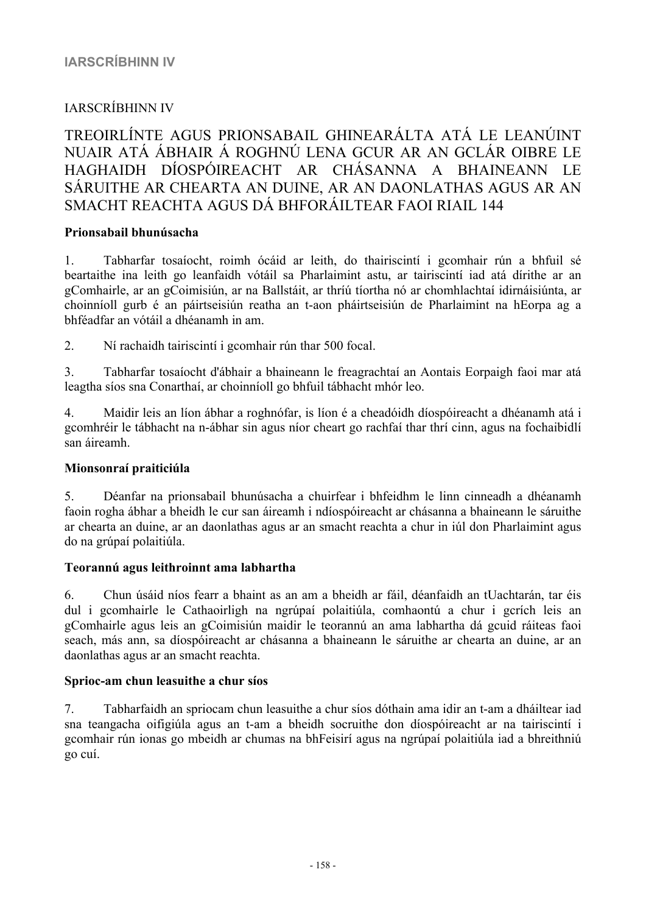## IARSCRÍBHINN IV

IARSCRÍBHINN IV

# TREOIRLÍNTE AGUS PRIONSABAIL GHINEARÁLTA ATÁ LE LEANÚINT NUAIR ATÁ ÁBHAIR Á ROGHNÚ LENA GCUR AR AN GCLÁR OIBRE LE HAGHAIDH DÍOSPÓIREACHT AR CHÁSANNA A BHAINEANN LE SÁRUITHE AR CHEARTA AN DUINE, AR AN DAONLATHAS AGUS AR AN SMACHT REACHTA AGUS DÁ BHFORÁILTEAR FAOI RIAIL 144

**Prionsabail bhunúsacha**

1. Tabharfar tosaíocht, roimh ócáid ar leith, do thairiscintí i gcomhair rún a bhfuil sé beartaithe ina leith go leanfaidh vótáil sa Pharlaimint astu, ar tairiscintí iad atá dírithe ar an gComhairle, ar an gCoimisiún, ar na Ballstáit, ar thríú tíortha nó ar chomhlachtaí idirnáisiúnta, ar choinníoll gurb é an páirtseisiún reatha an t-aon pháirtseisiún de Pharlaimint na hEorpa ag a bhféadfar an vótáil a dhéanamh in am.

2. Ní rachaidh tairiscintí i gcomhair rún thar 500 focal.

3. Tabharfar tosaíocht d'ábhair a bhaineann le freagrachtaí an Aontais Eorpaigh faoi mar atá leagtha síos sna Conarthaí, ar choinníoll go bhfuil tábhacht mhór leo.

4. Maidir leis an líon ábhar a roghnófar, is líon é a cheadóidh díospóireacht a dhéanamh atá i gcomhréir le tábhacht na n-ábhar sin agus níor cheart go rachfaí thar thrí cinn, agus na fochaibidlí san áireamh.

**Mionsonraí praiticiúla**

5. Déanfar na prionsabail bhunúsacha a chuirfear i bhfeidhm le linn cinneadh a dhéanamh faoin rogha ábhar a bheidh le cur san áireamh i ndíospóireacht ar chásanna a bhaineann le sáruithe ar chearta an duine, ar an daonlathas agus ar an smacht reachta a chur in iúl don Pharlaimint agus do na grúpaí polaitiúla.

**Teorannú agus leithroinnt ama labhartha**

6. Chun úsáid níos fearr a bhaint as an am a bheidh ar fáil, déanfaidh an tUachtarán, tar éis dul i gcomhairle le Cathaoirligh na ngrúpaí polaitiúla, comhaontú a chur i gcrích leis an gComhairle agus leis an gCoimisiún maidir le teorannú an ama labhartha dá gcuid ráiteas faoi seach, más ann, sa díospóireacht ar chásanna a bhaineann le sáruithe ar chearta an duine, ar an daonlathas agus ar an smacht reachta.

**Sprioc-am chun leasuithe a chur síos**

7. Tabharfaidh an spriocam chun leasuithe a chur síos dóthain ama idir an t-am a dháiltear iad sna teangacha oifigiúla agus an t-am a bheidh socruithe don díospóireacht ar na tairiscintí i gcomhair rún ionas go mbeidh ar chumas na bhFeisirí agus na ngrúpaí polaitiúla iad a bhreithniú go cuí.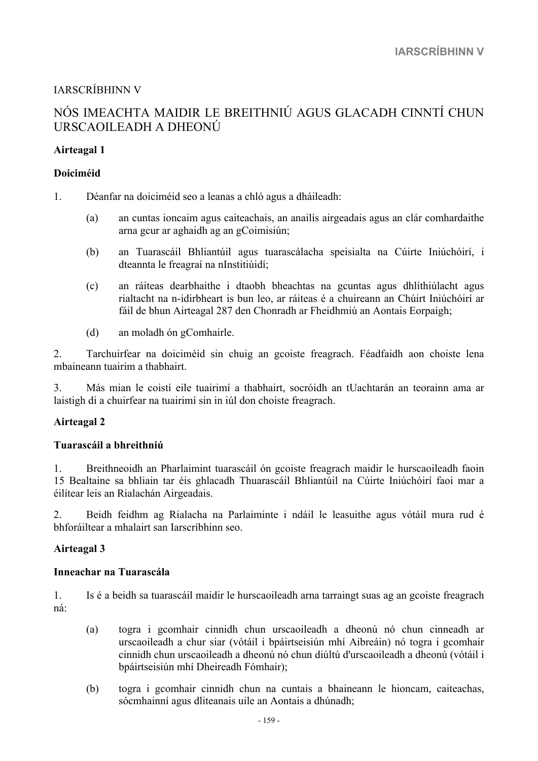IARSCRÍBHINN V

# NÓS IMEACHTA MAIDIR LE BREITHNIÚ AGUS GLACADH CINNTÍ CHUN URSCAOILEADH A DHEONÚ

**Airteagal 1**

**Doiciméid**

1. Déanfar na doiciméid seo a leanas a chló agus a dháileadh:

   (a) an cuntas ioncaim agus caiteachais, an anailís airgeadais agus an clár comhardaithe arna gcur ar aghaidh ag an gCoimisiún;

   (b) an Tuarascáil Bhliantúil agus tuarascálacha speisialta na Cúirte Iniúchóirí, i dteannta le freagraí na nInstitiúidí;

   (c) an ráiteas dearbhaithe i dtaobh bheachtas na gcuntas agus dhlíthiúlacht agus rialtacht na n-idirbheart is bun leo, ar ráiteas é a chuireann an Chúirt Iniúchóirí ar fáil de bhun Airteagal 287 den Chonradh ar Fheidhmiú an Aontais Eorpaigh;

   (d) an moladh ón gComhairle.

2. Tarchuirfear na doiciméid sin chuig an gcoiste freagrach. Féadfaidh aon choiste lena mbaineann tuairim a thabhairt.

3. Más mian le coistí eile tuairimí a thabhairt, socróidh an tUachtarán an teorainn ama ar laistigh di a chuirfear na tuairimí sin in iúl don choiste freagrach.

**Airteagal 2**

**Tuarascáil a bhreithniú**

1. Breithneoidh an Pharlaimint tuarascáil ón gcoiste freagrach maidir le hurscaoileadh faoin 15 Bealtaine sa bhliain tar éis ghlacadh Thuarascáil Bhliantúil na Cúirte Iniúchóirí faoi mar a éilítear leis an Rialachán Airgeadais.

2. Beidh feidhm ag Rialacha na Parlaiminte i ndáil le leasuithe agus vótáil mura rud é bhforáiltear a mhalairt san Iarscríbhinn seo.

**Airteagal 3**

**Inneachar na Tuarascála**

1. Is é a beidh sa tuarascáil maidir le hurscaoileadh arna tarraingt suas ag an gcoiste freagrach ná:

   (a) togra i gcomhair cinnidh chun urscaoileadh a dheonú nó chun cinneadh ar urscaoileadh a chur siar (vótáil i bpáirtseisiún mhí Aibreáin) nó togra i gcomhair cinnidh chun urscaoileadh a dheonú nó chun diúltú d'urscaoileadh a dheonú (vótáil i bpáirtseisiún mhí Dheireadh Fómhair);

   (b) togra i gcomhair cinnidh chun na cuntais a bhaineann le hioncam, caiteachas, sócmhainní agus dliteanais uile an Aontais a dhúnadh;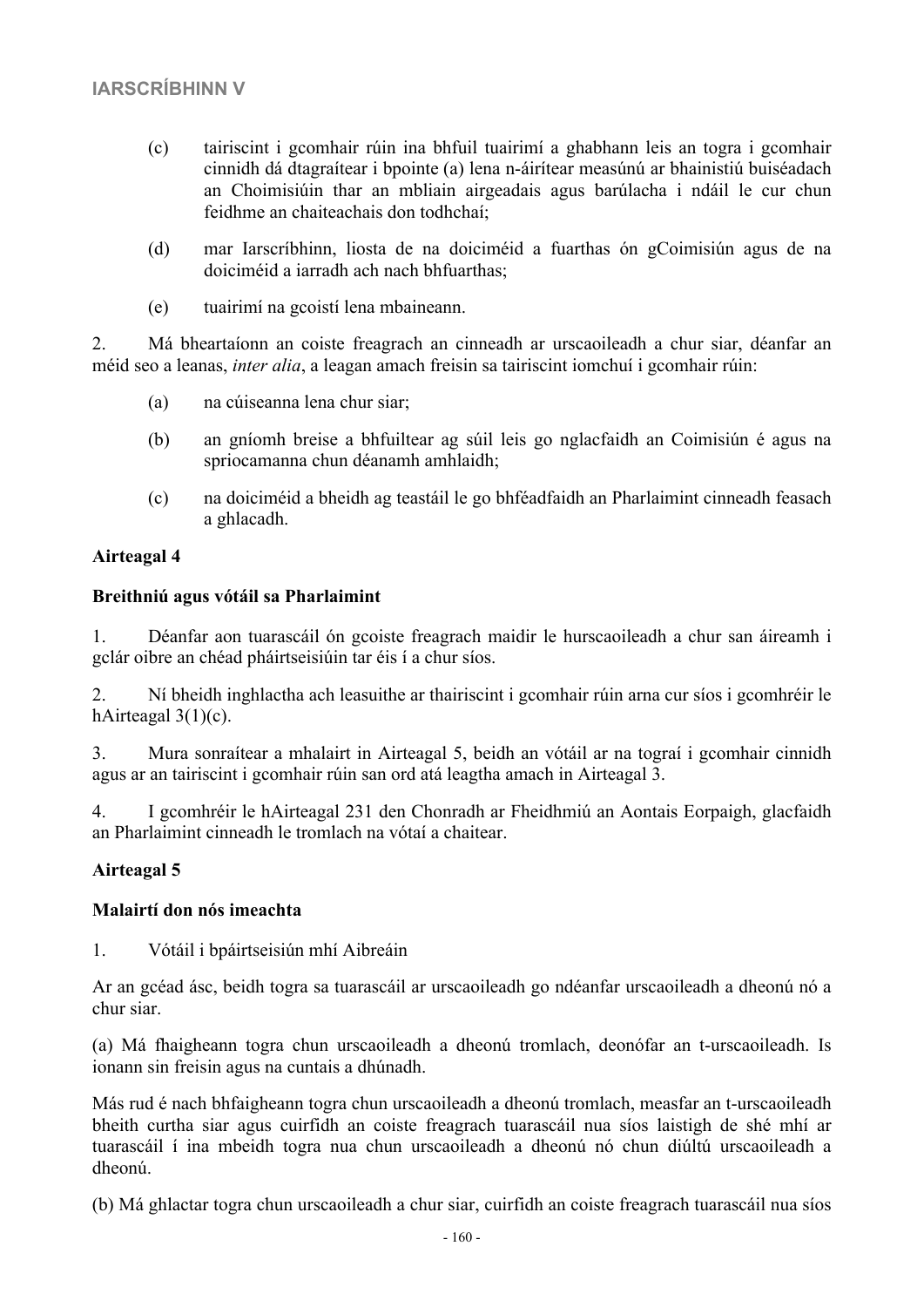(c) tairiscint i gcomhair rúin ina bhfuil tuairimí a ghabhann leis an togra i gcomhair cinnidh dá dtagraítear i bpointe (a) lena n-áirítear measúnú ar bhainistiú buiséadach an Choimisiúin thar an mbliain airgeadais agus barúlacha i ndáil le cur chun feidhme an chaiteachais don todhchaí;

(d) mar Iarscríbhinn, liosta de na doiciméid a fuarthas ón gCoimisiún agus de na doiciméid a iarradh ach nach bhfuarthas;

(e) tuairimí na gcoistí lena mbaineann.

2. Má bheartaíonn an coiste freagrach an cinneadh ar urscaoileadh a chur siar, déanfar an méid seo a leanas, *inter alia*, a leagan amach freisin sa tairiscint iomchuí i gcomhair rúin:

(a) na cúiseanna lena chur siar;

(b) an gníomh breise a bhfuiltear ag súil leis go nglacfaidh an Coimisiún é agus na spriocamanna chun déanamh amhlaidh;

(c) na doiciméid a bheidh ag teastáil le go bhféadfaidh an Pharlaimint cinneadh feasach a ghlacadh.

**Airteagal 4**

**Breithniú agus vótáil sa Pharlaimint**

1. Déanfar aon tuarascáil ón gcoiste freagrach maidir le hurscaoileadh a chur san áireamh i gclár oibre an chéad pháirtseisiúin tar éis í a chur síos.

2. Ní bheidh inghlactha ach leasuithe ar thairiscint i gcomhair rúin arna cur síos i gcomhréir le hAirteagal 3(1)(c).

3. Mura sonraítear a mhalairt in Airteagal 5, beidh an vótáil ar na tograí i gcomhair cinnidh agus ar an tairiscint i gcomhair rúin san ord atá leagtha amach in Airteagal 3.

4. I gcomhréir le hAirteagal 231 den Chonradh ar Fheidhmiú an Aontais Eorpaigh, glacfaidh an Pharlaimint cinneadh le tromlach na vótaí a chaitear.

**Airteagal 5**

**Malairtí don nós imeachta**

1. Vótáil i bpáirtseisiún mhí Aibreáin

Ar an gcéad ásc, beidh togra sa tuarascáil ar urscaoileadh go ndéanfar urscaoileadh a dheonú nó a chur siar.

(a) Má fhaigheann togra chun urscaoileadh a dheonú tromlach, deonófar an t-urscaoileadh. Is ionann sin freisin agus na cuntais a dhúnadh.

Más rud é nach bhfaigheann togra chun urscaoileadh a dheonú tromlach, measfar an t-urscaoileadh bheith curtha siar agus cuirfidh an coiste freagrach tuarascáil nua síos laistigh de shé mhí ar tuarascáil í ina mbeidh togra nua chun urscaoileadh a dheonú nó chun diúltú urscaoileadh a dheonú.

(b) Má ghlactar togra chun urscaoileadh a chur siar, cuirfidh an coiste freagrach tuarascáil nua síos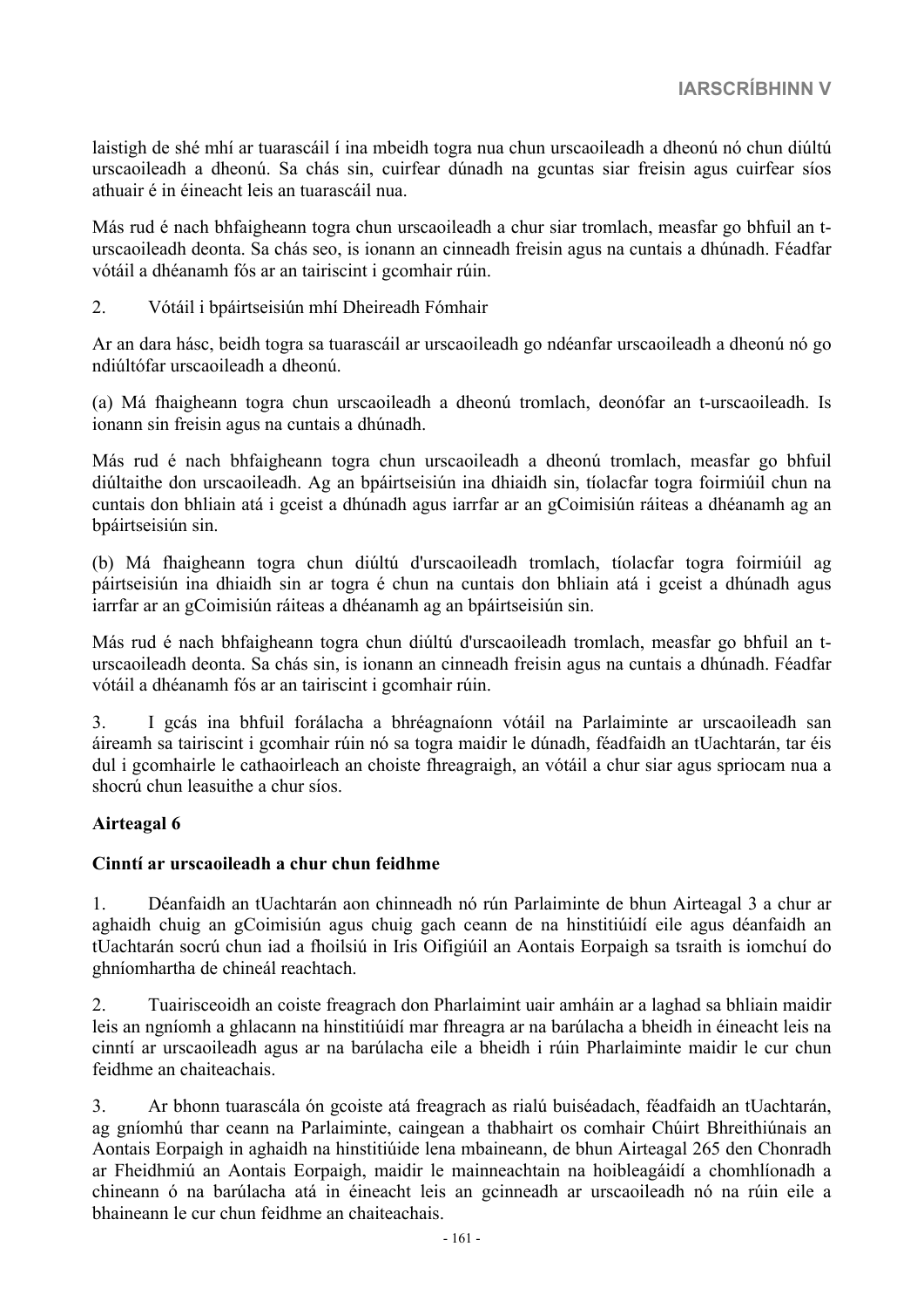laistigh de shé mhí ar tuarascáil í ina mbeidh togra nua chun urscaoileadh a dheonú nó chun diúltú urscaoileadh a dheonú. Sa chás sin, cuirfear dúnadh na gcuntas siar freisin agus cuirfear síos athuair é in éineacht leis an tuarascáil nua.

Más rud é nach bhfaigheann togra chun urscaoileadh a chur siar tromlach, measfar go bhfuil an t-urscaoileadh deonta. Sa chás seo, is ionann an cinneadh freisin agus na cuntais a dhúnadh. Féadfar vótáil a dhéanamh fós ar an tairiscint i gcomhair rúin.

2. Vótáil i bpáirtseisiún mhí Dheireadh Fómhair

Ar an dara hásc, beidh togra sa tuarascáil ar urscaoileadh go ndéanfar urscaoileadh a dheonú nó go ndiúltófar urscaoileadh a dheonú.

(a) Má fhaigheann togra chun urscaoileadh a dheonú tromlach, deonófar an t-urscaoileadh. Is ionann sin freisin agus na cuntais a dhúnadh.

Más rud é nach bhfaigheann togra chun urscaoileadh a dheonú tromlach, measfar go bhfuil diúltaithe don urscaoileadh. Ag an bpáirtseisiún ina dhiaidh sin, tíolacfar togra foirmiúil chun na cuntais don bhliain atá i gceist a dhúnadh agus iarrfar ar an gCoimisiún ráiteas a dhéanamh ag an bpáirtseisiún sin.

(b) Má fhaigheann togra chun diúltú d'urscaoileadh tromlach, tíolacfar togra foirmiúil ag páirtseisiún ina dhiaidh sin ar togra é chun na cuntais don bhliain atá i gceist a dhúnadh agus iarrfar ar an gCoimisiún ráiteas a dhéanamh ag an bpáirtseisiún sin.

Más rud é nach bhfaigheann togra chun diúltú d'urscaoileadh tromlach, measfar go bhfuil an t-urscaoileadh deonta. Sa chás sin, is ionann an cinneadh freisin agus na cuntais a dhúnadh. Féadfar vótáil a dhéanamh fós ar an tairiscint i gcomhair rúin.

3. I gcás ina bhfuil forálacha a bhréagnaíonn vótáil na Parlaiminte ar urscaoileadh san áireamh sa tairiscint i gcomhair rúin nó sa togra maidir le dúnadh, féadfaidh an tUachtarán, tar éis dul i gcomhairle le cathaoirleach an choiste fhreagraigh, an vótáil a chur siar agus spriocam nua a shocrú chun leasuithe a chur síos.

**Airteagal 6**

**Cinntí ar urscaoileadh a chur chun feidhme**

1. Déanfaidh an tUachtarán aon chinneadh nó rún Parlaiminte de bhun Airteagal 3 a chur ar aghaidh chuig an gCoimisiún agus chuig gach ceann de na hinstitiúidí eile agus déanfaidh an tUachtarán socrú chun iad a fhoilsiú in Iris Oifigiúil an Aontais Eorpaigh sa tsraith is iomchuí do ghníomhartha de chineál reachtach.

2. Tuairisceoidh an coiste freagrach don Pharlaimint uair amháin ar a laghad sa bhliain maidir leis an ngníomh a ghlacann na hinstitiúidí mar fhreagra ar na barúlacha a bheidh in éineacht leis na cinntí ar urscaoileadh agus ar na barúlacha eile a bheidh i rúin Pharlaiminte maidir le cur chun feidhme an chaiteachais.

3. Ar bhonn tuarascála ón gcoiste atá freagrach as rialú buiséadach, féadfaidh an tUachtarán, ag gníomhú thar ceann na Parlaiminte, caingean a thabhairt os comhair Chúirt Bhreithiúnais an Aontais Eorpaigh in aghaidh na hinstitiúide lena mbaineann, de bhun Airteagal 265 den Chonradh ar Fheidhmiú an Aontais Eorpaigh, maidir le mainneachtain na hoibleagáidí a chomhlíonadh a chineann ó na barúlacha atá in éineacht leis an gcinneadh ar urscaoileadh nó na rúin eile a bhaineann le cur chun feidhme an chaiteachais.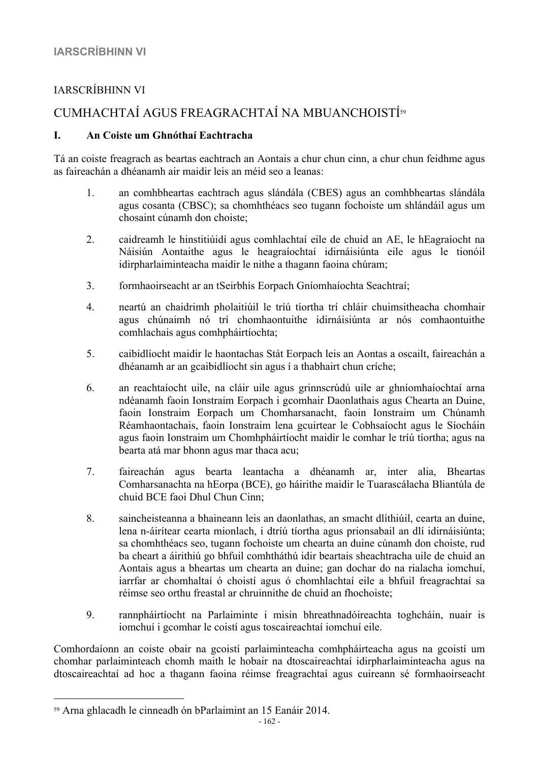IARSCRÍBHINN VI

# CUMHACHTAÍ AGUS FREAGRACHTAÍ NA MBUANCHOISTÍ[59]

## I. An Coiste um Ghnóthaí Eachtracha

Tá an coiste freagrach as beartas eachtrach an Aontais a chur chun cinn, a chur chun feidhme agus as faireachán a dhéanamh air maidir leis an méid seo a leanas:

1. an comhbheartas eachtrach agus slándála (CBES) agus an comhbheartas slándála agus cosanta (CBSC); sa chomhthéacs seo tugann fochoiste um shlándáil agus um chosaint cúnamh don choiste;

2. caidreamh le hinstitiúidí agus comhlachtaí eile de chuid an AE, le hEagraíocht na Náisiún Aontaithe agus le heagraíochtaí idirnáisiúnta eile agus le tionóil idirpharlaiminteacha maidir le nithe a thagann faoina chúram;

3. formhaoirseacht ar an tSeirbhís Eorpach Gníomhaíochta Seachtraí;

4. neartú an chaidrimh pholaitiúil le tríú tíortha trí chláir chuimsitheacha chomhair agus chúnaimh nó trí chomhaontuithe idirnáisiúnta ar nós comhaontuithe comhlachais agus comhpháirtíochta;

5. caibidlíocht maidir le haontachas Stát Eorpach leis an Aontas a oscailt, faireachán a dhéanamh ar an gcaibidlíocht sin agus í a thabhairt chun críche;

6. an reachtaíocht uile, na cláir uile agus grinnscrúdú uile ar ghníomhaíochtaí arna ndéanamh faoin Ionstraim Eorpach i gcomhair Daonlathais agus Chearta an Duine, faoin Ionstraim Eorpach um Chomharsanacht, faoin Ionstraim um Chúnamh Réamhaontachais, faoin Ionstraim lena gcuirtear le Cobhsaíocht agus le Síocháin agus faoin Ionstraim um Chomhpháirtíocht maidir le comhar le tríú tíortha; agus na bearta atá mar bhonn agus mar thaca acu;

7. faireachán agus bearta leantacha a dhéanamh ar, inter alia, Bheartas Comharsanachta na hEorpa (BCE), go háirithe maidir le Tuarascálacha Bliantúla de chuid BCE faoi Dhul Chun Cinn;

8. saincheisteanna a bhaineann leis an daonlathas, an smacht dlíthiúil, cearta an duine, lena n-áirítear cearta mionlach, i dtríú tíortha agus prionsabail an dlí idirnáisiúnta; sa chomhthéacs seo, tugann fochoiste um chearta an duine cúnamh don choiste, rud ba cheart a áirithiú go bhfuil comhtháthú idir beartais sheachtracha uile de chuid an Aontais agus a bheartas um chearta an duine; gan dochar do na rialacha iomchuí, iarrfar ar chomhaltaí ó choistí agus ó chomhlachtaí eile a bhfuil freagrachtaí sa réimse seo orthu freastal ar chruinnithe de chuid an fhochoiste;

9. rannpháirtíocht na Parlaiminte i misin bhreathnadóireachta toghcháin, nuair is iomchuí i gcomhar le coistí agus toscaireachtaí iomchuí eile.

Comhordaíonn an coiste obair na gcoistí parlaiminteacha comhpháirteacha agus na gcoistí um chomhar parlaiminteach chomh maith le hobair na dtoscaireachtaí idirpharlaiminteacha agus na dtoscaireachtaí ad hoc a thagann faoina réimse freagrachtaí agus cuireann sé formhaoirseacht

[59] Arna ghlacadh le cinneadh ón bParlaimint an 15 Eanáir 2014.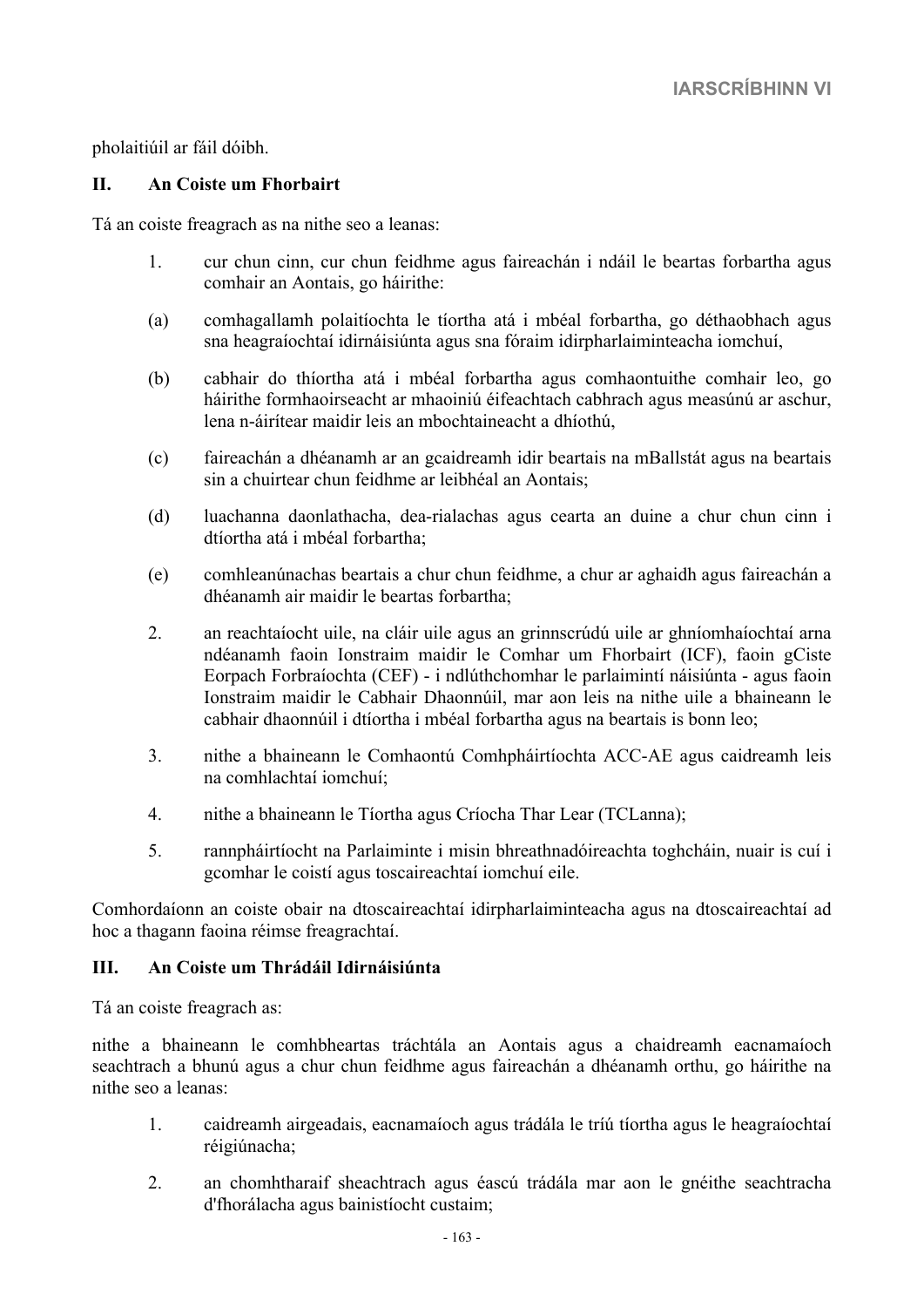pholaitiúil ar fáil dóibh.

## II. An Coiste um Fhorbairt

Tá an coiste freagrach as na nithe seo a leanas:

1. cur chun cinn, cur chun feidhme agus faireachán i ndáil le beartas forbartha agus comhair an Aontais, go háirithe:

(a) comhagallamh polaitíochta le tíortha atá i mbéal forbartha, go déthaobhach agus sna heagraíochtaí idirnáisiúnta agus sna fóraim idirpharlaiminteacha iomchuí,

(b) cabhair do thíortha atá i mbéal forbartha agus comhaontuithe comhair leo, go háirithe formhaoirseacht ar mhaoiniú éifeachtach cabhrach agus measúnú ar aschur, lena n-áirítear maidir leis an mbochtaineacht a dhíothú,

(c) faireachán a dhéanamh ar an gcaidreamh idir beartais na mBallstát agus na beartais sin a chuirtear chun feidhme ar leibhéal an Aontais;

(d) luachanna daonlathacha, dea-rialachas agus cearta an duine a chur chun cinn i dtíortha atá i mbéal forbartha;

(e) comhleanúnachas beartais a chur chun feidhme, a chur ar aghaidh agus faireachán a dhéanamh air maidir le beartas forbartha;

2. an reachtaíocht uile, na cláir uile agus an grinnscrúdú uile ar ghníomhaíochtaí arna ndéanamh faoin Ionstraim maidir le Comhar um Fhorbairt (ICF), faoin gCiste Eorpach Forbraíochta (CEF) - i ndlúthchomhar le parlaimintí náisiúnta - agus faoin Ionstraim maidir le Cabhair Dhaonnúil, mar aon leis na nithe uile a bhaineann le cabhair dhaonnúil i dtíortha i mbéal forbartha agus na beartais is bonn leo;

3. nithe a bhaineann le Comhaontú Comhpháirtíochta ACC-AE agus caidreamh leis na comhlachtaí iomchuí;

4. nithe a bhaineann le Tíortha agus Críocha Thar Lear (TCLanna);

5. rannpháirtíocht na Parlaiminte i misin bhreathnadóireachta toghcháin, nuair is cuí i gcomhar le coistí agus toscaireachtaí iomchuí eile.

Comhordaíonn an coiste obair na dtoscaireachtaí idirpharlaiminteacha agus na dtoscaireachtaí ad hoc a thagann faoina réimse freagrachtaí.

## III. An Coiste um Thrádáil Idirnáisiúnta

Tá an coiste freagrach as:

nithe a bhaineann le comhbheartas tráchtála an Aontais agus a chaidreamh eacnamaíoch seachtrach a bhunú agus a chur chun feidhme agus faireachán a dhéanamh orthu, go háirithe na nithe seo a leanas:

1. caidreamh airgeadais, eacnamaíoch agus trádála le tríú tíortha agus le heagraíochtaí réigiúnacha;

2. an chomhtharaif sheachtrach agus éascú trádála mar aon le gnéithe seachtracha d'fhorálacha agus bainistíocht custaim;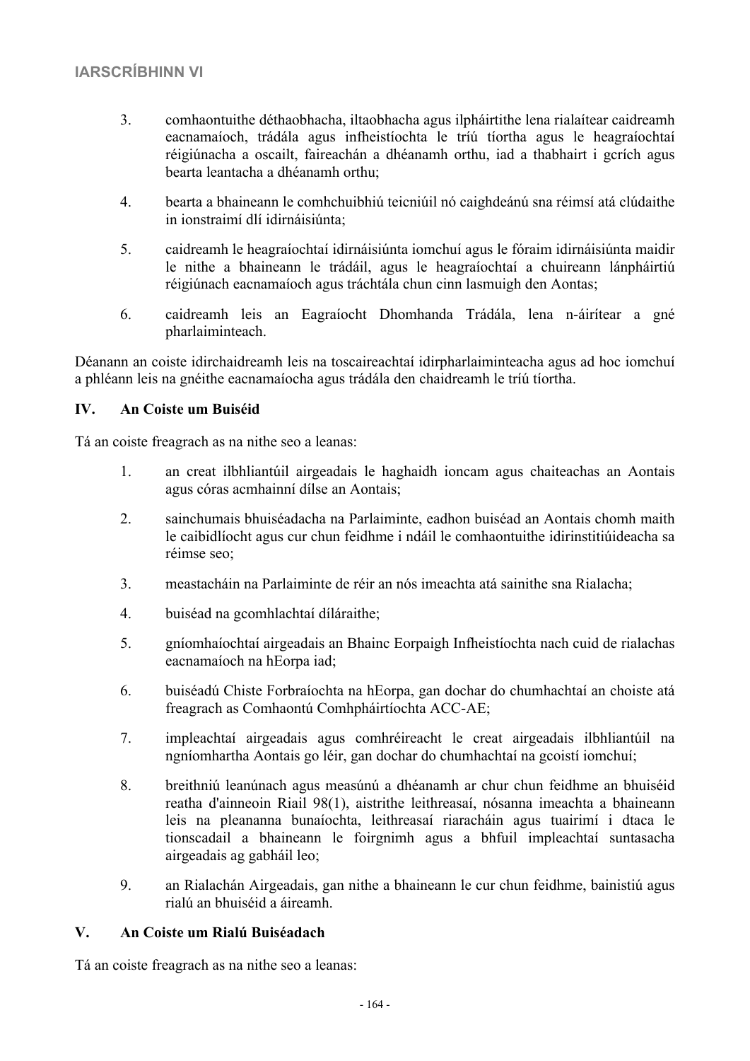3. comhaontuithe déthaobhacha, iltaobhacha agus ilpháirtithe lena rialaítear caidreamh eacnamaíoch, trádála agus infheistíochta le tríú tíortha agus le heagraíochtaí réigiúnacha a oscailt, faireachán a dhéanamh orthu, iad a thabhairt i gcrích agus bearta leantacha a dhéanamh orthu;

4. bearta a bhaineann le comhchuibhiú teicniúil nó caighdeánú sna réimsí atá clúdaithe in ionstraimí dlí idirnáisiúnta;

5. caidreamh le heagraíochtaí idirnáisiúnta iomchuí agus le fóraim idirnáisiúnta maidir le nithe a bhaineann le trádáil, agus le heagraíochtaí a chuireann lánpháirtiú réigiúnach eacnamaíoch agus tráchtála chun cinn lasmuigh den Aontas;

6. caidreamh leis an Eagraíocht Dhomhanda Trádála, lena n-áirítear a gné pharlaiminteach.

Déanann an coiste idirchaidreamh leis na toscaireachtaí idirpharlaiminteacha agus ad hoc iomchuí a phléann leis na gnéithe eacnamaíocha agus trádála den chaidreamh le tríú tíortha.

## IV. An Coiste um Buiséid

Tá an coiste freagrach as na nithe seo a leanas:

1. an creat ilbhliantúil airgeadais le haghaidh ioncam agus chaiteachas an Aontais agus córas acmhainní dílse an Aontais;

2. sainchumais bhuiséadacha na Parlaiminte, eadhon buiséad an Aontais chomh maith le caibidlíocht agus cur chun feidhme i ndáil le comhaontuithe idirinstitiúideacha sa réimse seo;

3. meastacháin na Parlaiminte de réir an nós imeachta atá sainithe sna Rialacha;

4. buiséad na gcomhlachtaí díláraithe;

5. gníomhaíochtaí airgeadais an Bhainc Eorpaigh Infheistíochta nach cuid de rialachas eacnamaíoch na hEorpa iad;

6. buiséadú Chiste Forbraíochta na hEorpa, gan dochar do chumhachtaí an choiste atá freagrach as Comhaontú Comhpháirtíochta ACC-AE;

7. impleachtaí airgeadais agus comhréireacht le creat airgeadais ilbhliantúil na ngníomhartha Aontais go léir, gan dochar do chumhachtaí na gcoistí iomchuí;

8. breithniú leanúnach agus measúnú a dhéanamh ar chur chun feidhme an bhuiséid reatha d'ainneoin Riail 98(1), aistrithe leithreasaí, nósanna imeachta a bhaineann leis na pleananna bunaíochta, leithreasaí riaracháin agus tuairimí i dtaca le tionscadail a bhaineann le foirgnimh agus a bhfuil impleachtaí suntasacha airgeadais ag gabháil leo;

9. an Rialachán Airgeadais, gan nithe a bhaineann le cur chun feidhme, bainistiú agus rialú an bhuiséid a áireamh.

## V. An Coiste um Rialú Buiséadach

Tá an coiste freagrach as na nithe seo a leanas: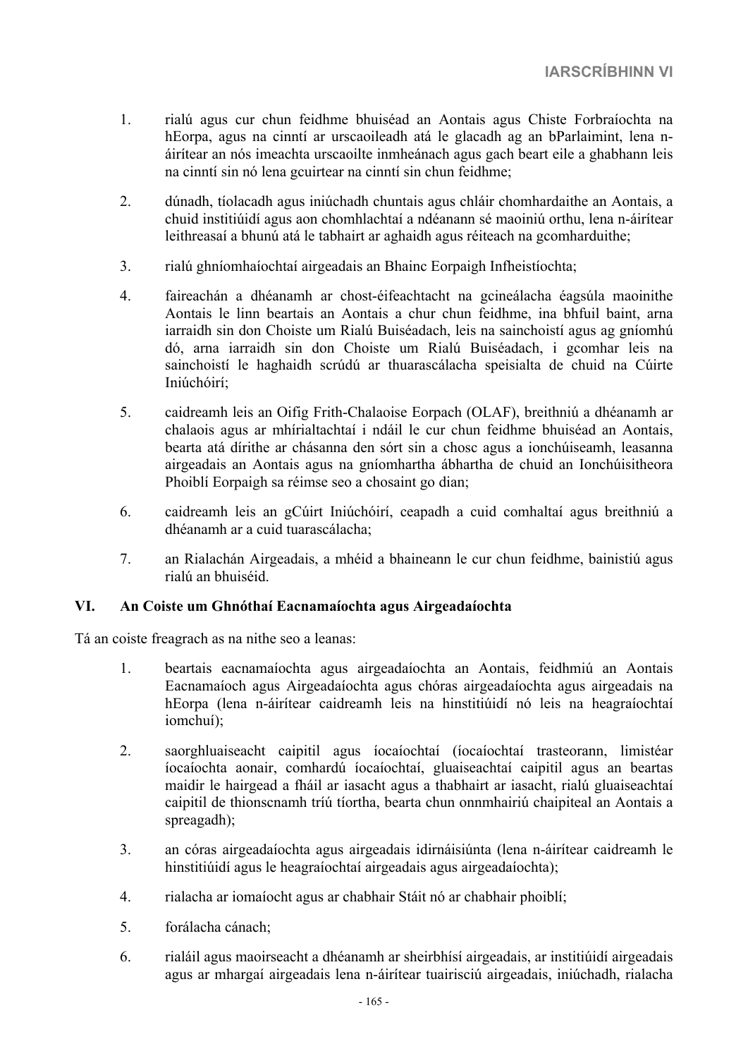1. rialú agus cur chun feidhme bhuiséad an Aontais agus Chiste Forbraíochta na hEorpa, agus na cinntí ar urscaoileadh atá le glacadh ag an bParlaimint, lena n-áirítear an nós imeachta urscaoilte inmheánach agus gach beart eile a ghabhann leis na cinntí sin nó lena gcuirtear na cinntí sin chun feidhme;

2. dúnadh, tíolacadh agus iniúchadh chuntais agus chláir chomhardaithe an Aontais, a chuid institiúidí agus aon chomhlachtaí a ndéanann sé maoiniú orthu, lena n-áirítear leithreasaí a bhunú atá le tabhairt ar aghaidh agus réiteach na gcomharduithe;

3. rialú ghníomhaíochtaí airgeadais an Bhainc Eorpaigh Infheistíochta;

4. faireachán a dhéanamh ar chost-éifeachtacht na gcineálacha éagsúla maoinithe Aontais le linn beartais an Aontais a chur chun feidhme, ina bhfuil baint, arna iarraidh sin don Choiste um Rialú Buiséadach, leis na sainchoistí agus ag gníomhú dó, arna iarraidh sin don Choiste um Rialú Buiséadach, i gcomhar leis na sainchoistí le haghaidh scrúdú ar thuarascálacha speisialta de chuid na Cúirte Iniúchóirí;

5. caidreamh leis an Oifig Frith-Chalaoise Eorpach (OLAF), breithniú a dhéanamh ar chalaois agus ar mhírialtachtaí i ndáil le cur chun feidhme bhuiséad an Aontais, bearta atá dírithe ar chásanna den sórt sin a chosc agus a ionchúiseamh, leasanna airgeadais an Aontais agus na gníomhartha ábhartha de chuid an Ionchúisitheora Phoiblí Eorpaigh sa réimse seo a chosaint go dian;

6. caidreamh leis an gCúirt Iniúchóirí, ceapadh a cuid comhaltaí agus breithniú a dhéanamh ar a cuid tuarascálacha;

7. an Rialachán Airgeadais, a mhéid a bhaineann le cur chun feidhme, bainistiú agus rialú an bhuiséid.

## VI. An Coiste um Ghnóthaí Eacnamaíochta agus Airgeadaíochta

Tá an coiste freagrach as na nithe seo a leanas:

1. beartais eacnamaíochta agus airgeadaíochta an Aontais, feidhmiú an Aontais Eacnamaíoch agus Airgeadaíochta agus chóras airgeadaíochta agus airgeadais na hEorpa (lena n-áirítear caidreamh leis na hinstitiúidí nó leis na heagraíochtaí iomchuí);

2. saorghluaiseacht caipitil agus íocaíochtaí (íocaíochtaí trasteorann, limistéar íocaíochta aonair, comhardú íocaíochtaí, gluaiseachtaí caipitil agus an beartas maidir le hairgead a fháil ar iasacht agus a thabhairt ar iasacht, rialú gluaiseachtaí caipitil de thionscnamh tríú tíortha, bearta chun onnmhairiú chaipiteal an Aontais a spreagadh);

3. an córas airgeadaíochta agus airgeadais idirnáisiúnta (lena n-áirítear caidreamh le hinstitiúidí agus le heagraíochtaí airgeadais agus airgeadaíochta);

4. rialacha ar iomaíocht agus ar chabhair Stáit nó ar chabhair phoiblí;

5. forálacha cánach;

6. rialáil agus maoirseacht a dhéanamh ar sheirbhísí airgeadais, ar institiúidí airgeadais agus ar mhargaí airgeadais lena n-áirítear tuairisciú airgeadais, iniúchadh, rialacha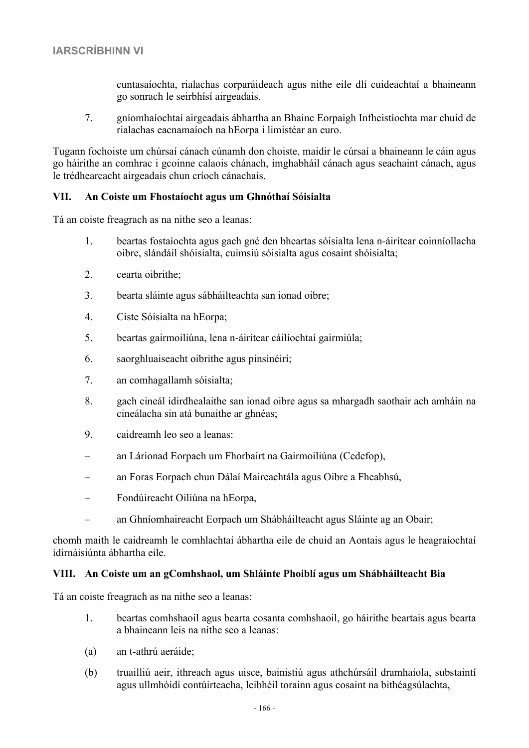cuntasaíochta, rialachas corparáideach agus nithe eile dlí cuideachtaí a bhaineann go sonrach le seirbhísí airgeadais.

7. gníomhaíochtaí airgeadais ábhartha an Bhainc Eorpaigh Infheistíochta mar chuid de rialachas eacnamaíoch na hEorpa i limistéar an euro.

Tugann fochoiste um chúrsaí cánach cúnamh don choiste, maidir le cúrsaí a bhaineann le cáin agus go háirithe an comhrac i gcoinne calaois chánach, imghabháil cánach agus seachaint cánach, agus le trédhearcacht airgeadais chun críoch cánachais.

## VII. An Coiste um Fhostaíocht agus um Ghnóthaí Sóisialta

Tá an coiste freagrach as na nithe seo a leanas:

1. beartas fostaíochta agus gach gné den bheartas sóisialta lena n-áirítear coinníollacha oibre, slándáil shóisialta, cuimsiú sóisialta agus cosaint shóisialta;
2. cearta oibrithe;
3. bearta sláinte agus sábháilteachta san ionad oibre;
4. Ciste Sóisialta na hEorpa;
5. beartas gairmoiliúna, lena n-áirítear cáilíochtaí gairmiúla;
6. saorghluaiseacht oibrithe agus pinsinéirí;
7. an comhagallamh sóisialta;
8. gach cineál idirdhealaithe san ionad oibre agus sa mhargadh saothair ach amháin na cineálacha sin atá bunaithe ar ghnéas;
9. caidreamh leo seo a leanas:
   - an Lárionad Eorpach um Fhorbairt na Gairmoiliúna (Cedefop),
   - an Foras Eorpach chun Dálaí Maireachtála agus Oibre a Fheabhsú,
   - Fondúireacht Oiliúna na hEorpa,
   - an Ghníomhaireacht Eorpach um Shábháilteacht agus Sláinte ag an Obair;

chomh maith le caidreamh le comhlachtaí ábhartha eile de chuid an Aontais agus le heagraíochtaí idirnáisiúnta ábhartha eile.

## VIII. An Coiste um an gComhshaol, um Shláinte Phoiblí agus um Shábháilteacht Bia

Tá an coiste freagrach as na nithe seo a leanas:

1. beartas comhshaoil agus bearta cosanta comhshaoil, go háirithe beartais agus bearta a bhaineann leis na nithe seo a leanas:

(a) an t-athrú aeráide;

(b) truailliú aeir, ithreach agus uisce, bainistiú agus athchúrsáil dramhaíola, substaintí agus ullmhóidí contúirteacha, leibhéil torainn agus cosaint na bithéagsúlachta,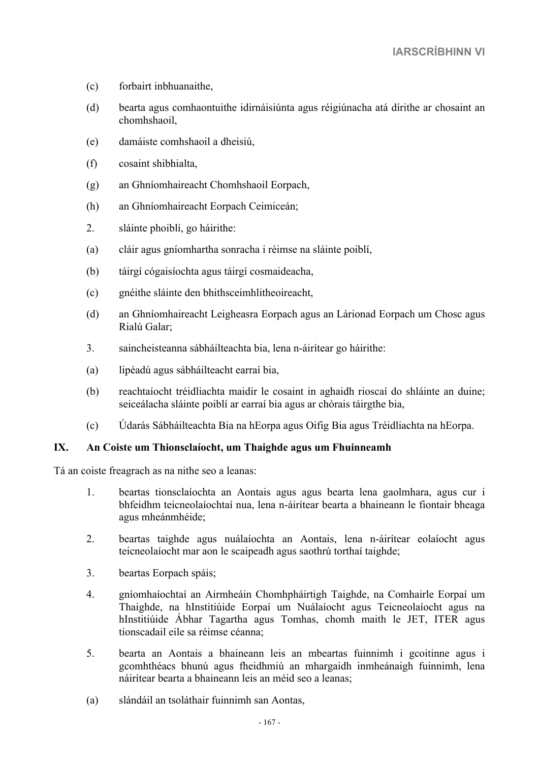(c) forbairt inbhuanaithe,

(d) bearta agus comhaontuithe idirnáisiúnta agus réigiúnacha atá dírithe ar chosaint an chomhshaoil,

(e) damáiste comhshaoil a dheisiú,

(f) cosaint shibhialta,

(g) an Ghníomhaireacht Chomhshaoil Eorpach,

(h) an Ghníomhaireacht Eorpach Ceimiceán;

2. sláinte phoiblí, go háirithe:

(a) cláir agus gníomhartha sonracha i réimse na sláinte poiblí,

(b) táirgí cógaisíochta agus táirgí cosmaideacha,

(c) gnéithe sláinte den bhithsceimhlitheoireacht,

(d) an Ghníomhaireacht Leigheasra Eorpach agus an Lárionad Eorpach um Chosc agus Rialú Galar;

3. saincheisteanna sábháilteachta bia, lena n-áirítear go háirithe:

(a) lipéadú agus sábháilteacht earraí bia,

(b) reachtaíocht tréidliachta maidir le cosaint in aghaidh rioscaí do shláinte an duine; seiceálacha sláinte poiblí ar earraí bia agus ar chórais táirgthe bia,

(c) Údarás Sábháilteachta Bia na hEorpa agus Oifig Bia agus Tréidliachta na hEorpa.

## IX. An Coiste um Thionsclaíocht, um Thaighde agus um Fhuinneamh

Tá an coiste freagrach as na nithe seo a leanas:

1. beartas tionsclaíochta an Aontais agus agus bearta lena gaolmhara, agus cur i bhfeidhm teicneolaíochtaí nua, lena n-áirítear bearta a bhaineann le fiontair bheaga agus mheánmhéide;

2. beartas taighde agus nuálaíochta an Aontais, lena n-áirítear eolaíocht agus teicneolaíocht mar aon le scaipeadh agus saothrú torthaí taighde;

3. beartas Eorpach spáis;

4. gníomhaíochtaí an Airmheáin Chomhpháirtigh Taighde, na Comhairle Eorpaí um Thaighde, na hInstitiúide Eorpaí um Nuálaíocht agus Teicneolaíocht agus na hInstitiúide Ábhar Tagartha agus Tomhas, chomh maith le JET, ITER agus tionscadail eile sa réimse céanna;

5. bearta an Aontais a bhaineann leis an mbeartas fuinnimh i gcoitinne agus i gcomhthéacs bhunú agus fheidhmiú an mhargaidh inmheánaigh fuinnimh, lena náirítear bearta a bhaineann leis an méid seo a leanas;

(a) slándáil an tsoláthair fuinnimh san Aontas,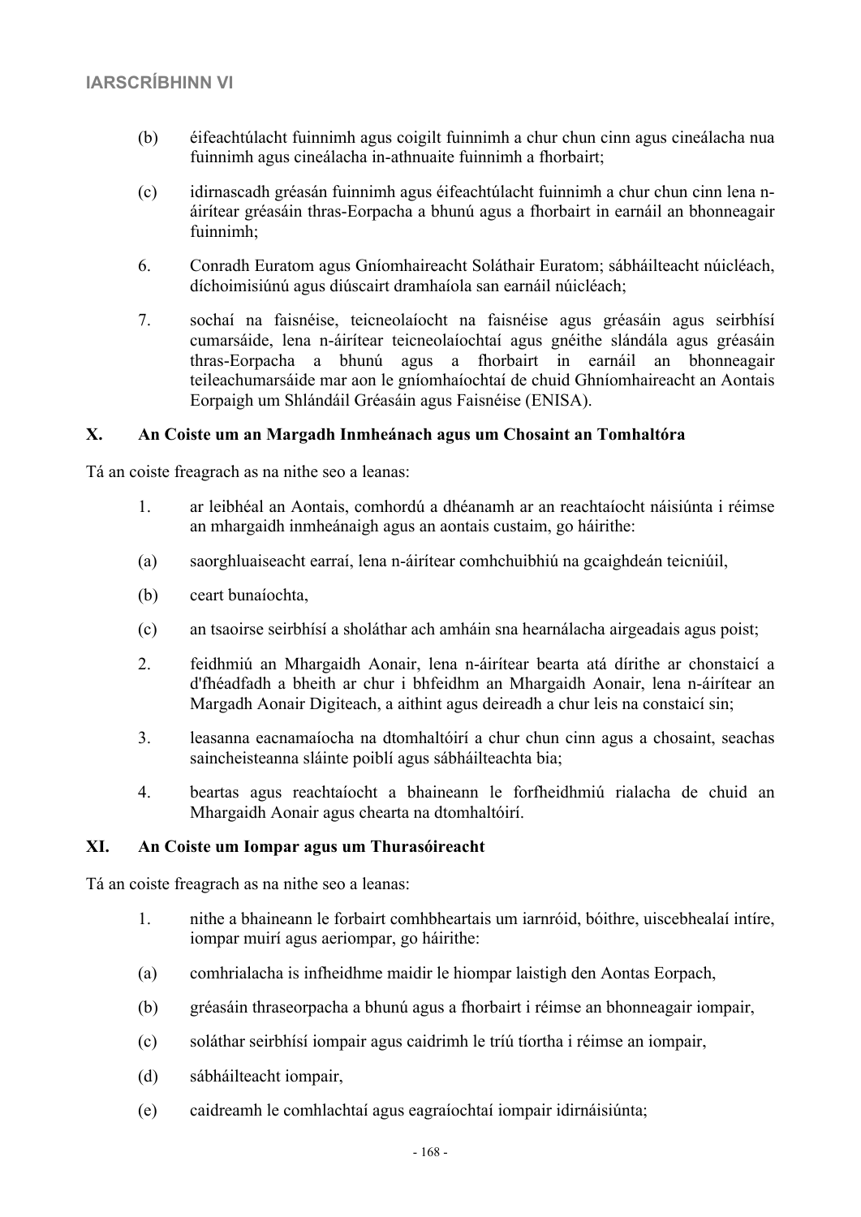(b) éifeachtúlacht fuinnimh agus coigilt fuinnimh a chur chun cinn agus cineálacha nua fuinnimh agus cineálacha in-athnuaite fuinnimh a fhorbairt;

(c) idirnascadh gréasán fuinnimh agus éifeachtúlacht fuinnimh a chur chun cinn lena n-áirítear gréasáin thras-Eorpacha a bhunú agus a fhorbairt in earnáil an bhonneagair fuinnimh;

6. Conradh Euratom agus Gníomhaireacht Soláthair Euratom; sábháilteacht núicléach, díchoimisiúnú agus diúscairt dramhaíola san earnáil núicléach;

7. sochaí na faisnéise, teicneolaíocht na faisnéise agus gréasáin agus seirbhísí cumarsáide, lena n-áirítear teicneolaíochtaí agus gnéithe slándála agus gréasáin thras-Eorpacha a bhunú agus a fhorbairt in earnáil an bhonneagair teileachumarsáide mar aon le gníomhaíochtaí de chuid Ghníomhaireacht an Aontais Eorpaigh um Shlándáil Gréasáin agus Faisnéise (ENISA).

## X. An Coiste um an Margadh Inmheánach agus um Chosaint an Tomhaltóra

Tá an coiste freagrach as na nithe seo a leanas:

1. ar leibhéal an Aontais, comhordú a dhéanamh ar an reachtaíocht náisiúnta i réimse an mhargaidh inmheánaigh agus an aontais custaim, go háirithe:

(a) saorghluaiseacht earraí, lena n-áirítear comhchuibhiú na gcaighdeán teicniúil,

(b) ceart bunaíochta,

(c) an tsaoirse seirbhísí a sholáthar ach amháin sna hearnálacha airgeadais agus poist;

2. feidhmiú an Mhargaidh Aonair, lena n-áirítear bearta atá dírithe ar chonstaicí a d'fhéadfadh a bheith ar chur i bhfeidhm an Mhargaidh Aonair, lena n-áirítear an Margadh Aonair Digiteach, a aithint agus deireadh a chur leis na constaicí sin;

3. leasanna eacnamaíocha na dtomhaltóirí a chur chun cinn agus a chosaint, seachas saincheisteanna sláinte poiblí agus sábháilteachta bia;

4. beartas agus reachtaíocht a bhaineann le forfheidhmiú rialacha de chuid an Mhargaidh Aonair agus chearta na dtomhaltóirí.

## XI. An Coiste um Iompar agus um Thurasóireacht

Tá an coiste freagrach as na nithe seo a leanas:

1. nithe a bhaineann le forbairt comhbheartais um iarnróid, bóithre, uiscebhealaí intíre, iompar muirí agus aeriompar, go háirithe:

(a) comhrialacha is infheidhme maidir le hiompar laistigh den Aontas Eorpach,

(b) gréasáin thraseorpacha a bhunú agus a fhorbairt i réimse an bhonneagair iompair,

(c) soláthar seirbhísí iompair agus caidrimh le tríú tíortha i réimse an iompair,

(d) sábháilteacht iompair,

(e) caidreamh le comhlachtaí agus eagraíochtaí iompair idirnáisiúnta;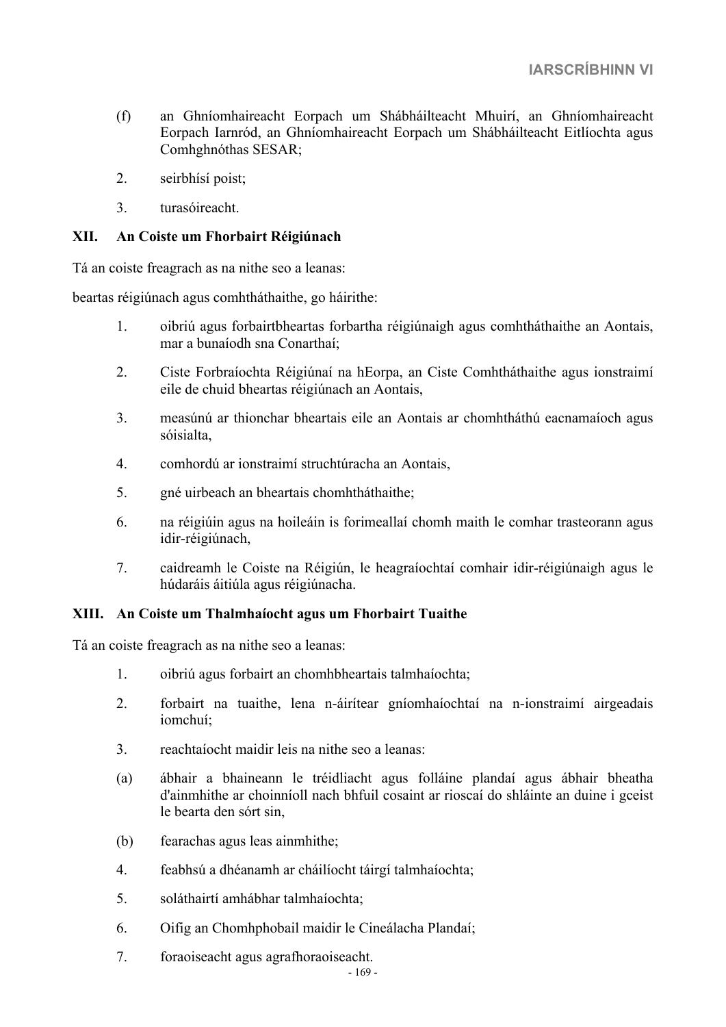(f) an Ghníomhaireacht Eorpach um Shábháilteacht Mhuirí, an Ghníomhaireacht Eorpach Iarnród, an Ghníomhaireacht Eorpach um Shábháilteacht Eitlíochta agus Comhghnóthas SESAR;

2. seirbhísí poist;

3. turasóireacht.

## XII. An Coiste um Fhorbairt Réigiúnach

Tá an coiste freagrach as na nithe seo a leanas:

beartas réigiúnach agus comhtháthaithe, go háirithe:

1. oibriú agus forbairtbheartas forbartha réigiúnaigh agus comhtháthaithe an Aontais, mar a bunaíodh sna Conarthaí;

2. Ciste Forbraíochta Réigiúnaí na hEorpa, an Ciste Comhtháthaithe agus ionstraimí eile de chuid bheartas réigiúnach an Aontais,

3. measúnú ar thionchar bheartais eile an Aontais ar chomhtháthú eacnamaíoch agus sóisialta,

4. comhordú ar ionstraimí struchtúracha an Aontais,

5. gné uirbeach an bheartais chomhtháthaithe;

6. na réigiúin agus na hoileáin is forimeallaí chomh maith le comhar trasteorann agus idir-réigiúnach,

7. caidreamh le Coiste na Réigiún, le heagraíochtaí comhair idir-réigiúnaigh agus le húdaráis áitiúla agus réigiúnacha.

## XIII. An Coiste um Thalmhaíocht agus um Fhorbairt Tuaithe

Tá an coiste freagrach as na nithe seo a leanas:

1. oibriú agus forbairt an chomhbheartais talmhaíochta;

2. forbairt na tuaithe, lena n-áirítear gníomhaíochtaí na n-ionstraimí airgeadais iomchuí;

3. reachtaíocht maidir leis na nithe seo a leanas:

(a) ábhair a bhaineann le tréidliacht agus folláine plandaí agus ábhair bheatha d'ainmhithe ar choinníoll nach bhfuil cosaint ar rioscaí do shláinte an duine i gceist le bearta den sórt sin,

(b) fearachas agus leas ainmhithe;

4. feabhsú a dhéanamh ar cháilíocht táirgí talmhaíochta;

5. soláthairtí amhábhar talmhaíochta;

6. Oifig an Chomhphobail maidir le Cineálacha Plandaí;

7. foraoiseacht agus agrafhoraoiseacht.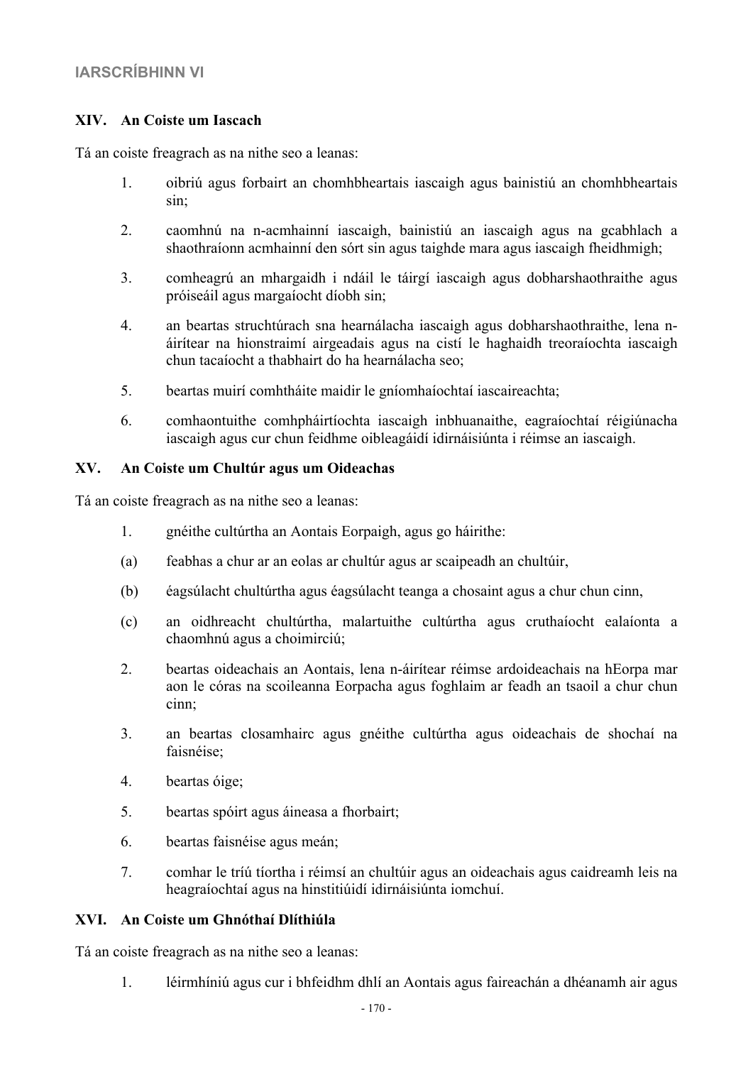## IARSCRÍBHINN VI

### XIV. An Coiste um Iascach

Tá an coiste freagrach as na nithe seo a leanas:

1. oibriú agus forbairt an chomhbheartais iascaigh agus bainistiú an chomhbheartais sin;

2. caomhnú na n-acmhainní iascaigh, bainistiú an iascaigh agus na gcabhlach a shaothraíonn acmhainní den sórt sin agus taighde mara agus iascaigh fheidhmigh;

3. comheagrú an mhargaidh i ndáil le táirgí iascaigh agus dobharshaothraithe agus próiseáil agus margaíocht díobh sin;

4. an beartas struchtúrach sna hearnálacha iascaigh agus dobharshaothraithe, lena n-áirítear na hionstraimí airgeadais agus na cistí le haghaidh treoraíochta iascaigh chun tacaíocht a thabhairt do ha hearnálacha seo;

5. beartas muirí comhtháite maidir le gníomhaíochtaí iascaireachta;

6. comhaontuithe comhpháirtíochta iascaigh inbhuanaithe, eagraíochtaí réigiúnacha iascaigh agus cur chun feidhme oibleagáidí idirnáisiúnta i réimse an iascaigh.

### XV. An Coiste um Chultúr agus um Oideachas

Tá an coiste freagrach as na nithe seo a leanas:

1. gnéithe cultúrtha an Aontais Eorpaigh, agus go háirithe:

   (a) feabhas a chur ar an eolas ar chultúr agus ar scaipeadh an chultúir,

   (b) éagsúlacht chultúrtha agus éagsúlacht teanga a chosaint agus a chur chun cinn,

   (c) an oidhreacht chultúrtha, malartuithe cultúrtha agus cruthaíocht ealaíonta a chaomhnú agus a choimirciú;

2. beartas oideachais an Aontais, lena n-áirítear réimse ardoideachais na hEorpa mar aon le córas na scoileanna Eorpacha agus foghlaim ar feadh an tsaoil a chur chun cinn;

3. an beartas closamhairc agus gnéithe cultúrtha agus oideachais de shochaí na faisnéise;

4. beartas óige;

5. beartas spóirt agus áineasa a fhorbairt;

6. beartas faisnéise agus meán;

7. comhar le tríú tíortha i réimsí an chultúir agus an oideachais agus caidreamh leis na heagraíochtaí agus na hinstitiúidí idirnáisiúnta iomchuí.

### XVI. An Coiste um Ghnóthaí Dlíthiúla

Tá an coiste freagrach as na nithe seo a leanas:

1. léirmhíniú agus cur i bhfeidhm dhlí an Aontais agus faireachán a dhéanamh air agus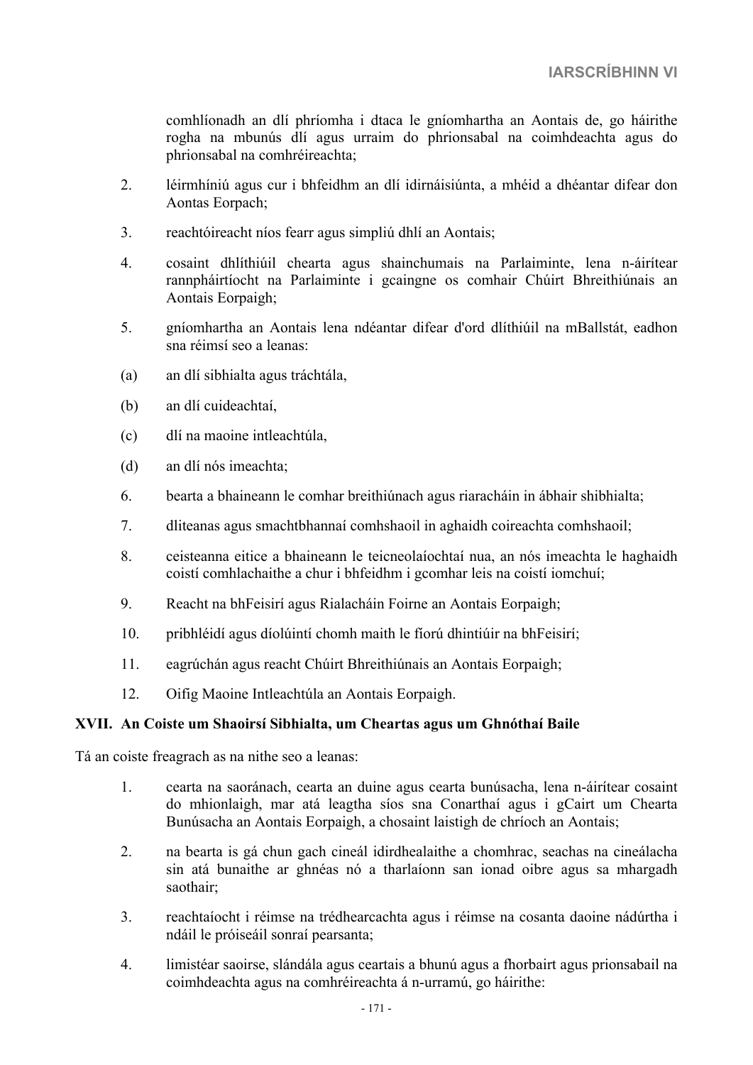comhlíonadh an dlí phríomha i dtaca le gníomhartha an Aontais de, go háirithe rogha na mbunús dlí agus urraim do phrionsabal na coimhdeachta agus do phrionsabal na comhréireachta;

2. léirmhíniú agus cur i bhfeidhm an dlí idirnáisiúnta, a mhéid a dhéantar difear don Aontas Eorpach;

3. reachtóireacht níos fearr agus simpliú dhlí an Aontais;

4. cosaint dhlíthiúil chearta agus shainchumais na Parlaiminte, lena n-áirítear rannpháirtíocht na Parlaiminte i gcaingne os comhair Chúirt Bhreithiúnais an Aontais Eorpaigh;

5. gníomhartha an Aontais lena ndéantar difear d'ord dlíthiúil na mBallstát, eadhon sna réimsí seo a leanas:

(a) an dlí sibhialta agus tráchtála,

(b) an dlí cuideachtaí,

(c) dlí na maoine intleachtúla,

(d) an dlí nós imeachta;

6. bearta a bhaineann le comhar breithiúnach agus riaracháin in ábhair shibhialta;

7. dliteanas agus smachtbhannaí comhshaoil in aghaidh coireachta comhshaoil;

8. ceisteanna eitice a bhaineann le teicneolaíochtaí nua, an nós imeachta le haghaidh coistí comhlachaithe a chur i bhfeidhm i gcomhar leis na coistí iomchuí;

9. Reacht na bhFeisirí agus Rialacháin Foirne an Aontais Eorpaigh;

10. pribhléidí agus díolúintí chomh maith le fíorú dhintiúir na bhFeisirí;

11. eagrúchán agus reacht Chúirt Bhreithiúnais an Aontais Eorpaigh;

12. Oifig Maoine Intleachtúla an Aontais Eorpaigh.

**XVII. An Coiste um Shaoirsí Sibhialta, um Cheartas agus um Ghnóthaí Baile**

Tá an coiste freagrach as na nithe seo a leanas:

1. cearta na saoránach, cearta an duine agus cearta bunúsacha, lena n-áirítear cosaint do mhionlaigh, mar atá leagtha síos sna Conarthaí agus i gCairt um Chearta Bunúsacha an Aontais Eorpaigh, a chosaint laistigh de chríoch an Aontais;

2. na bearta is gá chun gach cineál idirdhealaithe a chomhrac, seachas na cineálacha sin atá bunaithe ar ghnéas nó a tharlaíonn san ionad oibre agus sa mhargadh saothair;

3. reachtaíocht i réimse na trédhearcachta agus i réimse na cosanta daoine nádúrtha i ndáil le próiseáil sonraí pearsanta;

4. limistéar saoirse, slándála agus ceartais a bhunú agus a fhorbairt agus prionsabail na coimhdeachta agus na comhréireachta á n-urramú, go háirithe: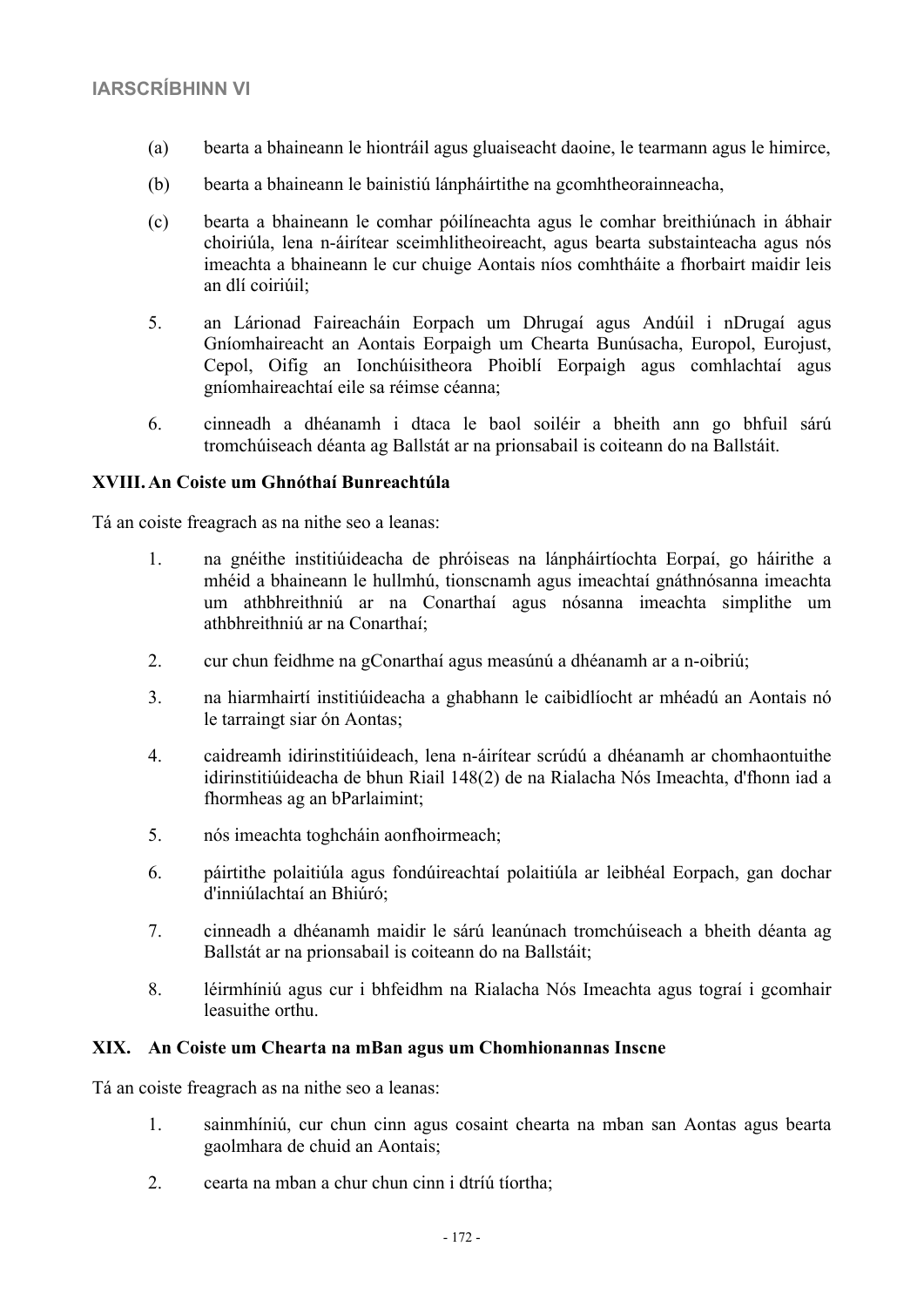(a) bearta a bhaineann le hiontráil agus gluaiseacht daoine, le tearmann agus le himirce,

(b) bearta a bhaineann le bainistiú lánpháirtithe na gcomhtheorainneacha,

(c) bearta a bhaineann le comhar póilíneachta agus le comhar breithiúnach in ábhair choiriúla, lena n-áirítear sceimhlitheoireacht, agus bearta substainteacha agus nós imeachta a bhaineann le cur chuige Aontais níos comhtháite a fhorbairt maidir leis an dlí coiriúil;

5. an Lárionad Faireacháin Eorpach um Dhrugaí agus Andúil i nDrugaí agus Gníomhaireacht an Aontais Eorpaigh um Chearta Bunúsacha, Europol, Eurojust, Cepol, Oifig an Ionchúisitheora Phoiblí Eorpaigh agus comhlachtaí agus gníomhaireachtaí eile sa réimse céanna;

6. cinneadh a dhéanamh i dtaca le baol soiléir a bheith ann go bhfuil sárú tromchúiseach déanta ag Ballstát ar na prionsabail is coiteann do na Ballstáit.

**XVIII. An Coiste um Ghnóthaí Bunreachtúla**

Tá an coiste freagrach as na nithe seo a leanas:

1. na gnéithe institiúideacha de phróiseas na lánpháirtíochta Eorpaí, go háirithe a mhéid a bhaineann le hullmhú, tionscnamh agus imeachtaí gnáthnósanna imeachta um athbhreithniú ar na Conarthaí agus nósanna imeachta simplithe um athbhreithniú ar na Conarthaí;

2. cur chun feidhme na gConarthaí agus measúnú a dhéanamh ar a n-oibriú;

3. na hiarmhairtí institiúideacha a ghabhann le caibidlíocht ar mhéadú an Aontais nó le tarraingt siar ón Aontas;

4. caidreamh idirinstitiúideach, lena n-áirítear scrúdú a dhéanamh ar chomhaontuithe idirinstitiúideacha de bhun Riail 148(2) de na Rialacha Nós Imeachta, d'fhonn iad a fhormheas ag an bParlaimint;

5. nós imeachta toghcháin aonfhoirmeach;

6. páirtithe polaitiúla agus fondúireachtaí polaitiúla ar leibhéal Eorpach, gan dochar d'inniúlachtaí an Bhiúró;

7. cinneadh a dhéanamh maidir le sárú leanúnach tromchúiseach a bheith déanta ag Ballstát ar na prionsabail is coiteann do na Ballstáit;

8. léirmhíniú agus cur i bhfeidhm na Rialacha Nós Imeachta agus tograí i gcomhair leasuithe orthu.

**XIX. An Coiste um Chearta na mBan agus um Chomhionannas Inscne**

Tá an coiste freagrach as na nithe seo a leanas:

1. sainmhíniú, cur chun cinn agus cosaint chearta na mban san Aontas agus bearta gaolmhara de chuid an Aontais;

2. cearta na mban a chur chun cinn i dtríú tíortha;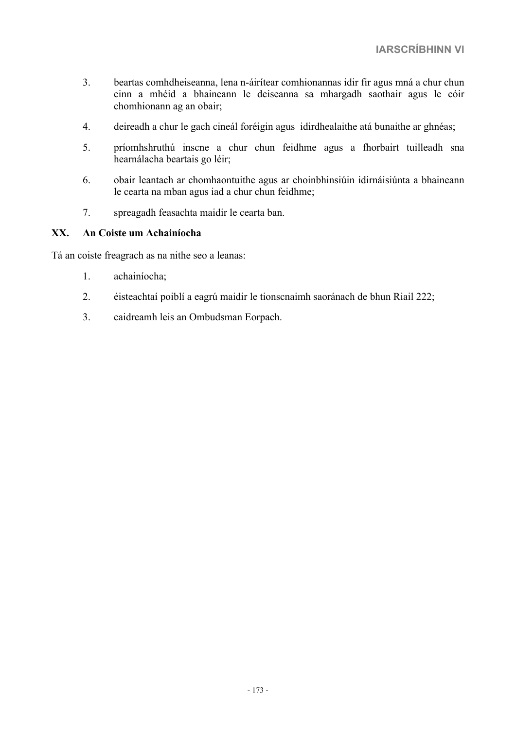3. beartas comhdheiseanna, lena n-áirítear comhionannas idir fir agus mná a chur chun cinn a mhéid a bhaineann le deiseanna sa mhargadh saothair agus le cóir chomhionann ag an obair;

4. deireadh a chur le gach cineál foréigin agus idirdhealaithe atá bunaithe ar ghnéas;

5. príomhshruthú inscne a chur chun feidhme agus a fhorbairt tuilleadh sna hearnálacha beartais go léir;

6. obair leantach ar chomhaontuithe agus ar choinbhinsiúin idirnáisiúnta a bhaineann le cearta na mban agus iad a chur chun feidhme;

7. spreagadh feasachta maidir le cearta ban.

## XX. An Coiste um Achainíocha

Tá an coiste freagrach as na nithe seo a leanas:

1. achainíocha;

2. éisteachtaí poiblí a eagrú maidir le tionscnaimh saoránach de bhun Riail 222;

3. caidreamh leis an Ombudsman Eorpach.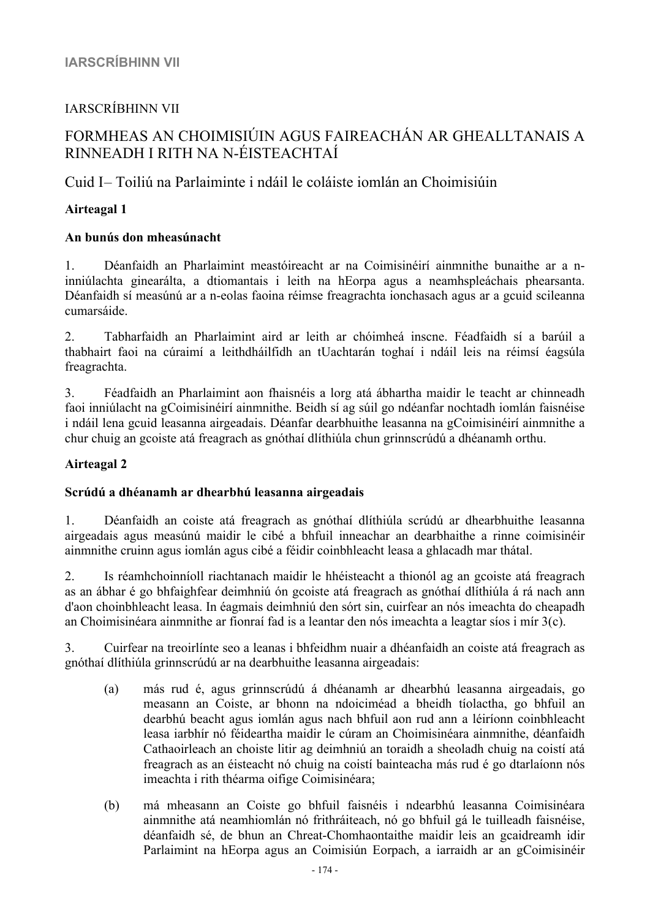**IARSCRÍBHINN VII**

IARSCRÍBHINN VII

# FORMHEAS AN CHOIMISIÚIN AGUS FAIREACHÁN AR GHEALLTANAIS A RINNEADH I RITH NA N-ÉISTEACHTAÍ

## Cuid I– Toiliú na Parlaiminte i ndáil le coláiste iomlán an Choimisiúin

### Airteagal 1

**An bunús don mheasúnacht**

1. Déanfaidh an Pharlaimint meastóireacht ar na Coimisinéirí ainmnithe bunaithe ar a n-inniúlachta ginearálta, a dtiomantais i leith na hEorpa agus a neamhspleáchais phearsanta. Déanfaidh sí measúnú ar a n-eolas faoina réimse freagrachta ionchasach agus ar a gcuid scileanna cumarsáide.

2. Tabharfaidh an Pharlaimint aird ar leith ar chóimheá inscne. Féadfaidh sí a barúil a thabhairt faoi na cúraimí a leithdháilfidh an tUachtarán toghaí i ndáil leis na réimsí éagsúla freagrachta.

3. Féadfaidh an Pharlaimint aon fhaisnéis a lorg atá ábhartha maidir le teacht ar chinneadh faoi inniúlacht na gCoimisinéirí ainmnithe. Beidh sí ag súil go ndéanfar nochtadh iomlán faisnéise i ndáil lena gcuid leasanna airgeadais. Déanfar dearbhuithe leasanna na gCoimisinéirí ainmnithe a chur chuig an gcoiste atá freagrach as gnóthaí dlíthiúla chun grinnscrúdú a dhéanamh orthu.

### Airteagal 2

**Scrúdú a dhéanamh ar dhearbhú leasanna airgeadais**

1. Déanfaidh an coiste atá freagrach as gnóthaí dlíthiúla scrúdú ar dhearbhuithe leasanna airgeadais agus measúnú maidir le cibé a bhfuil inneachar an dearbhaithe a rinne coimisinéir ainmnithe cruinn agus iomlán agus cibé a féidir coinbhleacht leasa a ghlacadh mar thátal.

2. Is réamhchoinníoll riachtanach maidir le hÉisteacht a thionól ag an gcoiste atá freagrach as an ábhar é go bhfaighfear deimhniú ón gcoiste atá freagrach as gnóthaí dlíthiúla á rá nach ann d'aon choinbhleacht leasa. In éagmais deimhniú den sórt sin, cuirfear an nós imeachta do cheapadh an Choimisinéara ainmnithe ar fionraí fad is a leantar den nós imeachta a leagtar síos i mír 3(c).

3. Cuirfear na treoirlínte seo a leanas i bhfeidhm nuair a dhéanfaidh an coiste atá freagrach as gnóthaí dlíthiúla grinnscrúdú ar na dearbhuithe leasanna airgeadais:

(a) más rud é, agus grinnscrúdú á dhéanamh ar dhearbhú leasanna airgeadais, go measann an Coiste, ar bhonn na ndoiciméad a bheidh tíolactha, go bhfuil an dearbhú beacht agus iomlán agus nach bhfuil aon rud ann a léiríonn coinbhleacht leasa iarbhír nó féideartha maidir le cúram an Choimisinéara ainmnithe, déanfaidh Cathaoirleach an choiste litir ag deimhniú an toraidh a sheoladh chuig na coistí atá freagrach as an éisteacht nó chuig na coistí bainteacha más rud é go dtarlaíonn nós imeachta i rith théarma oifige Coimisinéara;

(b) má mheasann an Coiste go bhfuil faisnéis i ndearbhú leasanna Coimisinéara ainmnithe atá neamhiomlán nó frithráiteach, nó go bhfuil gá le tuilleadh faisnéise, déanfaidh sé, de bhun an Chreat-Chomhaontaithe maidir leis an gcaidreamh idir Parlaimint na hEorpa agus an Coimisiún Eorpach, a iarraidh ar an gCoimisinéir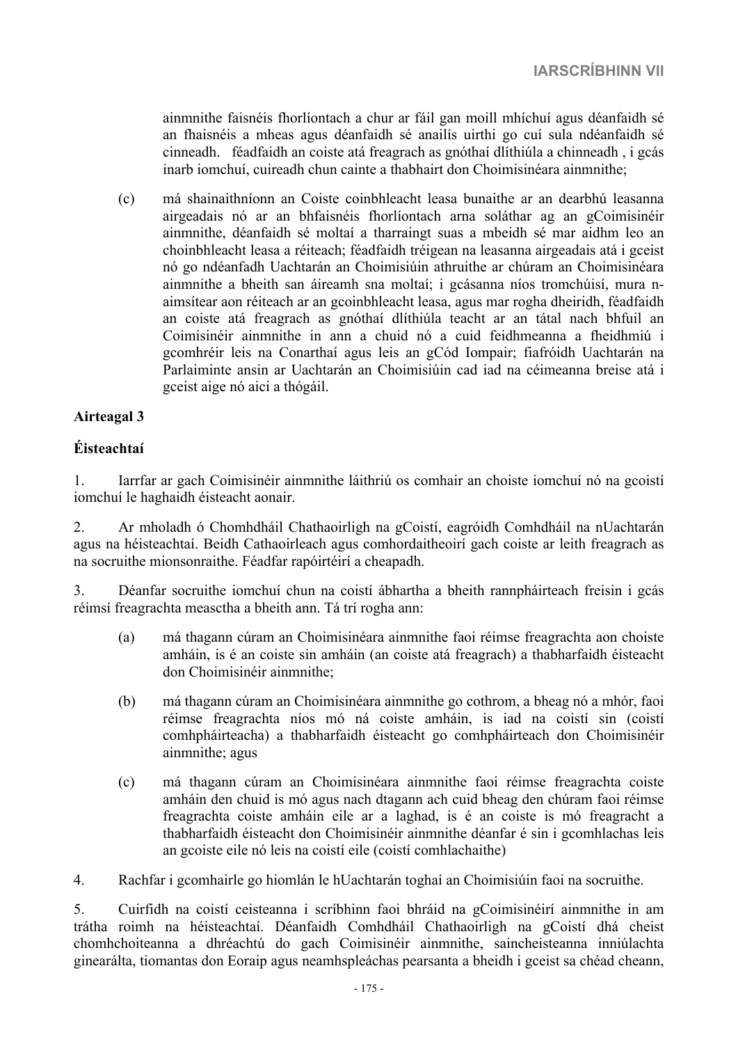ainmnithe faisnéis fhorlíontach a chur ar fáil gan moill mhíchuí agus déanfaidh sé an fhaisnéis a mheas agus déanfaidh sé anailís uirthi go cuí sula ndéanfaidh sé cinneadh. féadfaidh an coiste atá freagrach as gnóthaí dlíthiúla a chinneadh , i gcás inarb iomchuí, cuireadh chun cainte a thabhairt don Choimisinéara ainmnithe;

(c) má shainaithníonn an Coiste coinbhleacht leasa bunaithe ar an dearbhú leasanna airgeadais nó ar an bhfaisnéis fhorlíontach arna soláthar ag an gCoimisinéir ainmnithe, déanfaidh sé moltaí a tharraingt suas a mbeidh sé mar aidhm leo an choinbhleacht leasa a réiteach; féadfaidh tréigean na leasanna airgeadais atá i gceist nó go ndéanfadh Uachtarán an Choimisiúin athruithe ar chúram an Choimisinéara ainmnithe a bheith san áireamh sna moltaí; i gcásanna níos tromchúisí, mura n-aimsítear aon réiteach ar an gcoinbhleacht leasa, agus mar rogha dheiridh, féadfaidh an coiste atá freagrach as gnóthaí dlíthiúla teacht ar an tátal nach bhfuil an Coimisinéir ainmnithe in ann a chuid nó a cuid feidhmeanna a fheidhmiú i gcomhréir leis na Conarthaí agus leis an gCód Iompair; fiafróidh Uachtarán na Parlaiminte ansin ar Uachtarán an Choimisiúin cad iad na céimeanna breise atá i gceist aige nó aici a thógáil.

**Airteagal 3**

**Éisteachtaí**

1. Iarrfar ar gach Coimisinéir ainmnithe láithriú os comhair an choiste iomchuí nó na gcoistí iomchuí le haghaidh éisteacht aonair.

2. Ar mholadh ó Chomhdháil Chathaoirligh na gCoistí, eagróidh Comhdháil na nUachtarán agus na héisteachtaí. Beidh Cathaoirleach agus comhordaitheoirí gach coiste ar leith freagrach as na socruithe mionsonraithe. Féadfar rapóirtéirí a cheapadh.

3. Déanfar socruithe iomchuí chun na coistí ábhartha a bheith rannpháirteach freisin i gcás réimsí freagrachta measctha a bheith ann. Tá trí rogha ann:

(a) má thagann cúram an Choimisinéara ainmnithe faoi réimse freagrachta aon choiste amháin, is é an coiste sin amháin (an coiste atá freagrach) a thabharfaidh éisteacht don Choimisinéir ainmnithe;

(b) má thagann cúram an Choimisinéara ainmnithe go cothrom, a bheag nó a mhór, faoi réimse freagrachta níos mó ná coiste amháin, is iad na coistí sin (coistí comhpháirteacha) a thabharfaidh éisteacht go comhpháirteach don Choimisinéir ainmnithe; agus

(c) má thagann cúram an Choimisinéara ainmnithe faoi réimse freagrachta coiste amháin den chuid is mó agus nach dtagann ach cuid bheag den chúram faoi réimse freagrachta coiste amháin eile ar a laghad, is é an coiste is mó freagracht a thabharfaidh éisteacht don Choimisinéir ainmnithe déanfar é sin i gcomhlachas leis an gcoiste eile nó leis na coistí eile (coistí comhlachaithe)

4. Rachfar i gcomhairle go hiomlán le hUachtarán toghaí an Choimisiúin faoi na socruithe.

5. Cuirfidh na coistí ceisteanna i scríbhinn faoi bhráid na gCoimisinéirí ainmnithe in am trátha roimh na héisteachtaí. Déanfaidh Comhdháil Chathaoirligh na gCoistí dhá cheist chomhchoiteanna a dhréachtú do gach Coimisinéir ainmnithe, saincheisteanna inniúlachta ginearálta, tiomantas don Eoraip agus neamhspleáchas pearsanta a bheidh i gceist sa chéad cheann,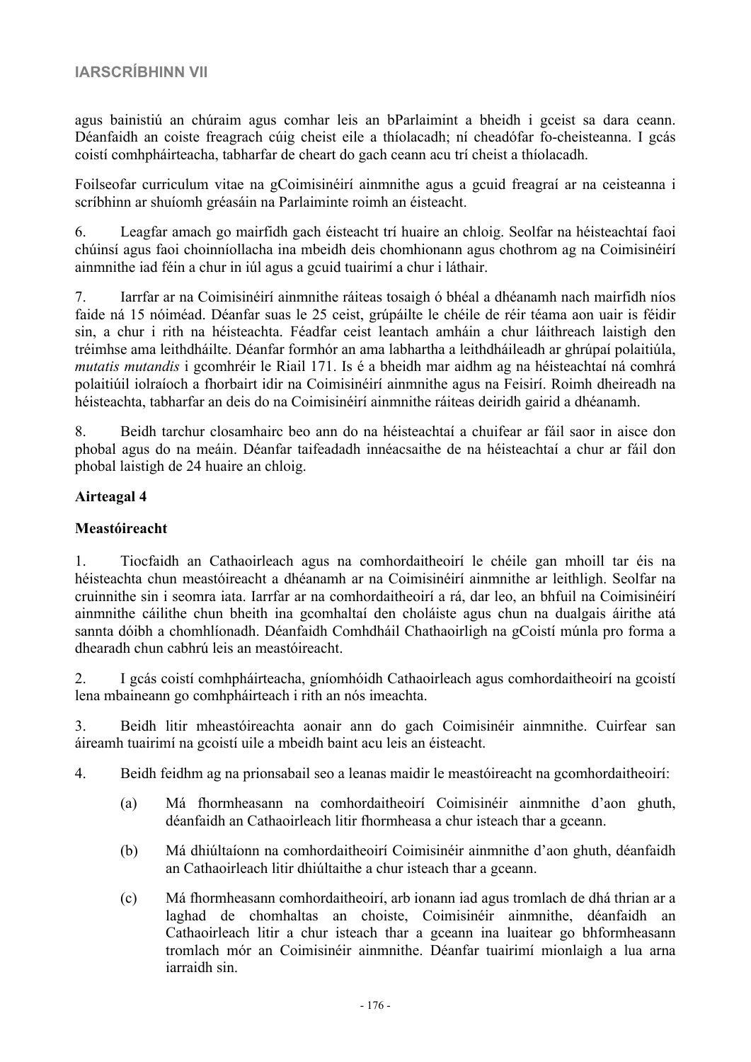agus bainistiú an chúraim agus comhar leis an bParlaimint a bheidh i gceist sa dara ceann. Déanfaidh an coiste freagrach cúig cheist eile a thíolacadh; ní cheadófar fo-cheisteanna. I gcás coistí comhpháirteacha, tabharfar de cheart do gach ceann acu trí cheist a thíolacadh.

Foilseofar curriculum vitae na gCoimisinéirí ainmnithe agus a gcuid freagraí ar na ceisteanna i scríbhinn ar shuíomh gréasáin na Parlaiminte roimh an éisteacht.

6. Leagfar amach go mairfidh gach éisteacht trí huaire an chloig. Seolfar na héisteachtaí faoi chúinsí agus faoi choinníollacha ina mbeidh deis chomhionann agus chothrom ag na Coimisinéirí ainmnithe iad féin a chur in iúl agus a gcuid tuairimí a chur i láthair.

7. Iarrfar ar na Coimisinéirí ainmnithe ráiteas tosaigh ó bhéal a dhéanamh nach mairfidh níos faide ná 15 nóiméad. Déanfar suas le 25 ceist, grúpáilte le chéile de réir téama aon uair is féidir sin, a chur i rith na héisteachta. Féadfar ceist leantach amháin a chur láithreach laistigh den tréimhse ama leithdháilte. Déanfar formhór an ama labhartha a leithdháileadh ar ghrúpaí polaitiúla, *mutatis mutandis* i gcomhréir le Riail 171. Is é a bheidh mar aidhm ag na héisteachtaí ná comhrá polaitiúil iolraíoch a fhorbairt idir na Coimisinéirí ainmnithe agus na Feisirí. Roimh dheireadh na héisteachta, tabharfar an deis do na Coimisinéirí ainmnithe ráiteas deiridh gairid a dhéanamh.

8. Beidh tarchur closamhairc beo ann do na héisteachtaí a chuifear ar fáil saor in aisce don phobal agus do na meáin. Déanfar taifeadadh innéacsaithe de na héisteachtaí a chur ar fáil don phobal laistigh de 24 huaire an chloig.

**Airteagal 4**

**Meastóireacht**

1. Tiocfaidh an Cathaoirleach agus na comhordaitheoirí le chéile gan mhoill tar éis na héisteachta chun meastóireacht a dhéanamh ar na Coimisinéirí ainmnithe ar leithligh. Seolfar na cruinnithe sin i seomra iata. Iarrfar ar na comhordaitheoirí a rá, dar leo, an bhfuil na Coimisinéirí ainmnithe cáilithe chun bheith ina gcomhaltaí den choláiste agus chun na dualgais áirithe atá sannta dóibh a chomhlíonadh. Déanfaidh Comhdháil Chathaoirligh na gCoistí múnla pro forma a dhearadh chun cabhrú leis an meastóireacht.

2. I gcás coistí comhpháirteacha, gníomhóidh Cathaoirleach agus comhordaitheoirí na gcoistí lena mbaineann go comhpháirteach i rith an nós imeachta.

3. Beidh litir mheastóireachta aonair ann do gach Coimisinéir ainmnithe. Cuirfear san áireamh tuairimí na gcoistí uile a mbeidh baint acu leis an éisteacht.

4. Beidh feidhm ag na prionsabail seo a leanas maidir le meastóireacht na gcomhordaitheoirí:

   (a) Má fhormheasann na comhordaitheoirí Coimisinéir ainmnithe d'aon ghuth, déanfaidh an Cathaoirleach litir fhormheasa a chur isteach thar a gceann.

   (b) Má dhiúltaíonn na comhordaitheoirí Coimisinéir ainmnithe d'aon ghuth, déanfaidh an Cathaoirleach litir dhiúltaithe a chur isteach thar a gceann.

   (c) Má fhormheasann comhordaitheoirí, arb ionann iad agus tromlach de dhá thrian ar a laghad de chomhaltas an choiste, Coimisinéir ainmnithe, déanfaidh an Cathaoirleach litir a chur isteach thar a gceann ina luaitear go bhformheasann tromlach mór an Coimisinéir ainmnithe. Déanfar tuairimí mionlaigh a lua arna iarraidh sin.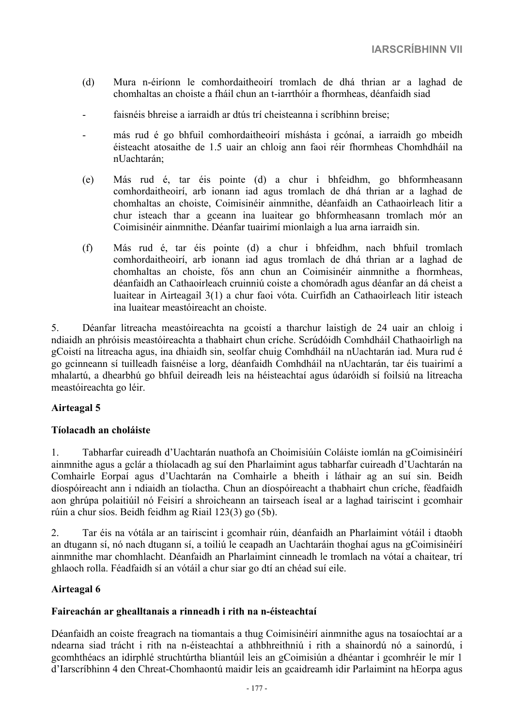(d) Mura n-éiríonn le comhordaitheoirí tromlach de dhá thrian ar a laghad de chomhaltas an choiste a fháil chun an t-iarrthóir a fhormheas, déanfaidh siad

- faisnéis bhreise a iarraidh ar dtús trí cheisteanna i scríbhinn breise;

- más rud é go bhfuil comhordaitheoirí míshásta i gcónaí, a iarraidh go mbeidh éisteacht atosaithe de 1.5 uair an chloig ann faoi réir fhormheas Chomhdháil na nUachtarán;

(e) Más rud é, tar éis pointe (d) a chur i bhfeidhm, go bhformheasann comhordaitheoirí, arb ionann iad agus tromlach de dhá thrian ar a laghad de chomhaltas an choiste, Coimisinéir ainmnithe, déanfaidh an Cathaoirleach litir a chur isteach thar a gceann ina luaitear go bhformheasann tromlach mór an Coimisinéir ainmnithe. Déanfar tuairimí mionlaigh a lua arna iarraidh sin.

(f) Más rud é, tar éis pointe (d) a chur i bhfeidhm, nach bhfuil tromlach comhordaitheoirí, arb ionann iad agus tromlach de dhá thrian ar a laghad de chomhaltas an choiste, fós ann chun an Coimisinéir ainmnithe a fhormheas, déanfaidh an Cathaoirleach cruinniú coiste a chomóradh agus déanfar an dá cheist a luaitear in Airteagail 3(1) a chur faoi vóta. Cuirfidh an Cathaoirleach litir isteach ina luaitear meastóireacht an choiste.

5. Déanfar litreacha meastóireachta na gcoistí a tharchur laistigh de 24 uair an chloig i ndiaidh an phróisis meastóireachta a thabhairt chun críche. Scrúdóidh Comhdháil Chathaoirligh na gCoistí na litreacha agus, ina dhiaidh sin, seolfar chuig Comhdháil na nUachtarán iad. Mura rud é go gcinneann sí tuilleadh faisnéise a lorg, déanfaidh Comhdháil na nUachtarán, tar éis tuairimí a mhalartú, a dhearbhú go bhfuil deireadh leis na héisteachtaí agus údaróidh sí foilsiú na litreacha meastóireachta go léir.

**Airteagal 5**

**Tíolacadh an choláiste**

1. Tabharfar cuireadh d'Uachtarán nuathofa an Choimisiúin Coláiste iomlán na gCoimisinéirí ainmnithe agus a gclár a thíolacadh ag suí den Pharlaimint agus tabharfar cuireadh d'Uachtarán na Comhairle Eorpaí agus d'Uachtarán na Comhairle a bheith i láthair ag an suí sin. Beidh díospóireacht ann i ndiaidh an tíolactha. Chun an díospóireacht a thabhairt chun críche, féadfaidh aon ghrúpa polaitiúil nó Feisirí a shroicheann an tairseach íseal ar a laghad tairiscint i gcomhair rúin a chur síos. Beidh feidhm ag Riail 123(3) go (5b).

2. Tar éis na vótála ar an tairiscint i gcomhair rúin, déanfaidh an Pharlaimint vótáil i dtaobh an dtugann sí, nó nach dtugann sí, a toiliú le ceapadh an Uachtaráin thoghaí agus na gCoimisinéirí ainmnithe mar chomhlacht. Déanfaidh an Pharlaimint cinneadh le tromlach na vótaí a chaitear, trí ghlaoch rolla. Féadfaidh sí an vótáil a chur siar go dtí an chéad suí eile.

**Airteagal 6**

**Faireachán ar ghealltanais a rinneadh i rith na n-éisteachtaí**

Déanfaidh an coiste freagrach na tiomantais a thug Coimisinéirí ainmnithe agus na tosaíochtaí ar a ndearna siad trácht i rith na n-éisteachtaí a athbhreithniú i rith a shainordú nó a sainordú, i gcomhthéacs an idirphlé struchtúrtha bliantúil leis an gCoimisiún a dhéantar i gcomhréir le mír 1 d'Iarscríbhinn 4 den Chreat-Chomhaontú maidir leis an gcaidreamh idir Parlaimint na hEorpa agus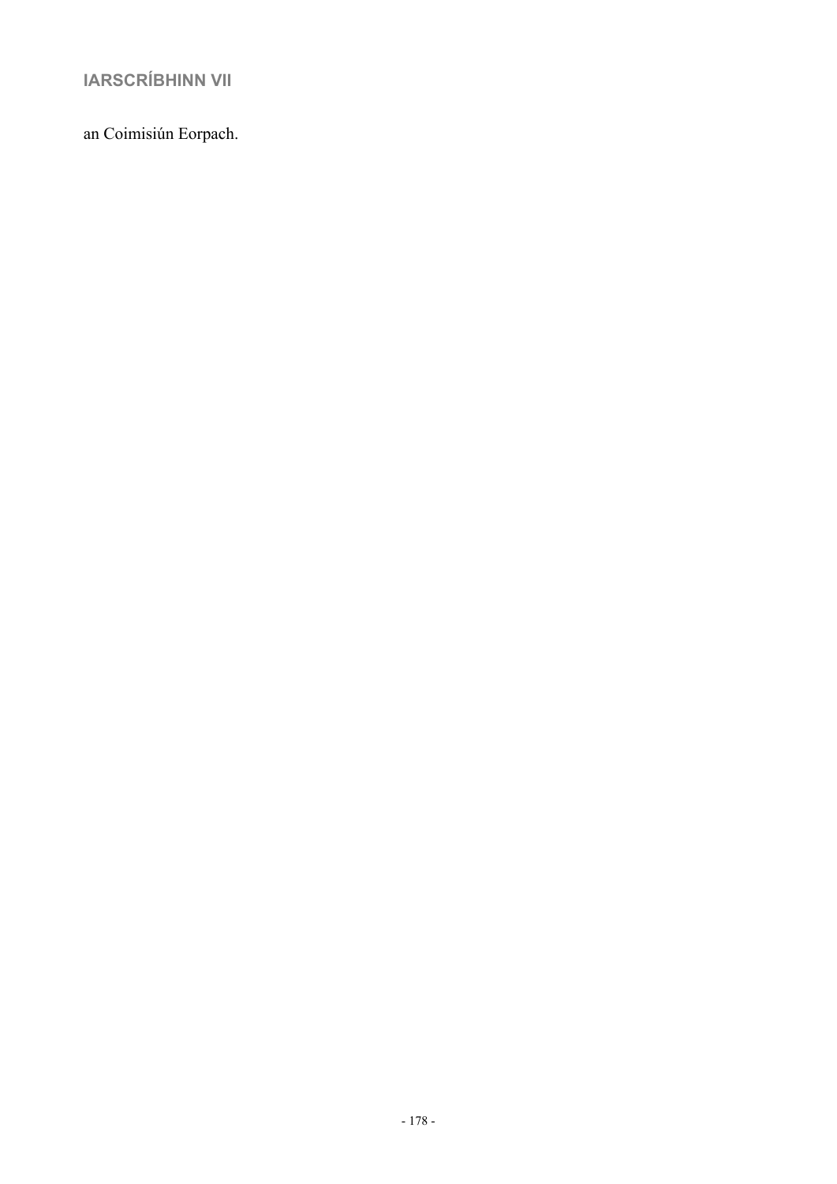## IARSCRÍBHINN VII

an Coimisiún Eorpach.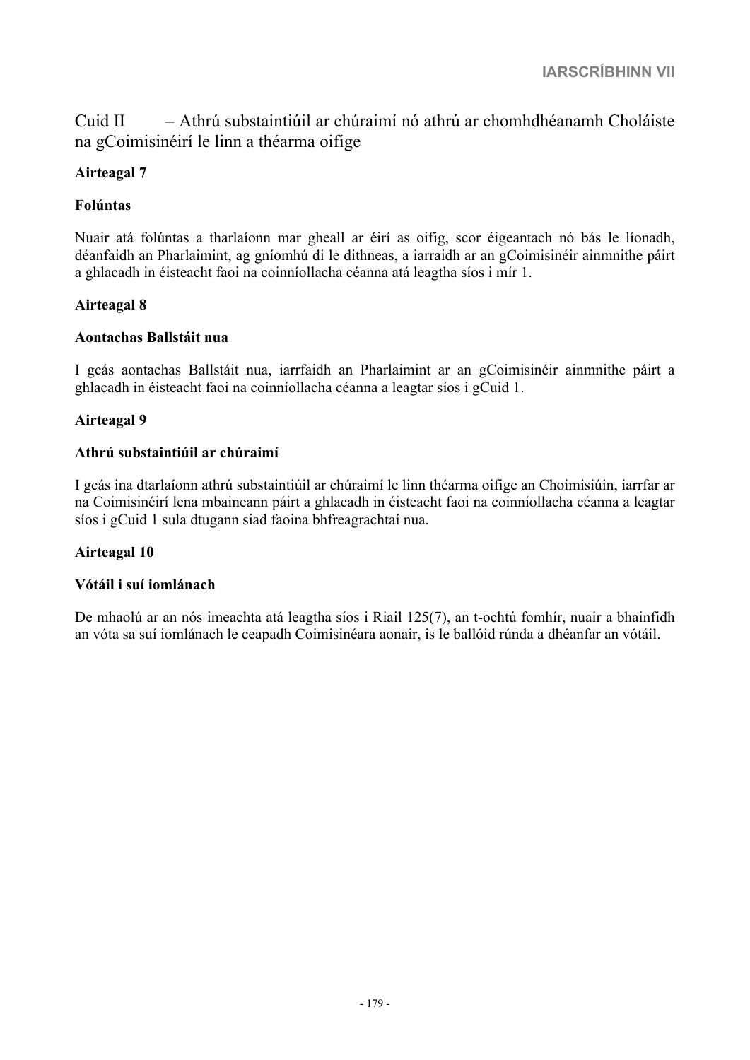**IARSCRÍBHINN VII**

## Cuid II – Athrú substaintiúil ar chúraimí nó athrú ar chomhdhéanamh Choláiste na gCoimisinéirí le linn a théarma oifige

**Airteagal 7**

**Folúntas**

Nuair atá folúntas a tharlaíonn mar gheall ar éirí as oifig, scor éigeantach nó bás le líonadh, déanfaidh an Pharlaimint, ag gníomhú di le dithneas, a iarraidh ar an gCoimisinéir ainmnithe páirt a ghlacadh in éisteacht faoi na coinníollacha céanna atá leagtha síos i mír 1.

**Airteagal 8**

**Aontachas Ballstáit nua**

I gcás aontachas Ballstáit nua, iarrfaidh an Pharlaimint ar an gCoimisinéir ainmnithe páirt a ghlacadh in éisteacht faoi na coinníollacha céanna a leagtar síos i gCuid 1.

**Airteagal 9**

**Athrú substaintiúil ar chúraimí**

I gcás ina dtarlaíonn athrú substaintiúil ar chúraimí le linn théarma oifige an Choimisiúin, iarrfar ar na Coimisinéirí lena mbaineann páirt a ghlacadh in éisteacht faoi na coinníollacha céanna a leagtar síos i gCuid 1 sula dtugann siad faoina bhfreagrachtaí nua.

**Airteagal 10**

**Vótáil i suí iomlánach**

De mhaolú ar an nós imeachta atá leagtha síos i Riail 125(7), an t-ochtú fomhír, nuair a bhainfidh an vóta sa suí iomlánach le ceapadh Coimisinéara aonair, is le ballóid rúnda a dhéanfar an vótáil.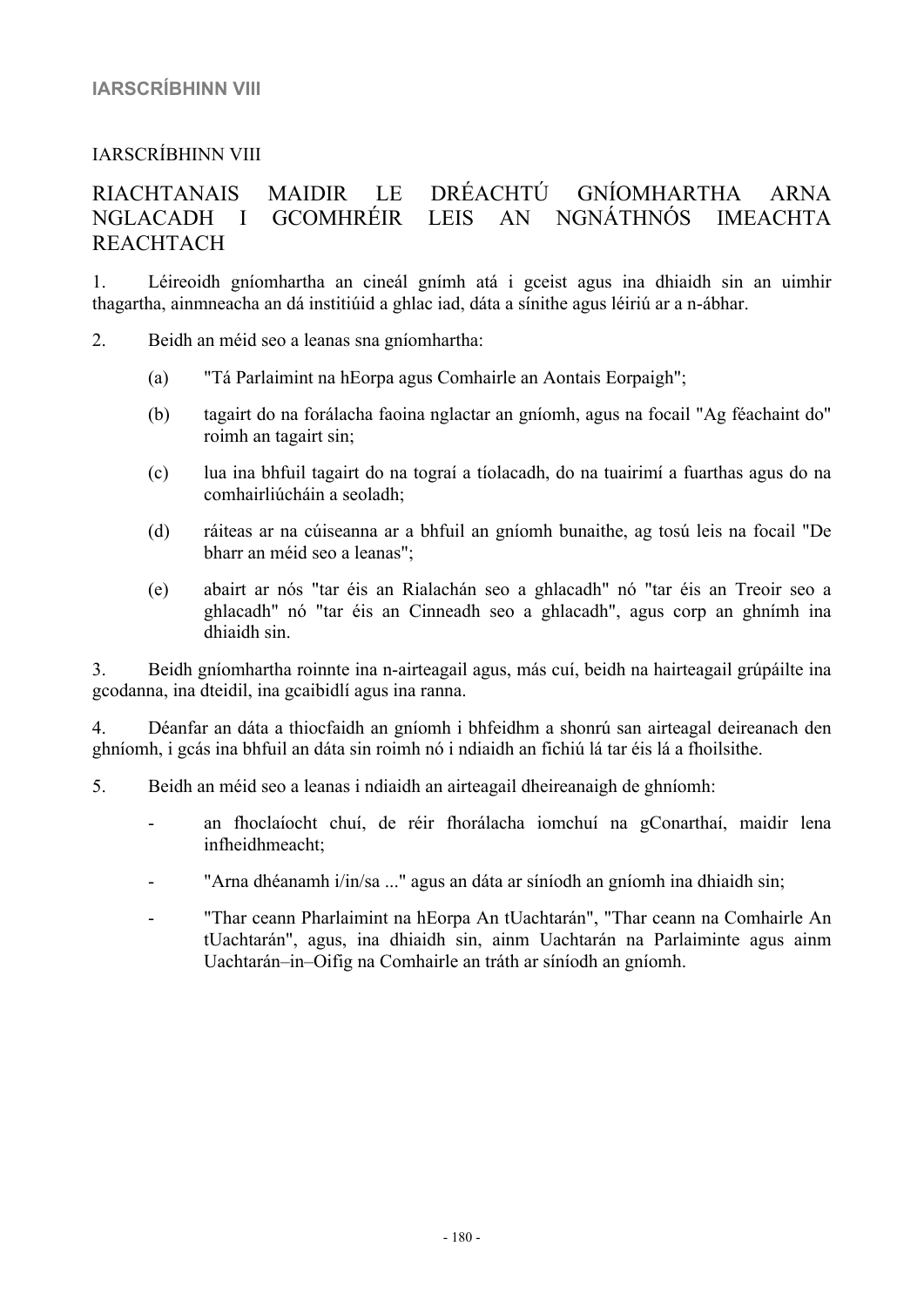**IARSCRÍBHINN VIII**

IARSCRÍBHINN VIII

## RIACHTANAIS MAIDIR LE DRÉACHTÚ GNÍOMHARTHA ARNA NGLACADH I GCOMHRÉIR LEIS AN NGNÁTHNÓS IMEACHTA REACHTACH

1. Léireoidh gníomhartha an cineál gnímh atá i gceist agus ina dhiaidh sin an uimhir thagartha, ainmneacha an dá institiúid a ghlac iad, dáta a sínithe agus léiriú ar a n-ábhar.

2. Beidh an méid seo a leanas sna gníomhartha:

   (a) "Tá Parlaimint na hEorpa agus Comhairle an Aontais Eorpaigh";

   (b) tagairt do na forálacha faoina nglactar an gníomh, agus na focail "Ag féachaint do" roimh an tagairt sin;

   (c) lua ina bhfuil tagairt do na tograí a tíolacadh, do na tuairimí a fuarthas agus do na comhairliúcháin a seoladh;

   (d) ráiteas ar na cúiseanna ar a bhfuil an gníomh bunaithe, ag tosú leis na focail "De bharr an méid seo a leanas";

   (e) abairt ar nós "tar éis an Rialachán seo a ghlacadh" nó "tar éis an Treoir seo a ghlacadh" nó "tar éis an Cinneadh seo a ghlacadh", agus corp an ghnímh ina dhiaidh sin.

3. Beidh gníomhartha roinnte ina n-airteagail agus, más cuí, beidh na hairteagail grúpáilte ina gcodanna, ina dteidil, ina gcaibidlí agus ina ranna.

4. Déanfar an dáta a thiocfaidh an gníomh i bhfeidhm a shonrú san airteagal deireanach den ghníomh, i gcás ina bhfuil an dáta sin roimh nó i ndiaidh an fichiú lá tar éis lá a fhoilsithe.

5. Beidh an méid seo a leanas i ndiaidh an airteagail dheireanaigh de ghníomh:

   - an fhoclaíocht chuí, de réir fhorálacha iomchuí na gConarthaí, maidir lena infheidhmeacht;

   - "Arna dhéanamh i/in/sa ..." agus an dáta ar síníodh an gníomh ina dhiaidh sin;

   - "Thar ceann Pharlaimint na hEorpa An tUachtarán", "Thar ceann na Comhairle An tUachtarán", agus, ina dhiaidh sin, ainm Uachtarán na Parlaiminte agus ainm Uachtarán–in–Oifig na Comhairle an tráth ar síníodh an gníomh.